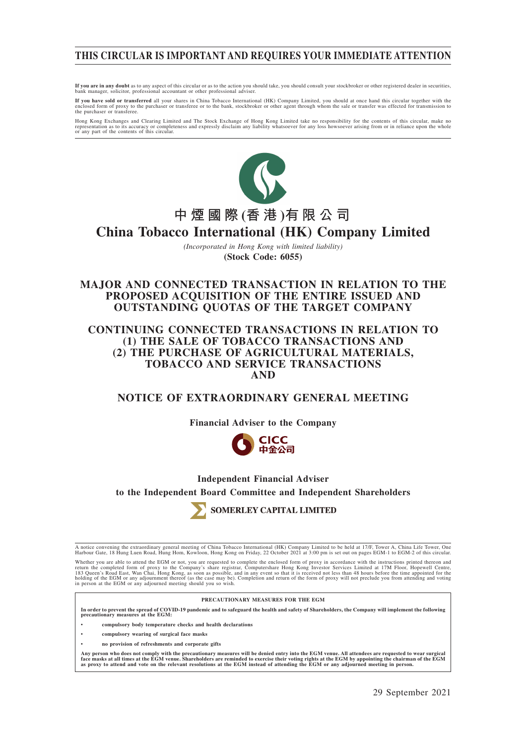# THIS CIRCULAR IS IMPORTANT AND REQUIRES YOUR IMMEDIATE ATTENTION

**If you are in any doubt** as to any aspect of this circular or as to the action you should take, you should consult your stockbroker or other registered dealer in securities, bank manager, solicitor, professional accountant or other professional adviser.

**If you have sold or transferred** all your shares in China Tobacco International (HK) Company Limited, you should at once hand this circular together with the enclosed form of proxy to the purchaser or transferee or to the bank, stockbroker or other agent through whom the sale or transfer was effected for transmission to the purchaser or transferee.

Hong Kong Exchanges and Clearing Limited and The Stock Exchange of Hong Kong Limited take no responsibility for the contents of this circular, make no representation as to its accuracy or completeness and expressly disclaim any liability whatsoever for any loss howsoever arising from or in reliance upon the whole or any part of the contents of this circular.

**中煙國際(香港)有限公司**

# China Tobacco International (HK) Company Limited

*(Incorporated in Hong Kong with limited liability)*

**(Stock Code: 6055)**

## MAJOR AND CONNECTED TRANSACTION IN RELATION TO THE PROPOSED ACQUISITION OF THE ENTIRE ISSUED AND OUTSTANDING QUOTAS OF THE TARGET COMPANY

## CONTINUING CONNECTED TRANSACTIONS IN RELATION TO (1) THE SALE OF TOBACCO TRANSACTIONS AND (2) THE PURCHASE OF AGRICULTURAL MATERIALS, TOBACCO AND SERVICE TRANSACTIONS AND

## NOTICE OF EXTRAORDINARY GENERAL MEETING

**Financial Adviser to the Company**

CICC 中金公司

**Independent Financial Adviser to the Independent Board Committee and Independent Shareholders**

**SOMERLEY CAPITAL LIMITED**

A notice convening the extraordinary general meeting of China Tobacco International (HK) Company Limited to be held at 17/F, Tower A, China Life Tower, One Harbour Gate, 18 Hung Luen Road, Hung Hom, Kowloon, Hong Kong on Friday, 22 October 2021 at 3:00 pm is set out on pages EGM-1 to EGM-2 of this circular.

Whether you are able to attend the EGM or not, you are requested to complete the enclosed form of proxy in accordance with the instructions printed thereon and return the completed form of proxy to the Company's share registrar, Computershare Hong Kong Investor Services Limited at 17M Floor, Hopewell Centre, 183 Queen's Road East, Wan Chai, Hong Kong, as soon as possible, and in any event so that it is received not less than 48 hours before the time appointed for the holding of the EGM or any adjournment thereof (as the case may be). Completion and return of the form of proxy will not preclude you from attending and voting in person at the EGM or any adjourned meeting should you so wish.

**PRECAUTIONARY MEASURES FOR THE EGM**

**In order to prevent the spread of COVID-19 pandemic and to safeguard the health and safety of Shareholders, the Company will implement the following precautionary measures at the EGM:**

- **compulsory body temperature checks and health declarations**
- **compulsory wearing of surgical face masks**
- **no provision of refreshments and corporate gifts**

**Any person who does not comply with the precautionary measures will be denied entry into the EGM venue. All attendees are requested to wear surgical face masks at all times at the EGM venue. Shareholders are reminded to exercise their voting rights at the EGM by appointing the chairman of the EGM as proxy to attend and vote on the relevant resolutions at the EGM instead of attending the EGM or any adjourned meeting in person.**

29 September 2021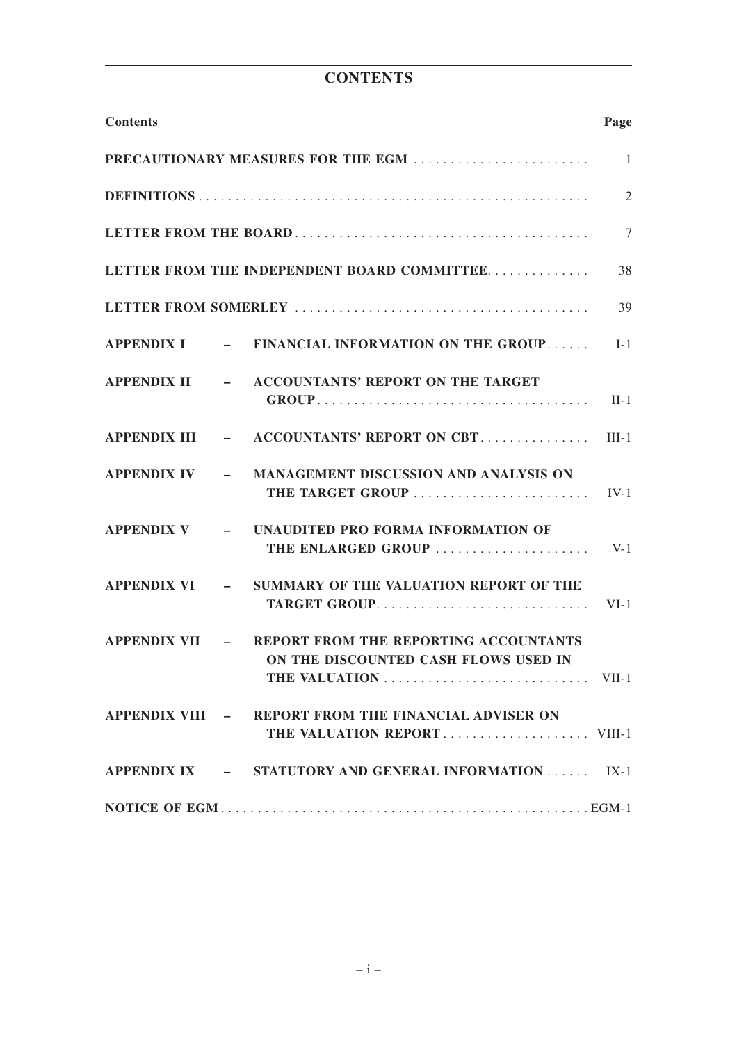# CONTENTS

| Contents | | | Page |
|---|---|---|---|
| **PRECAUTIONARY MEASURES FOR THE EGM** | | | 1 |
| **DEFINITIONS** | | | 2 |
| **LETTER FROM THE BOARD** | | | 7 |
| **LETTER FROM THE INDEPENDENT BOARD COMMITTEE** | | | 38 |
| **LETTER FROM SOMERLEY** | | | 39 |
| **APPENDIX I** | – | **FINANCIAL INFORMATION ON THE GROUP** | I-1 |
| **APPENDIX II** | – | **ACCOUNTANTS' REPORT ON THE TARGET GROUP** | II-1 |
| **APPENDIX III** | – | **ACCOUNTANTS' REPORT ON CBT** | III-1 |
| **APPENDIX IV** | – | **MANAGEMENT DISCUSSION AND ANALYSIS ON THE TARGET GROUP** | IV-1 |
| **APPENDIX V** | – | **UNAUDITED PRO FORMA INFORMATION OF THE ENLARGED GROUP** | V-1 |
| **APPENDIX VI** | – | **SUMMARY OF THE VALUATION REPORT OF THE TARGET GROUP** | VI-1 |
| **APPENDIX VII** | – | **REPORT FROM THE REPORTING ACCOUNTANTS ON THE DISCOUNTED CASH FLOWS USED IN THE VALUATION** | VII-1 |
| **APPENDIX VIII** | – | **REPORT FROM THE FINANCIAL ADVISER ON THE VALUATION REPORT** | VIII-1 |
| **APPENDIX IX** | – | **STATUTORY AND GENERAL INFORMATION** | IX-1 |
| **NOTICE OF EGM** | | | EGM-1 |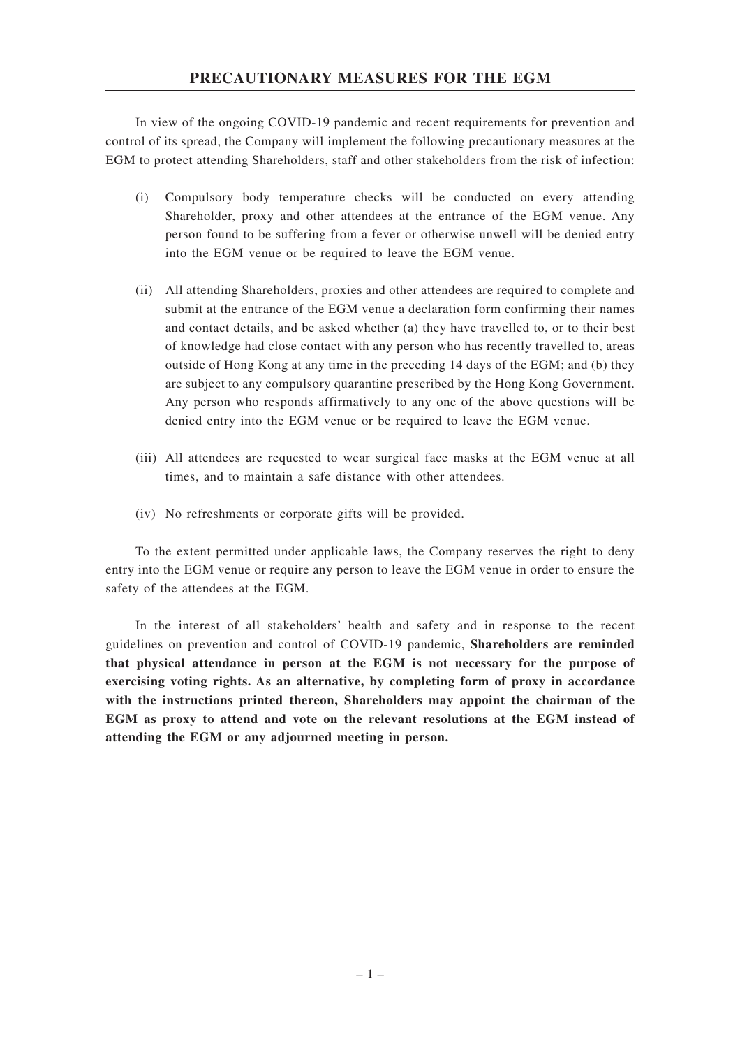# PRECAUTIONARY MEASURES FOR THE EGM

In view of the ongoing COVID-19 pandemic and recent requirements for prevention and control of its spread, the Company will implement the following precautionary measures at the EGM to protect attending Shareholders, staff and other stakeholders from the risk of infection:

(i) Compulsory body temperature checks will be conducted on every attending Shareholder, proxy and other attendees at the entrance of the EGM venue. Any person found to be suffering from a fever or otherwise unwell will be denied entry into the EGM venue or be required to leave the EGM venue.

(ii) All attending Shareholders, proxies and other attendees are required to complete and submit at the entrance of the EGM venue a declaration form confirming their names and contact details, and be asked whether (a) they have travelled to, or to their best of knowledge had close contact with any person who has recently travelled to, areas outside of Hong Kong at any time in the preceding 14 days of the EGM; and (b) they are subject to any compulsory quarantine prescribed by the Hong Kong Government. Any person who responds affirmatively to any one of the above questions will be denied entry into the EGM venue or be required to leave the EGM venue.

(iii) All attendees are requested to wear surgical face masks at the EGM venue at all times, and to maintain a safe distance with other attendees.

(iv) No refreshments or corporate gifts will be provided.

To the extent permitted under applicable laws, the Company reserves the right to deny entry into the EGM venue or require any person to leave the EGM venue in order to ensure the safety of the attendees at the EGM.

In the interest of all stakeholders' health and safety and in response to the recent guidelines on prevention and control of COVID-19 pandemic, **Shareholders are reminded that physical attendance in person at the EGM is not necessary for the purpose of exercising voting rights. As an alternative, by completing form of proxy in accordance with the instructions printed thereon, Shareholders may appoint the chairman of the EGM as proxy to attend and vote on the relevant resolutions at the EGM instead of attending the EGM or any adjourned meeting in person.**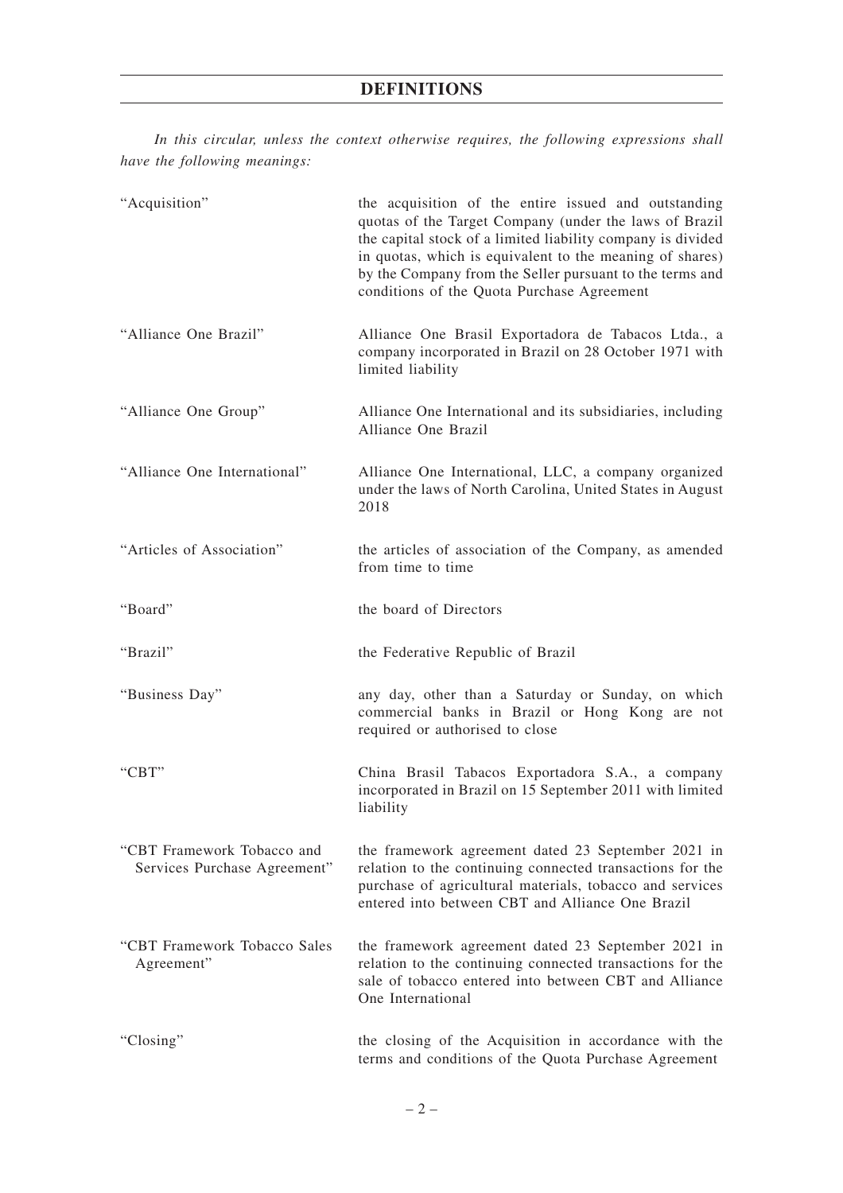# DEFINITIONS

*In this circular, unless the context otherwise requires, the following expressions shall have the following meanings:*

| | |
|---|---|
| "Acquisition" | the acquisition of the entire issued and outstanding quotas of the Target Company (under the laws of Brazil the capital stock of a limited liability company is divided in quotas, which is equivalent to the meaning of shares) by the Company from the Seller pursuant to the terms and conditions of the Quota Purchase Agreement |
| "Alliance One Brazil" | Alliance One Brasil Exportadora de Tabacos Ltda., a company incorporated in Brazil on 28 October 1971 with limited liability |
| "Alliance One Group" | Alliance One International and its subsidiaries, including Alliance One Brazil |
| "Alliance One International" | Alliance One International, LLC, a company organized under the laws of North Carolina, United States in August 2018 |
| "Articles of Association" | the articles of association of the Company, as amended from time to time |
| "Board" | the board of Directors |
| "Brazil" | the Federative Republic of Brazil |
| "Business Day" | any day, other than a Saturday or Sunday, on which commercial banks in Brazil or Hong Kong are not required or authorised to close |
| "CBT" | China Brasil Tabacos Exportadora S.A., a company incorporated in Brazil on 15 September 2011 with limited liability |
| "CBT Framework Tobacco and Services Purchase Agreement" | the framework agreement dated 23 September 2021 in relation to the continuing connected transactions for the purchase of agricultural materials, tobacco and services entered into between CBT and Alliance One Brazil |
| "CBT Framework Tobacco Sales Agreement" | the framework agreement dated 23 September 2021 in relation to the continuing connected transactions for the sale of tobacco entered into between CBT and Alliance One International |
| "Closing" | the closing of the Acquisition in accordance with the terms and conditions of the Quota Purchase Agreement |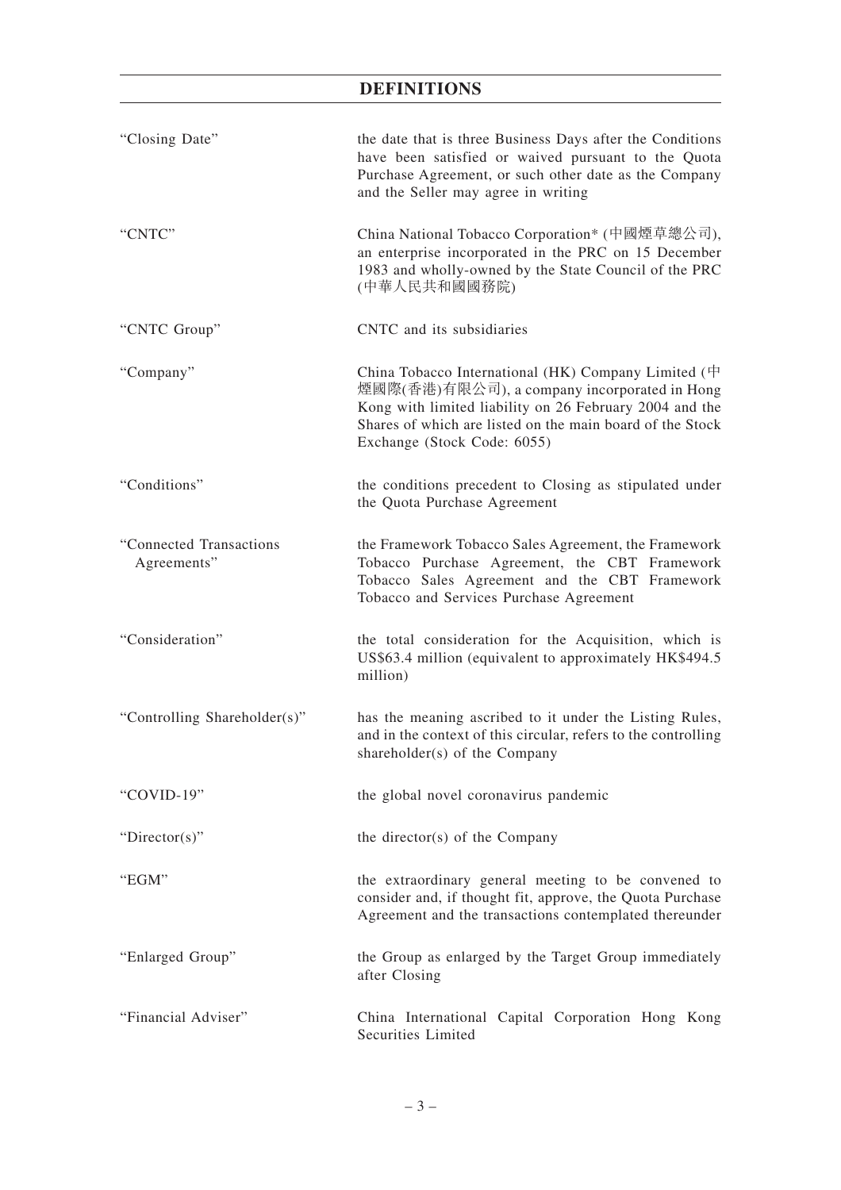## DEFINITIONS

| | |
|---|---|
| "Closing Date" | the date that is three Business Days after the Conditions have been satisfied or waived pursuant to the Quota Purchase Agreement, or such other date as the Company and the Seller may agree in writing |
| "CNTC" | China National Tobacco Corporation* (中國煙草總公司), an enterprise incorporated in the PRC on 15 December 1983 and wholly-owned by the State Council of the PRC (中華人民共和國國務院) |
| "CNTC Group" | CNTC and its subsidiaries |
| "Company" | China Tobacco International (HK) Company Limited (中煙國際(香港)有限公司), a company incorporated in Hong Kong with limited liability on 26 February 2004 and the Shares of which are listed on the main board of the Stock Exchange (Stock Code: 6055) |
| "Conditions" | the conditions precedent to Closing as stipulated under the Quota Purchase Agreement |
| "Connected Transactions Agreements" | the Framework Tobacco Sales Agreement, the Framework Tobacco Purchase Agreement, the CBT Framework Tobacco Sales Agreement and the CBT Framework Tobacco and Services Purchase Agreement |
| "Consideration" | the total consideration for the Acquisition, which is US$63.4 million (equivalent to approximately HK$494.5 million) |
| "Controlling Shareholder(s)" | has the meaning ascribed to it under the Listing Rules, and in the context of this circular, refers to the controlling shareholder(s) of the Company |
| "COVID-19" | the global novel coronavirus pandemic |
| "Director(s)" | the director(s) of the Company |
| "EGM" | the extraordinary general meeting to be convened to consider and, if thought fit, approve, the Quota Purchase Agreement and the transactions contemplated thereunder |
| "Enlarged Group" | the Group as enlarged by the Target Group immediately after Closing |
| "Financial Adviser" | China International Capital Corporation Hong Kong Securities Limited |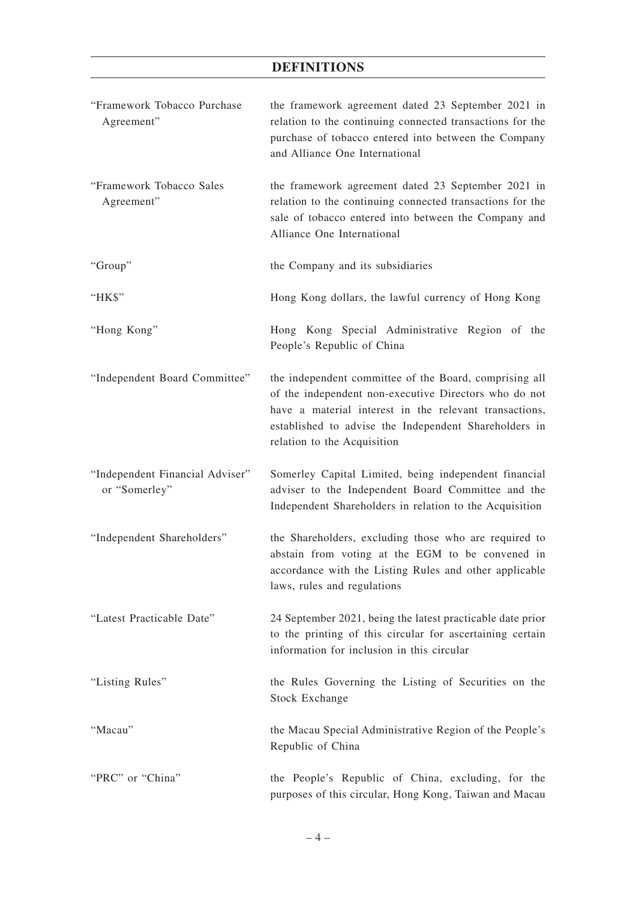## DEFINITIONS

| | |
|---|---|
| "Framework Tobacco Purchase Agreement" | the framework agreement dated 23 September 2021 in relation to the continuing connected transactions for the purchase of tobacco entered into between the Company and Alliance One International |
| "Framework Tobacco Sales Agreement" | the framework agreement dated 23 September 2021 in relation to the continuing connected transactions for the sale of tobacco entered into between the Company and Alliance One International |
| "Group" | the Company and its subsidiaries |
| "HK$" | Hong Kong dollars, the lawful currency of Hong Kong |
| "Hong Kong" | Hong Kong Special Administrative Region of the People's Republic of China |
| "Independent Board Committee" | the independent committee of the Board, comprising all of the independent non-executive Directors who do not have a material interest in the relevant transactions, established to advise the Independent Shareholders in relation to the Acquisition |
| "Independent Financial Adviser" or "Somerley" | Somerley Capital Limited, being independent financial adviser to the Independent Board Committee and the Independent Shareholders in relation to the Acquisition |
| "Independent Shareholders" | the Shareholders, excluding those who are required to abstain from voting at the EGM to be convened in accordance with the Listing Rules and other applicable laws, rules and regulations |
| "Latest Practicable Date" | 24 September 2021, being the latest practicable date prior to the printing of this circular for ascertaining certain information for inclusion in this circular |
| "Listing Rules" | the Rules Governing the Listing of Securities on the Stock Exchange |
| "Macau" | the Macau Special Administrative Region of the People's Republic of China |
| "PRC" or "China" | the People's Republic of China, excluding, for the purposes of this circular, Hong Kong, Taiwan and Macau |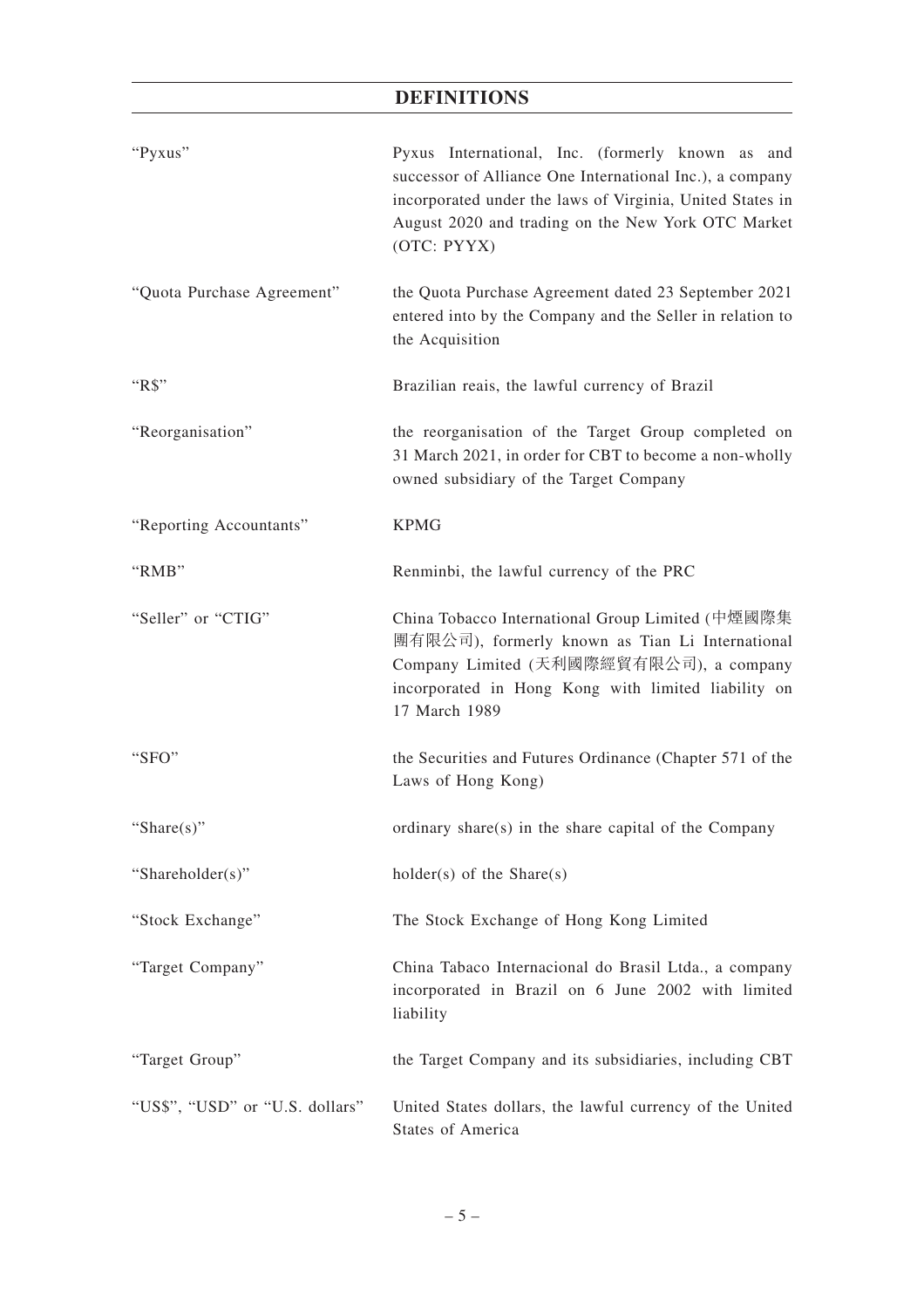# DEFINITIONS

| | |
|---|---|
| "Pyxus" | Pyxus International, Inc. (formerly known as and successor of Alliance One International Inc.), a company incorporated under the laws of Virginia, United States in August 2020 and trading on the New York OTC Market (OTC: PYYX) |
| "Quota Purchase Agreement" | the Quota Purchase Agreement dated 23 September 2021 entered into by the Company and the Seller in relation to the Acquisition |
| "R$" | Brazilian reais, the lawful currency of Brazil |
| "Reorganisation" | the reorganisation of the Target Group completed on 31 March 2021, in order for CBT to become a non-wholly owned subsidiary of the Target Company |
| "Reporting Accountants" | KPMG |
| "RMB" | Renminbi, the lawful currency of the PRC |
| "Seller" or "CTIG" | China Tobacco International Group Limited (中煙國際集團有限公司), formerly known as Tian Li International Company Limited (天利國際經貿有限公司), a company incorporated in Hong Kong with limited liability on 17 March 1989 |
| "SFO" | the Securities and Futures Ordinance (Chapter 571 of the Laws of Hong Kong) |
| "Share(s)" | ordinary share(s) in the share capital of the Company |
| "Shareholder(s)" | holder(s) of the Share(s) |
| "Stock Exchange" | The Stock Exchange of Hong Kong Limited |
| "Target Company" | China Tabaco Internacional do Brasil Ltda., a company incorporated in Brazil on 6 June 2002 with limited liability |
| "Target Group" | the Target Company and its subsidiaries, including CBT |
| "US$", "USD" or "U.S. dollars" | United States dollars, the lawful currency of the United States of America |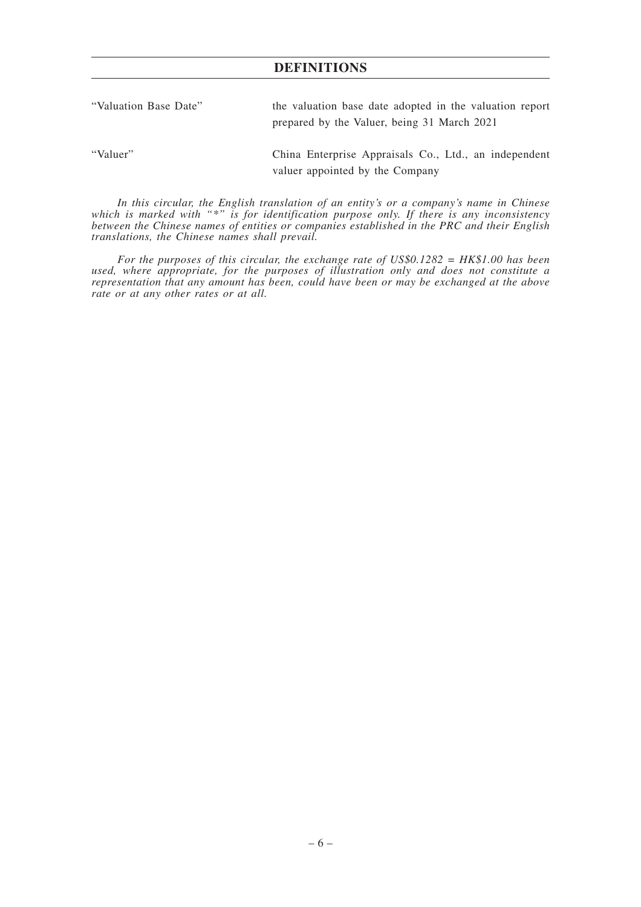# DEFINITIONS

| | |
|---|---|
| "Valuation Base Date" | the valuation base date adopted in the valuation report prepared by the Valuer, being 31 March 2021 |
| "Valuer" | China Enterprise Appraisals Co., Ltd., an independent valuer appointed by the Company |

*In this circular, the English translation of an entity's or a company's name in Chinese which is marked with "*" is for identification purpose only. If there is any inconsistency between the Chinese names of entities or companies established in the PRC and their English translations, the Chinese names shall prevail.*

*For the purposes of this circular, the exchange rate of US$0.1282 = HK$1.00 has been used, where appropriate, for the purposes of illustration only and does not constitute a representation that any amount has been, could have been or may be exchanged at the above rate or at any other rates or at all.*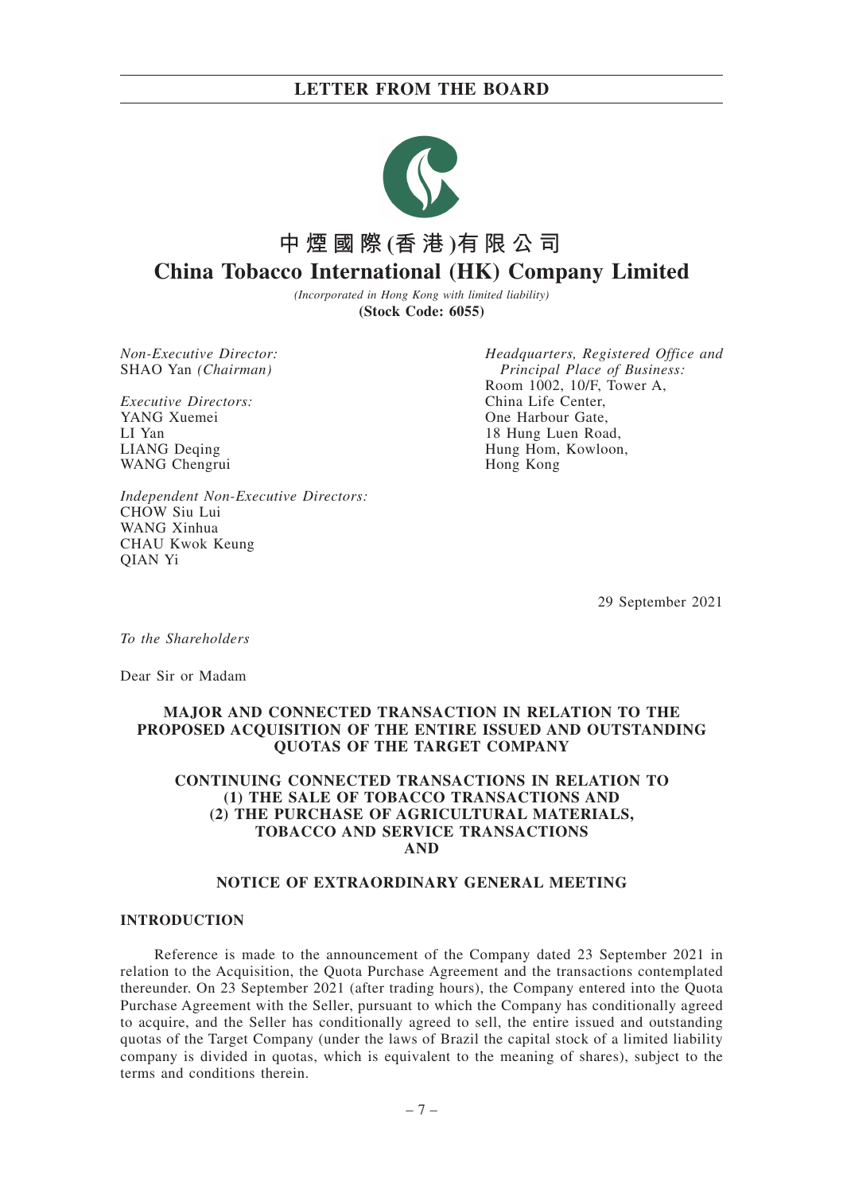# LETTER FROM THE BOARD

## 中煙國際(香港)有限公司
## China Tobacco International (HK) Company Limited

*(Incorporated in Hong Kong with limited liability)*
**(Stock Code: 6055)**

*Non-Executive Director:*
SHAO Yan *(Chairman)*

*Executive Directors:*
YANG Xuemei
LI Yan
LIANG Deqing
WANG Chengrui

*Independent Non-Executive Directors:*
CHOW Siu Lui
WANG Xinhua
CHAU Kwok Keung
QIAN Yi

*Headquarters, Registered Office and Principal Place of Business:*
Room 1002, 10/F, Tower A,
China Life Center,
One Harbour Gate,
18 Hung Luen Road,
Hung Hom, Kowloon,
Hong Kong

29 September 2021

*To the Shareholders*

Dear Sir or Madam

**MAJOR AND CONNECTED TRANSACTION IN RELATION TO THE PROPOSED ACQUISITION OF THE ENTIRE ISSUED AND OUTSTANDING QUOTAS OF THE TARGET COMPANY**

**CONTINUING CONNECTED TRANSACTIONS IN RELATION TO (1) THE SALE OF TOBACCO TRANSACTIONS AND (2) THE PURCHASE OF AGRICULTURAL MATERIALS, TOBACCO AND SERVICE TRANSACTIONS AND**

**NOTICE OF EXTRAORDINARY GENERAL MEETING**

### INTRODUCTION

Reference is made to the announcement of the Company dated 23 September 2021 in relation to the Acquisition, the Quota Purchase Agreement and the transactions contemplated thereunder. On 23 September 2021 (after trading hours), the Company entered into the Quota Purchase Agreement with the Seller, pursuant to which the Company has conditionally agreed to acquire, and the Seller has conditionally agreed to sell, the entire issued and outstanding quotas of the Target Company (under the laws of Brazil the capital stock of a limited liability company is divided in quotas, which is equivalent to the meaning of shares), subject to the terms and conditions therein.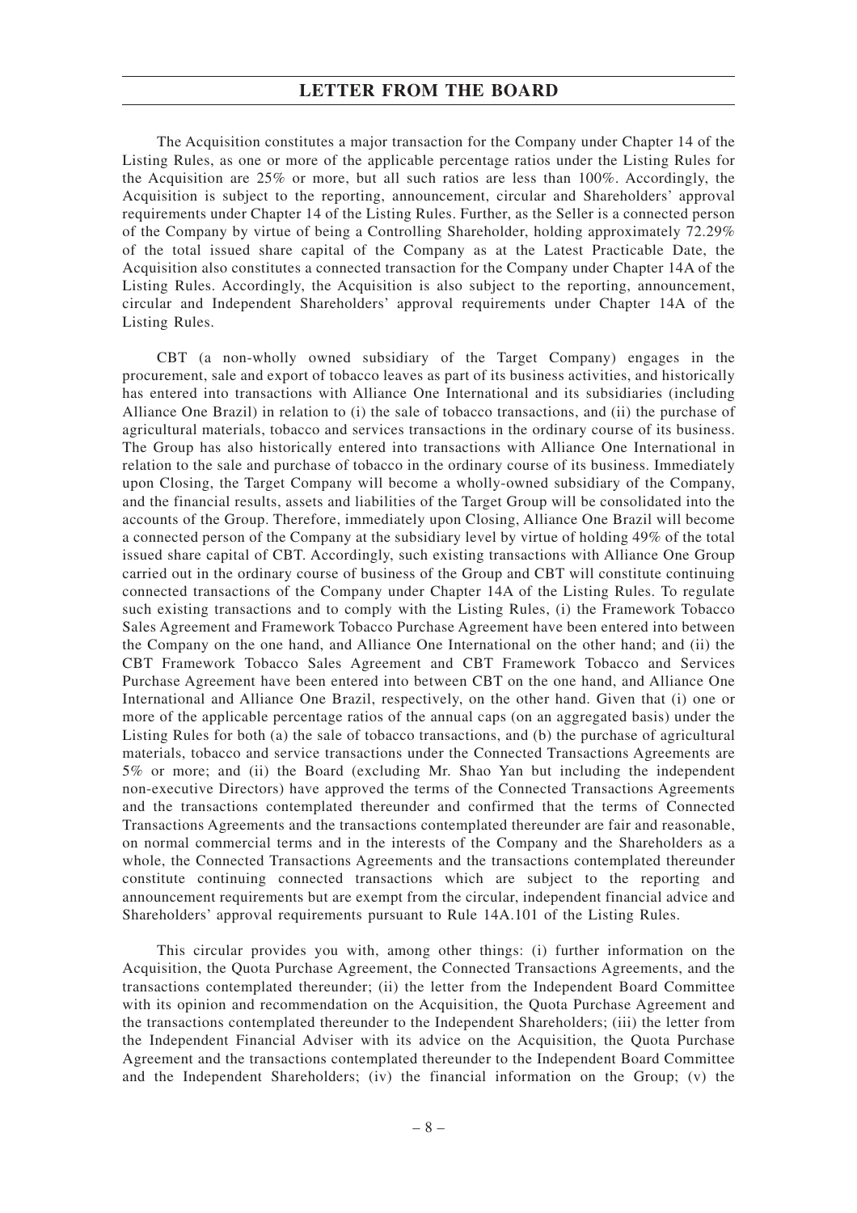The Acquisition constitutes a major transaction for the Company under Chapter 14 of the Listing Rules, as one or more of the applicable percentage ratios under the Listing Rules for the Acquisition are 25% or more, but all such ratios are less than 100%. Accordingly, the Acquisition is subject to the reporting, announcement, circular and Shareholders' approval requirements under Chapter 14 of the Listing Rules. Further, as the Seller is a connected person of the Company by virtue of being a Controlling Shareholder, holding approximately 72.29% of the total issued share capital of the Company as at the Latest Practicable Date, the Acquisition also constitutes a connected transaction for the Company under Chapter 14A of the Listing Rules. Accordingly, the Acquisition is also subject to the reporting, announcement, circular and Independent Shareholders' approval requirements under Chapter 14A of the Listing Rules.

CBT (a non-wholly owned subsidiary of the Target Company) engages in the procurement, sale and export of tobacco leaves as part of its business activities, and historically has entered into transactions with Alliance One International and its subsidiaries (including Alliance One Brazil) in relation to (i) the sale of tobacco transactions, and (ii) the purchase of agricultural materials, tobacco and services transactions in the ordinary course of its business. The Group has also historically entered into transactions with Alliance One International in relation to the sale and purchase of tobacco in the ordinary course of its business. Immediately upon Closing, the Target Company will become a wholly-owned subsidiary of the Company, and the financial results, assets and liabilities of the Target Group will be consolidated into the accounts of the Group. Therefore, immediately upon Closing, Alliance One Brazil will become a connected person of the Company at the subsidiary level by virtue of holding 49% of the total issued share capital of CBT. Accordingly, such existing transactions with Alliance One Group carried out in the ordinary course of business of the Group and CBT will constitute continuing connected transactions of the Company under Chapter 14A of the Listing Rules. To regulate such existing transactions and to comply with the Listing Rules, (i) the Framework Tobacco Sales Agreement and Framework Tobacco Purchase Agreement have been entered into between the Company on the one hand, and Alliance One International on the other hand; and (ii) the CBT Framework Tobacco Sales Agreement and CBT Framework Tobacco and Services Purchase Agreement have been entered into between CBT on the one hand, and Alliance One International and Alliance One Brazil, respectively, on the other hand. Given that (i) one or more of the applicable percentage ratios of the annual caps (on an aggregated basis) under the Listing Rules for both (a) the sale of tobacco transactions, and (b) the purchase of agricultural materials, tobacco and service transactions under the Connected Transactions Agreements are 5% or more; and (ii) the Board (excluding Mr. Shao Yan but including the independent non-executive Directors) have approved the terms of the Connected Transactions Agreements and the transactions contemplated thereunder and confirmed that the terms of Connected Transactions Agreements and the transactions contemplated thereunder are fair and reasonable, on normal commercial terms and in the interests of the Company and the Shareholders as a whole, the Connected Transactions Agreements and the transactions contemplated thereunder constitute continuing connected transactions which are subject to the reporting and announcement requirements but are exempt from the circular, independent financial advice and Shareholders' approval requirements pursuant to Rule 14A.101 of the Listing Rules.

This circular provides you with, among other things: (i) further information on the Acquisition, the Quota Purchase Agreement, the Connected Transactions Agreements, and the transactions contemplated thereunder; (ii) the letter from the Independent Board Committee with its opinion and recommendation on the Acquisition, the Quota Purchase Agreement and the transactions contemplated thereunder to the Independent Shareholders; (iii) the letter from the Independent Financial Adviser with its advice on the Acquisition, the Quota Purchase Agreement and the transactions contemplated thereunder to the Independent Board Committee and the Independent Shareholders; (iv) the financial information on the Group; (v) the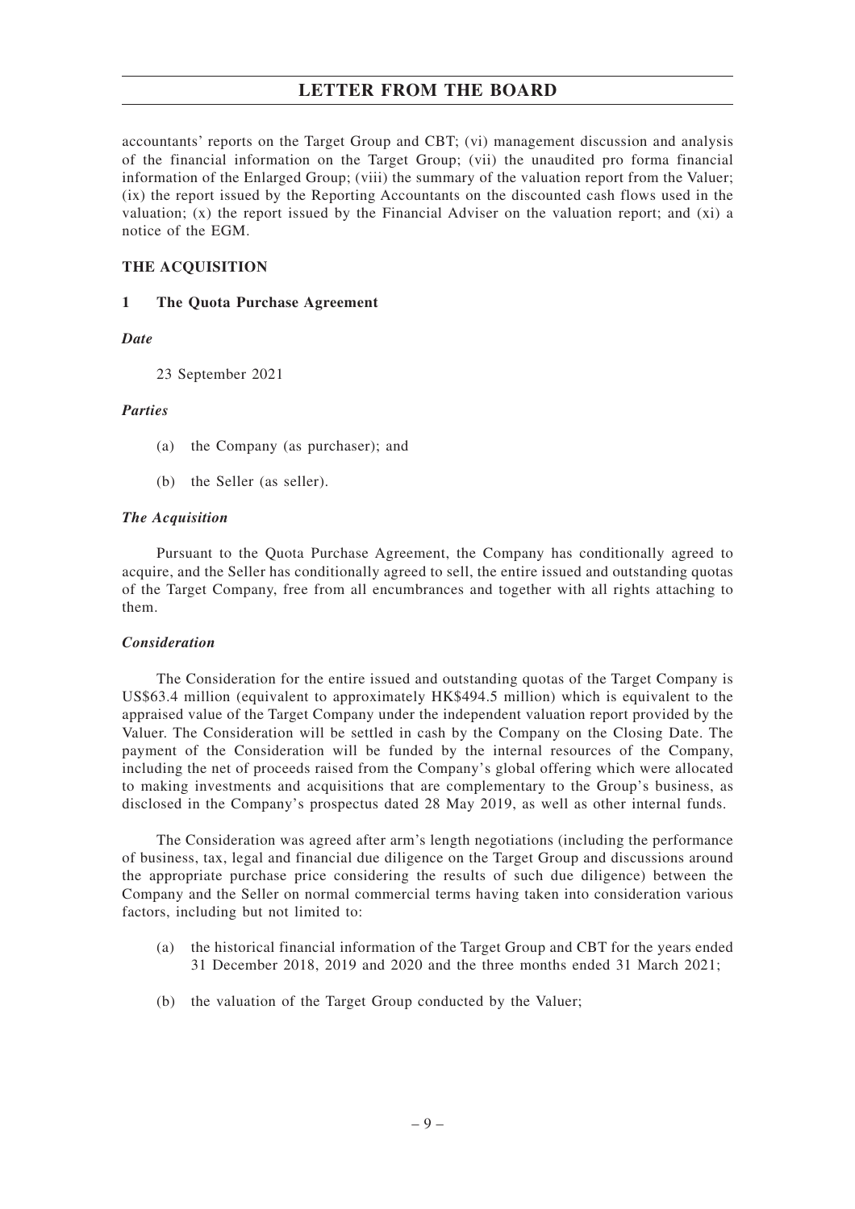accountants' reports on the Target Group and CBT; (vi) management discussion and analysis of the financial information on the Target Group; (vii) the unaudited pro forma financial information of the Enlarged Group; (viii) the summary of the valuation report from the Valuer; (ix) the report issued by the Reporting Accountants on the discounted cash flows used in the valuation; (x) the report issued by the Financial Adviser on the valuation report; and (xi) a notice of the EGM.

## THE ACQUISITION

### 1 The Quota Purchase Agreement

***Date***

23 September 2021

***Parties***

(a) the Company (as purchaser); and

(b) the Seller (as seller).

***The Acquisition***

Pursuant to the Quota Purchase Agreement, the Company has conditionally agreed to acquire, and the Seller has conditionally agreed to sell, the entire issued and outstanding quotas of the Target Company, free from all encumbrances and together with all rights attaching to them.

***Consideration***

The Consideration for the entire issued and outstanding quotas of the Target Company is US$63.4 million (equivalent to approximately HK$494.5 million) which is equivalent to the appraised value of the Target Company under the independent valuation report provided by the Valuer. The Consideration will be settled in cash by the Company on the Closing Date. The payment of the Consideration will be funded by the internal resources of the Company, including the net of proceeds raised from the Company's global offering which were allocated to making investments and acquisitions that are complementary to the Group's business, as disclosed in the Company's prospectus dated 28 May 2019, as well as other internal funds.

The Consideration was agreed after arm's length negotiations (including the performance of business, tax, legal and financial due diligence on the Target Group and discussions around the appropriate purchase price considering the results of such due diligence) between the Company and the Seller on normal commercial terms having taken into consideration various factors, including but not limited to:

(a) the historical financial information of the Target Group and CBT for the years ended 31 December 2018, 2019 and 2020 and the three months ended 31 March 2021;

(b) the valuation of the Target Group conducted by the Valuer;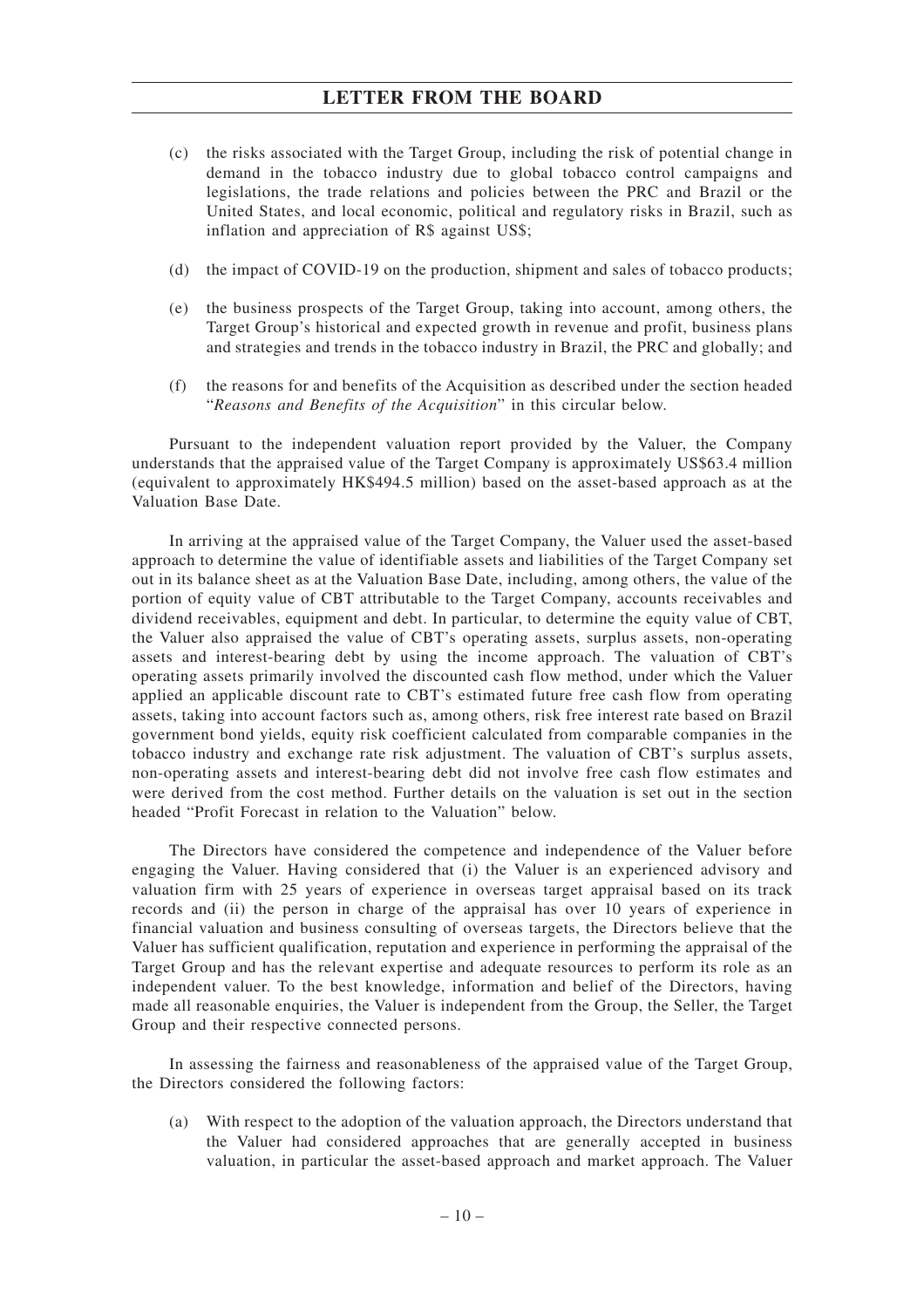(c) the risks associated with the Target Group, including the risk of potential change in demand in the tobacco industry due to global tobacco control campaigns and legislations, the trade relations and policies between the PRC and Brazil or the United States, and local economic, political and regulatory risks in Brazil, such as inflation and appreciation of R$ against US$;

(d) the impact of COVID-19 on the production, shipment and sales of tobacco products;

(e) the business prospects of the Target Group, taking into account, among others, the Target Group's historical and expected growth in revenue and profit, business plans and strategies and trends in the tobacco industry in Brazil, the PRC and globally; and

(f) the reasons for and benefits of the Acquisition as described under the section headed "*Reasons and Benefits of the Acquisition*" in this circular below.

Pursuant to the independent valuation report provided by the Valuer, the Company understands that the appraised value of the Target Company is approximately US$63.4 million (equivalent to approximately HK$494.5 million) based on the asset-based approach as at the Valuation Base Date.

In arriving at the appraised value of the Target Company, the Valuer used the asset-based approach to determine the value of identifiable assets and liabilities of the Target Company set out in its balance sheet as at the Valuation Base Date, including, among others, the value of the portion of equity value of CBT attributable to the Target Company, accounts receivables and dividend receivables, equipment and debt. In particular, to determine the equity value of CBT, the Valuer also appraised the value of CBT's operating assets, surplus assets, non-operating assets and interest-bearing debt by using the income approach. The valuation of CBT's operating assets primarily involved the discounted cash flow method, under which the Valuer applied an applicable discount rate to CBT's estimated future free cash flow from operating assets, taking into account factors such as, among others, risk free interest rate based on Brazil government bond yields, equity risk coefficient calculated from comparable companies in the tobacco industry and exchange rate risk adjustment. The valuation of CBT's surplus assets, non-operating assets and interest-bearing debt did not involve free cash flow estimates and were derived from the cost method. Further details on the valuation is set out in the section headed "Profit Forecast in relation to the Valuation" below.

The Directors have considered the competence and independence of the Valuer before engaging the Valuer. Having considered that (i) the Valuer is an experienced advisory and valuation firm with 25 years of experience in overseas target appraisal based on its track records and (ii) the person in charge of the appraisal has over 10 years of experience in financial valuation and business consulting of overseas targets, the Directors believe that the Valuer has sufficient qualification, reputation and experience in performing the appraisal of the Target Group and has the relevant expertise and adequate resources to perform its role as an independent valuer. To the best knowledge, information and belief of the Directors, having made all reasonable enquiries, the Valuer is independent from the Group, the Seller, the Target Group and their respective connected persons.

In assessing the fairness and reasonableness of the appraised value of the Target Group, the Directors considered the following factors:

(a) With respect to the adoption of the valuation approach, the Directors understand that the Valuer had considered approaches that are generally accepted in business valuation, in particular the asset-based approach and market approach. The Valuer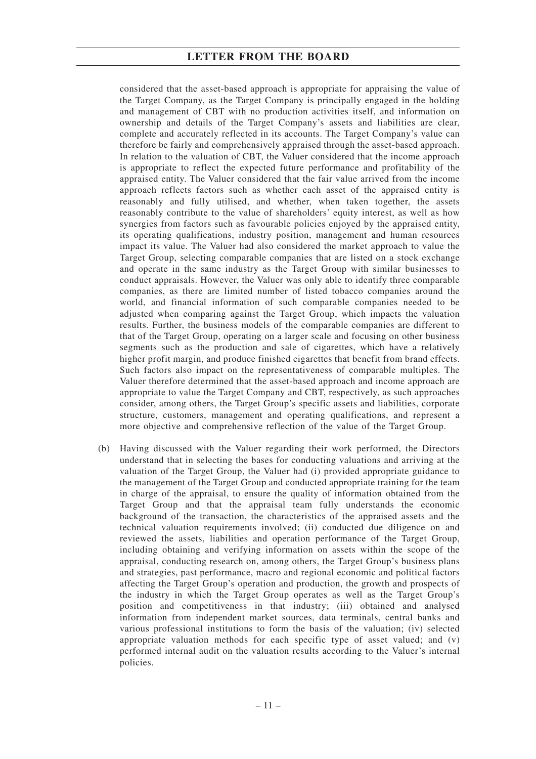considered that the asset-based approach is appropriate for appraising the value of the Target Company, as the Target Company is principally engaged in the holding and management of CBT with no production activities itself, and information on ownership and details of the Target Company's assets and liabilities are clear, complete and accurately reflected in its accounts. The Target Company's value can therefore be fairly and comprehensively appraised through the asset-based approach. In relation to the valuation of CBT, the Valuer considered that the income approach is appropriate to reflect the expected future performance and profitability of the appraised entity. The Valuer considered that the fair value arrived from the income approach reflects factors such as whether each asset of the appraised entity is reasonably and fully utilised, and whether, when taken together, the assets reasonably contribute to the value of shareholders' equity interest, as well as how synergies from factors such as favourable policies enjoyed by the appraised entity, its operating qualifications, industry position, management and human resources impact its value. The Valuer had also considered the market approach to value the Target Group, selecting comparable companies that are listed on a stock exchange and operate in the same industry as the Target Group with similar businesses to conduct appraisals. However, the Valuer was only able to identify three comparable companies, as there are limited number of listed tobacco companies around the world, and financial information of such comparable companies needed to be adjusted when comparing against the Target Group, which impacts the valuation results. Further, the business models of the comparable companies are different to that of the Target Group, operating on a larger scale and focusing on other business segments such as the production and sale of cigarettes, which have a relatively higher profit margin, and produce finished cigarettes that benefit from brand effects. Such factors also impact on the representativeness of comparable multiples. The Valuer therefore determined that the asset-based approach and income approach are appropriate to value the Target Company and CBT, respectively, as such approaches consider, among others, the Target Group's specific assets and liabilities, corporate structure, customers, management and operating qualifications, and represent a more objective and comprehensive reflection of the value of the Target Group.

(b) Having discussed with the Valuer regarding their work performed, the Directors understand that in selecting the bases for conducting valuations and arriving at the valuation of the Target Group, the Valuer had (i) provided appropriate guidance to the management of the Target Group and conducted appropriate training for the team in charge of the appraisal, to ensure the quality of information obtained from the Target Group and that the appraisal team fully understands the economic background of the transaction, the characteristics of the appraised assets and the technical valuation requirements involved; (ii) conducted due diligence on and reviewed the assets, liabilities and operation performance of the Target Group, including obtaining and verifying information on assets within the scope of the appraisal, conducting research on, among others, the Target Group's business plans and strategies, past performance, macro and regional economic and political factors affecting the Target Group's operation and production, the growth and prospects of the industry in which the Target Group operates as well as the Target Group's position and competitiveness in that industry; (iii) obtained and analysed information from independent market sources, data terminals, central banks and various professional institutions to form the basis of the valuation; (iv) selected appropriate valuation methods for each specific type of asset valued; and (v) performed internal audit on the valuation results according to the Valuer's internal policies.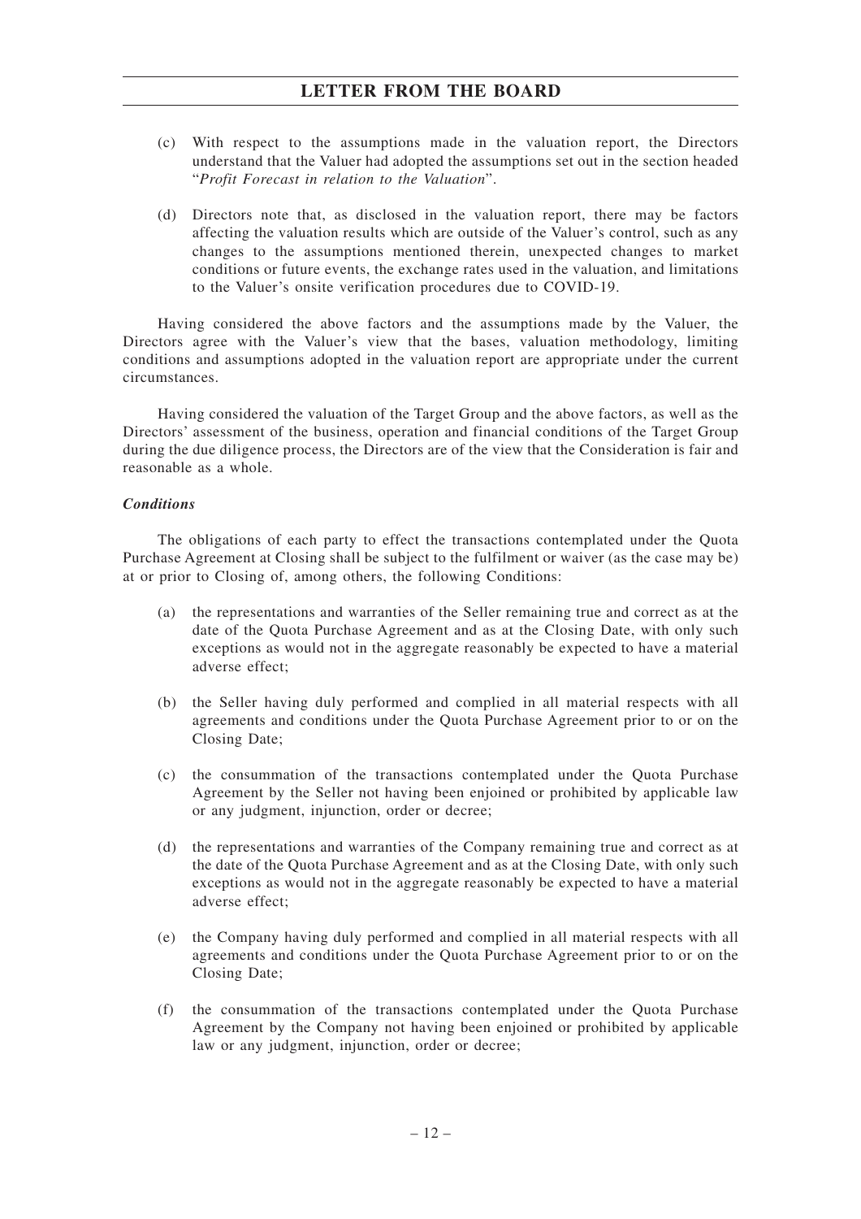(c) With respect to the assumptions made in the valuation report, the Directors understand that the Valuer had adopted the assumptions set out in the section headed "*Profit Forecast in relation to the Valuation*".

(d) Directors note that, as disclosed in the valuation report, there may be factors affecting the valuation results which are outside of the Valuer's control, such as any changes to the assumptions mentioned therein, unexpected changes to market conditions or future events, the exchange rates used in the valuation, and limitations to the Valuer's onsite verification procedures due to COVID-19.

Having considered the above factors and the assumptions made by the Valuer, the Directors agree with the Valuer's view that the bases, valuation methodology, limiting conditions and assumptions adopted in the valuation report are appropriate under the current circumstances.

Having considered the valuation of the Target Group and the above factors, as well as the Directors' assessment of the business, operation and financial conditions of the Target Group during the due diligence process, the Directors are of the view that the Consideration is fair and reasonable as a whole.

***Conditions***

The obligations of each party to effect the transactions contemplated under the Quota Purchase Agreement at Closing shall be subject to the fulfilment or waiver (as the case may be) at or prior to Closing of, among others, the following Conditions:

(a) the representations and warranties of the Seller remaining true and correct as at the date of the Quota Purchase Agreement and as at the Closing Date, with only such exceptions as would not in the aggregate reasonably be expected to have a material adverse effect;

(b) the Seller having duly performed and complied in all material respects with all agreements and conditions under the Quota Purchase Agreement prior to or on the Closing Date;

(c) the consummation of the transactions contemplated under the Quota Purchase Agreement by the Seller not having been enjoined or prohibited by applicable law or any judgment, injunction, order or decree;

(d) the representations and warranties of the Company remaining true and correct as at the date of the Quota Purchase Agreement and as at the Closing Date, with only such exceptions as would not in the aggregate reasonably be expected to have a material adverse effect;

(e) the Company having duly performed and complied in all material respects with all agreements and conditions under the Quota Purchase Agreement prior to or on the Closing Date;

(f) the consummation of the transactions contemplated under the Quota Purchase Agreement by the Company not having been enjoined or prohibited by applicable law or any judgment, injunction, order or decree;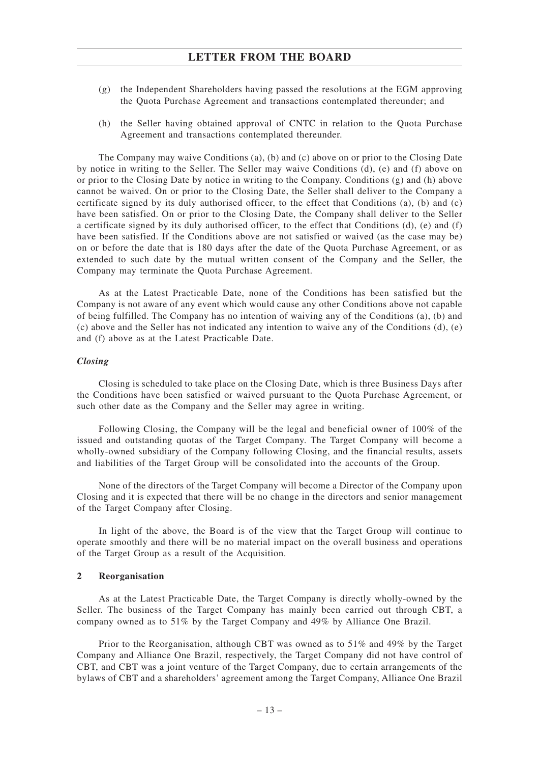(g) the Independent Shareholders having passed the resolutions at the EGM approving the Quota Purchase Agreement and transactions contemplated thereunder; and

(h) the Seller having obtained approval of CNTC in relation to the Quota Purchase Agreement and transactions contemplated thereunder.

The Company may waive Conditions (a), (b) and (c) above on or prior to the Closing Date by notice in writing to the Seller. The Seller may waive Conditions (d), (e) and (f) above on or prior to the Closing Date by notice in writing to the Company. Conditions (g) and (h) above cannot be waived. On or prior to the Closing Date, the Seller shall deliver to the Company a certificate signed by its duly authorised officer, to the effect that Conditions (a), (b) and (c) have been satisfied. On or prior to the Closing Date, the Company shall deliver to the Seller a certificate signed by its duly authorised officer, to the effect that Conditions (d), (e) and (f) have been satisfied. If the Conditions above are not satisfied or waived (as the case may be) on or before the date that is 180 days after the date of the Quota Purchase Agreement, or as extended to such date by the mutual written consent of the Company and the Seller, the Company may terminate the Quota Purchase Agreement.

As at the Latest Practicable Date, none of the Conditions has been satisfied but the Company is not aware of any event which would cause any other Conditions above not capable of being fulfilled. The Company has no intention of waiving any of the Conditions (a), (b) and (c) above and the Seller has not indicated any intention to waive any of the Conditions (d), (e) and (f) above as at the Latest Practicable Date.

***Closing***

Closing is scheduled to take place on the Closing Date, which is three Business Days after the Conditions have been satisfied or waived pursuant to the Quota Purchase Agreement, or such other date as the Company and the Seller may agree in writing.

Following Closing, the Company will be the legal and beneficial owner of 100% of the issued and outstanding quotas of the Target Company. The Target Company will become a wholly-owned subsidiary of the Company following Closing, and the financial results, assets and liabilities of the Target Group will be consolidated into the accounts of the Group.

None of the directors of the Target Company will become a Director of the Company upon Closing and it is expected that there will be no change in the directors and senior management of the Target Company after Closing.

In light of the above, the Board is of the view that the Target Group will continue to operate smoothly and there will be no material impact on the overall business and operations of the Target Group as a result of the Acquisition.

**2 Reorganisation**

As at the Latest Practicable Date, the Target Company is directly wholly-owned by the Seller. The business of the Target Company has mainly been carried out through CBT, a company owned as to 51% by the Target Company and 49% by Alliance One Brazil.

Prior to the Reorganisation, although CBT was owned as to 51% and 49% by the Target Company and Alliance One Brazil, respectively, the Target Company did not have control of CBT, and CBT was a joint venture of the Target Company, due to certain arrangements of the bylaws of CBT and a shareholders' agreement among the Target Company, Alliance One Brazil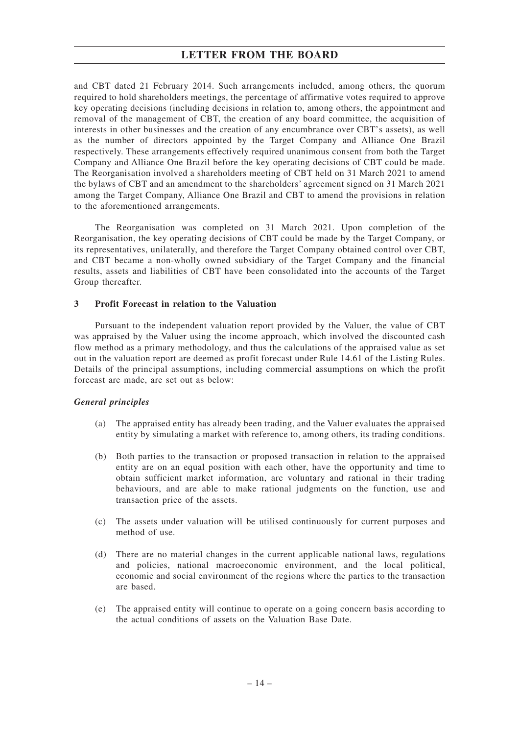and CBT dated 21 February 2014. Such arrangements included, among others, the quorum required to hold shareholders meetings, the percentage of affirmative votes required to approve key operating decisions (including decisions in relation to, among others, the appointment and removal of the management of CBT, the creation of any board committee, the acquisition of interests in other businesses and the creation of any encumbrance over CBT's assets), as well as the number of directors appointed by the Target Company and Alliance One Brazil respectively. These arrangements effectively required unanimous consent from both the Target Company and Alliance One Brazil before the key operating decisions of CBT could be made. The Reorganisation involved a shareholders meeting of CBT held on 31 March 2021 to amend the bylaws of CBT and an amendment to the shareholders' agreement signed on 31 March 2021 among the Target Company, Alliance One Brazil and CBT to amend the provisions in relation to the aforementioned arrangements.

The Reorganisation was completed on 31 March 2021. Upon completion of the Reorganisation, the key operating decisions of CBT could be made by the Target Company, or its representatives, unilaterally, and therefore the Target Company obtained control over CBT, and CBT became a non-wholly owned subsidiary of the Target Company and the financial results, assets and liabilities of CBT have been consolidated into the accounts of the Target Group thereafter.

### 3 Profit Forecast in relation to the Valuation

Pursuant to the independent valuation report provided by the Valuer, the value of CBT was appraised by the Valuer using the income approach, which involved the discounted cash flow method as a primary methodology, and thus the calculations of the appraised value as set out in the valuation report are deemed as profit forecast under Rule 14.61 of the Listing Rules. Details of the principal assumptions, including commercial assumptions on which the profit forecast are made, are set out as below:

***General principles***

(a) The appraised entity has already been trading, and the Valuer evaluates the appraised entity by simulating a market with reference to, among others, its trading conditions.

(b) Both parties to the transaction or proposed transaction in relation to the appraised entity are on an equal position with each other, have the opportunity and time to obtain sufficient market information, are voluntary and rational in their trading behaviours, and are able to make rational judgments on the function, use and transaction price of the assets.

(c) The assets under valuation will be utilised continuously for current purposes and method of use.

(d) There are no material changes in the current applicable national laws, regulations and policies, national macroeconomic environment, and the local political, economic and social environment of the regions where the parties to the transaction are based.

(e) The appraised entity will continue to operate on a going concern basis according to the actual conditions of assets on the Valuation Base Date.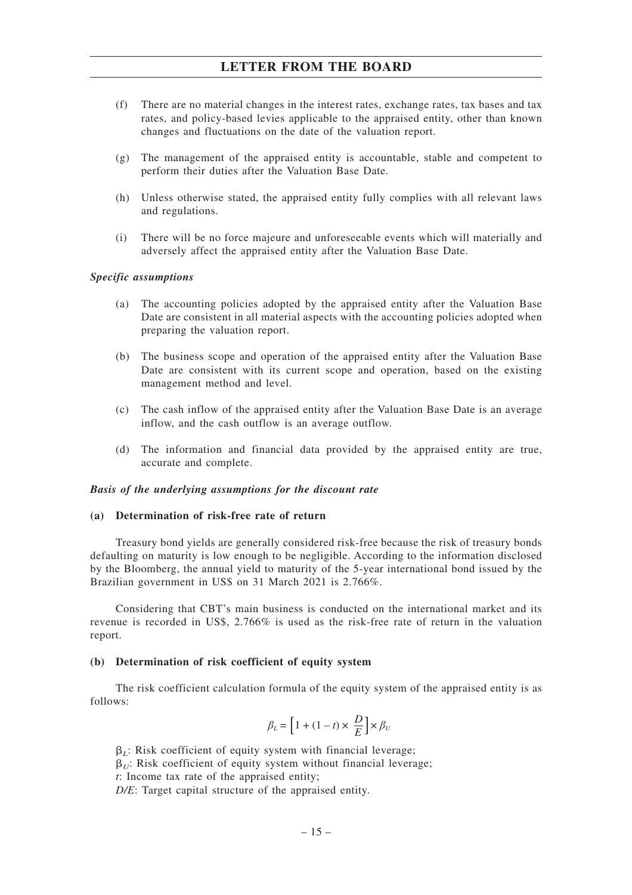(f) There are no material changes in the interest rates, exchange rates, tax bases and tax rates, and policy-based levies applicable to the appraised entity, other than known changes and fluctuations on the date of the valuation report.

(g) The management of the appraised entity is accountable, stable and competent to perform their duties after the Valuation Base Date.

(h) Unless otherwise stated, the appraised entity fully complies with all relevant laws and regulations.

(i) There will be no force majeure and unforeseeable events which will materially and adversely affect the appraised entity after the Valuation Base Date.

*Specific assumptions*

(a) The accounting policies adopted by the appraised entity after the Valuation Base Date are consistent in all material aspects with the accounting policies adopted when preparing the valuation report.

(b) The business scope and operation of the appraised entity after the Valuation Base Date are consistent with its current scope and operation, based on the existing management method and level.

(c) The cash inflow of the appraised entity after the Valuation Base Date is an average inflow, and the cash outflow is an average outflow.

(d) The information and financial data provided by the appraised entity are true, accurate and complete.

***Basis of the underlying assumptions for the discount rate***

**(a) Determination of risk-free rate of return**

Treasury bond yields are generally considered risk-free because the risk of treasury bonds defaulting on maturity is low enough to be negligible. According to the information disclosed by the Bloomberg, the annual yield to maturity of the 5-year international bond issued by the Brazilian government in US$ on 31 March 2021 is 2.766%.

Considering that CBT's main business is conducted on the international market and its revenue is recorded in US$, 2.766% is used as the risk-free rate of return in the valuation report.

**(b) Determination of risk coefficient of equity system**

The risk coefficient calculation formula of the equity system of the appraised entity is as follows:

$$\beta_L = \left[1 + (1 - t) \times \frac{D}{E}\right] \times \beta_U$$

$\beta_L$: Risk coefficient of equity system with financial leverage;
$\beta_U$: Risk coefficient of equity system without financial leverage;
$t$: Income tax rate of the appraised entity;
$D/E$: Target capital structure of the appraised entity.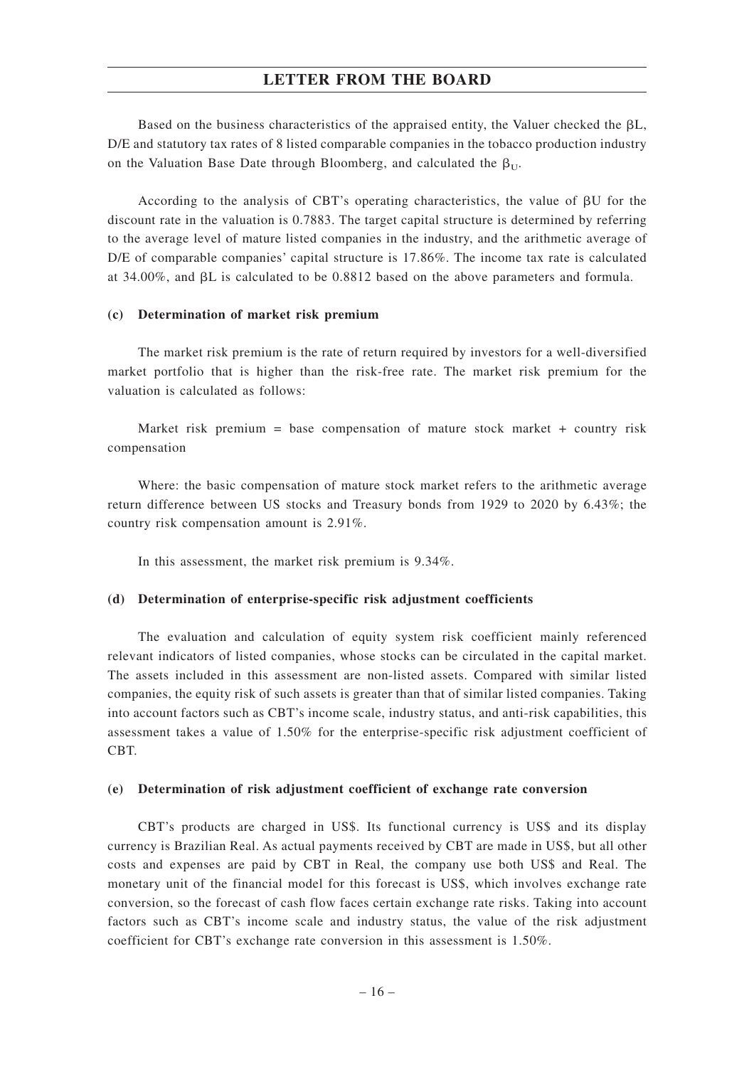Based on the business characteristics of the appraised entity, the Valuer checked the $\beta L$, D/E and statutory tax rates of 8 listed comparable companies in the tobacco production industry on the Valuation Base Date through Bloomberg, and calculated the $\beta_U$.

According to the analysis of CBT's operating characteristics, the value of $\beta U$ for the discount rate in the valuation is 0.7883. The target capital structure is determined by referring to the average level of mature listed companies in the industry, and the arithmetic average of D/E of comparable companies' capital structure is 17.86%. The income tax rate is calculated at 34.00%, and $\beta L$ is calculated to be 0.8812 based on the above parameters and formula.

**(c) Determination of market risk premium**

The market risk premium is the rate of return required by investors for a well-diversified market portfolio that is higher than the risk-free rate. The market risk premium for the valuation is calculated as follows:

Market risk premium = base compensation of mature stock market + country risk compensation

Where: the basic compensation of mature stock market refers to the arithmetic average return difference between US stocks and Treasury bonds from 1929 to 2020 by 6.43%; the country risk compensation amount is 2.91%.

In this assessment, the market risk premium is 9.34%.

**(d) Determination of enterprise-specific risk adjustment coefficients**

The evaluation and calculation of equity system risk coefficient mainly referenced relevant indicators of listed companies, whose stocks can be circulated in the capital market. The assets included in this assessment are non-listed assets. Compared with similar listed companies, the equity risk of such assets is greater than that of similar listed companies. Taking into account factors such as CBT's income scale, industry status, and anti-risk capabilities, this assessment takes a value of 1.50% for the enterprise-specific risk adjustment coefficient of CBT.

**(e) Determination of risk adjustment coefficient of exchange rate conversion**

CBT's products are charged in US$. Its functional currency is US$ and its display currency is Brazilian Real. As actual payments received by CBT are made in US$, but all other costs and expenses are paid by CBT in Real, the company use both US$ and Real. The monetary unit of the financial model for this forecast is US$, which involves exchange rate conversion, so the forecast of cash flow faces certain exchange rate risks. Taking into account factors such as CBT's income scale and industry status, the value of the risk adjustment coefficient for CBT's exchange rate conversion in this assessment is 1.50%.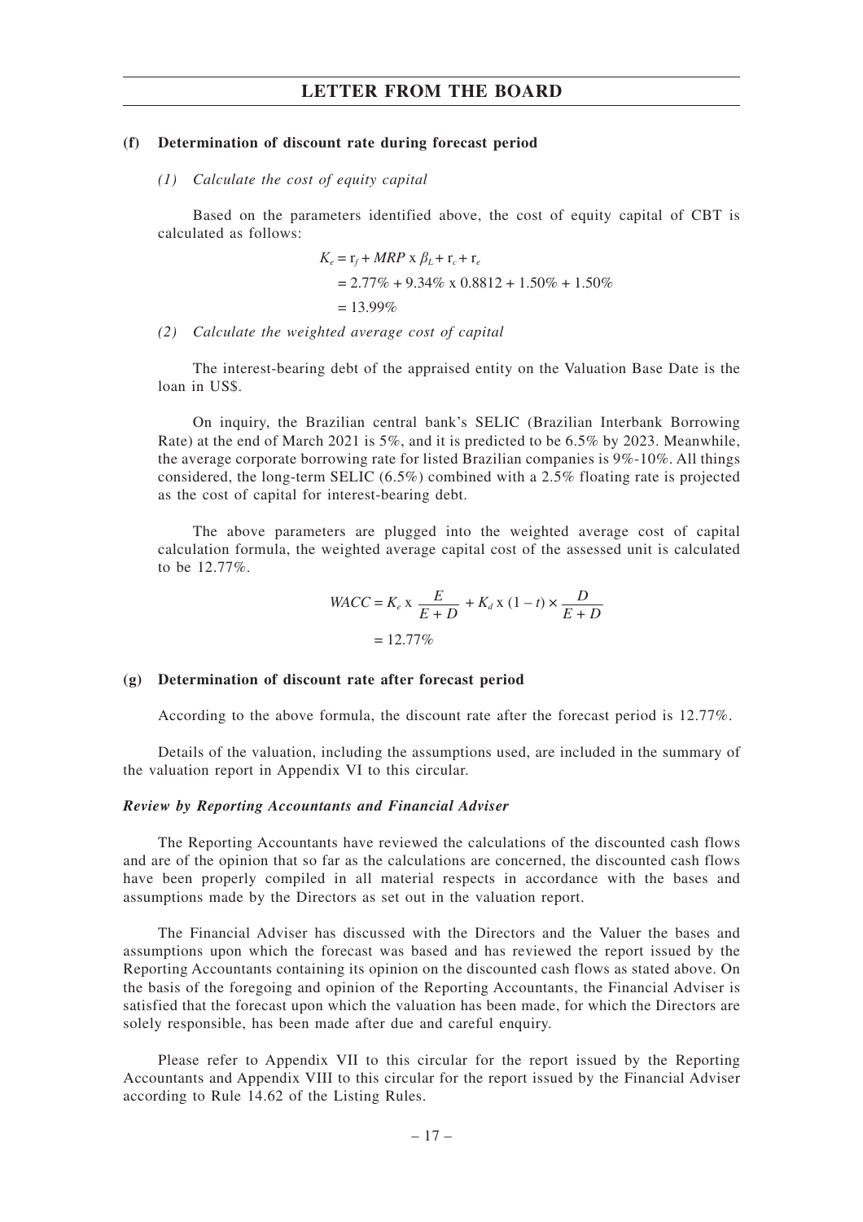**(f) Determination of discount rate during forecast period**

*(1) Calculate the cost of equity capital*

Based on the parameters identified above, the cost of equity capital of CBT is calculated as follows:

$$K_e = r_f + MRP \text{ x } \beta_L + r_c + r_e$$
$$= 2.77\% + 9.34\% \text{ x } 0.8812 + 1.50\% + 1.50\%$$
$$= 13.99\%$$

*(2) Calculate the weighted average cost of capital*

The interest-bearing debt of the appraised entity on the Valuation Base Date is the loan in US$.

On inquiry, the Brazilian central bank's SELIC (Brazilian Interbank Borrowing Rate) at the end of March 2021 is 5%, and it is predicted to be 6.5% by 2023. Meanwhile, the average corporate borrowing rate for listed Brazilian companies is 9%-10%. All things considered, the long-term SELIC (6.5%) combined with a 2.5% floating rate is projected as the cost of capital for interest-bearing debt.

The above parameters are plugged into the weighted average cost of capital calculation formula, the weighted average capital cost of the assessed unit is calculated to be 12.77%.

$$WACC = K_e \text{ x } \frac{E}{E + D} + K_d \text{ x } (1 - t) \times \frac{D}{E + D}$$
$$= 12.77\%$$

**(g) Determination of discount rate after forecast period**

According to the above formula, the discount rate after the forecast period is 12.77%.

Details of the valuation, including the assumptions used, are included in the summary of the valuation report in Appendix VI to this circular.

***Review by Reporting Accountants and Financial Adviser***

The Reporting Accountants have reviewed the calculations of the discounted cash flows and are of the opinion that so far as the calculations are concerned, the discounted cash flows have been properly compiled in all material respects in accordance with the bases and assumptions made by the Directors as set out in the valuation report.

The Financial Adviser has discussed with the Directors and the Valuer the bases and assumptions upon which the forecast was based and has reviewed the report issued by the Reporting Accountants containing its opinion on the discounted cash flows as stated above. On the basis of the foregoing and opinion of the Reporting Accountants, the Financial Adviser is satisfied that the forecast upon which the valuation has been made, for which the Directors are solely responsible, has been made after due and careful enquiry.

Please refer to Appendix VII to this circular for the report issued by the Reporting Accountants and Appendix VIII to this circular for the report issued by the Financial Adviser according to Rule 14.62 of the Listing Rules.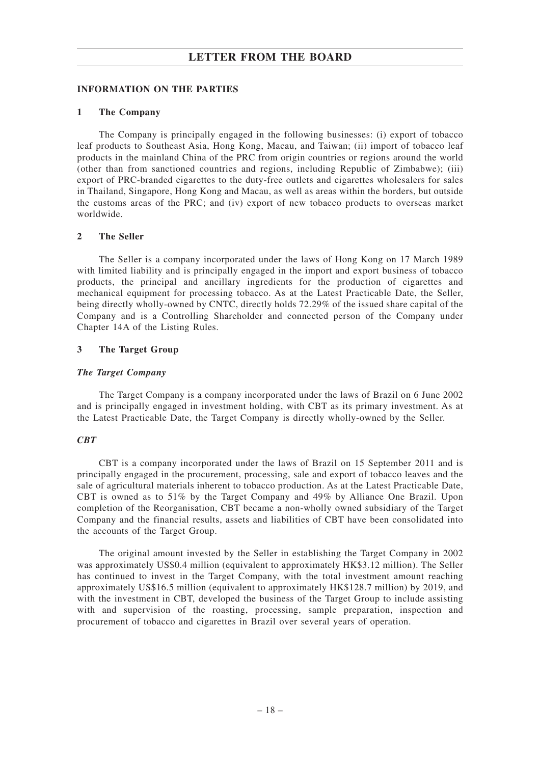## INFORMATION ON THE PARTIES

### 1 The Company

The Company is principally engaged in the following businesses: (i) export of tobacco leaf products to Southeast Asia, Hong Kong, Macau, and Taiwan; (ii) import of tobacco leaf products in the mainland China of the PRC from origin countries or regions around the world (other than from sanctioned countries and regions, including Republic of Zimbabwe); (iii) export of PRC-branded cigarettes to the duty-free outlets and cigarettes wholesalers for sales in Thailand, Singapore, Hong Kong and Macau, as well as areas within the borders, but outside the customs areas of the PRC; and (iv) export of new tobacco products to overseas market worldwide.

### 2 The Seller

The Seller is a company incorporated under the laws of Hong Kong on 17 March 1989 with limited liability and is principally engaged in the import and export business of tobacco products, the principal and ancillary ingredients for the production of cigarettes and mechanical equipment for processing tobacco. As at the Latest Practicable Date, the Seller, being directly wholly-owned by CNTC, directly holds 72.29% of the issued share capital of the Company and is a Controlling Shareholder and connected person of the Company under Chapter 14A of the Listing Rules.

### 3 The Target Group

***The Target Company***

The Target Company is a company incorporated under the laws of Brazil on 6 June 2002 and is principally engaged in investment holding, with CBT as its primary investment. As at the Latest Practicable Date, the Target Company is directly wholly-owned by the Seller.

***CBT***

CBT is a company incorporated under the laws of Brazil on 15 September 2011 and is principally engaged in the procurement, processing, sale and export of tobacco leaves and the sale of agricultural materials inherent to tobacco production. As at the Latest Practicable Date, CBT is owned as to 51% by the Target Company and 49% by Alliance One Brazil. Upon completion of the Reorganisation, CBT became a non-wholly owned subsidiary of the Target Company and the financial results, assets and liabilities of CBT have been consolidated into the accounts of the Target Group.

The original amount invested by the Seller in establishing the Target Company in 2002 was approximately US$0.4 million (equivalent to approximately HK$3.12 million). The Seller has continued to invest in the Target Company, with the total investment amount reaching approximately US$16.5 million (equivalent to approximately HK$128.7 million) by 2019, and with the investment in CBT, developed the business of the Target Group to include assisting with and supervision of the roasting, processing, sample preparation, inspection and procurement of tobacco and cigarettes in Brazil over several years of operation.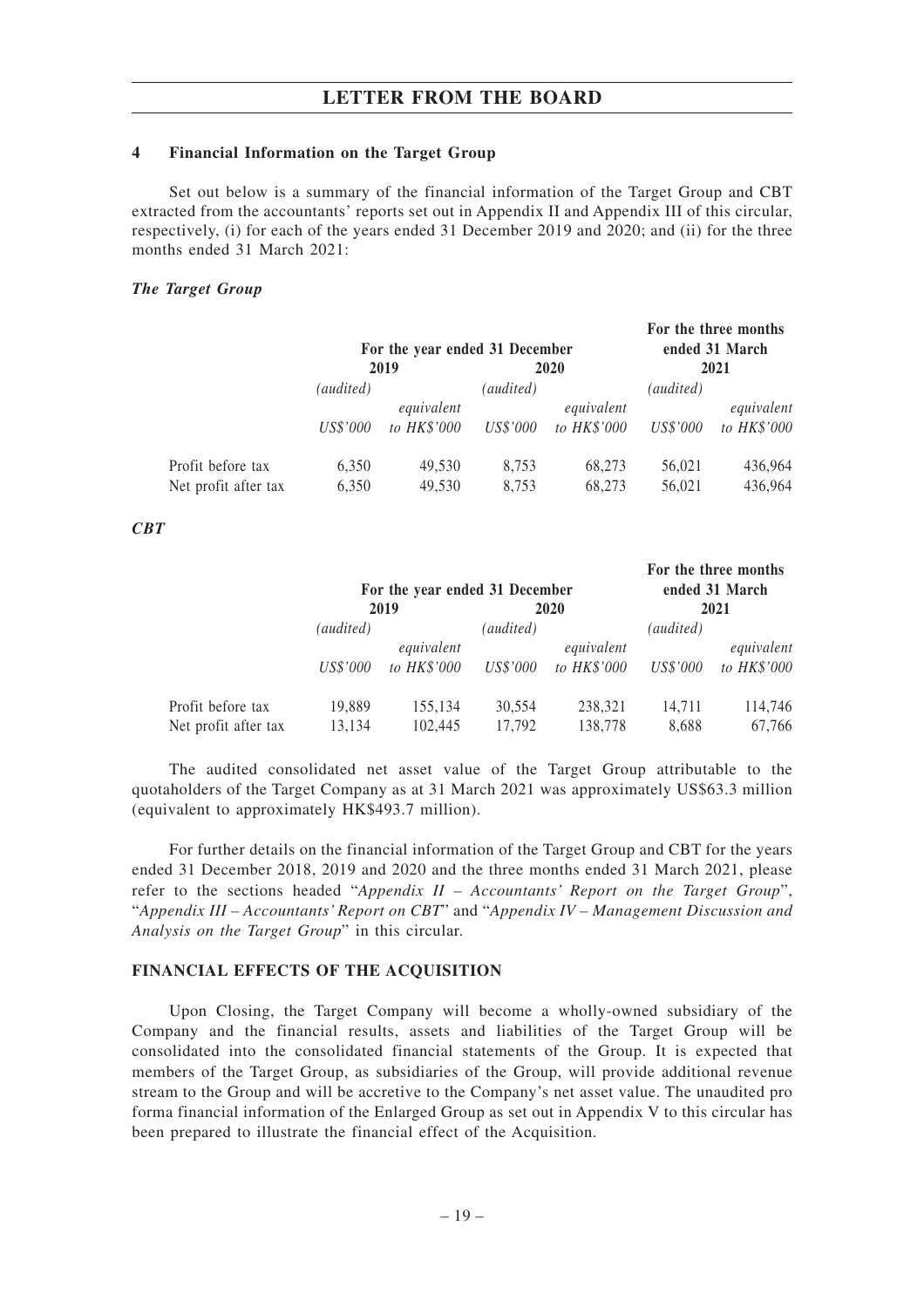## 4 Financial Information on the Target Group

Set out below is a summary of the financial information of the Target Group and CBT extracted from the accountants' reports set out in Appendix II and Appendix III of this circular, respectively, (i) for each of the years ended 31 December 2019 and 2020; and (ii) for the three months ended 31 March 2021:

***The Target Group***

| | For the year ended 31 December | | | | For the three months ended 31 March | |
|---|---|---|---|---|---|---|
| | 2019 | | 2020 | | 2021 | |
| | *(audited)* | | *(audited)* | | *(audited)* | |
| | *US$'000* | *equivalent to HK$'000* | *US$'000* | *equivalent to HK$'000* | *US$'000* | *equivalent to HK$'000* |
| Profit before tax | 6,350 | 49,530 | 8,753 | 68,273 | 56,021 | 436,964 |
| Net profit after tax | 6,350 | 49,530 | 8,753 | 68,273 | 56,021 | 436,964 |

***CBT***

| | For the year ended 31 December | | | | For the three months ended 31 March | |
|---|---|---|---|---|---|---|
| | 2019 | | 2020 | | 2021 | |
| | *(audited)* | | *(audited)* | | *(audited)* | |
| | *US$'000* | *equivalent to HK$'000* | *US$'000* | *equivalent to HK$'000* | *US$'000* | *equivalent to HK$'000* |
| Profit before tax | 19,889 | 155,134 | 30,554 | 238,321 | 14,711 | 114,746 |
| Net profit after tax | 13,134 | 102,445 | 17,792 | 138,778 | 8,688 | 67,766 |

The audited consolidated net asset value of the Target Group attributable to the quotaholders of the Target Company as at 31 March 2021 was approximately US$63.3 million (equivalent to approximately HK$493.7 million).

For further details on the financial information of the Target Group and CBT for the years ended 31 December 2018, 2019 and 2020 and the three months ended 31 March 2021, please refer to the sections headed "*Appendix II – Accountants' Report on the Target Group*", "*Appendix III – Accountants' Report on CBT*" and "*Appendix IV – Management Discussion and Analysis on the Target Group*" in this circular.

## FINANCIAL EFFECTS OF THE ACQUISITION

Upon Closing, the Target Company will become a wholly-owned subsidiary of the Company and the financial results, assets and liabilities of the Target Group will be consolidated into the consolidated financial statements of the Group. It is expected that members of the Target Group, as subsidiaries of the Group, will provide additional revenue stream to the Group and will be accretive to the Company's net asset value. The unaudited pro forma financial information of the Enlarged Group as set out in Appendix V to this circular has been prepared to illustrate the financial effect of the Acquisition.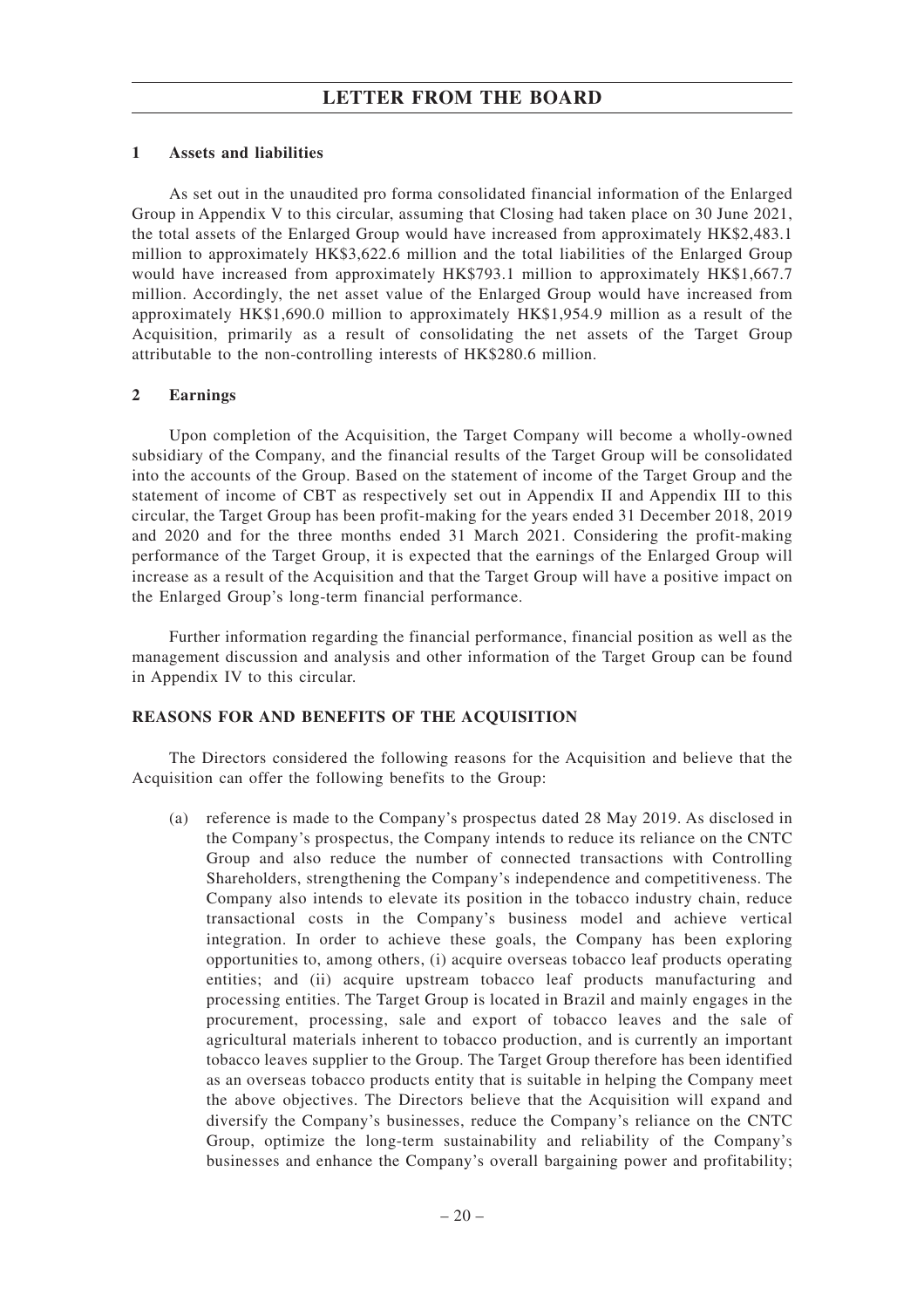### 1 Assets and liabilities

As set out in the unaudited pro forma consolidated financial information of the Enlarged Group in Appendix V to this circular, assuming that Closing had taken place on 30 June 2021, the total assets of the Enlarged Group would have increased from approximately HK$2,483.1 million to approximately HK$3,622.6 million and the total liabilities of the Enlarged Group would have increased from approximately HK$793.1 million to approximately HK$1,667.7 million. Accordingly, the net asset value of the Enlarged Group would have increased from approximately HK$1,690.0 million to approximately HK$1,954.9 million as a result of the Acquisition, primarily as a result of consolidating the net assets of the Target Group attributable to the non-controlling interests of HK$280.6 million.

### 2 Earnings

Upon completion of the Acquisition, the Target Company will become a wholly-owned subsidiary of the Company, and the financial results of the Target Group will be consolidated into the accounts of the Group. Based on the statement of income of the Target Group and the statement of income of CBT as respectively set out in Appendix II and Appendix III to this circular, the Target Group has been profit-making for the years ended 31 December 2018, 2019 and 2020 and for the three months ended 31 March 2021. Considering the profit-making performance of the Target Group, it is expected that the earnings of the Enlarged Group will increase as a result of the Acquisition and that the Target Group will have a positive impact on the Enlarged Group's long-term financial performance.

Further information regarding the financial performance, financial position as well as the management discussion and analysis and other information of the Target Group can be found in Appendix IV to this circular.

## REASONS FOR AND BENEFITS OF THE ACQUISITION

The Directors considered the following reasons for the Acquisition and believe that the Acquisition can offer the following benefits to the Group:

(a) reference is made to the Company's prospectus dated 28 May 2019. As disclosed in the Company's prospectus, the Company intends to reduce its reliance on the CNTC Group and also reduce the number of connected transactions with Controlling Shareholders, strengthening the Company's independence and competitiveness. The Company also intends to elevate its position in the tobacco industry chain, reduce transactional costs in the Company's business model and achieve vertical integration. In order to achieve these goals, the Company has been exploring opportunities to, among others, (i) acquire overseas tobacco leaf products operating entities; and (ii) acquire upstream tobacco leaf products manufacturing and processing entities. The Target Group is located in Brazil and mainly engages in the procurement, processing, sale and export of tobacco leaves and the sale of agricultural materials inherent to tobacco production, and is currently an important tobacco leaves supplier to the Group. The Target Group therefore has been identified as an overseas tobacco products entity that is suitable in helping the Company meet the above objectives. The Directors believe that the Acquisition will expand and diversify the Company's businesses, reduce the Company's reliance on the CNTC Group, optimize the long-term sustainability and reliability of the Company's businesses and enhance the Company's overall bargaining power and profitability;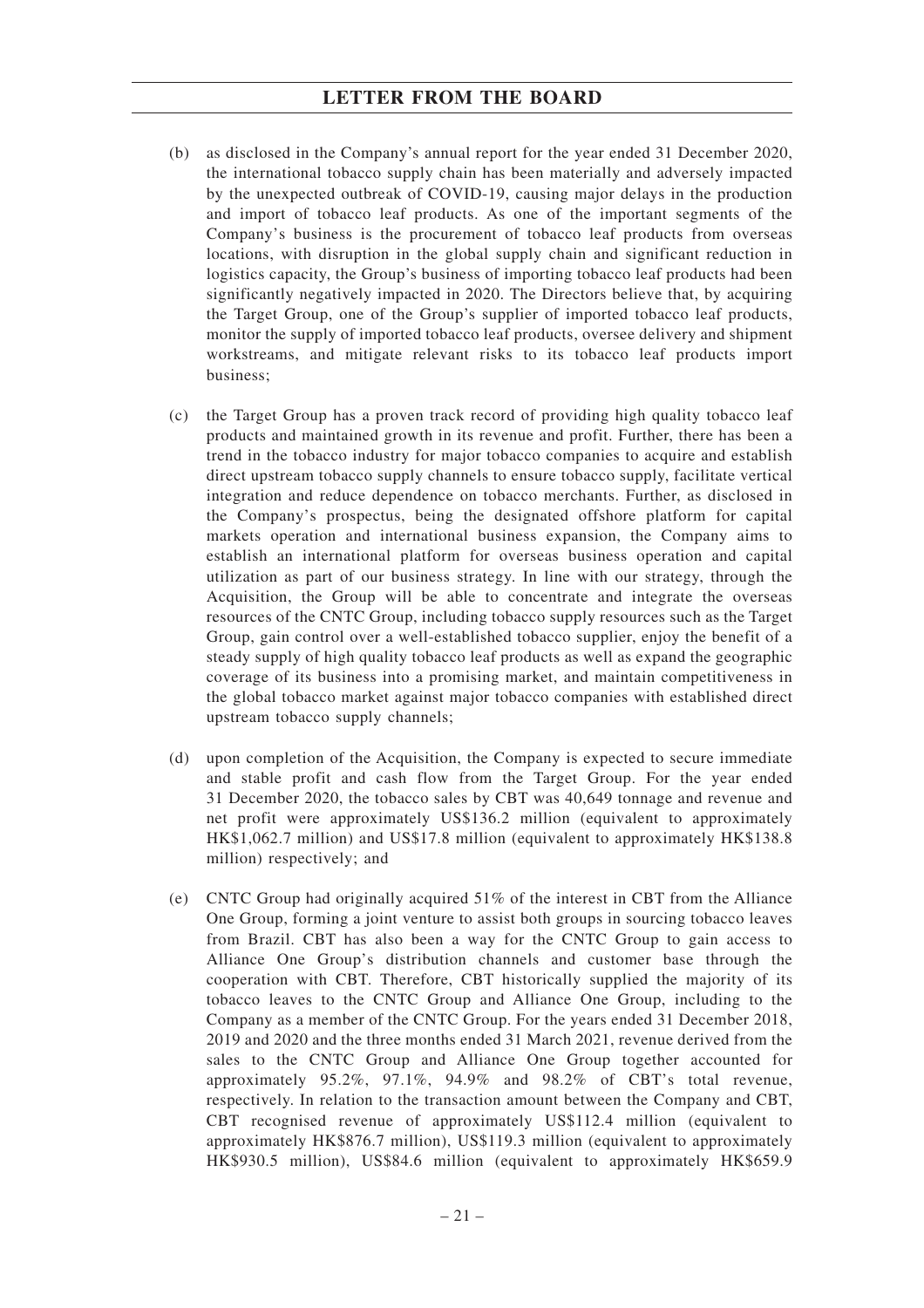(b) as disclosed in the Company's annual report for the year ended 31 December 2020, the international tobacco supply chain has been materially and adversely impacted by the unexpected outbreak of COVID-19, causing major delays in the production and import of tobacco leaf products. As one of the important segments of the Company's business is the procurement of tobacco leaf products from overseas locations, with disruption in the global supply chain and significant reduction in logistics capacity, the Group's business of importing tobacco leaf products had been significantly negatively impacted in 2020. The Directors believe that, by acquiring the Target Group, one of the Group's supplier of imported tobacco leaf products, monitor the supply of imported tobacco leaf products, oversee delivery and shipment workstreams, and mitigate relevant risks to its tobacco leaf products import business;

(c) the Target Group has a proven track record of providing high quality tobacco leaf products and maintained growth in its revenue and profit. Further, there has been a trend in the tobacco industry for major tobacco companies to acquire and establish direct upstream tobacco supply channels to ensure tobacco supply, facilitate vertical integration and reduce dependence on tobacco merchants. Further, as disclosed in the Company's prospectus, being the designated offshore platform for capital markets operation and international business expansion, the Company aims to establish an international platform for overseas business operation and capital utilization as part of our business strategy. In line with our strategy, through the Acquisition, the Group will be able to concentrate and integrate the overseas resources of the CNTC Group, including tobacco supply resources such as the Target Group, gain control over a well-established tobacco supplier, enjoy the benefit of a steady supply of high quality tobacco leaf products as well as expand the geographic coverage of its business into a promising market, and maintain competitiveness in the global tobacco market against major tobacco companies with established direct upstream tobacco supply channels;

(d) upon completion of the Acquisition, the Company is expected to secure immediate and stable profit and cash flow from the Target Group. For the year ended 31 December 2020, the tobacco sales by CBT was 40,649 tonnage and revenue and net profit were approximately US$136.2 million (equivalent to approximately HK$1,062.7 million) and US$17.8 million (equivalent to approximately HK$138.8 million) respectively; and

(e) CNTC Group had originally acquired 51% of the interest in CBT from the Alliance One Group, forming a joint venture to assist both groups in sourcing tobacco leaves from Brazil. CBT has also been a way for the CNTC Group to gain access to Alliance One Group's distribution channels and customer base through the cooperation with CBT. Therefore, CBT historically supplied the majority of its tobacco leaves to the CNTC Group and Alliance One Group, including to the Company as a member of the CNTC Group. For the years ended 31 December 2018, 2019 and 2020 and the three months ended 31 March 2021, revenue derived from the sales to the CNTC Group and Alliance One Group together accounted for approximately 95.2%, 97.1%, 94.9% and 98.2% of CBT's total revenue, respectively. In relation to the transaction amount between the Company and CBT, CBT recognised revenue of approximately US$112.4 million (equivalent to approximately HK$876.7 million), US$119.3 million (equivalent to approximately HK$930.5 million), US$84.6 million (equivalent to approximately HK$659.9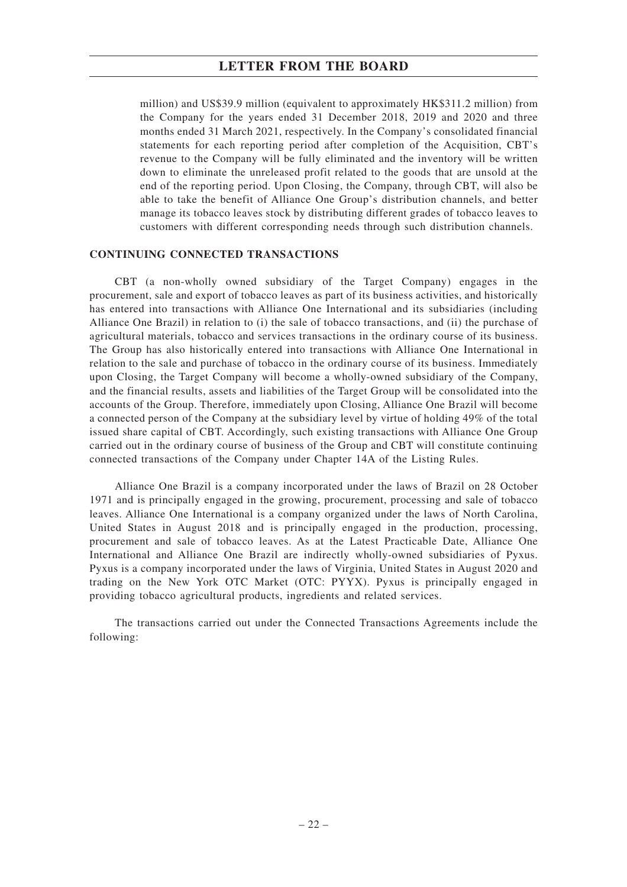million) and US$39.9 million (equivalent to approximately HK$311.2 million) from the Company for the years ended 31 December 2018, 2019 and 2020 and three months ended 31 March 2021, respectively. In the Company's consolidated financial statements for each reporting period after completion of the Acquisition, CBT's revenue to the Company will be fully eliminated and the inventory will be written down to eliminate the unreleased profit related to the goods that are unsold at the end of the reporting period. Upon Closing, the Company, through CBT, will also be able to take the benefit of Alliance One Group's distribution channels, and better manage its tobacco leaves stock by distributing different grades of tobacco leaves to customers with different corresponding needs through such distribution channels.

## CONTINUING CONNECTED TRANSACTIONS

CBT (a non-wholly owned subsidiary of the Target Company) engages in the procurement, sale and export of tobacco leaves as part of its business activities, and historically has entered into transactions with Alliance One International and its subsidiaries (including Alliance One Brazil) in relation to (i) the sale of tobacco transactions, and (ii) the purchase of agricultural materials, tobacco and services transactions in the ordinary course of its business. The Group has also historically entered into transactions with Alliance One International in relation to the sale and purchase of tobacco in the ordinary course of its business. Immediately upon Closing, the Target Company will become a wholly-owned subsidiary of the Company, and the financial results, assets and liabilities of the Target Group will be consolidated into the accounts of the Group. Therefore, immediately upon Closing, Alliance One Brazil will become a connected person of the Company at the subsidiary level by virtue of holding 49% of the total issued share capital of CBT. Accordingly, such existing transactions with Alliance One Group carried out in the ordinary course of business of the Group and CBT will constitute continuing connected transactions of the Company under Chapter 14A of the Listing Rules.

Alliance One Brazil is a company incorporated under the laws of Brazil on 28 October 1971 and is principally engaged in the growing, procurement, processing and sale of tobacco leaves. Alliance One International is a company organized under the laws of North Carolina, United States in August 2018 and is principally engaged in the production, processing, procurement and sale of tobacco leaves. As at the Latest Practicable Date, Alliance One International and Alliance One Brazil are indirectly wholly-owned subsidiaries of Pyxus. Pyxus is a company incorporated under the laws of Virginia, United States in August 2020 and trading on the New York OTC Market (OTC: PYYX). Pyxus is principally engaged in providing tobacco agricultural products, ingredients and related services.

The transactions carried out under the Connected Transactions Agreements include the following: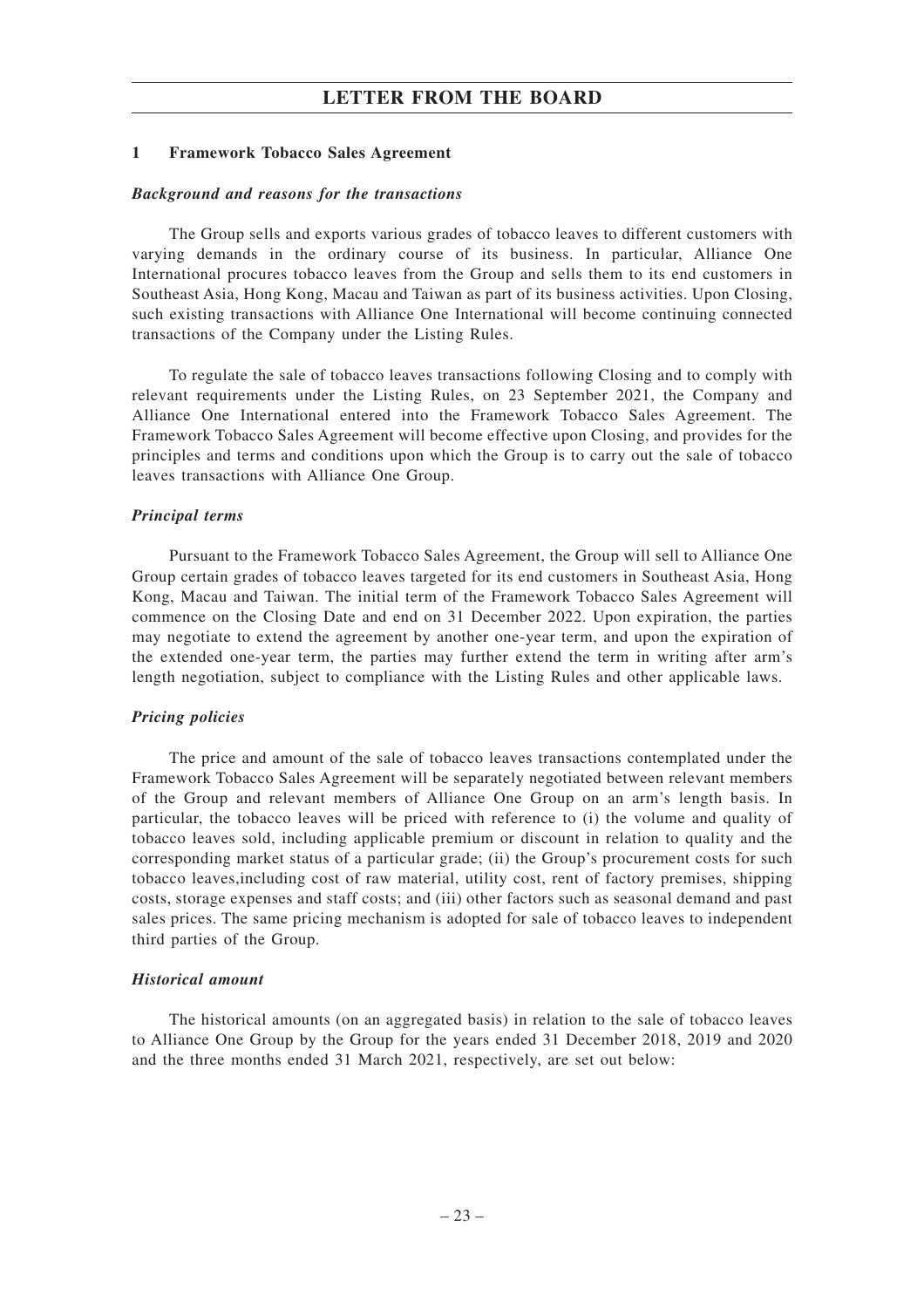## LETTER FROM THE BOARD

### 1 Framework Tobacco Sales Agreement

***Background and reasons for the transactions***

The Group sells and exports various grades of tobacco leaves to different customers with varying demands in the ordinary course of its business. In particular, Alliance One International procures tobacco leaves from the Group and sells them to its end customers in Southeast Asia, Hong Kong, Macau and Taiwan as part of its business activities. Upon Closing, such existing transactions with Alliance One International will become continuing connected transactions of the Company under the Listing Rules.

To regulate the sale of tobacco leaves transactions following Closing and to comply with relevant requirements under the Listing Rules, on 23 September 2021, the Company and Alliance One International entered into the Framework Tobacco Sales Agreement. The Framework Tobacco Sales Agreement will become effective upon Closing, and provides for the principles and terms and conditions upon which the Group is to carry out the sale of tobacco leaves transactions with Alliance One Group.

***Principal terms***

Pursuant to the Framework Tobacco Sales Agreement, the Group will sell to Alliance One Group certain grades of tobacco leaves targeted for its end customers in Southeast Asia, Hong Kong, Macau and Taiwan. The initial term of the Framework Tobacco Sales Agreement will commence on the Closing Date and end on 31 December 2022. Upon expiration, the parties may negotiate to extend the agreement by another one-year term, and upon the expiration of the extended one-year term, the parties may further extend the term in writing after arm's length negotiation, subject to compliance with the Listing Rules and other applicable laws.

***Pricing policies***

The price and amount of the sale of tobacco leaves transactions contemplated under the Framework Tobacco Sales Agreement will be separately negotiated between relevant members of the Group and relevant members of Alliance One Group on an arm's length basis. In particular, the tobacco leaves will be priced with reference to (i) the volume and quality of tobacco leaves sold, including applicable premium or discount in relation to quality and the corresponding market status of a particular grade; (ii) the Group's procurement costs for such tobacco leaves,including cost of raw material, utility cost, rent of factory premises, shipping costs, storage expenses and staff costs; and (iii) other factors such as seasonal demand and past sales prices. The same pricing mechanism is adopted for sale of tobacco leaves to independent third parties of the Group.

***Historical amount***

The historical amounts (on an aggregated basis) in relation to the sale of tobacco leaves to Alliance One Group by the Group for the years ended 31 December 2018, 2019 and 2020 and the three months ended 31 March 2021, respectively, are set out below: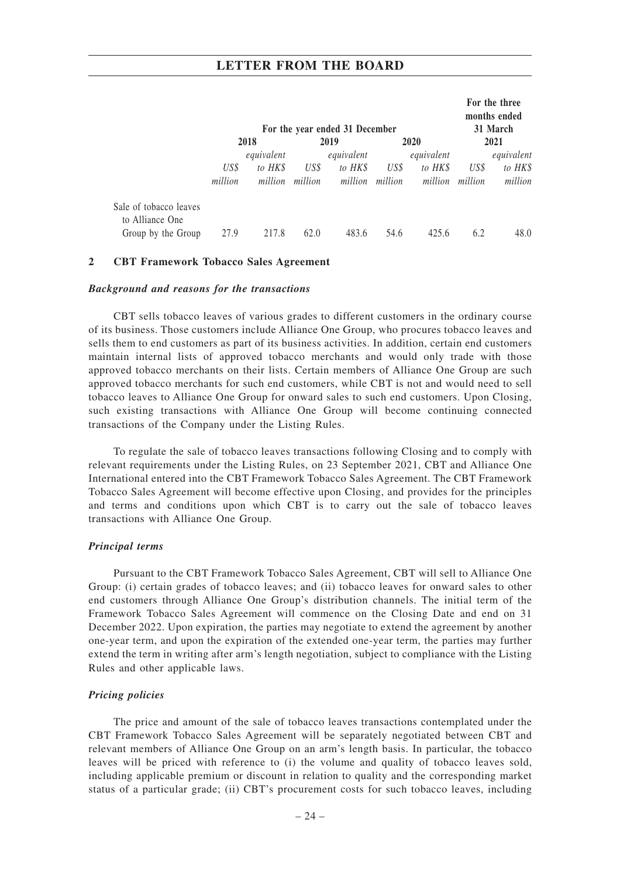| | For the year ended 31 December | | | | | | For the three months ended 31 March | |
|---|---|---|---|---|---|---|---|---|
| | 2018 | | 2019 | | 2020 | | 2021 | |
| | *US$ million* | *equivalent to HK$ million* | *US$ million* | *equivalent to HK$ million* | *US$ million* | *equivalent to HK$ million* | *US$ million* | *equivalent to HK$ million* |
| Sale of tobacco leaves to Alliance One Group by the Group | 27.9 | 217.8 | 62.0 | 483.6 | 54.6 | 425.6 | 6.2 | 48.0 |

## 2 CBT Framework Tobacco Sales Agreement

***Background and reasons for the transactions***

CBT sells tobacco leaves of various grades to different customers in the ordinary course of its business. Those customers include Alliance One Group, who procures tobacco leaves and sells them to end customers as part of its business activities. In addition, certain end customers maintain internal lists of approved tobacco merchants and would only trade with those approved tobacco merchants on their lists. Certain members of Alliance One Group are such approved tobacco merchants for such end customers, while CBT is not and would need to sell tobacco leaves to Alliance One Group for onward sales to such end customers. Upon Closing, such existing transactions with Alliance One Group will become continuing connected transactions of the Company under the Listing Rules.

To regulate the sale of tobacco leaves transactions following Closing and to comply with relevant requirements under the Listing Rules, on 23 September 2021, CBT and Alliance One International entered into the CBT Framework Tobacco Sales Agreement. The CBT Framework Tobacco Sales Agreement will become effective upon Closing, and provides for the principles and terms and conditions upon which CBT is to carry out the sale of tobacco leaves transactions with Alliance One Group.

***Principal terms***

Pursuant to the CBT Framework Tobacco Sales Agreement, CBT will sell to Alliance One Group: (i) certain grades of tobacco leaves; and (ii) tobacco leaves for onward sales to other end customers through Alliance One Group's distribution channels. The initial term of the Framework Tobacco Sales Agreement will commence on the Closing Date and end on 31 December 2022. Upon expiration, the parties may negotiate to extend the agreement by another one-year term, and upon the expiration of the extended one-year term, the parties may further extend the term in writing after arm's length negotiation, subject to compliance with the Listing Rules and other applicable laws.

***Pricing policies***

The price and amount of the sale of tobacco leaves transactions contemplated under the CBT Framework Tobacco Sales Agreement will be separately negotiated between CBT and relevant members of Alliance One Group on an arm's length basis. In particular, the tobacco leaves will be priced with reference to (i) the volume and quality of tobacco leaves sold, including applicable premium or discount in relation to quality and the corresponding market status of a particular grade; (ii) CBT's procurement costs for such tobacco leaves, including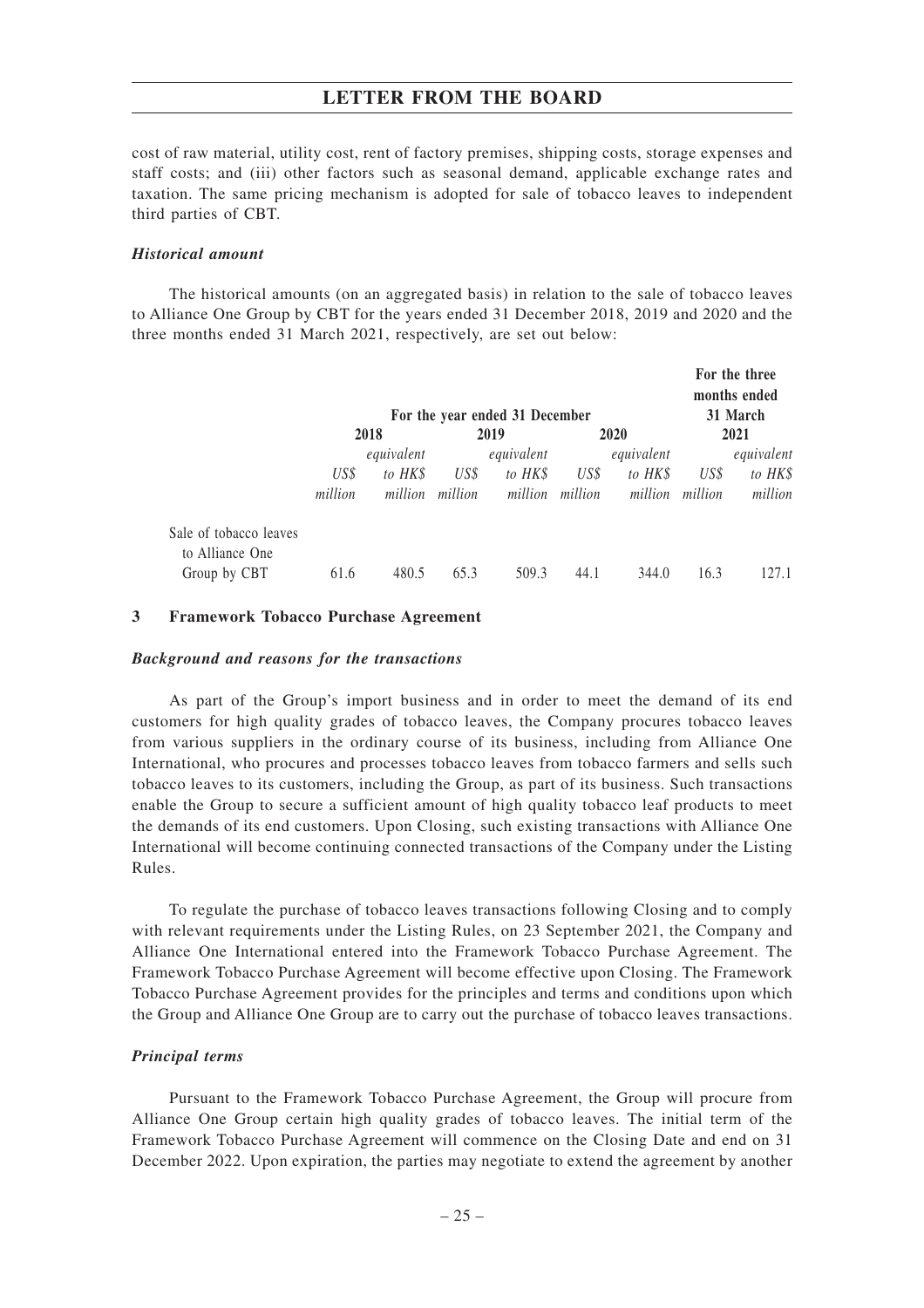cost of raw material, utility cost, rent of factory premises, shipping costs, storage expenses and staff costs; and (iii) other factors such as seasonal demand, applicable exchange rates and taxation. The same pricing mechanism is adopted for sale of tobacco leaves to independent third parties of CBT.

***Historical amount***

The historical amounts (on an aggregated basis) in relation to the sale of tobacco leaves to Alliance One Group by CBT for the years ended 31 December 2018, 2019 and 2020 and the three months ended 31 March 2021, respectively, are set out below:

| | For the year ended 31 December | | | | | | For the three months ended 31 March | |
|---|---|---|---|---|---|---|---|---|
| | 2018 | | 2019 | | 2020 | | 2021 | |
| | *US$ million* | *equivalent to HK$ million* | *US$ million* | *equivalent to HK$ million* | *US$ million* | *equivalent to HK$ million* | *US$ million* | *equivalent to HK$ million* |
| Sale of tobacco leaves to Alliance One Group by CBT | 61.6 | 480.5 | 65.3 | 509.3 | 44.1 | 344.0 | 16.3 | 127.1 |

### 3 Framework Tobacco Purchase Agreement

***Background and reasons for the transactions***

As part of the Group's import business and in order to meet the demand of its end customers for high quality grades of tobacco leaves, the Company procures tobacco leaves from various suppliers in the ordinary course of its business, including from Alliance One International, who procures and processes tobacco leaves from tobacco farmers and sells such tobacco leaves to its customers, including the Group, as part of its business. Such transactions enable the Group to secure a sufficient amount of high quality tobacco leaf products to meet the demands of its end customers. Upon Closing, such existing transactions with Alliance One International will become continuing connected transactions of the Company under the Listing Rules.

To regulate the purchase of tobacco leaves transactions following Closing and to comply with relevant requirements under the Listing Rules, on 23 September 2021, the Company and Alliance One International entered into the Framework Tobacco Purchase Agreement. The Framework Tobacco Purchase Agreement will become effective upon Closing. The Framework Tobacco Purchase Agreement provides for the principles and terms and conditions upon which the Group and Alliance One Group are to carry out the purchase of tobacco leaves transactions.

***Principal terms***

Pursuant to the Framework Tobacco Purchase Agreement, the Group will procure from Alliance One Group certain high quality grades of tobacco leaves. The initial term of the Framework Tobacco Purchase Agreement will commence on the Closing Date and end on 31 December 2022. Upon expiration, the parties may negotiate to extend the agreement by another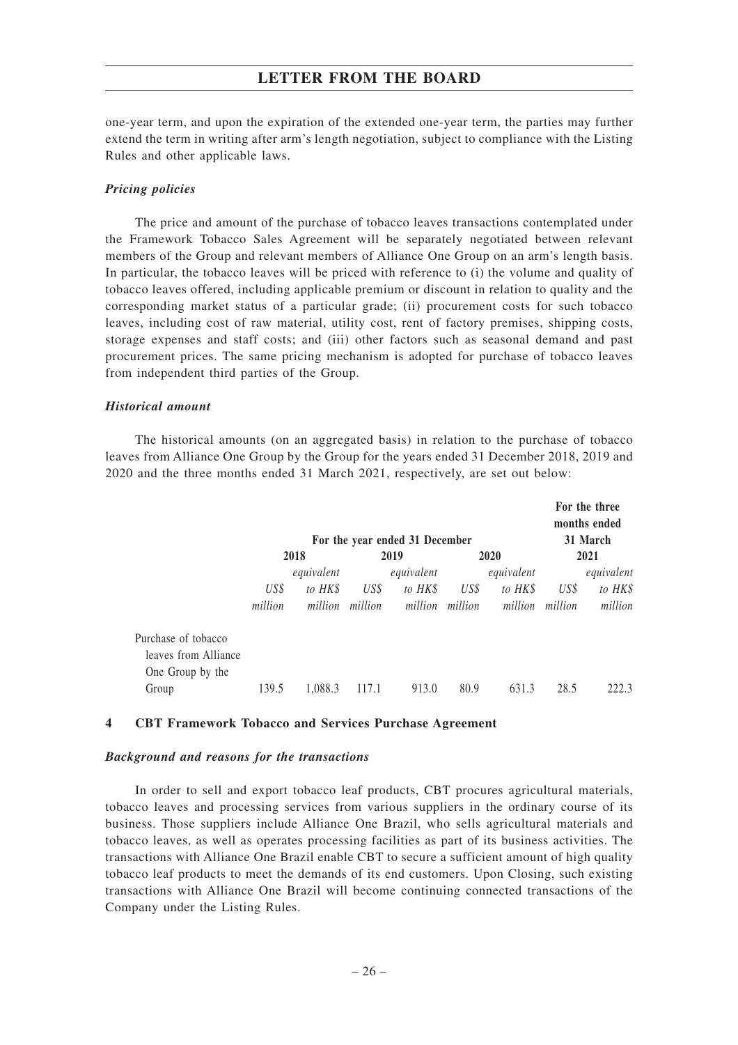one-year term, and upon the expiration of the extended one-year term, the parties may further extend the term in writing after arm's length negotiation, subject to compliance with the Listing Rules and other applicable laws.

***Pricing policies***

The price and amount of the purchase of tobacco leaves transactions contemplated under the Framework Tobacco Sales Agreement will be separately negotiated between relevant members of the Group and relevant members of Alliance One Group on an arm's length basis. In particular, the tobacco leaves will be priced with reference to (i) the volume and quality of tobacco leaves offered, including applicable premium or discount in relation to quality and the corresponding market status of a particular grade; (ii) procurement costs for such tobacco leaves, including cost of raw material, utility cost, rent of factory premises, shipping costs, storage expenses and staff costs; and (iii) other factors such as seasonal demand and past procurement prices. The same pricing mechanism is adopted for purchase of tobacco leaves from independent third parties of the Group.

***Historical amount***

The historical amounts (on an aggregated basis) in relation to the purchase of tobacco leaves from Alliance One Group by the Group for the years ended 31 December 2018, 2019 and 2020 and the three months ended 31 March 2021, respectively, are set out below:

| | **For the year ended 31 December** | | | | | | **For the three months ended 31 March** | |
|---|---|---|---|---|---|---|---|---|
| | **2018** | | **2019** | | **2020** | | **2021** | |
| | *US$ million* | *equivalent to HK$ million* | *US$ million* | *equivalent to HK$ million* | *US$ million* | *equivalent to HK$ million* | *US$ million* | *equivalent to HK$ million* |
| Purchase of tobacco leaves from Alliance One Group by the Group | 139.5 | 1,088.3 | 117.1 | 913.0 | 80.9 | 631.3 | 28.5 | 222.3 |

## 4 CBT Framework Tobacco and Services Purchase Agreement

***Background and reasons for the transactions***

In order to sell and export tobacco leaf products, CBT procures agricultural materials, tobacco leaves and processing services from various suppliers in the ordinary course of its business. Those suppliers include Alliance One Brazil, who sells agricultural materials and tobacco leaves, as well as operates processing facilities as part of its business activities. The transactions with Alliance One Brazil enable CBT to secure a sufficient amount of high quality tobacco leaf products to meet the demands of its end customers. Upon Closing, such existing transactions with Alliance One Brazil will become continuing connected transactions of the Company under the Listing Rules.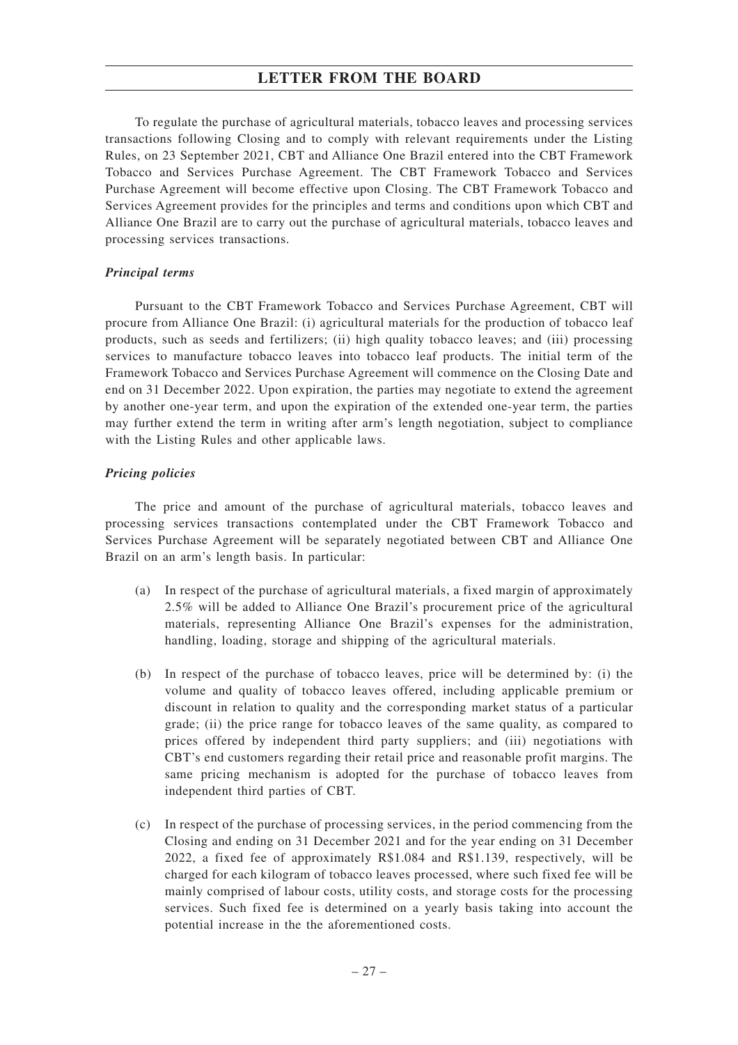To regulate the purchase of agricultural materials, tobacco leaves and processing services transactions following Closing and to comply with relevant requirements under the Listing Rules, on 23 September 2021, CBT and Alliance One Brazil entered into the CBT Framework Tobacco and Services Purchase Agreement. The CBT Framework Tobacco and Services Purchase Agreement will become effective upon Closing. The CBT Framework Tobacco and Services Agreement provides for the principles and terms and conditions upon which CBT and Alliance One Brazil are to carry out the purchase of agricultural materials, tobacco leaves and processing services transactions.

***Principal terms***

Pursuant to the CBT Framework Tobacco and Services Purchase Agreement, CBT will procure from Alliance One Brazil: (i) agricultural materials for the production of tobacco leaf products, such as seeds and fertilizers; (ii) high quality tobacco leaves; and (iii) processing services to manufacture tobacco leaves into tobacco leaf products. The initial term of the Framework Tobacco and Services Purchase Agreement will commence on the Closing Date and end on 31 December 2022. Upon expiration, the parties may negotiate to extend the agreement by another one-year term, and upon the expiration of the extended one-year term, the parties may further extend the term in writing after arm's length negotiation, subject to compliance with the Listing Rules and other applicable laws.

***Pricing policies***

The price and amount of the purchase of agricultural materials, tobacco leaves and processing services transactions contemplated under the CBT Framework Tobacco and Services Purchase Agreement will be separately negotiated between CBT and Alliance One Brazil on an arm's length basis. In particular:

(a) In respect of the purchase of agricultural materials, a fixed margin of approximately 2.5% will be added to Alliance One Brazil's procurement price of the agricultural materials, representing Alliance One Brazil's expenses for the administration, handling, loading, storage and shipping of the agricultural materials.

(b) In respect of the purchase of tobacco leaves, price will be determined by: (i) the volume and quality of tobacco leaves offered, including applicable premium or discount in relation to quality and the corresponding market status of a particular grade; (ii) the price range for tobacco leaves of the same quality, as compared to prices offered by independent third party suppliers; and (iii) negotiations with CBT's end customers regarding their retail price and reasonable profit margins. The same pricing mechanism is adopted for the purchase of tobacco leaves from independent third parties of CBT.

(c) In respect of the purchase of processing services, in the period commencing from the Closing and ending on 31 December 2021 and for the year ending on 31 December 2022, a fixed fee of approximately R$1.084 and R$1.139, respectively, will be charged for each kilogram of tobacco leaves processed, where such fixed fee will be mainly comprised of labour costs, utility costs, and storage costs for the processing services. Such fixed fee is determined on a yearly basis taking into account the potential increase in the the aforementioned costs.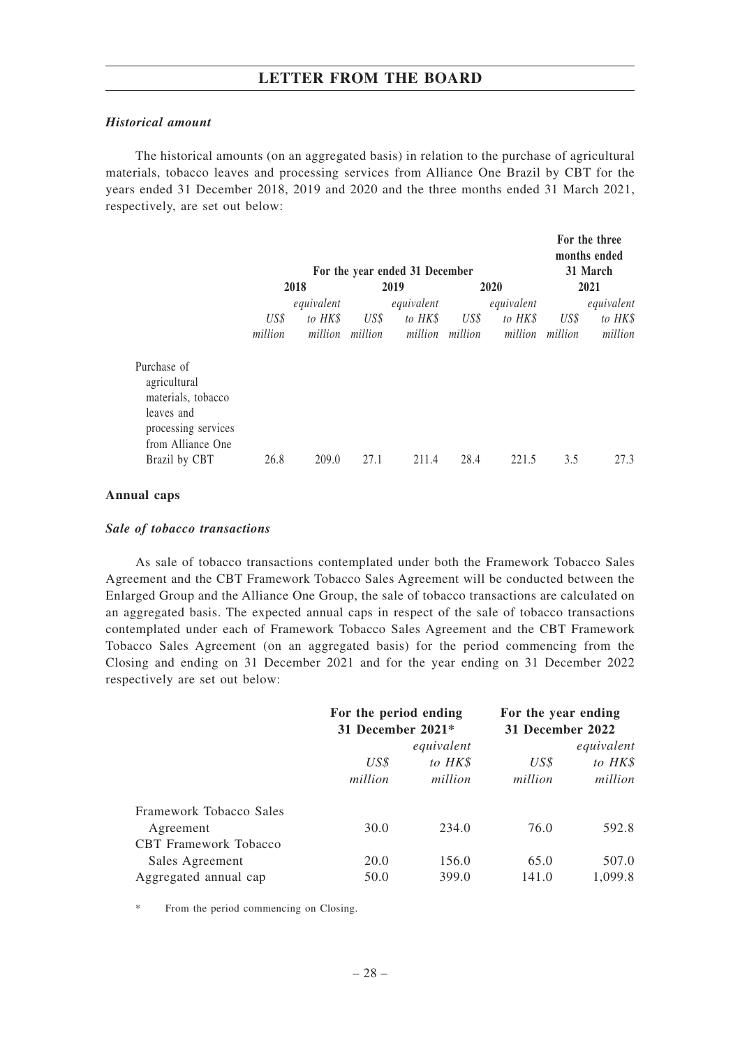### *Historical amount*

The historical amounts (on an aggregated basis) in relation to the purchase of agricultural materials, tobacco leaves and processing services from Alliance One Brazil by CBT for the years ended 31 December 2018, 2019 and 2020 and the three months ended 31 March 2021, respectively, are set out below:

| | For the year ended 31 December | | | | | | For the three months ended 31 March | |
|---|---|---|---|---|---|---|---|---|
| | 2018 | | 2019 | | 2020 | | 2021 | |
| | *US$ million* | *equivalent to HK$ million* | *US$ million* | *equivalent to HK$ million* | *US$ million* | *equivalent to HK$ million* | *US$ million* | *equivalent to HK$ million* |
| Purchase of agricultural materials, tobacco leaves and processing services from Alliance One Brazil by CBT | 26.8 | 209.0 | 27.1 | 211.4 | 28.4 | 221.5 | 3.5 | 27.3 |

### Annual caps

### *Sale of tobacco transactions*

As sale of tobacco transactions contemplated under both the Framework Tobacco Sales Agreement and the CBT Framework Tobacco Sales Agreement will be conducted between the Enlarged Group and the Alliance One Group, the sale of tobacco transactions are calculated on an aggregated basis. The expected annual caps in respect of the sale of tobacco transactions contemplated under each of Framework Tobacco Sales Agreement and the CBT Framework Tobacco Sales Agreement (on an aggregated basis) for the period commencing from the Closing and ending on 31 December 2021 and for the year ending on 31 December 2022 respectively are set out below:

| | For the period ending 31 December 2021* | | For the year ending 31 December 2022 | |
|---|---|---|---|---|
| | *US$ million* | *equivalent to HK$ million* | *US$ million* | *equivalent to HK$ million* |
| Framework Tobacco Sales Agreement | 30.0 | 234.0 | 76.0 | 592.8 |
| CBT Framework Tobacco Sales Agreement | 20.0 | 156.0 | 65.0 | 507.0 |
| Aggregated annual cap | 50.0 | 399.0 | 141.0 | 1,099.8 |

\* From the period commencing on Closing.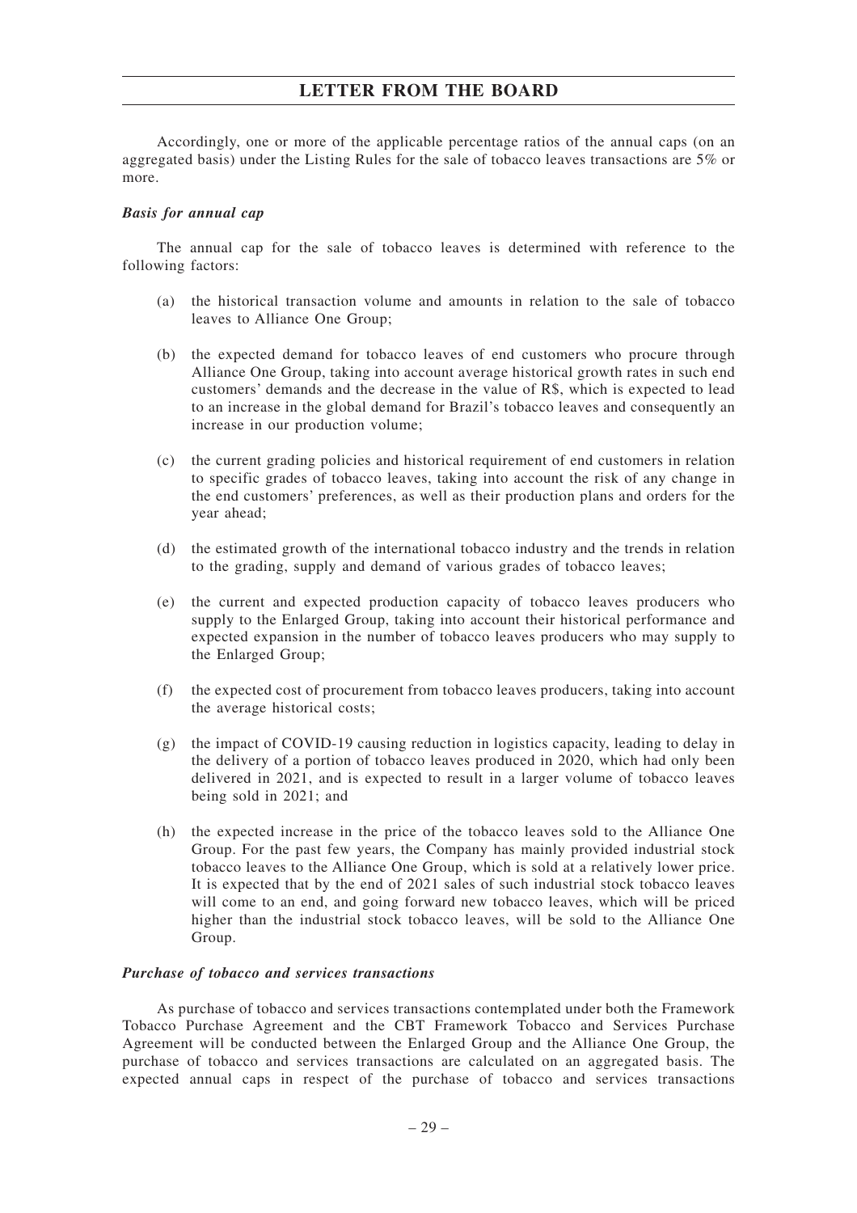Accordingly, one or more of the applicable percentage ratios of the annual caps (on an aggregated basis) under the Listing Rules for the sale of tobacco leaves transactions are 5% or more.

***Basis for annual cap***

The annual cap for the sale of tobacco leaves is determined with reference to the following factors:

(a) the historical transaction volume and amounts in relation to the sale of tobacco leaves to Alliance One Group;

(b) the expected demand for tobacco leaves of end customers who procure through Alliance One Group, taking into account average historical growth rates in such end customers' demands and the decrease in the value of R$, which is expected to lead to an increase in the global demand for Brazil's tobacco leaves and consequently an increase in our production volume;

(c) the current grading policies and historical requirement of end customers in relation to specific grades of tobacco leaves, taking into account the risk of any change in the end customers' preferences, as well as their production plans and orders for the year ahead;

(d) the estimated growth of the international tobacco industry and the trends in relation to the grading, supply and demand of various grades of tobacco leaves;

(e) the current and expected production capacity of tobacco leaves producers who supply to the Enlarged Group, taking into account their historical performance and expected expansion in the number of tobacco leaves producers who may supply to the Enlarged Group;

(f) the expected cost of procurement from tobacco leaves producers, taking into account the average historical costs;

(g) the impact of COVID-19 causing reduction in logistics capacity, leading to delay in the delivery of a portion of tobacco leaves produced in 2020, which had only been delivered in 2021, and is expected to result in a larger volume of tobacco leaves being sold in 2021; and

(h) the expected increase in the price of the tobacco leaves sold to the Alliance One Group. For the past few years, the Company has mainly provided industrial stock tobacco leaves to the Alliance One Group, which is sold at a relatively lower price. It is expected that by the end of 2021 sales of such industrial stock tobacco leaves will come to an end, and going forward new tobacco leaves, which will be priced higher than the industrial stock tobacco leaves, will be sold to the Alliance One Group.

***Purchase of tobacco and services transactions***

As purchase of tobacco and services transactions contemplated under both the Framework Tobacco Purchase Agreement and the CBT Framework Tobacco and Services Purchase Agreement will be conducted between the Enlarged Group and the Alliance One Group, the purchase of tobacco and services transactions are calculated on an aggregated basis. The expected annual caps in respect of the purchase of tobacco and services transactions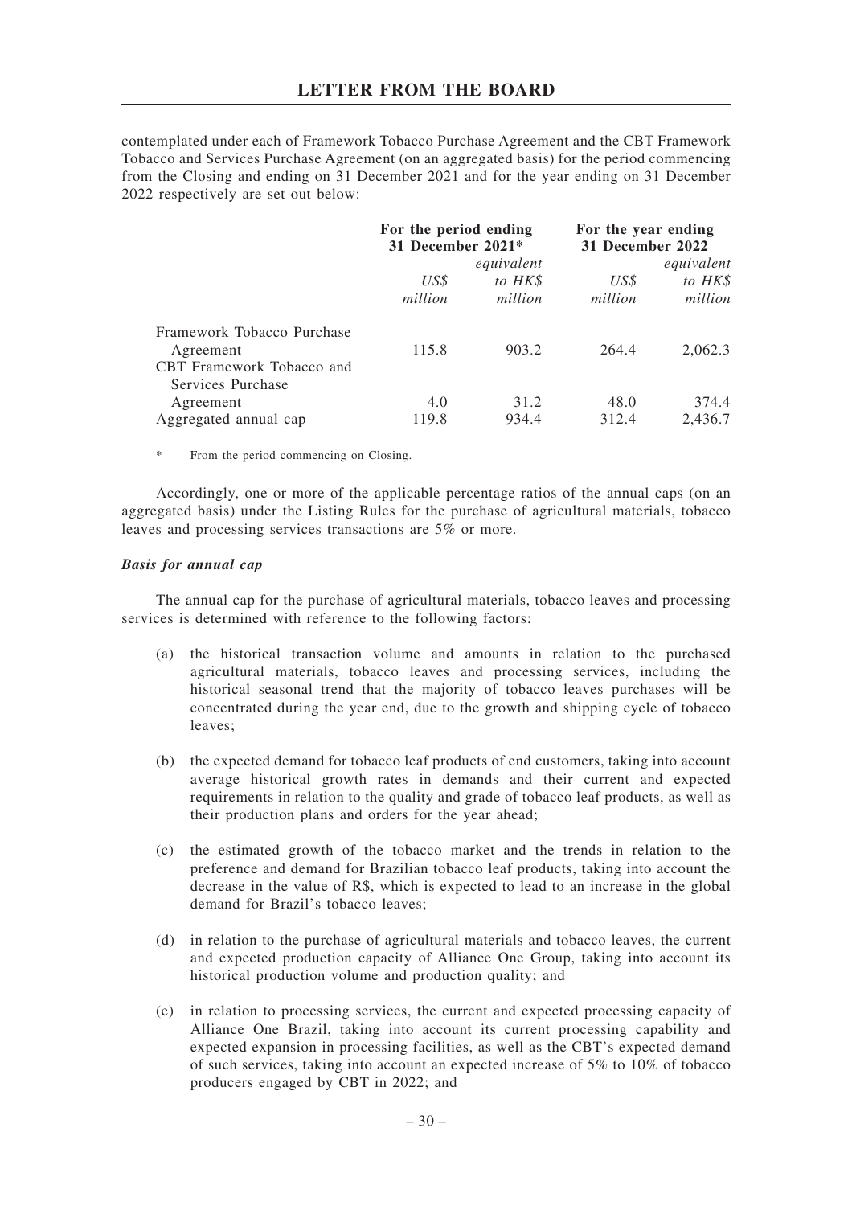contemplated under each of Framework Tobacco Purchase Agreement and the CBT Framework Tobacco and Services Purchase Agreement (on an aggregated basis) for the period commencing from the Closing and ending on 31 December 2021 and for the year ending on 31 December 2022 respectively are set out below:

| | For the period ending 31 December 2021* | | For the year ending 31 December 2022 | |
|---|---|---|---|---|
| | *US$ million* | *equivalent to HK$ million* | *US$ million* | *equivalent to HK$ million* |
| Framework Tobacco Purchase Agreement | 115.8 | 903.2 | 264.4 | 2,062.3 |
| CBT Framework Tobacco and Services Purchase Agreement | 4.0 | 31.2 | 48.0 | 374.4 |
| Aggregated annual cap | 119.8 | 934.4 | 312.4 | 2,436.7 |

\* From the period commencing on Closing.

Accordingly, one or more of the applicable percentage ratios of the annual caps (on an aggregated basis) under the Listing Rules for the purchase of agricultural materials, tobacco leaves and processing services transactions are 5% or more.

***Basis for annual cap***

The annual cap for the purchase of agricultural materials, tobacco leaves and processing services is determined with reference to the following factors:

(a) the historical transaction volume and amounts in relation to the purchased agricultural materials, tobacco leaves and processing services, including the historical seasonal trend that the majority of tobacco leaves purchases will be concentrated during the year end, due to the growth and shipping cycle of tobacco leaves;

(b) the expected demand for tobacco leaf products of end customers, taking into account average historical growth rates in demands and their current and expected requirements in relation to the quality and grade of tobacco leaf products, as well as their production plans and orders for the year ahead;

(c) the estimated growth of the tobacco market and the trends in relation to the preference and demand for Brazilian tobacco leaf products, taking into account the decrease in the value of R$, which is expected to lead to an increase in the global demand for Brazil's tobacco leaves;

(d) in relation to the purchase of agricultural materials and tobacco leaves, the current and expected production capacity of Alliance One Group, taking into account its historical production volume and production quality; and

(e) in relation to processing services, the current and expected processing capacity of Alliance One Brazil, taking into account its current processing capability and expected expansion in processing facilities, as well as the CBT's expected demand of such services, taking into account an expected increase of 5% to 10% of tobacco producers engaged by CBT in 2022; and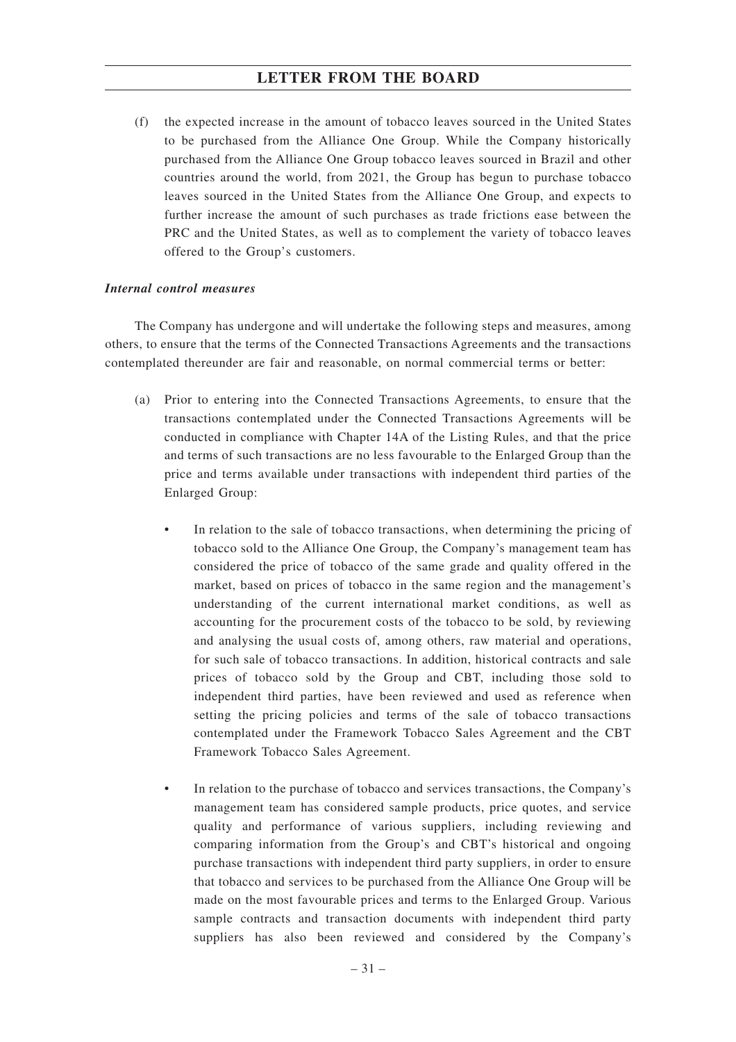(f) the expected increase in the amount of tobacco leaves sourced in the United States to be purchased from the Alliance One Group. While the Company historically purchased from the Alliance One Group tobacco leaves sourced in Brazil and other countries around the world, from 2021, the Group has begun to purchase tobacco leaves sourced in the United States from the Alliance One Group, and expects to further increase the amount of such purchases as trade frictions ease between the PRC and the United States, as well as to complement the variety of tobacco leaves offered to the Group's customers.

***Internal control measures***

The Company has undergone and will undertake the following steps and measures, among others, to ensure that the terms of the Connected Transactions Agreements and the transactions contemplated thereunder are fair and reasonable, on normal commercial terms or better:

(a) Prior to entering into the Connected Transactions Agreements, to ensure that the transactions contemplated under the Connected Transactions Agreements will be conducted in compliance with Chapter 14A of the Listing Rules, and that the price and terms of such transactions are no less favourable to the Enlarged Group than the price and terms available under transactions with independent third parties of the Enlarged Group:

- In relation to the sale of tobacco transactions, when determining the pricing of tobacco sold to the Alliance One Group, the Company's management team has considered the price of tobacco of the same grade and quality offered in the market, based on prices of tobacco in the same region and the management's understanding of the current international market conditions, as well as accounting for the procurement costs of the tobacco to be sold, by reviewing and analysing the usual costs of, among others, raw material and operations, for such sale of tobacco transactions. In addition, historical contracts and sale prices of tobacco sold by the Group and CBT, including those sold to independent third parties, have been reviewed and used as reference when setting the pricing policies and terms of the sale of tobacco transactions contemplated under the Framework Tobacco Sales Agreement and the CBT Framework Tobacco Sales Agreement.

- In relation to the purchase of tobacco and services transactions, the Company's management team has considered sample products, price quotes, and service quality and performance of various suppliers, including reviewing and comparing information from the Group's and CBT's historical and ongoing purchase transactions with independent third party suppliers, in order to ensure that tobacco and services to be purchased from the Alliance One Group will be made on the most favourable prices and terms to the Enlarged Group. Various sample contracts and transaction documents with independent third party suppliers has also been reviewed and considered by the Company's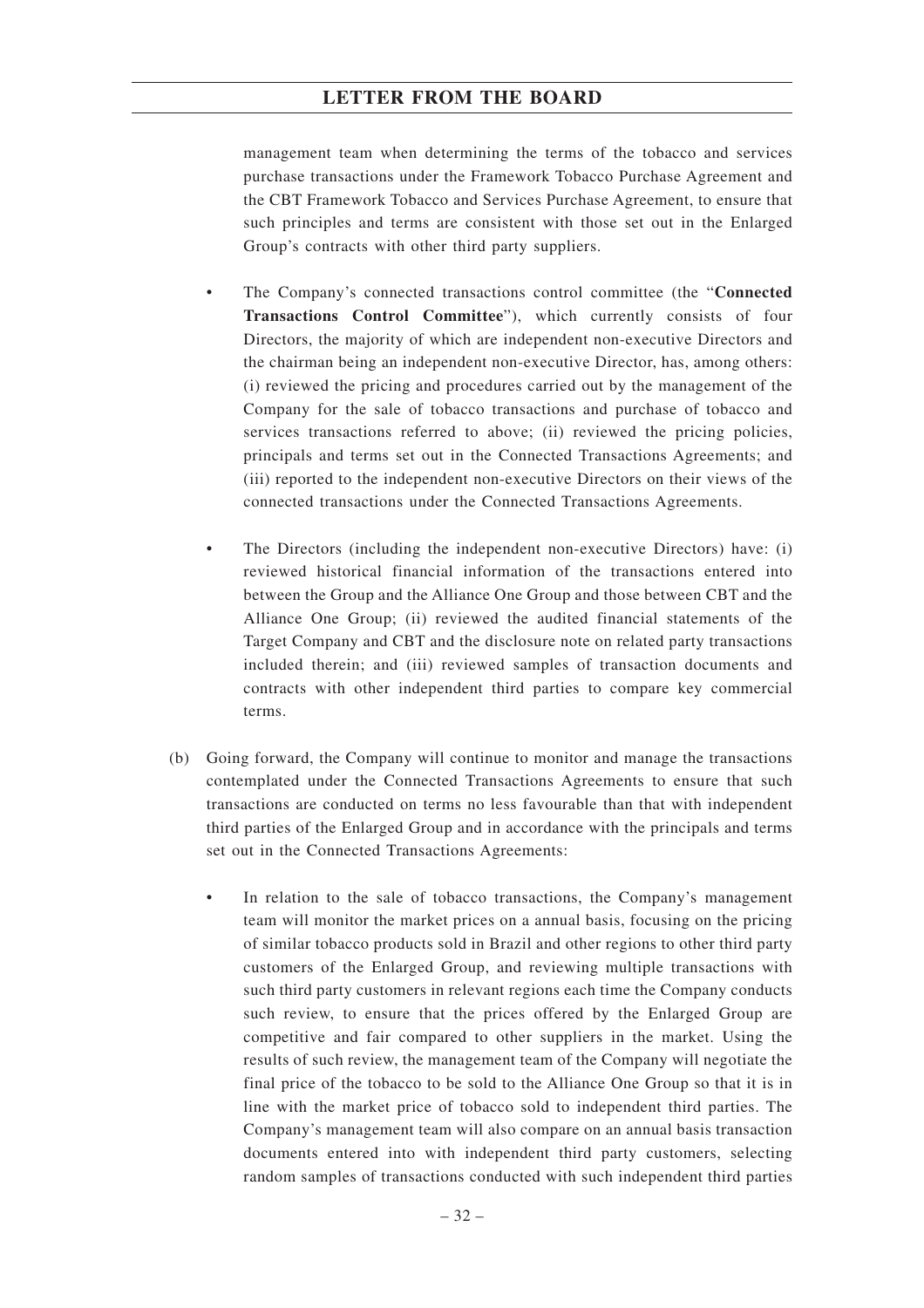management team when determining the terms of the tobacco and services purchase transactions under the Framework Tobacco Purchase Agreement and the CBT Framework Tobacco and Services Purchase Agreement, to ensure that such principles and terms are consistent with those set out in the Enlarged Group's contracts with other third party suppliers.

- The Company's connected transactions control committee (the "**Connected Transactions Control Committee**"), which currently consists of four Directors, the majority of which are independent non-executive Directors and the chairman being an independent non-executive Director, has, among others: (i) reviewed the pricing and procedures carried out by the management of the Company for the sale of tobacco transactions and purchase of tobacco and services transactions referred to above; (ii) reviewed the pricing policies, principals and terms set out in the Connected Transactions Agreements; and (iii) reported to the independent non-executive Directors on their views of the connected transactions under the Connected Transactions Agreements.

- The Directors (including the independent non-executive Directors) have: (i) reviewed historical financial information of the transactions entered into between the Group and the Alliance One Group and those between CBT and the Alliance One Group; (ii) reviewed the audited financial statements of the Target Company and CBT and the disclosure note on related party transactions included therein; and (iii) reviewed samples of transaction documents and contracts with other independent third parties to compare key commercial terms.

(b) Going forward, the Company will continue to monitor and manage the transactions contemplated under the Connected Transactions Agreements to ensure that such transactions are conducted on terms no less favourable than that with independent third parties of the Enlarged Group and in accordance with the principals and terms set out in the Connected Transactions Agreements:

- In relation to the sale of tobacco transactions, the Company's management team will monitor the market prices on a annual basis, focusing on the pricing of similar tobacco products sold in Brazil and other regions to other third party customers of the Enlarged Group, and reviewing multiple transactions with such third party customers in relevant regions each time the Company conducts such review, to ensure that the prices offered by the Enlarged Group are competitive and fair compared to other suppliers in the market. Using the results of such review, the management team of the Company will negotiate the final price of the tobacco to be sold to the Alliance One Group so that it is in line with the market price of tobacco sold to independent third parties. The Company's management team will also compare on an annual basis transaction documents entered into with independent third party customers, selecting random samples of transactions conducted with such independent third parties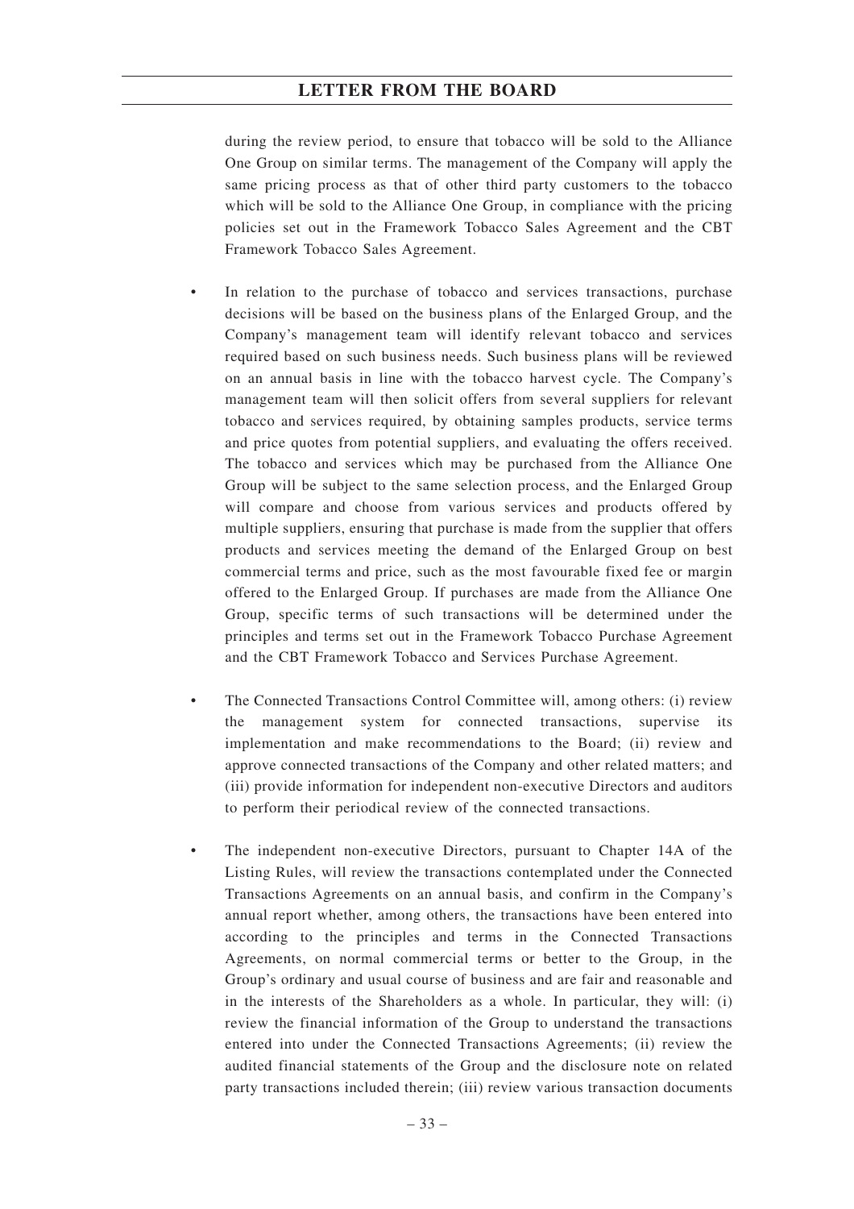during the review period, to ensure that tobacco will be sold to the Alliance One Group on similar terms. The management of the Company will apply the same pricing process as that of other third party customers to the tobacco which will be sold to the Alliance One Group, in compliance with the pricing policies set out in the Framework Tobacco Sales Agreement and the CBT Framework Tobacco Sales Agreement.

- In relation to the purchase of tobacco and services transactions, purchase decisions will be based on the business plans of the Enlarged Group, and the Company's management team will identify relevant tobacco and services required based on such business needs. Such business plans will be reviewed on an annual basis in line with the tobacco harvest cycle. The Company's management team will then solicit offers from several suppliers for relevant tobacco and services required, by obtaining samples products, service terms and price quotes from potential suppliers, and evaluating the offers received. The tobacco and services which may be purchased from the Alliance One Group will be subject to the same selection process, and the Enlarged Group will compare and choose from various services and products offered by multiple suppliers, ensuring that purchase is made from the supplier that offers products and services meeting the demand of the Enlarged Group on best commercial terms and price, such as the most favourable fixed fee or margin offered to the Enlarged Group. If purchases are made from the Alliance One Group, specific terms of such transactions will be determined under the principles and terms set out in the Framework Tobacco Purchase Agreement and the CBT Framework Tobacco and Services Purchase Agreement.

- The Connected Transactions Control Committee will, among others: (i) review the management system for connected transactions, supervise its implementation and make recommendations to the Board; (ii) review and approve connected transactions of the Company and other related matters; and (iii) provide information for independent non-executive Directors and auditors to perform their periodical review of the connected transactions.

- The independent non-executive Directors, pursuant to Chapter 14A of the Listing Rules, will review the transactions contemplated under the Connected Transactions Agreements on an annual basis, and confirm in the Company's annual report whether, among others, the transactions have been entered into according to the principles and terms in the Connected Transactions Agreements, on normal commercial terms or better to the Group, in the Group's ordinary and usual course of business and are fair and reasonable and in the interests of the Shareholders as a whole. In particular, they will: (i) review the financial information of the Group to understand the transactions entered into under the Connected Transactions Agreements; (ii) review the audited financial statements of the Group and the disclosure note on related party transactions included therein; (iii) review various transaction documents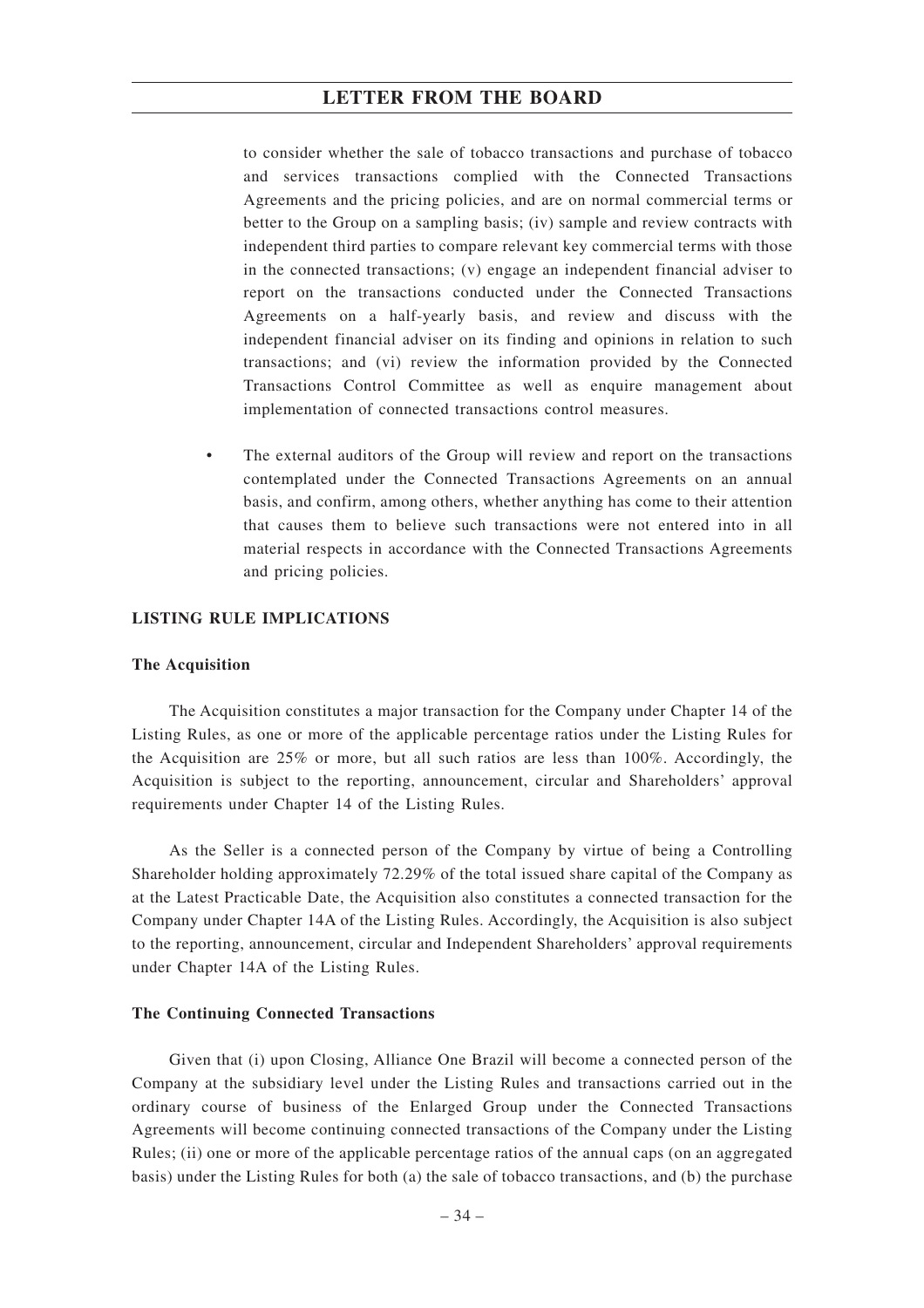to consider whether the sale of tobacco transactions and purchase of tobacco and services transactions complied with the Connected Transactions Agreements and the pricing policies, and are on normal commercial terms or better to the Group on a sampling basis; (iv) sample and review contracts with independent third parties to compare relevant key commercial terms with those in the connected transactions; (v) engage an independent financial adviser to report on the transactions conducted under the Connected Transactions Agreements on a half-yearly basis, and review and discuss with the independent financial adviser on its finding and opinions in relation to such transactions; and (vi) review the information provided by the Connected Transactions Control Committee as well as enquire management about implementation of connected transactions control measures.

- The external auditors of the Group will review and report on the transactions contemplated under the Connected Transactions Agreements on an annual basis, and confirm, among others, whether anything has come to their attention that causes them to believe such transactions were not entered into in all material respects in accordance with the Connected Transactions Agreements and pricing policies.

## LISTING RULE IMPLICATIONS

### The Acquisition

The Acquisition constitutes a major transaction for the Company under Chapter 14 of the Listing Rules, as one or more of the applicable percentage ratios under the Listing Rules for the Acquisition are 25% or more, but all such ratios are less than 100%. Accordingly, the Acquisition is subject to the reporting, announcement, circular and Shareholders' approval requirements under Chapter 14 of the Listing Rules.

As the Seller is a connected person of the Company by virtue of being a Controlling Shareholder holding approximately 72.29% of the total issued share capital of the Company as at the Latest Practicable Date, the Acquisition also constitutes a connected transaction for the Company under Chapter 14A of the Listing Rules. Accordingly, the Acquisition is also subject to the reporting, announcement, circular and Independent Shareholders' approval requirements under Chapter 14A of the Listing Rules.

### The Continuing Connected Transactions

Given that (i) upon Closing, Alliance One Brazil will become a connected person of the Company at the subsidiary level under the Listing Rules and transactions carried out in the ordinary course of business of the Enlarged Group under the Connected Transactions Agreements will become continuing connected transactions of the Company under the Listing Rules; (ii) one or more of the applicable percentage ratios of the annual caps (on an aggregated basis) under the Listing Rules for both (a) the sale of tobacco transactions, and (b) the purchase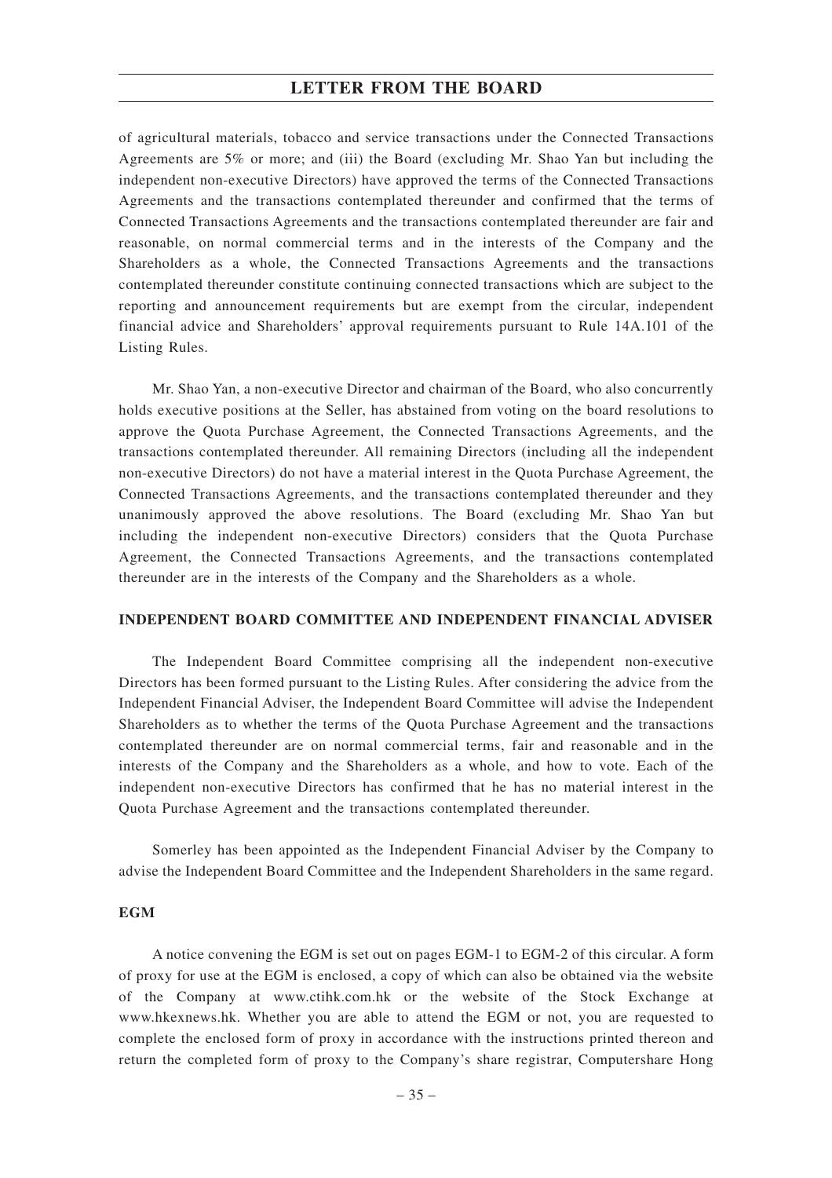of agricultural materials, tobacco and service transactions under the Connected Transactions Agreements are 5% or more; and (iii) the Board (excluding Mr. Shao Yan but including the independent non-executive Directors) have approved the terms of the Connected Transactions Agreements and the transactions contemplated thereunder and confirmed that the terms of Connected Transactions Agreements and the transactions contemplated thereunder are fair and reasonable, on normal commercial terms and in the interests of the Company and the Shareholders as a whole, the Connected Transactions Agreements and the transactions contemplated thereunder constitute continuing connected transactions which are subject to the reporting and announcement requirements but are exempt from the circular, independent financial advice and Shareholders' approval requirements pursuant to Rule 14A.101 of the Listing Rules.

Mr. Shao Yan, a non-executive Director and chairman of the Board, who also concurrently holds executive positions at the Seller, has abstained from voting on the board resolutions to approve the Quota Purchase Agreement, the Connected Transactions Agreements, and the transactions contemplated thereunder. All remaining Directors (including all the independent non-executive Directors) do not have a material interest in the Quota Purchase Agreement, the Connected Transactions Agreements, and the transactions contemplated thereunder and they unanimously approved the above resolutions. The Board (excluding Mr. Shao Yan but including the independent non-executive Directors) considers that the Quota Purchase Agreement, the Connected Transactions Agreements, and the transactions contemplated thereunder are in the interests of the Company and the Shareholders as a whole.

## INDEPENDENT BOARD COMMITTEE AND INDEPENDENT FINANCIAL ADVISER

The Independent Board Committee comprising all the independent non-executive Directors has been formed pursuant to the Listing Rules. After considering the advice from the Independent Financial Adviser, the Independent Board Committee will advise the Independent Shareholders as to whether the terms of the Quota Purchase Agreement and the transactions contemplated thereunder are on normal commercial terms, fair and reasonable and in the interests of the Company and the Shareholders as a whole, and how to vote. Each of the independent non-executive Directors has confirmed that he has no material interest in the Quota Purchase Agreement and the transactions contemplated thereunder.

Somerley has been appointed as the Independent Financial Adviser by the Company to advise the Independent Board Committee and the Independent Shareholders in the same regard.

## EGM

A notice convening the EGM is set out on pages EGM-1 to EGM-2 of this circular. A form of proxy for use at the EGM is enclosed, a copy of which can also be obtained via the website of the Company at www.ctihk.com.hk or the website of the Stock Exchange at www.hkexnews.hk. Whether you are able to attend the EGM or not, you are requested to complete the enclosed form of proxy in accordance with the instructions printed thereon and return the completed form of proxy to the Company's share registrar, Computershare Hong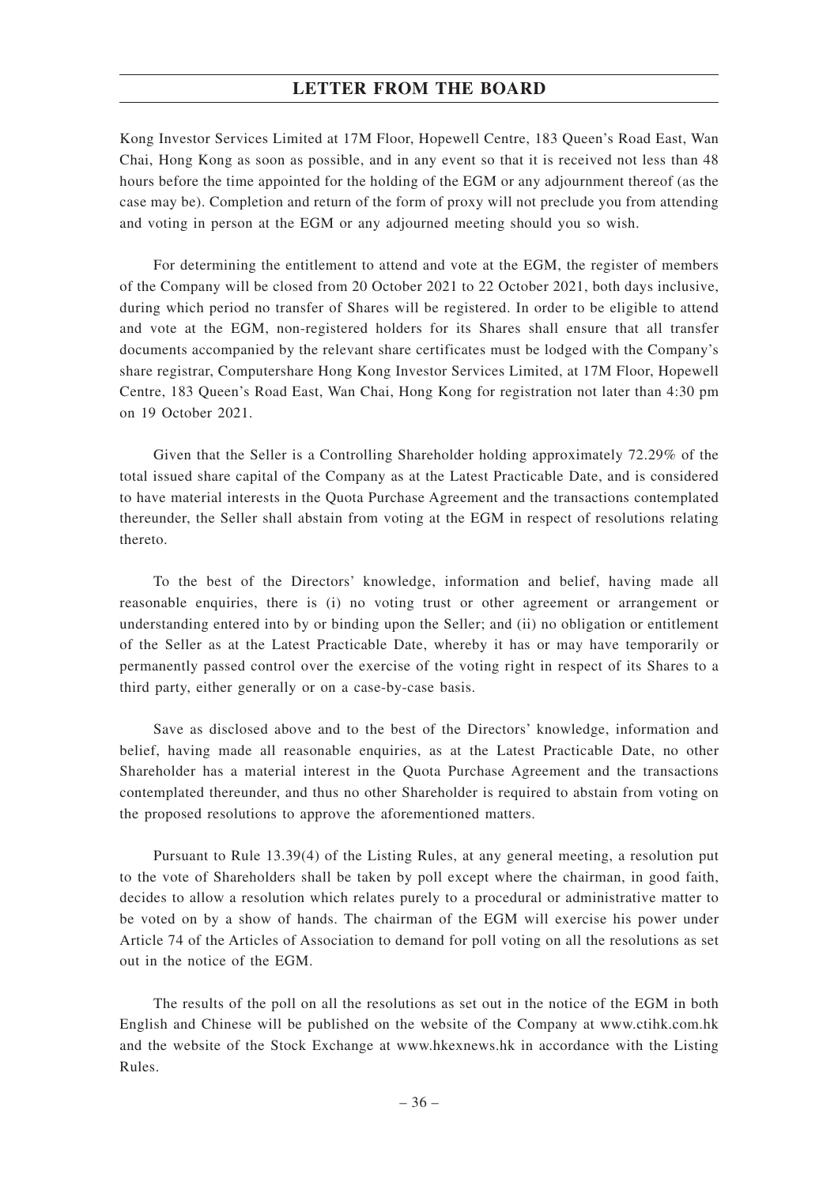Kong Investor Services Limited at 17M Floor, Hopewell Centre, 183 Queen's Road East, Wan Chai, Hong Kong as soon as possible, and in any event so that it is received not less than 48 hours before the time appointed for the holding of the EGM or any adjournment thereof (as the case may be). Completion and return of the form of proxy will not preclude you from attending and voting in person at the EGM or any adjourned meeting should you so wish.

For determining the entitlement to attend and vote at the EGM, the register of members of the Company will be closed from 20 October 2021 to 22 October 2021, both days inclusive, during which period no transfer of Shares will be registered. In order to be eligible to attend and vote at the EGM, non-registered holders for its Shares shall ensure that all transfer documents accompanied by the relevant share certificates must be lodged with the Company's share registrar, Computershare Hong Kong Investor Services Limited, at 17M Floor, Hopewell Centre, 183 Queen's Road East, Wan Chai, Hong Kong for registration not later than 4:30 pm on 19 October 2021.

Given that the Seller is a Controlling Shareholder holding approximately 72.29% of the total issued share capital of the Company as at the Latest Practicable Date, and is considered to have material interests in the Quota Purchase Agreement and the transactions contemplated thereunder, the Seller shall abstain from voting at the EGM in respect of resolutions relating thereto.

To the best of the Directors' knowledge, information and belief, having made all reasonable enquiries, there is (i) no voting trust or other agreement or arrangement or understanding entered into by or binding upon the Seller; and (ii) no obligation or entitlement of the Seller as at the Latest Practicable Date, whereby it has or may have temporarily or permanently passed control over the exercise of the voting right in respect of its Shares to a third party, either generally or on a case-by-case basis.

Save as disclosed above and to the best of the Directors' knowledge, information and belief, having made all reasonable enquiries, as at the Latest Practicable Date, no other Shareholder has a material interest in the Quota Purchase Agreement and the transactions contemplated thereunder, and thus no other Shareholder is required to abstain from voting on the proposed resolutions to approve the aforementioned matters.

Pursuant to Rule 13.39(4) of the Listing Rules, at any general meeting, a resolution put to the vote of Shareholders shall be taken by poll except where the chairman, in good faith, decides to allow a resolution which relates purely to a procedural or administrative matter to be voted on by a show of hands. The chairman of the EGM will exercise his power under Article 74 of the Articles of Association to demand for poll voting on all the resolutions as set out in the notice of the EGM.

The results of the poll on all the resolutions as set out in the notice of the EGM in both English and Chinese will be published on the website of the Company at www.ctihk.com.hk and the website of the Stock Exchange at www.hkexnews.hk in accordance with the Listing Rules.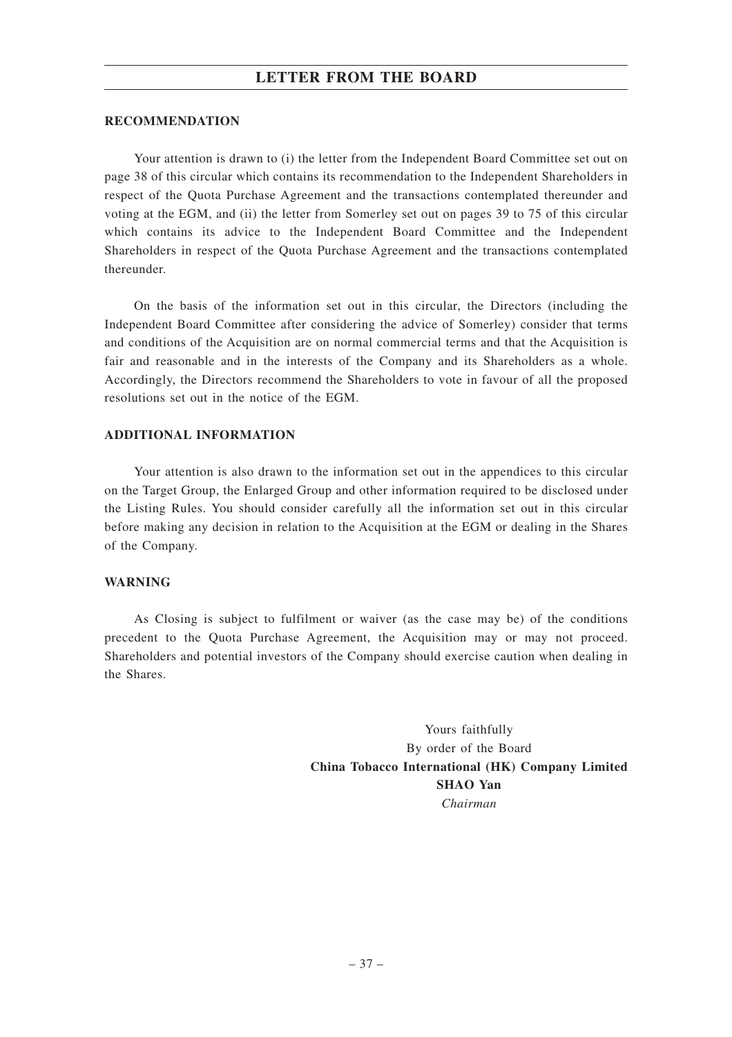**RECOMMENDATION**

Your attention is drawn to (i) the letter from the Independent Board Committee set out on page 38 of this circular which contains its recommendation to the Independent Shareholders in respect of the Quota Purchase Agreement and the transactions contemplated thereunder and voting at the EGM, and (ii) the letter from Somerley set out on pages 39 to 75 of this circular which contains its advice to the Independent Board Committee and the Independent Shareholders in respect of the Quota Purchase Agreement and the transactions contemplated thereunder.

On the basis of the information set out in this circular, the Directors (including the Independent Board Committee after considering the advice of Somerley) consider that terms and conditions of the Acquisition are on normal commercial terms and that the Acquisition is fair and reasonable and in the interests of the Company and its Shareholders as a whole. Accordingly, the Directors recommend the Shareholders to vote in favour of all the proposed resolutions set out in the notice of the EGM.

**ADDITIONAL INFORMATION**

Your attention is also drawn to the information set out in the appendices to this circular on the Target Group, the Enlarged Group and other information required to be disclosed under the Listing Rules. You should consider carefully all the information set out in this circular before making any decision in relation to the Acquisition at the EGM or dealing in the Shares of the Company.

**WARNING**

As Closing is subject to fulfilment or waiver (as the case may be) of the conditions precedent to the Quota Purchase Agreement, the Acquisition may or may not proceed. Shareholders and potential investors of the Company should exercise caution when dealing in the Shares.

Yours faithfully
By order of the Board
**China Tobacco International (HK) Company Limited**
**SHAO Yan**
*Chairman*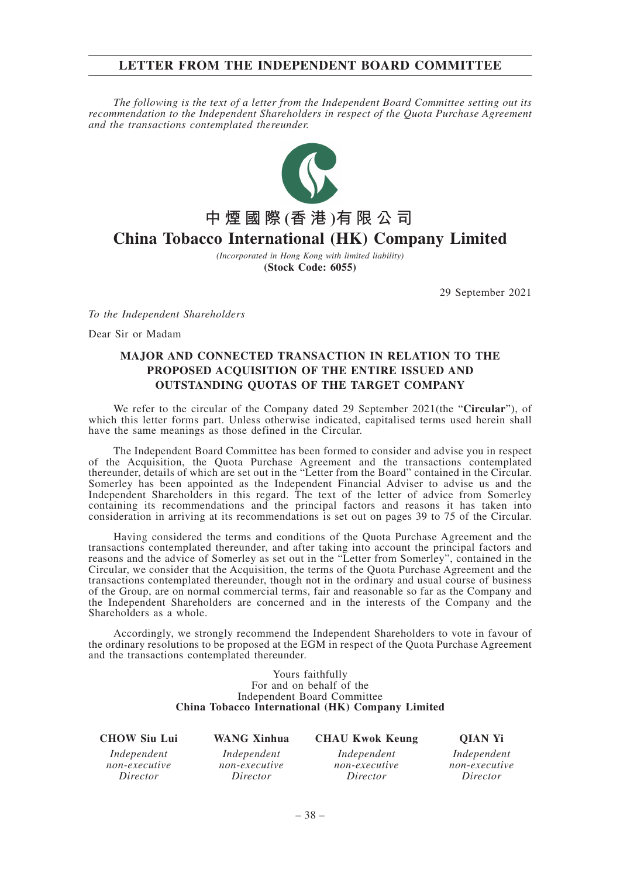# LETTER FROM THE INDEPENDENT BOARD COMMITTEE

*The following is the text of a letter from the Independent Board Committee setting out its recommendation to the Independent Shareholders in respect of the Quota Purchase Agreement and the transactions contemplated thereunder.*

**中煙國際(香港)有限公司**

**China Tobacco International (HK) Company Limited**

*(Incorporated in Hong Kong with limited liability)*

**(Stock Code: 6055)**

29 September 2021

*To the Independent Shareholders*

Dear Sir or Madam

## MAJOR AND CONNECTED TRANSACTION IN RELATION TO THE PROPOSED ACQUISITION OF THE ENTIRE ISSUED AND OUTSTANDING QUOTAS OF THE TARGET COMPANY

We refer to the circular of the Company dated 29 September 2021(the "**Circular**"), of which this letter forms part. Unless otherwise indicated, capitalised terms used herein shall have the same meanings as those defined in the Circular.

The Independent Board Committee has been formed to consider and advise you in respect of the Acquisition, the Quota Purchase Agreement and the transactions contemplated thereunder, details of which are set out in the "Letter from the Board" contained in the Circular. Somerley has been appointed as the Independent Financial Adviser to advise us and the Independent Shareholders in this regard. The text of the letter of advice from Somerley containing its recommendations and the principal factors and reasons it has taken into consideration in arriving at its recommendations is set out on pages 39 to 75 of the Circular.

Having considered the terms and conditions of the Quota Purchase Agreement and the transactions contemplated thereunder, and after taking into account the principal factors and reasons and the advice of Somerley as set out in the "Letter from Somerley", contained in the Circular, we consider that the Acquisition, the terms of the Quota Purchase Agreement and the transactions contemplated thereunder, though not in the ordinary and usual course of business of the Group, are on normal commercial terms, fair and reasonable so far as the Company and the Independent Shareholders are concerned and in the interests of the Company and the Shareholders as a whole.

Accordingly, we strongly recommend the Independent Shareholders to vote in favour of the ordinary resolutions to be proposed at the EGM in respect of the Quota Purchase Agreement and the transactions contemplated thereunder.

Yours faithfully
For and on behalf of the
Independent Board Committee
**China Tobacco International (HK) Company Limited**

| **CHOW Siu Lui** | **WANG Xinhua** | **CHAU Kwok Keung** | **QIAN Yi** |
|---|---|---|---|
| *Independent non-executive Director* | *Independent non-executive Director* | *Independent non-executive Director* | *Independent non-executive Director* |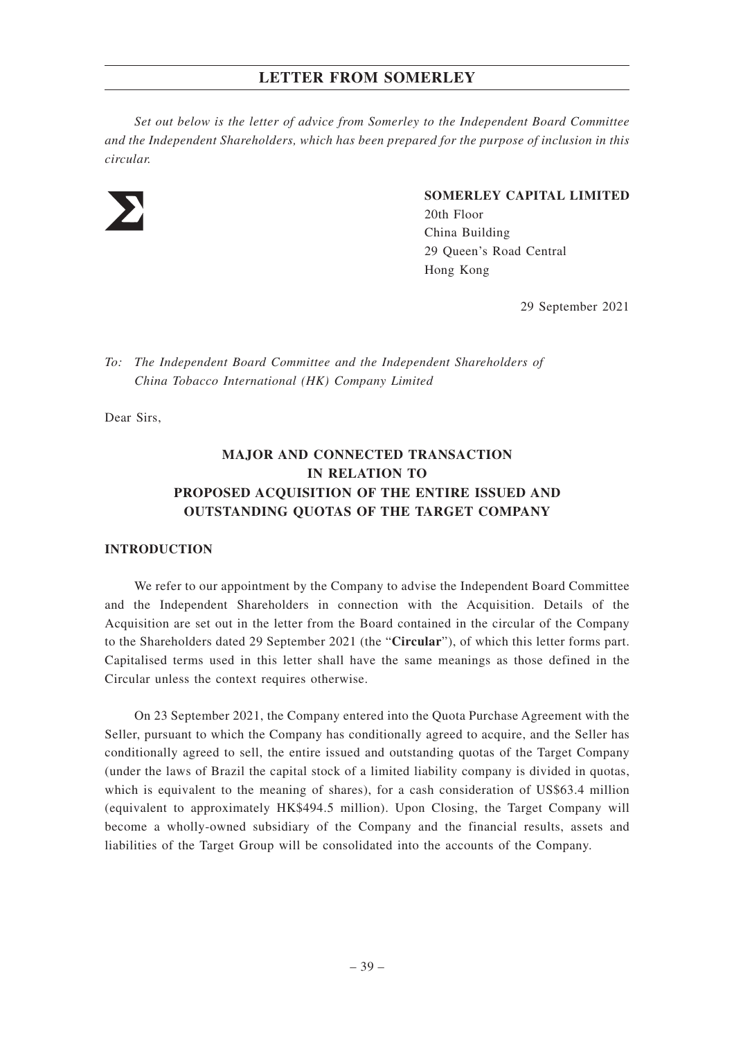# LETTER FROM SOMERLEY

*Set out below is the letter of advice from Somerley to the Independent Board Committee and the Independent Shareholders, which has been prepared for the purpose of inclusion in this circular.*

**SOMERLEY CAPITAL LIMITED**
20th Floor
China Building
29 Queen's Road Central
Hong Kong

29 September 2021

*To: The Independent Board Committee and the Independent Shareholders of China Tobacco International (HK) Company Limited*

Dear Sirs,

## MAJOR AND CONNECTED TRANSACTION IN RELATION TO PROPOSED ACQUISITION OF THE ENTIRE ISSUED AND OUTSTANDING QUOTAS OF THE TARGET COMPANY

### INTRODUCTION

We refer to our appointment by the Company to advise the Independent Board Committee and the Independent Shareholders in connection with the Acquisition. Details of the Acquisition are set out in the letter from the Board contained in the circular of the Company to the Shareholders dated 29 September 2021 (the "**Circular**"), of which this letter forms part. Capitalised terms used in this letter shall have the same meanings as those defined in the Circular unless the context requires otherwise.

On 23 September 2021, the Company entered into the Quota Purchase Agreement with the Seller, pursuant to which the Company has conditionally agreed to acquire, and the Seller has conditionally agreed to sell, the entire issued and outstanding quotas of the Target Company (under the laws of Brazil the capital stock of a limited liability company is divided in quotas, which is equivalent to the meaning of shares), for a cash consideration of US$63.4 million (equivalent to approximately HK$494.5 million). Upon Closing, the Target Company will become a wholly-owned subsidiary of the Company and the financial results, assets and liabilities of the Target Group will be consolidated into the accounts of the Company.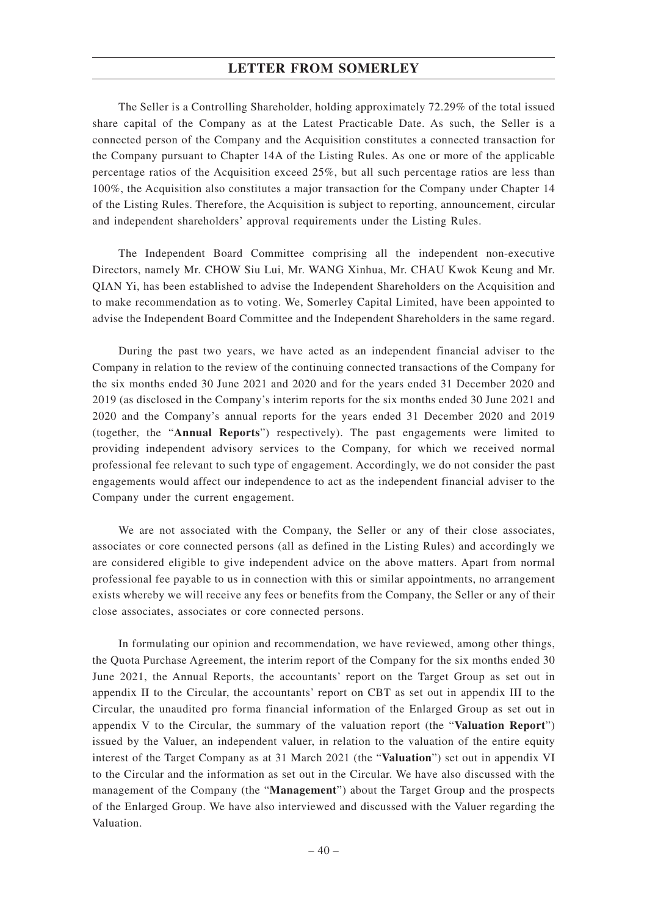The Seller is a Controlling Shareholder, holding approximately 72.29% of the total issued share capital of the Company as at the Latest Practicable Date. As such, the Seller is a connected person of the Company and the Acquisition constitutes a connected transaction for the Company pursuant to Chapter 14A of the Listing Rules. As one or more of the applicable percentage ratios of the Acquisition exceed 25%, but all such percentage ratios are less than 100%, the Acquisition also constitutes a major transaction for the Company under Chapter 14 of the Listing Rules. Therefore, the Acquisition is subject to reporting, announcement, circular and independent shareholders' approval requirements under the Listing Rules.

The Independent Board Committee comprising all the independent non-executive Directors, namely Mr. CHOW Siu Lui, Mr. WANG Xinhua, Mr. CHAU Kwok Keung and Mr. QIAN Yi, has been established to advise the Independent Shareholders on the Acquisition and to make recommendation as to voting. We, Somerley Capital Limited, have been appointed to advise the Independent Board Committee and the Independent Shareholders in the same regard.

During the past two years, we have acted as an independent financial adviser to the Company in relation to the review of the continuing connected transactions of the Company for the six months ended 30 June 2021 and 2020 and for the years ended 31 December 2020 and 2019 (as disclosed in the Company's interim reports for the six months ended 30 June 2021 and 2020 and the Company's annual reports for the years ended 31 December 2020 and 2019 (together, the "**Annual Reports**") respectively). The past engagements were limited to providing independent advisory services to the Company, for which we received normal professional fee relevant to such type of engagement. Accordingly, we do not consider the past engagements would affect our independence to act as the independent financial adviser to the Company under the current engagement.

We are not associated with the Company, the Seller or any of their close associates, associates or core connected persons (all as defined in the Listing Rules) and accordingly we are considered eligible to give independent advice on the above matters. Apart from normal professional fee payable to us in connection with this or similar appointments, no arrangement exists whereby we will receive any fees or benefits from the Company, the Seller or any of their close associates, associates or core connected persons.

In formulating our opinion and recommendation, we have reviewed, among other things, the Quota Purchase Agreement, the interim report of the Company for the six months ended 30 June 2021, the Annual Reports, the accountants' report on the Target Group as set out in appendix II to the Circular, the accountants' report on CBT as set out in appendix III to the Circular, the unaudited pro forma financial information of the Enlarged Group as set out in appendix V to the Circular, the summary of the valuation report (the "**Valuation Report**") issued by the Valuer, an independent valuer, in relation to the valuation of the entire equity interest of the Target Company as at 31 March 2021 (the "**Valuation**") set out in appendix VI to the Circular and the information as set out in the Circular. We have also discussed with the management of the Company (the "**Management**") about the Target Group and the prospects of the Enlarged Group. We have also interviewed and discussed with the Valuer regarding the Valuation.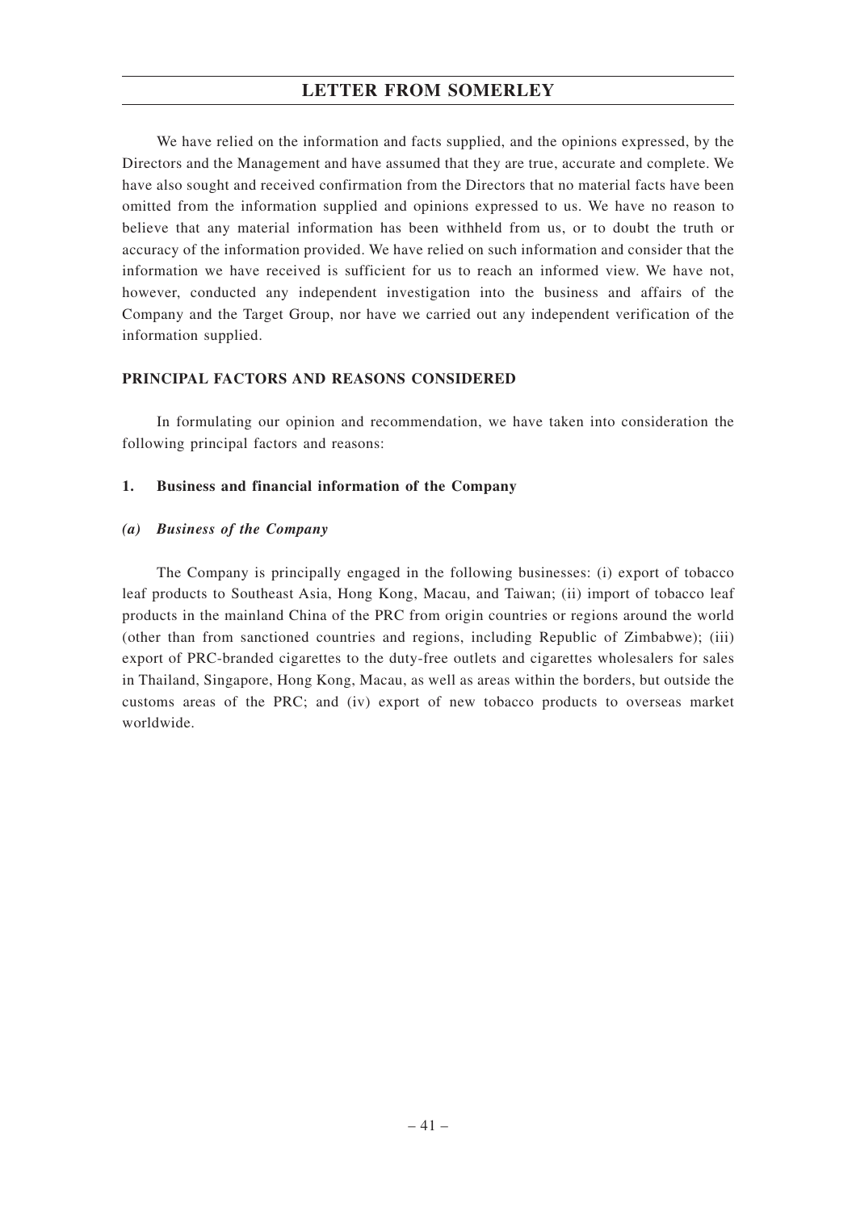We have relied on the information and facts supplied, and the opinions expressed, by the Directors and the Management and have assumed that they are true, accurate and complete. We have also sought and received confirmation from the Directors that no material facts have been omitted from the information supplied and opinions expressed to us. We have no reason to believe that any material information has been withheld from us, or to doubt the truth or accuracy of the information provided. We have relied on such information and consider that the information we have received is sufficient for us to reach an informed view. We have not, however, conducted any independent investigation into the business and affairs of the Company and the Target Group, nor have we carried out any independent verification of the information supplied.

## PRINCIPAL FACTORS AND REASONS CONSIDERED

In formulating our opinion and recommendation, we have taken into consideration the following principal factors and reasons:

### 1. Business and financial information of the Company

#### *(a) Business of the Company*

The Company is principally engaged in the following businesses: (i) export of tobacco leaf products to Southeast Asia, Hong Kong, Macau, and Taiwan; (ii) import of tobacco leaf products in the mainland China of the PRC from origin countries or regions around the world (other than from sanctioned countries and regions, including Republic of Zimbabwe); (iii) export of PRC-branded cigarettes to the duty-free outlets and cigarettes wholesalers for sales in Thailand, Singapore, Hong Kong, Macau, as well as areas within the borders, but outside the customs areas of the PRC; and (iv) export of new tobacco products to overseas market worldwide.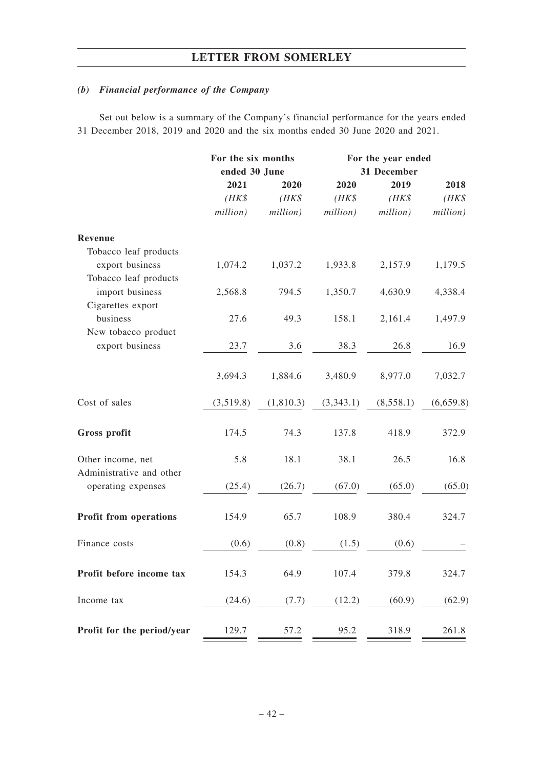### *(b) Financial performance of the Company*

Set out below is a summary of the Company's financial performance for the years ended 31 December 2018, 2019 and 2020 and the six months ended 30 June 2020 and 2021.

| | For the six months ended 30 June | | For the year ended 31 December | | |
|---|---|---|---|---|---|
| | 2021 | 2020 | 2020 | 2019 | 2018 |
| | *(HK$ million)* | *(HK$ million)* | *(HK$ million)* | *(HK$ million)* | *(HK$ million)* |
| **Revenue** | | | | | |
| Tobacco leaf products export business | 1,074.2 | 1,037.2 | 1,933.8 | 2,157.9 | 1,179.5 |
| Tobacco leaf products import business | 2,568.8 | 794.5 | 1,350.7 | 4,630.9 | 4,338.4 |
| Cigarettes export business | 27.6 | 49.3 | 158.1 | 2,161.4 | 1,497.9 |
| New tobacco product export business | 23.7 | 3.6 | 38.3 | 26.8 | 16.9 |
| | 3,694.3 | 1,884.6 | 3,480.9 | 8,977.0 | 7,032.7 |
| Cost of sales | (3,519.8) | (1,810.3) | (3,343.1) | (8,558.1) | (6,659.8) |
| **Gross profit** | 174.5 | 74.3 | 137.8 | 418.9 | 372.9 |
| Other income, net | 5.8 | 18.1 | 38.1 | 26.5 | 16.8 |
| Administrative and other operating expenses | (25.4) | (26.7) | (67.0) | (65.0) | (65.0) |
| **Profit from operations** | 154.9 | 65.7 | 108.9 | 380.4 | 324.7 |
| Finance costs | (0.6) | (0.8) | (1.5) | (0.6) | – |
| **Profit before income tax** | 154.3 | 64.9 | 107.4 | 379.8 | 324.7 |
| Income tax | (24.6) | (7.7) | (12.2) | (60.9) | (62.9) |
| **Profit for the period/year** | 129.7 | 57.2 | 95.2 | 318.9 | 261.8 |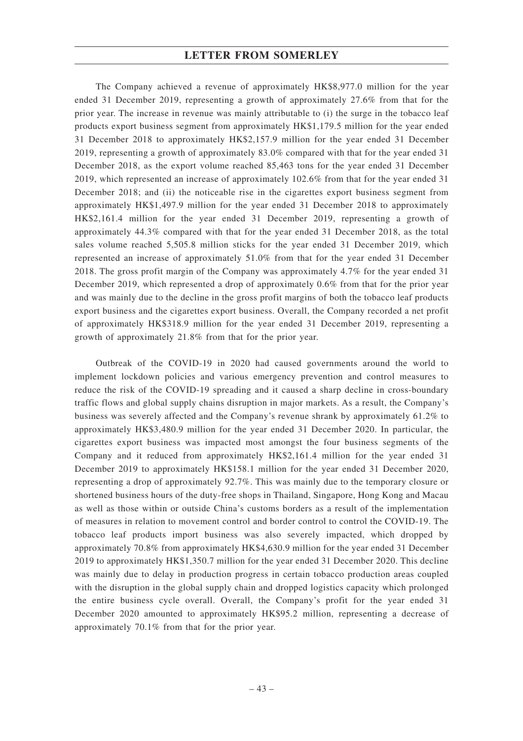The Company achieved a revenue of approximately HK$8,977.0 million for the year ended 31 December 2019, representing a growth of approximately 27.6% from that for the prior year. The increase in revenue was mainly attributable to (i) the surge in the tobacco leaf products export business segment from approximately HK$1,179.5 million for the year ended 31 December 2018 to approximately HK$2,157.9 million for the year ended 31 December 2019, representing a growth of approximately 83.0% compared with that for the year ended 31 December 2018, as the export volume reached 85,463 tons for the year ended 31 December 2019, which represented an increase of approximately 102.6% from that for the year ended 31 December 2018; and (ii) the noticeable rise in the cigarettes export business segment from approximately HK$1,497.9 million for the year ended 31 December 2018 to approximately HK$2,161.4 million for the year ended 31 December 2019, representing a growth of approximately 44.3% compared with that for the year ended 31 December 2018, as the total sales volume reached 5,505.8 million sticks for the year ended 31 December 2019, which represented an increase of approximately 51.0% from that for the year ended 31 December 2018. The gross profit margin of the Company was approximately 4.7% for the year ended 31 December 2019, which represented a drop of approximately 0.6% from that for the prior year and was mainly due to the decline in the gross profit margins of both the tobacco leaf products export business and the cigarettes export business. Overall, the Company recorded a net profit of approximately HK$318.9 million for the year ended 31 December 2019, representing a growth of approximately 21.8% from that for the prior year.

Outbreak of the COVID-19 in 2020 had caused governments around the world to implement lockdown policies and various emergency prevention and control measures to reduce the risk of the COVID-19 spreading and it caused a sharp decline in cross-boundary traffic flows and global supply chains disruption in major markets. As a result, the Company's business was severely affected and the Company's revenue shrank by approximately 61.2% to approximately HK$3,480.9 million for the year ended 31 December 2020. In particular, the cigarettes export business was impacted most amongst the four business segments of the Company and it reduced from approximately HK$2,161.4 million for the year ended 31 December 2019 to approximately HK$158.1 million for the year ended 31 December 2020, representing a drop of approximately 92.7%. This was mainly due to the temporary closure or shortened business hours of the duty-free shops in Thailand, Singapore, Hong Kong and Macau as well as those within or outside China's customs borders as a result of the implementation of measures in relation to movement control and border control to control the COVID-19. The tobacco leaf products import business was also severely impacted, which dropped by approximately 70.8% from approximately HK$4,630.9 million for the year ended 31 December 2019 to approximately HK$1,350.7 million for the year ended 31 December 2020. This decline was mainly due to delay in production progress in certain tobacco production areas coupled with the disruption in the global supply chain and dropped logistics capacity which prolonged the entire business cycle overall. Overall, the Company's profit for the year ended 31 December 2020 amounted to approximately HK$95.2 million, representing a decrease of approximately 70.1% from that for the prior year.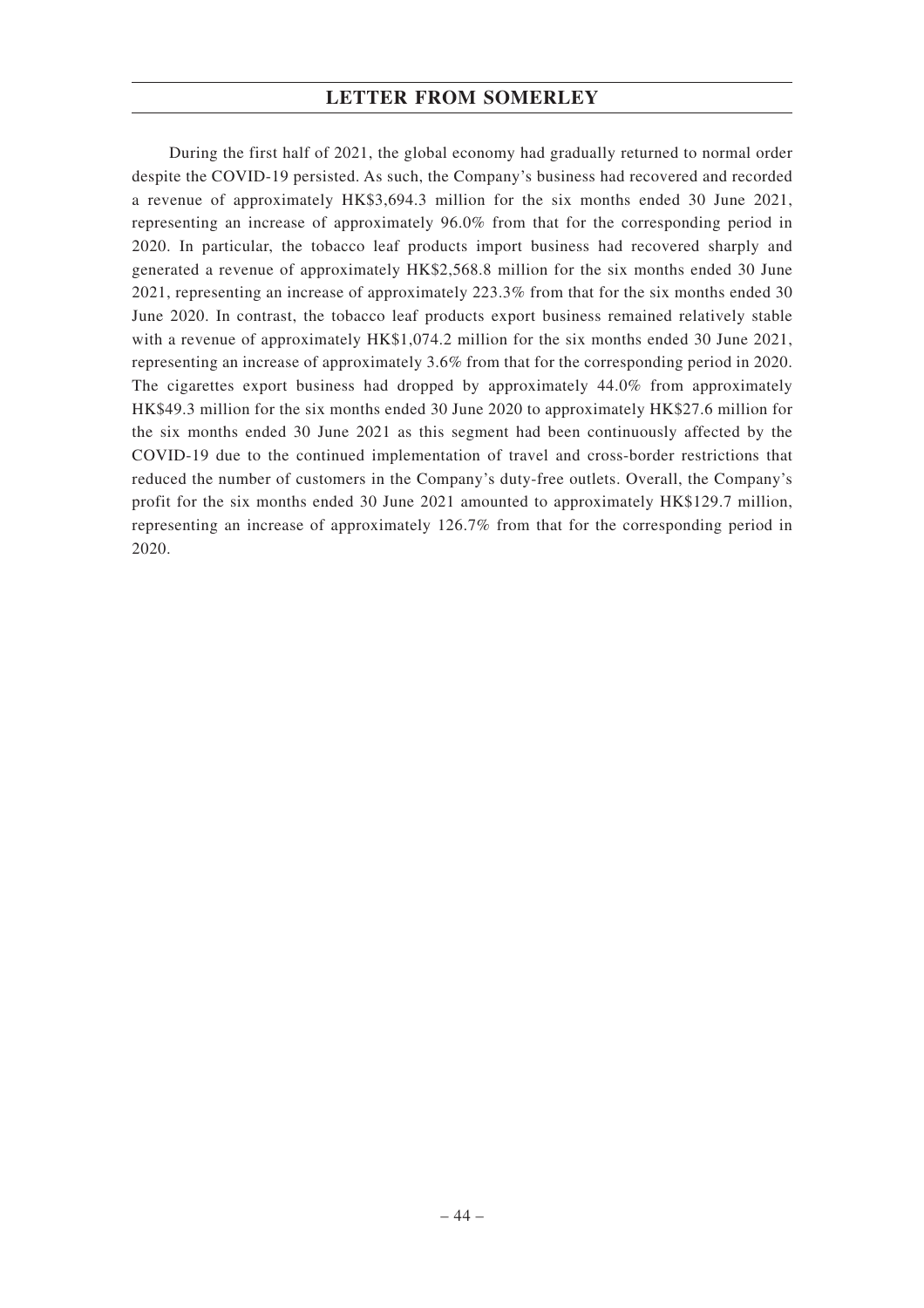During the first half of 2021, the global economy had gradually returned to normal order despite the COVID-19 persisted. As such, the Company's business had recovered and recorded a revenue of approximately HK$3,694.3 million for the six months ended 30 June 2021, representing an increase of approximately 96.0% from that for the corresponding period in 2020. In particular, the tobacco leaf products import business had recovered sharply and generated a revenue of approximately HK$2,568.8 million for the six months ended 30 June 2021, representing an increase of approximately 223.3% from that for the six months ended 30 June 2020. In contrast, the tobacco leaf products export business remained relatively stable with a revenue of approximately HK$1,074.2 million for the six months ended 30 June 2021, representing an increase of approximately 3.6% from that for the corresponding period in 2020. The cigarettes export business had dropped by approximately 44.0% from approximately HK$49.3 million for the six months ended 30 June 2020 to approximately HK$27.6 million for the six months ended 30 June 2021 as this segment had been continuously affected by the COVID-19 due to the continued implementation of travel and cross-border restrictions that reduced the number of customers in the Company's duty-free outlets. Overall, the Company's profit for the six months ended 30 June 2021 amounted to approximately HK$129.7 million, representing an increase of approximately 126.7% from that for the corresponding period in 2020.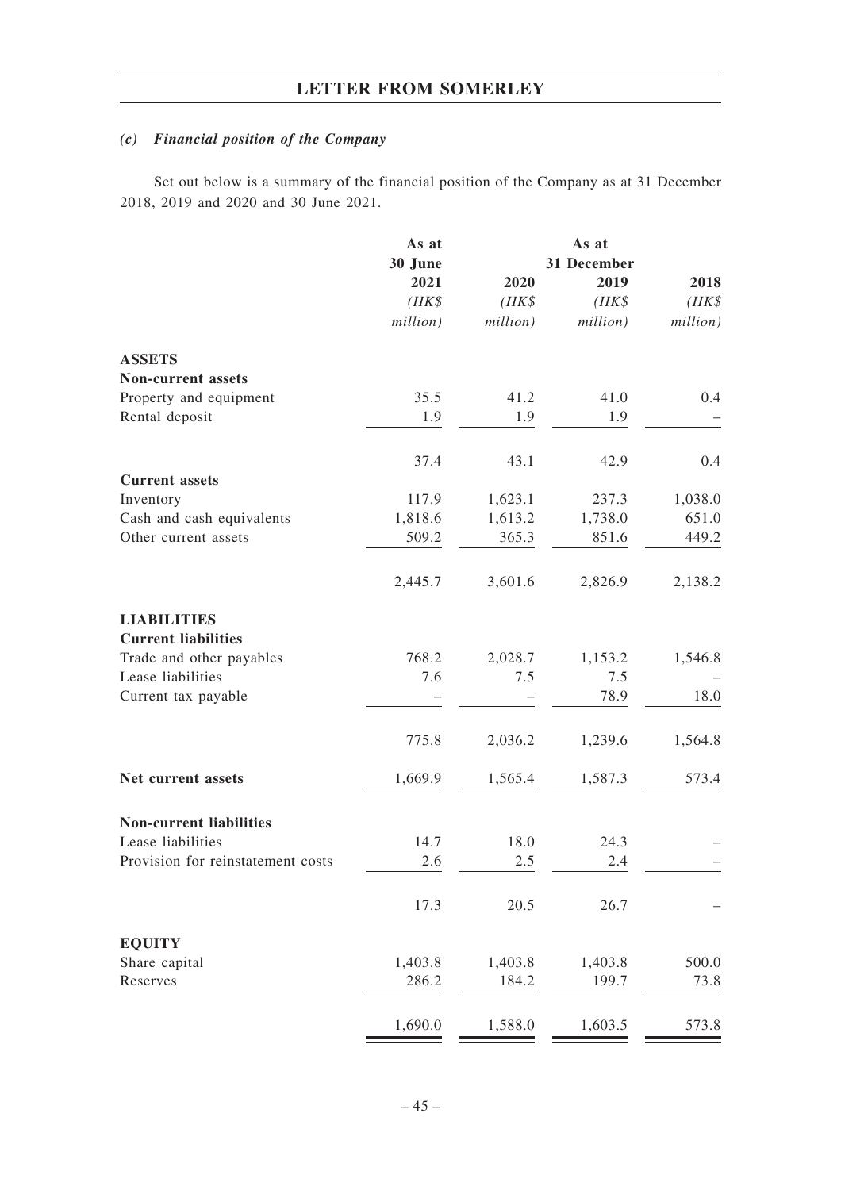### *(c) Financial position of the Company*

Set out below is a summary of the financial position of the Company as at 31 December 2018, 2019 and 2020 and 30 June 2021.

| | As at 30 June | As at 31 December | | |
|---|---|---|---|---|
| | 2021 | 2020 | 2019 | 2018 |
| | *(HK$ million)* | *(HK$ million)* | *(HK$ million)* | *(HK$ million)* |
| **ASSETS** | | | | |
| **Non-current assets** | | | | |
| Property and equipment | 35.5 | 41.2 | 41.0 | 0.4 |
| Rental deposit | 1.9 | 1.9 | 1.9 | – |
| | 37.4 | 43.1 | 42.9 | 0.4 |
| **Current assets** | | | | |
| Inventory | 117.9 | 1,623.1 | 237.3 | 1,038.0 |
| Cash and cash equivalents | 1,818.6 | 1,613.2 | 1,738.0 | 651.0 |
| Other current assets | 509.2 | 365.3 | 851.6 | 449.2 |
| | 2,445.7 | 3,601.6 | 2,826.9 | 2,138.2 |
| **LIABILITIES** | | | | |
| **Current liabilities** | | | | |
| Trade and other payables | 768.2 | 2,028.7 | 1,153.2 | 1,546.8 |
| Lease liabilities | 7.6 | 7.5 | 7.5 | – |
| Current tax payable | – | – | 78.9 | 18.0 |
| | 775.8 | 2,036.2 | 1,239.6 | 1,564.8 |
| **Net current assets** | 1,669.9 | 1,565.4 | 1,587.3 | 573.4 |
| **Non-current liabilities** | | | | |
| Lease liabilities | 14.7 | 18.0 | 24.3 | – |
| Provision for reinstatement costs | 2.6 | 2.5 | 2.4 | – |
| | 17.3 | 20.5 | 26.7 | – |
| **EQUITY** | | | | |
| Share capital | 1,403.8 | 1,403.8 | 1,403.8 | 500.0 |
| Reserves | 286.2 | 184.2 | 199.7 | 73.8 |
| | 1,690.0 | 1,588.0 | 1,603.5 | 573.8 |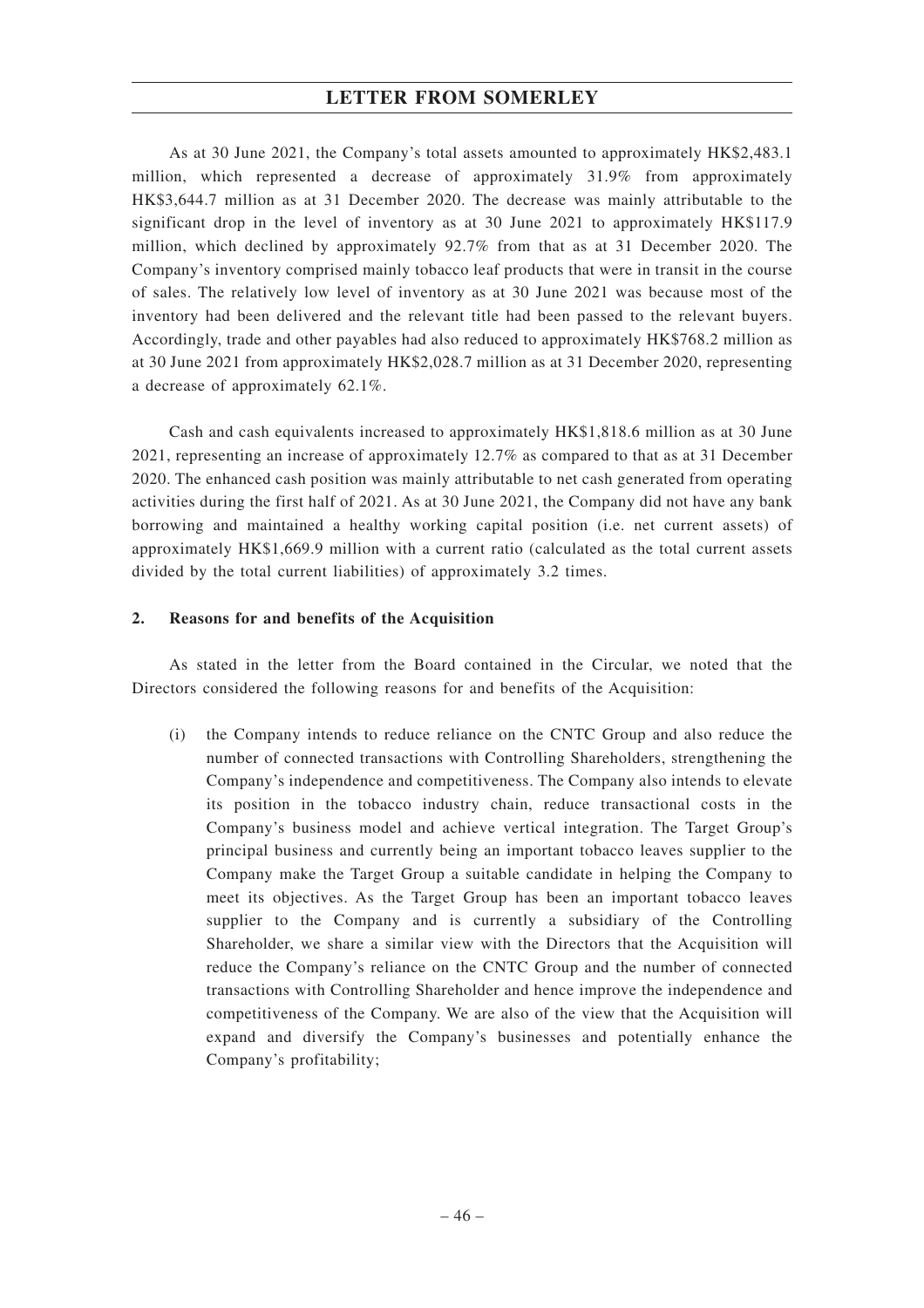As at 30 June 2021, the Company's total assets amounted to approximately HK$2,483.1 million, which represented a decrease of approximately 31.9% from approximately HK$3,644.7 million as at 31 December 2020. The decrease was mainly attributable to the significant drop in the level of inventory as at 30 June 2021 to approximately HK$117.9 million, which declined by approximately 92.7% from that as at 31 December 2020. The Company's inventory comprised mainly tobacco leaf products that were in transit in the course of sales. The relatively low level of inventory as at 30 June 2021 was because most of the inventory had been delivered and the relevant title had been passed to the relevant buyers. Accordingly, trade and other payables had also reduced to approximately HK$768.2 million as at 30 June 2021 from approximately HK$2,028.7 million as at 31 December 2020, representing a decrease of approximately 62.1%.

Cash and cash equivalents increased to approximately HK$1,818.6 million as at 30 June 2021, representing an increase of approximately 12.7% as compared to that as at 31 December 2020. The enhanced cash position was mainly attributable to net cash generated from operating activities during the first half of 2021. As at 30 June 2021, the Company did not have any bank borrowing and maintained a healthy working capital position (i.e. net current assets) of approximately HK$1,669.9 million with a current ratio (calculated as the total current assets divided by the total current liabilities) of approximately 3.2 times.

**2. Reasons for and benefits of the Acquisition**

As stated in the letter from the Board contained in the Circular, we noted that the Directors considered the following reasons for and benefits of the Acquisition:

(i) the Company intends to reduce reliance on the CNTC Group and also reduce the number of connected transactions with Controlling Shareholders, strengthening the Company's independence and competitiveness. The Company also intends to elevate its position in the tobacco industry chain, reduce transactional costs in the Company's business model and achieve vertical integration. The Target Group's principal business and currently being an important tobacco leaves supplier to the Company make the Target Group a suitable candidate in helping the Company to meet its objectives. As the Target Group has been an important tobacco leaves supplier to the Company and is currently a subsidiary of the Controlling Shareholder, we share a similar view with the Directors that the Acquisition will reduce the Company's reliance on the CNTC Group and the number of connected transactions with Controlling Shareholder and hence improve the independence and competitiveness of the Company. We are also of the view that the Acquisition will expand and diversify the Company's businesses and potentially enhance the Company's profitability;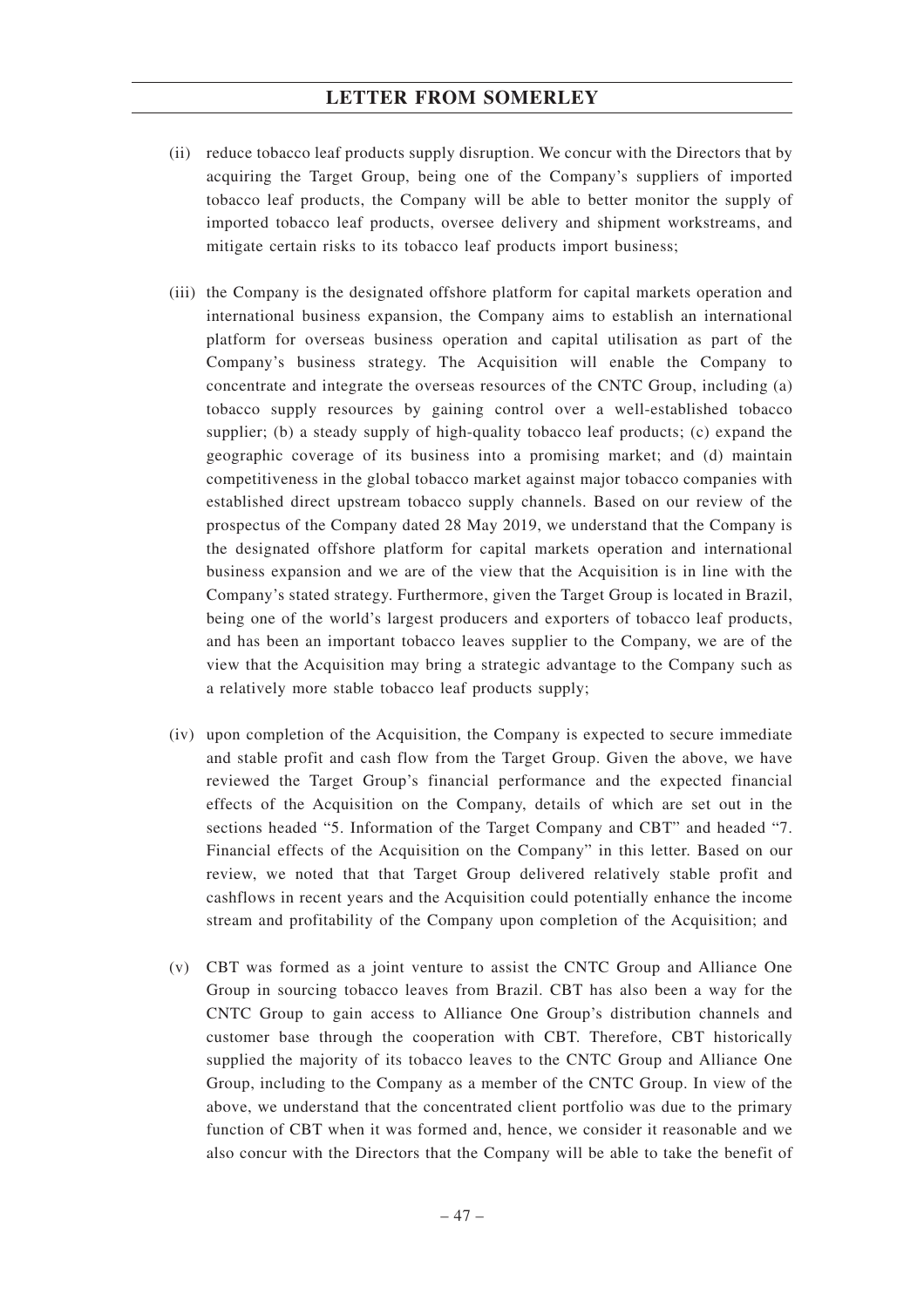(ii) reduce tobacco leaf products supply disruption. We concur with the Directors that by acquiring the Target Group, being one of the Company's suppliers of imported tobacco leaf products, the Company will be able to better monitor the supply of imported tobacco leaf products, oversee delivery and shipment workstreams, and mitigate certain risks to its tobacco leaf products import business;

(iii) the Company is the designated offshore platform for capital markets operation and international business expansion, the Company aims to establish an international platform for overseas business operation and capital utilisation as part of the Company's business strategy. The Acquisition will enable the Company to concentrate and integrate the overseas resources of the CNTC Group, including (a) tobacco supply resources by gaining control over a well-established tobacco supplier; (b) a steady supply of high-quality tobacco leaf products; (c) expand the geographic coverage of its business into a promising market; and (d) maintain competitiveness in the global tobacco market against major tobacco companies with established direct upstream tobacco supply channels. Based on our review of the prospectus of the Company dated 28 May 2019, we understand that the Company is the designated offshore platform for capital markets operation and international business expansion and we are of the view that the Acquisition is in line with the Company's stated strategy. Furthermore, given the Target Group is located in Brazil, being one of the world's largest producers and exporters of tobacco leaf products, and has been an important tobacco leaves supplier to the Company, we are of the view that the Acquisition may bring a strategic advantage to the Company such as a relatively more stable tobacco leaf products supply;

(iv) upon completion of the Acquisition, the Company is expected to secure immediate and stable profit and cash flow from the Target Group. Given the above, we have reviewed the Target Group's financial performance and the expected financial effects of the Acquisition on the Company, details of which are set out in the sections headed "5. Information of the Target Company and CBT" and headed "7. Financial effects of the Acquisition on the Company" in this letter. Based on our review, we noted that that Target Group delivered relatively stable profit and cashflows in recent years and the Acquisition could potentially enhance the income stream and profitability of the Company upon completion of the Acquisition; and

(v) CBT was formed as a joint venture to assist the CNTC Group and Alliance One Group in sourcing tobacco leaves from Brazil. CBT has also been a way for the CNTC Group to gain access to Alliance One Group's distribution channels and customer base through the cooperation with CBT. Therefore, CBT historically supplied the majority of its tobacco leaves to the CNTC Group and Alliance One Group, including to the Company as a member of the CNTC Group. In view of the above, we understand that the concentrated client portfolio was due to the primary function of CBT when it was formed and, hence, we consider it reasonable and we also concur with the Directors that the Company will be able to take the benefit of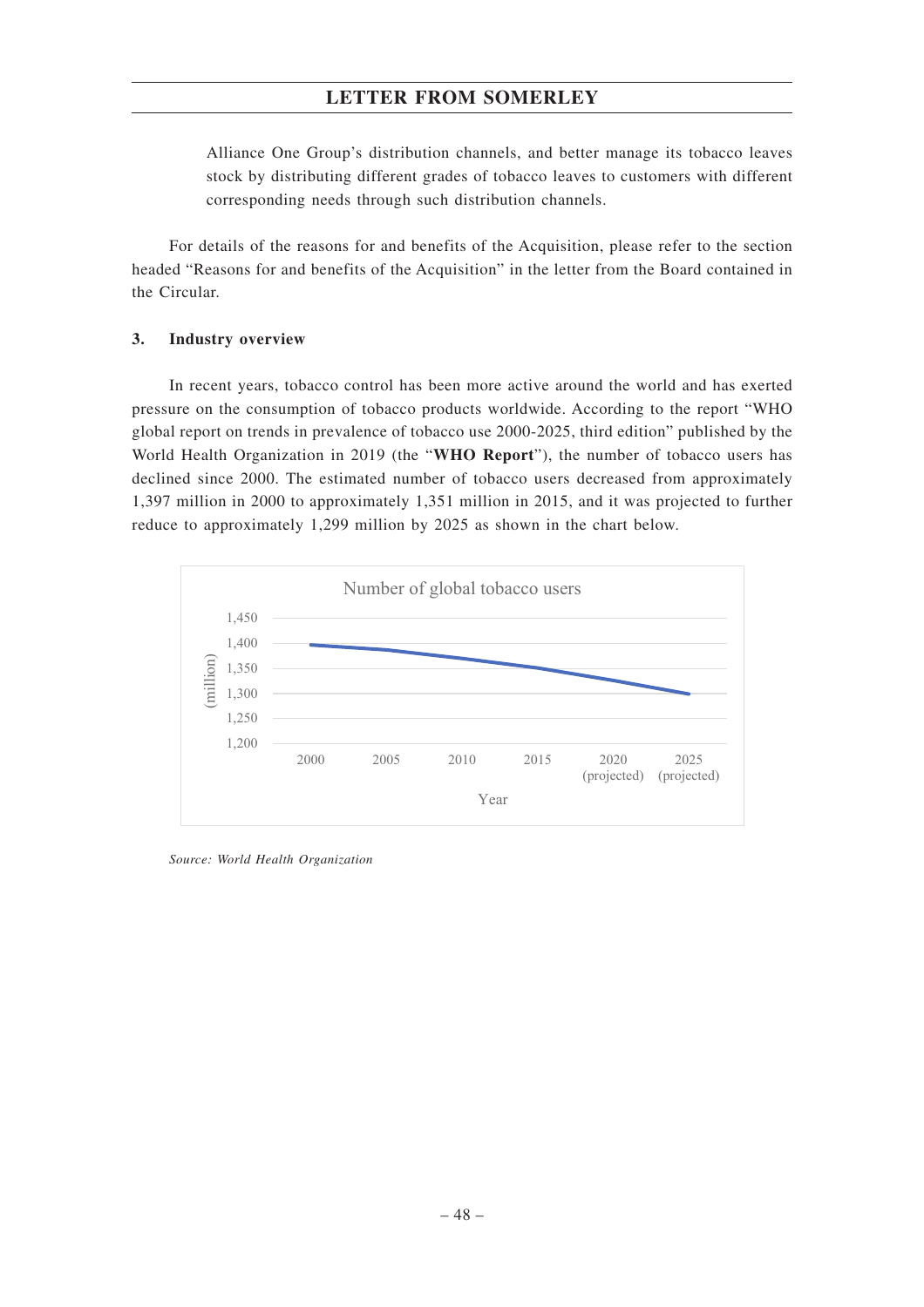Alliance One Group's distribution channels, and better manage its tobacco leaves stock by distributing different grades of tobacco leaves to customers with different corresponding needs through such distribution channels.

For details of the reasons for and benefits of the Acquisition, please refer to the section headed "Reasons for and benefits of the Acquisition" in the letter from the Board contained in the Circular.

### 3. Industry overview

In recent years, tobacco control has been more active around the world and has exerted pressure on the consumption of tobacco products worldwide. According to the report "WHO global report on trends in prevalence of tobacco use 2000-2025, third edition" published by the World Health Organization in 2019 (the "**WHO Report**"), the number of tobacco users has declined since 2000. The estimated number of tobacco users decreased from approximately 1,397 million in 2000 to approximately 1,351 million in 2015, and it was projected to further reduce to approximately 1,299 million by 2025 as shown in the chart below.

Number of global tobacco users

(million)

Year: 2000, 2005, 2010, 2015, 2020 (projected), 2025 (projected)

*Source: World Health Organization*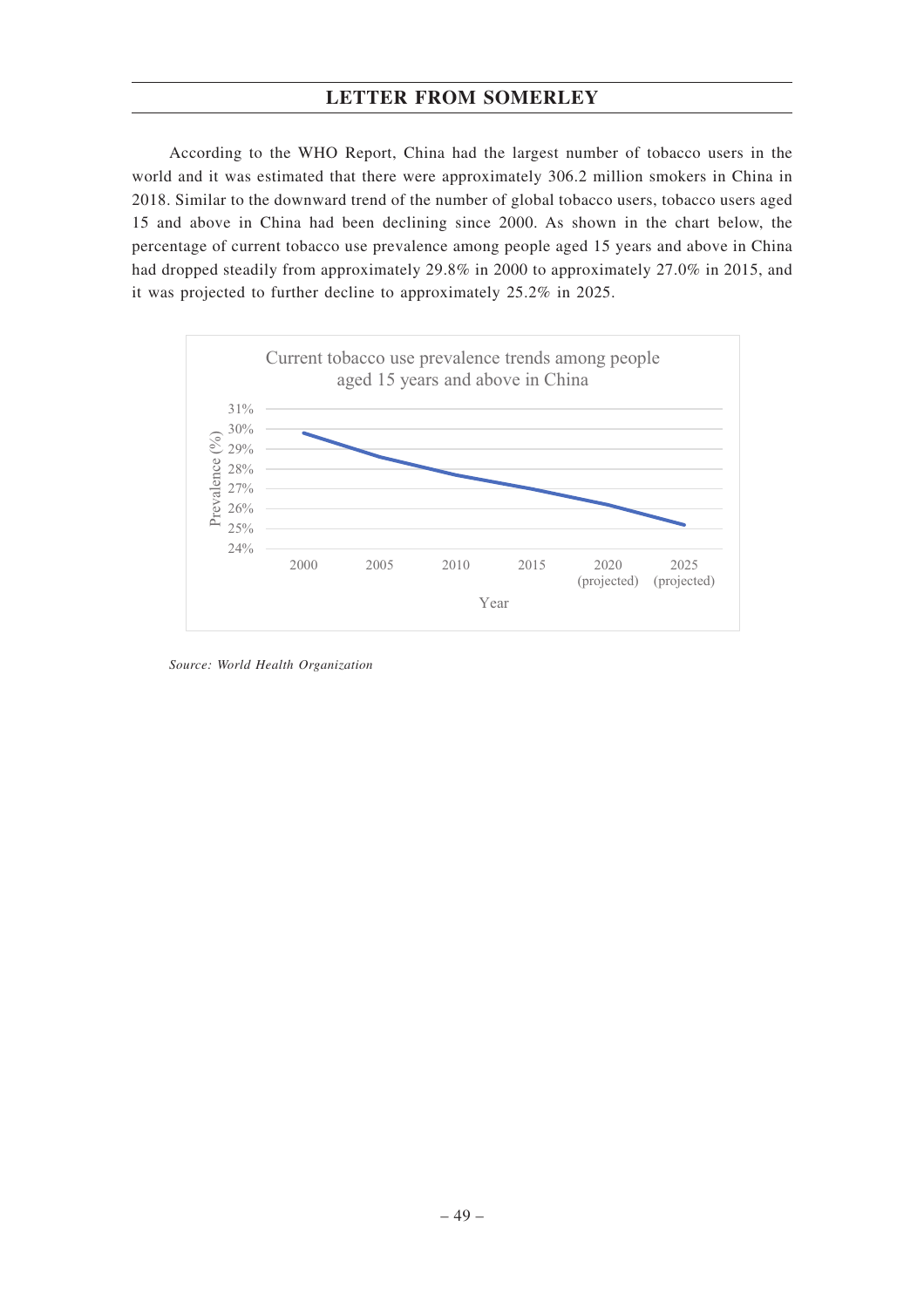According to the WHO Report, China had the largest number of tobacco users in the world and it was estimated that there were approximately 306.2 million smokers in China in 2018. Similar to the downward trend of the number of global tobacco users, tobacco users aged 15 and above in China had been declining since 2000. As shown in the chart below, the percentage of current tobacco use prevalence among people aged 15 years and above in China had dropped steadily from approximately 29.8% in 2000 to approximately 27.0% in 2015, and it was projected to further decline to approximately 25.2% in 2025.

*Source: World Health Organization*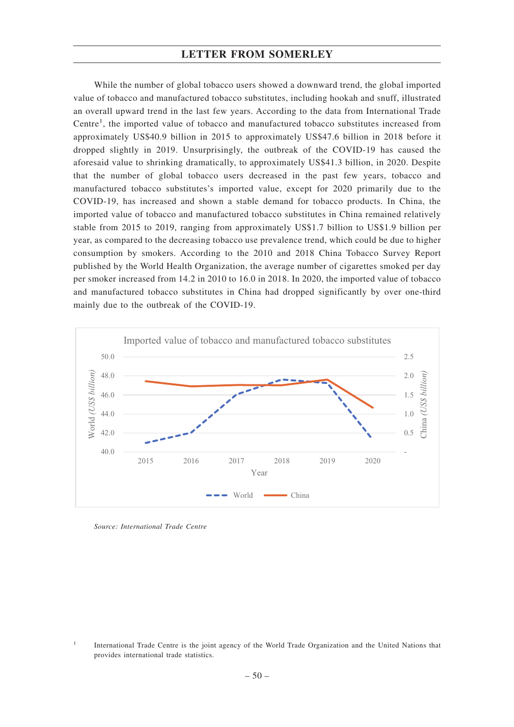While the number of global tobacco users showed a downward trend, the global imported value of tobacco and manufactured tobacco substitutes, including hookah and snuff, illustrated an overall upward trend in the last few years. According to the data from International Trade Centre[1], the imported value of tobacco and manufactured tobacco substitutes increased from approximately US$40.9 billion in 2015 to approximately US$47.6 billion in 2018 before it dropped slightly in 2019. Unsurprisingly, the outbreak of the COVID-19 has caused the aforesaid value to shrinking dramatically, to approximately US$41.3 billion, in 2020. Despite that the number of global tobacco users decreased in the past few years, tobacco and manufactured tobacco substitutes's imported value, except for 2020 primarily due to the COVID-19, has increased and shown a stable demand for tobacco products. In China, the imported value of tobacco and manufactured tobacco substitutes in China remained relatively stable from 2015 to 2019, ranging from approximately US$1.7 billion to US$1.9 billion per year, as compared to the decreasing tobacco use prevalence trend, which could be due to higher consumption by smokers. According to the 2010 and 2018 China Tobacco Survey Report published by the World Health Organization, the average number of cigarettes smoked per day per smoker increased from 14.2 in 2010 to 16.0 in 2018. In 2020, the imported value of tobacco and manufactured tobacco substitutes in China had dropped significantly by over one-third mainly due to the outbreak of the COVID-19.

Imported value of tobacco and manufactured tobacco substitutes

World (US$ billion) / China (US$ billion)

Year: 2015, 2016, 2017, 2018, 2019, 2020

World / China

*Source: International Trade Centre*

[1] International Trade Centre is the joint agency of the World Trade Organization and the United Nations that provides international trade statistics.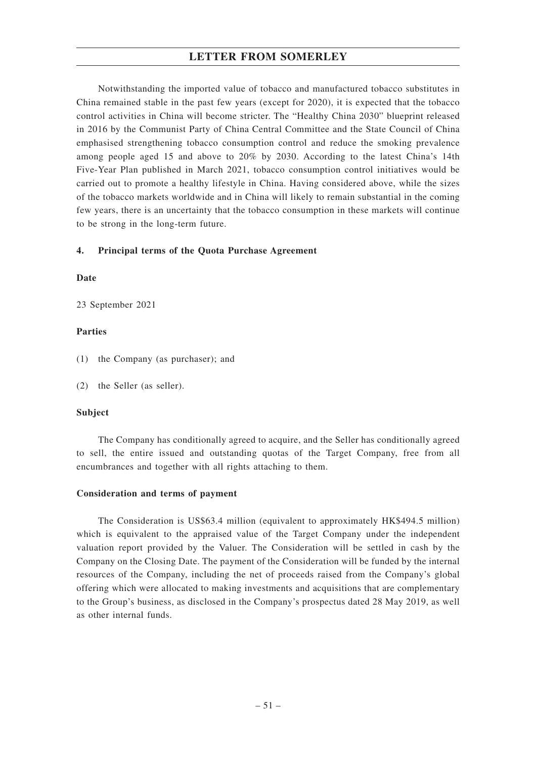Notwithstanding the imported value of tobacco and manufactured tobacco substitutes in China remained stable in the past few years (except for 2020), it is expected that the tobacco control activities in China will become stricter. The "Healthy China 2030" blueprint released in 2016 by the Communist Party of China Central Committee and the State Council of China emphasised strengthening tobacco consumption control and reduce the smoking prevalence among people aged 15 and above to 20% by 2030. According to the latest China's 14th Five-Year Plan published in March 2021, tobacco consumption control initiatives would be carried out to promote a healthy lifestyle in China. Having considered above, while the sizes of the tobacco markets worldwide and in China will likely to remain substantial in the coming few years, there is an uncertainty that the tobacco consumption in these markets will continue to be strong in the long-term future.

## 4. Principal terms of the Quota Purchase Agreement

**Date**

23 September 2021

**Parties**

(1) the Company (as purchaser); and

(2) the Seller (as seller).

**Subject**

The Company has conditionally agreed to acquire, and the Seller has conditionally agreed to sell, the entire issued and outstanding quotas of the Target Company, free from all encumbrances and together with all rights attaching to them.

**Consideration and terms of payment**

The Consideration is US$63.4 million (equivalent to approximately HK$494.5 million) which is equivalent to the appraised value of the Target Company under the independent valuation report provided by the Valuer. The Consideration will be settled in cash by the Company on the Closing Date. The payment of the Consideration will be funded by the internal resources of the Company, including the net of proceeds raised from the Company's global offering which were allocated to making investments and acquisitions that are complementary to the Group's business, as disclosed in the Company's prospectus dated 28 May 2019, as well as other internal funds.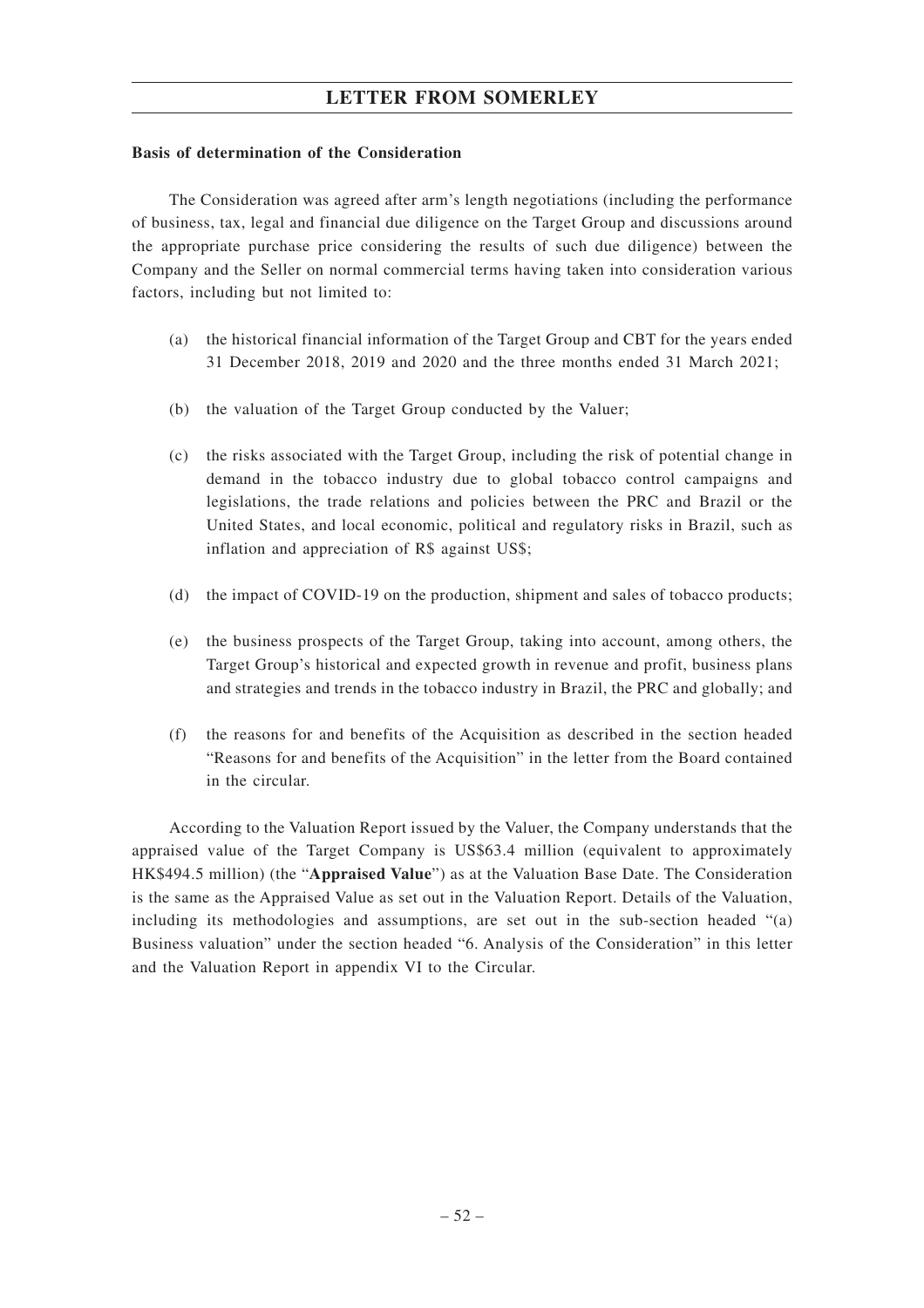**Basis of determination of the Consideration**

The Consideration was agreed after arm's length negotiations (including the performance of business, tax, legal and financial due diligence on the Target Group and discussions around the appropriate purchase price considering the results of such due diligence) between the Company and the Seller on normal commercial terms having taken into consideration various factors, including but not limited to:

(a) the historical financial information of the Target Group and CBT for the years ended 31 December 2018, 2019 and 2020 and the three months ended 31 March 2021;

(b) the valuation of the Target Group conducted by the Valuer;

(c) the risks associated with the Target Group, including the risk of potential change in demand in the tobacco industry due to global tobacco control campaigns and legislations, the trade relations and policies between the PRC and Brazil or the United States, and local economic, political and regulatory risks in Brazil, such as inflation and appreciation of R$ against US$;

(d) the impact of COVID-19 on the production, shipment and sales of tobacco products;

(e) the business prospects of the Target Group, taking into account, among others, the Target Group's historical and expected growth in revenue and profit, business plans and strategies and trends in the tobacco industry in Brazil, the PRC and globally; and

(f) the reasons for and benefits of the Acquisition as described in the section headed "Reasons for and benefits of the Acquisition" in the letter from the Board contained in the circular.

According to the Valuation Report issued by the Valuer, the Company understands that the appraised value of the Target Company is US$63.4 million (equivalent to approximately HK$494.5 million) (the "**Appraised Value**") as at the Valuation Base Date. The Consideration is the same as the Appraised Value as set out in the Valuation Report. Details of the Valuation, including its methodologies and assumptions, are set out in the sub-section headed "(a) Business valuation" under the section headed "6. Analysis of the Consideration" in this letter and the Valuation Report in appendix VI to the Circular.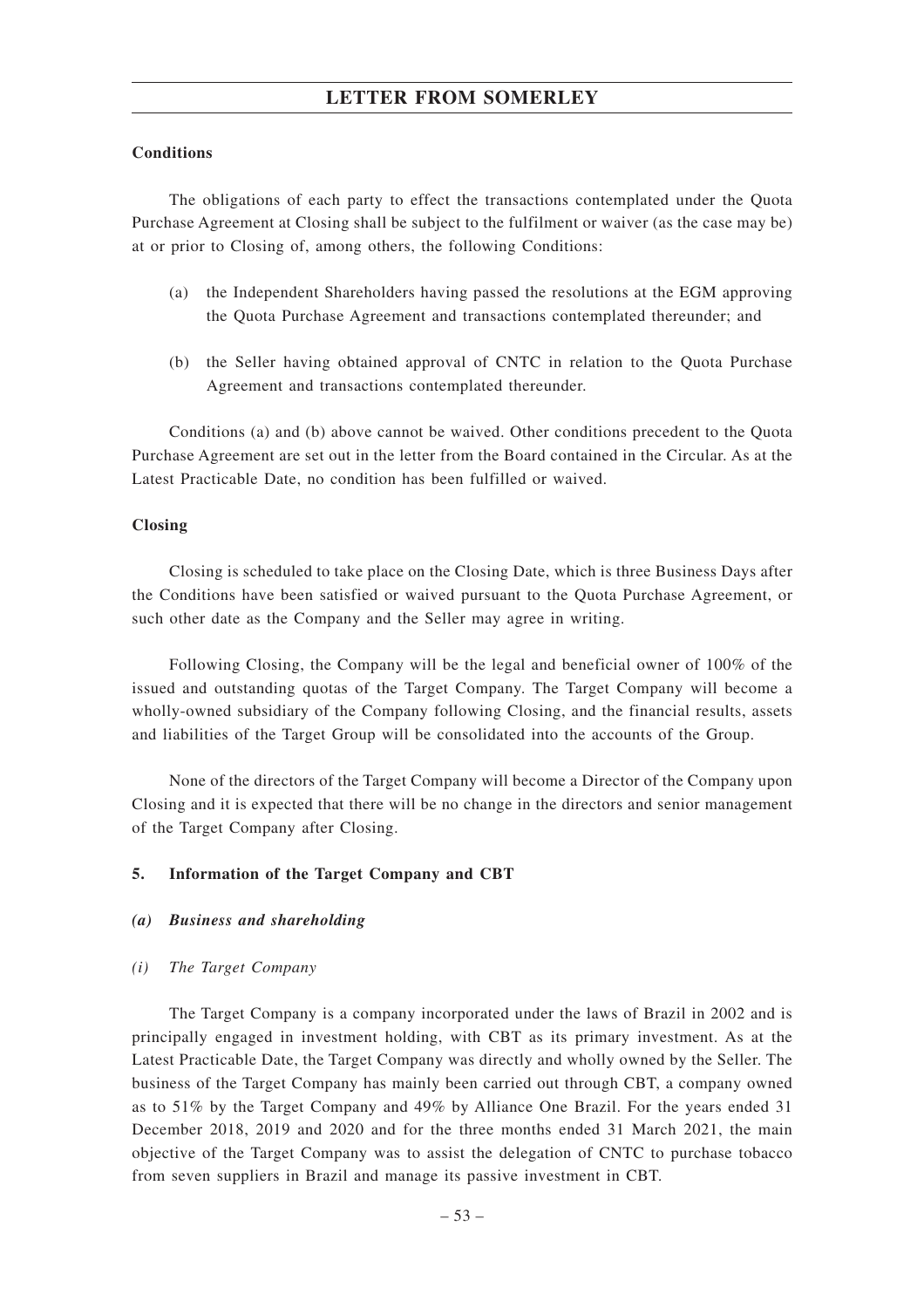**Conditions**

The obligations of each party to effect the transactions contemplated under the Quota Purchase Agreement at Closing shall be subject to the fulfilment or waiver (as the case may be) at or prior to Closing of, among others, the following Conditions:

(a) the Independent Shareholders having passed the resolutions at the EGM approving the Quota Purchase Agreement and transactions contemplated thereunder; and

(b) the Seller having obtained approval of CNTC in relation to the Quota Purchase Agreement and transactions contemplated thereunder.

Conditions (a) and (b) above cannot be waived. Other conditions precedent to the Quota Purchase Agreement are set out in the letter from the Board contained in the Circular. As at the Latest Practicable Date, no condition has been fulfilled or waived.

**Closing**

Closing is scheduled to take place on the Closing Date, which is three Business Days after the Conditions have been satisfied or waived pursuant to the Quota Purchase Agreement, or such other date as the Company and the Seller may agree in writing.

Following Closing, the Company will be the legal and beneficial owner of 100% of the issued and outstanding quotas of the Target Company. The Target Company will become a wholly-owned subsidiary of the Company following Closing, and the financial results, assets and liabilities of the Target Group will be consolidated into the accounts of the Group.

None of the directors of the Target Company will become a Director of the Company upon Closing and it is expected that there will be no change in the directors and senior management of the Target Company after Closing.

**5. Information of the Target Company and CBT**

***(a) Business and shareholding***

*(i) The Target Company*

The Target Company is a company incorporated under the laws of Brazil in 2002 and is principally engaged in investment holding, with CBT as its primary investment. As at the Latest Practicable Date, the Target Company was directly and wholly owned by the Seller. The business of the Target Company has mainly been carried out through CBT, a company owned as to 51% by the Target Company and 49% by Alliance One Brazil. For the years ended 31 December 2018, 2019 and 2020 and for the three months ended 31 March 2021, the main objective of the Target Company was to assist the delegation of CNTC to purchase tobacco from seven suppliers in Brazil and manage its passive investment in CBT.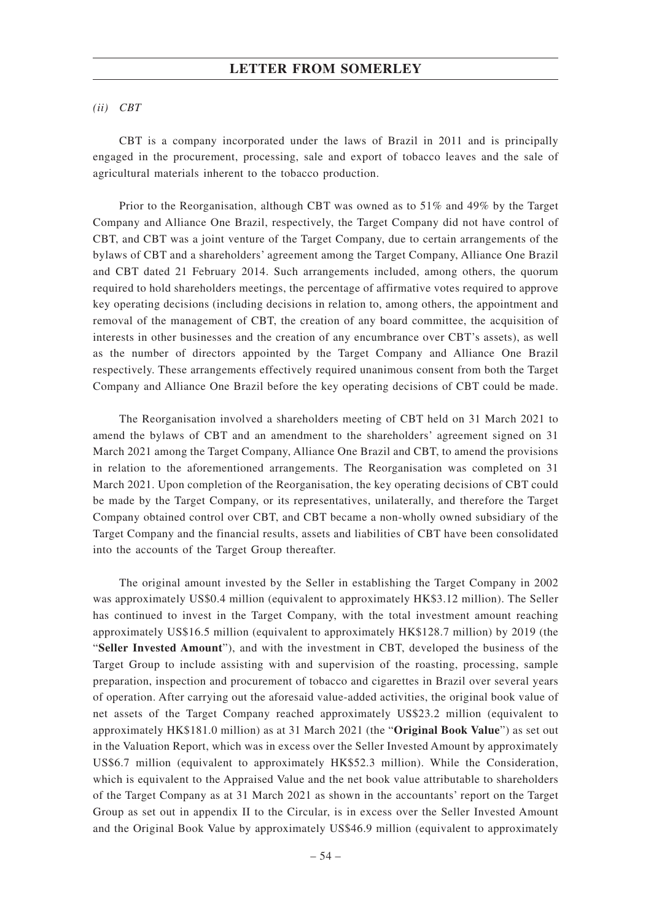*(ii) CBT*

CBT is a company incorporated under the laws of Brazil in 2011 and is principally engaged in the procurement, processing, sale and export of tobacco leaves and the sale of agricultural materials inherent to the tobacco production.

Prior to the Reorganisation, although CBT was owned as to 51% and 49% by the Target Company and Alliance One Brazil, respectively, the Target Company did not have control of CBT, and CBT was a joint venture of the Target Company, due to certain arrangements of the bylaws of CBT and a shareholders' agreement among the Target Company, Alliance One Brazil and CBT dated 21 February 2014. Such arrangements included, among others, the quorum required to hold shareholders meetings, the percentage of affirmative votes required to approve key operating decisions (including decisions in relation to, among others, the appointment and removal of the management of CBT, the creation of any board committee, the acquisition of interests in other businesses and the creation of any encumbrance over CBT's assets), as well as the number of directors appointed by the Target Company and Alliance One Brazil respectively. These arrangements effectively required unanimous consent from both the Target Company and Alliance One Brazil before the key operating decisions of CBT could be made.

The Reorganisation involved a shareholders meeting of CBT held on 31 March 2021 to amend the bylaws of CBT and an amendment to the shareholders' agreement signed on 31 March 2021 among the Target Company, Alliance One Brazil and CBT, to amend the provisions in relation to the aforementioned arrangements. The Reorganisation was completed on 31 March 2021. Upon completion of the Reorganisation, the key operating decisions of CBT could be made by the Target Company, or its representatives, unilaterally, and therefore the Target Company obtained control over CBT, and CBT became a non-wholly owned subsidiary of the Target Company and the financial results, assets and liabilities of CBT have been consolidated into the accounts of the Target Group thereafter.

The original amount invested by the Seller in establishing the Target Company in 2002 was approximately US$0.4 million (equivalent to approximately HK$3.12 million). The Seller has continued to invest in the Target Company, with the total investment amount reaching approximately US$16.5 million (equivalent to approximately HK$128.7 million) by 2019 (the "**Seller Invested Amount**"), and with the investment in CBT, developed the business of the Target Group to include assisting with and supervision of the roasting, processing, sample preparation, inspection and procurement of tobacco and cigarettes in Brazil over several years of operation. After carrying out the aforesaid value-added activities, the original book value of net assets of the Target Company reached approximately US$23.2 million (equivalent to approximately HK$181.0 million) as at 31 March 2021 (the "**Original Book Value**") as set out in the Valuation Report, which was in excess over the Seller Invested Amount by approximately US$6.7 million (equivalent to approximately HK$52.3 million). While the Consideration, which is equivalent to the Appraised Value and the net book value attributable to shareholders of the Target Company as at 31 March 2021 as shown in the accountants' report on the Target Group as set out in appendix II to the Circular, is in excess over the Seller Invested Amount and the Original Book Value by approximately US$46.9 million (equivalent to approximately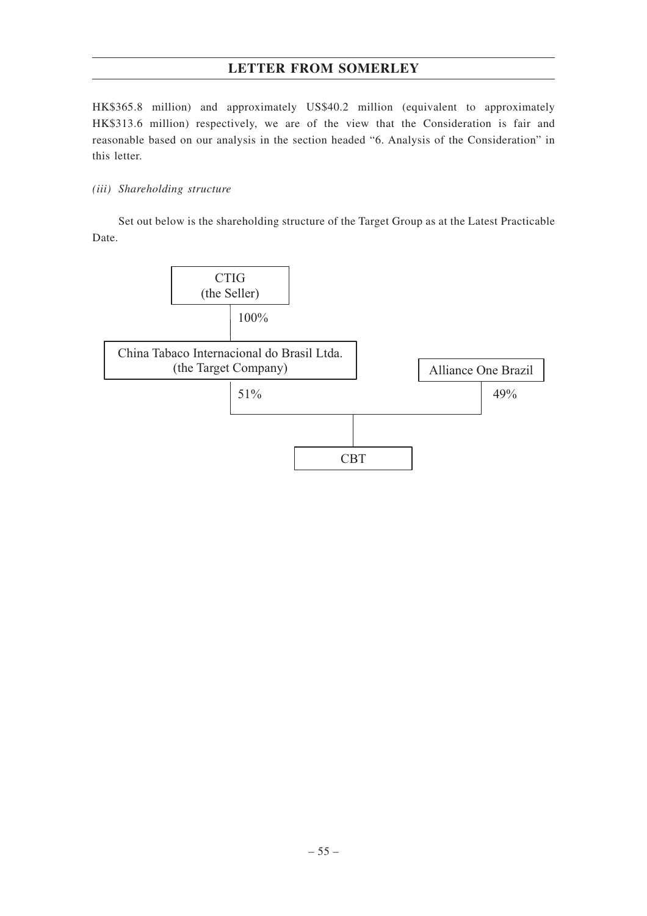HK$365.8 million) and approximately US$40.2 million (equivalent to approximately HK$313.6 million) respectively, we are of the view that the Consideration is fair and reasonable based on our analysis in the section headed "6. Analysis of the Consideration" in this letter.

*(iii) Shareholding structure*

Set out below is the shareholding structure of the Target Group as at the Latest Practicable Date.

CTIG
(the Seller)

100%

China Tabaco Internacional do Brasil Ltda.
(the Target Company)

Alliance One Brazil

51%

49%

CBT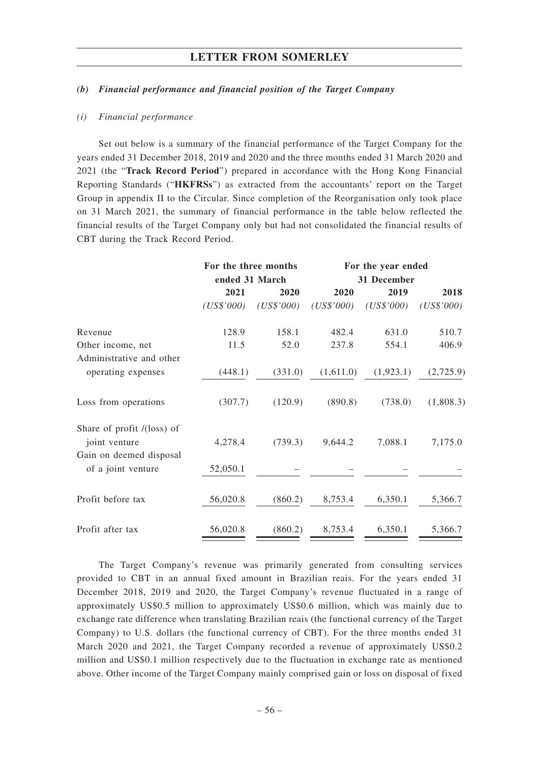### *(b) Financial performance and financial position of the Target Company*

*(i) Financial performance*

Set out below is a summary of the financial performance of the Target Company for the years ended 31 December 2018, 2019 and 2020 and the three months ended 31 March 2020 and 2021 (the "**Track Record Period**") prepared in accordance with the Hong Kong Financial Reporting Standards ("**HKFRSs**") as extracted from the accountants' report on the Target Group in appendix II to the Circular. Since completion of the Reorganisation only took place on 31 March 2021, the summary of financial performance in the table below reflected the financial results of the Target Company only but had not consolidated the financial results of CBT during the Track Record Period.

| | For the three months ended 31 March | | For the year ended 31 December | | |
|---|---|---|---|---|---|
| | **2021** | **2020** | **2020** | **2019** | **2018** |
| | *(US$'000)* | *(US$'000)* | *(US$'000)* | *(US$'000)* | *(US$'000)* |
| Revenue | 128.9 | 158.1 | 482.4 | 631.0 | 510.7 |
| Other income, net | 11.5 | 52.0 | 237.8 | 554.1 | 406.9 |
| Administrative and other operating expenses | (448.1) | (331.0) | (1,611.0) | (1,923.1) | (2,725.9) |
| Loss from operations | (307.7) | (120.9) | (890.8) | (738.0) | (1,808.3) |
| Share of profit /(loss) of joint venture | 4,278.4 | (739.3) | 9,644.2 | 7,088.1 | 7,175.0 |
| Gain on deemed disposal of a joint venture | 52,050.1 | – | – | – | – |
| Profit before tax | 56,020.8 | (860.2) | 8,753.4 | 6,350.1 | 5,366.7 |
| Profit after tax | 56,020.8 | (860.2) | 8,753.4 | 6,350.1 | 5,366.7 |

The Target Company's revenue was primarily generated from consulting services provided to CBT in an annual fixed amount in Brazilian reais. For the years ended 31 December 2018, 2019 and 2020, the Target Company's revenue fluctuated in a range of approximately US$0.5 million to approximately US$0.6 million, which was mainly due to exchange rate difference when translating Brazilian reais (the functional currency of the Target Company) to U.S. dollars (the functional currency of CBT). For the three months ended 31 March 2020 and 2021, the Target Company recorded a revenue of approximately US$0.2 million and US$0.1 million respectively due to the fluctuation in exchange rate as mentioned above. Other income of the Target Company mainly comprised gain or loss on disposal of fixed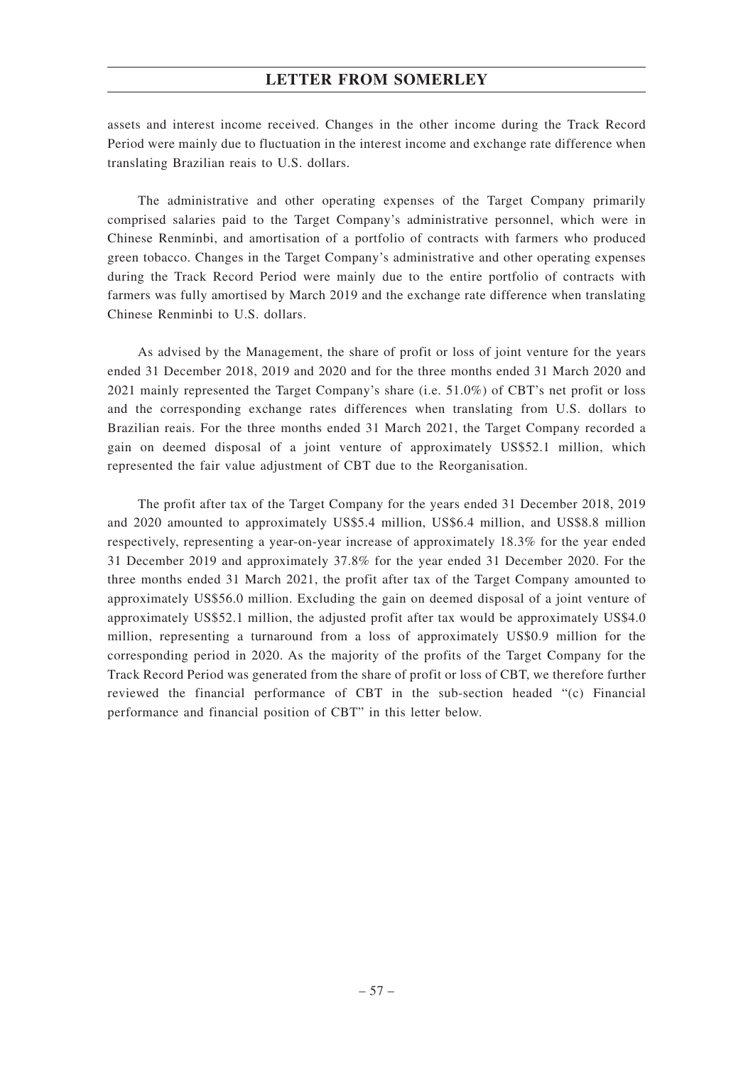assets and interest income received. Changes in the other income during the Track Record Period were mainly due to fluctuation in the interest income and exchange rate difference when translating Brazilian reais to U.S. dollars.

The administrative and other operating expenses of the Target Company primarily comprised salaries paid to the Target Company's administrative personnel, which were in Chinese Renminbi, and amortisation of a portfolio of contracts with farmers who produced green tobacco. Changes in the Target Company's administrative and other operating expenses during the Track Record Period were mainly due to the entire portfolio of contracts with farmers was fully amortised by March 2019 and the exchange rate difference when translating Chinese Renminbi to U.S. dollars.

As advised by the Management, the share of profit or loss of joint venture for the years ended 31 December 2018, 2019 and 2020 and for the three months ended 31 March 2020 and 2021 mainly represented the Target Company's share (i.e. 51.0%) of CBT's net profit or loss and the corresponding exchange rates differences when translating from U.S. dollars to Brazilian reais. For the three months ended 31 March 2021, the Target Company recorded a gain on deemed disposal of a joint venture of approximately US$52.1 million, which represented the fair value adjustment of CBT due to the Reorganisation.

The profit after tax of the Target Company for the years ended 31 December 2018, 2019 and 2020 amounted to approximately US$5.4 million, US$6.4 million, and US$8.8 million respectively, representing a year-on-year increase of approximately 18.3% for the year ended 31 December 2019 and approximately 37.8% for the year ended 31 December 2020. For the three months ended 31 March 2021, the profit after tax of the Target Company amounted to approximately US$56.0 million. Excluding the gain on deemed disposal of a joint venture of approximately US$52.1 million, the adjusted profit after tax would be approximately US$4.0 million, representing a turnaround from a loss of approximately US$0.9 million for the corresponding period in 2020. As the majority of the profits of the Target Company for the Track Record Period was generated from the share of profit or loss of CBT, we therefore further reviewed the financial performance of CBT in the sub-section headed "(c) Financial performance and financial position of CBT" in this letter below.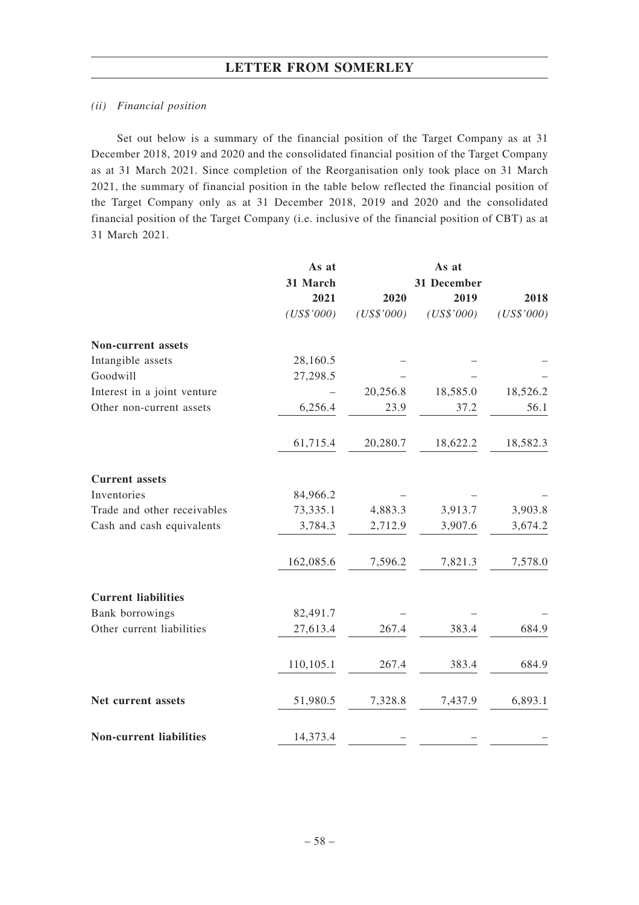*(ii) Financial position*

Set out below is a summary of the financial position of the Target Company as at 31 December 2018, 2019 and 2020 and the consolidated financial position of the Target Company as at 31 March 2021. Since completion of the Reorganisation only took place on 31 March 2021, the summary of financial position in the table below reflected the financial position of the Target Company only as at 31 December 2018, 2019 and 2020 and the consolidated financial position of the Target Company (i.e. inclusive of the financial position of CBT) as at 31 March 2021.

| | As at 31 March | As at 31 December | | |
|---|---|---|---|---|
| | 2021 | 2020 | 2019 | 2018 |
| | *(US$'000)* | *(US$'000)* | *(US$'000)* | *(US$'000)* |
| **Non-current assets** | | | | |
| Intangible assets | 28,160.5 | – | – | – |
| Goodwill | 27,298.5 | – | – | – |
| Interest in a joint venture | – | 20,256.8 | 18,585.0 | 18,526.2 |
| Other non-current assets | 6,256.4 | 23.9 | 37.2 | 56.1 |
| | 61,715.4 | 20,280.7 | 18,622.2 | 18,582.3 |
| **Current assets** | | | | |
| Inventories | 84,966.2 | – | – | – |
| Trade and other receivables | 73,335.1 | 4,883.3 | 3,913.7 | 3,903.8 |
| Cash and cash equivalents | 3,784.3 | 2,712.9 | 3,907.6 | 3,674.2 |
| | 162,085.6 | 7,596.2 | 7,821.3 | 7,578.0 |
| **Current liabilities** | | | | |
| Bank borrowings | 82,491.7 | – | – | – |
| Other current liabilities | 27,613.4 | 267.4 | 383.4 | 684.9 |
| | 110,105.1 | 267.4 | 383.4 | 684.9 |
| **Net current assets** | 51,980.5 | 7,328.8 | 7,437.9 | 6,893.1 |
| **Non-current liabilities** | 14,373.4 | – | – | – |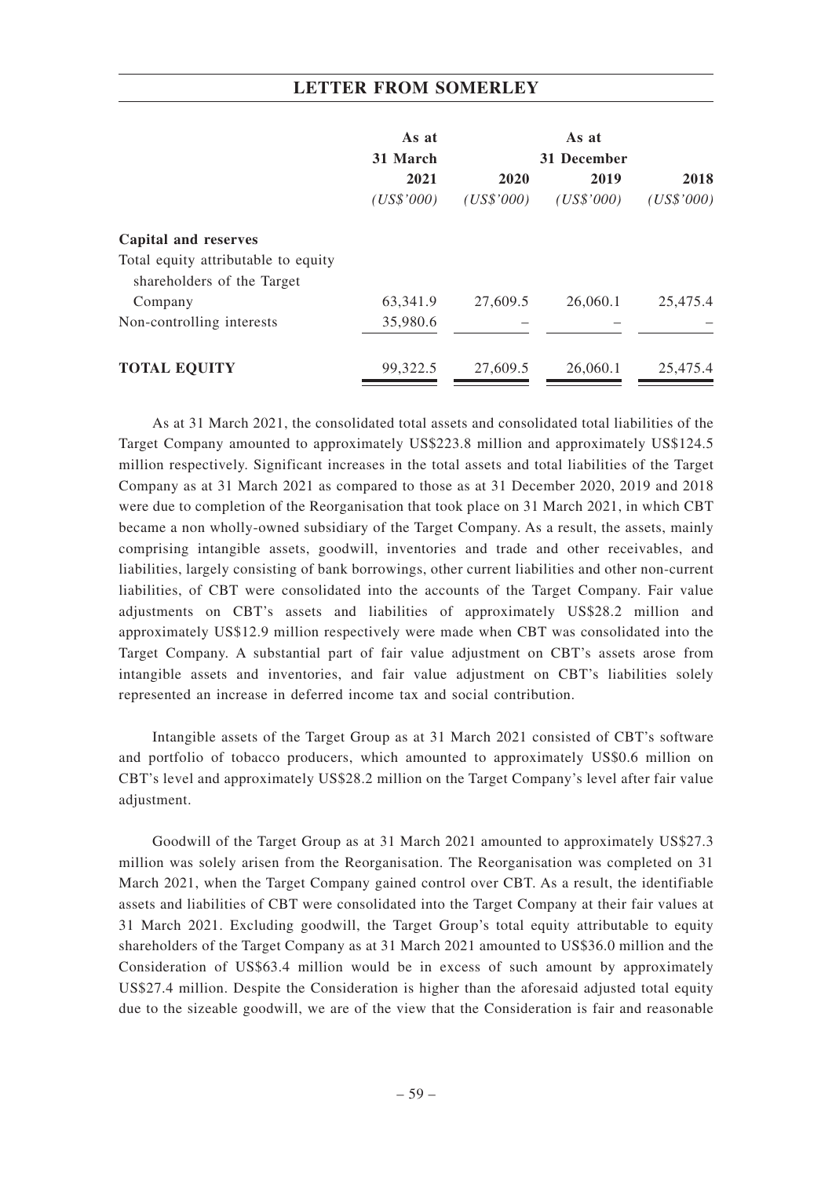| | As at 31 March 2021 (US$'000) | As at 31 December 2020 (US$'000) | 2019 (US$'000) | 2018 (US$'000) |
|---|---|---|---|---|
| **Capital and reserves** | | | | |
| Total equity attributable to equity shareholders of the Target Company | 63,341.9 | 27,609.5 | 26,060.1 | 25,475.4 |
| Non-controlling interests | 35,980.6 | – | – | – |
| **TOTAL EQUITY** | 99,322.5 | 27,609.5 | 26,060.1 | 25,475.4 |

As at 31 March 2021, the consolidated total assets and consolidated total liabilities of the Target Company amounted to approximately US$223.8 million and approximately US$124.5 million respectively. Significant increases in the total assets and total liabilities of the Target Company as at 31 March 2021 as compared to those as at 31 December 2020, 2019 and 2018 were due to completion of the Reorganisation that took place on 31 March 2021, in which CBT became a non wholly-owned subsidiary of the Target Company. As a result, the assets, mainly comprising intangible assets, goodwill, inventories and trade and other receivables, and liabilities, largely consisting of bank borrowings, other current liabilities and other non-current liabilities, of CBT were consolidated into the accounts of the Target Company. Fair value adjustments on CBT's assets and liabilities of approximately US$28.2 million and approximately US$12.9 million respectively were made when CBT was consolidated into the Target Company. A substantial part of fair value adjustment on CBT's assets arose from intangible assets and inventories, and fair value adjustment on CBT's liabilities solely represented an increase in deferred income tax and social contribution.

Intangible assets of the Target Group as at 31 March 2021 consisted of CBT's software and portfolio of tobacco producers, which amounted to approximately US$0.6 million on CBT's level and approximately US$28.2 million on the Target Company's level after fair value adjustment.

Goodwill of the Target Group as at 31 March 2021 amounted to approximately US$27.3 million was solely arisen from the Reorganisation. The Reorganisation was completed on 31 March 2021, when the Target Company gained control over CBT. As a result, the identifiable assets and liabilities of CBT were consolidated into the Target Company at their fair values at 31 March 2021. Excluding goodwill, the Target Group's total equity attributable to equity shareholders of the Target Company as at 31 March 2021 amounted to US$36.0 million and the Consideration of US$63.4 million would be in excess of such amount by approximately US$27.4 million. Despite the Consideration is higher than the aforesaid adjusted total equity due to the sizeable goodwill, we are of the view that the Consideration is fair and reasonable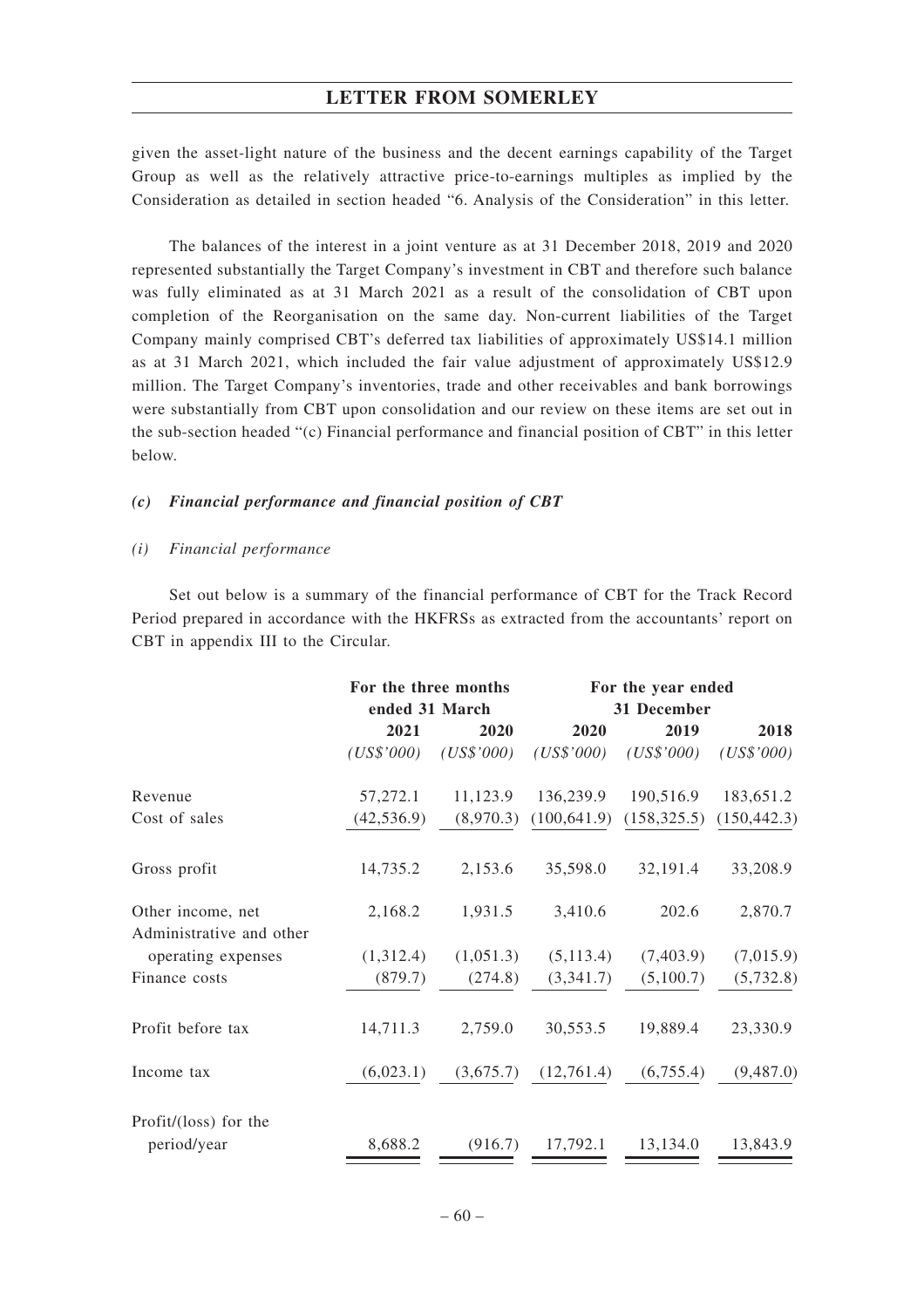given the asset-light nature of the business and the decent earnings capability of the Target Group as well as the relatively attractive price-to-earnings multiples as implied by the Consideration as detailed in section headed "6. Analysis of the Consideration" in this letter.

The balances of the interest in a joint venture as at 31 December 2018, 2019 and 2020 represented substantially the Target Company's investment in CBT and therefore such balance was fully eliminated as at 31 March 2021 as a result of the consolidation of CBT upon completion of the Reorganisation on the same day. Non-current liabilities of the Target Company mainly comprised CBT's deferred tax liabilities of approximately US$14.1 million as at 31 March 2021, which included the fair value adjustment of approximately US$12.9 million. The Target Company's inventories, trade and other receivables and bank borrowings were substantially from CBT upon consolidation and our review on these items are set out in the sub-section headed "(c) Financial performance and financial position of CBT" in this letter below.

### *(c) Financial performance and financial position of CBT*

#### *(i) Financial performance*

Set out below is a summary of the financial performance of CBT for the Track Record Period prepared in accordance with the HKFRSs as extracted from the accountants' report on CBT in appendix III to the Circular.

| | For the three months ended 31 March | | For the year ended 31 December | | |
|---|---|---|---|---|---|
| | 2021 | 2020 | 2020 | 2019 | 2018 |
| | *(US$'000)* | *(US$'000)* | *(US$'000)* | *(US$'000)* | *(US$'000)* |
| Revenue | 57,272.1 | 11,123.9 | 136,239.9 | 190,516.9 | 183,651.2 |
| Cost of sales | (42,536.9) | (8,970.3) | (100,641.9) | (158,325.5) | (150,442.3) |
| Gross profit | 14,735.2 | 2,153.6 | 35,598.0 | 32,191.4 | 33,208.9 |
| Other income, net | 2,168.2 | 1,931.5 | 3,410.6 | 202.6 | 2,870.7 |
| Administrative and other operating expenses | (1,312.4) | (1,051.3) | (5,113.4) | (7,403.9) | (7,015.9) |
| Finance costs | (879.7) | (274.8) | (3,341.7) | (5,100.7) | (5,732.8) |
| Profit before tax | 14,711.3 | 2,759.0 | 30,553.5 | 19,889.4 | 23,330.9 |
| Income tax | (6,023.1) | (3,675.7) | (12,761.4) | (6,755.4) | (9,487.0) |
| Profit/(loss) for the period/year | 8,688.2 | (916.7) | 17,792.1 | 13,134.0 | 13,843.9 |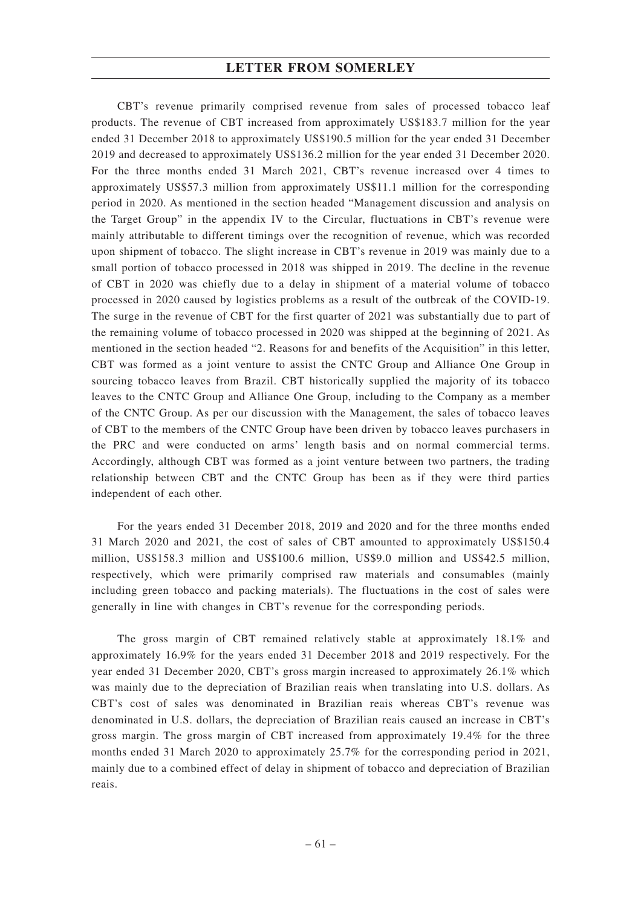CBT's revenue primarily comprised revenue from sales of processed tobacco leaf products. The revenue of CBT increased from approximately US$183.7 million for the year ended 31 December 2018 to approximately US$190.5 million for the year ended 31 December 2019 and decreased to approximately US$136.2 million for the year ended 31 December 2020. For the three months ended 31 March 2021, CBT's revenue increased over 4 times to approximately US$57.3 million from approximately US$11.1 million for the corresponding period in 2020. As mentioned in the section headed "Management discussion and analysis on the Target Group" in the appendix IV to the Circular, fluctuations in CBT's revenue were mainly attributable to different timings over the recognition of revenue, which was recorded upon shipment of tobacco. The slight increase in CBT's revenue in 2019 was mainly due to a small portion of tobacco processed in 2018 was shipped in 2019. The decline in the revenue of CBT in 2020 was chiefly due to a delay in shipment of a material volume of tobacco processed in 2020 caused by logistics problems as a result of the outbreak of the COVID-19. The surge in the revenue of CBT for the first quarter of 2021 was substantially due to part of the remaining volume of tobacco processed in 2020 was shipped at the beginning of 2021. As mentioned in the section headed "2. Reasons for and benefits of the Acquisition" in this letter, CBT was formed as a joint venture to assist the CNTC Group and Alliance One Group in sourcing tobacco leaves from Brazil. CBT historically supplied the majority of its tobacco leaves to the CNTC Group and Alliance One Group, including to the Company as a member of the CNTC Group. As per our discussion with the Management, the sales of tobacco leaves of CBT to the members of the CNTC Group have been driven by tobacco leaves purchasers in the PRC and were conducted on arms' length basis and on normal commercial terms. Accordingly, although CBT was formed as a joint venture between two partners, the trading relationship between CBT and the CNTC Group has been as if they were third parties independent of each other.

For the years ended 31 December 2018, 2019 and 2020 and for the three months ended 31 March 2020 and 2021, the cost of sales of CBT amounted to approximately US$150.4 million, US$158.3 million and US$100.6 million, US$9.0 million and US$42.5 million, respectively, which were primarily comprised raw materials and consumables (mainly including green tobacco and packing materials). The fluctuations in the cost of sales were generally in line with changes in CBT's revenue for the corresponding periods.

The gross margin of CBT remained relatively stable at approximately 18.1% and approximately 16.9% for the years ended 31 December 2018 and 2019 respectively. For the year ended 31 December 2020, CBT's gross margin increased to approximately 26.1% which was mainly due to the depreciation of Brazilian reais when translating into U.S. dollars. As CBT's cost of sales was denominated in Brazilian reais whereas CBT's revenue was denominated in U.S. dollars, the depreciation of Brazilian reais caused an increase in CBT's gross margin. The gross margin of CBT increased from approximately 19.4% for the three months ended 31 March 2020 to approximately 25.7% for the corresponding period in 2021, mainly due to a combined effect of delay in shipment of tobacco and depreciation of Brazilian reais.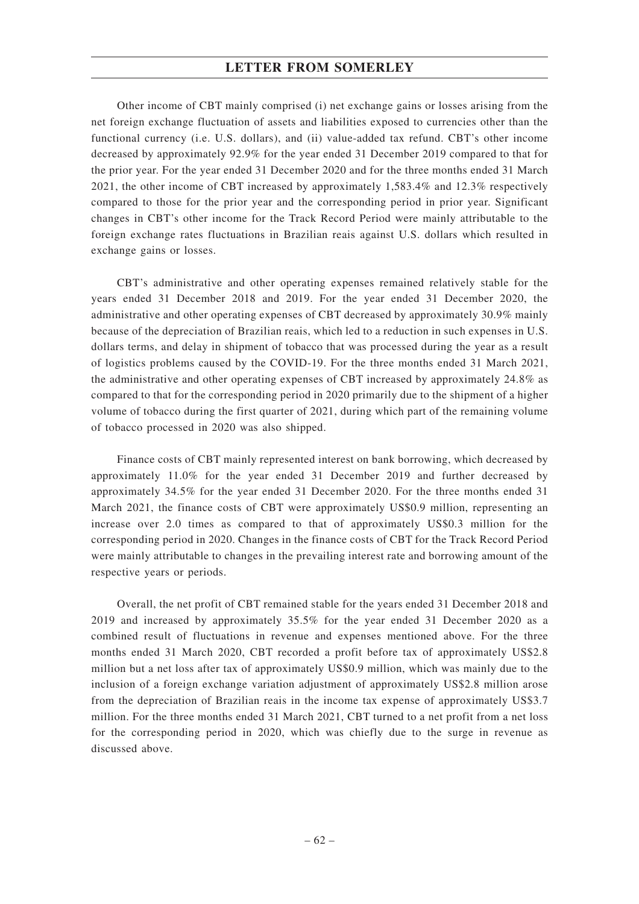Other income of CBT mainly comprised (i) net exchange gains or losses arising from the net foreign exchange fluctuation of assets and liabilities exposed to currencies other than the functional currency (i.e. U.S. dollars), and (ii) value-added tax refund. CBT's other income decreased by approximately 92.9% for the year ended 31 December 2019 compared to that for the prior year. For the year ended 31 December 2020 and for the three months ended 31 March 2021, the other income of CBT increased by approximately 1,583.4% and 12.3% respectively compared to those for the prior year and the corresponding period in prior year. Significant changes in CBT's other income for the Track Record Period were mainly attributable to the foreign exchange rates fluctuations in Brazilian reais against U.S. dollars which resulted in exchange gains or losses.

CBT's administrative and other operating expenses remained relatively stable for the years ended 31 December 2018 and 2019. For the year ended 31 December 2020, the administrative and other operating expenses of CBT decreased by approximately 30.9% mainly because of the depreciation of Brazilian reais, which led to a reduction in such expenses in U.S. dollars terms, and delay in shipment of tobacco that was processed during the year as a result of logistics problems caused by the COVID-19. For the three months ended 31 March 2021, the administrative and other operating expenses of CBT increased by approximately 24.8% as compared to that for the corresponding period in 2020 primarily due to the shipment of a higher volume of tobacco during the first quarter of 2021, during which part of the remaining volume of tobacco processed in 2020 was also shipped.

Finance costs of CBT mainly represented interest on bank borrowing, which decreased by approximately 11.0% for the year ended 31 December 2019 and further decreased by approximately 34.5% for the year ended 31 December 2020. For the three months ended 31 March 2021, the finance costs of CBT were approximately US$0.9 million, representing an increase over 2.0 times as compared to that of approximately US$0.3 million for the corresponding period in 2020. Changes in the finance costs of CBT for the Track Record Period were mainly attributable to changes in the prevailing interest rate and borrowing amount of the respective years or periods.

Overall, the net profit of CBT remained stable for the years ended 31 December 2018 and 2019 and increased by approximately 35.5% for the year ended 31 December 2020 as a combined result of fluctuations in revenue and expenses mentioned above. For the three months ended 31 March 2020, CBT recorded a profit before tax of approximately US$2.8 million but a net loss after tax of approximately US$0.9 million, which was mainly due to the inclusion of a foreign exchange variation adjustment of approximately US$2.8 million arose from the depreciation of Brazilian reais in the income tax expense of approximately US$3.7 million. For the three months ended 31 March 2021, CBT turned to a net profit from a net loss for the corresponding period in 2020, which was chiefly due to the surge in revenue as discussed above.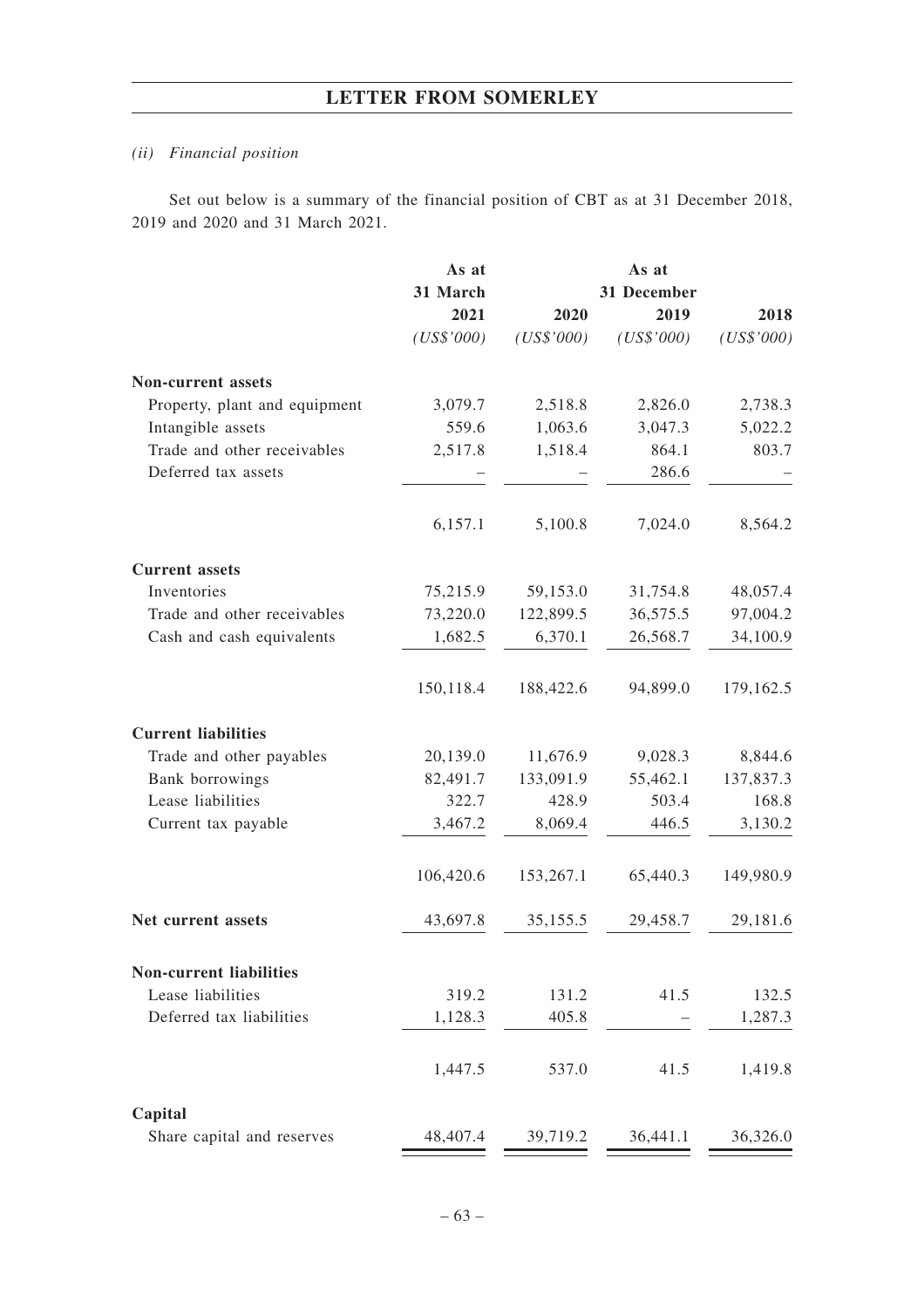*(ii) Financial position*

Set out below is a summary of the financial position of CBT as at 31 December 2018, 2019 and 2020 and 31 March 2021.

| | As at 31 March 2021 | As at 31 December 2020 | 2019 | 2018 |
|---|---|---|---|---|
| | *(US$'000)* | *(US$'000)* | *(US$'000)* | *(US$'000)* |
| **Non-current assets** | | | | |
| Property, plant and equipment | 3,079.7 | 2,518.8 | 2,826.0 | 2,738.3 |
| Intangible assets | 559.6 | 1,063.6 | 3,047.3 | 5,022.2 |
| Trade and other receivables | 2,517.8 | 1,518.4 | 864.1 | 803.7 |
| Deferred tax assets | – | – | 286.6 | – |
| | 6,157.1 | 5,100.8 | 7,024.0 | 8,564.2 |
| **Current assets** | | | | |
| Inventories | 75,215.9 | 59,153.0 | 31,754.8 | 48,057.4 |
| Trade and other receivables | 73,220.0 | 122,899.5 | 36,575.5 | 97,004.2 |
| Cash and cash equivalents | 1,682.5 | 6,370.1 | 26,568.7 | 34,100.9 |
| | 150,118.4 | 188,422.6 | 94,899.0 | 179,162.5 |
| **Current liabilities** | | | | |
| Trade and other payables | 20,139.0 | 11,676.9 | 9,028.3 | 8,844.6 |
| Bank borrowings | 82,491.7 | 133,091.9 | 55,462.1 | 137,837.3 |
| Lease liabilities | 322.7 | 428.9 | 503.4 | 168.8 |
| Current tax payable | 3,467.2 | 8,069.4 | 446.5 | 3,130.2 |
| | 106,420.6 | 153,267.1 | 65,440.3 | 149,980.9 |
| **Net current assets** | 43,697.8 | 35,155.5 | 29,458.7 | 29,181.6 |
| **Non-current liabilities** | | | | |
| Lease liabilities | 319.2 | 131.2 | 41.5 | 132.5 |
| Deferred tax liabilities | 1,128.3 | 405.8 | – | 1,287.3 |
| | 1,447.5 | 537.0 | 41.5 | 1,419.8 |
| **Capital** | | | | |
| Share capital and reserves | 48,407.4 | 39,719.2 | 36,441.1 | 36,326.0 |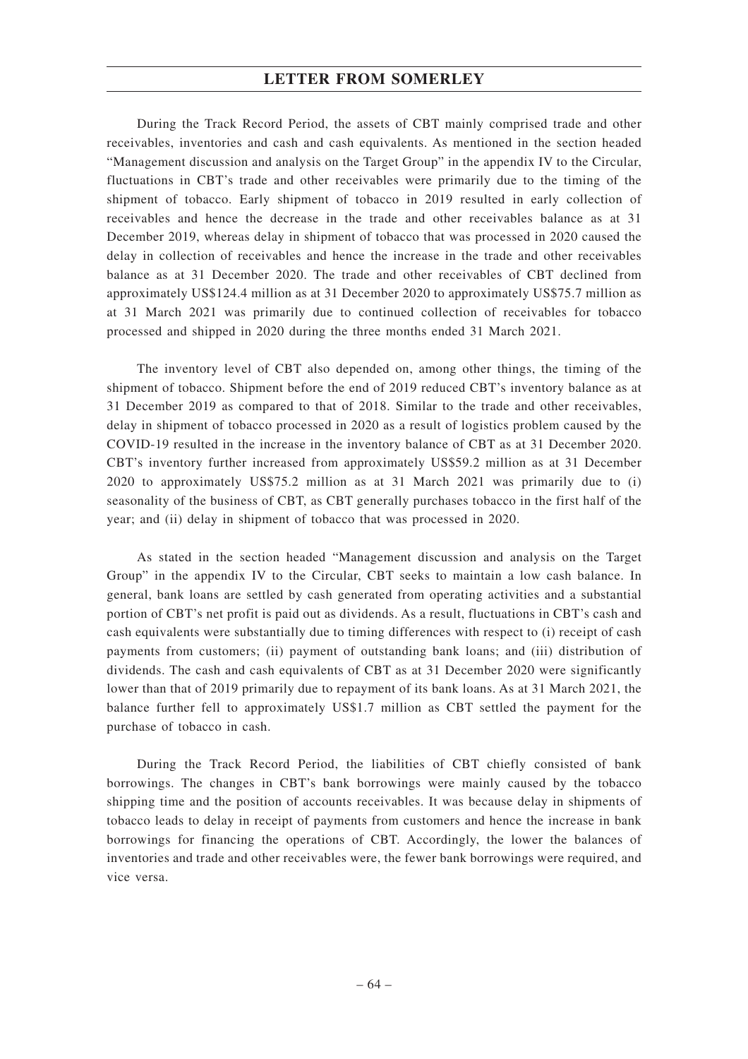During the Track Record Period, the assets of CBT mainly comprised trade and other receivables, inventories and cash and cash equivalents. As mentioned in the section headed "Management discussion and analysis on the Target Group" in the appendix IV to the Circular, fluctuations in CBT's trade and other receivables were primarily due to the timing of the shipment of tobacco. Early shipment of tobacco in 2019 resulted in early collection of receivables and hence the decrease in the trade and other receivables balance as at 31 December 2019, whereas delay in shipment of tobacco that was processed in 2020 caused the delay in collection of receivables and hence the increase in the trade and other receivables balance as at 31 December 2020. The trade and other receivables of CBT declined from approximately US$124.4 million as at 31 December 2020 to approximately US$75.7 million as at 31 March 2021 was primarily due to continued collection of receivables for tobacco processed and shipped in 2020 during the three months ended 31 March 2021.

The inventory level of CBT also depended on, among other things, the timing of the shipment of tobacco. Shipment before the end of 2019 reduced CBT's inventory balance as at 31 December 2019 as compared to that of 2018. Similar to the trade and other receivables, delay in shipment of tobacco processed in 2020 as a result of logistics problem caused by the COVID-19 resulted in the increase in the inventory balance of CBT as at 31 December 2020. CBT's inventory further increased from approximately US$59.2 million as at 31 December 2020 to approximately US$75.2 million as at 31 March 2021 was primarily due to (i) seasonality of the business of CBT, as CBT generally purchases tobacco in the first half of the year; and (ii) delay in shipment of tobacco that was processed in 2020.

As stated in the section headed "Management discussion and analysis on the Target Group" in the appendix IV to the Circular, CBT seeks to maintain a low cash balance. In general, bank loans are settled by cash generated from operating activities and a substantial portion of CBT's net profit is paid out as dividends. As a result, fluctuations in CBT's cash and cash equivalents were substantially due to timing differences with respect to (i) receipt of cash payments from customers; (ii) payment of outstanding bank loans; and (iii) distribution of dividends. The cash and cash equivalents of CBT as at 31 December 2020 were significantly lower than that of 2019 primarily due to repayment of its bank loans. As at 31 March 2021, the balance further fell to approximately US$1.7 million as CBT settled the payment for the purchase of tobacco in cash.

During the Track Record Period, the liabilities of CBT chiefly consisted of bank borrowings. The changes in CBT's bank borrowings were mainly caused by the tobacco shipping time and the position of accounts receivables. It was because delay in shipments of tobacco leads to delay in receipt of payments from customers and hence the increase in bank borrowings for financing the operations of CBT. Accordingly, the lower the balances of inventories and trade and other receivables were, the fewer bank borrowings were required, and vice versa.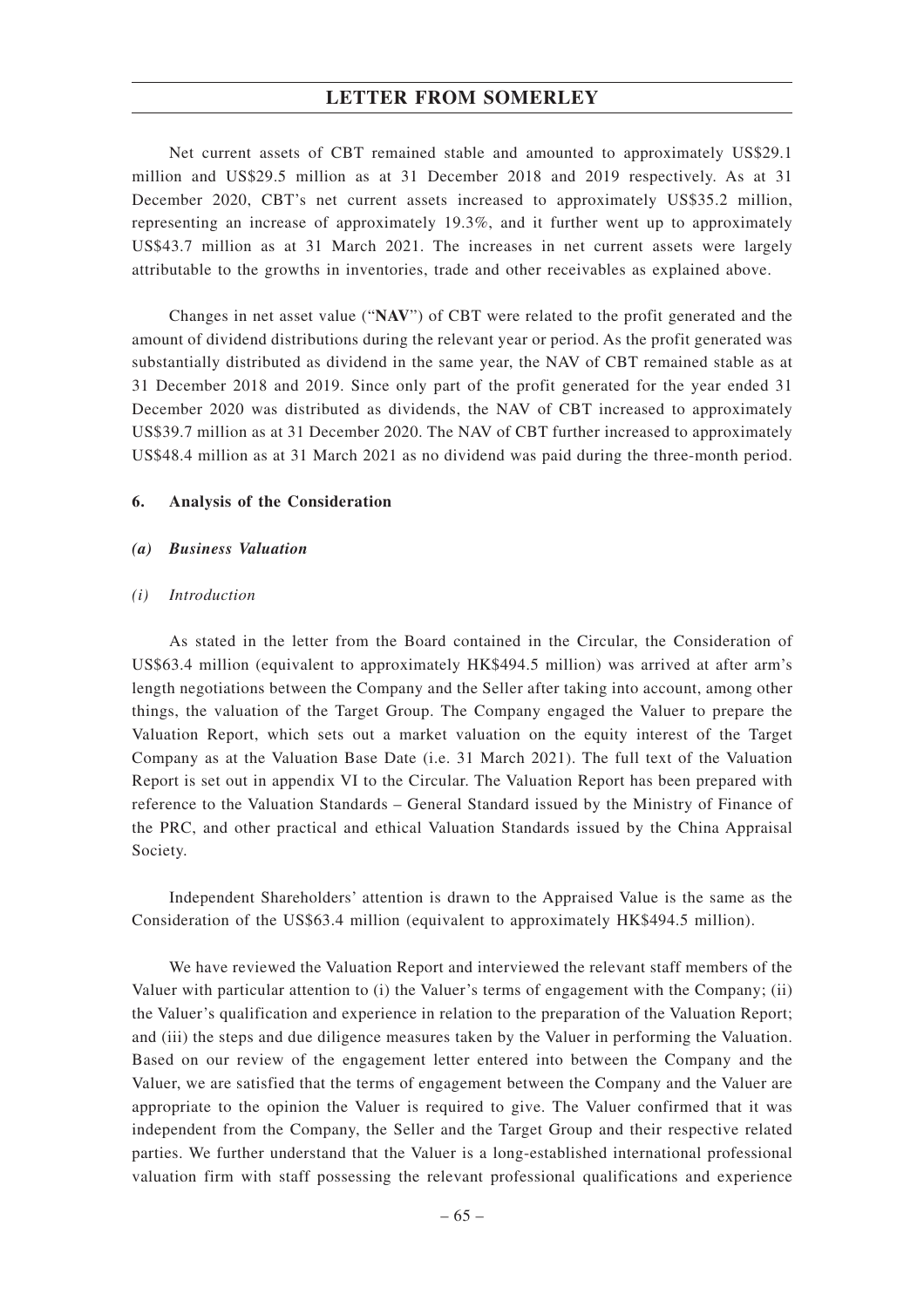Net current assets of CBT remained stable and amounted to approximately US$29.1 million and US$29.5 million as at 31 December 2018 and 2019 respectively. As at 31 December 2020, CBT's net current assets increased to approximately US$35.2 million, representing an increase of approximately 19.3%, and it further went up to approximately US$43.7 million as at 31 March 2021. The increases in net current assets were largely attributable to the growths in inventories, trade and other receivables as explained above.

Changes in net asset value ("**NAV**") of CBT were related to the profit generated and the amount of dividend distributions during the relevant year or period. As the profit generated was substantially distributed as dividend in the same year, the NAV of CBT remained stable as at 31 December 2018 and 2019. Since only part of the profit generated for the year ended 31 December 2020 was distributed as dividends, the NAV of CBT increased to approximately US$39.7 million as at 31 December 2020. The NAV of CBT further increased to approximately US$48.4 million as at 31 March 2021 as no dividend was paid during the three-month period.

**6. Analysis of the Consideration**

***(a) Business Valuation***

*(i) Introduction*

As stated in the letter from the Board contained in the Circular, the Consideration of US$63.4 million (equivalent to approximately HK$494.5 million) was arrived at after arm's length negotiations between the Company and the Seller after taking into account, among other things, the valuation of the Target Group. The Company engaged the Valuer to prepare the Valuation Report, which sets out a market valuation on the equity interest of the Target Company as at the Valuation Base Date (i.e. 31 March 2021). The full text of the Valuation Report is set out in appendix VI to the Circular. The Valuation Report has been prepared with reference to the Valuation Standards – General Standard issued by the Ministry of Finance of the PRC, and other practical and ethical Valuation Standards issued by the China Appraisal Society.

Independent Shareholders' attention is drawn to the Appraised Value is the same as the Consideration of the US$63.4 million (equivalent to approximately HK$494.5 million).

We have reviewed the Valuation Report and interviewed the relevant staff members of the Valuer with particular attention to (i) the Valuer's terms of engagement with the Company; (ii) the Valuer's qualification and experience in relation to the preparation of the Valuation Report; and (iii) the steps and due diligence measures taken by the Valuer in performing the Valuation. Based on our review of the engagement letter entered into between the Company and the Valuer, we are satisfied that the terms of engagement between the Company and the Valuer are appropriate to the opinion the Valuer is required to give. The Valuer confirmed that it was independent from the Company, the Seller and the Target Group and their respective related parties. We further understand that the Valuer is a long-established international professional valuation firm with staff possessing the relevant professional qualifications and experience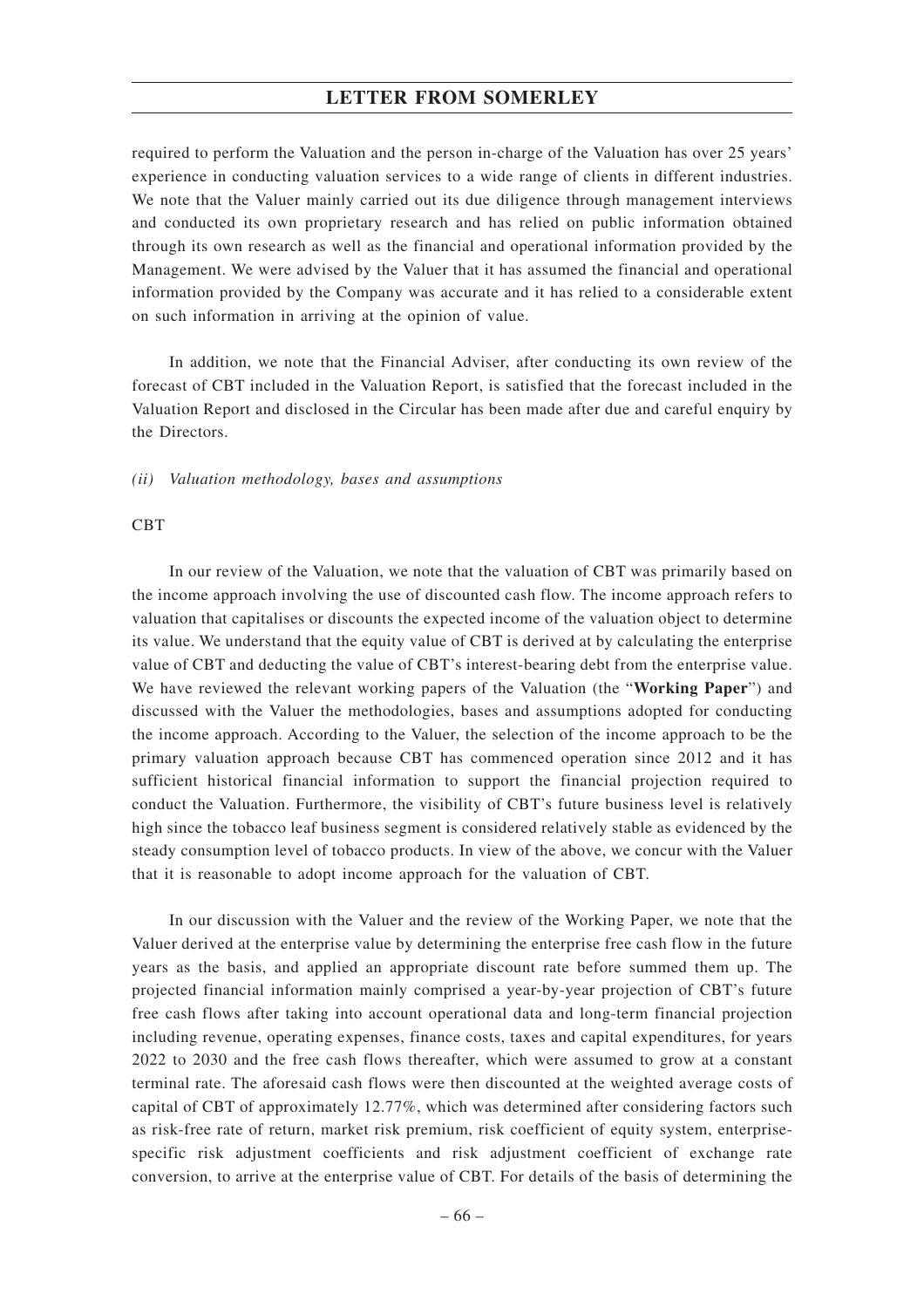required to perform the Valuation and the person in-charge of the Valuation has over 25 years' experience in conducting valuation services to a wide range of clients in different industries. We note that the Valuer mainly carried out its due diligence through management interviews and conducted its own proprietary research and has relied on public information obtained through its own research as well as the financial and operational information provided by the Management. We were advised by the Valuer that it has assumed the financial and operational information provided by the Company was accurate and it has relied to a considerable extent on such information in arriving at the opinion of value.

In addition, we note that the Financial Adviser, after conducting its own review of the forecast of CBT included in the Valuation Report, is satisfied that the forecast included in the Valuation Report and disclosed in the Circular has been made after due and careful enquiry by the Directors.

*(ii) Valuation methodology, bases and assumptions*

CBT

In our review of the Valuation, we note that the valuation of CBT was primarily based on the income approach involving the use of discounted cash flow. The income approach refers to valuation that capitalises or discounts the expected income of the valuation object to determine its value. We understand that the equity value of CBT is derived at by calculating the enterprise value of CBT and deducting the value of CBT's interest-bearing debt from the enterprise value. We have reviewed the relevant working papers of the Valuation (the "**Working Paper**") and discussed with the Valuer the methodologies, bases and assumptions adopted for conducting the income approach. According to the Valuer, the selection of the income approach to be the primary valuation approach because CBT has commenced operation since 2012 and it has sufficient historical financial information to support the financial projection required to conduct the Valuation. Furthermore, the visibility of CBT's future business level is relatively high since the tobacco leaf business segment is considered relatively stable as evidenced by the steady consumption level of tobacco products. In view of the above, we concur with the Valuer that it is reasonable to adopt income approach for the valuation of CBT.

In our discussion with the Valuer and the review of the Working Paper, we note that the Valuer derived at the enterprise value by determining the enterprise free cash flow in the future years as the basis, and applied an appropriate discount rate before summed them up. The projected financial information mainly comprised a year-by-year projection of CBT's future free cash flows after taking into account operational data and long-term financial projection including revenue, operating expenses, finance costs, taxes and capital expenditures, for years 2022 to 2030 and the free cash flows thereafter, which were assumed to grow at a constant terminal rate. The aforesaid cash flows were then discounted at the weighted average costs of capital of CBT of approximately 12.77%, which was determined after considering factors such as risk-free rate of return, market risk premium, risk coefficient of equity system, enterprise-specific risk adjustment coefficients and risk adjustment coefficient of exchange rate conversion, to arrive at the enterprise value of CBT. For details of the basis of determining the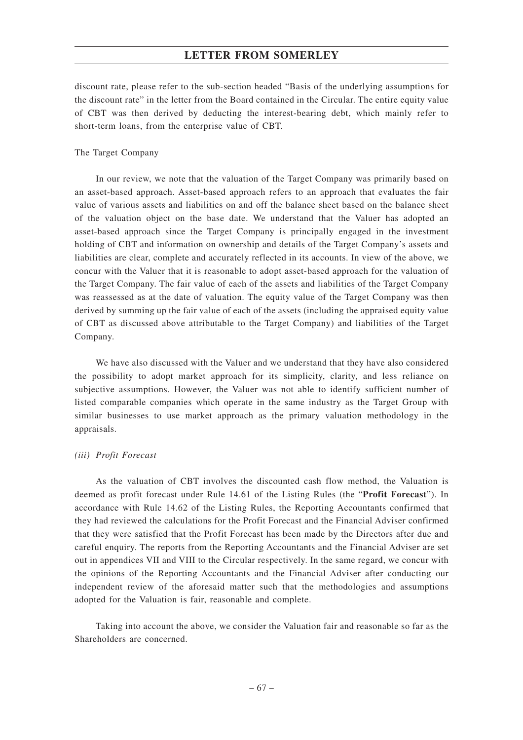discount rate, please refer to the sub-section headed "Basis of the underlying assumptions for the discount rate" in the letter from the Board contained in the Circular. The entire equity value of CBT was then derived by deducting the interest-bearing debt, which mainly refer to short-term loans, from the enterprise value of CBT.

The Target Company

In our review, we note that the valuation of the Target Company was primarily based on an asset-based approach. Asset-based approach refers to an approach that evaluates the fair value of various assets and liabilities on and off the balance sheet based on the balance sheet of the valuation object on the base date. We understand that the Valuer has adopted an asset-based approach since the Target Company is principally engaged in the investment holding of CBT and information on ownership and details of the Target Company's assets and liabilities are clear, complete and accurately reflected in its accounts. In view of the above, we concur with the Valuer that it is reasonable to adopt asset-based approach for the valuation of the Target Company. The fair value of each of the assets and liabilities of the Target Company was reassessed as at the date of valuation. The equity value of the Target Company was then derived by summing up the fair value of each of the assets (including the appraised equity value of CBT as discussed above attributable to the Target Company) and liabilities of the Target Company.

We have also discussed with the Valuer and we understand that they have also considered the possibility to adopt market approach for its simplicity, clarity, and less reliance on subjective assumptions. However, the Valuer was not able to identify sufficient number of listed comparable companies which operate in the same industry as the Target Group with similar businesses to use market approach as the primary valuation methodology in the appraisals.

*(iii) Profit Forecast*

As the valuation of CBT involves the discounted cash flow method, the Valuation is deemed as profit forecast under Rule 14.61 of the Listing Rules (the "**Profit Forecast**"). In accordance with Rule 14.62 of the Listing Rules, the Reporting Accountants confirmed that they had reviewed the calculations for the Profit Forecast and the Financial Adviser confirmed that they were satisfied that the Profit Forecast has been made by the Directors after due and careful enquiry. The reports from the Reporting Accountants and the Financial Adviser are set out in appendices VII and VIII to the Circular respectively. In the same regard, we concur with the opinions of the Reporting Accountants and the Financial Adviser after conducting our independent review of the aforesaid matter such that the methodologies and assumptions adopted for the Valuation is fair, reasonable and complete.

Taking into account the above, we consider the Valuation fair and reasonable so far as the Shareholders are concerned.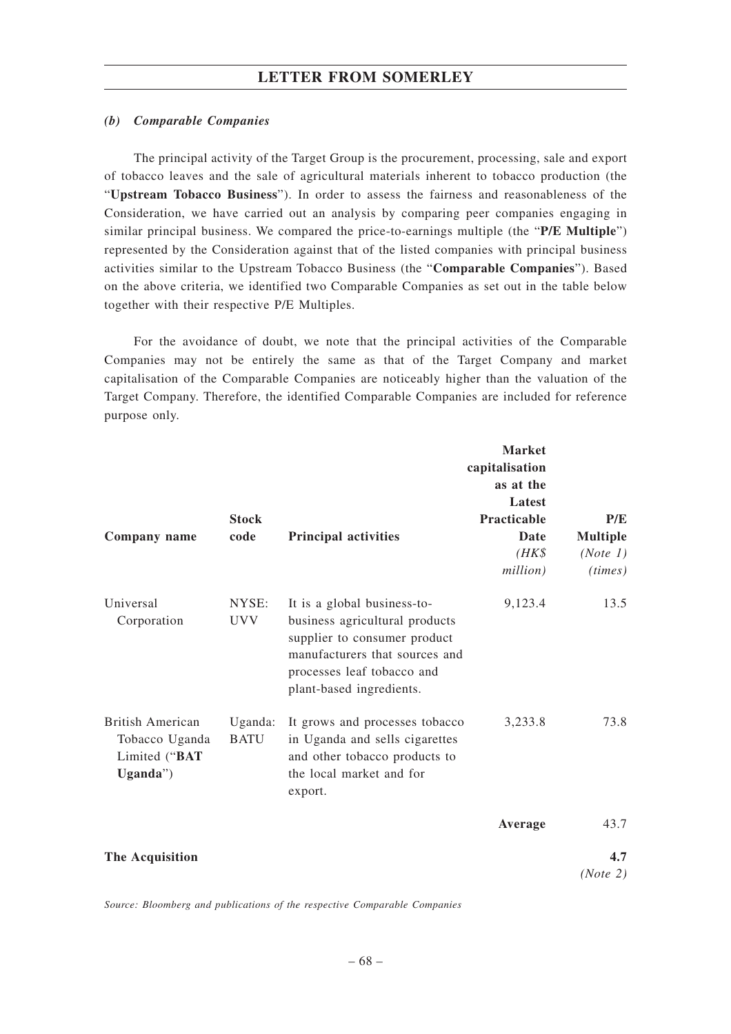### *(b) Comparable Companies*

The principal activity of the Target Group is the procurement, processing, sale and export of tobacco leaves and the sale of agricultural materials inherent to tobacco production (the "**Upstream Tobacco Business**"). In order to assess the fairness and reasonableness of the Consideration, we have carried out an analysis by comparing peer companies engaging in similar principal business. We compared the price-to-earnings multiple (the "**P/E Multiple**") represented by the Consideration against that of the listed companies with principal business activities similar to the Upstream Tobacco Business (the "**Comparable Companies**"). Based on the above criteria, we identified two Comparable Companies as set out in the table below together with their respective P/E Multiples.

For the avoidance of doubt, we note that the principal activities of the Comparable Companies may not be entirely the same as that of the Target Company and market capitalisation of the Comparable Companies are noticeably higher than the valuation of the Target Company. Therefore, the identified Comparable Companies are included for reference purpose only.

| Company name | Stock code | Principal activities | Market capitalisation as at the Latest Practicable Date *(HK$ million)* | P/E Multiple *(Note 1)* *(times)* |
|---|---|---|---|---|
| Universal Corporation | NYSE: UVV | It is a global business-to-business agricultural products supplier to consumer product manufacturers that sources and processes leaf tobacco and plant-based ingredients. | 9,123.4 | 13.5 |
| British American Tobacco Uganda Limited ("**BAT Uganda**") | Uganda: BATU | It grows and processes tobacco in Uganda and sells cigarettes and other tobacco products to the local market and for export. | 3,233.8 | 73.8 |
| | | | **Average** | 43.7 |
| **The Acquisition** | | | | **4.7** *(Note 2)* |

*Source: Bloomberg and publications of the respective Comparable Companies*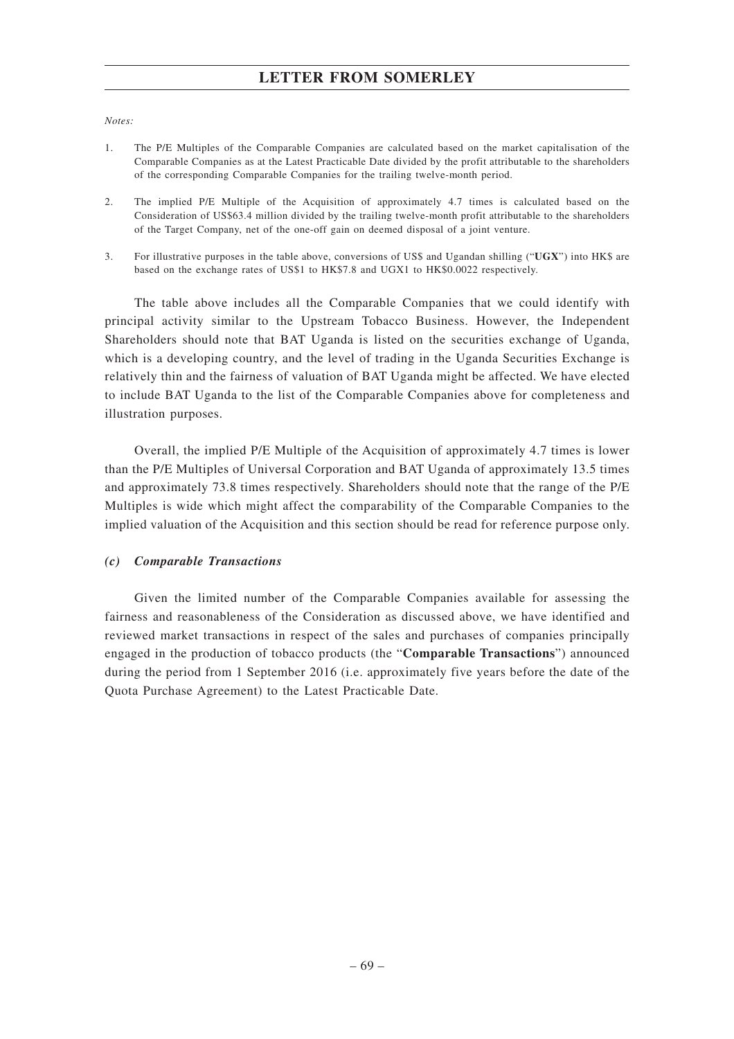*Notes:*

1. The P/E Multiples of the Comparable Companies are calculated based on the market capitalisation of the Comparable Companies as at the Latest Practicable Date divided by the profit attributable to the shareholders of the corresponding Comparable Companies for the trailing twelve-month period.

2. The implied P/E Multiple of the Acquisition of approximately 4.7 times is calculated based on the Consideration of US$63.4 million divided by the trailing twelve-month profit attributable to the shareholders of the Target Company, net of the one-off gain on deemed disposal of a joint venture.

3. For illustrative purposes in the table above, conversions of US$ and Ugandan shilling ("**UGX**") into HK$ are based on the exchange rates of US$1 to HK$7.8 and UGX1 to HK$0.0022 respectively.

The table above includes all the Comparable Companies that we could identify with principal activity similar to the Upstream Tobacco Business. However, the Independent Shareholders should note that BAT Uganda is listed on the securities exchange of Uganda, which is a developing country, and the level of trading in the Uganda Securities Exchange is relatively thin and the fairness of valuation of BAT Uganda might be affected. We have elected to include BAT Uganda to the list of the Comparable Companies above for completeness and illustration purposes.

Overall, the implied P/E Multiple of the Acquisition of approximately 4.7 times is lower than the P/E Multiples of Universal Corporation and BAT Uganda of approximately 13.5 times and approximately 73.8 times respectively. Shareholders should note that the range of the P/E Multiples is wide which might affect the comparability of the Comparable Companies to the implied valuation of the Acquisition and this section should be read for reference purpose only.

### *(c) Comparable Transactions*

Given the limited number of the Comparable Companies available for assessing the fairness and reasonableness of the Consideration as discussed above, we have identified and reviewed market transactions in respect of the sales and purchases of companies principally engaged in the production of tobacco products (the "**Comparable Transactions**") announced during the period from 1 September 2016 (i.e. approximately five years before the date of the Quota Purchase Agreement) to the Latest Practicable Date.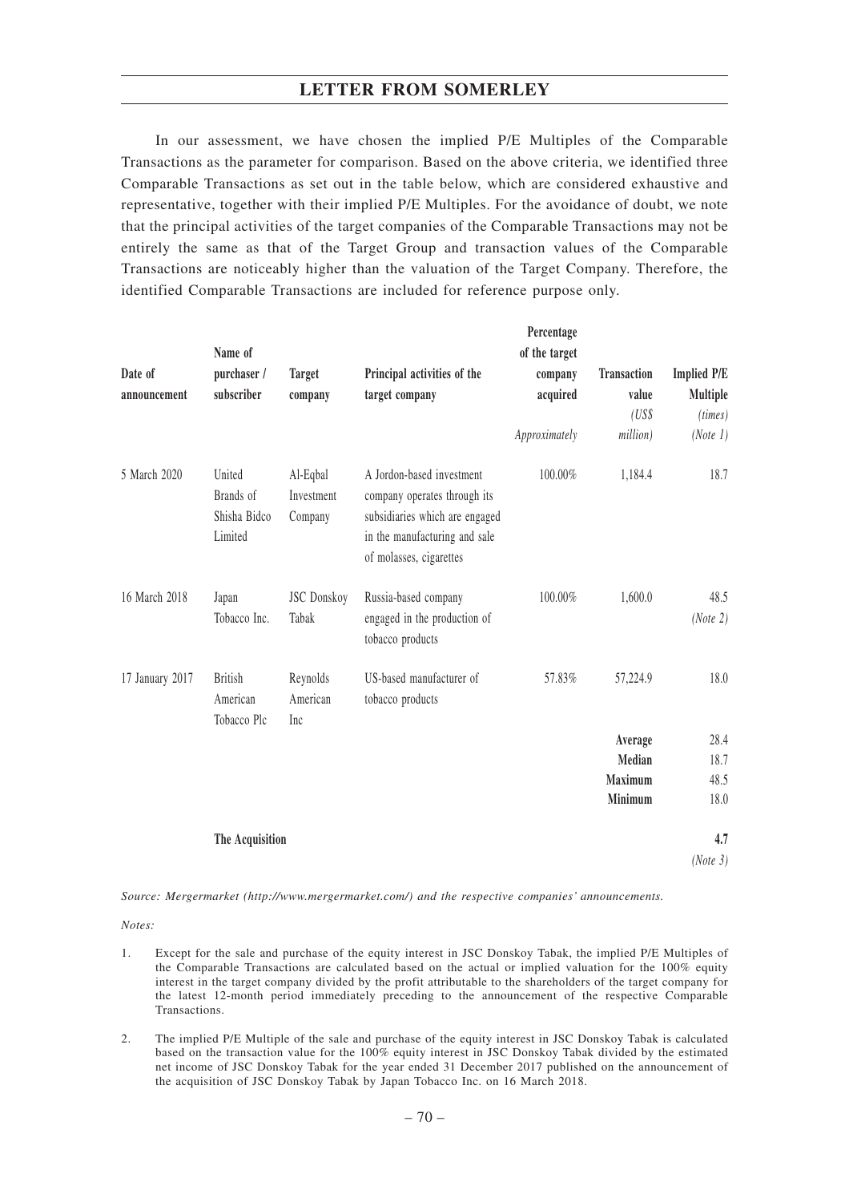In our assessment, we have chosen the implied P/E Multiples of the Comparable Transactions as the parameter for comparison. Based on the above criteria, we identified three Comparable Transactions as set out in the table below, which are considered exhaustive and representative, together with their implied P/E Multiples. For the avoidance of doubt, we note that the principal activities of the target companies of the Comparable Transactions may not be entirely the same as that of the Target Group and transaction values of the Comparable Transactions are noticeably higher than the valuation of the Target Company. Therefore, the identified Comparable Transactions are included for reference purpose only.

| Date of announcement | Name of purchaser / subscriber | Target company | Principal activities of the target company | Percentage of the target company acquired | Transaction value | Implied P/E Multiple |
|---|---|---|---|---|---|---|
| | | | | *Approximately* | *(US$ million)* | *(times)* *(Note 1)* |
| 5 March 2020 | United Brands of Shisha Bidco Limited | Al-Eqbal Investment Company | A Jordon-based investment company operates through its subsidiaries which are engaged in the manufacturing and sale of molasses, cigarettes | 100.00% | 1,184.4 | 18.7 |
| 16 March 2018 | Japan Tobacco Inc. | JSC Donskoy Tabak | Russia-based company engaged in the production of tobacco products | 100.00% | 1,600.0 | 48.5 *(Note 2)* |
| 17 January 2017 | British American Tobacco Plc | Reynolds American Inc | US-based manufacturer of tobacco products | 57.83% | 57,224.9 | 18.0 |
| | | | | | **Average** | 28.4 |
| | | | | | **Median** | 18.7 |
| | | | | | **Maximum** | 48.5 |
| | | | | | **Minimum** | 18.0 |
| | **The Acquisition** | | | | | **4.7** *(Note 3)* |

*Source: Mergermarket (http://www.mergermarket.com/) and the respective companies' announcements.*

*Notes:*

1. Except for the sale and purchase of the equity interest in JSC Donskoy Tabak, the implied P/E Multiples of the Comparable Transactions are calculated based on the actual or implied valuation for the 100% equity interest in the target company divided by the profit attributable to the shareholders of the target company for the latest 12-month period immediately preceding to the announcement of the respective Comparable Transactions.

2. The implied P/E Multiple of the sale and purchase of the equity interest in JSC Donskoy Tabak is calculated based on the transaction value for the 100% equity interest in JSC Donskoy Tabak divided by the estimated net income of JSC Donskoy Tabak for the year ended 31 December 2017 published on the announcement of the acquisition of JSC Donskoy Tabak by Japan Tobacco Inc. on 16 March 2018.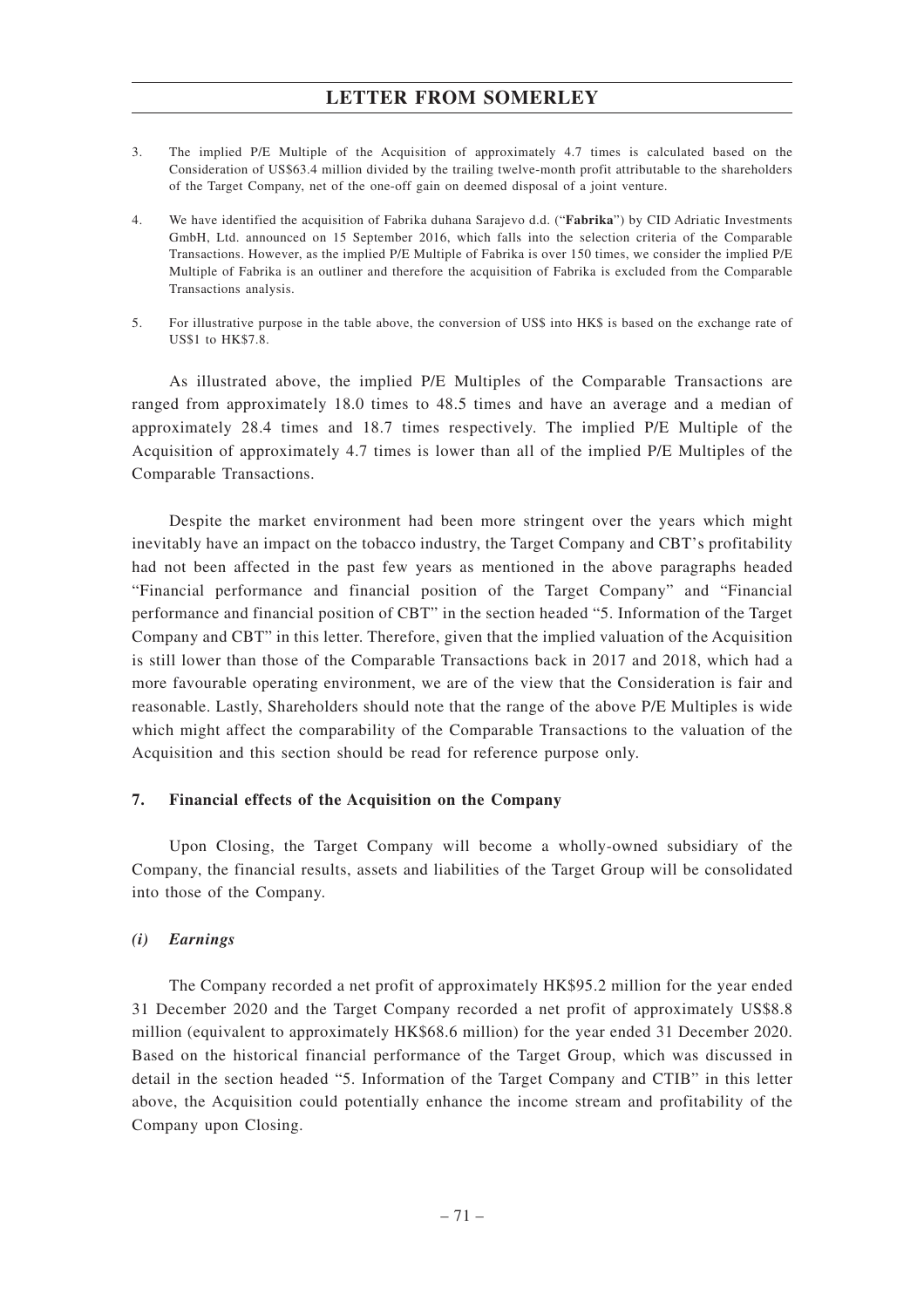3. The implied P/E Multiple of the Acquisition of approximately 4.7 times is calculated based on the Consideration of US$63.4 million divided by the trailing twelve-month profit attributable to the shareholders of the Target Company, net of the one-off gain on deemed disposal of a joint venture.

4. We have identified the acquisition of Fabrika duhana Sarajevo d.d. ("**Fabrika**") by CID Adriatic Investments GmbH, Ltd. announced on 15 September 2016, which falls into the selection criteria of the Comparable Transactions. However, as the implied P/E Multiple of Fabrika is over 150 times, we consider the implied P/E Multiple of Fabrika is an outliner and therefore the acquisition of Fabrika is excluded from the Comparable Transactions analysis.

5. For illustrative purpose in the table above, the conversion of US$ into HK$ is based on the exchange rate of US$1 to HK$7.8.

As illustrated above, the implied P/E Multiples of the Comparable Transactions are ranged from approximately 18.0 times to 48.5 times and have an average and a median of approximately 28.4 times and 18.7 times respectively. The implied P/E Multiple of the Acquisition of approximately 4.7 times is lower than all of the implied P/E Multiples of the Comparable Transactions.

Despite the market environment had been more stringent over the years which might inevitably have an impact on the tobacco industry, the Target Company and CBT's profitability had not been affected in the past few years as mentioned in the above paragraphs headed "Financial performance and financial position of the Target Company" and "Financial performance and financial position of CBT" in the section headed "5. Information of the Target Company and CBT" in this letter. Therefore, given that the implied valuation of the Acquisition is still lower than those of the Comparable Transactions back in 2017 and 2018, which had a more favourable operating environment, we are of the view that the Consideration is fair and reasonable. Lastly, Shareholders should note that the range of the above P/E Multiples is wide which might affect the comparability of the Comparable Transactions to the valuation of the Acquisition and this section should be read for reference purpose only.

### 7. Financial effects of the Acquisition on the Company

Upon Closing, the Target Company will become a wholly-owned subsidiary of the Company, the financial results, assets and liabilities of the Target Group will be consolidated into those of the Company.

#### *(i) Earnings*

The Company recorded a net profit of approximately HK$95.2 million for the year ended 31 December 2020 and the Target Company recorded a net profit of approximately US$8.8 million (equivalent to approximately HK$68.6 million) for the year ended 31 December 2020. Based on the historical financial performance of the Target Group, which was discussed in detail in the section headed "5. Information of the Target Company and CTIB" in this letter above, the Acquisition could potentially enhance the income stream and profitability of the Company upon Closing.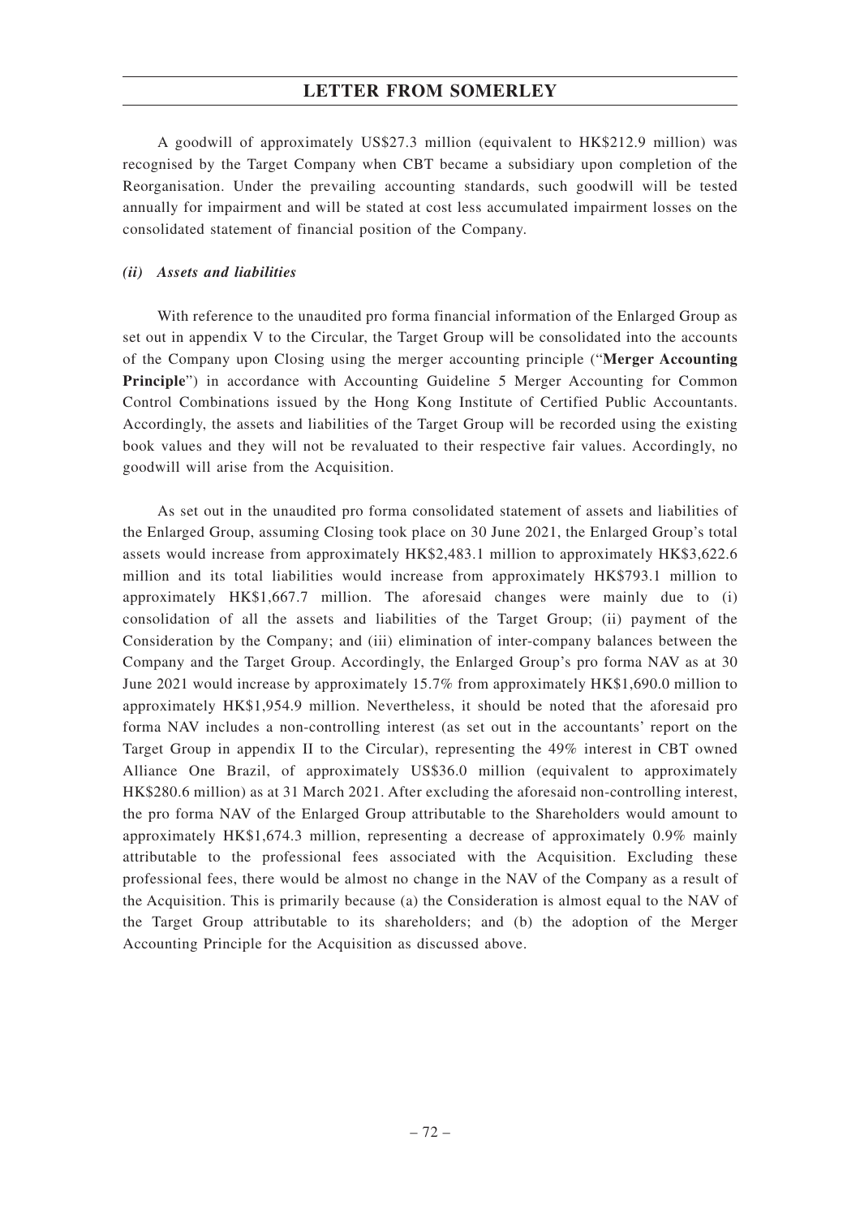A goodwill of approximately US$27.3 million (equivalent to HK$212.9 million) was recognised by the Target Company when CBT became a subsidiary upon completion of the Reorganisation. Under the prevailing accounting standards, such goodwill will be tested annually for impairment and will be stated at cost less accumulated impairment losses on the consolidated statement of financial position of the Company.

***(ii) Assets and liabilities***

With reference to the unaudited pro forma financial information of the Enlarged Group as set out in appendix V to the Circular, the Target Group will be consolidated into the accounts of the Company upon Closing using the merger accounting principle ("**Merger Accounting Principle**") in accordance with Accounting Guideline 5 Merger Accounting for Common Control Combinations issued by the Hong Kong Institute of Certified Public Accountants. Accordingly, the assets and liabilities of the Target Group will be recorded using the existing book values and they will not be revaluated to their respective fair values. Accordingly, no goodwill will arise from the Acquisition.

As set out in the unaudited pro forma consolidated statement of assets and liabilities of the Enlarged Group, assuming Closing took place on 30 June 2021, the Enlarged Group's total assets would increase from approximately HK$2,483.1 million to approximately HK$3,622.6 million and its total liabilities would increase from approximately HK$793.1 million to approximately HK$1,667.7 million. The aforesaid changes were mainly due to (i) consolidation of all the assets and liabilities of the Target Group; (ii) payment of the Consideration by the Company; and (iii) elimination of inter-company balances between the Company and the Target Group. Accordingly, the Enlarged Group's pro forma NAV as at 30 June 2021 would increase by approximately 15.7% from approximately HK$1,690.0 million to approximately HK$1,954.9 million. Nevertheless, it should be noted that the aforesaid pro forma NAV includes a non-controlling interest (as set out in the accountants' report on the Target Group in appendix II to the Circular), representing the 49% interest in CBT owned Alliance One Brazil, of approximately US$36.0 million (equivalent to approximately HK$280.6 million) as at 31 March 2021. After excluding the aforesaid non-controlling interest, the pro forma NAV of the Enlarged Group attributable to the Shareholders would amount to approximately HK$1,674.3 million, representing a decrease of approximately 0.9% mainly attributable to the professional fees associated with the Acquisition. Excluding these professional fees, there would be almost no change in the NAV of the Company as a result of the Acquisition. This is primarily because (a) the Consideration is almost equal to the NAV of the Target Group attributable to its shareholders; and (b) the adoption of the Merger Accounting Principle for the Acquisition as discussed above.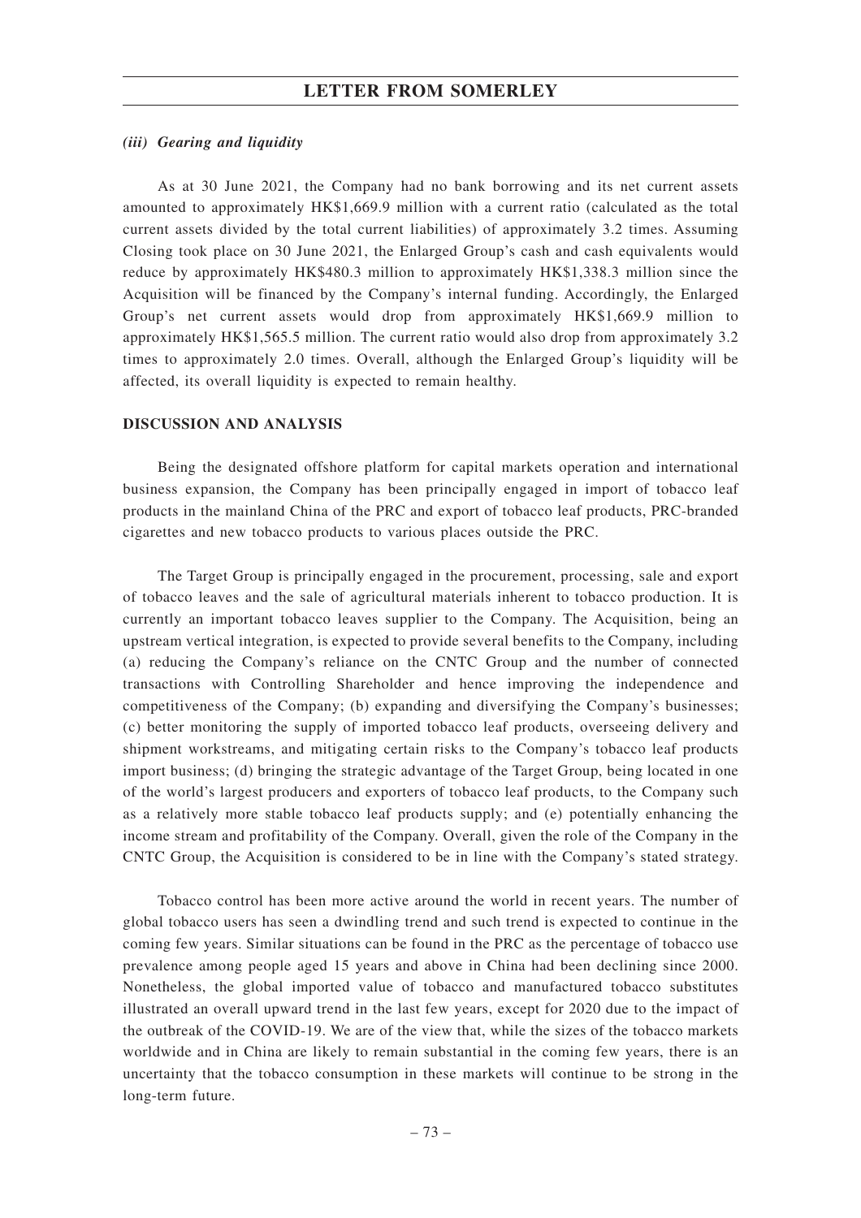#### *(iii) Gearing and liquidity*

As at 30 June 2021, the Company had no bank borrowing and its net current assets amounted to approximately HK$1,669.9 million with a current ratio (calculated as the total current assets divided by the total current liabilities) of approximately 3.2 times. Assuming Closing took place on 30 June 2021, the Enlarged Group's cash and cash equivalents would reduce by approximately HK$480.3 million to approximately HK$1,338.3 million since the Acquisition will be financed by the Company's internal funding. Accordingly, the Enlarged Group's net current assets would drop from approximately HK$1,669.9 million to approximately HK$1,565.5 million. The current ratio would also drop from approximately 3.2 times to approximately 2.0 times. Overall, although the Enlarged Group's liquidity will be affected, its overall liquidity is expected to remain healthy.

### DISCUSSION AND ANALYSIS

Being the designated offshore platform for capital markets operation and international business expansion, the Company has been principally engaged in import of tobacco leaf products in the mainland China of the PRC and export of tobacco leaf products, PRC-branded cigarettes and new tobacco products to various places outside the PRC.

The Target Group is principally engaged in the procurement, processing, sale and export of tobacco leaves and the sale of agricultural materials inherent to tobacco production. It is currently an important tobacco leaves supplier to the Company. The Acquisition, being an upstream vertical integration, is expected to provide several benefits to the Company, including (a) reducing the Company's reliance on the CNTC Group and the number of connected transactions with Controlling Shareholder and hence improving the independence and competitiveness of the Company; (b) expanding and diversifying the Company's businesses; (c) better monitoring the supply of imported tobacco leaf products, overseeing delivery and shipment workstreams, and mitigating certain risks to the Company's tobacco leaf products import business; (d) bringing the strategic advantage of the Target Group, being located in one of the world's largest producers and exporters of tobacco leaf products, to the Company such as a relatively more stable tobacco leaf products supply; and (e) potentially enhancing the income stream and profitability of the Company. Overall, given the role of the Company in the CNTC Group, the Acquisition is considered to be in line with the Company's stated strategy.

Tobacco control has been more active around the world in recent years. The number of global tobacco users has seen a dwindling trend and such trend is expected to continue in the coming few years. Similar situations can be found in the PRC as the percentage of tobacco use prevalence among people aged 15 years and above in China had been declining since 2000. Nonetheless, the global imported value of tobacco and manufactured tobacco substitutes illustrated an overall upward trend in the last few years, except for 2020 due to the impact of the outbreak of the COVID-19. We are of the view that, while the sizes of the tobacco markets worldwide and in China are likely to remain substantial in the coming few years, there is an uncertainty that the tobacco consumption in these markets will continue to be strong in the long-term future.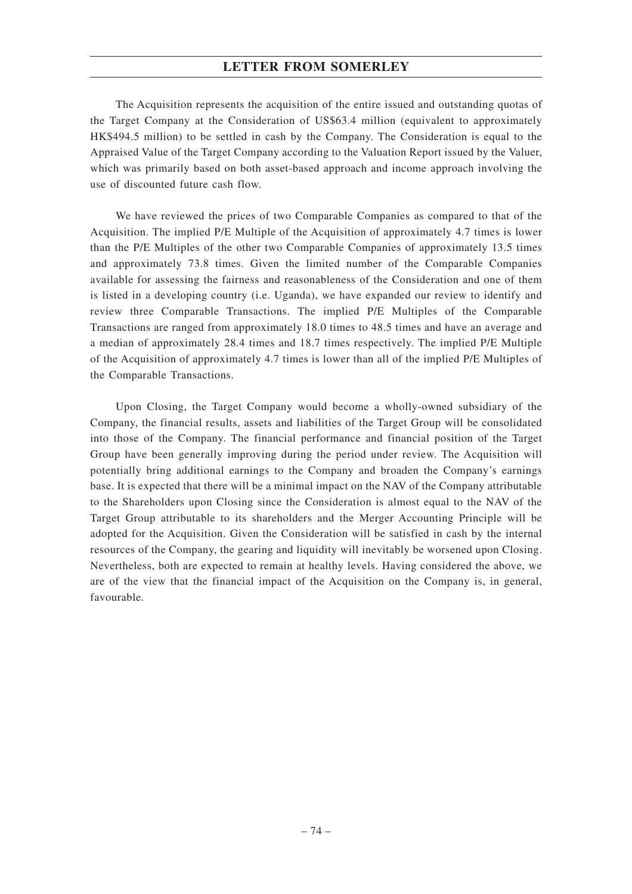The Acquisition represents the acquisition of the entire issued and outstanding quotas of the Target Company at the Consideration of US$63.4 million (equivalent to approximately HK$494.5 million) to be settled in cash by the Company. The Consideration is equal to the Appraised Value of the Target Company according to the Valuation Report issued by the Valuer, which was primarily based on both asset-based approach and income approach involving the use of discounted future cash flow.

We have reviewed the prices of two Comparable Companies as compared to that of the Acquisition. The implied P/E Multiple of the Acquisition of approximately 4.7 times is lower than the P/E Multiples of the other two Comparable Companies of approximately 13.5 times and approximately 73.8 times. Given the limited number of the Comparable Companies available for assessing the fairness and reasonableness of the Consideration and one of them is listed in a developing country (i.e. Uganda), we have expanded our review to identify and review three Comparable Transactions. The implied P/E Multiples of the Comparable Transactions are ranged from approximately 18.0 times to 48.5 times and have an average and a median of approximately 28.4 times and 18.7 times respectively. The implied P/E Multiple of the Acquisition of approximately 4.7 times is lower than all of the implied P/E Multiples of the Comparable Transactions.

Upon Closing, the Target Company would become a wholly-owned subsidiary of the Company, the financial results, assets and liabilities of the Target Group will be consolidated into those of the Company. The financial performance and financial position of the Target Group have been generally improving during the period under review. The Acquisition will potentially bring additional earnings to the Company and broaden the Company's earnings base. It is expected that there will be a minimal impact on the NAV of the Company attributable to the Shareholders upon Closing since the Consideration is almost equal to the NAV of the Target Group attributable to its shareholders and the Merger Accounting Principle will be adopted for the Acquisition. Given the Consideration will be satisfied in cash by the internal resources of the Company, the gearing and liquidity will inevitably be worsened upon Closing. Nevertheless, both are expected to remain at healthy levels. Having considered the above, we are of the view that the financial impact of the Acquisition on the Company is, in general, favourable.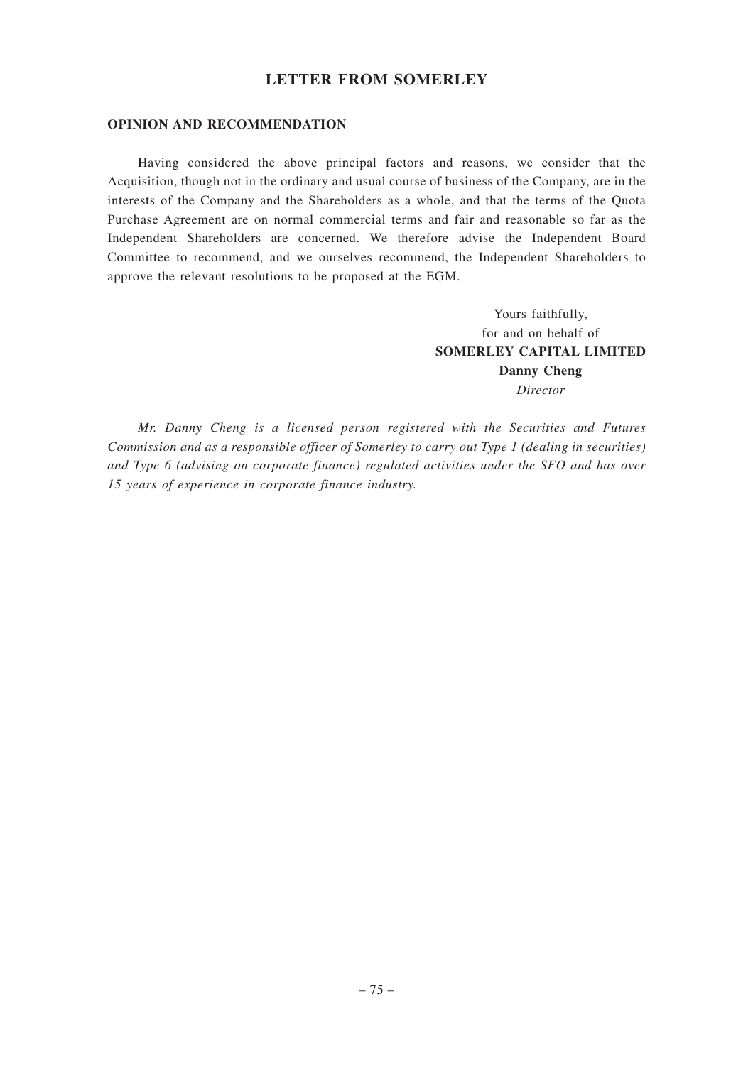## OPINION AND RECOMMENDATION

Having considered the above principal factors and reasons, we consider that the Acquisition, though not in the ordinary and usual course of business of the Company, are in the interests of the Company and the Shareholders as a whole, and that the terms of the Quota Purchase Agreement are on normal commercial terms and fair and reasonable so far as the Independent Shareholders are concerned. We therefore advise the Independent Board Committee to recommend, and we ourselves recommend, the Independent Shareholders to approve the relevant resolutions to be proposed at the EGM.

Yours faithfully,
for and on behalf of
**SOMERLEY CAPITAL LIMITED**
**Danny Cheng**
*Director*

*Mr. Danny Cheng is a licensed person registered with the Securities and Futures Commission and as a responsible officer of Somerley to carry out Type 1 (dealing in securities) and Type 6 (advising on corporate finance) regulated activities under the SFO and has over 15 years of experience in corporate finance industry.*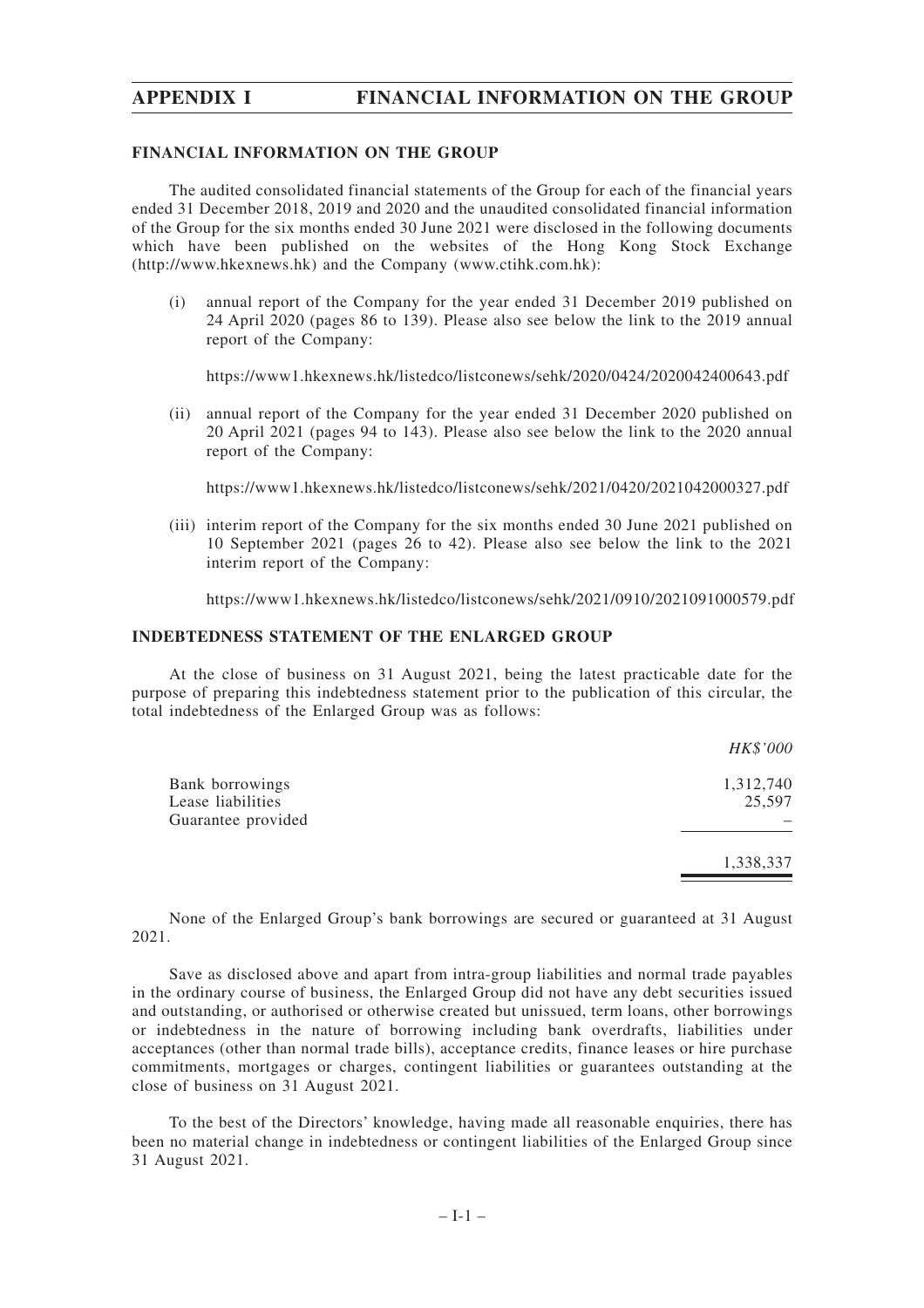## FINANCIAL INFORMATION ON THE GROUP

The audited consolidated financial statements of the Group for each of the financial years ended 31 December 2018, 2019 and 2020 and the unaudited consolidated financial information of the Group for the six months ended 30 June 2021 were disclosed in the following documents which have been published on the websites of the Hong Kong Stock Exchange (http://www.hkexnews.hk) and the Company (www.ctihk.com.hk):

(i) annual report of the Company for the year ended 31 December 2019 published on 24 April 2020 (pages 86 to 139). Please also see below the link to the 2019 annual report of the Company:

https://www1.hkexnews.hk/listedco/listconews/sehk/2020/0424/2020042400643.pdf

(ii) annual report of the Company for the year ended 31 December 2020 published on 20 April 2021 (pages 94 to 143). Please also see below the link to the 2020 annual report of the Company:

https://www1.hkexnews.hk/listedco/listconews/sehk/2021/0420/2021042000327.pdf

(iii) interim report of the Company for the six months ended 30 June 2021 published on 10 September 2021 (pages 26 to 42). Please also see below the link to the 2021 interim report of the Company:

https://www1.hkexnews.hk/listedco/listconews/sehk/2021/0910/2021091000579.pdf

## INDEBTEDNESS STATEMENT OF THE ENLARGED GROUP

At the close of business on 31 August 2021, being the latest practicable date for the purpose of preparing this indebtedness statement prior to the publication of this circular, the total indebtedness of the Enlarged Group was as follows:

| | *HK$'000* |
|---|---|
| Bank borrowings | 1,312,740 |
| Lease liabilities | 25,597 |
| Guarantee provided | – |
| | 1,338,337 |

None of the Enlarged Group's bank borrowings are secured or guaranteed at 31 August 2021.

Save as disclosed above and apart from intra-group liabilities and normal trade payables in the ordinary course of business, the Enlarged Group did not have any debt securities issued and outstanding, or authorised or otherwise created but unissued, term loans, other borrowings or indebtedness in the nature of borrowing including bank overdrafts, liabilities under acceptances (other than normal trade bills), acceptance credits, finance leases or hire purchase commitments, mortgages or charges, contingent liabilities or guarantees outstanding at the close of business on 31 August 2021.

To the best of the Directors' knowledge, having made all reasonable enquiries, there has been no material change in indebtedness or contingent liabilities of the Enlarged Group since 31 August 2021.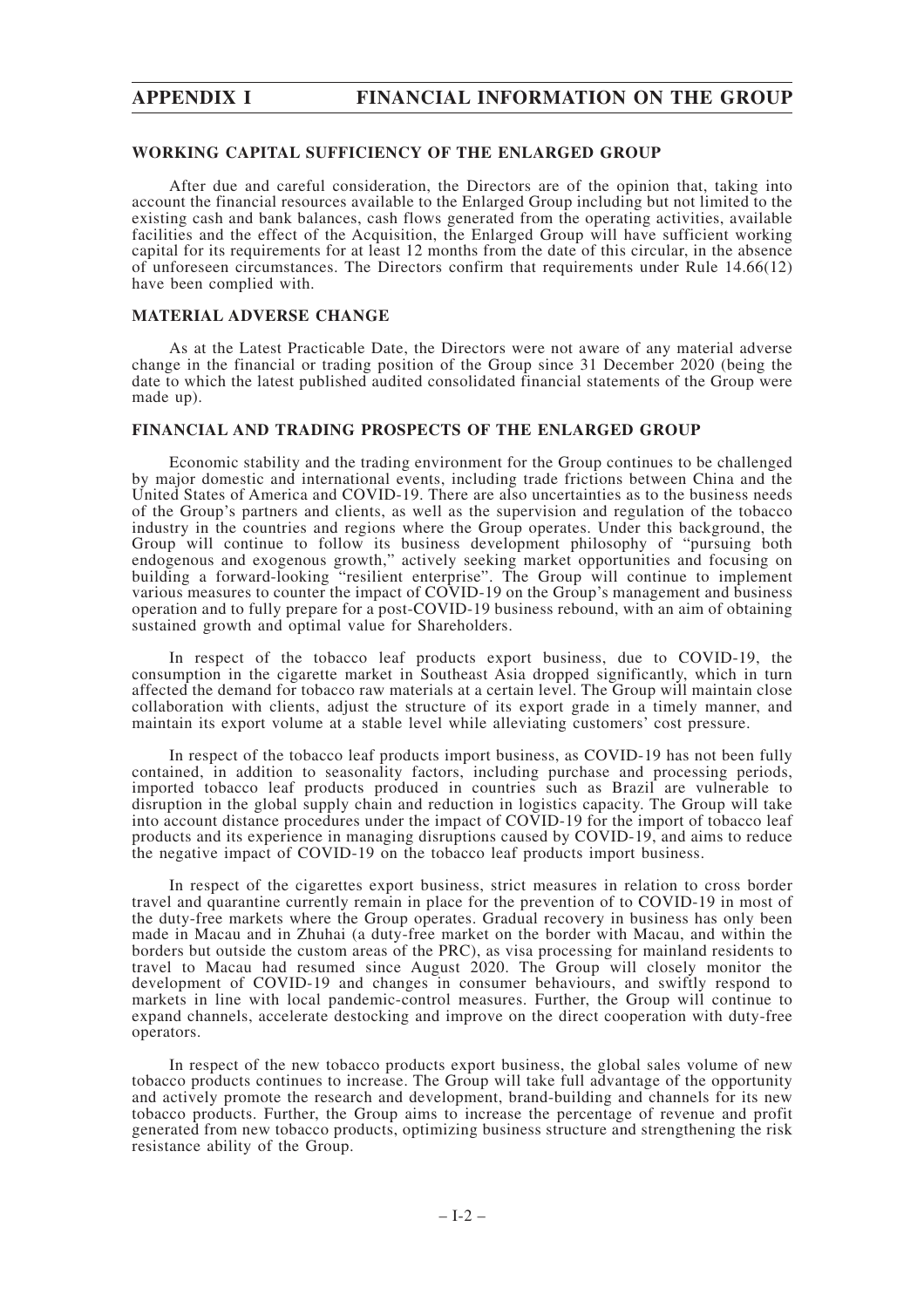## WORKING CAPITAL SUFFICIENCY OF THE ENLARGED GROUP

After due and careful consideration, the Directors are of the opinion that, taking into account the financial resources available to the Enlarged Group including but not limited to the existing cash and bank balances, cash flows generated from the operating activities, available facilities and the effect of the Acquisition, the Enlarged Group will have sufficient working capital for its requirements for at least 12 months from the date of this circular, in the absence of unforeseen circumstances. The Directors confirm that requirements under Rule 14.66(12) have been complied with.

## MATERIAL ADVERSE CHANGE

As at the Latest Practicable Date, the Directors were not aware of any material adverse change in the financial or trading position of the Group since 31 December 2020 (being the date to which the latest published audited consolidated financial statements of the Group were made up).

## FINANCIAL AND TRADING PROSPECTS OF THE ENLARGED GROUP

Economic stability and the trading environment for the Group continues to be challenged by major domestic and international events, including trade frictions between China and the United States of America and COVID-19. There are also uncertainties as to the business needs of the Group's partners and clients, as well as the supervision and regulation of the tobacco industry in the countries and regions where the Group operates. Under this background, the Group will continue to follow its business development philosophy of "pursuing both endogenous and exogenous growth," actively seeking market opportunities and focusing on building a forward-looking "resilient enterprise". The Group will continue to implement various measures to counter the impact of COVID-19 on the Group's management and business operation and to fully prepare for a post-COVID-19 business rebound, with an aim of obtaining sustained growth and optimal value for Shareholders.

In respect of the tobacco leaf products export business, due to COVID-19, the consumption in the cigarette market in Southeast Asia dropped significantly, which in turn affected the demand for tobacco raw materials at a certain level. The Group will maintain close collaboration with clients, adjust the structure of its export grade in a timely manner, and maintain its export volume at a stable level while alleviating customers' cost pressure.

In respect of the tobacco leaf products import business, as COVID-19 has not been fully contained, in addition to seasonality factors, including purchase and processing periods, imported tobacco leaf products produced in countries such as Brazil are vulnerable to disruption in the global supply chain and reduction in logistics capacity. The Group will take into account distance procedures under the impact of COVID-19 for the import of tobacco leaf products and its experience in managing disruptions caused by COVID-19, and aims to reduce the negative impact of COVID-19 on the tobacco leaf products import business.

In respect of the cigarettes export business, strict measures in relation to cross border travel and quarantine currently remain in place for the prevention of to COVID-19 in most of the duty-free markets where the Group operates. Gradual recovery in business has only been made in Macau and in Zhuhai (a duty-free market on the border with Macau, and within the borders but outside the custom areas of the PRC), as visa processing for mainland residents to travel to Macau had resumed since August 2020. The Group will closely monitor the development of COVID-19 and changes in consumer behaviours, and swiftly respond to markets in line with local pandemic-control measures. Further, the Group will continue to expand channels, accelerate destocking and improve on the direct cooperation with duty-free operators.

In respect of the new tobacco products export business, the global sales volume of new tobacco products continues to increase. The Group will take full advantage of the opportunity and actively promote the research and development, brand-building and channels for its new tobacco products. Further, the Group aims to increase the percentage of revenue and profit generated from new tobacco products, optimizing business structure and strengthening the risk resistance ability of the Group.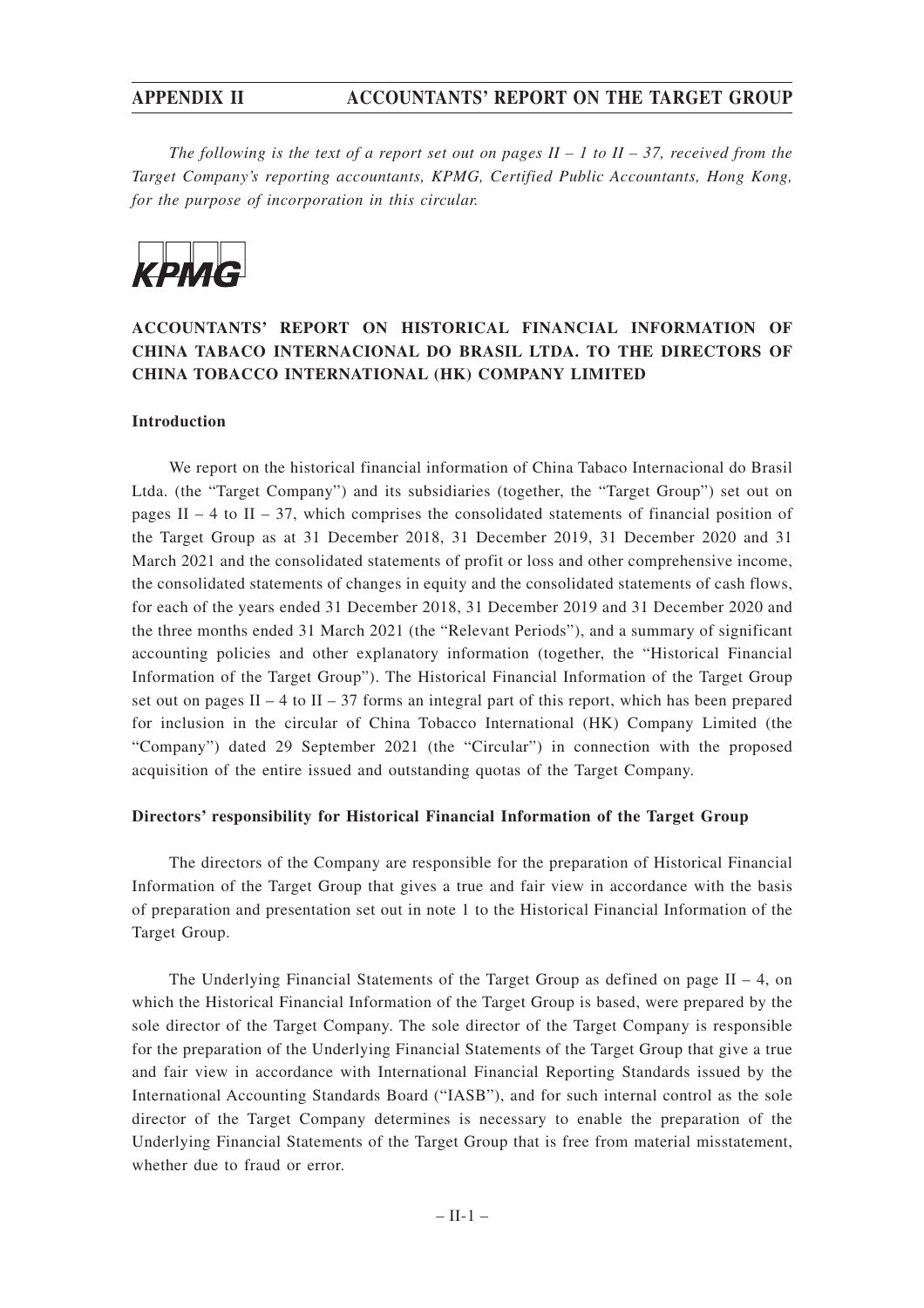*The following is the text of a report set out on pages II – 1 to II – 37, received from the Target Company's reporting accountants, KPMG, Certified Public Accountants, Hong Kong, for the purpose of incorporation in this circular.*

KPMG

## ACCOUNTANTS' REPORT ON HISTORICAL FINANCIAL INFORMATION OF CHINA TABACO INTERNACIONAL DO BRASIL LTDA. TO THE DIRECTORS OF CHINA TOBACCO INTERNATIONAL (HK) COMPANY LIMITED

### Introduction

We report on the historical financial information of China Tabaco Internacional do Brasil Ltda. (the "Target Company") and its subsidiaries (together, the "Target Group") set out on pages II – 4 to II – 37, which comprises the consolidated statements of financial position of the Target Group as at 31 December 2018, 31 December 2019, 31 December 2020 and 31 March 2021 and the consolidated statements of profit or loss and other comprehensive income, the consolidated statements of changes in equity and the consolidated statements of cash flows, for each of the years ended 31 December 2018, 31 December 2019 and 31 December 2020 and the three months ended 31 March 2021 (the "Relevant Periods"), and a summary of significant accounting policies and other explanatory information (together, the "Historical Financial Information of the Target Group"). The Historical Financial Information of the Target Group set out on pages II – 4 to II – 37 forms an integral part of this report, which has been prepared for inclusion in the circular of China Tobacco International (HK) Company Limited (the "Company") dated 29 September 2021 (the "Circular") in connection with the proposed acquisition of the entire issued and outstanding quotas of the Target Company.

### Directors' responsibility for Historical Financial Information of the Target Group

The directors of the Company are responsible for the preparation of Historical Financial Information of the Target Group that gives a true and fair view in accordance with the basis of preparation and presentation set out in note 1 to the Historical Financial Information of the Target Group.

The Underlying Financial Statements of the Target Group as defined on page II – 4, on which the Historical Financial Information of the Target Group is based, were prepared by the sole director of the Target Company. The sole director of the Target Company is responsible for the preparation of the Underlying Financial Statements of the Target Group that give a true and fair view in accordance with International Financial Reporting Standards issued by the International Accounting Standards Board ("IASB"), and for such internal control as the sole director of the Target Company determines is necessary to enable the preparation of the Underlying Financial Statements of the Target Group that is free from material misstatement, whether due to fraud or error.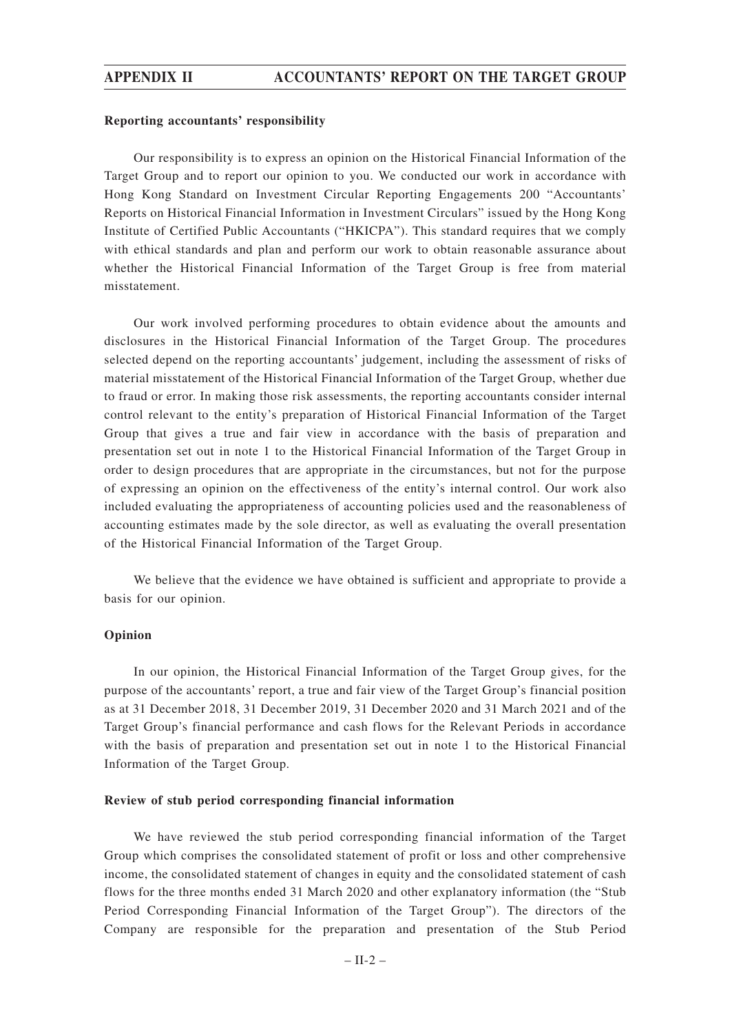**Reporting accountants' responsibility**

Our responsibility is to express an opinion on the Historical Financial Information of the Target Group and to report our opinion to you. We conducted our work in accordance with Hong Kong Standard on Investment Circular Reporting Engagements 200 "Accountants' Reports on Historical Financial Information in Investment Circulars" issued by the Hong Kong Institute of Certified Public Accountants ("HKICPA"). This standard requires that we comply with ethical standards and plan and perform our work to obtain reasonable assurance about whether the Historical Financial Information of the Target Group is free from material misstatement.

Our work involved performing procedures to obtain evidence about the amounts and disclosures in the Historical Financial Information of the Target Group. The procedures selected depend on the reporting accountants' judgement, including the assessment of risks of material misstatement of the Historical Financial Information of the Target Group, whether due to fraud or error. In making those risk assessments, the reporting accountants consider internal control relevant to the entity's preparation of Historical Financial Information of the Target Group that gives a true and fair view in accordance with the basis of preparation and presentation set out in note 1 to the Historical Financial Information of the Target Group in order to design procedures that are appropriate in the circumstances, but not for the purpose of expressing an opinion on the effectiveness of the entity's internal control. Our work also included evaluating the appropriateness of accounting policies used and the reasonableness of accounting estimates made by the sole director, as well as evaluating the overall presentation of the Historical Financial Information of the Target Group.

We believe that the evidence we have obtained is sufficient and appropriate to provide a basis for our opinion.

**Opinion**

In our opinion, the Historical Financial Information of the Target Group gives, for the purpose of the accountants' report, a true and fair view of the Target Group's financial position as at 31 December 2018, 31 December 2019, 31 December 2020 and 31 March 2021 and of the Target Group's financial performance and cash flows for the Relevant Periods in accordance with the basis of preparation and presentation set out in note 1 to the Historical Financial Information of the Target Group.

**Review of stub period corresponding financial information**

We have reviewed the stub period corresponding financial information of the Target Group which comprises the consolidated statement of profit or loss and other comprehensive income, the consolidated statement of changes in equity and the consolidated statement of cash flows for the three months ended 31 March 2020 and other explanatory information (the "Stub Period Corresponding Financial Information of the Target Group"). The directors of the Company are responsible for the preparation and presentation of the Stub Period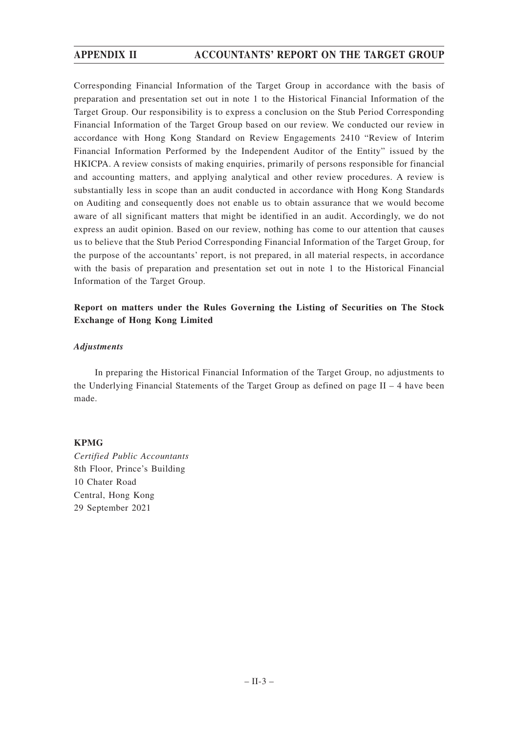Corresponding Financial Information of the Target Group in accordance with the basis of preparation and presentation set out in note 1 to the Historical Financial Information of the Target Group. Our responsibility is to express a conclusion on the Stub Period Corresponding Financial Information of the Target Group based on our review. We conducted our review in accordance with Hong Kong Standard on Review Engagements 2410 "Review of Interim Financial Information Performed by the Independent Auditor of the Entity" issued by the HKICPA. A review consists of making enquiries, primarily of persons responsible for financial and accounting matters, and applying analytical and other review procedures. A review is substantially less in scope than an audit conducted in accordance with Hong Kong Standards on Auditing and consequently does not enable us to obtain assurance that we would become aware of all significant matters that might be identified in an audit. Accordingly, we do not express an audit opinion. Based on our review, nothing has come to our attention that causes us to believe that the Stub Period Corresponding Financial Information of the Target Group, for the purpose of the accountants' report, is not prepared, in all material respects, in accordance with the basis of preparation and presentation set out in note 1 to the Historical Financial Information of the Target Group.

**Report on matters under the Rules Governing the Listing of Securities on The Stock Exchange of Hong Kong Limited**

***Adjustments***

In preparing the Historical Financial Information of the Target Group, no adjustments to the Underlying Financial Statements of the Target Group as defined on page II – 4 have been made.

**KPMG**
*Certified Public Accountants*
8th Floor, Prince's Building
10 Chater Road
Central, Hong Kong
29 September 2021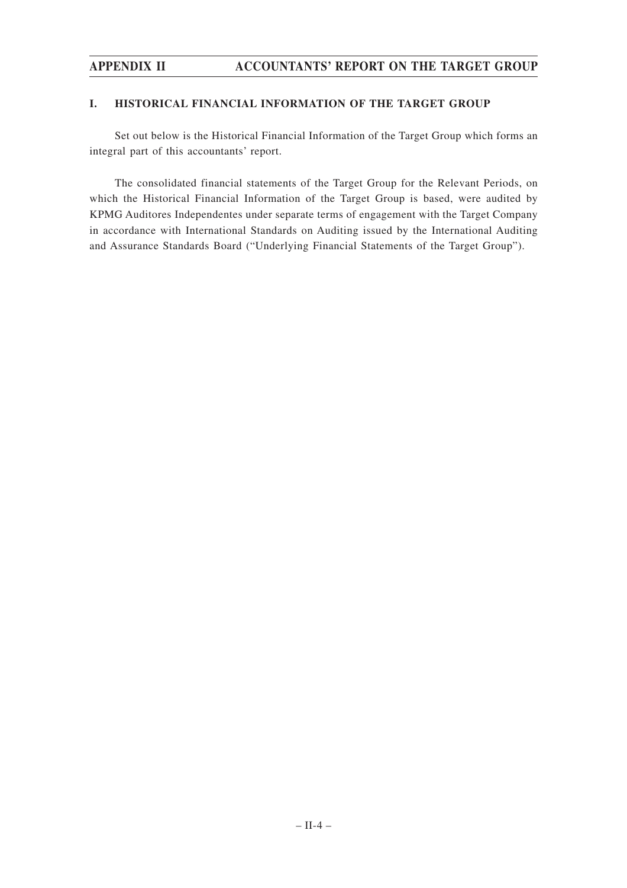## I. HISTORICAL FINANCIAL INFORMATION OF THE TARGET GROUP

Set out below is the Historical Financial Information of the Target Group which forms an integral part of this accountants' report.

The consolidated financial statements of the Target Group for the Relevant Periods, on which the Historical Financial Information of the Target Group is based, were audited by KPMG Auditores Independentes under separate terms of engagement with the Target Company in accordance with International Standards on Auditing issued by the International Auditing and Assurance Standards Board ("Underlying Financial Statements of the Target Group").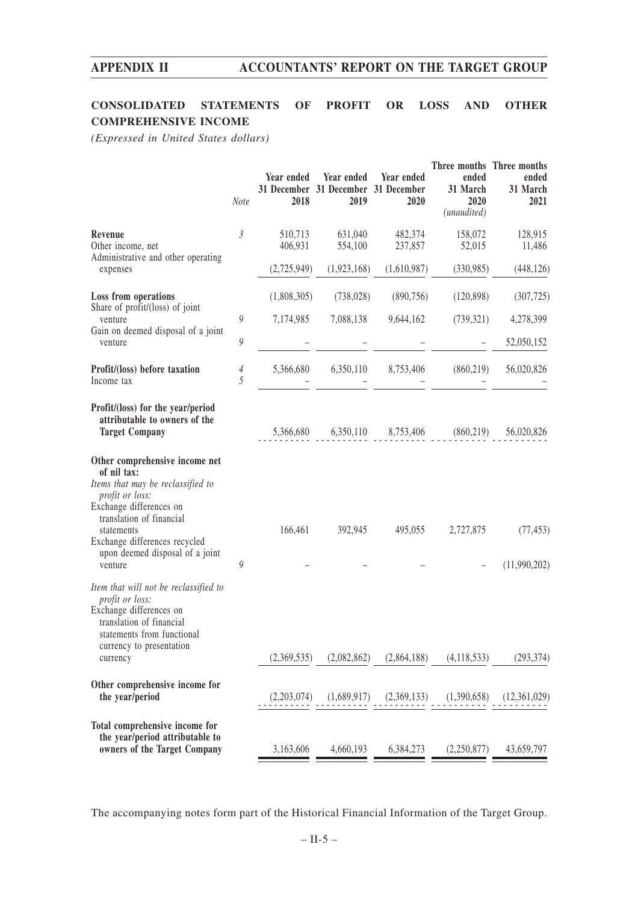## CONSOLIDATED STATEMENTS OF PROFIT OR LOSS AND OTHER COMPREHENSIVE INCOME

*(Expressed in United States dollars)*

| | Note | Year ended 31 December 2018 | Year ended 31 December 2019 | Year ended 31 December 2020 | Three months ended 31 March 2020 *(unaudited)* | Three months ended 31 March 2021 |
|---|---|---|---|---|---|---|
| **Revenue** | *3* | 510,713 | 631,040 | 482,374 | 158,072 | 128,915 |
| Other income, net | | 406,931 | 554,100 | 237,857 | 52,015 | 11,486 |
| Administrative and other operating expenses | | (2,725,949) | (1,923,168) | (1,610,987) | (330,985) | (448,126) |
| **Loss from operations** | | (1,808,305) | (738,028) | (890,756) | (120,898) | (307,725) |
| Share of profit/(loss) of joint venture | *9* | 7,174,985 | 7,088,138 | 9,644,162 | (739,321) | 4,278,399 |
| Gain on deemed disposal of a joint venture | *9* | – | – | – | – | 52,050,152 |
| **Profit/(loss) before taxation** | *4* | 5,366,680 | 6,350,110 | 8,753,406 | (860,219) | 56,020,826 |
| Income tax | *5* | – | – | – | – | – |
| **Profit/(loss) for the year/period attributable to owners of the Target Company** | | 5,366,680 | 6,350,110 | 8,753,406 | (860,219) | 56,020,826 |
| **Other comprehensive income net of nil tax:** | | | | | | |
| *Items that may be reclassified to profit or loss:* | | | | | | |
| Exchange differences on translation of financial statements | | 166,461 | 392,945 | 495,055 | 2,727,875 | (77,453) |
| Exchange differences recycled upon deemed disposal of a joint venture | *9* | – | – | – | – | (11,990,202) |
| *Item that will not be reclassified to profit or loss:* | | | | | | |
| Exchange differences on translation of financial statements from functional currency to presentation currency | | (2,369,535) | (2,082,862) | (2,864,188) | (4,118,533) | (293,374) |
| **Other comprehensive income for the year/period** | | (2,203,074) | (1,689,917) | (2,369,133) | (1,390,658) | (12,361,029) |
| **Total comprehensive income for the year/period attributable to owners of the Target Company** | | 3,163,606 | 4,660,193 | 6,384,273 | (2,250,877) | 43,659,797 |

The accompanying notes form part of the Historical Financial Information of the Target Group.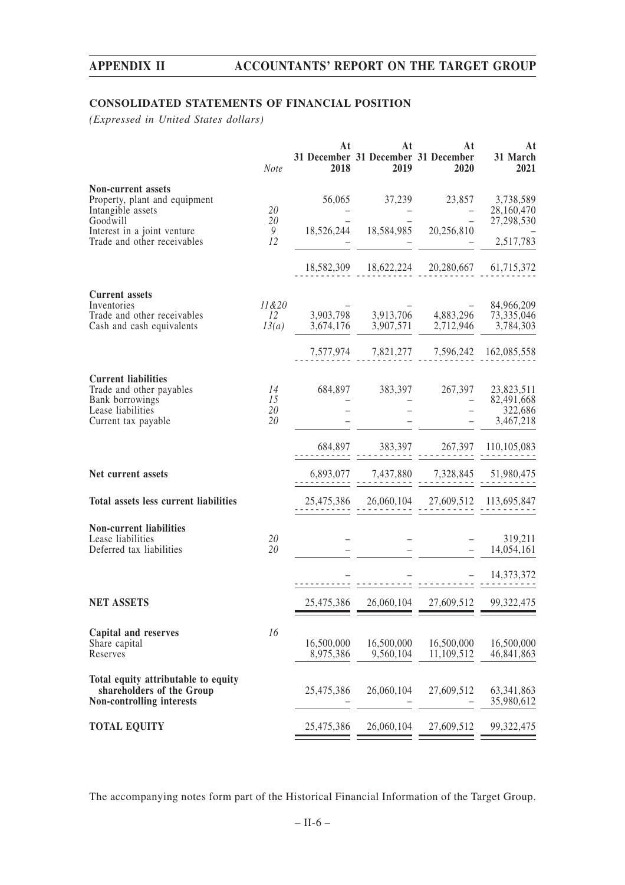## CONSOLIDATED STATEMENTS OF FINANCIAL POSITION

*(Expressed in United States dollars)*

| | Note | At 31 December 2018 | At 31 December 2019 | At 31 December 2020 | At 31 March 2021 |
|---|---|---|---|---|---|
| **Non-current assets** | | | | | |
| Property, plant and equipment | | 56,065 | 37,239 | 23,857 | 3,738,589 |
| Intangible assets | 20 | – | – | – | 28,160,470 |
| Goodwill | 20 | – | – | – | 27,298,530 |
| Interest in a joint venture | 9 | 18,526,244 | 18,584,985 | 20,256,810 | – |
| Trade and other receivables | 12 | – | – | – | 2,517,783 |
| | | 18,582,309 | 18,622,224 | 20,280,667 | 61,715,372 |
| **Current assets** | | | | | |
| Inventories | 11&20 | – | – | – | 84,966,209 |
| Trade and other receivables | 12 | 3,903,798 | 3,913,706 | 4,883,296 | 73,335,046 |
| Cash and cash equivalents | 13(a) | 3,674,176 | 3,907,571 | 2,712,946 | 3,784,303 |
| | | 7,577,974 | 7,821,277 | 7,596,242 | 162,085,558 |
| **Current liabilities** | | | | | |
| Trade and other payables | 14 | 684,897 | 383,397 | 267,397 | 23,823,511 |
| Bank borrowings | 15 | – | – | – | 82,491,668 |
| Lease liabilities | 20 | – | – | – | 322,686 |
| Current tax payable | 20 | – | – | – | 3,467,218 |
| | | 684,897 | 383,397 | 267,397 | 110,105,083 |
| **Net current assets** | | 6,893,077 | 7,437,880 | 7,328,845 | 51,980,475 |
| **Total assets less current liabilities** | | 25,475,386 | 26,060,104 | 27,609,512 | 113,695,847 |
| **Non-current liabilities** | | | | | |
| Lease liabilities | 20 | – | – | – | 319,211 |
| Deferred tax liabilities | 20 | – | – | – | 14,054,161 |
| | | – | – | – | 14,373,372 |
| **NET ASSETS** | | 25,475,386 | 26,060,104 | 27,609,512 | 99,322,475 |
| **Capital and reserves** | 16 | | | | |
| Share capital | | 16,500,000 | 16,500,000 | 16,500,000 | 16,500,000 |
| Reserves | | 8,975,386 | 9,560,104 | 11,109,512 | 46,841,863 |
| **Total equity attributable to equity shareholders of the Group** | | 25,475,386 | 26,060,104 | 27,609,512 | 63,341,863 |
| **Non-controlling interests** | | – | – | – | 35,980,612 |
| **TOTAL EQUITY** | | 25,475,386 | 26,060,104 | 27,609,512 | 99,322,475 |

The accompanying notes form part of the Historical Financial Information of the Target Group.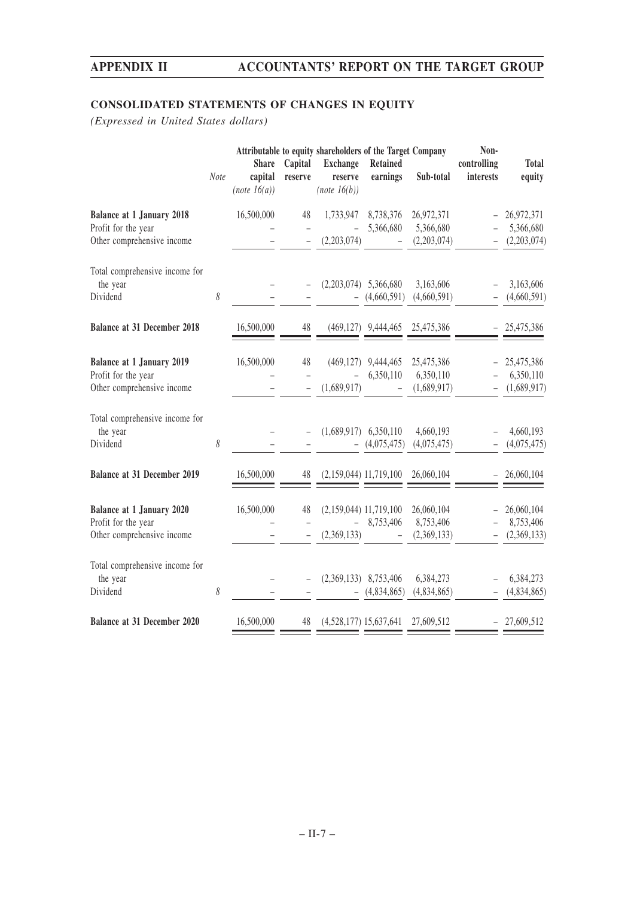## CONSOLIDATED STATEMENTS OF CHANGES IN EQUITY

*(Expressed in United States dollars)*

| | Note | Attributable to equity shareholders of the Target Company | | | | | Non-controlling interests | Total equity |
|---|---|---|---|---|---|---|---|---|
| | | Share capital *(note 16(a))* | Capital reserve | Exchange reserve *(note 16(b))* | Retained earnings | Sub-total | | |
| **Balance at 1 January 2018** | | 16,500,000 | 48 | 1,733,947 | 8,738,376 | 26,972,371 | – | 26,972,371 |
| Profit for the year | | – | – | – | 5,366,680 | 5,366,680 | – | 5,366,680 |
| Other comprehensive income | | – | – | (2,203,074) | – | (2,203,074) | – | (2,203,074) |
| Total comprehensive income for the year | | – | – | (2,203,074) | 5,366,680 | 3,163,606 | – | 3,163,606 |
| Dividend | 8 | – | – | – | (4,660,591) | (4,660,591) | – | (4,660,591) |
| **Balance at 31 December 2018** | | 16,500,000 | 48 | (469,127) | 9,444,465 | 25,475,386 | – | 25,475,386 |
| **Balance at 1 January 2019** | | 16,500,000 | 48 | (469,127) | 9,444,465 | 25,475,386 | – | 25,475,386 |
| Profit for the year | | – | – | – | 6,350,110 | 6,350,110 | – | 6,350,110 |
| Other comprehensive income | | – | – | (1,689,917) | – | (1,689,917) | – | (1,689,917) |
| Total comprehensive income for the year | | – | – | (1,689,917) | 6,350,110 | 4,660,193 | – | 4,660,193 |
| Dividend | 8 | – | – | – | (4,075,475) | (4,075,475) | – | (4,075,475) |
| **Balance at 31 December 2019** | | 16,500,000 | 48 | (2,159,044) | 11,719,100 | 26,060,104 | – | 26,060,104 |
| **Balance at 1 January 2020** | | 16,500,000 | 48 | (2,159,044) | 11,719,100 | 26,060,104 | – | 26,060,104 |
| Profit for the year | | – | – | – | 8,753,406 | 8,753,406 | – | 8,753,406 |
| Other comprehensive income | | – | – | (2,369,133) | – | (2,369,133) | – | (2,369,133) |
| Total comprehensive income for the year | | – | – | (2,369,133) | 8,753,406 | 6,384,273 | – | 6,384,273 |
| Dividend | 8 | – | – | – | (4,834,865) | (4,834,865) | – | (4,834,865) |
| **Balance at 31 December 2020** | | 16,500,000 | 48 | (4,528,177) | 15,637,641 | 27,609,512 | – | 27,609,512 |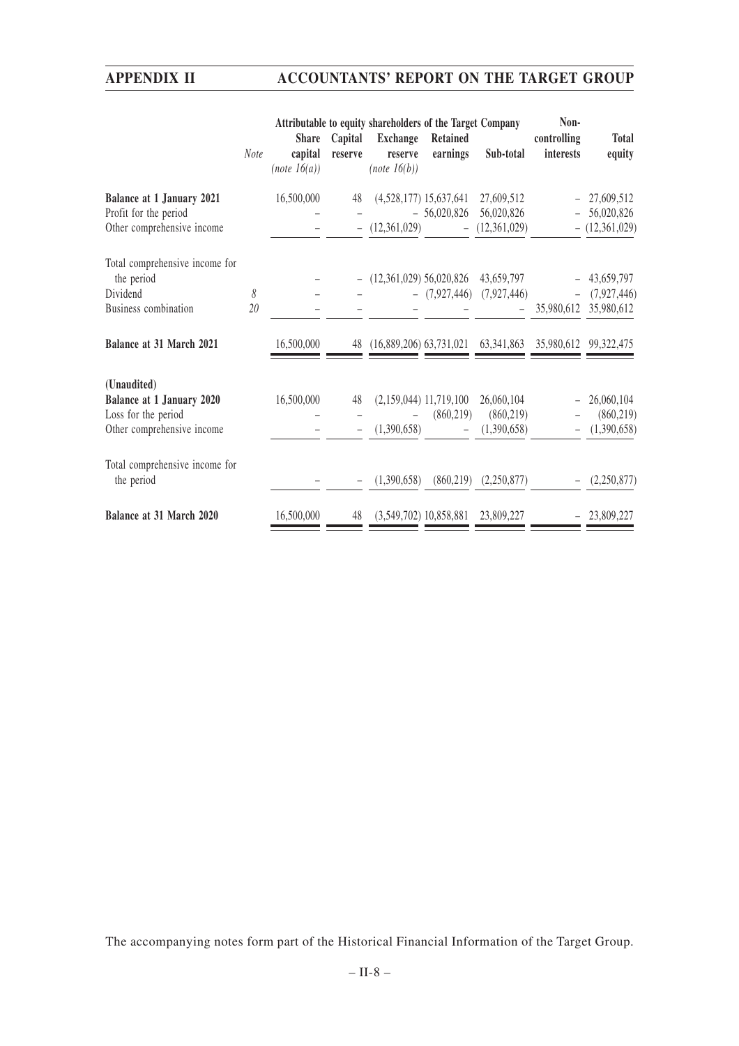| | Note | Attributable to equity shareholders of the Target Company | | | | | Non-controlling interests | Total equity |
|---|---|---|---|---|---|---|---|---|
| | | Share capital *(note 16(a))* | Capital reserve | Exchange reserve *(note 16(b))* | Retained earnings | Sub-total | | |
| **Balance at 1 January 2021** | | 16,500,000 | 48 | (4,528,177) | 15,637,641 | 27,609,512 | – | 27,609,512 |
| Profit for the period | | – | – | – | 56,020,826 | 56,020,826 | – | 56,020,826 |
| Other comprehensive income | | – | – | (12,361,029) | – | (12,361,029) | – | (12,361,029) |
| Total comprehensive income for the period | | – | – | (12,361,029) | 56,020,826 | 43,659,797 | – | 43,659,797 |
| Dividend | *8* | – | – | – | (7,927,446) | (7,927,446) | – | (7,927,446) |
| Business combination | *20* | – | – | – | – | – | 35,980,612 | 35,980,612 |
| **Balance at 31 March 2021** | | 16,500,000 | 48 | (16,889,206) | 63,731,021 | 63,341,863 | 35,980,612 | 99,322,475 |
| **(Unaudited)** | | | | | | | | |
| **Balance at 1 January 2020** | | 16,500,000 | 48 | (2,159,044) | 11,719,100 | 26,060,104 | – | 26,060,104 |
| Loss for the period | | – | – | – | (860,219) | (860,219) | – | (860,219) |
| Other comprehensive income | | – | – | (1,390,658) | – | (1,390,658) | – | (1,390,658) |
| Total comprehensive income for the period | | – | – | (1,390,658) | (860,219) | (2,250,877) | – | (2,250,877) |
| **Balance at 31 March 2020** | | 16,500,000 | 48 | (3,549,702) | 10,858,881 | 23,809,227 | – | 23,809,227 |

The accompanying notes form part of the Historical Financial Information of the Target Group.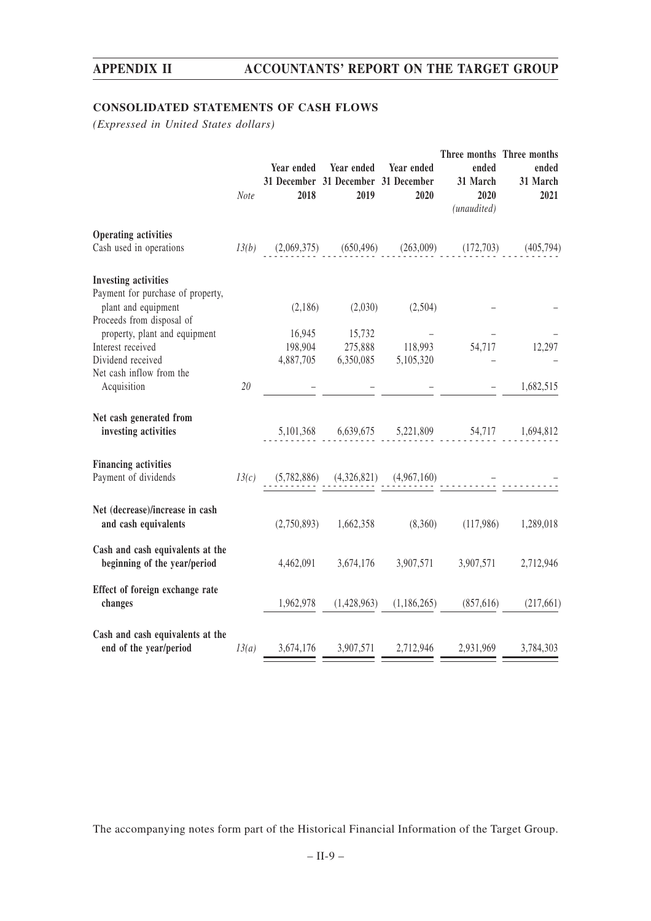## CONSOLIDATED STATEMENTS OF CASH FLOWS

*(Expressed in United States dollars)*

| | Note | Year ended 31 December 2018 | Year ended 31 December 2019 | Year ended 31 December 2020 | Three months ended 31 March 2020 *(unaudited)* | Three months ended 31 March 2021 |
|---|---|---|---|---|---|---|
| **Operating activities** | | | | | | |
| Cash used in operations | *13(b)* | (2,069,375) | (650,496) | (263,009) | (172,703) | (405,794) |
| **Investing activities** | | | | | | |
| Payment for purchase of property, plant and equipment | | (2,186) | (2,030) | (2,504) | – | – |
| Proceeds from disposal of property, plant and equipment | | 16,945 | 15,732 | – | – | – |
| Interest received | | 198,904 | 275,888 | 118,993 | 54,717 | 12,297 |
| Dividend received | | 4,887,705 | 6,350,085 | 5,105,320 | – | – |
| Net cash inflow from the Acquisition | *20* | – | – | – | – | 1,682,515 |
| **Net cash generated from investing activities** | | 5,101,368 | 6,639,675 | 5,221,809 | 54,717 | 1,694,812 |
| **Financing activities** | | | | | | |
| Payment of dividends | *13(c)* | (5,782,886) | (4,326,821) | (4,967,160) | – | – |
| **Net (decrease)/increase in cash and cash equivalents** | | (2,750,893) | 1,662,358 | (8,360) | (117,986) | 1,289,018 |
| **Cash and cash equivalents at the beginning of the year/period** | | 4,462,091 | 3,674,176 | 3,907,571 | 3,907,571 | 2,712,946 |
| **Effect of foreign exchange rate changes** | | 1,962,978 | (1,428,963) | (1,186,265) | (857,616) | (217,661) |
| **Cash and cash equivalents at the end of the year/period** | *13(a)* | 3,674,176 | 3,907,571 | 2,712,946 | 2,931,969 | 3,784,303 |

The accompanying notes form part of the Historical Financial Information of the Target Group.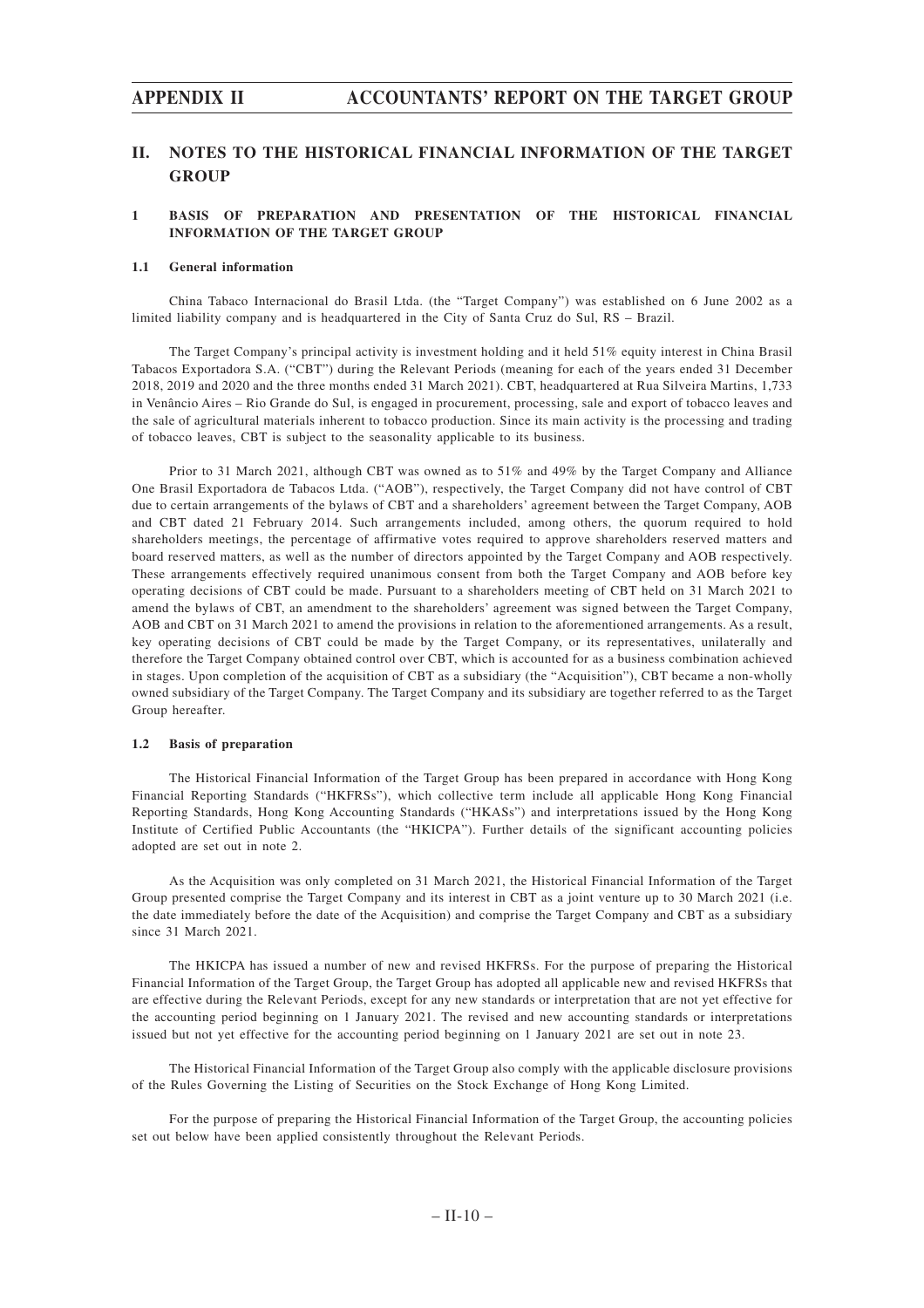## II. NOTES TO THE HISTORICAL FINANCIAL INFORMATION OF THE TARGET GROUP

### 1 BASIS OF PREPARATION AND PRESENTATION OF THE HISTORICAL FINANCIAL INFORMATION OF THE TARGET GROUP

#### 1.1 General information

China Tabaco Internacional do Brasil Ltda. (the "Target Company") was established on 6 June 2002 as a limited liability company and is headquartered in the City of Santa Cruz do Sul, RS – Brazil.

The Target Company's principal activity is investment holding and it held 51% equity interest in China Brasil Tabacos Exportadora S.A. ("CBT") during the Relevant Periods (meaning for each of the years ended 31 December 2018, 2019 and 2020 and the three months ended 31 March 2021). CBT, headquartered at Rua Silveira Martins, 1,733 in Venâncio Aires – Rio Grande do Sul, is engaged in procurement, processing, sale and export of tobacco leaves and the sale of agricultural materials inherent to tobacco production. Since its main activity is the processing and trading of tobacco leaves, CBT is subject to the seasonality applicable to its business.

Prior to 31 March 2021, although CBT was owned as to 51% and 49% by the Target Company and Alliance One Brasil Exportadora de Tabacos Ltda. ("AOB"), respectively, the Target Company did not have control of CBT due to certain arrangements of the bylaws of CBT and a shareholders' agreement between the Target Company, AOB and CBT dated 21 February 2014. Such arrangements included, among others, the quorum required to hold shareholders meetings, the percentage of affirmative votes required to approve shareholders reserved matters and board reserved matters, as well as the number of directors appointed by the Target Company and AOB respectively. These arrangements effectively required unanimous consent from both the Target Company and AOB before key operating decisions of CBT could be made. Pursuant to a shareholders meeting of CBT held on 31 March 2021 to amend the bylaws of CBT, an amendment to the shareholders' agreement was signed between the Target Company, AOB and CBT on 31 March 2021 to amend the provisions in relation to the aforementioned arrangements. As a result, key operating decisions of CBT could be made by the Target Company, or its representatives, unilaterally and therefore the Target Company obtained control over CBT, which is accounted for as a business combination achieved in stages. Upon completion of the acquisition of CBT as a subsidiary (the "Acquisition"), CBT became a non-wholly owned subsidiary of the Target Company. The Target Company and its subsidiary are together referred to as the Target Group hereafter.

#### 1.2 Basis of preparation

The Historical Financial Information of the Target Group has been prepared in accordance with Hong Kong Financial Reporting Standards ("HKFRSs"), which collective term include all applicable Hong Kong Financial Reporting Standards, Hong Kong Accounting Standards ("HKASs") and interpretations issued by the Hong Kong Institute of Certified Public Accountants (the "HKICPA"). Further details of the significant accounting policies adopted are set out in note 2.

As the Acquisition was only completed on 31 March 2021, the Historical Financial Information of the Target Group presented comprise the Target Company and its interest in CBT as a joint venture up to 30 March 2021 (i.e. the date immediately before the date of the Acquisition) and comprise the Target Company and CBT as a subsidiary since 31 March 2021.

The HKICPA has issued a number of new and revised HKFRSs. For the purpose of preparing the Historical Financial Information of the Target Group, the Target Group has adopted all applicable new and revised HKFRSs that are effective during the Relevant Periods, except for any new standards or interpretation that are not yet effective for the accounting period beginning on 1 January 2021. The revised and new accounting standards or interpretations issued but not yet effective for the accounting period beginning on 1 January 2021 are set out in note 23.

The Historical Financial Information of the Target Group also comply with the applicable disclosure provisions of the Rules Governing the Listing of Securities on the Stock Exchange of Hong Kong Limited.

For the purpose of preparing the Historical Financial Information of the Target Group, the accounting policies set out below have been applied consistently throughout the Relevant Periods.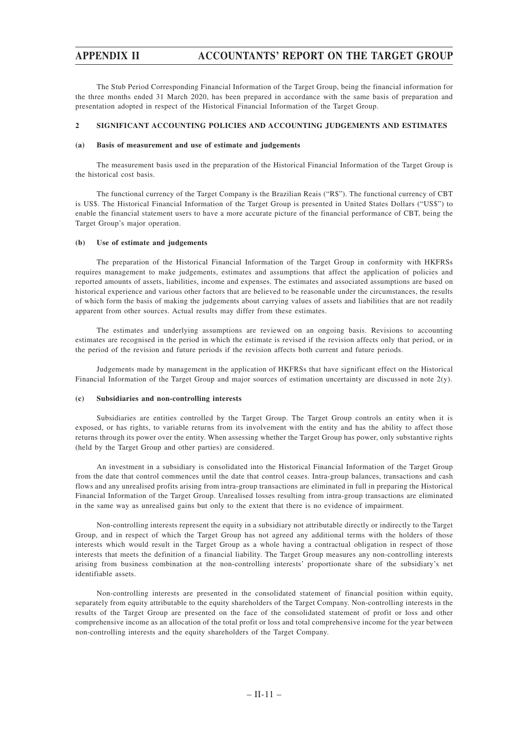The Stub Period Corresponding Financial Information of the Target Group, being the financial information for the three months ended 31 March 2020, has been prepared in accordance with the same basis of preparation and presentation adopted in respect of the Historical Financial Information of the Target Group.

## 2 SIGNIFICANT ACCOUNTING POLICIES AND ACCOUNTING JUDGEMENTS AND ESTIMATES

### (a) Basis of measurement and use of estimate and judgements

The measurement basis used in the preparation of the Historical Financial Information of the Target Group is the historical cost basis.

The functional currency of the Target Company is the Brazilian Reais ("R$"). The functional currency of CBT is US$. The Historical Financial Information of the Target Group is presented in United States Dollars ("US$") to enable the financial statement users to have a more accurate picture of the financial performance of CBT, being the Target Group's major operation.

### (b) Use of estimate and judgements

The preparation of the Historical Financial Information of the Target Group in conformity with HKFRSs requires management to make judgements, estimates and assumptions that affect the application of policies and reported amounts of assets, liabilities, income and expenses. The estimates and associated assumptions are based on historical experience and various other factors that are believed to be reasonable under the circumstances, the results of which form the basis of making the judgements about carrying values of assets and liabilities that are not readily apparent from other sources. Actual results may differ from these estimates.

The estimates and underlying assumptions are reviewed on an ongoing basis. Revisions to accounting estimates are recognised in the period in which the estimate is revised if the revision affects only that period, or in the period of the revision and future periods if the revision affects both current and future periods.

Judgements made by management in the application of HKFRSs that have significant effect on the Historical Financial Information of the Target Group and major sources of estimation uncertainty are discussed in note 2(y).

### (c) Subsidiaries and non-controlling interests

Subsidiaries are entities controlled by the Target Group. The Target Group controls an entity when it is exposed, or has rights, to variable returns from its involvement with the entity and has the ability to affect those returns through its power over the entity. When assessing whether the Target Group has power, only substantive rights (held by the Target Group and other parties) are considered.

An investment in a subsidiary is consolidated into the Historical Financial Information of the Target Group from the date that control commences until the date that control ceases. Intra-group balances, transactions and cash flows and any unrealised profits arising from intra-group transactions are eliminated in full in preparing the Historical Financial Information of the Target Group. Unrealised losses resulting from intra-group transactions are eliminated in the same way as unrealised gains but only to the extent that there is no evidence of impairment.

Non-controlling interests represent the equity in a subsidiary not attributable directly or indirectly to the Target Group, and in respect of which the Target Group has not agreed any additional terms with the holders of those interests which would result in the Target Group as a whole having a contractual obligation in respect of those interests that meets the definition of a financial liability. The Target Group measures any non-controlling interests arising from business combination at the non-controlling interests' proportionate share of the subsidiary's net identifiable assets.

Non-controlling interests are presented in the consolidated statement of financial position within equity, separately from equity attributable to the equity shareholders of the Target Company. Non-controlling interests in the results of the Target Group are presented on the face of the consolidated statement of profit or loss and other comprehensive income as an allocation of the total profit or loss and total comprehensive income for the year between non-controlling interests and the equity shareholders of the Target Company.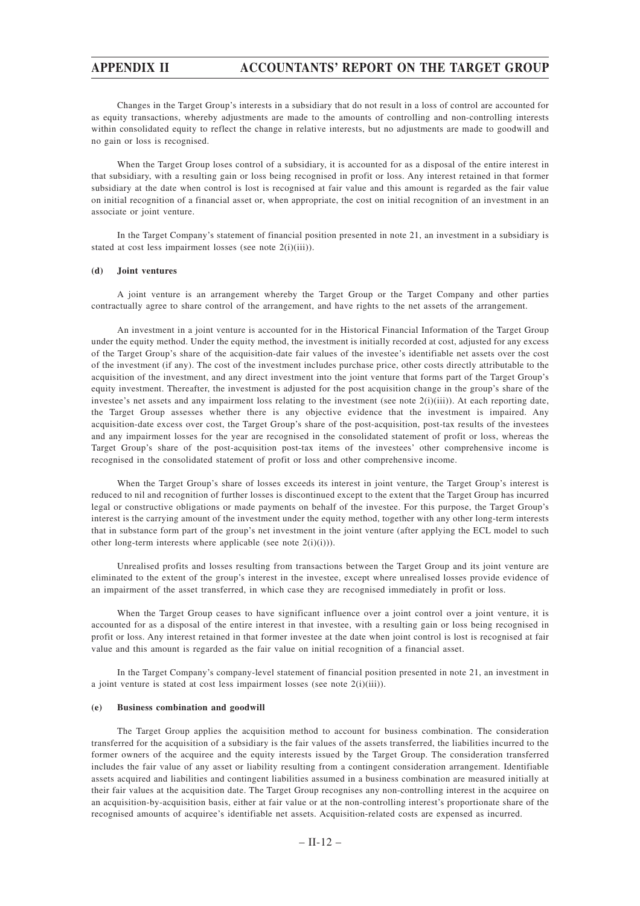Changes in the Target Group's interests in a subsidiary that do not result in a loss of control are accounted for as equity transactions, whereby adjustments are made to the amounts of controlling and non-controlling interests within consolidated equity to reflect the change in relative interests, but no adjustments are made to goodwill and no gain or loss is recognised.

When the Target Group loses control of a subsidiary, it is accounted for as a disposal of the entire interest in that subsidiary, with a resulting gain or loss being recognised in profit or loss. Any interest retained in that former subsidiary at the date when control is lost is recognised at fair value and this amount is regarded as the fair value on initial recognition of a financial asset or, when appropriate, the cost on initial recognition of an investment in an associate or joint venture.

In the Target Company's statement of financial position presented in note 21, an investment in a subsidiary is stated at cost less impairment losses (see note 2(i)(iii)).

#### (d) Joint ventures

A joint venture is an arrangement whereby the Target Group or the Target Company and other parties contractually agree to share control of the arrangement, and have rights to the net assets of the arrangement.

An investment in a joint venture is accounted for in the Historical Financial Information of the Target Group under the equity method. Under the equity method, the investment is initially recorded at cost, adjusted for any excess of the Target Group's share of the acquisition-date fair values of the investee's identifiable net assets over the cost of the investment (if any). The cost of the investment includes purchase price, other costs directly attributable to the acquisition of the investment, and any direct investment into the joint venture that forms part of the Target Group's equity investment. Thereafter, the investment is adjusted for the post acquisition change in the group's share of the investee's net assets and any impairment loss relating to the investment (see note 2(i)(iii)). At each reporting date, the Target Group assesses whether there is any objective evidence that the investment is impaired. Any acquisition-date excess over cost, the Target Group's share of the post-acquisition, post-tax results of the investees and any impairment losses for the year are recognised in the consolidated statement of profit or loss, whereas the Target Group's share of the post-acquisition post-tax items of the investees' other comprehensive income is recognised in the consolidated statement of profit or loss and other comprehensive income.

When the Target Group's share of losses exceeds its interest in joint venture, the Target Group's interest is reduced to nil and recognition of further losses is discontinued except to the extent that the Target Group has incurred legal or constructive obligations or made payments on behalf of the investee. For this purpose, the Target Group's interest is the carrying amount of the investment under the equity method, together with any other long-term interests that in substance form part of the group's net investment in the joint venture (after applying the ECL model to such other long-term interests where applicable (see note 2(i)(i))).

Unrealised profits and losses resulting from transactions between the Target Group and its joint venture are eliminated to the extent of the group's interest in the investee, except where unrealised losses provide evidence of an impairment of the asset transferred, in which case they are recognised immediately in profit or loss.

When the Target Group ceases to have significant influence over a joint control over a joint venture, it is accounted for as a disposal of the entire interest in that investee, with a resulting gain or loss being recognised in profit or loss. Any interest retained in that former investee at the date when joint control is lost is recognised at fair value and this amount is regarded as the fair value on initial recognition of a financial asset.

In the Target Company's company-level statement of financial position presented in note 21, an investment in a joint venture is stated at cost less impairment losses (see note 2(i)(iii)).

#### (e) Business combination and goodwill

The Target Group applies the acquisition method to account for business combination. The consideration transferred for the acquisition of a subsidiary is the fair values of the assets transferred, the liabilities incurred to the former owners of the acquiree and the equity interests issued by the Target Group. The consideration transferred includes the fair value of any asset or liability resulting from a contingent consideration arrangement. Identifiable assets acquired and liabilities and contingent liabilities assumed in a business combination are measured initially at their fair values at the acquisition date. The Target Group recognises any non-controlling interest in the acquiree on an acquisition-by-acquisition basis, either at fair value or at the non-controlling interest's proportionate share of the recognised amounts of acquiree's identifiable net assets. Acquisition-related costs are expensed as incurred.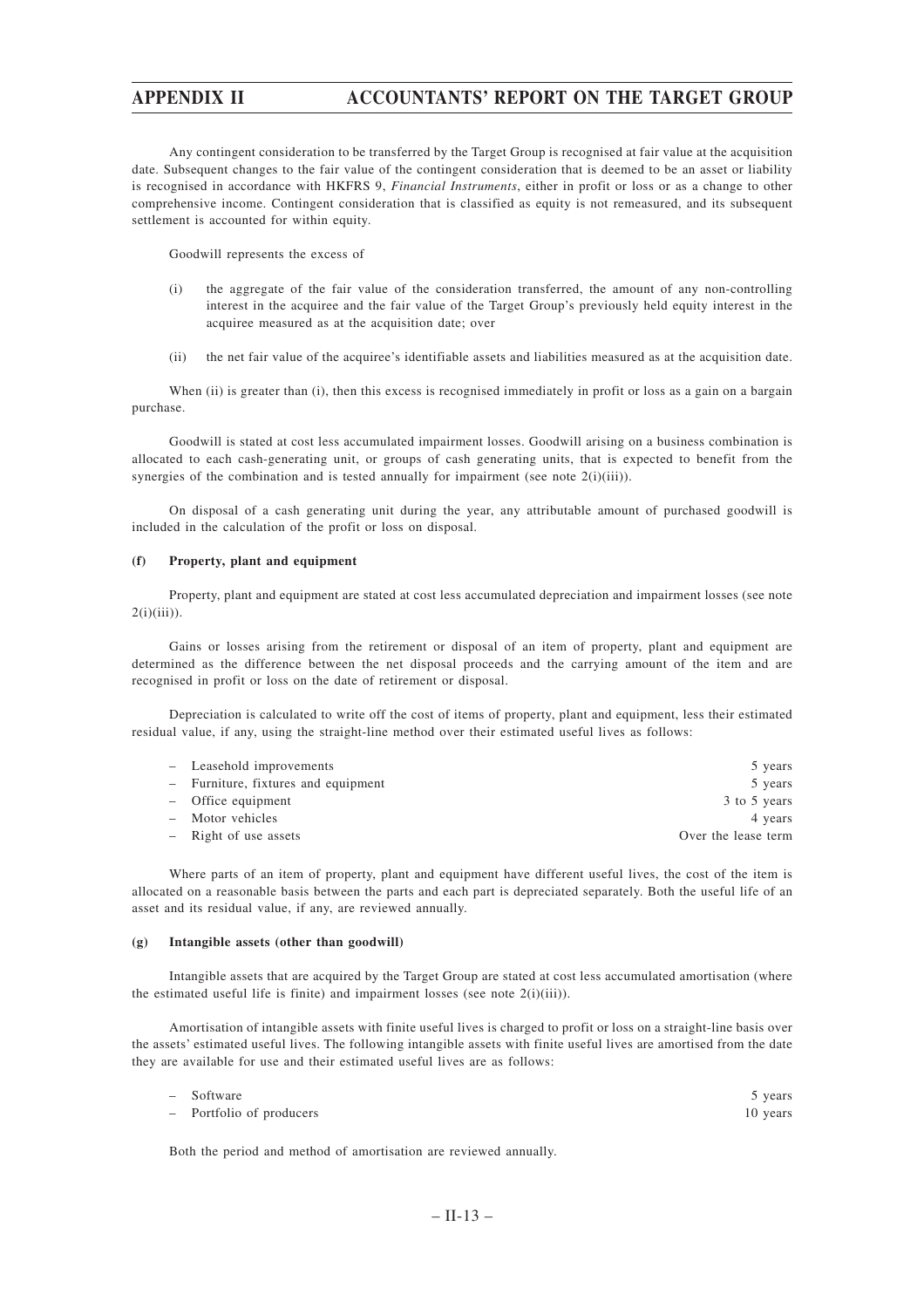Any contingent consideration to be transferred by the Target Group is recognised at fair value at the acquisition date. Subsequent changes to the fair value of the contingent consideration that is deemed to be an asset or liability is recognised in accordance with HKFRS 9, *Financial Instruments*, either in profit or loss or as a change to other comprehensive income. Contingent consideration that is classified as equity is not remeasured, and its subsequent settlement is accounted for within equity.

Goodwill represents the excess of

(i) the aggregate of the fair value of the consideration transferred, the amount of any non-controlling interest in the acquiree and the fair value of the Target Group's previously held equity interest in the acquiree measured as at the acquisition date; over

(ii) the net fair value of the acquiree's identifiable assets and liabilities measured as at the acquisition date.

When (ii) is greater than (i), then this excess is recognised immediately in profit or loss as a gain on a bargain purchase.

Goodwill is stated at cost less accumulated impairment losses. Goodwill arising on a business combination is allocated to each cash-generating unit, or groups of cash generating units, that is expected to benefit from the synergies of the combination and is tested annually for impairment (see note 2(i)(iii)).

On disposal of a cash generating unit during the year, any attributable amount of purchased goodwill is included in the calculation of the profit or loss on disposal.

**(f) Property, plant and equipment**

Property, plant and equipment are stated at cost less accumulated depreciation and impairment losses (see note 2(i)(iii)).

Gains or losses arising from the retirement or disposal of an item of property, plant and equipment are determined as the difference between the net disposal proceeds and the carrying amount of the item and are recognised in profit or loss on the date of retirement or disposal.

Depreciation is calculated to write off the cost of items of property, plant and equipment, less their estimated residual value, if any, using the straight-line method over their estimated useful lives as follows:

| | |
|---|---|
| – Leasehold improvements | 5 years |
| – Furniture, fixtures and equipment | 5 years |
| – Office equipment | 3 to 5 years |
| – Motor vehicles | 4 years |
| – Right of use assets | Over the lease term |

Where parts of an item of property, plant and equipment have different useful lives, the cost of the item is allocated on a reasonable basis between the parts and each part is depreciated separately. Both the useful life of an asset and its residual value, if any, are reviewed annually.

**(g) Intangible assets (other than goodwill)**

Intangible assets that are acquired by the Target Group are stated at cost less accumulated amortisation (where the estimated useful life is finite) and impairment losses (see note 2(i)(iii)).

Amortisation of intangible assets with finite useful lives is charged to profit or loss on a straight-line basis over the assets' estimated useful lives. The following intangible assets with finite useful lives are amortised from the date they are available for use and their estimated useful lives are as follows:

| | |
|---|---|
| – Software | 5 years |
| – Portfolio of producers | 10 years |

Both the period and method of amortisation are reviewed annually.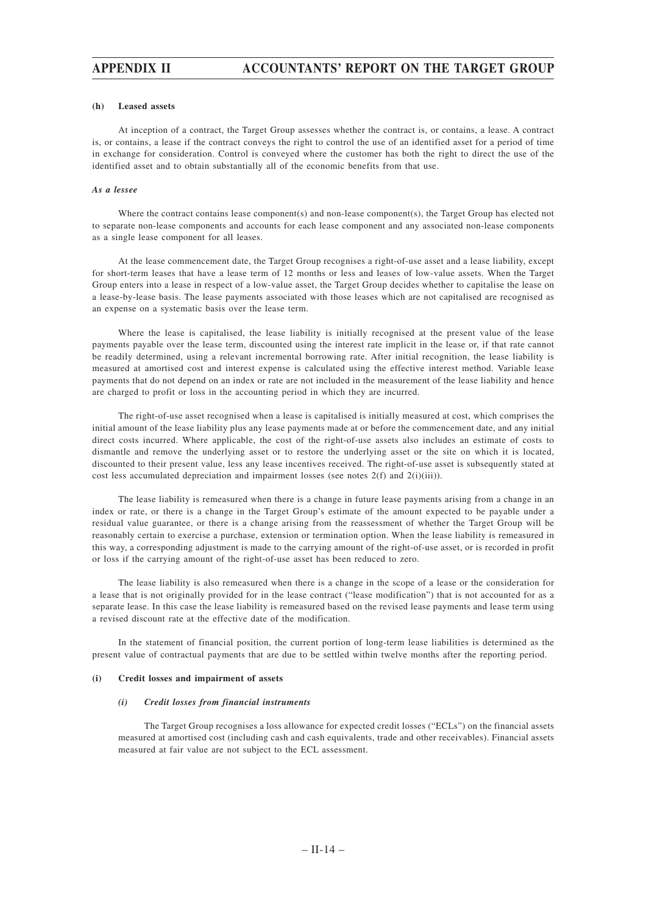#### (h) Leased assets

At inception of a contract, the Target Group assesses whether the contract is, or contains, a lease. A contract is, or contains, a lease if the contract conveys the right to control the use of an identified asset for a period of time in exchange for consideration. Control is conveyed where the customer has both the right to direct the use of the identified asset and to obtain substantially all of the economic benefits from that use.

***As a lessee***

Where the contract contains lease component(s) and non-lease component(s), the Target Group has elected not to separate non-lease components and accounts for each lease component and any associated non-lease components as a single lease component for all leases.

At the lease commencement date, the Target Group recognises a right-of-use asset and a lease liability, except for short-term leases that have a lease term of 12 months or less and leases of low-value assets. When the Target Group enters into a lease in respect of a low-value asset, the Target Group decides whether to capitalise the lease on a lease-by-lease basis. The lease payments associated with those leases which are not capitalised are recognised as an expense on a systematic basis over the lease term.

Where the lease is capitalised, the lease liability is initially recognised at the present value of the lease payments payable over the lease term, discounted using the interest rate implicit in the lease or, if that rate cannot be readily determined, using a relevant incremental borrowing rate. After initial recognition, the lease liability is measured at amortised cost and interest expense is calculated using the effective interest method. Variable lease payments that do not depend on an index or rate are not included in the measurement of the lease liability and hence are charged to profit or loss in the accounting period in which they are incurred.

The right-of-use asset recognised when a lease is capitalised is initially measured at cost, which comprises the initial amount of the lease liability plus any lease payments made at or before the commencement date, and any initial direct costs incurred. Where applicable, the cost of the right-of-use assets also includes an estimate of costs to dismantle and remove the underlying asset or to restore the underlying asset or the site on which it is located, discounted to their present value, less any lease incentives received. The right-of-use asset is subsequently stated at cost less accumulated depreciation and impairment losses (see notes 2(f) and 2(i)(iii)).

The lease liability is remeasured when there is a change in future lease payments arising from a change in an index or rate, or there is a change in the Target Group's estimate of the amount expected to be payable under a residual value guarantee, or there is a change arising from the reassessment of whether the Target Group will be reasonably certain to exercise a purchase, extension or termination option. When the lease liability is remeasured in this way, a corresponding adjustment is made to the carrying amount of the right-of-use asset, or is recorded in profit or loss if the carrying amount of the right-of-use asset has been reduced to zero.

The lease liability is also remeasured when there is a change in the scope of a lease or the consideration for a lease that is not originally provided for in the lease contract ("lease modification") that is not accounted for as a separate lease. In this case the lease liability is remeasured based on the revised lease payments and lease term using a revised discount rate at the effective date of the modification.

In the statement of financial position, the current portion of long-term lease liabilities is determined as the present value of contractual payments that are due to be settled within twelve months after the reporting period.

#### (i) Credit losses and impairment of assets

##### *(i) Credit losses from financial instruments*

The Target Group recognises a loss allowance for expected credit losses ("ECLs") on the financial assets measured at amortised cost (including cash and cash equivalents, trade and other receivables). Financial assets measured at fair value are not subject to the ECL assessment.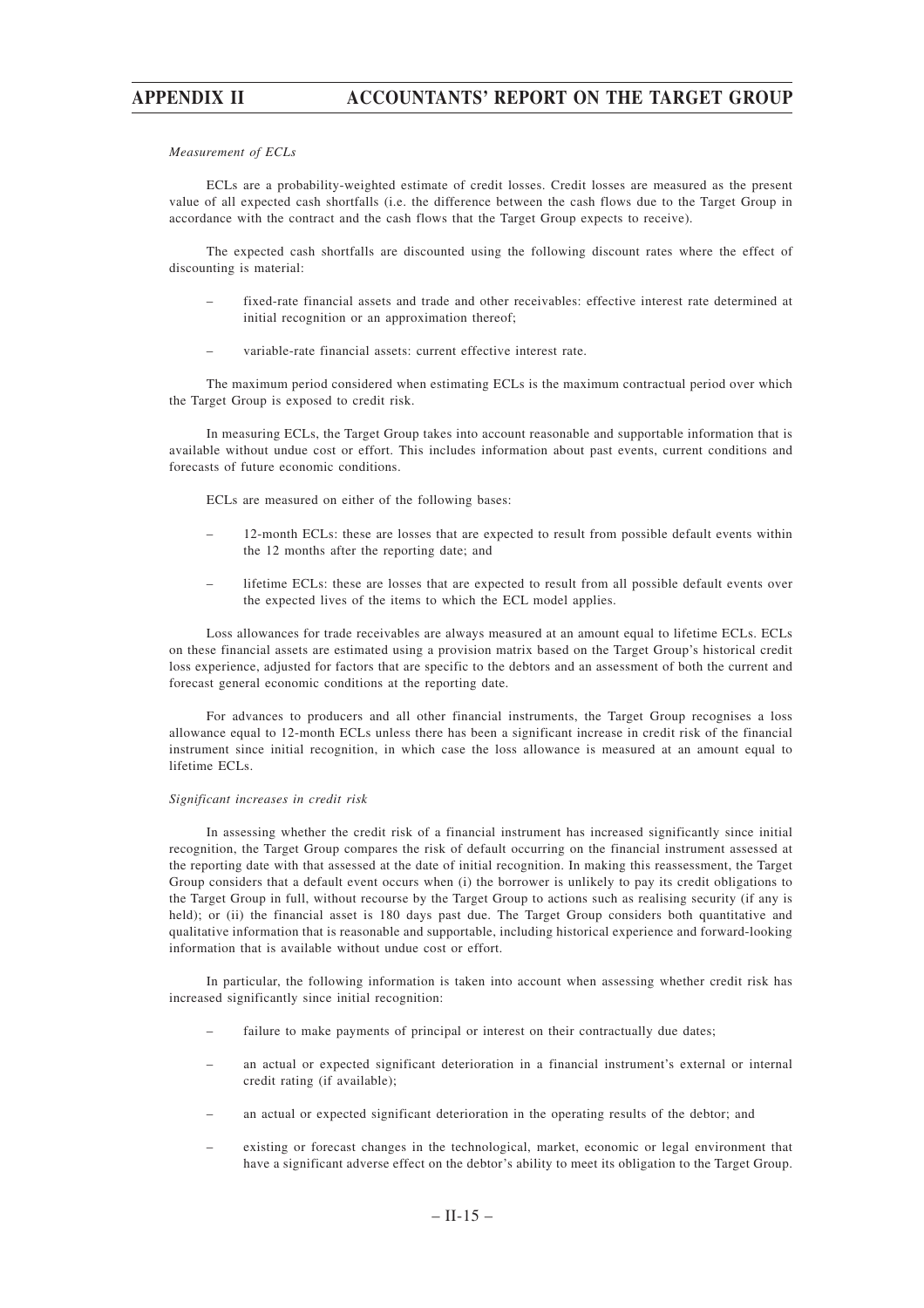*Measurement of ECLs*

ECLs are a probability-weighted estimate of credit losses. Credit losses are measured as the present value of all expected cash shortfalls (i.e. the difference between the cash flows due to the Target Group in accordance with the contract and the cash flows that the Target Group expects to receive).

The expected cash shortfalls are discounted using the following discount rates where the effect of discounting is material:

- fixed-rate financial assets and trade and other receivables: effective interest rate determined at initial recognition or an approximation thereof;
- variable-rate financial assets: current effective interest rate.

The maximum period considered when estimating ECLs is the maximum contractual period over which the Target Group is exposed to credit risk.

In measuring ECLs, the Target Group takes into account reasonable and supportable information that is available without undue cost or effort. This includes information about past events, current conditions and forecasts of future economic conditions.

ECLs are measured on either of the following bases:

- 12-month ECLs: these are losses that are expected to result from possible default events within the 12 months after the reporting date; and
- lifetime ECLs: these are losses that are expected to result from all possible default events over the expected lives of the items to which the ECL model applies.

Loss allowances for trade receivables are always measured at an amount equal to lifetime ECLs. ECLs on these financial assets are estimated using a provision matrix based on the Target Group's historical credit loss experience, adjusted for factors that are specific to the debtors and an assessment of both the current and forecast general economic conditions at the reporting date.

For advances to producers and all other financial instruments, the Target Group recognises a loss allowance equal to 12-month ECLs unless there has been a significant increase in credit risk of the financial instrument since initial recognition, in which case the loss allowance is measured at an amount equal to lifetime ECLs.

*Significant increases in credit risk*

In assessing whether the credit risk of a financial instrument has increased significantly since initial recognition, the Target Group compares the risk of default occurring on the financial instrument assessed at the reporting date with that assessed at the date of initial recognition. In making this reassessment, the Target Group considers that a default event occurs when (i) the borrower is unlikely to pay its credit obligations to the Target Group in full, without recourse by the Target Group to actions such as realising security (if any is held); or (ii) the financial asset is 180 days past due. The Target Group considers both quantitative and qualitative information that is reasonable and supportable, including historical experience and forward-looking information that is available without undue cost or effort.

In particular, the following information is taken into account when assessing whether credit risk has increased significantly since initial recognition:

- failure to make payments of principal or interest on their contractually due dates;
- an actual or expected significant deterioration in a financial instrument's external or internal credit rating (if available);
- an actual or expected significant deterioration in the operating results of the debtor; and
- existing or forecast changes in the technological, market, economic or legal environment that have a significant adverse effect on the debtor's ability to meet its obligation to the Target Group.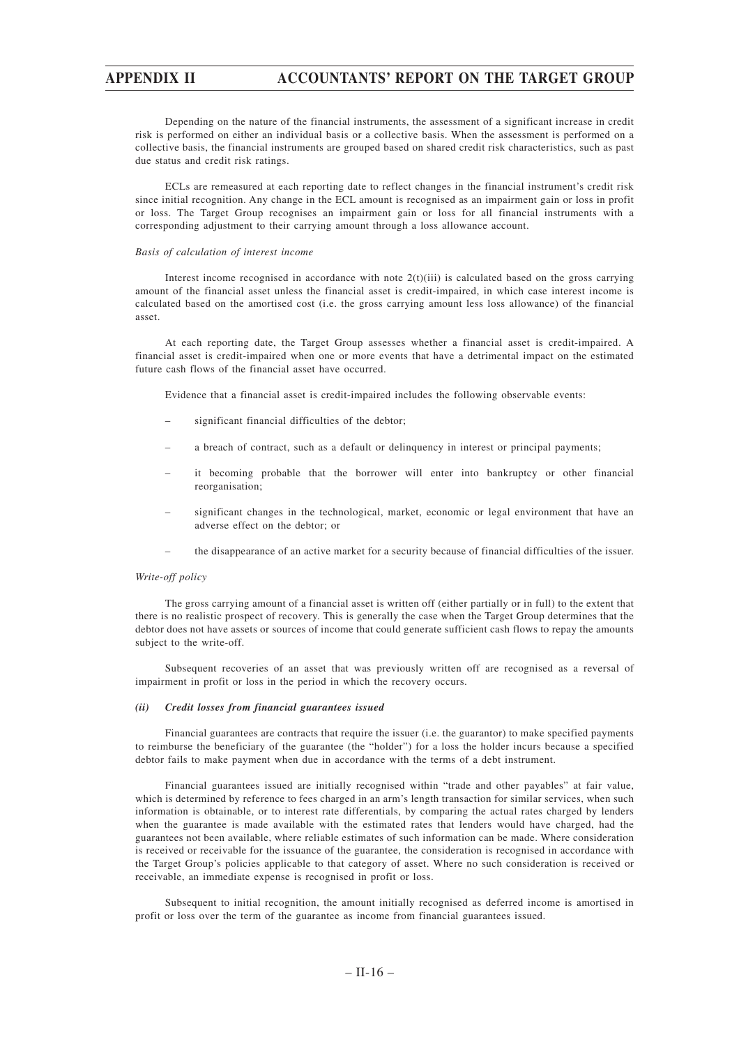Depending on the nature of the financial instruments, the assessment of a significant increase in credit risk is performed on either an individual basis or a collective basis. When the assessment is performed on a collective basis, the financial instruments are grouped based on shared credit risk characteristics, such as past due status and credit risk ratings.

ECLs are remeasured at each reporting date to reflect changes in the financial instrument's credit risk since initial recognition. Any change in the ECL amount is recognised as an impairment gain or loss in profit or loss. The Target Group recognises an impairment gain or loss for all financial instruments with a corresponding adjustment to their carrying amount through a loss allowance account.

*Basis of calculation of interest income*

Interest income recognised in accordance with note 2(t)(iii) is calculated based on the gross carrying amount of the financial asset unless the financial asset is credit-impaired, in which case interest income is calculated based on the amortised cost (i.e. the gross carrying amount less loss allowance) of the financial asset.

At each reporting date, the Target Group assesses whether a financial asset is credit-impaired. A financial asset is credit-impaired when one or more events that have a detrimental impact on the estimated future cash flows of the financial asset have occurred.

Evidence that a financial asset is credit-impaired includes the following observable events:

- significant financial difficulties of the debtor;
- a breach of contract, such as a default or delinquency in interest or principal payments;
- it becoming probable that the borrower will enter into bankruptcy or other financial reorganisation;
- significant changes in the technological, market, economic or legal environment that have an adverse effect on the debtor; or
- the disappearance of an active market for a security because of financial difficulties of the issuer.

*Write-off policy*

The gross carrying amount of a financial asset is written off (either partially or in full) to the extent that there is no realistic prospect of recovery. This is generally the case when the Target Group determines that the debtor does not have assets or sources of income that could generate sufficient cash flows to repay the amounts subject to the write-off.

Subsequent recoveries of an asset that was previously written off are recognised as a reversal of impairment in profit or loss in the period in which the recovery occurs.

***(ii) Credit losses from financial guarantees issued***

Financial guarantees are contracts that require the issuer (i.e. the guarantor) to make specified payments to reimburse the beneficiary of the guarantee (the "holder") for a loss the holder incurs because a specified debtor fails to make payment when due in accordance with the terms of a debt instrument.

Financial guarantees issued are initially recognised within "trade and other payables" at fair value, which is determined by reference to fees charged in an arm's length transaction for similar services, when such information is obtainable, or to interest rate differentials, by comparing the actual rates charged by lenders when the guarantee is made available with the estimated rates that lenders would have charged, had the guarantees not been available, where reliable estimates of such information can be made. Where consideration is received or receivable for the issuance of the guarantee, the consideration is recognised in accordance with the Target Group's policies applicable to that category of asset. Where no such consideration is received or receivable, an immediate expense is recognised in profit or loss.

Subsequent to initial recognition, the amount initially recognised as deferred income is amortised in profit or loss over the term of the guarantee as income from financial guarantees issued.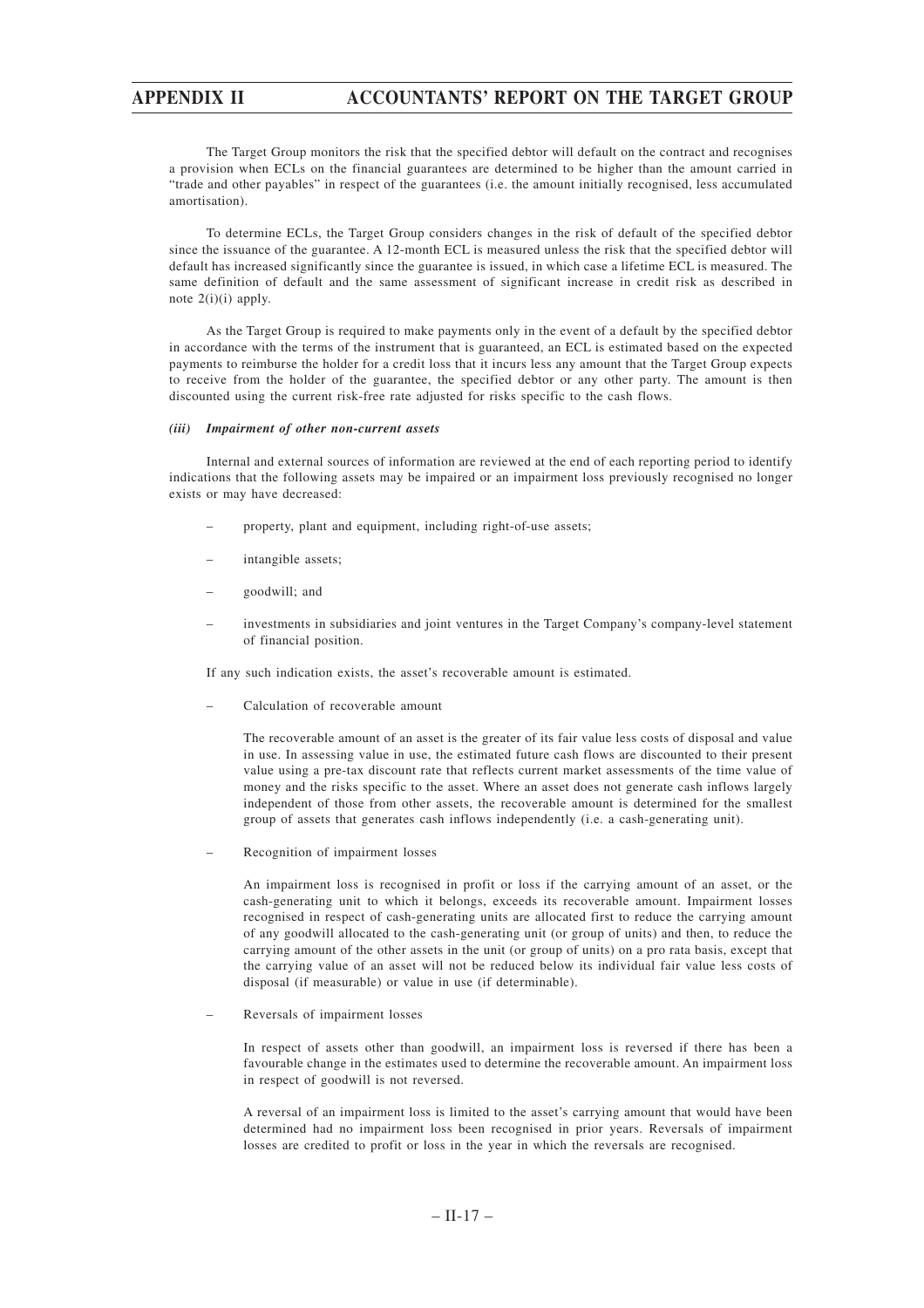The Target Group monitors the risk that the specified debtor will default on the contract and recognises a provision when ECLs on the financial guarantees are determined to be higher than the amount carried in "trade and other payables" in respect of the guarantees (i.e. the amount initially recognised, less accumulated amortisation).

To determine ECLs, the Target Group considers changes in the risk of default of the specified debtor since the issuance of the guarantee. A 12-month ECL is measured unless the risk that the specified debtor will default has increased significantly since the guarantee is issued, in which case a lifetime ECL is measured. The same definition of default and the same assessment of significant increase in credit risk as described in note 2(i)(i) apply.

As the Target Group is required to make payments only in the event of a default by the specified debtor in accordance with the terms of the instrument that is guaranteed, an ECL is estimated based on the expected payments to reimburse the holder for a credit loss that it incurs less any amount that the Target Group expects to receive from the holder of the guarantee, the specified debtor or any other party. The amount is then discounted using the current risk-free rate adjusted for risks specific to the cash flows.

***(iii) Impairment of other non-current assets***

Internal and external sources of information are reviewed at the end of each reporting period to identify indications that the following assets may be impaired or an impairment loss previously recognised no longer exists or may have decreased:

- property, plant and equipment, including right-of-use assets;
- intangible assets;
- goodwill; and
- investments in subsidiaries and joint ventures in the Target Company's company-level statement of financial position.

If any such indication exists, the asset's recoverable amount is estimated.

- Calculation of recoverable amount

  The recoverable amount of an asset is the greater of its fair value less costs of disposal and value in use. In assessing value in use, the estimated future cash flows are discounted to their present value using a pre-tax discount rate that reflects current market assessments of the time value of money and the risks specific to the asset. Where an asset does not generate cash inflows largely independent of those from other assets, the recoverable amount is determined for the smallest group of assets that generates cash inflows independently (i.e. a cash-generating unit).

- Recognition of impairment losses

  An impairment loss is recognised in profit or loss if the carrying amount of an asset, or the cash-generating unit to which it belongs, exceeds its recoverable amount. Impairment losses recognised in respect of cash-generating units are allocated first to reduce the carrying amount of any goodwill allocated to the cash-generating unit (or group of units) and then, to reduce the carrying amount of the other assets in the unit (or group of units) on a pro rata basis, except that the carrying value of an asset will not be reduced below its individual fair value less costs of disposal (if measurable) or value in use (if determinable).

- Reversals of impairment losses

  In respect of assets other than goodwill, an impairment loss is reversed if there has been a favourable change in the estimates used to determine the recoverable amount. An impairment loss in respect of goodwill is not reversed.

  A reversal of an impairment loss is limited to the asset's carrying amount that would have been determined had no impairment loss been recognised in prior years. Reversals of impairment losses are credited to profit or loss in the year in which the reversals are recognised.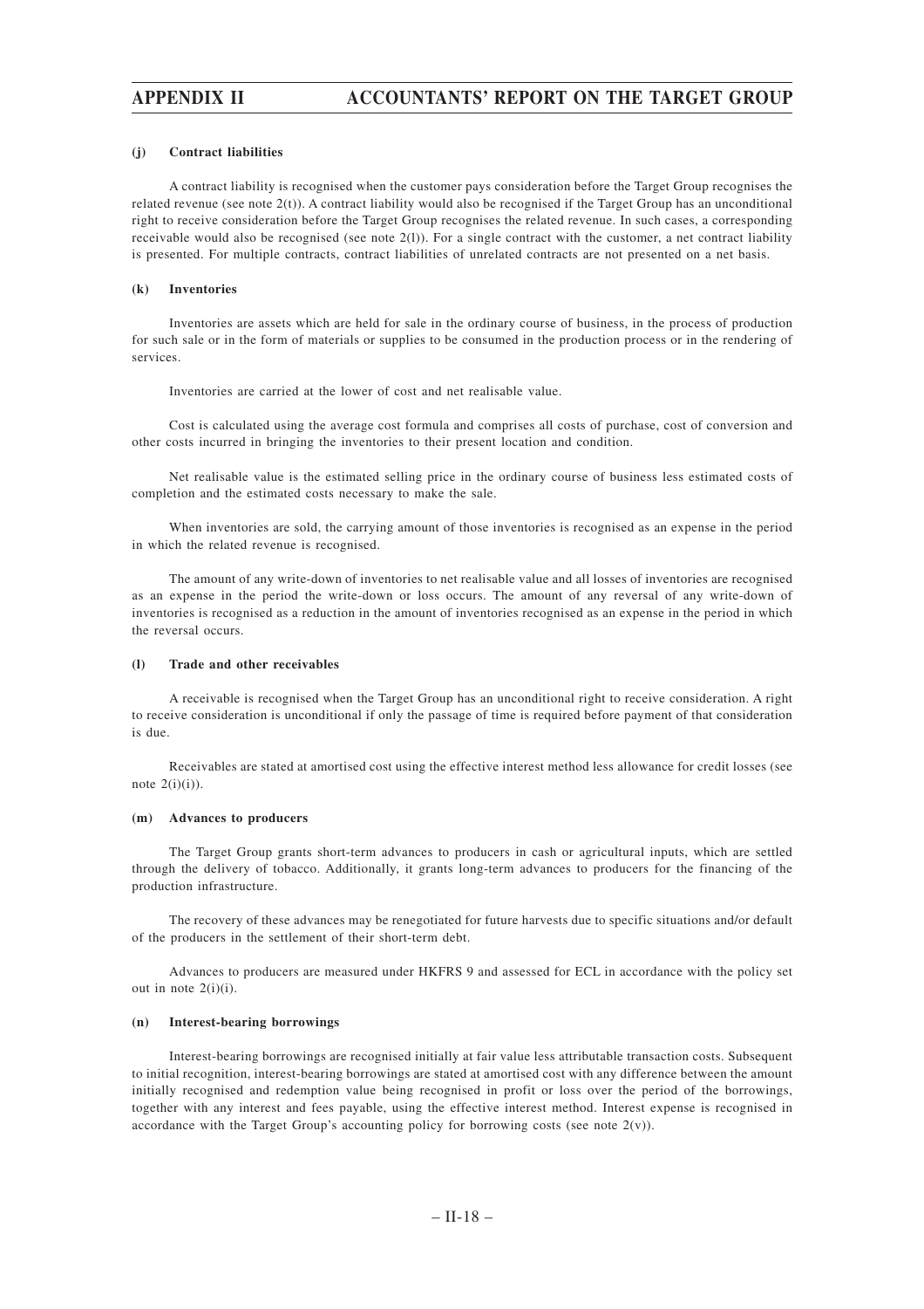#### (j) Contract liabilities

A contract liability is recognised when the customer pays consideration before the Target Group recognises the related revenue (see note 2(t)). A contract liability would also be recognised if the Target Group has an unconditional right to receive consideration before the Target Group recognises the related revenue. In such cases, a corresponding receivable would also be recognised (see note 2(l)). For a single contract with the customer, a net contract liability is presented. For multiple contracts, contract liabilities of unrelated contracts are not presented on a net basis.

#### (k) Inventories

Inventories are assets which are held for sale in the ordinary course of business, in the process of production for such sale or in the form of materials or supplies to be consumed in the production process or in the rendering of services.

Inventories are carried at the lower of cost and net realisable value.

Cost is calculated using the average cost formula and comprises all costs of purchase, cost of conversion and other costs incurred in bringing the inventories to their present location and condition.

Net realisable value is the estimated selling price in the ordinary course of business less estimated costs of completion and the estimated costs necessary to make the sale.

When inventories are sold, the carrying amount of those inventories is recognised as an expense in the period in which the related revenue is recognised.

The amount of any write-down of inventories to net realisable value and all losses of inventories are recognised as an expense in the period the write-down or loss occurs. The amount of any reversal of any write-down of inventories is recognised as a reduction in the amount of inventories recognised as an expense in the period in which the reversal occurs.

#### (l) Trade and other receivables

A receivable is recognised when the Target Group has an unconditional right to receive consideration. A right to receive consideration is unconditional if only the passage of time is required before payment of that consideration is due.

Receivables are stated at amortised cost using the effective interest method less allowance for credit losses (see note 2(i)(i)).

#### (m) Advances to producers

The Target Group grants short-term advances to producers in cash or agricultural inputs, which are settled through the delivery of tobacco. Additionally, it grants long-term advances to producers for the financing of the production infrastructure.

The recovery of these advances may be renegotiated for future harvests due to specific situations and/or default of the producers in the settlement of their short-term debt.

Advances to producers are measured under HKFRS 9 and assessed for ECL in accordance with the policy set out in note 2(i)(i).

#### (n) Interest-bearing borrowings

Interest-bearing borrowings are recognised initially at fair value less attributable transaction costs. Subsequent to initial recognition, interest-bearing borrowings are stated at amortised cost with any difference between the amount initially recognised and redemption value being recognised in profit or loss over the period of the borrowings, together with any interest and fees payable, using the effective interest method. Interest expense is recognised in accordance with the Target Group's accounting policy for borrowing costs (see note 2(v)).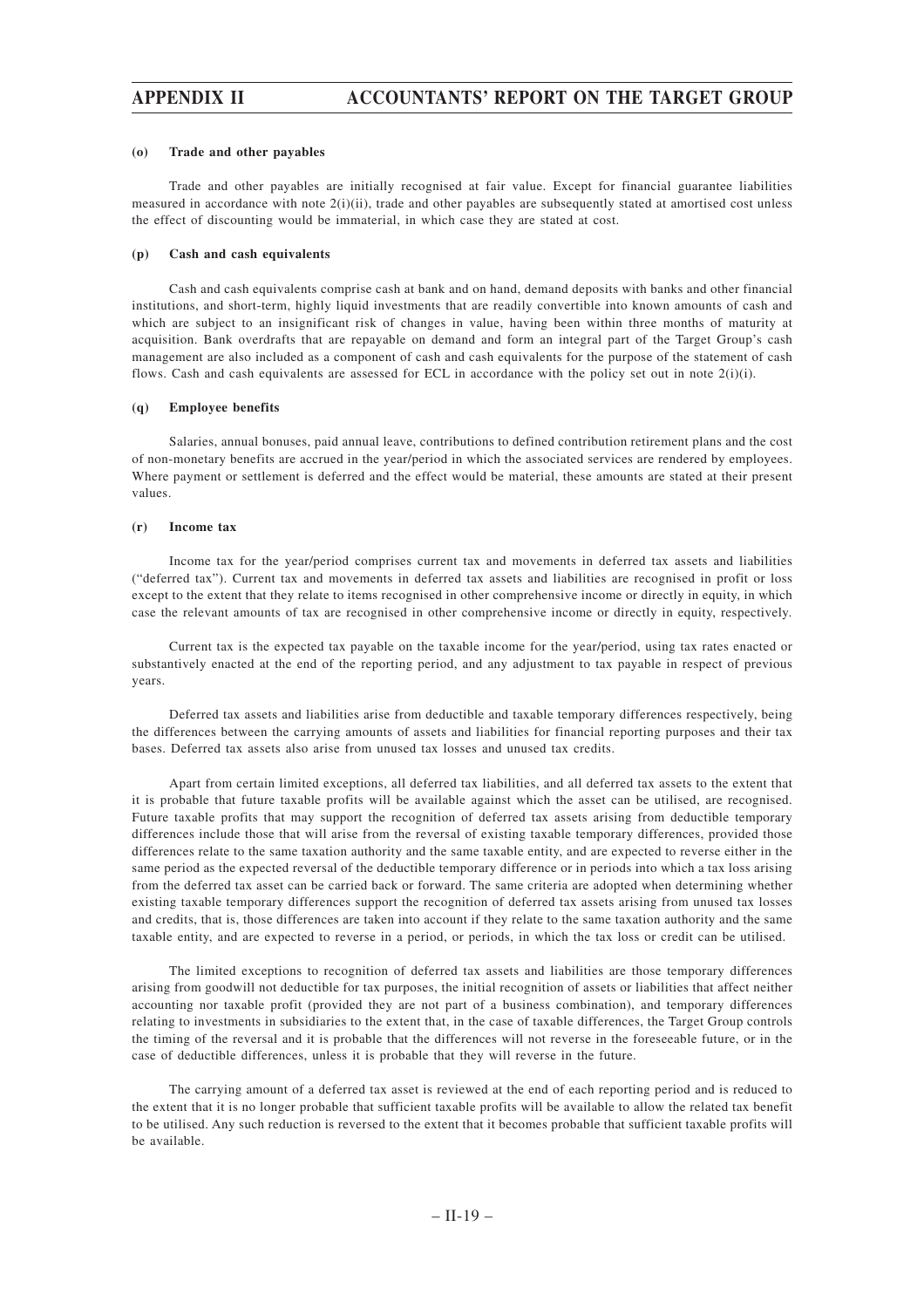#### (o) Trade and other payables

Trade and other payables are initially recognised at fair value. Except for financial guarantee liabilities measured in accordance with note 2(i)(ii), trade and other payables are subsequently stated at amortised cost unless the effect of discounting would be immaterial, in which case they are stated at cost.

#### (p) Cash and cash equivalents

Cash and cash equivalents comprise cash at bank and on hand, demand deposits with banks and other financial institutions, and short-term, highly liquid investments that are readily convertible into known amounts of cash and which are subject to an insignificant risk of changes in value, having been within three months of maturity at acquisition. Bank overdrafts that are repayable on demand and form an integral part of the Target Group's cash management are also included as a component of cash and cash equivalents for the purpose of the statement of cash flows. Cash and cash equivalents are assessed for ECL in accordance with the policy set out in note 2(i)(i).

#### (q) Employee benefits

Salaries, annual bonuses, paid annual leave, contributions to defined contribution retirement plans and the cost of non-monetary benefits are accrued in the year/period in which the associated services are rendered by employees. Where payment or settlement is deferred and the effect would be material, these amounts are stated at their present values.

#### (r) Income tax

Income tax for the year/period comprises current tax and movements in deferred tax assets and liabilities ("deferred tax"). Current tax and movements in deferred tax assets and liabilities are recognised in profit or loss except to the extent that they relate to items recognised in other comprehensive income or directly in equity, in which case the relevant amounts of tax are recognised in other comprehensive income or directly in equity, respectively.

Current tax is the expected tax payable on the taxable income for the year/period, using tax rates enacted or substantively enacted at the end of the reporting period, and any adjustment to tax payable in respect of previous years.

Deferred tax assets and liabilities arise from deductible and taxable temporary differences respectively, being the differences between the carrying amounts of assets and liabilities for financial reporting purposes and their tax bases. Deferred tax assets also arise from unused tax losses and unused tax credits.

Apart from certain limited exceptions, all deferred tax liabilities, and all deferred tax assets to the extent that it is probable that future taxable profits will be available against which the asset can be utilised, are recognised. Future taxable profits that may support the recognition of deferred tax assets arising from deductible temporary differences include those that will arise from the reversal of existing taxable temporary differences, provided those differences relate to the same taxation authority and the same taxable entity, and are expected to reverse either in the same period as the expected reversal of the deductible temporary difference or in periods into which a tax loss arising from the deferred tax asset can be carried back or forward. The same criteria are adopted when determining whether existing taxable temporary differences support the recognition of deferred tax assets arising from unused tax losses and credits, that is, those differences are taken into account if they relate to the same taxation authority and the same taxable entity, and are expected to reverse in a period, or periods, in which the tax loss or credit can be utilised.

The limited exceptions to recognition of deferred tax assets and liabilities are those temporary differences arising from goodwill not deductible for tax purposes, the initial recognition of assets or liabilities that affect neither accounting nor taxable profit (provided they are not part of a business combination), and temporary differences relating to investments in subsidiaries to the extent that, in the case of taxable differences, the Target Group controls the timing of the reversal and it is probable that the differences will not reverse in the foreseeable future, or in the case of deductible differences, unless it is probable that they will reverse in the future.

The carrying amount of a deferred tax asset is reviewed at the end of each reporting period and is reduced to the extent that it is no longer probable that sufficient taxable profits will be available to allow the related tax benefit to be utilised. Any such reduction is reversed to the extent that it becomes probable that sufficient taxable profits will be available.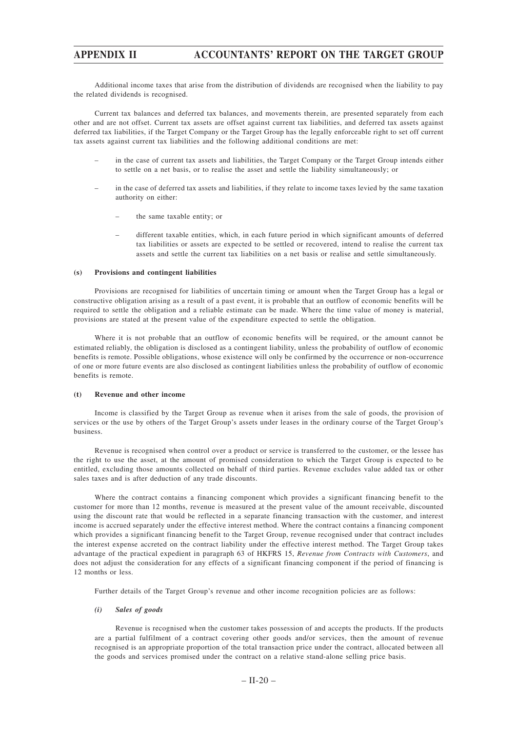Additional income taxes that arise from the distribution of dividends are recognised when the liability to pay the related dividends is recognised.

Current tax balances and deferred tax balances, and movements therein, are presented separately from each other and are not offset. Current tax assets are offset against current tax liabilities, and deferred tax assets against deferred tax liabilities, if the Target Company or the Target Group has the legally enforceable right to set off current tax assets against current tax liabilities and the following additional conditions are met:

- in the case of current tax assets and liabilities, the Target Company or the Target Group intends either to settle on a net basis, or to realise the asset and settle the liability simultaneously; or
- in the case of deferred tax assets and liabilities, if they relate to income taxes levied by the same taxation authority on either:
  - the same taxable entity; or
  - different taxable entities, which, in each future period in which significant amounts of deferred tax liabilities or assets are expected to be settled or recovered, intend to realise the current tax assets and settle the current tax liabilities on a net basis or realise and settle simultaneously.

#### (s) Provisions and contingent liabilities

Provisions are recognised for liabilities of uncertain timing or amount when the Target Group has a legal or constructive obligation arising as a result of a past event, it is probable that an outflow of economic benefits will be required to settle the obligation and a reliable estimate can be made. Where the time value of money is material, provisions are stated at the present value of the expenditure expected to settle the obligation.

Where it is not probable that an outflow of economic benefits will be required, or the amount cannot be estimated reliably, the obligation is disclosed as a contingent liability, unless the probability of outflow of economic benefits is remote. Possible obligations, whose existence will only be confirmed by the occurrence or non-occurrence of one or more future events are also disclosed as contingent liabilities unless the probability of outflow of economic benefits is remote.

#### (t) Revenue and other income

Income is classified by the Target Group as revenue when it arises from the sale of goods, the provision of services or the use by others of the Target Group's assets under leases in the ordinary course of the Target Group's business.

Revenue is recognised when control over a product or service is transferred to the customer, or the lessee has the right to use the asset, at the amount of promised consideration to which the Target Group is expected to be entitled, excluding those amounts collected on behalf of third parties. Revenue excludes value added tax or other sales taxes and is after deduction of any trade discounts.

Where the contract contains a financing component which provides a significant financing benefit to the customer for more than 12 months, revenue is measured at the present value of the amount receivable, discounted using the discount rate that would be reflected in a separate financing transaction with the customer, and interest income is accrued separately under the effective interest method. Where the contract contains a financing component which provides a significant financing benefit to the Target Group, revenue recognised under that contract includes the interest expense accreted on the contract liability under the effective interest method. The Target Group takes advantage of the practical expedient in paragraph 63 of HKFRS 15, *Revenue from Contracts with Customers*, and does not adjust the consideration for any effects of a significant financing component if the period of financing is 12 months or less.

Further details of the Target Group's revenue and other income recognition policies are as follows:

##### *(i) Sales of goods*

Revenue is recognised when the customer takes possession of and accepts the products. If the products are a partial fulfilment of a contract covering other goods and/or services, then the amount of revenue recognised is an appropriate proportion of the total transaction price under the contract, allocated between all the goods and services promised under the contract on a relative stand-alone selling price basis.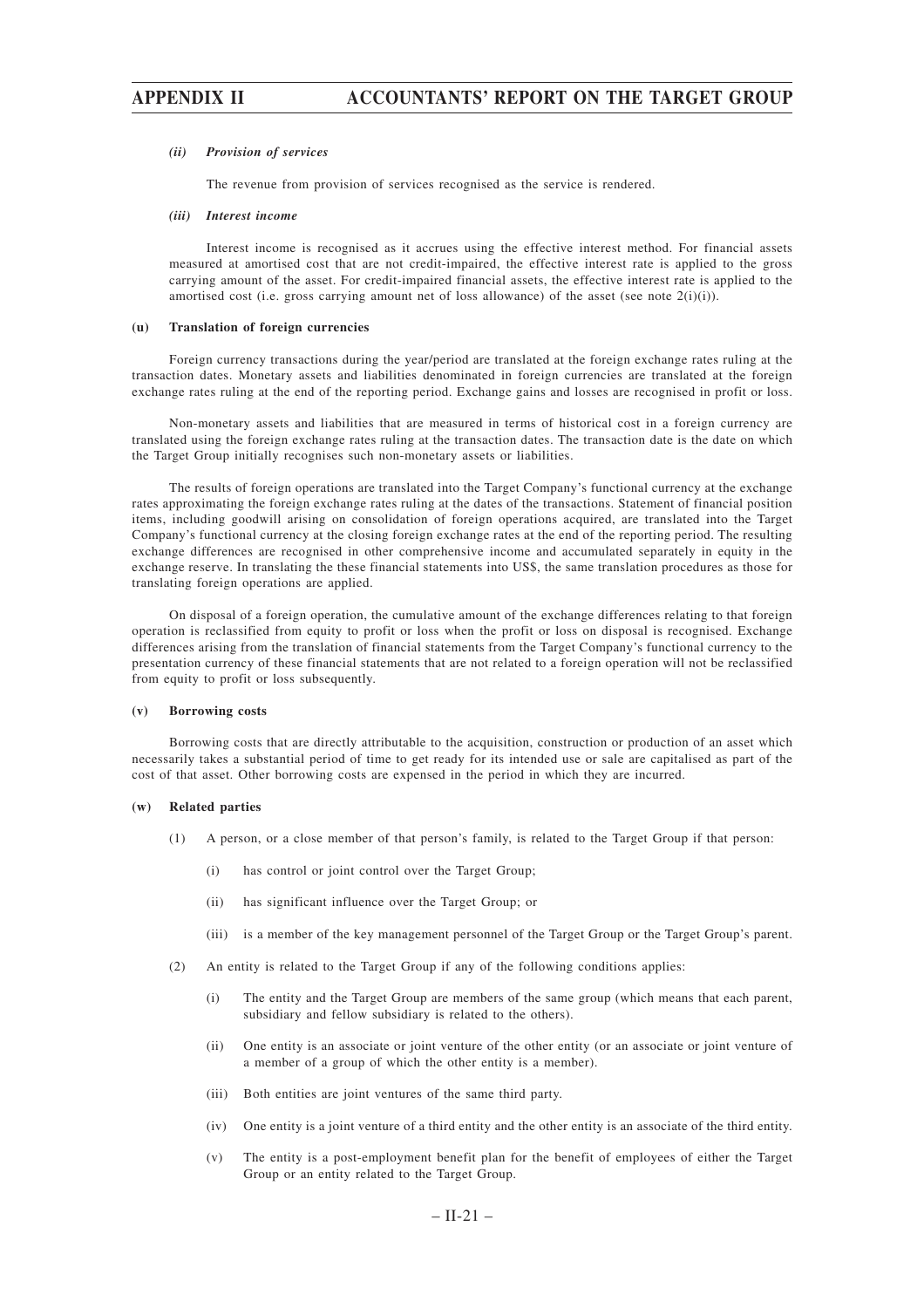*(ii) Provision of services*

The revenue from provision of services recognised as the service is rendered.

*(iii) Interest income*

Interest income is recognised as it accrues using the effective interest method. For financial assets measured at amortised cost that are not credit-impaired, the effective interest rate is applied to the gross carrying amount of the asset. For credit-impaired financial assets, the effective interest rate is applied to the amortised cost (i.e. gross carrying amount net of loss allowance) of the asset (see note 2(i)(i)).

**(u) Translation of foreign currencies**

Foreign currency transactions during the year/period are translated at the foreign exchange rates ruling at the transaction dates. Monetary assets and liabilities denominated in foreign currencies are translated at the foreign exchange rates ruling at the end of the reporting period. Exchange gains and losses are recognised in profit or loss.

Non-monetary assets and liabilities that are measured in terms of historical cost in a foreign currency are translated using the foreign exchange rates ruling at the transaction dates. The transaction date is the date on which the Target Group initially recognises such non-monetary assets or liabilities.

The results of foreign operations are translated into the Target Company's functional currency at the exchange rates approximating the foreign exchange rates ruling at the dates of the transactions. Statement of financial position items, including goodwill arising on consolidation of foreign operations acquired, are translated into the Target Company's functional currency at the closing foreign exchange rates at the end of the reporting period. The resulting exchange differences are recognised in other comprehensive income and accumulated separately in equity in the exchange reserve. In translating the these financial statements into US$, the same translation procedures as those for translating foreign operations are applied.

On disposal of a foreign operation, the cumulative amount of the exchange differences relating to that foreign operation is reclassified from equity to profit or loss when the profit or loss on disposal is recognised. Exchange differences arising from the translation of financial statements from the Target Company's functional currency to the presentation currency of these financial statements that are not related to a foreign operation will not be reclassified from equity to profit or loss subsequently.

**(v) Borrowing costs**

Borrowing costs that are directly attributable to the acquisition, construction or production of an asset which necessarily takes a substantial period of time to get ready for its intended use or sale are capitalised as part of the cost of that asset. Other borrowing costs are expensed in the period in which they are incurred.

**(w) Related parties**

(1) A person, or a close member of that person's family, is related to the Target Group if that person:

(i) has control or joint control over the Target Group;

(ii) has significant influence over the Target Group; or

(iii) is a member of the key management personnel of the Target Group or the Target Group's parent.

(2) An entity is related to the Target Group if any of the following conditions applies:

(i) The entity and the Target Group are members of the same group (which means that each parent, subsidiary and fellow subsidiary is related to the others).

(ii) One entity is an associate or joint venture of the other entity (or an associate or joint venture of a member of a group of which the other entity is a member).

(iii) Both entities are joint ventures of the same third party.

(iv) One entity is a joint venture of a third entity and the other entity is an associate of the third entity.

(v) The entity is a post-employment benefit plan for the benefit of employees of either the Target Group or an entity related to the Target Group.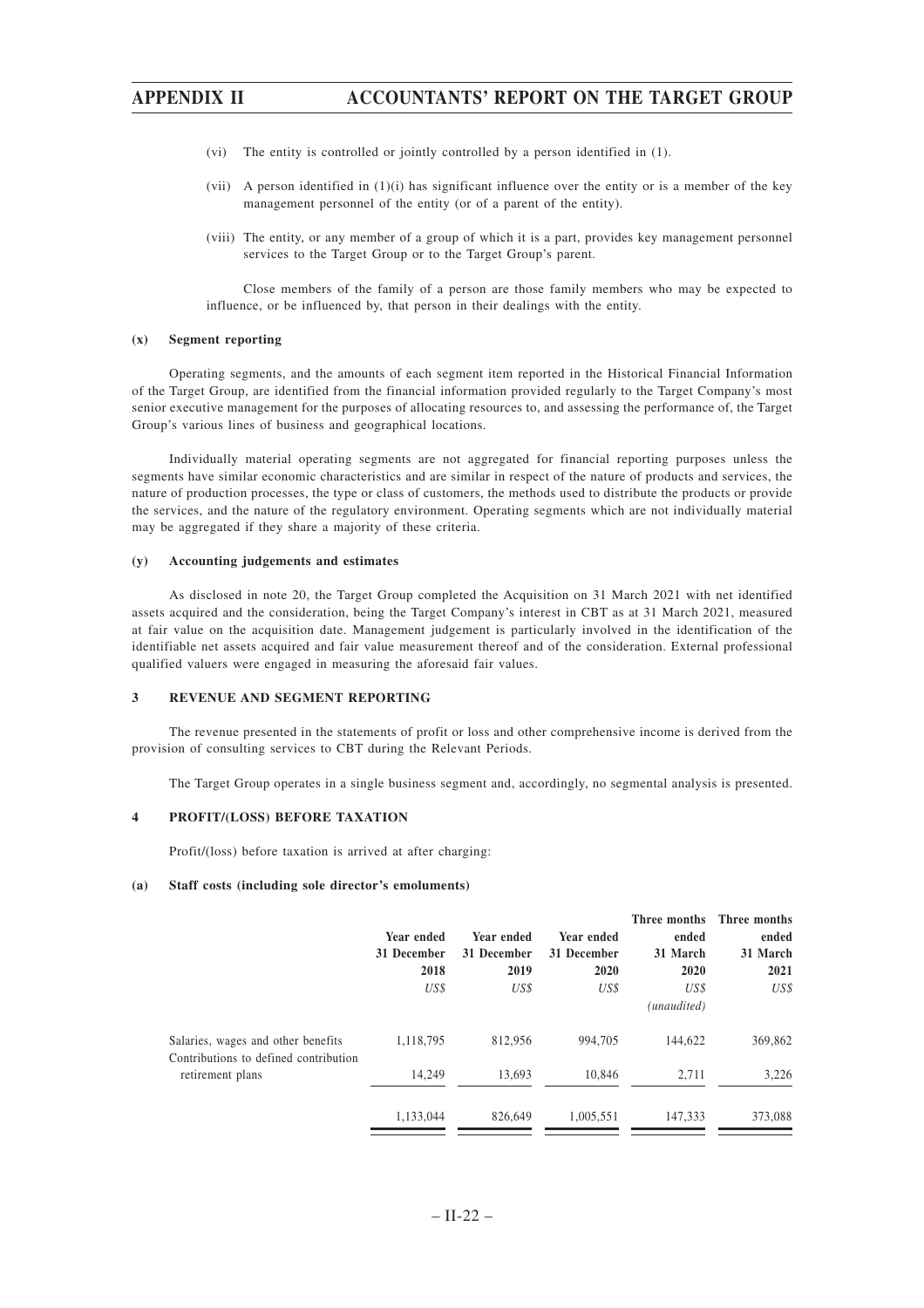(vi) The entity is controlled or jointly controlled by a person identified in (1).

(vii) A person identified in (1)(i) has significant influence over the entity or is a member of the key management personnel of the entity (or of a parent of the entity).

(viii) The entity, or any member of a group of which it is a part, provides key management personnel services to the Target Group or to the Target Group's parent.

Close members of the family of a person are those family members who may be expected to influence, or be influenced by, that person in their dealings with the entity.

#### (x) Segment reporting

Operating segments, and the amounts of each segment item reported in the Historical Financial Information of the Target Group, are identified from the financial information provided regularly to the Target Company's most senior executive management for the purposes of allocating resources to, and assessing the performance of, the Target Group's various lines of business and geographical locations.

Individually material operating segments are not aggregated for financial reporting purposes unless the segments have similar economic characteristics and are similar in respect of the nature of products and services, the nature of production processes, the type or class of customers, the methods used to distribute the products or provide the services, and the nature of the regulatory environment. Operating segments which are not individually material may be aggregated if they share a majority of these criteria.

#### (y) Accounting judgements and estimates

As disclosed in note 20, the Target Group completed the Acquisition on 31 March 2021 with net identified assets acquired and the consideration, being the Target Company's interest in CBT as at 31 March 2021, measured at fair value on the acquisition date. Management judgement is particularly involved in the identification of the identifiable net assets acquired and fair value measurement thereof and of the consideration. External professional qualified valuers were engaged in measuring the aforesaid fair values.

### 3 REVENUE AND SEGMENT REPORTING

The revenue presented in the statements of profit or loss and other comprehensive income is derived from the provision of consulting services to CBT during the Relevant Periods.

The Target Group operates in a single business segment and, accordingly, no segmental analysis is presented.

### 4 PROFIT/(LOSS) BEFORE TAXATION

Profit/(loss) before taxation is arrived at after charging:

#### (a) Staff costs (including sole director's emoluments)

| | Year ended 31 December 2018 | Year ended 31 December 2019 | Year ended 31 December 2020 | Three months ended 31 March 2020 | Three months ended 31 March 2021 |
|---|---|---|---|---|---|
| | *US$* | *US$* | *US$* | *US$* *(unaudited)* | *US$* |
| Salaries, wages and other benefits | 1,118,795 | 812,956 | 994,705 | 144,622 | 369,862 |
| Contributions to defined contribution retirement plans | 14,249 | 13,693 | 10,846 | 2,711 | 3,226 |
| | 1,133,044 | 826,649 | 1,005,551 | 147,333 | 373,088 |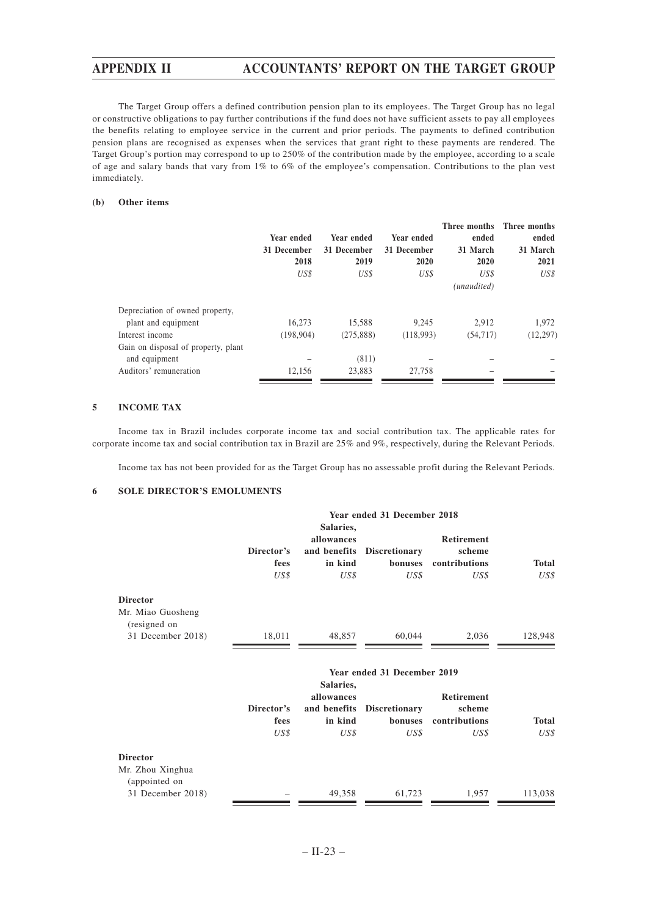The Target Group offers a defined contribution pension plan to its employees. The Target Group has no legal or constructive obligations to pay further contributions if the fund does not have sufficient assets to pay all employees the benefits relating to employee service in the current and prior periods. The payments to defined contribution pension plans are recognised as expenses when the services that grant right to these payments are rendered. The Target Group's portion may correspond to up to 250% of the contribution made by the employee, according to a scale of age and salary bands that vary from 1% to 6% of the employee's compensation. Contributions to the plan vest immediately.

**(b) Other items**

| | Year ended 31 December 2018 | Year ended 31 December 2019 | Year ended 31 December 2020 | Three months ended 31 March 2020 | Three months ended 31 March 2021 |
|---|---|---|---|---|---|
| | *US$* | *US$* | *US$* | *US$* *(unaudited)* | *US$* |
| Depreciation of owned property, plant and equipment | 16,273 | 15,588 | 9,245 | 2,912 | 1,972 |
| Interest income | (198,904) | (275,888) | (118,993) | (54,717) | (12,297) |
| Gain on disposal of property, plant and equipment | – | (811) | – | – | – |
| Auditors' remuneration | 12,156 | 23,883 | 27,758 | – | – |

## 5 INCOME TAX

Income tax in Brazil includes corporate income tax and social contribution tax. The applicable rates for corporate income tax and social contribution tax in Brazil are 25% and 9%, respectively, during the Relevant Periods.

Income tax has not been provided for as the Target Group has no assessable profit during the Relevant Periods.

## 6 SOLE DIRECTOR'S EMOLUMENTS

| | Year ended 31 December 2018 | | | | |
|---|---|---|---|---|---|
| | Director's fees | Salaries, allowances and benefits in kind | Discretionary bonuses | Retirement scheme contributions | Total |
| | *US$* | *US$* | *US$* | *US$* | *US$* |
| **Director** | | | | | |
| Mr. Miao Guosheng (resigned on 31 December 2018) | 18,011 | 48,857 | 60,044 | 2,036 | 128,948 |

| | Year ended 31 December 2019 | | | | |
|---|---|---|---|---|---|
| | Director's fees | Salaries, allowances and benefits in kind | Discretionary bonuses | Retirement scheme contributions | Total |
| | *US$* | *US$* | *US$* | *US$* | *US$* |
| **Director** | | | | | |
| Mr. Zhou Xinghua (appointed on 31 December 2018) | – | 49,358 | 61,723 | 1,957 | 113,038 |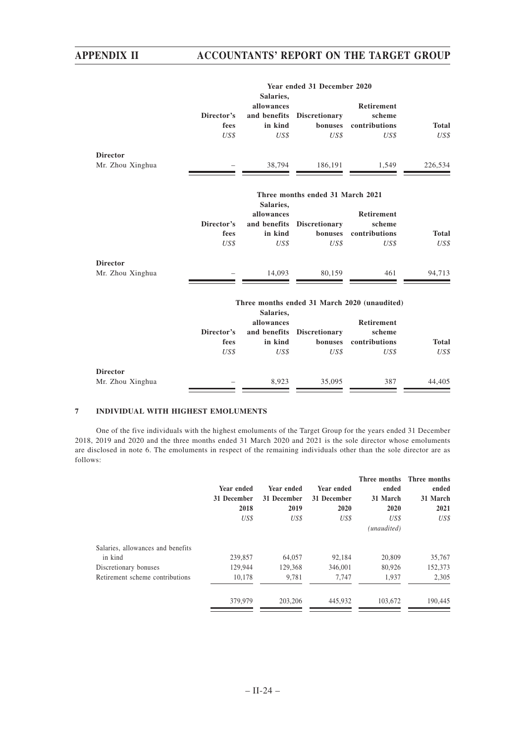| | Year ended 31 December 2020 | | | | |
|---|---|---|---|---|---|
| | Director's fees | Salaries, allowances and benefits in kind | Discretionary bonuses | Retirement scheme contributions | Total |
| | *US$* | *US$* | *US$* | *US$* | *US$* |
| **Director** | | | | | |
| Mr. Zhou Xinghua | – | 38,794 | 186,191 | 1,549 | 226,534 |

| | Three months ended 31 March 2021 | | | | |
|---|---|---|---|---|---|
| | Director's fees | Salaries, allowances and benefits in kind | Discretionary bonuses | Retirement scheme contributions | Total |
| | *US$* | *US$* | *US$* | *US$* | *US$* |
| **Director** | | | | | |
| Mr. Zhou Xinghua | – | 14,093 | 80,159 | 461 | 94,713 |

| | Three months ended 31 March 2020 (unaudited) | | | | |
|---|---|---|---|---|---|
| | Director's fees | Salaries, allowances and benefits in kind | Discretionary bonuses | Retirement scheme contributions | Total |
| | *US$* | *US$* | *US$* | *US$* | *US$* |
| **Director** | | | | | |
| Mr. Zhou Xinghua | – | 8,923 | 35,095 | 387 | 44,405 |

## 7 INDIVIDUAL WITH HIGHEST EMOLUMENTS

One of the five individuals with the highest emoluments of the Target Group for the years ended 31 December 2018, 2019 and 2020 and the three months ended 31 March 2020 and 2021 is the sole director whose emoluments are disclosed in note 6. The emoluments in respect of the remaining individuals other than the sole director are as follows:

| | Year ended 31 December 2018 | Year ended 31 December 2019 | Year ended 31 December 2020 | Three months ended 31 March 2020 | Three months ended 31 March 2021 |
|---|---|---|---|---|---|
| | *US$* | *US$* | *US$* | *US$* | *US$* |
| | | | | *(unaudited)* | |
| Salaries, allowances and benefits in kind | 239,857 | 64,057 | 92,184 | 20,809 | 35,767 |
| Discretionary bonuses | 129,944 | 129,368 | 346,001 | 80,926 | 152,373 |
| Retirement scheme contributions | 10,178 | 9,781 | 7,747 | 1,937 | 2,305 |
| | 379,979 | 203,206 | 445,932 | 103,672 | 190,445 |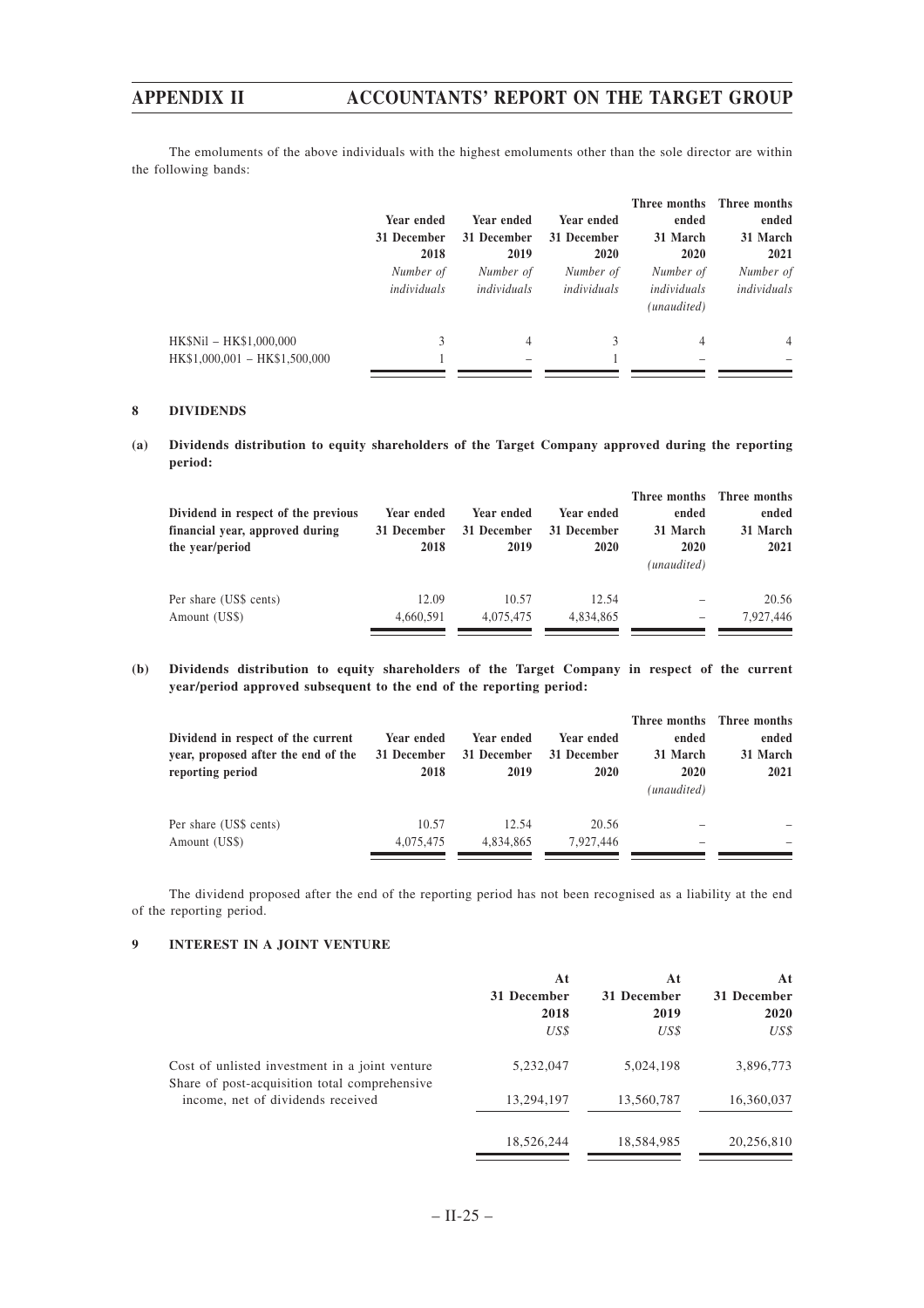The emoluments of the above individuals with the highest emoluments other than the sole director are within the following bands:

| | Year ended 31 December 2018 | Year ended 31 December 2019 | Year ended 31 December 2020 | Three months ended 31 March 2020 | Three months ended 31 March 2021 |
|---|---|---|---|---|---|
| | *Number of individuals* | *Number of individuals* | *Number of individuals* | *Number of individuals* *(unaudited)* | *Number of individuals* |
| HK$Nil – HK$1,000,000 | 3 | 4 | 3 | 4 | 4 |
| HK$1,000,001 – HK$1,500,000 | 1 | – | 1 | – | – |

## 8 DIVIDENDS

**(a) Dividends distribution to equity shareholders of the Target Company approved during the reporting period:**

| Dividend in respect of the previous financial year, approved during the year/period | Year ended 31 December 2018 | Year ended 31 December 2019 | Year ended 31 December 2020 | Three months ended 31 March 2020 *(unaudited)* | Three months ended 31 March 2021 |
|---|---|---|---|---|---|
| Per share (US$ cents) | 12.09 | 10.57 | 12.54 | – | 20.56 |
| Amount (US$) | 4,660,591 | 4,075,475 | 4,834,865 | – | 7,927,446 |

**(b) Dividends distribution to equity shareholders of the Target Company in respect of the current year/period approved subsequent to the end of the reporting period:**

| Dividend in respect of the current year, proposed after the end of the reporting period | Year ended 31 December 2018 | Year ended 31 December 2019 | Year ended 31 December 2020 | Three months ended 31 March 2020 *(unaudited)* | Three months ended 31 March 2021 |
|---|---|---|---|---|---|
| Per share (US$ cents) | 10.57 | 12.54 | 20.56 | – | – |
| Amount (US$) | 4,075,475 | 4,834,865 | 7,927,446 | – | – |

The dividend proposed after the end of the reporting period has not been recognised as a liability at the end of the reporting period.

## 9 INTEREST IN A JOINT VENTURE

| | At 31 December 2018 | At 31 December 2019 | At 31 December 2020 |
|---|---|---|---|
| | *US$* | *US$* | *US$* |
| Cost of unlisted investment in a joint venture | 5,232,047 | 5,024,198 | 3,896,773 |
| Share of post-acquisition total comprehensive income, net of dividends received | 13,294,197 | 13,560,787 | 16,360,037 |
| | 18,526,244 | 18,584,985 | 20,256,810 |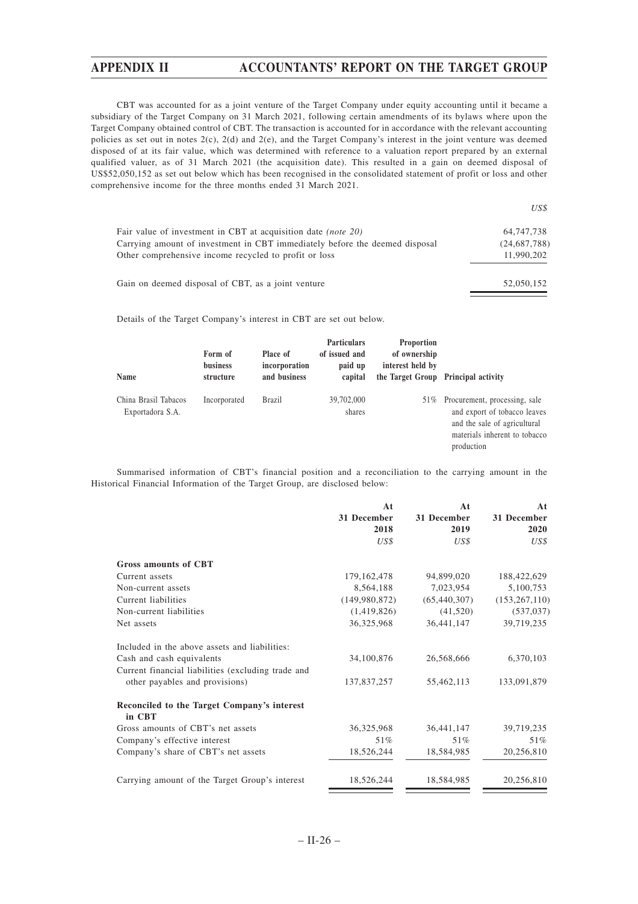CBT was accounted for as a joint venture of the Target Company under equity accounting until it became a subsidiary of the Target Company on 31 March 2021, following certain amendments of its bylaws where upon the Target Company obtained control of CBT. The transaction is accounted for in accordance with the relevant accounting policies as set out in notes 2(c), 2(d) and 2(e), and the Target Company's interest in the joint venture was deemed disposed of at its fair value, which was determined with reference to a valuation report prepared by an external qualified valuer, as of 31 March 2021 (the acquisition date). This resulted in a gain on deemed disposal of US$52,050,152 as set out below which has been recognised in the consolidated statement of profit or loss and other comprehensive income for the three months ended 31 March 2021.

| | *US$* |
|---|---|
| Fair value of investment in CBT at acquisition date *(note 20)* | 64,747,738 |
| Carrying amount of investment in CBT immediately before the deemed disposal | (24,687,788) |
| Other comprehensive income recycled to profit or loss | 11,990,202 |
| Gain on deemed disposal of CBT, as a joint venture | 52,050,152 |

Details of the Target Company's interest in CBT are set out below.

| Name | Form of business structure | Place of incorporation and business | Particulars of issued and paid up capital | Proportion of ownership interest held by the Target Group | Principal activity |
|---|---|---|---|---|---|
| China Brasil Tabacos Exportadora S.A. | Incorporated | Brazil | 39,702,000 shares | 51% | Procurement, processing, sale and export of tobacco leaves and the sale of agricultural materials inherent to tobacco production |

Summarised information of CBT's financial position and a reconciliation to the carrying amount in the Historical Financial Information of the Target Group, are disclosed below:

| | At 31 December 2018 | At 31 December 2019 | At 31 December 2020 |
|---|---|---|---|
| | *US$* | *US$* | *US$* |
| **Gross amounts of CBT** | | | |
| Current assets | 179,162,478 | 94,899,020 | 188,422,629 |
| Non-current assets | 8,564,188 | 7,023,954 | 5,100,753 |
| Current liabilities | (149,980,872) | (65,440,307) | (153,267,110) |
| Non-current liabilities | (1,419,826) | (41,520) | (537,037) |
| Net assets | 36,325,968 | 36,441,147 | 39,719,235 |
| Included in the above assets and liabilities: | | | |
| Cash and cash equivalents | 34,100,876 | 26,568,666 | 6,370,103 |
| Current financial liabilities (excluding trade and other payables and provisions) | 137,837,257 | 55,462,113 | 133,091,879 |
| **Reconciled to the Target Company's interest in CBT** | | | |
| Gross amounts of CBT's net assets | 36,325,968 | 36,441,147 | 39,719,235 |
| Company's effective interest | 51% | 51% | 51% |
| Company's share of CBT's net assets | 18,526,244 | 18,584,985 | 20,256,810 |
| Carrying amount of the Target Group's interest | 18,526,244 | 18,584,985 | 20,256,810 |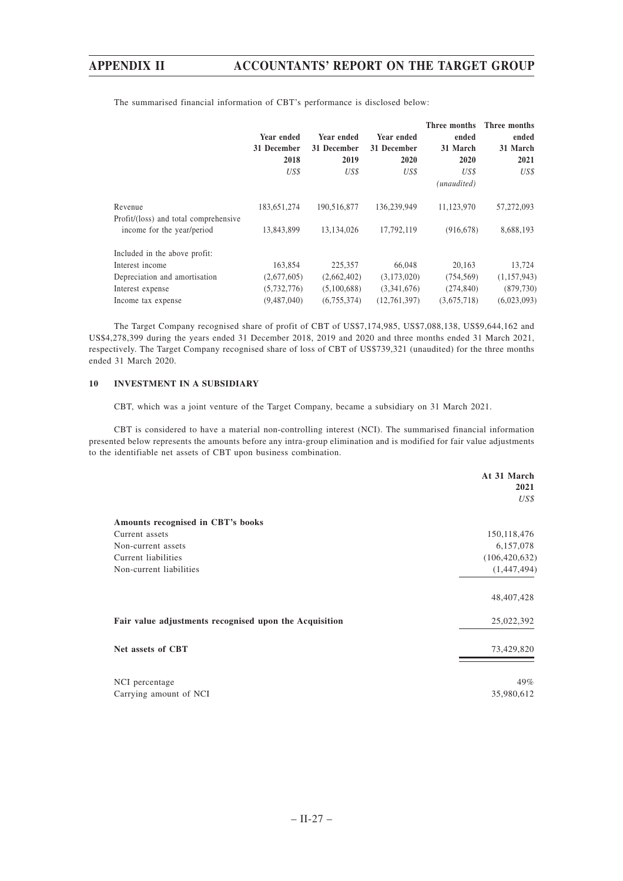The summarised financial information of CBT's performance is disclosed below:

| | Year ended 31 December 2018 | Year ended 31 December 2019 | Year ended 31 December 2020 | Three months ended 31 March 2020 | Three months ended 31 March 2021 |
|---|---|---|---|---|---|
| | *US$* | *US$* | *US$* | *US$* | *US$* |
| | | | | *(unaudited)* | |
| Revenue | 183,651,274 | 190,516,877 | 136,239,949 | 11,123,970 | 57,272,093 |
| Profit/(loss) and total comprehensive income for the year/period | 13,843,899 | 13,134,026 | 17,792,119 | (916,678) | 8,688,193 |
| Included in the above profit: | | | | | |
| Interest income | 163,854 | 225,357 | 66,048 | 20,163 | 13,724 |
| Depreciation and amortisation | (2,677,605) | (2,662,402) | (3,173,020) | (754,569) | (1,157,943) |
| Interest expense | (5,732,776) | (5,100,688) | (3,341,676) | (274,840) | (879,730) |
| Income tax expense | (9,487,040) | (6,755,374) | (12,761,397) | (3,675,718) | (6,023,093) |

The Target Company recognised share of profit of CBT of US$7,174,985, US$7,088,138, US$9,644,162 and US$4,278,399 during the years ended 31 December 2018, 2019 and 2020 and three months ended 31 March 2021, respectively. The Target Company recognised share of loss of CBT of US$739,321 (unaudited) for the three months ended 31 March 2020.

## 10 INVESTMENT IN A SUBSIDIARY

CBT, which was a joint venture of the Target Company, became a subsidiary on 31 March 2021.

CBT is considered to have a material non-controlling interest (NCI). The summarised financial information presented below represents the amounts before any intra-group elimination and is modified for fair value adjustments to the identifiable net assets of CBT upon business combination.

| | At 31 March 2021 |
|---|---|
| | *US$* |
| **Amounts recognised in CBT's books** | |
| Current assets | 150,118,476 |
| Non-current assets | 6,157,078 |
| Current liabilities | (106,420,632) |
| Non-current liabilities | (1,447,494) |
| | 48,407,428 |
| **Fair value adjustments recognised upon the Acquisition** | 25,022,392 |
| **Net assets of CBT** | 73,429,820 |
| NCI percentage | 49% |
| Carrying amount of NCI | 35,980,612 |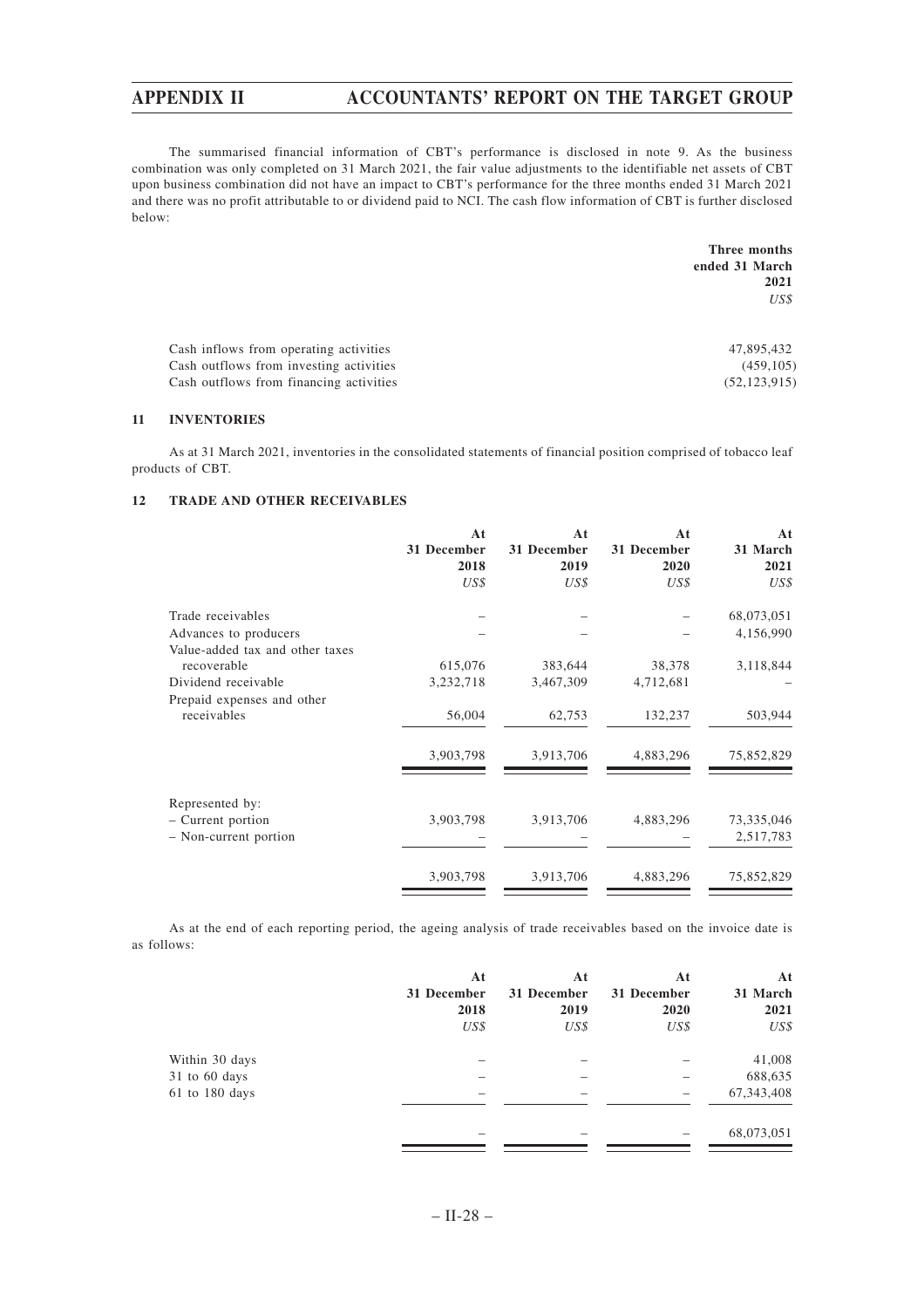The summarised financial information of CBT's performance is disclosed in note 9. As the business combination was only completed on 31 March 2021, the fair value adjustments to the identifiable net assets of CBT upon business combination did not have an impact to CBT's performance for the three months ended 31 March 2021 and there was no profit attributable to or dividend paid to NCI. The cash flow information of CBT is further disclosed below:

| | Three months ended 31 March 2021 |
|---|---|
| | *US$* |
| Cash inflows from operating activities | 47,895,432 |
| Cash outflows from investing activities | (459,105) |
| Cash outflows from financing activities | (52,123,915) |

## 11 INVENTORIES

As at 31 March 2021, inventories in the consolidated statements of financial position comprised of tobacco leaf products of CBT.

## 12 TRADE AND OTHER RECEIVABLES

| | At 31 December 2018 | At 31 December 2019 | At 31 December 2020 | At 31 March 2021 |
|---|---|---|---|---|
| | *US$* | *US$* | *US$* | *US$* |
| Trade receivables | – | – | – | 68,073,051 |
| Advances to producers | – | – | – | 4,156,990 |
| Value-added tax and other taxes recoverable | 615,076 | 383,644 | 38,378 | 3,118,844 |
| Dividend receivable | 3,232,718 | 3,467,309 | 4,712,681 | – |
| Prepaid expenses and other receivables | 56,004 | 62,753 | 132,237 | 503,944 |
| | 3,903,798 | 3,913,706 | 4,883,296 | 75,852,829 |
| Represented by: | | | | |
| – Current portion | 3,903,798 | 3,913,706 | 4,883,296 | 73,335,046 |
| – Non-current portion | – | – | – | 2,517,783 |
| | 3,903,798 | 3,913,706 | 4,883,296 | 75,852,829 |

As at the end of each reporting period, the ageing analysis of trade receivables based on the invoice date is as follows:

| | At 31 December 2018 | At 31 December 2019 | At 31 December 2020 | At 31 March 2021 |
|---|---|---|---|---|
| | *US$* | *US$* | *US$* | *US$* |
| Within 30 days | – | – | – | 41,008 |
| 31 to 60 days | – | – | – | 688,635 |
| 61 to 180 days | – | – | – | 67,343,408 |
| | – | – | – | 68,073,051 |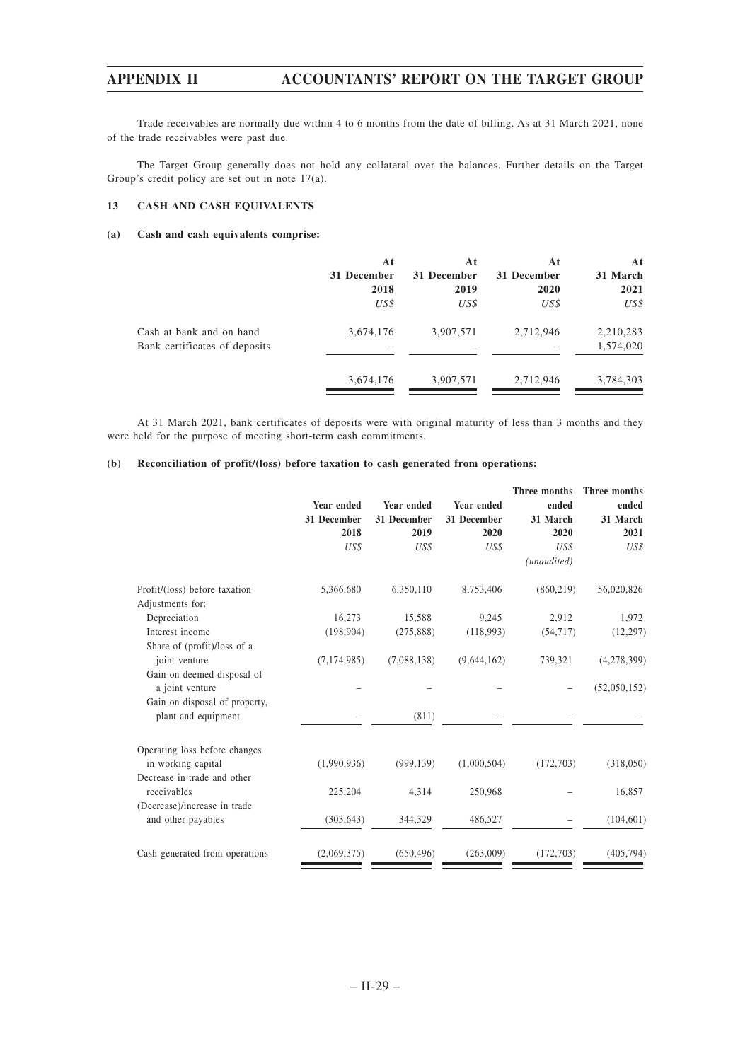Trade receivables are normally due within 4 to 6 months from the date of billing. As at 31 March 2021, none of the trade receivables were past due.

The Target Group generally does not hold any collateral over the balances. Further details on the Target Group's credit policy are set out in note 17(a).

## 13 CASH AND CASH EQUIVALENTS

### (a) Cash and cash equivalents comprise:

| | At 31 December 2018 | At 31 December 2019 | At 31 December 2020 | At 31 March 2021 |
|---|---|---|---|---|
| | *US$* | *US$* | *US$* | *US$* |
| Cash at bank and on hand | 3,674,176 | 3,907,571 | 2,712,946 | 2,210,283 |
| Bank certificates of deposits | – | – | – | 1,574,020 |
| | 3,674,176 | 3,907,571 | 2,712,946 | 3,784,303 |

At 31 March 2021, bank certificates of deposits were with original maturity of less than 3 months and they were held for the purpose of meeting short-term cash commitments.

### (b) Reconciliation of profit/(loss) before taxation to cash generated from operations:

| | Year ended 31 December 2018 | Year ended 31 December 2019 | Year ended 31 December 2020 | Three months ended 31 March 2020 | Three months ended 31 March 2021 |
|---|---|---|---|---|---|
| | *US$* | *US$* | *US$* | *US$* | *US$* |
| | | | | *(unaudited)* | |
| Profit/(loss) before taxation | 5,366,680 | 6,350,110 | 8,753,406 | (860,219) | 56,020,826 |
| Adjustments for: | | | | | |
| Depreciation | 16,273 | 15,588 | 9,245 | 2,912 | 1,972 |
| Interest income | (198,904) | (275,888) | (118,993) | (54,717) | (12,297) |
| Share of (profit)/loss of a joint venture | (7,174,985) | (7,088,138) | (9,644,162) | 739,321 | (4,278,399) |
| Gain on deemed disposal of a joint venture | – | – | – | – | (52,050,152) |
| Gain on disposal of property, plant and equipment | – | (811) | – | – | – |
| Operating loss before changes in working capital | (1,990,936) | (999,139) | (1,000,504) | (172,703) | (318,050) |
| Decrease in trade and other receivables | 225,204 | 4,314 | 250,968 | – | 16,857 |
| (Decrease)/increase in trade and other payables | (303,643) | 344,329 | 486,527 | – | (104,601) |
| Cash generated from operations | (2,069,375) | (650,496) | (263,009) | (172,703) | (405,794) |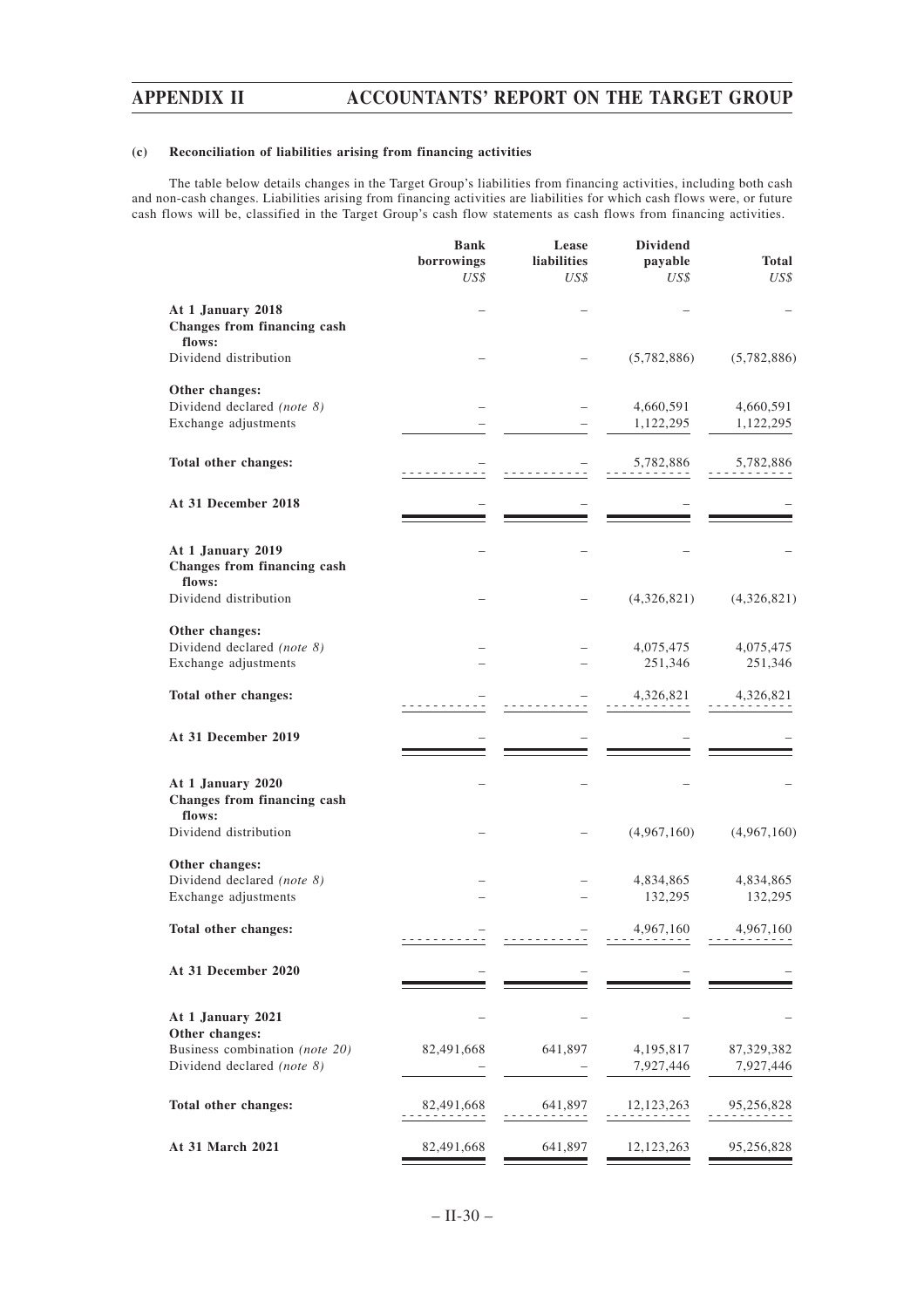### (c) Reconciliation of liabilities arising from financing activities

The table below details changes in the Target Group's liabilities from financing activities, including both cash and non-cash changes. Liabilities arising from financing activities are liabilities for which cash flows were, or future cash flows will be, classified in the Target Group's cash flow statements as cash flows from financing activities.

| | Bank borrowings | Lease liabilities | Dividend payable | Total |
|---|---|---|---|---|
| | *US$* | *US$* | *US$* | *US$* |
| **At 1 January 2018** | – | – | – | – |
| **Changes from financing cash flows:** | | | | |
| Dividend distribution | – | – | (5,782,886) | (5,782,886) |
| **Other changes:** | | | | |
| Dividend declared *(note 8)* | – | – | 4,660,591 | 4,660,591 |
| Exchange adjustments | – | – | 1,122,295 | 1,122,295 |
| **Total other changes:** | – | – | 5,782,886 | 5,782,886 |
| **At 31 December 2018** | – | – | – | – |
| **At 1 January 2019** | – | – | – | – |
| **Changes from financing cash flows:** | | | | |
| Dividend distribution | – | – | (4,326,821) | (4,326,821) |
| **Other changes:** | | | | |
| Dividend declared *(note 8)* | – | – | 4,075,475 | 4,075,475 |
| Exchange adjustments | – | – | 251,346 | 251,346 |
| **Total other changes:** | – | – | 4,326,821 | 4,326,821 |
| **At 31 December 2019** | – | – | – | – |
| **At 1 January 2020** | – | – | – | – |
| **Changes from financing cash flows:** | | | | |
| Dividend distribution | – | – | (4,967,160) | (4,967,160) |
| **Other changes:** | | | | |
| Dividend declared *(note 8)* | – | – | 4,834,865 | 4,834,865 |
| Exchange adjustments | – | – | 132,295 | 132,295 |
| **Total other changes:** | – | – | 4,967,160 | 4,967,160 |
| **At 31 December 2020** | – | – | – | – |
| **At 1 January 2021** | – | – | – | – |
| **Other changes:** | | | | |
| Business combination *(note 20)* | 82,491,668 | 641,897 | 4,195,817 | 87,329,382 |
| Dividend declared *(note 8)* | – | – | 7,927,446 | 7,927,446 |
| **Total other changes:** | 82,491,668 | 641,897 | 12,123,263 | 95,256,828 |
| **At 31 March 2021** | 82,491,668 | 641,897 | 12,123,263 | 95,256,828 |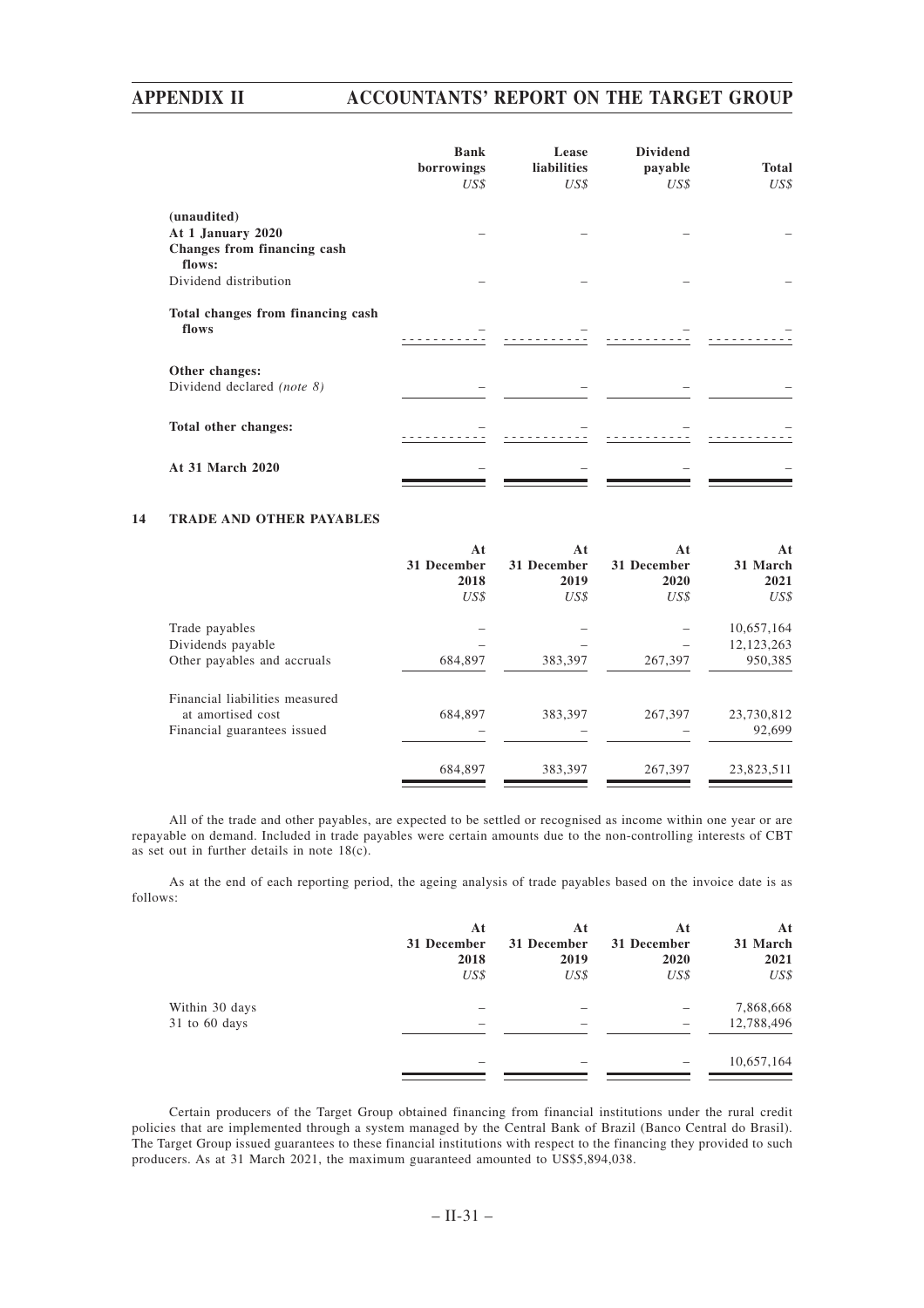| | Bank borrowings | Lease liabilities | Dividend payable | Total |
|---|---|---|---|---|
| | US$ | US$ | US$ | US$ |
| **(unaudited)** | | | | |
| **At 1 January 2020** | – | – | – | – |
| **Changes from financing cash flows:** | | | | |
| Dividend distribution | – | – | – | – |
| **Total changes from financing cash flows** | – | – | – | – |
| **Other changes:** | | | | |
| Dividend declared *(note 8)* | – | – | – | – |
| **Total other changes:** | – | – | – | – |
| **At 31 March 2020** | – | – | – | – |

## 14 TRADE AND OTHER PAYABLES

| | At 31 December 2018 | At 31 December 2019 | At 31 December 2020 | At 31 March 2021 |
|---|---|---|---|---|
| | US$ | US$ | US$ | US$ |
| Trade payables | – | – | – | 10,657,164 |
| Dividends payable | – | – | – | 12,123,263 |
| Other payables and accruals | 684,897 | 383,397 | 267,397 | 950,385 |
| Financial liabilities measured at amortised cost | 684,897 | 383,397 | 267,397 | 23,730,812 |
| Financial guarantees issued | – | – | – | 92,699 |
| | 684,897 | 383,397 | 267,397 | 23,823,511 |

All of the trade and other payables, are expected to be settled or recognised as income within one year or are repayable on demand. Included in trade payables were certain amounts due to the non-controlling interests of CBT as set out in further details in note 18(c).

As at the end of each reporting period, the ageing analysis of trade payables based on the invoice date is as follows:

| | At 31 December 2018 | At 31 December 2019 | At 31 December 2020 | At 31 March 2021 |
|---|---|---|---|---|
| | US$ | US$ | US$ | US$ |
| Within 30 days | – | – | – | 7,868,668 |
| 31 to 60 days | – | – | – | 12,788,496 |
| | – | – | – | 10,657,164 |

Certain producers of the Target Group obtained financing from financial institutions under the rural credit policies that are implemented through a system managed by the Central Bank of Brazil (Banco Central do Brasil). The Target Group issued guarantees to these financial institutions with respect to the financing they provided to such producers. As at 31 March 2021, the maximum guaranteed amounted to US$5,894,038.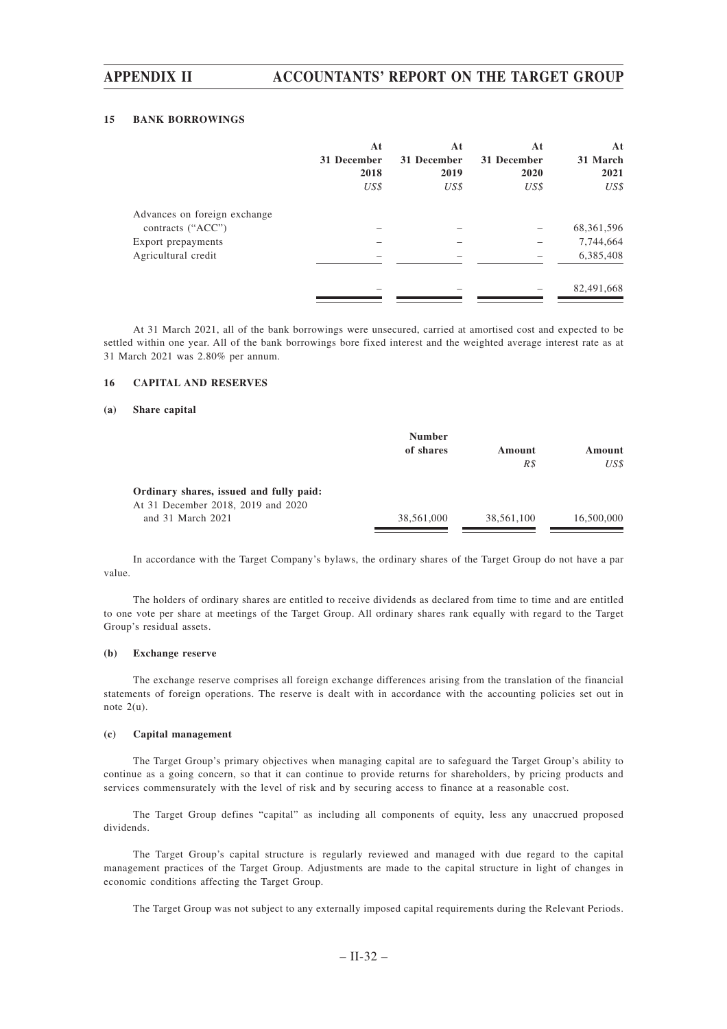### 15 BANK BORROWINGS

| | At 31 December 2018 | At 31 December 2019 | At 31 December 2020 | At 31 March 2021 |
|---|---|---|---|---|
| | *US$* | *US$* | *US$* | *US$* |
| Advances on foreign exchange contracts ("ACC") | – | – | – | 68,361,596 |
| Export prepayments | – | – | – | 7,744,664 |
| Agricultural credit | – | – | – | 6,385,408 |
| | – | – | – | 82,491,668 |

At 31 March 2021, all of the bank borrowings were unsecured, carried at amortised cost and expected to be settled within one year. All of the bank borrowings bore fixed interest and the weighted average interest rate as at 31 March 2021 was 2.80% per annum.

### 16 CAPITAL AND RESERVES

#### (a) Share capital

| | Number of shares | Amount | Amount |
|---|---|---|---|
| | | *R$* | *US$* |
| **Ordinary shares, issued and fully paid:** | | | |
| At 31 December 2018, 2019 and 2020 and 31 March 2021 | 38,561,000 | 38,561,100 | 16,500,000 |

In accordance with the Target Company's bylaws, the ordinary shares of the Target Group do not have a par value.

The holders of ordinary shares are entitled to receive dividends as declared from time to time and are entitled to one vote per share at meetings of the Target Group. All ordinary shares rank equally with regard to the Target Group's residual assets.

#### (b) Exchange reserve

The exchange reserve comprises all foreign exchange differences arising from the translation of the financial statements of foreign operations. The reserve is dealt with in accordance with the accounting policies set out in note 2(u).

#### (c) Capital management

The Target Group's primary objectives when managing capital are to safeguard the Target Group's ability to continue as a going concern, so that it can continue to provide returns for shareholders, by pricing products and services commensurately with the level of risk and by securing access to finance at a reasonable cost.

The Target Group defines "capital" as including all components of equity, less any unaccrued proposed dividends.

The Target Group's capital structure is regularly reviewed and managed with due regard to the capital management practices of the Target Group. Adjustments are made to the capital structure in light of changes in economic conditions affecting the Target Group.

The Target Group was not subject to any externally imposed capital requirements during the Relevant Periods.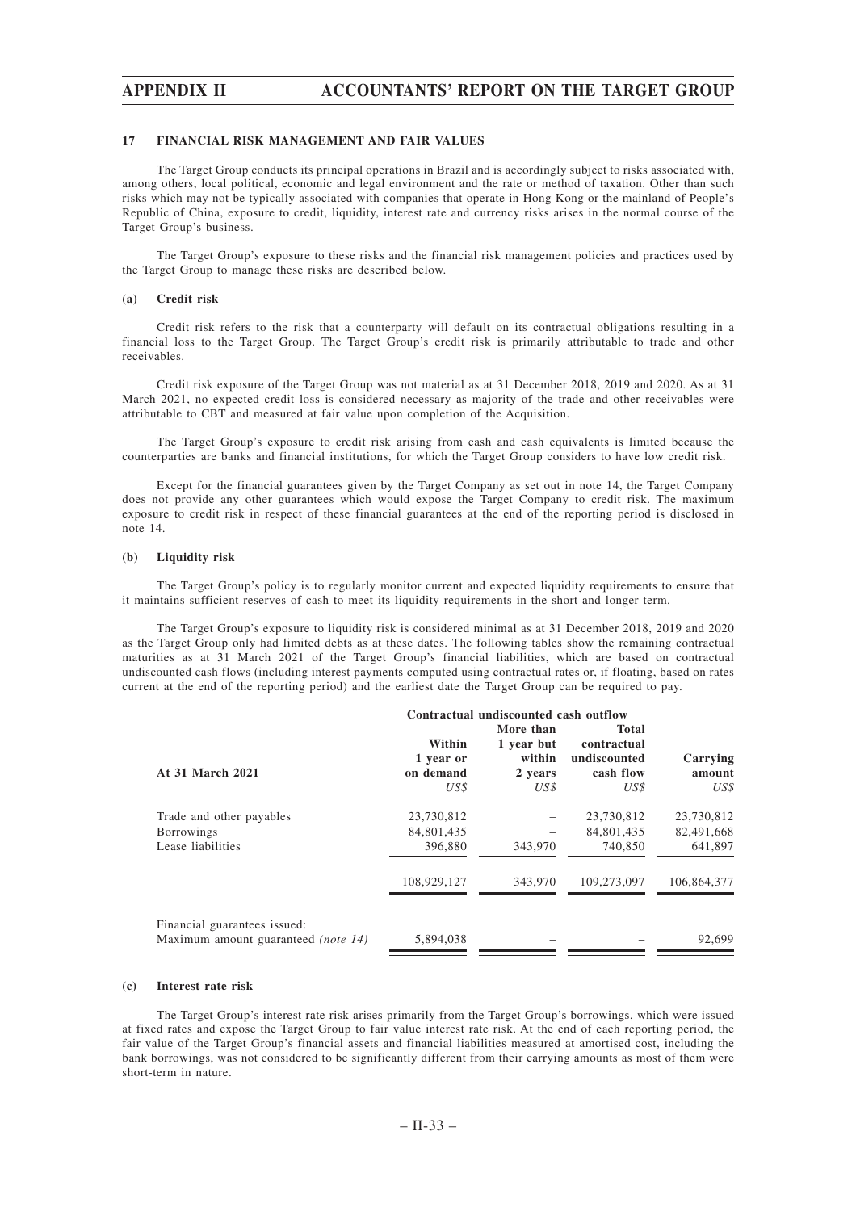## 17 FINANCIAL RISK MANAGEMENT AND FAIR VALUES

The Target Group conducts its principal operations in Brazil and is accordingly subject to risks associated with, among others, local political, economic and legal environment and the rate or method of taxation. Other than such risks which may not be typically associated with companies that operate in Hong Kong or the mainland of People's Republic of China, exposure to credit, liquidity, interest rate and currency risks arises in the normal course of the Target Group's business.

The Target Group's exposure to these risks and the financial risk management policies and practices used by the Target Group to manage these risks are described below.

### (a) Credit risk

Credit risk refers to the risk that a counterparty will default on its contractual obligations resulting in a financial loss to the Target Group. The Target Group's credit risk is primarily attributable to trade and other receivables.

Credit risk exposure of the Target Group was not material as at 31 December 2018, 2019 and 2020. As at 31 March 2021, no expected credit loss is considered necessary as majority of the trade and other receivables were attributable to CBT and measured at fair value upon completion of the Acquisition.

The Target Group's exposure to credit risk arising from cash and cash equivalents is limited because the counterparties are banks and financial institutions, for which the Target Group considers to have low credit risk.

Except for the financial guarantees given by the Target Company as set out in note 14, the Target Company does not provide any other guarantees which would expose the Target Company to credit risk. The maximum exposure to credit risk in respect of these financial guarantees at the end of the reporting period is disclosed in note 14.

### (b) Liquidity risk

The Target Group's policy is to regularly monitor current and expected liquidity requirements to ensure that it maintains sufficient reserves of cash to meet its liquidity requirements in the short and longer term.

The Target Group's exposure to liquidity risk is considered minimal as at 31 December 2018, 2019 and 2020 as the Target Group only had limited debts as at these dates. The following tables show the remaining contractual maturities as at 31 March 2021 of the Target Group's financial liabilities, which are based on contractual undiscounted cash flows (including interest payments computed using contractual rates or, if floating, based on rates current at the end of the reporting period) and the earliest date the Target Group can be required to pay.

| | Contractual undiscounted cash outflow | | | |
|---|---|---|---|---|
| At 31 March 2021 | Within 1 year or on demand US$ | More than 1 year but within 2 years US$ | Total contractual undiscounted cash flow US$ | Carrying amount US$ |
| Trade and other payables | 23,730,812 | – | 23,730,812 | 23,730,812 |
| Borrowings | 84,801,435 | – | 84,801,435 | 82,491,668 |
| Lease liabilities | 396,880 | 343,970 | 740,850 | 641,897 |
| | 108,929,127 | 343,970 | 109,273,097 | 106,864,377 |
| Financial guarantees issued: Maximum amount guaranteed *(note 14)* | 5,894,038 | – | – | 92,699 |

### (c) Interest rate risk

The Target Group's interest rate risk arises primarily from the Target Group's borrowings, which were issued at fixed rates and expose the Target Group to fair value interest rate risk. At the end of each reporting period, the fair value of the Target Group's financial assets and financial liabilities measured at amortised cost, including the bank borrowings, was not considered to be significantly different from their carrying amounts as most of them were short-term in nature.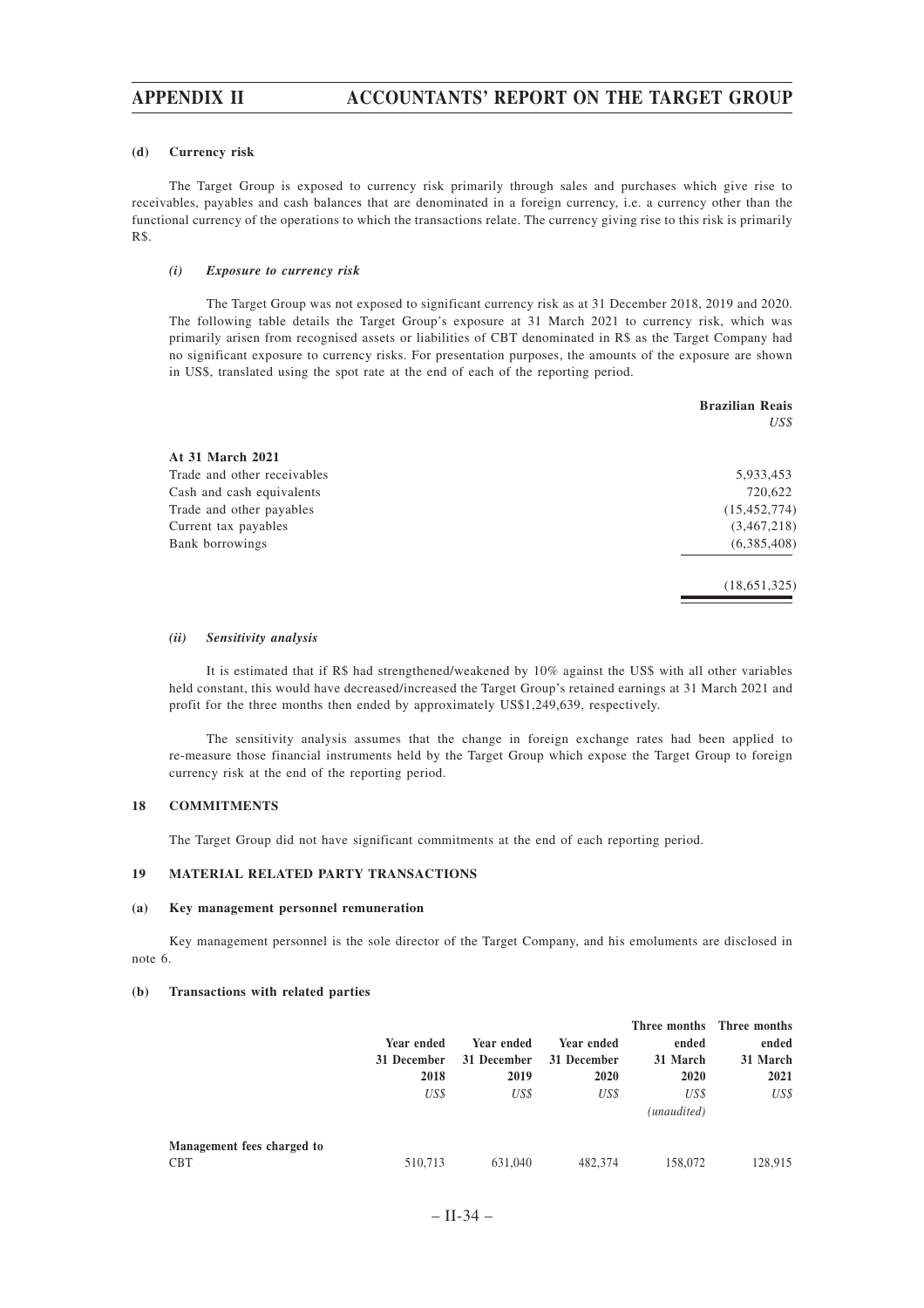#### (d) Currency risk

The Target Group is exposed to currency risk primarily through sales and purchases which give rise to receivables, payables and cash balances that are denominated in a foreign currency, i.e. a currency other than the functional currency of the operations to which the transactions relate. The currency giving rise to this risk is primarily R$.

##### *(i) Exposure to currency risk*

The Target Group was not exposed to significant currency risk as at 31 December 2018, 2019 and 2020. The following table details the Target Group's exposure at 31 March 2021 to currency risk, which was primarily arisen from recognised assets or liabilities of CBT denominated in R$ as the Target Company had no significant exposure to currency risks. For presentation purposes, the amounts of the exposure are shown in US$, translated using the spot rate at the end of each of the reporting period.

| | **Brazilian Reais** |
|---|---|
| | *US$* |
| **At 31 March 2021** | |
| Trade and other receivables | 5,933,453 |
| Cash and cash equivalents | 720,622 |
| Trade and other payables | (15,452,774) |
| Current tax payables | (3,467,218) |
| Bank borrowings | (6,385,408) |
| | (18,651,325) |

##### *(ii) Sensitivity analysis*

It is estimated that if R$ had strengthened/weakened by 10% against the US$ with all other variables held constant, this would have decreased/increased the Target Group's retained earnings at 31 March 2021 and profit for the three months then ended by approximately US$1,249,639, respectively.

The sensitivity analysis assumes that the change in foreign exchange rates had been applied to re-measure those financial instruments held by the Target Group which expose the Target Group to foreign currency risk at the end of the reporting period.

### 18 COMMITMENTS

The Target Group did not have significant commitments at the end of each reporting period.

### 19 MATERIAL RELATED PARTY TRANSACTIONS

#### (a) Key management personnel remuneration

Key management personnel is the sole director of the Target Company, and his emoluments are disclosed in note 6.

#### (b) Transactions with related parties

| | Year ended 31 December 2018 | Year ended 31 December 2019 | Year ended 31 December 2020 | Three months ended 31 March 2020 | Three months ended 31 March 2021 |
|---|---|---|---|---|---|
| | *US$* | *US$* | *US$* | *US$* *(unaudited)* | *US$* |
| **Management fees charged to** CBT | 510,713 | 631,040 | 482,374 | 158,072 | 128,915 |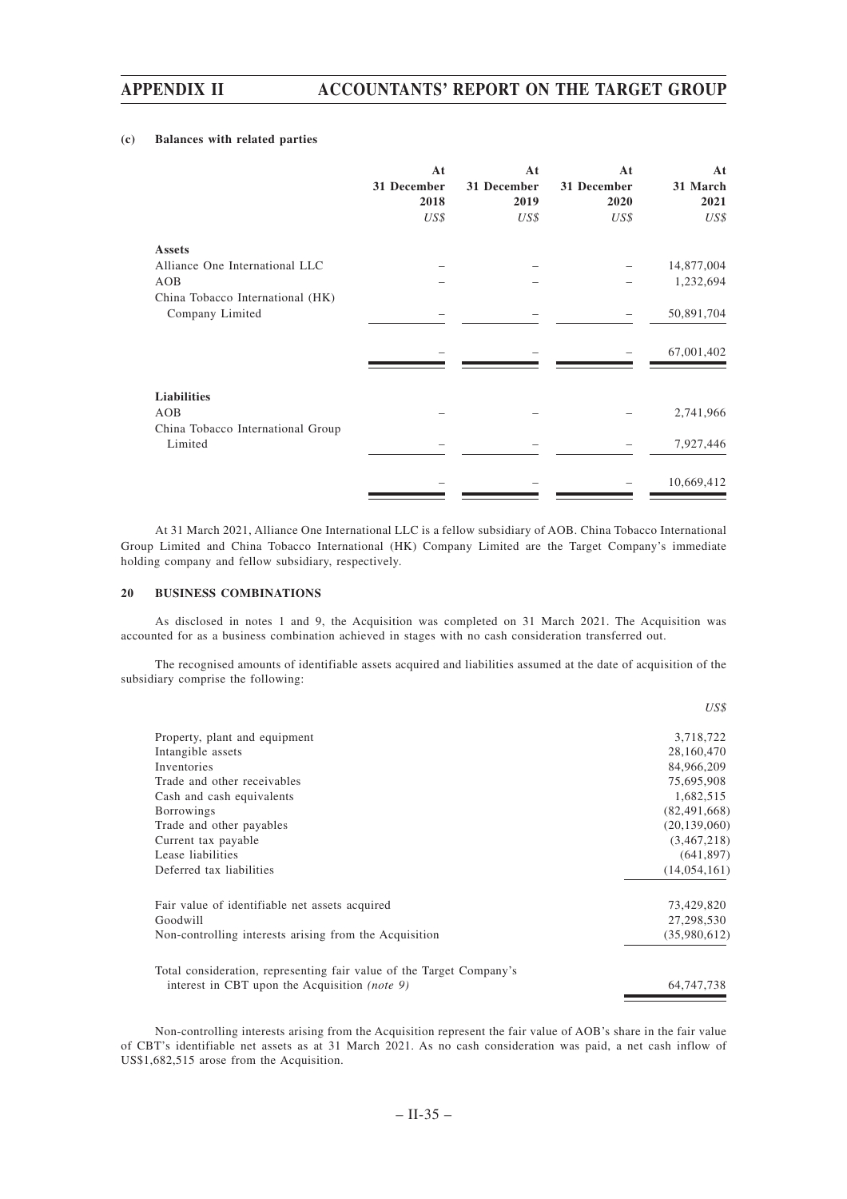#### (c) Balances with related parties

| | At 31 December 2018 | At 31 December 2019 | At 31 December 2020 | At 31 March 2021 |
|---|---|---|---|---|
| | *US$* | *US$* | *US$* | *US$* |
| **Assets** | | | | |
| Alliance One International LLC | – | – | – | 14,877,004 |
| AOB | – | – | – | 1,232,694 |
| China Tobacco International (HK) Company Limited | – | – | – | 50,891,704 |
| | – | – | – | 67,001,402 |
| **Liabilities** | | | | |
| AOB | – | – | – | 2,741,966 |
| China Tobacco International Group Limited | – | – | – | 7,927,446 |
| | – | – | – | 10,669,412 |

At 31 March 2021, Alliance One International LLC is a fellow subsidiary of AOB. China Tobacco International Group Limited and China Tobacco International (HK) Company Limited are the Target Company's immediate holding company and fellow subsidiary, respectively.

### 20 BUSINESS COMBINATIONS

As disclosed in notes 1 and 9, the Acquisition was completed on 31 March 2021. The Acquisition was accounted for as a business combination achieved in stages with no cash consideration transferred out.

The recognised amounts of identifiable assets acquired and liabilities assumed at the date of acquisition of the subsidiary comprise the following:

| | *US$* |
|---|---|
| Property, plant and equipment | 3,718,722 |
| Intangible assets | 28,160,470 |
| Inventories | 84,966,209 |
| Trade and other receivables | 75,695,908 |
| Cash and cash equivalents | 1,682,515 |
| Borrowings | (82,491,668) |
| Trade and other payables | (20,139,060) |
| Current tax payable | (3,467,218) |
| Lease liabilities | (641,897) |
| Deferred tax liabilities | (14,054,161) |
| Fair value of identifiable net assets acquired | 73,429,820 |
| Goodwill | 27,298,530 |
| Non-controlling interests arising from the Acquisition | (35,980,612) |
| Total consideration, representing fair value of the Target Company's interest in CBT upon the Acquisition *(note 9)* | 64,747,738 |

Non-controlling interests arising from the Acquisition represent the fair value of AOB's share in the fair value of CBT's identifiable net assets as at 31 March 2021. As no cash consideration was paid, a net cash inflow of US$1,682,515 arose from the Acquisition.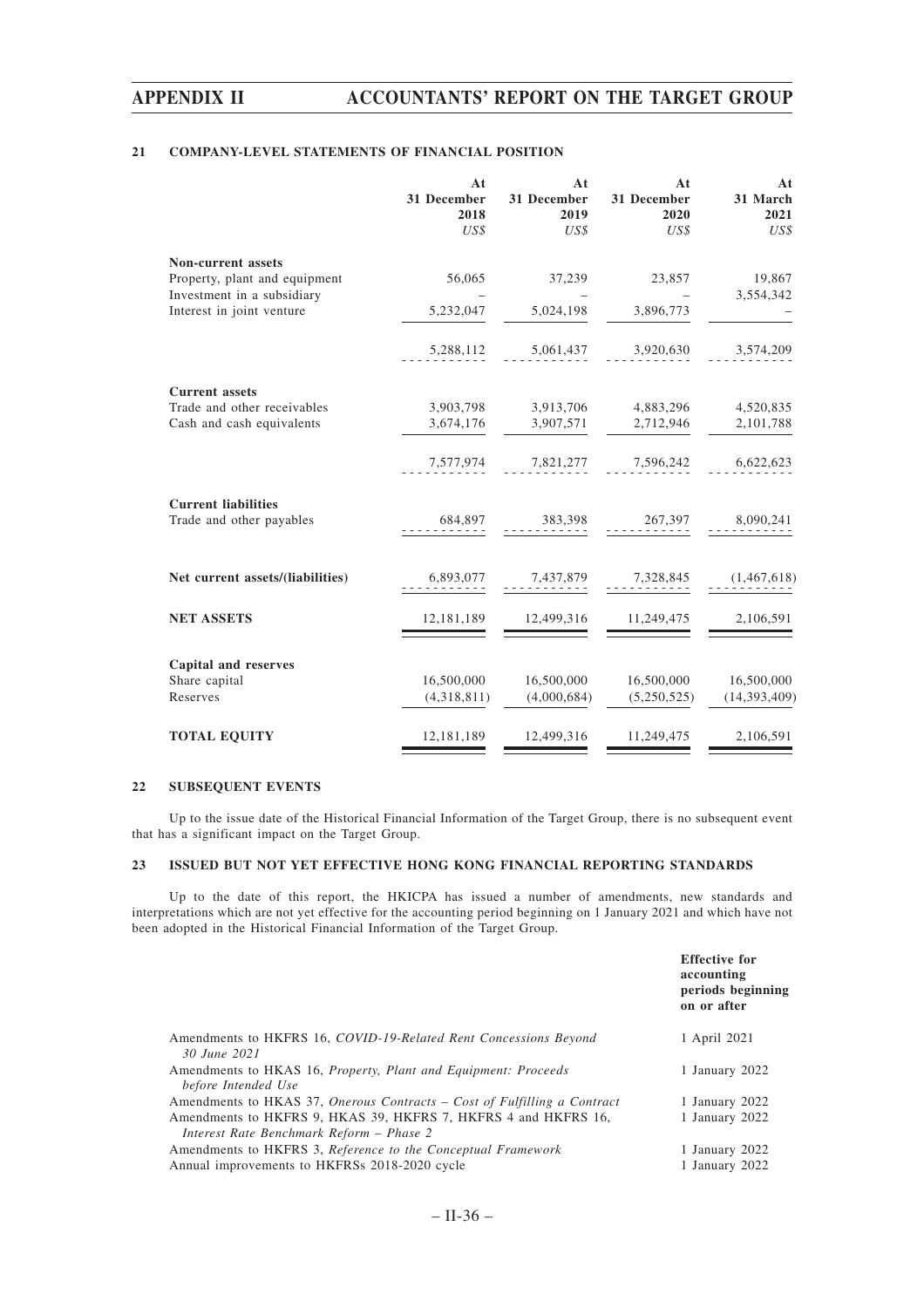### 21 COMPANY-LEVEL STATEMENTS OF FINANCIAL POSITION

| | At 31 December 2018 | At 31 December 2019 | At 31 December 2020 | At 31 March 2021 |
|---|---|---|---|---|
| | *US$* | *US$* | *US$* | *US$* |
| **Non-current assets** | | | | |
| Property, plant and equipment | 56,065 | 37,239 | 23,857 | 19,867 |
| Investment in a subsidiary | – | – | – | 3,554,342 |
| Interest in joint venture | 5,232,047 | 5,024,198 | 3,896,773 | – |
| | 5,288,112 | 5,061,437 | 3,920,630 | 3,574,209 |
| **Current assets** | | | | |
| Trade and other receivables | 3,903,798 | 3,913,706 | 4,883,296 | 4,520,835 |
| Cash and cash equivalents | 3,674,176 | 3,907,571 | 2,712,946 | 2,101,788 |
| | 7,577,974 | 7,821,277 | 7,596,242 | 6,622,623 |
| **Current liabilities** | | | | |
| Trade and other payables | 684,897 | 383,398 | 267,397 | 8,090,241 |
| **Net current assets/(liabilities)** | 6,893,077 | 7,437,879 | 7,328,845 | (1,467,618) |
| **NET ASSETS** | 12,181,189 | 12,499,316 | 11,249,475 | 2,106,591 |
| **Capital and reserves** | | | | |
| Share capital | 16,500,000 | 16,500,000 | 16,500,000 | 16,500,000 |
| Reserves | (4,318,811) | (4,000,684) | (5,250,525) | (14,393,409) |
| **TOTAL EQUITY** | 12,181,189 | 12,499,316 | 11,249,475 | 2,106,591 |

### 22 SUBSEQUENT EVENTS

Up to the issue date of the Historical Financial Information of the Target Group, there is no subsequent event that has a significant impact on the Target Group.

### 23 ISSUED BUT NOT YET EFFECTIVE HONG KONG FINANCIAL REPORTING STANDARDS

Up to the date of this report, the HKICPA has issued a number of amendments, new standards and interpretations which are not yet effective for the accounting period beginning on 1 January 2021 and which have not been adopted in the Historical Financial Information of the Target Group.

| | Effective for accounting periods beginning on or after |
|---|---|
| Amendments to HKFRS 16, *COVID-19-Related Rent Concessions Beyond 30 June 2021* | 1 April 2021 |
| Amendments to HKAS 16, *Property, Plant and Equipment: Proceeds before Intended Use* | 1 January 2022 |
| Amendments to HKAS 37, *Onerous Contracts – Cost of Fulfilling a Contract* | 1 January 2022 |
| Amendments to HKFRS 9, HKAS 39, HKFRS 7, HKFRS 4 and HKFRS 16, *Interest Rate Benchmark Reform – Phase 2* | 1 January 2022 |
| Amendments to HKFRS 3, *Reference to the Conceptual Framework* | 1 January 2022 |
| Annual improvements to HKFRSs 2018-2020 cycle | 1 January 2022 |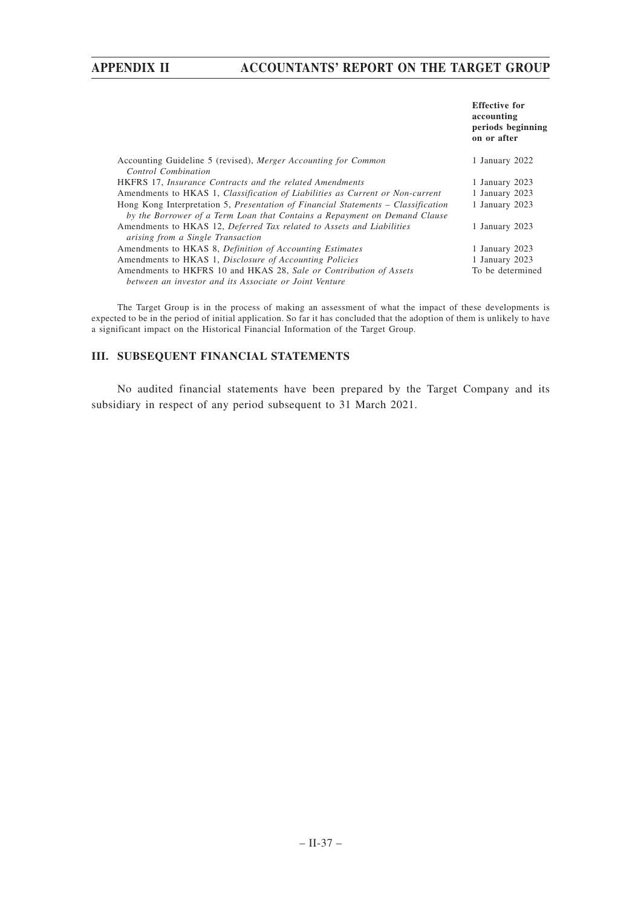| | Effective for accounting periods beginning on or after |
|---|---|
| Accounting Guideline 5 (revised), *Merger Accounting for Common Control Combination* | 1 January 2022 |
| HKFRS 17, *Insurance Contracts and the related Amendments* | 1 January 2023 |
| Amendments to HKAS 1, *Classification of Liabilities as Current or Non-current* | 1 January 2023 |
| Hong Kong Interpretation 5, *Presentation of Financial Statements – Classification by the Borrower of a Term Loan that Contains a Repayment on Demand Clause* | 1 January 2023 |
| Amendments to HKAS 12, *Deferred Tax related to Assets and Liabilities arising from a Single Transaction* | 1 January 2023 |
| Amendments to HKAS 8, *Definition of Accounting Estimates* | 1 January 2023 |
| Amendments to HKAS 1, *Disclosure of Accounting Policies* | 1 January 2023 |
| Amendments to HKFRS 10 and HKAS 28, *Sale or Contribution of Assets between an investor and its Associate or Joint Venture* | To be determined |

The Target Group is in the process of making an assessment of what the impact of these developments is expected to be in the period of initial application. So far it has concluded that the adoption of them is unlikely to have a significant impact on the Historical Financial Information of the Target Group.

## III. SUBSEQUENT FINANCIAL STATEMENTS

No audited financial statements have been prepared by the Target Company and its subsidiary in respect of any period subsequent to 31 March 2021.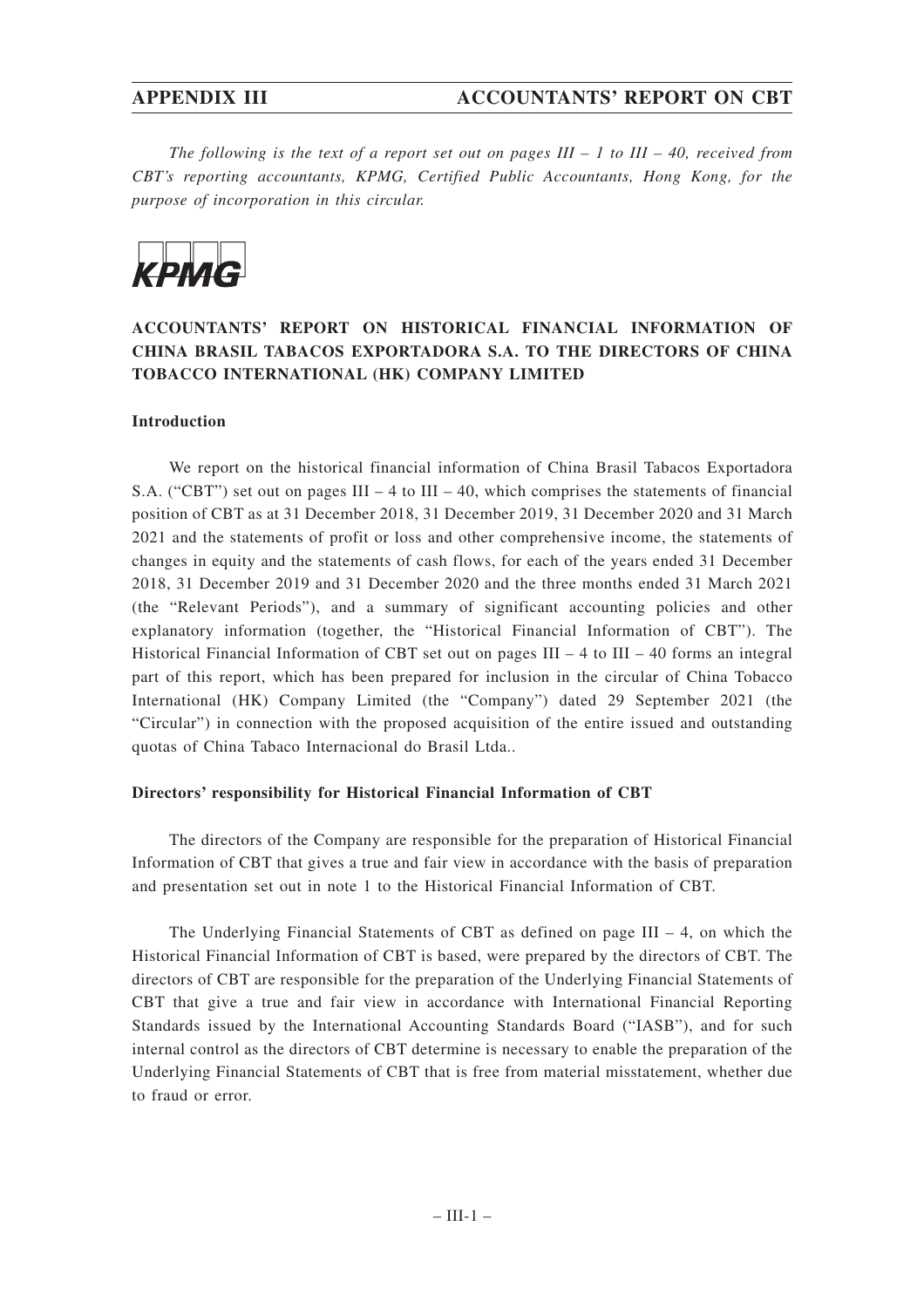*The following is the text of a report set out on pages III – 1 to III – 40, received from CBT's reporting accountants, KPMG, Certified Public Accountants, Hong Kong, for the purpose of incorporation in this circular.*

KPMG

## ACCOUNTANTS' REPORT ON HISTORICAL FINANCIAL INFORMATION OF CHINA BRASIL TABACOS EXPORTADORA S.A. TO THE DIRECTORS OF CHINA TOBACCO INTERNATIONAL (HK) COMPANY LIMITED

### Introduction

We report on the historical financial information of China Brasil Tabacos Exportadora S.A. ("CBT") set out on pages III – 4 to III – 40, which comprises the statements of financial position of CBT as at 31 December 2018, 31 December 2019, 31 December 2020 and 31 March 2021 and the statements of profit or loss and other comprehensive income, the statements of changes in equity and the statements of cash flows, for each of the years ended 31 December 2018, 31 December 2019 and 31 December 2020 and the three months ended 31 March 2021 (the "Relevant Periods"), and a summary of significant accounting policies and other explanatory information (together, the "Historical Financial Information of CBT"). The Historical Financial Information of CBT set out on pages III – 4 to III – 40 forms an integral part of this report, which has been prepared for inclusion in the circular of China Tobacco International (HK) Company Limited (the "Company") dated 29 September 2021 (the "Circular") in connection with the proposed acquisition of the entire issued and outstanding quotas of China Tabaco Internacional do Brasil Ltda..

### Directors' responsibility for Historical Financial Information of CBT

The directors of the Company are responsible for the preparation of Historical Financial Information of CBT that gives a true and fair view in accordance with the basis of preparation and presentation set out in note 1 to the Historical Financial Information of CBT.

The Underlying Financial Statements of CBT as defined on page III – 4, on which the Historical Financial Information of CBT is based, were prepared by the directors of CBT. The directors of CBT are responsible for the preparation of the Underlying Financial Statements of CBT that give a true and fair view in accordance with International Financial Reporting Standards issued by the International Accounting Standards Board ("IASB"), and for such internal control as the directors of CBT determine is necessary to enable the preparation of the Underlying Financial Statements of CBT that is free from material misstatement, whether due to fraud or error.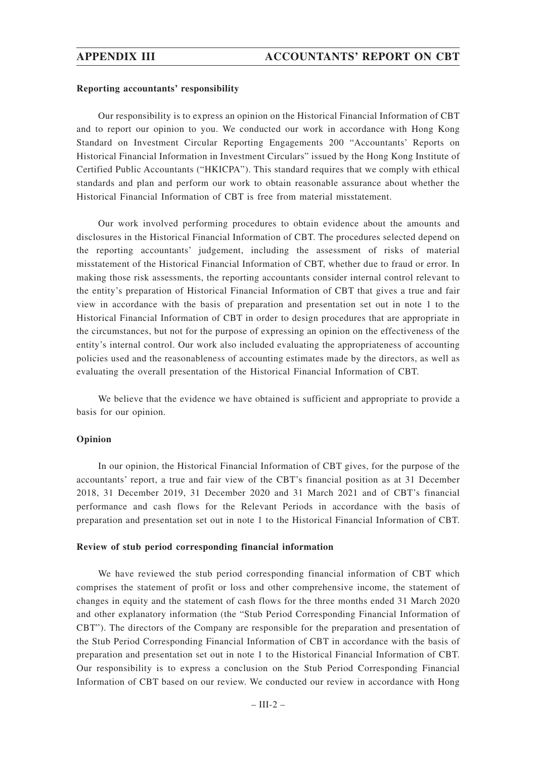**Reporting accountants' responsibility**

Our responsibility is to express an opinion on the Historical Financial Information of CBT and to report our opinion to you. We conducted our work in accordance with Hong Kong Standard on Investment Circular Reporting Engagements 200 "Accountants' Reports on Historical Financial Information in Investment Circulars" issued by the Hong Kong Institute of Certified Public Accountants ("HKICPA"). This standard requires that we comply with ethical standards and plan and perform our work to obtain reasonable assurance about whether the Historical Financial Information of CBT is free from material misstatement.

Our work involved performing procedures to obtain evidence about the amounts and disclosures in the Historical Financial Information of CBT. The procedures selected depend on the reporting accountants' judgement, including the assessment of risks of material misstatement of the Historical Financial Information of CBT, whether due to fraud or error. In making those risk assessments, the reporting accountants consider internal control relevant to the entity's preparation of Historical Financial Information of CBT that gives a true and fair view in accordance with the basis of preparation and presentation set out in note 1 to the Historical Financial Information of CBT in order to design procedures that are appropriate in the circumstances, but not for the purpose of expressing an opinion on the effectiveness of the entity's internal control. Our work also included evaluating the appropriateness of accounting policies used and the reasonableness of accounting estimates made by the directors, as well as evaluating the overall presentation of the Historical Financial Information of CBT.

We believe that the evidence we have obtained is sufficient and appropriate to provide a basis for our opinion.

**Opinion**

In our opinion, the Historical Financial Information of CBT gives, for the purpose of the accountants' report, a true and fair view of the CBT's financial position as at 31 December 2018, 31 December 2019, 31 December 2020 and 31 March 2021 and of CBT's financial performance and cash flows for the Relevant Periods in accordance with the basis of preparation and presentation set out in note 1 to the Historical Financial Information of CBT.

**Review of stub period corresponding financial information**

We have reviewed the stub period corresponding financial information of CBT which comprises the statement of profit or loss and other comprehensive income, the statement of changes in equity and the statement of cash flows for the three months ended 31 March 2020 and other explanatory information (the "Stub Period Corresponding Financial Information of CBT"). The directors of the Company are responsible for the preparation and presentation of the Stub Period Corresponding Financial Information of CBT in accordance with the basis of preparation and presentation set out in note 1 to the Historical Financial Information of CBT. Our responsibility is to express a conclusion on the Stub Period Corresponding Financial Information of CBT based on our review. We conducted our review in accordance with Hong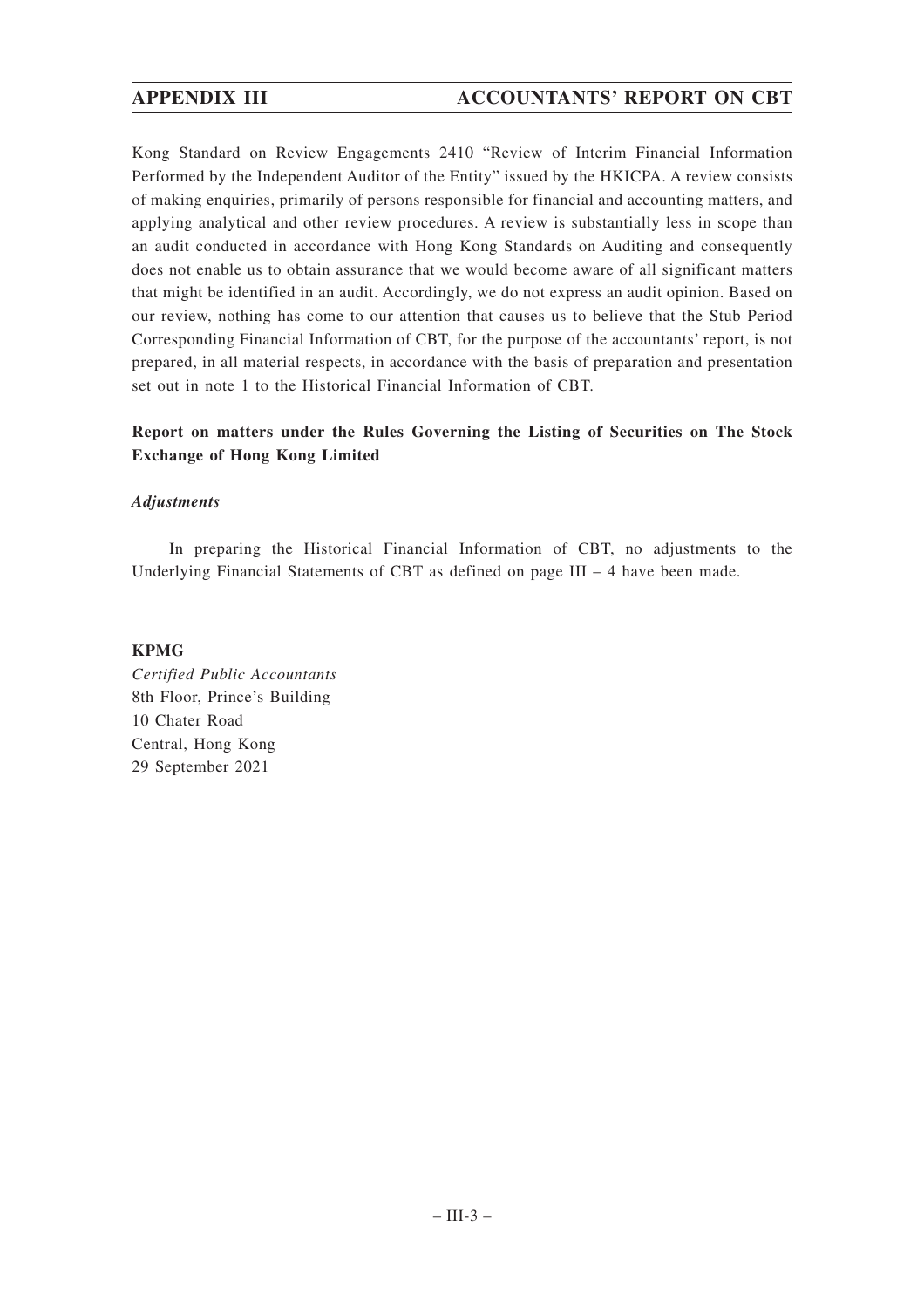Kong Standard on Review Engagements 2410 "Review of Interim Financial Information Performed by the Independent Auditor of the Entity" issued by the HKICPA. A review consists of making enquiries, primarily of persons responsible for financial and accounting matters, and applying analytical and other review procedures. A review is substantially less in scope than an audit conducted in accordance with Hong Kong Standards on Auditing and consequently does not enable us to obtain assurance that we would become aware of all significant matters that might be identified in an audit. Accordingly, we do not express an audit opinion. Based on our review, nothing has come to our attention that causes us to believe that the Stub Period Corresponding Financial Information of CBT, for the purpose of the accountants' report, is not prepared, in all material respects, in accordance with the basis of preparation and presentation set out in note 1 to the Historical Financial Information of CBT.

**Report on matters under the Rules Governing the Listing of Securities on The Stock Exchange of Hong Kong Limited**

***Adjustments***

In preparing the Historical Financial Information of CBT, no adjustments to the Underlying Financial Statements of CBT as defined on page III – 4 have been made.

**KPMG**
*Certified Public Accountants*
8th Floor, Prince's Building
10 Chater Road
Central, Hong Kong
29 September 2021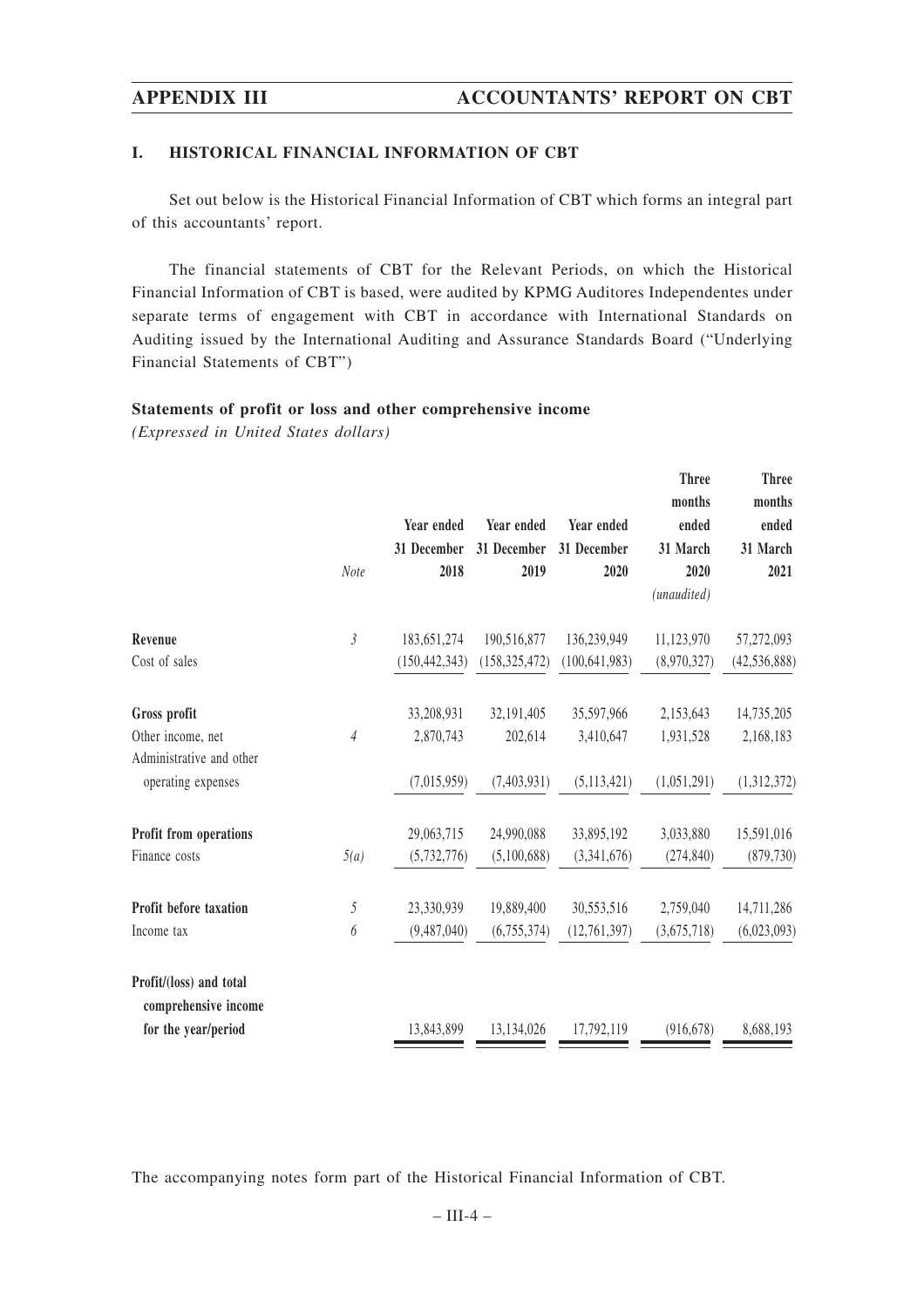## I. HISTORICAL FINANCIAL INFORMATION OF CBT

Set out below is the Historical Financial Information of CBT which forms an integral part of this accountants' report.

The financial statements of CBT for the Relevant Periods, on which the Historical Financial Information of CBT is based, were audited by KPMG Auditores Independentes under separate terms of engagement with CBT in accordance with International Standards on Auditing issued by the International Auditing and Assurance Standards Board ("Underlying Financial Statements of CBT")

### Statements of profit or loss and other comprehensive income

*(Expressed in United States dollars)*

| | Note | Year ended 31 December 2018 | Year ended 31 December 2019 | Year ended 31 December 2020 | Three months ended 31 March 2020 (unaudited) | Three months ended 31 March 2021 |
|---|---|---|---|---|---|---|
| **Revenue** | 3 | 183,651,274 | 190,516,877 | 136,239,949 | 11,123,970 | 57,272,093 |
| Cost of sales | | (150,442,343) | (158,325,472) | (100,641,983) | (8,970,327) | (42,536,888) |
| **Gross profit** | | 33,208,931 | 32,191,405 | 35,597,966 | 2,153,643 | 14,735,205 |
| Other income, net | 4 | 2,870,743 | 202,614 | 3,410,647 | 1,931,528 | 2,168,183 |
| Administrative and other operating expenses | | (7,015,959) | (7,403,931) | (5,113,421) | (1,051,291) | (1,312,372) |
| **Profit from operations** | | 29,063,715 | 24,990,088 | 33,895,192 | 3,033,880 | 15,591,016 |
| Finance costs | 5(a) | (5,732,776) | (5,100,688) | (3,341,676) | (274,840) | (879,730) |
| **Profit before taxation** | 5 | 23,330,939 | 19,889,400 | 30,553,516 | 2,759,040 | 14,711,286 |
| Income tax | 6 | (9,487,040) | (6,755,374) | (12,761,397) | (3,675,718) | (6,023,093) |
| **Profit/(loss) and total comprehensive income for the year/period** | | 13,843,899 | 13,134,026 | 17,792,119 | (916,678) | 8,688,193 |

The accompanying notes form part of the Historical Financial Information of CBT.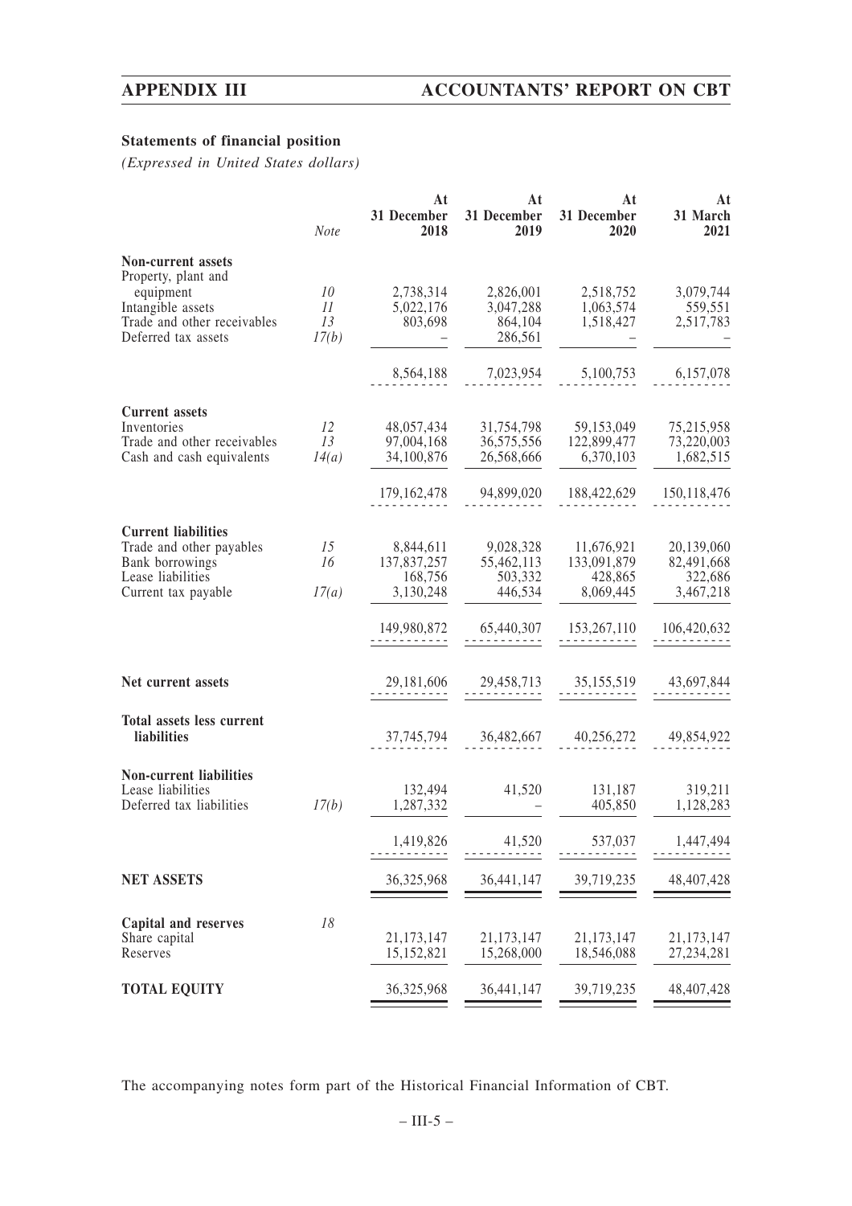### Statements of financial position

*(Expressed in United States dollars)*

| | Note | At 31 December 2018 | At 31 December 2019 | At 31 December 2020 | At 31 March 2021 |
|---|---|---|---|---|---|
| **Non-current assets** | | | | | |
| Property, plant and equipment | 10 | 2,738,314 | 2,826,001 | 2,518,752 | 3,079,744 |
| Intangible assets | 11 | 5,022,176 | 3,047,288 | 1,063,574 | 559,551 |
| Trade and other receivables | 13 | 803,698 | 864,104 | 1,518,427 | 2,517,783 |
| Deferred tax assets | 17(b) | – | 286,561 | – | – |
| | | 8,564,188 | 7,023,954 | 5,100,753 | 6,157,078 |
| **Current assets** | | | | | |
| Inventories | 12 | 48,057,434 | 31,754,798 | 59,153,049 | 75,215,958 |
| Trade and other receivables | 13 | 97,004,168 | 36,575,556 | 122,899,477 | 73,220,003 |
| Cash and cash equivalents | 14(a) | 34,100,876 | 26,568,666 | 6,370,103 | 1,682,515 |
| | | 179,162,478 | 94,899,020 | 188,422,629 | 150,118,476 |
| **Current liabilities** | | | | | |
| Trade and other payables | 15 | 8,844,611 | 9,028,328 | 11,676,921 | 20,139,060 |
| Bank borrowings | 16 | 137,837,257 | 55,462,113 | 133,091,879 | 82,491,668 |
| Lease liabilities | | 168,756 | 503,332 | 428,865 | 322,686 |
| Current tax payable | 17(a) | 3,130,248 | 446,534 | 8,069,445 | 3,467,218 |
| | | 149,980,872 | 65,440,307 | 153,267,110 | 106,420,632 |
| **Net current assets** | | 29,181,606 | 29,458,713 | 35,155,519 | 43,697,844 |
| **Total assets less current liabilities** | | 37,745,794 | 36,482,667 | 40,256,272 | 49,854,922 |
| **Non-current liabilities** | | | | | |
| Lease liabilities | | 132,494 | 41,520 | 131,187 | 319,211 |
| Deferred tax liabilities | 17(b) | 1,287,332 | – | 405,850 | 1,128,283 |
| | | 1,419,826 | 41,520 | 537,037 | 1,447,494 |
| **NET ASSETS** | | 36,325,968 | 36,441,147 | 39,719,235 | 48,407,428 |
| **Capital and reserves** | 18 | | | | |
| Share capital | | 21,173,147 | 21,173,147 | 21,173,147 | 21,173,147 |
| Reserves | | 15,152,821 | 15,268,000 | 18,546,088 | 27,234,281 |
| **TOTAL EQUITY** | | 36,325,968 | 36,441,147 | 39,719,235 | 48,407,428 |

The accompanying notes form part of the Historical Financial Information of CBT.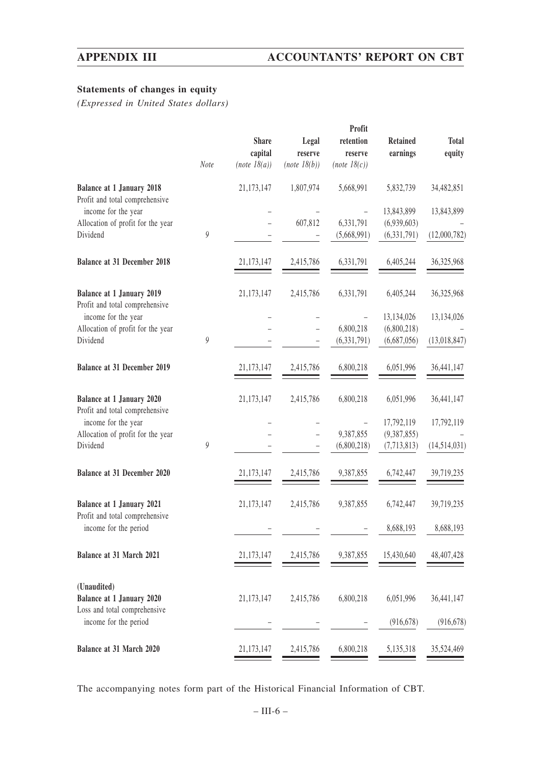## Statements of changes in equity

*(Expressed in United States dollars)*

| | Note | Share capital *(note 18(a))* | Legal reserve *(note 18(b))* | Profit retention reserve *(note 18(c))* | Retained earnings | Total equity |
|---|---|---|---|---|---|---|
| **Balance at 1 January 2018** | | 21,173,147 | 1,807,974 | 5,668,991 | 5,832,739 | 34,482,851 |
| Profit and total comprehensive income for the year | | – | – | – | 13,843,899 | 13,843,899 |
| Allocation of profit for the year | | – | 607,812 | 6,331,791 | (6,939,603) | – |
| Dividend | 9 | – | – | (5,668,991) | (6,331,791) | (12,000,782) |
| **Balance at 31 December 2018** | | 21,173,147 | 2,415,786 | 6,331,791 | 6,405,244 | 36,325,968 |
| **Balance at 1 January 2019** | | 21,173,147 | 2,415,786 | 6,331,791 | 6,405,244 | 36,325,968 |
| Profit and total comprehensive income for the year | | – | – | – | 13,134,026 | 13,134,026 |
| Allocation of profit for the year | | – | – | 6,800,218 | (6,800,218) | – |
| Dividend | 9 | – | – | (6,331,791) | (6,687,056) | (13,018,847) |
| **Balance at 31 December 2019** | | 21,173,147 | 2,415,786 | 6,800,218 | 6,051,996 | 36,441,147 |
| **Balance at 1 January 2020** | | 21,173,147 | 2,415,786 | 6,800,218 | 6,051,996 | 36,441,147 |
| Profit and total comprehensive income for the year | | – | – | – | 17,792,119 | 17,792,119 |
| Allocation of profit for the year | | – | – | 9,387,855 | (9,387,855) | – |
| Dividend | 9 | – | – | (6,800,218) | (7,713,813) | (14,514,031) |
| **Balance at 31 December 2020** | | 21,173,147 | 2,415,786 | 9,387,855 | 6,742,447 | 39,719,235 |
| **Balance at 1 January 2021** | | 21,173,147 | 2,415,786 | 9,387,855 | 6,742,447 | 39,719,235 |
| Profit and total comprehensive income for the period | | – | – | – | 8,688,193 | 8,688,193 |
| **Balance at 31 March 2021** | | 21,173,147 | 2,415,786 | 9,387,855 | 15,430,640 | 48,407,428 |
| **(Unaudited)** | | | | | | |
| **Balance at 1 January 2020** | | 21,173,147 | 2,415,786 | 6,800,218 | 6,051,996 | 36,441,147 |
| Loss and total comprehensive income for the period | | – | – | – | (916,678) | (916,678) |
| **Balance at 31 March 2020** | | 21,173,147 | 2,415,786 | 6,800,218 | 5,135,318 | 35,524,469 |

The accompanying notes form part of the Historical Financial Information of CBT.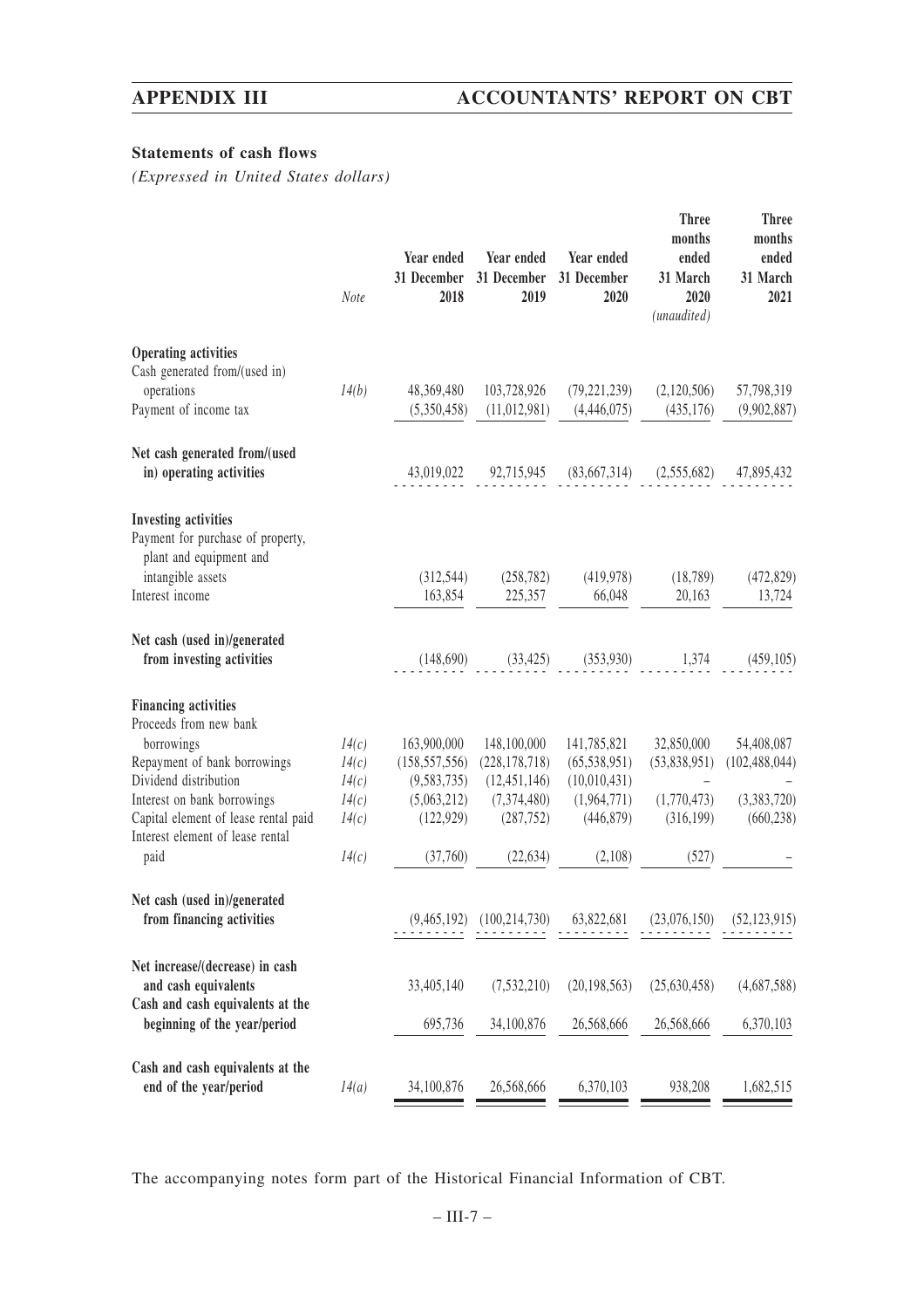### Statements of cash flows

*(Expressed in United States dollars)*

| | Note | Year ended 31 December 2018 | Year ended 31 December 2019 | Year ended 31 December 2020 | Three months ended 31 March 2020 *(unaudited)* | Three months ended 31 March 2021 |
|---|---|---|---|---|---|---|
| **Operating activities** | | | | | | |
| Cash generated from/(used in) operations | *14(b)* | 48,369,480 | 103,728,926 | (79,221,239) | (2,120,506) | 57,798,319 |
| Payment of income tax | | (5,350,458) | (11,012,981) | (4,446,075) | (435,176) | (9,902,887) |
| **Net cash generated from/(used in) operating activities** | | 43,019,022 | 92,715,945 | (83,667,314) | (2,555,682) | 47,895,432 |
| **Investing activities** | | | | | | |
| Payment for purchase of property, plant and equipment and intangible assets | | (312,544) | (258,782) | (419,978) | (18,789) | (472,829) |
| Interest income | | 163,854 | 225,357 | 66,048 | 20,163 | 13,724 |
| **Net cash (used in)/generated from investing activities** | | (148,690) | (33,425) | (353,930) | 1,374 | (459,105) |
| **Financing activities** | | | | | | |
| Proceeds from new bank borrowings | *14(c)* | 163,900,000 | 148,100,000 | 141,785,821 | 32,850,000 | 54,408,087 |
| Repayment of bank borrowings | *14(c)* | (158,557,556) | (228,178,718) | (65,538,951) | (53,838,951) | (102,488,044) |
| Dividend distribution | *14(c)* | (9,583,735) | (12,451,146) | (10,010,431) | – | – |
| Interest on bank borrowings | *14(c)* | (5,063,212) | (7,374,480) | (1,964,771) | (1,770,473) | (3,383,720) |
| Capital element of lease rental paid | *14(c)* | (122,929) | (287,752) | (446,879) | (316,199) | (660,238) |
| Interest element of lease rental paid | *14(c)* | (37,760) | (22,634) | (2,108) | (527) | – |
| **Net cash (used in)/generated from financing activities** | | (9,465,192) | (100,214,730) | 63,822,681 | (23,076,150) | (52,123,915) |
| **Net increase/(decrease) in cash and cash equivalents** | | 33,405,140 | (7,532,210) | (20,198,563) | (25,630,458) | (4,687,588) |
| **Cash and cash equivalents at the beginning of the year/period** | | 695,736 | 34,100,876 | 26,568,666 | 26,568,666 | 6,370,103 |
| **Cash and cash equivalents at the end of the year/period** | *14(a)* | 34,100,876 | 26,568,666 | 6,370,103 | 938,208 | 1,682,515 |

The accompanying notes form part of the Historical Financial Information of CBT.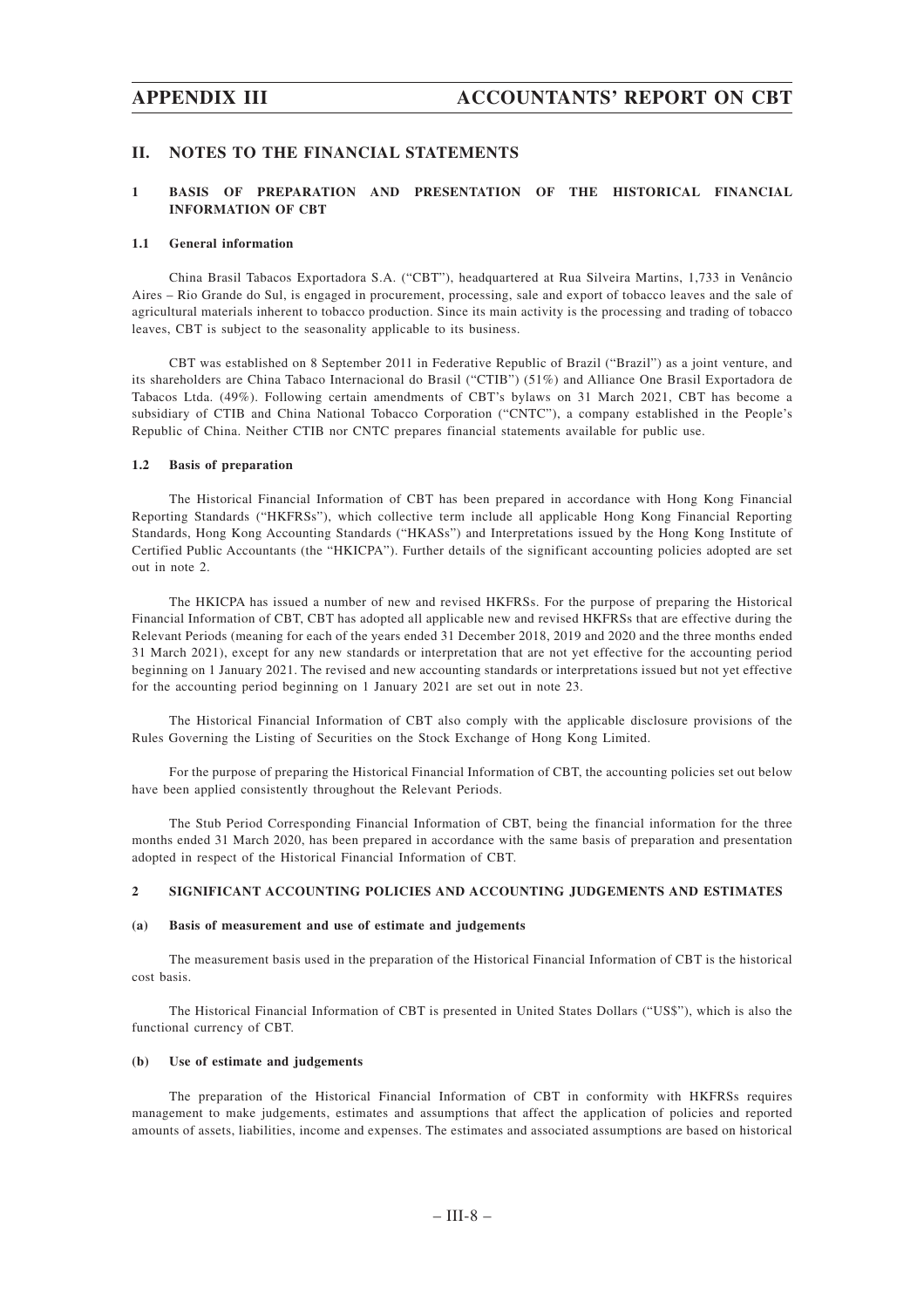## II. NOTES TO THE FINANCIAL STATEMENTS

### 1 BASIS OF PREPARATION AND PRESENTATION OF THE HISTORICAL FINANCIAL INFORMATION OF CBT

#### 1.1 General information

China Brasil Tabacos Exportadora S.A. ("CBT"), headquartered at Rua Silveira Martins, 1,733 in Venâncio Aires – Rio Grande do Sul, is engaged in procurement, processing, sale and export of tobacco leaves and the sale of agricultural materials inherent to tobacco production. Since its main activity is the processing and trading of tobacco leaves, CBT is subject to the seasonality applicable to its business.

CBT was established on 8 September 2011 in Federative Republic of Brazil ("Brazil") as a joint venture, and its shareholders are China Tabaco Internacional do Brasil ("CTIB") (51%) and Alliance One Brasil Exportadora de Tabacos Ltda. (49%). Following certain amendments of CBT's bylaws on 31 March 2021, CBT has become a subsidiary of CTIB and China National Tobacco Corporation ("CNTC"), a company established in the People's Republic of China. Neither CTIB nor CNTC prepares financial statements available for public use.

#### 1.2 Basis of preparation

The Historical Financial Information of CBT has been prepared in accordance with Hong Kong Financial Reporting Standards ("HKFRSs"), which collective term include all applicable Hong Kong Financial Reporting Standards, Hong Kong Accounting Standards ("HKASs") and Interpretations issued by the Hong Kong Institute of Certified Public Accountants (the "HKICPA"). Further details of the significant accounting policies adopted are set out in note 2.

The HKICPA has issued a number of new and revised HKFRSs. For the purpose of preparing the Historical Financial Information of CBT, CBT has adopted all applicable new and revised HKFRSs that are effective during the Relevant Periods (meaning for each of the years ended 31 December 2018, 2019 and 2020 and the three months ended 31 March 2021), except for any new standards or interpretation that are not yet effective for the accounting period beginning on 1 January 2021. The revised and new accounting standards or interpretations issued but not yet effective for the accounting period beginning on 1 January 2021 are set out in note 23.

The Historical Financial Information of CBT also comply with the applicable disclosure provisions of the Rules Governing the Listing of Securities on the Stock Exchange of Hong Kong Limited.

For the purpose of preparing the Historical Financial Information of CBT, the accounting policies set out below have been applied consistently throughout the Relevant Periods.

The Stub Period Corresponding Financial Information of CBT, being the financial information for the three months ended 31 March 2020, has been prepared in accordance with the same basis of preparation and presentation adopted in respect of the Historical Financial Information of CBT.

### 2 SIGNIFICANT ACCOUNTING POLICIES AND ACCOUNTING JUDGEMENTS AND ESTIMATES

#### (a) Basis of measurement and use of estimate and judgements

The measurement basis used in the preparation of the Historical Financial Information of CBT is the historical cost basis.

The Historical Financial Information of CBT is presented in United States Dollars ("US$"), which is also the functional currency of CBT.

#### (b) Use of estimate and judgements

The preparation of the Historical Financial Information of CBT in conformity with HKFRSs requires management to make judgements, estimates and assumptions that affect the application of policies and reported amounts of assets, liabilities, income and expenses. The estimates and associated assumptions are based on historical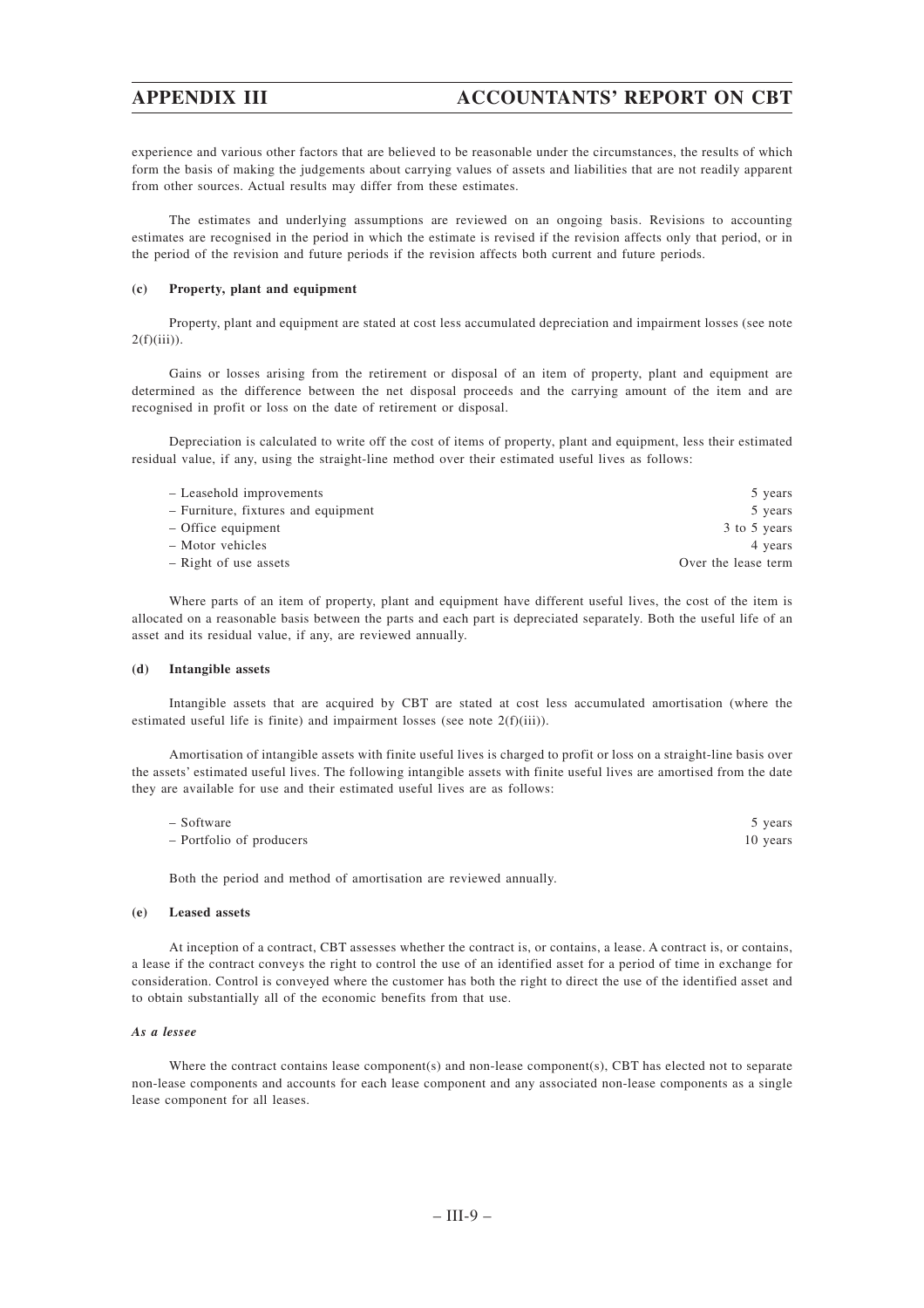experience and various other factors that are believed to be reasonable under the circumstances, the results of which form the basis of making the judgements about carrying values of assets and liabilities that are not readily apparent from other sources. Actual results may differ from these estimates.

The estimates and underlying assumptions are reviewed on an ongoing basis. Revisions to accounting estimates are recognised in the period in which the estimate is revised if the revision affects only that period, or in the period of the revision and future periods if the revision affects both current and future periods.

**(c) Property, plant and equipment**

Property, plant and equipment are stated at cost less accumulated depreciation and impairment losses (see note 2(f)(iii)).

Gains or losses arising from the retirement or disposal of an item of property, plant and equipment are determined as the difference between the net disposal proceeds and the carrying amount of the item and are recognised in profit or loss on the date of retirement or disposal.

Depreciation is calculated to write off the cost of items of property, plant and equipment, less their estimated residual value, if any, using the straight-line method over their estimated useful lives as follows:

| | |
|---|---|
| – Leasehold improvements | 5 years |
| – Furniture, fixtures and equipment | 5 years |
| – Office equipment | 3 to 5 years |
| – Motor vehicles | 4 years |
| – Right of use assets | Over the lease term |

Where parts of an item of property, plant and equipment have different useful lives, the cost of the item is allocated on a reasonable basis between the parts and each part is depreciated separately. Both the useful life of an asset and its residual value, if any, are reviewed annually.

**(d) Intangible assets**

Intangible assets that are acquired by CBT are stated at cost less accumulated amortisation (where the estimated useful life is finite) and impairment losses (see note 2(f)(iii)).

Amortisation of intangible assets with finite useful lives is charged to profit or loss on a straight-line basis over the assets' estimated useful lives. The following intangible assets with finite useful lives are amortised from the date they are available for use and their estimated useful lives are as follows:

| | |
|---|---|
| – Software | 5 years |
| – Portfolio of producers | 10 years |

Both the period and method of amortisation are reviewed annually.

**(e) Leased assets**

At inception of a contract, CBT assesses whether the contract is, or contains, a lease. A contract is, or contains, a lease if the contract conveys the right to control the use of an identified asset for a period of time in exchange for consideration. Control is conveyed where the customer has both the right to direct the use of the identified asset and to obtain substantially all of the economic benefits from that use.

***As a lessee***

Where the contract contains lease component(s) and non-lease component(s), CBT has elected not to separate non-lease components and accounts for each lease component and any associated non-lease components as a single lease component for all leases.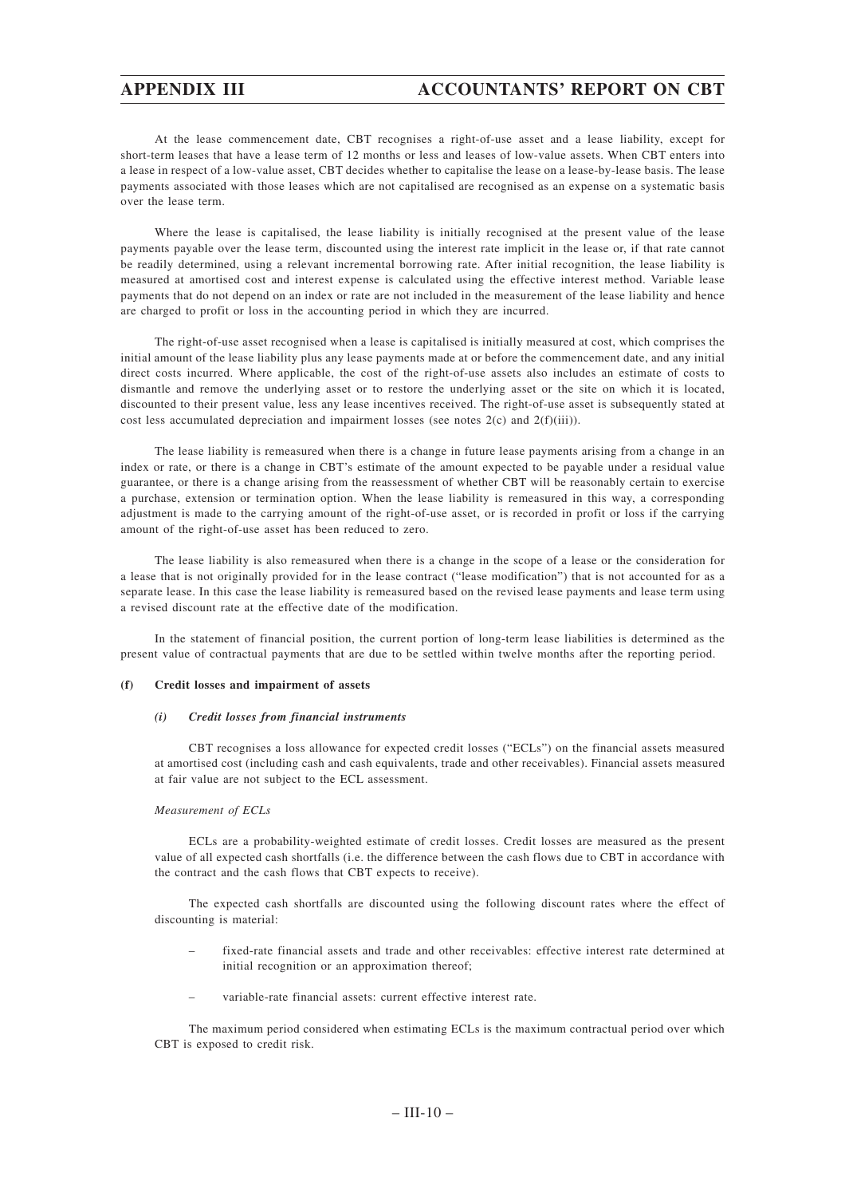At the lease commencement date, CBT recognises a right-of-use asset and a lease liability, except for short-term leases that have a lease term of 12 months or less and leases of low-value assets. When CBT enters into a lease in respect of a low-value asset, CBT decides whether to capitalise the lease on a lease-by-lease basis. The lease payments associated with those leases which are not capitalised are recognised as an expense on a systematic basis over the lease term.

Where the lease is capitalised, the lease liability is initially recognised at the present value of the lease payments payable over the lease term, discounted using the interest rate implicit in the lease or, if that rate cannot be readily determined, using a relevant incremental borrowing rate. After initial recognition, the lease liability is measured at amortised cost and interest expense is calculated using the effective interest method. Variable lease payments that do not depend on an index or rate are not included in the measurement of the lease liability and hence are charged to profit or loss in the accounting period in which they are incurred.

The right-of-use asset recognised when a lease is capitalised is initially measured at cost, which comprises the initial amount of the lease liability plus any lease payments made at or before the commencement date, and any initial direct costs incurred. Where applicable, the cost of the right-of-use assets also includes an estimate of costs to dismantle and remove the underlying asset or to restore the underlying asset or the site on which it is located, discounted to their present value, less any lease incentives received. The right-of-use asset is subsequently stated at cost less accumulated depreciation and impairment losses (see notes 2(c) and 2(f)(iii)).

The lease liability is remeasured when there is a change in future lease payments arising from a change in an index or rate, or there is a change in CBT's estimate of the amount expected to be payable under a residual value guarantee, or there is a change arising from the reassessment of whether CBT will be reasonably certain to exercise a purchase, extension or termination option. When the lease liability is remeasured in this way, a corresponding adjustment is made to the carrying amount of the right-of-use asset, or is recorded in profit or loss if the carrying amount of the right-of-use asset has been reduced to zero.

The lease liability is also remeasured when there is a change in the scope of a lease or the consideration for a lease that is not originally provided for in the lease contract ("lease modification") that is not accounted for as a separate lease. In this case the lease liability is remeasured based on the revised lease payments and lease term using a revised discount rate at the effective date of the modification.

In the statement of financial position, the current portion of long-term lease liabilities is determined as the present value of contractual payments that are due to be settled within twelve months after the reporting period.

**(f) Credit losses and impairment of assets**

***(i) Credit losses from financial instruments***

CBT recognises a loss allowance for expected credit losses ("ECLs") on the financial assets measured at amortised cost (including cash and cash equivalents, trade and other receivables). Financial assets measured at fair value are not subject to the ECL assessment.

*Measurement of ECLs*

ECLs are a probability-weighted estimate of credit losses. Credit losses are measured as the present value of all expected cash shortfalls (i.e. the difference between the cash flows due to CBT in accordance with the contract and the cash flows that CBT expects to receive).

The expected cash shortfalls are discounted using the following discount rates where the effect of discounting is material:

- fixed-rate financial assets and trade and other receivables: effective interest rate determined at initial recognition or an approximation thereof;
- variable-rate financial assets: current effective interest rate.

The maximum period considered when estimating ECLs is the maximum contractual period over which CBT is exposed to credit risk.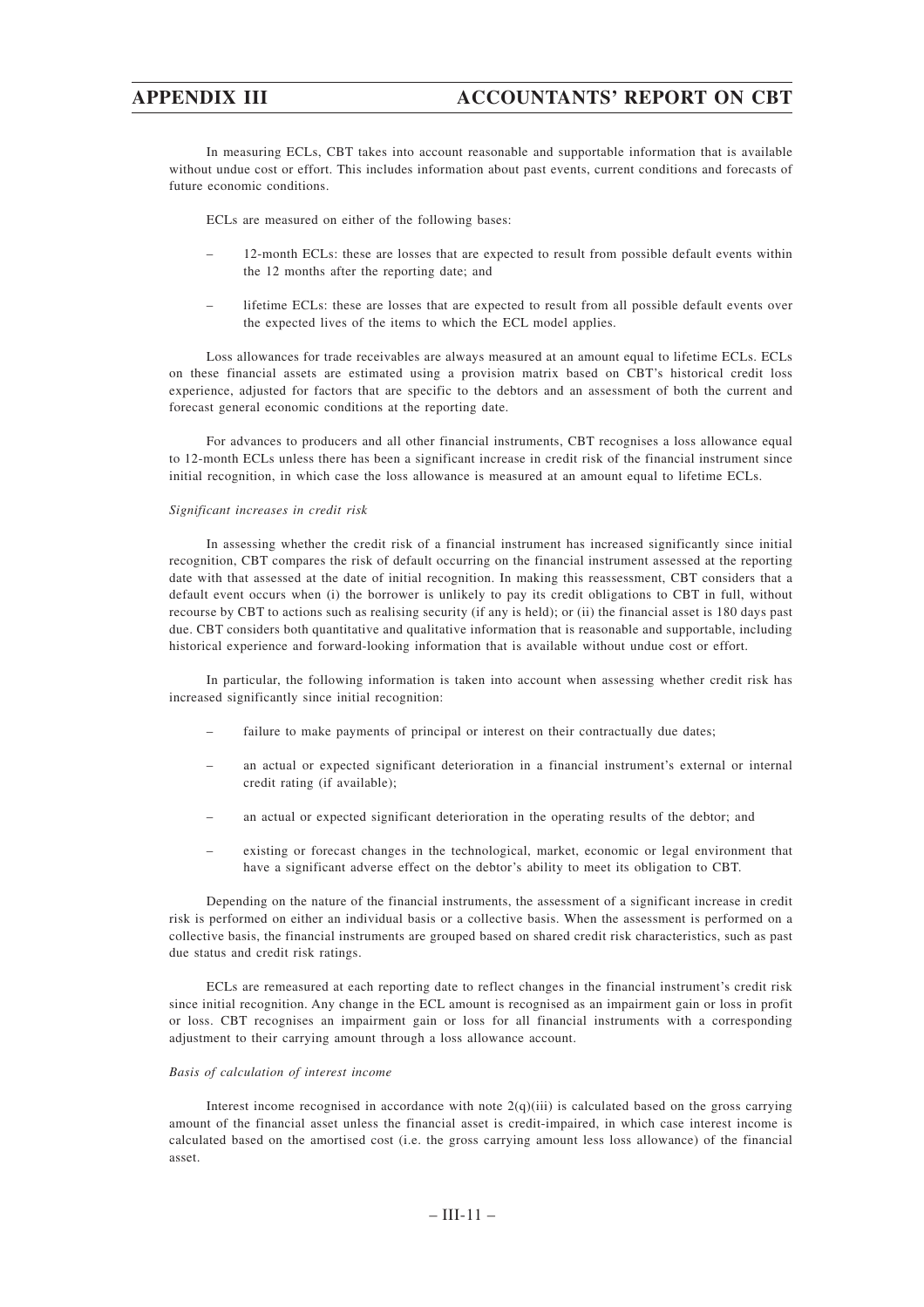In measuring ECLs, CBT takes into account reasonable and supportable information that is available without undue cost or effort. This includes information about past events, current conditions and forecasts of future economic conditions.

ECLs are measured on either of the following bases:

– 12-month ECLs: these are losses that are expected to result from possible default events within the 12 months after the reporting date; and

– lifetime ECLs: these are losses that are expected to result from all possible default events over the expected lives of the items to which the ECL model applies.

Loss allowances for trade receivables are always measured at an amount equal to lifetime ECLs. ECLs on these financial assets are estimated using a provision matrix based on CBT's historical credit loss experience, adjusted for factors that are specific to the debtors and an assessment of both the current and forecast general economic conditions at the reporting date.

For advances to producers and all other financial instruments, CBT recognises a loss allowance equal to 12-month ECLs unless there has been a significant increase in credit risk of the financial instrument since initial recognition, in which case the loss allowance is measured at an amount equal to lifetime ECLs.

*Significant increases in credit risk*

In assessing whether the credit risk of a financial instrument has increased significantly since initial recognition, CBT compares the risk of default occurring on the financial instrument assessed at the reporting date with that assessed at the date of initial recognition. In making this reassessment, CBT considers that a default event occurs when (i) the borrower is unlikely to pay its credit obligations to CBT in full, without recourse by CBT to actions such as realising security (if any is held); or (ii) the financial asset is 180 days past due. CBT considers both quantitative and qualitative information that is reasonable and supportable, including historical experience and forward-looking information that is available without undue cost or effort.

In particular, the following information is taken into account when assessing whether credit risk has increased significantly since initial recognition:

– failure to make payments of principal or interest on their contractually due dates;

– an actual or expected significant deterioration in a financial instrument's external or internal credit rating (if available);

– an actual or expected significant deterioration in the operating results of the debtor; and

– existing or forecast changes in the technological, market, economic or legal environment that have a significant adverse effect on the debtor's ability to meet its obligation to CBT.

Depending on the nature of the financial instruments, the assessment of a significant increase in credit risk is performed on either an individual basis or a collective basis. When the assessment is performed on a collective basis, the financial instruments are grouped based on shared credit risk characteristics, such as past due status and credit risk ratings.

ECLs are remeasured at each reporting date to reflect changes in the financial instrument's credit risk since initial recognition. Any change in the ECL amount is recognised as an impairment gain or loss in profit or loss. CBT recognises an impairment gain or loss for all financial instruments with a corresponding adjustment to their carrying amount through a loss allowance account.

*Basis of calculation of interest income*

Interest income recognised in accordance with note 2(q)(iii) is calculated based on the gross carrying amount of the financial asset unless the financial asset is credit-impaired, in which case interest income is calculated based on the amortised cost (i.e. the gross carrying amount less loss allowance) of the financial asset.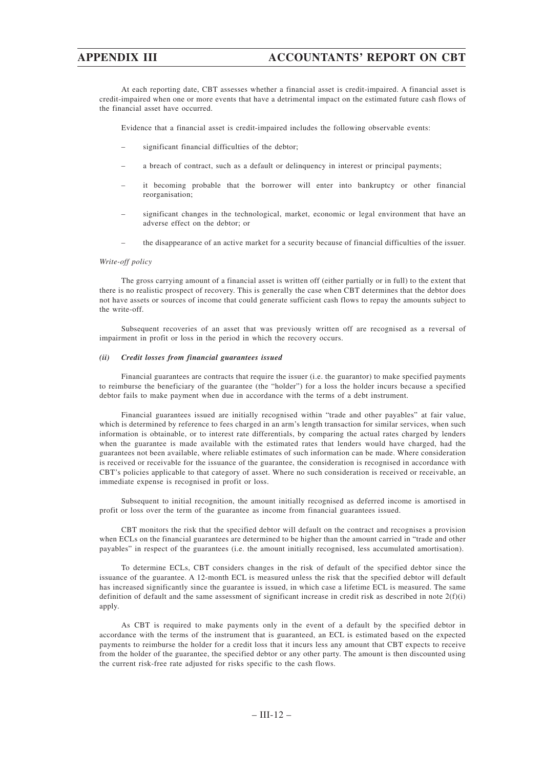At each reporting date, CBT assesses whether a financial asset is credit-impaired. A financial asset is credit-impaired when one or more events that have a detrimental impact on the estimated future cash flows of the financial asset have occurred.

Evidence that a financial asset is credit-impaired includes the following observable events:

- significant financial difficulties of the debtor;
- a breach of contract, such as a default or delinquency in interest or principal payments;
- it becoming probable that the borrower will enter into bankruptcy or other financial reorganisation;
- significant changes in the technological, market, economic or legal environment that have an adverse effect on the debtor; or
- the disappearance of an active market for a security because of financial difficulties of the issuer.

*Write-off policy*

The gross carrying amount of a financial asset is written off (either partially or in full) to the extent that there is no realistic prospect of recovery. This is generally the case when CBT determines that the debtor does not have assets or sources of income that could generate sufficient cash flows to repay the amounts subject to the write-off.

Subsequent recoveries of an asset that was previously written off are recognised as a reversal of impairment in profit or loss in the period in which the recovery occurs.

***(ii) Credit losses from financial guarantees issued***

Financial guarantees are contracts that require the issuer (i.e. the guarantor) to make specified payments to reimburse the beneficiary of the guarantee (the "holder") for a loss the holder incurs because a specified debtor fails to make payment when due in accordance with the terms of a debt instrument.

Financial guarantees issued are initially recognised within "trade and other payables" at fair value, which is determined by reference to fees charged in an arm's length transaction for similar services, when such information is obtainable, or to interest rate differentials, by comparing the actual rates charged by lenders when the guarantee is made available with the estimated rates that lenders would have charged, had the guarantees not been available, where reliable estimates of such information can be made. Where consideration is received or receivable for the issuance of the guarantee, the consideration is recognised in accordance with CBT's policies applicable to that category of asset. Where no such consideration is received or receivable, an immediate expense is recognised in profit or loss.

Subsequent to initial recognition, the amount initially recognised as deferred income is amortised in profit or loss over the term of the guarantee as income from financial guarantees issued.

CBT monitors the risk that the specified debtor will default on the contract and recognises a provision when ECLs on the financial guarantees are determined to be higher than the amount carried in "trade and other payables" in respect of the guarantees (i.e. the amount initially recognised, less accumulated amortisation).

To determine ECLs, CBT considers changes in the risk of default of the specified debtor since the issuance of the guarantee. A 12-month ECL is measured unless the risk that the specified debtor will default has increased significantly since the guarantee is issued, in which case a lifetime ECL is measured. The same definition of default and the same assessment of significant increase in credit risk as described in note 2(f)(i) apply.

As CBT is required to make payments only in the event of a default by the specified debtor in accordance with the terms of the instrument that is guaranteed, an ECL is estimated based on the expected payments to reimburse the holder for a credit loss that it incurs less any amount that CBT expects to receive from the holder of the guarantee, the specified debtor or any other party. The amount is then discounted using the current risk-free rate adjusted for risks specific to the cash flows.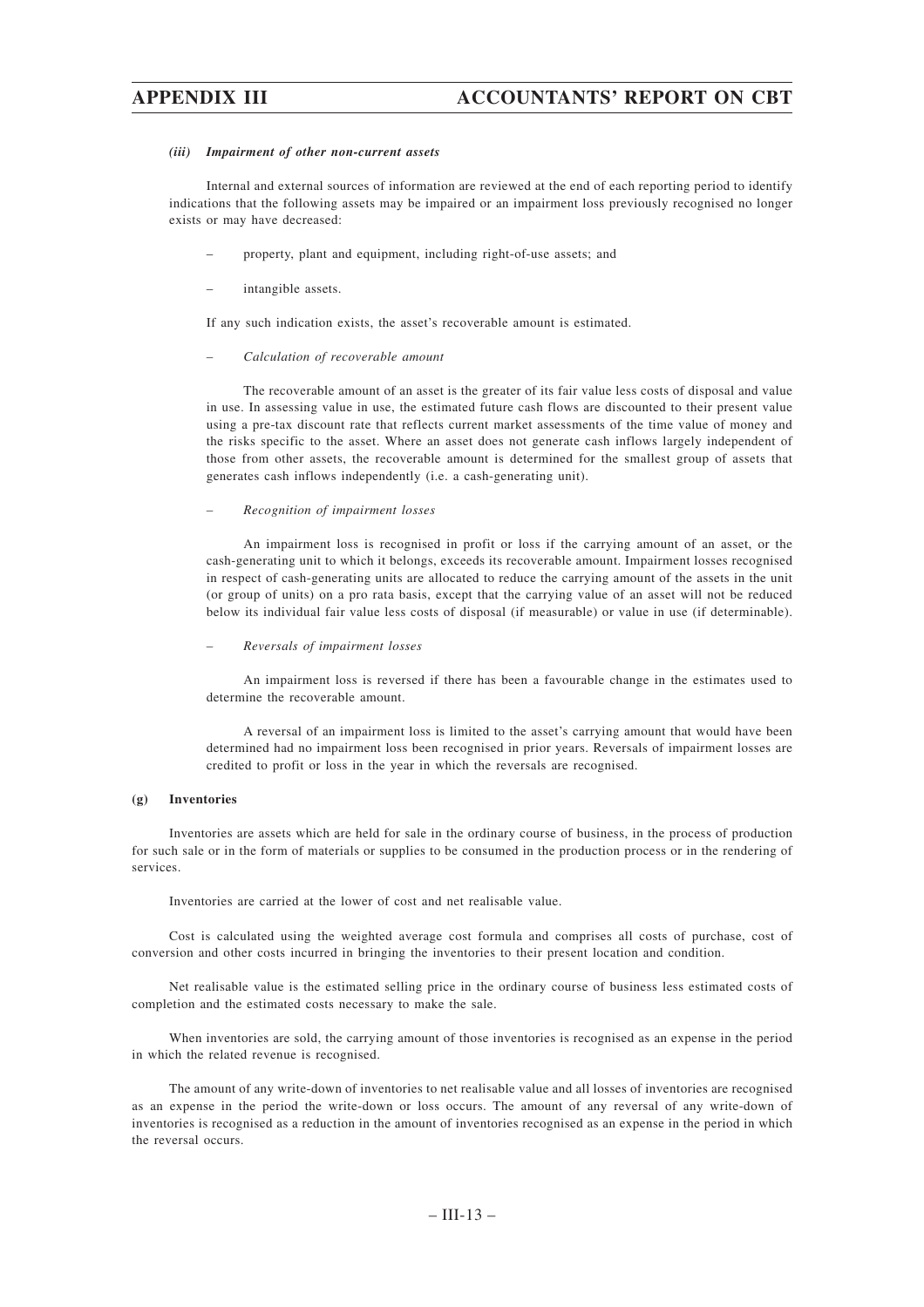*(iii) Impairment of other non-current assets*

Internal and external sources of information are reviewed at the end of each reporting period to identify indications that the following assets may be impaired or an impairment loss previously recognised no longer exists or may have decreased:

- property, plant and equipment, including right-of-use assets; and
- intangible assets.

If any such indication exists, the asset's recoverable amount is estimated.

– *Calculation of recoverable amount*

The recoverable amount of an asset is the greater of its fair value less costs of disposal and value in use. In assessing value in use, the estimated future cash flows are discounted to their present value using a pre-tax discount rate that reflects current market assessments of the time value of money and the risks specific to the asset. Where an asset does not generate cash inflows largely independent of those from other assets, the recoverable amount is determined for the smallest group of assets that generates cash inflows independently (i.e. a cash-generating unit).

– *Recognition of impairment losses*

An impairment loss is recognised in profit or loss if the carrying amount of an asset, or the cash-generating unit to which it belongs, exceeds its recoverable amount. Impairment losses recognised in respect of cash-generating units are allocated to reduce the carrying amount of the assets in the unit (or group of units) on a pro rata basis, except that the carrying value of an asset will not be reduced below its individual fair value less costs of disposal (if measurable) or value in use (if determinable).

– *Reversals of impairment losses*

An impairment loss is reversed if there has been a favourable change in the estimates used to determine the recoverable amount.

A reversal of an impairment loss is limited to the asset's carrying amount that would have been determined had no impairment loss been recognised in prior years. Reversals of impairment losses are credited to profit or loss in the year in which the reversals are recognised.

**(g) Inventories**

Inventories are assets which are held for sale in the ordinary course of business, in the process of production for such sale or in the form of materials or supplies to be consumed in the production process or in the rendering of services.

Inventories are carried at the lower of cost and net realisable value.

Cost is calculated using the weighted average cost formula and comprises all costs of purchase, cost of conversion and other costs incurred in bringing the inventories to their present location and condition.

Net realisable value is the estimated selling price in the ordinary course of business less estimated costs of completion and the estimated costs necessary to make the sale.

When inventories are sold, the carrying amount of those inventories is recognised as an expense in the period in which the related revenue is recognised.

The amount of any write-down of inventories to net realisable value and all losses of inventories are recognised as an expense in the period the write-down or loss occurs. The amount of any reversal of any write-down of inventories is recognised as a reduction in the amount of inventories recognised as an expense in the period in which the reversal occurs.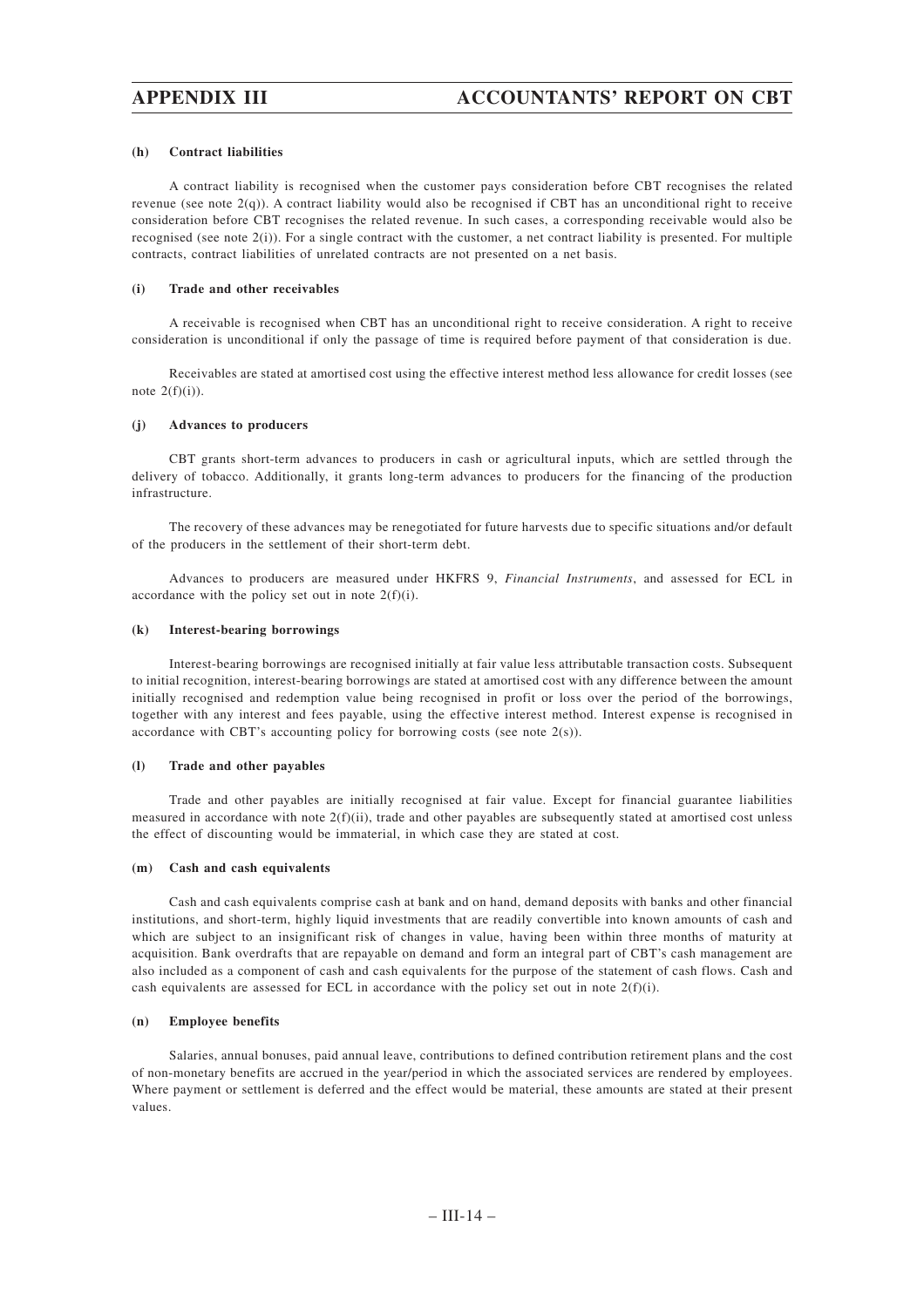#### (h) Contract liabilities

A contract liability is recognised when the customer pays consideration before CBT recognises the related revenue (see note 2(q)). A contract liability would also be recognised if CBT has an unconditional right to receive consideration before CBT recognises the related revenue. In such cases, a corresponding receivable would also be recognised (see note 2(i)). For a single contract with the customer, a net contract liability is presented. For multiple contracts, contract liabilities of unrelated contracts are not presented on a net basis.

#### (i) Trade and other receivables

A receivable is recognised when CBT has an unconditional right to receive consideration. A right to receive consideration is unconditional if only the passage of time is required before payment of that consideration is due.

Receivables are stated at amortised cost using the effective interest method less allowance for credit losses (see note 2(f)(i)).

#### (j) Advances to producers

CBT grants short-term advances to producers in cash or agricultural inputs, which are settled through the delivery of tobacco. Additionally, it grants long-term advances to producers for the financing of the production infrastructure.

The recovery of these advances may be renegotiated for future harvests due to specific situations and/or default of the producers in the settlement of their short-term debt.

Advances to producers are measured under HKFRS 9, *Financial Instruments*, and assessed for ECL in accordance with the policy set out in note 2(f)(i).

#### (k) Interest-bearing borrowings

Interest-bearing borrowings are recognised initially at fair value less attributable transaction costs. Subsequent to initial recognition, interest-bearing borrowings are stated at amortised cost with any difference between the amount initially recognised and redemption value being recognised in profit or loss over the period of the borrowings, together with any interest and fees payable, using the effective interest method. Interest expense is recognised in accordance with CBT's accounting policy for borrowing costs (see note 2(s)).

#### (l) Trade and other payables

Trade and other payables are initially recognised at fair value. Except for financial guarantee liabilities measured in accordance with note 2(f)(ii), trade and other payables are subsequently stated at amortised cost unless the effect of discounting would be immaterial, in which case they are stated at cost.

#### (m) Cash and cash equivalents

Cash and cash equivalents comprise cash at bank and on hand, demand deposits with banks and other financial institutions, and short-term, highly liquid investments that are readily convertible into known amounts of cash and which are subject to an insignificant risk of changes in value, having been within three months of maturity at acquisition. Bank overdrafts that are repayable on demand and form an integral part of CBT's cash management are also included as a component of cash and cash equivalents for the purpose of the statement of cash flows. Cash and cash equivalents are assessed for ECL in accordance with the policy set out in note 2(f)(i).

#### (n) Employee benefits

Salaries, annual bonuses, paid annual leave, contributions to defined contribution retirement plans and the cost of non-monetary benefits are accrued in the year/period in which the associated services are rendered by employees. Where payment or settlement is deferred and the effect would be material, these amounts are stated at their present values.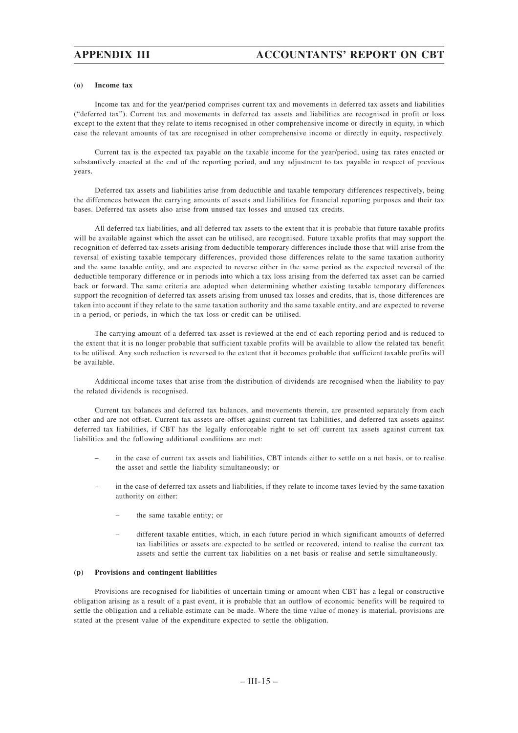#### (o) Income tax

Income tax and for the year/period comprises current tax and movements in deferred tax assets and liabilities ("deferred tax"). Current tax and movements in deferred tax assets and liabilities are recognised in profit or loss except to the extent that they relate to items recognised in other comprehensive income or directly in equity, in which case the relevant amounts of tax are recognised in other comprehensive income or directly in equity, respectively.

Current tax is the expected tax payable on the taxable income for the year/period, using tax rates enacted or substantively enacted at the end of the reporting period, and any adjustment to tax payable in respect of previous years.

Deferred tax assets and liabilities arise from deductible and taxable temporary differences respectively, being the differences between the carrying amounts of assets and liabilities for financial reporting purposes and their tax bases. Deferred tax assets also arise from unused tax losses and unused tax credits.

All deferred tax liabilities, and all deferred tax assets to the extent that it is probable that future taxable profits will be available against which the asset can be utilised, are recognised. Future taxable profits that may support the recognition of deferred tax assets arising from deductible temporary differences include those that will arise from the reversal of existing taxable temporary differences, provided those differences relate to the same taxation authority and the same taxable entity, and are expected to reverse either in the same period as the expected reversal of the deductible temporary difference or in periods into which a tax loss arising from the deferred tax asset can be carried back or forward. The same criteria are adopted when determining whether existing taxable temporary differences support the recognition of deferred tax assets arising from unused tax losses and credits, that is, those differences are taken into account if they relate to the same taxation authority and the same taxable entity, and are expected to reverse in a period, or periods, in which the tax loss or credit can be utilised.

The carrying amount of a deferred tax asset is reviewed at the end of each reporting period and is reduced to the extent that it is no longer probable that sufficient taxable profits will be available to allow the related tax benefit to be utilised. Any such reduction is reversed to the extent that it becomes probable that sufficient taxable profits will be available.

Additional income taxes that arise from the distribution of dividends are recognised when the liability to pay the related dividends is recognised.

Current tax balances and deferred tax balances, and movements therein, are presented separately from each other and are not offset. Current tax assets are offset against current tax liabilities, and deferred tax assets against deferred tax liabilities, if CBT has the legally enforceable right to set off current tax assets against current tax liabilities and the following additional conditions are met:

- in the case of current tax assets and liabilities, CBT intends either to settle on a net basis, or to realise the asset and settle the liability simultaneously; or
- in the case of deferred tax assets and liabilities, if they relate to income taxes levied by the same taxation authority on either:
  - the same taxable entity; or
  - different taxable entities, which, in each future period in which significant amounts of deferred tax liabilities or assets are expected to be settled or recovered, intend to realise the current tax assets and settle the current tax liabilities on a net basis or realise and settle simultaneously.

#### (p) Provisions and contingent liabilities

Provisions are recognised for liabilities of uncertain timing or amount when CBT has a legal or constructive obligation arising as a result of a past event, it is probable that an outflow of economic benefits will be required to settle the obligation and a reliable estimate can be made. Where the time value of money is material, provisions are stated at the present value of the expenditure expected to settle the obligation.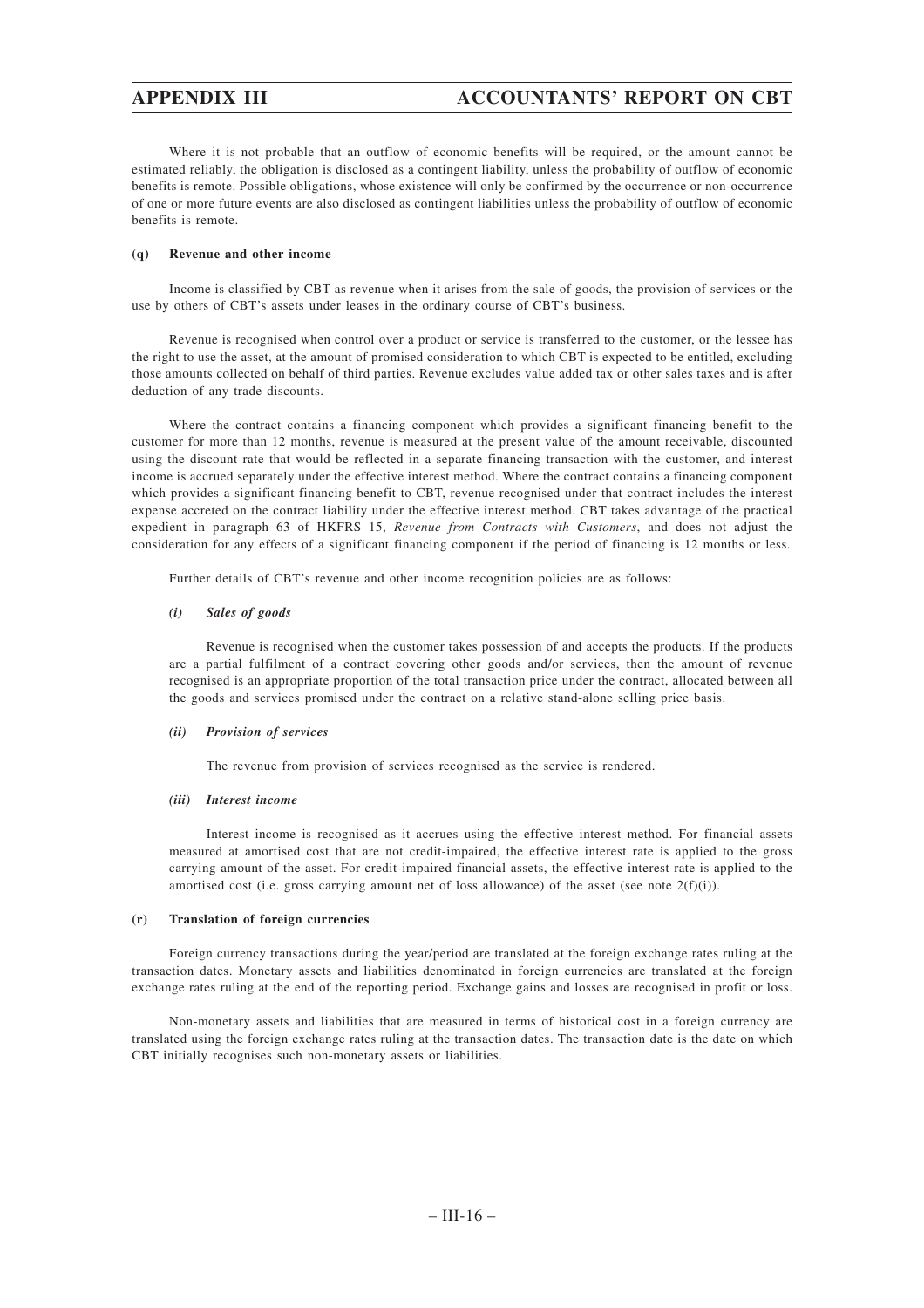Where it is not probable that an outflow of economic benefits will be required, or the amount cannot be estimated reliably, the obligation is disclosed as a contingent liability, unless the probability of outflow of economic benefits is remote. Possible obligations, whose existence will only be confirmed by the occurrence or non-occurrence of one or more future events are also disclosed as contingent liabilities unless the probability of outflow of economic benefits is remote.

**(q) Revenue and other income**

Income is classified by CBT as revenue when it arises from the sale of goods, the provision of services or the use by others of CBT's assets under leases in the ordinary course of CBT's business.

Revenue is recognised when control over a product or service is transferred to the customer, or the lessee has the right to use the asset, at the amount of promised consideration to which CBT is expected to be entitled, excluding those amounts collected on behalf of third parties. Revenue excludes value added tax or other sales taxes and is after deduction of any trade discounts.

Where the contract contains a financing component which provides a significant financing benefit to the customer for more than 12 months, revenue is measured at the present value of the amount receivable, discounted using the discount rate that would be reflected in a separate financing transaction with the customer, and interest income is accrued separately under the effective interest method. Where the contract contains a financing component which provides a significant financing benefit to CBT, revenue recognised under that contract includes the interest expense accreted on the contract liability under the effective interest method. CBT takes advantage of the practical expedient in paragraph 63 of HKFRS 15, *Revenue from Contracts with Customers*, and does not adjust the consideration for any effects of a significant financing component if the period of financing is 12 months or less.

Further details of CBT's revenue and other income recognition policies are as follows:

***(i) Sales of goods***

Revenue is recognised when the customer takes possession of and accepts the products. If the products are a partial fulfilment of a contract covering other goods and/or services, then the amount of revenue recognised is an appropriate proportion of the total transaction price under the contract, allocated between all the goods and services promised under the contract on a relative stand-alone selling price basis.

***(ii) Provision of services***

The revenue from provision of services recognised as the service is rendered.

***(iii) Interest income***

Interest income is recognised as it accrues using the effective interest method. For financial assets measured at amortised cost that are not credit-impaired, the effective interest rate is applied to the gross carrying amount of the asset. For credit-impaired financial assets, the effective interest rate is applied to the amortised cost (i.e. gross carrying amount net of loss allowance) of the asset (see note 2(f)(i)).

**(r) Translation of foreign currencies**

Foreign currency transactions during the year/period are translated at the foreign exchange rates ruling at the transaction dates. Monetary assets and liabilities denominated in foreign currencies are translated at the foreign exchange rates ruling at the end of the reporting period. Exchange gains and losses are recognised in profit or loss.

Non-monetary assets and liabilities that are measured in terms of historical cost in a foreign currency are translated using the foreign exchange rates ruling at the transaction dates. The transaction date is the date on which CBT initially recognises such non-monetary assets or liabilities.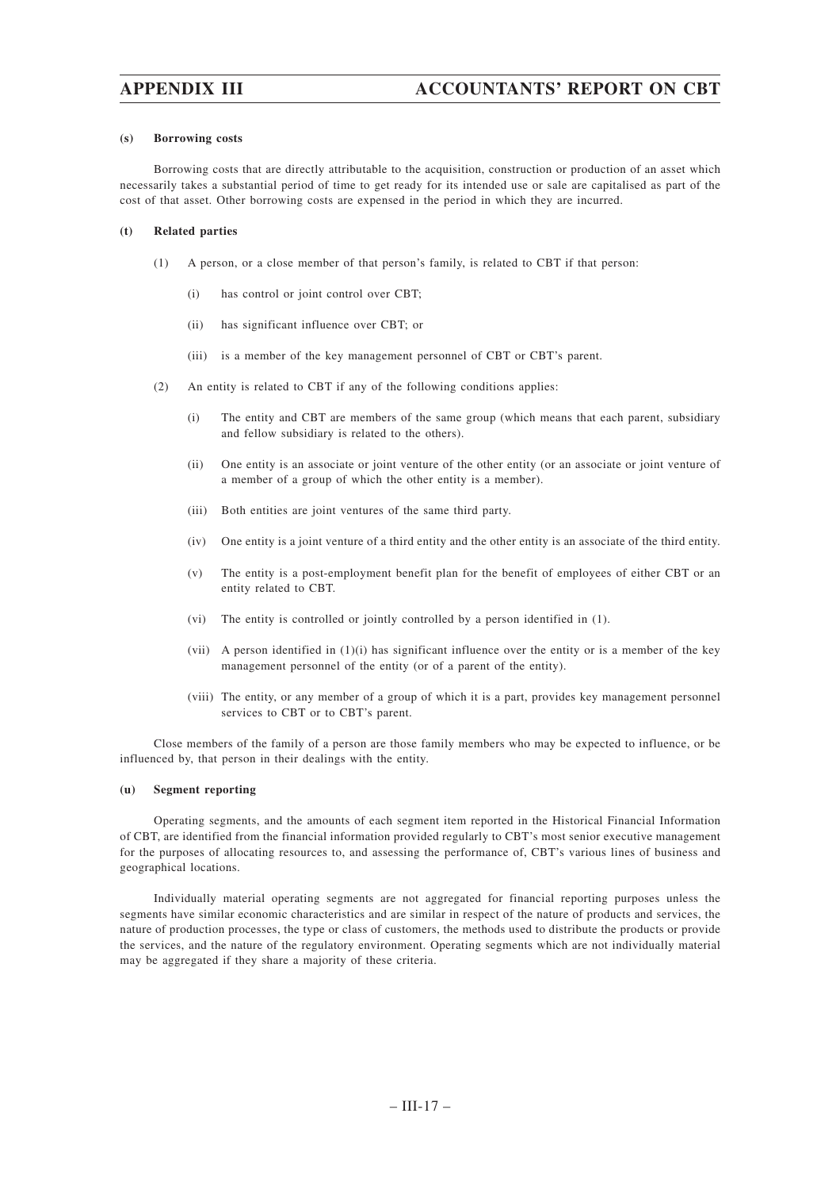**(s) Borrowing costs**

Borrowing costs that are directly attributable to the acquisition, construction or production of an asset which necessarily takes a substantial period of time to get ready for its intended use or sale are capitalised as part of the cost of that asset. Other borrowing costs are expensed in the period in which they are incurred.

**(t) Related parties**

(1) A person, or a close member of that person's family, is related to CBT if that person:

(i) has control or joint control over CBT;

(ii) has significant influence over CBT; or

(iii) is a member of the key management personnel of CBT or CBT's parent.

(2) An entity is related to CBT if any of the following conditions applies:

(i) The entity and CBT are members of the same group (which means that each parent, subsidiary and fellow subsidiary is related to the others).

(ii) One entity is an associate or joint venture of the other entity (or an associate or joint venture of a member of a group of which the other entity is a member).

(iii) Both entities are joint ventures of the same third party.

(iv) One entity is a joint venture of a third entity and the other entity is an associate of the third entity.

(v) The entity is a post-employment benefit plan for the benefit of employees of either CBT or an entity related to CBT.

(vi) The entity is controlled or jointly controlled by a person identified in (1).

(vii) A person identified in (1)(i) has significant influence over the entity or is a member of the key management personnel of the entity (or of a parent of the entity).

(viii) The entity, or any member of a group of which it is a part, provides key management personnel services to CBT or to CBT's parent.

Close members of the family of a person are those family members who may be expected to influence, or be influenced by, that person in their dealings with the entity.

**(u) Segment reporting**

Operating segments, and the amounts of each segment item reported in the Historical Financial Information of CBT, are identified from the financial information provided regularly to CBT's most senior executive management for the purposes of allocating resources to, and assessing the performance of, CBT's various lines of business and geographical locations.

Individually material operating segments are not aggregated for financial reporting purposes unless the segments have similar economic characteristics and are similar in respect of the nature of products and services, the nature of production processes, the type or class of customers, the methods used to distribute the products or provide the services, and the nature of the regulatory environment. Operating segments which are not individually material may be aggregated if they share a majority of these criteria.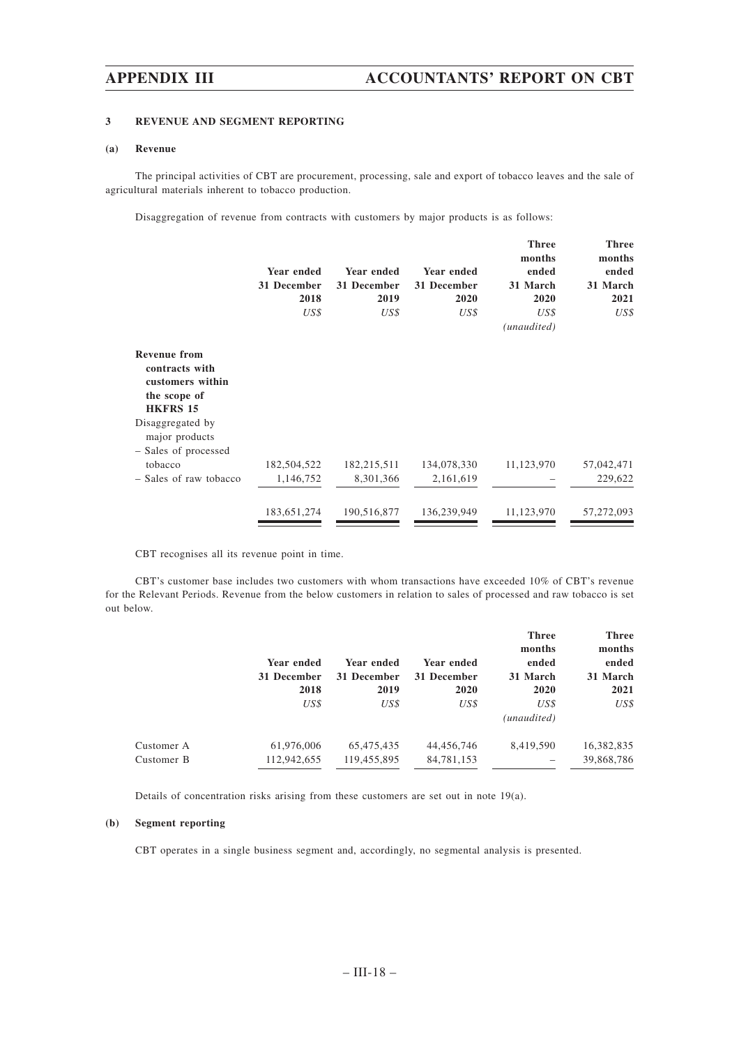### 3 REVENUE AND SEGMENT REPORTING

#### (a) Revenue

The principal activities of CBT are procurement, processing, sale and export of tobacco leaves and the sale of agricultural materials inherent to tobacco production.

Disaggregation of revenue from contracts with customers by major products is as follows:

| | Year ended 31 December 2018 | Year ended 31 December 2019 | Year ended 31 December 2020 | Three months ended 31 March 2020 | Three months ended 31 March 2021 |
|---|---|---|---|---|---|
| | *US$* | *US$* | *US$* | *US$* *(unaudited)* | *US$* |
| **Revenue from contracts with customers within the scope of HKFRS 15** | | | | | |
| Disaggregated by major products | | | | | |
| – Sales of processed tobacco | 182,504,522 | 182,215,511 | 134,078,330 | 11,123,970 | 57,042,471 |
| – Sales of raw tobacco | 1,146,752 | 8,301,366 | 2,161,619 | – | 229,622 |
| | 183,651,274 | 190,516,877 | 136,239,949 | 11,123,970 | 57,272,093 |

CBT recognises all its revenue point in time.

CBT's customer base includes two customers with whom transactions have exceeded 10% of CBT's revenue for the Relevant Periods. Revenue from the below customers in relation to sales of processed and raw tobacco is set out below.

| | Year ended 31 December 2018 | Year ended 31 December 2019 | Year ended 31 December 2020 | Three months ended 31 March 2020 | Three months ended 31 March 2021 |
|---|---|---|---|---|---|
| | *US$* | *US$* | *US$* | *US$* *(unaudited)* | *US$* |
| Customer A | 61,976,006 | 65,475,435 | 44,456,746 | 8,419,590 | 16,382,835 |
| Customer B | 112,942,655 | 119,455,895 | 84,781,153 | – | 39,868,786 |

Details of concentration risks arising from these customers are set out in note 19(a).

#### (b) Segment reporting

CBT operates in a single business segment and, accordingly, no segmental analysis is presented.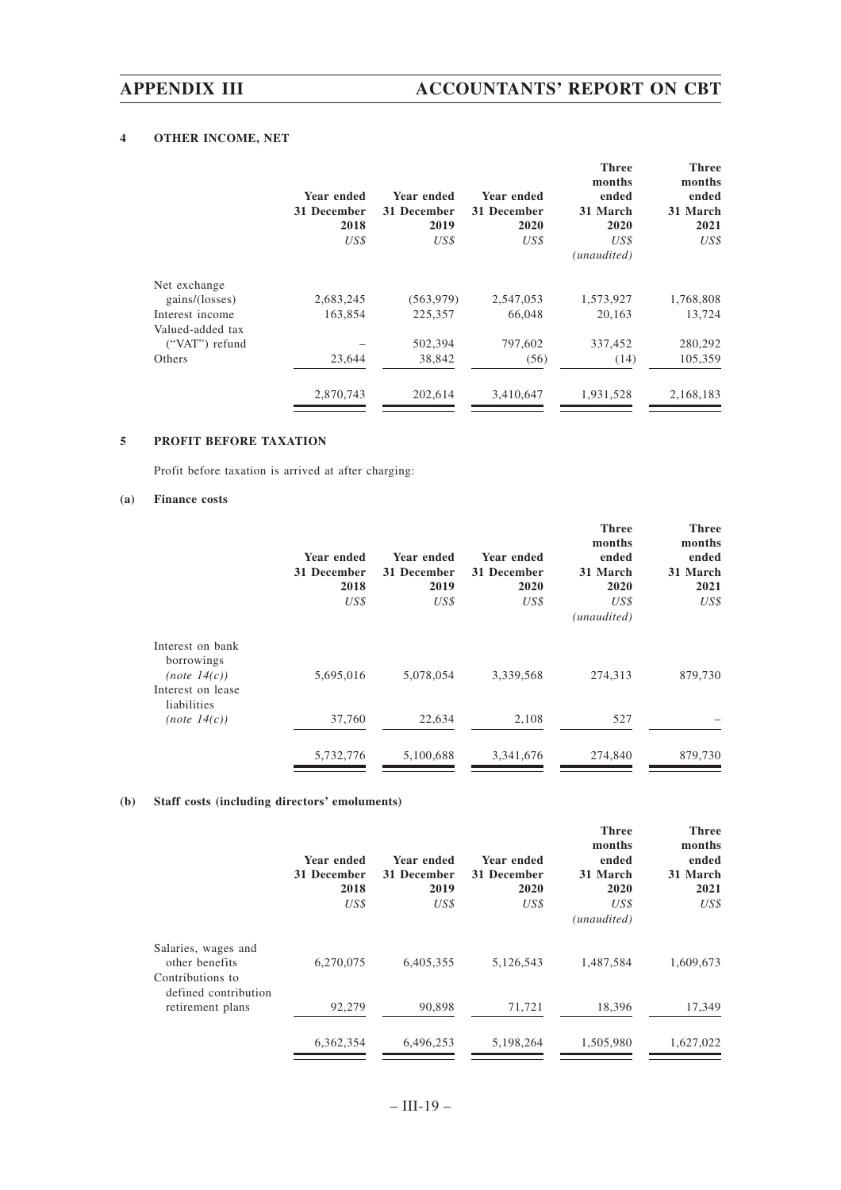## 4 OTHER INCOME, NET

| | Year ended 31 December 2018 *US$* | Year ended 31 December 2019 *US$* | Year ended 31 December 2020 *US$* | Three months ended 31 March 2020 *US$* *(unaudited)* | Three months ended 31 March 2021 *US$* |
|---|---|---|---|---|---|
| Net exchange gains/(losses) | 2,683,245 | (563,979) | 2,547,053 | 1,573,927 | 1,768,808 |
| Interest income | 163,854 | 225,357 | 66,048 | 20,163 | 13,724 |
| Valued-added tax ("VAT") refund | – | 502,394 | 797,602 | 337,452 | 280,292 |
| Others | 23,644 | 38,842 | (56) | (14) | 105,359 |
| | 2,870,743 | 202,614 | 3,410,647 | 1,931,528 | 2,168,183 |

## 5 PROFIT BEFORE TAXATION

Profit before taxation is arrived at after charging:

### (a) Finance costs

| | Year ended 31 December 2018 *US$* | Year ended 31 December 2019 *US$* | Year ended 31 December 2020 *US$* | Three months ended 31 March 2020 *US$* *(unaudited)* | Three months ended 31 March 2021 *US$* |
|---|---|---|---|---|---|
| Interest on bank borrowings *(note 14(c))* | 5,695,016 | 5,078,054 | 3,339,568 | 274,313 | 879,730 |
| Interest on lease liabilities *(note 14(c))* | 37,760 | 22,634 | 2,108 | 527 | – |
| | 5,732,776 | 5,100,688 | 3,341,676 | 274,840 | 879,730 |

### (b) Staff costs (including directors' emoluments)

| | Year ended 31 December 2018 *US$* | Year ended 31 December 2019 *US$* | Year ended 31 December 2020 *US$* | Three months ended 31 March 2020 *US$* *(unaudited)* | Three months ended 31 March 2021 *US$* |
|---|---|---|---|---|---|
| Salaries, wages and other benefits | 6,270,075 | 6,405,355 | 5,126,543 | 1,487,584 | 1,609,673 |
| Contributions to defined contribution retirement plans | 92,279 | 90,898 | 71,721 | 18,396 | 17,349 |
| | 6,362,354 | 6,496,253 | 5,198,264 | 1,505,980 | 1,627,022 |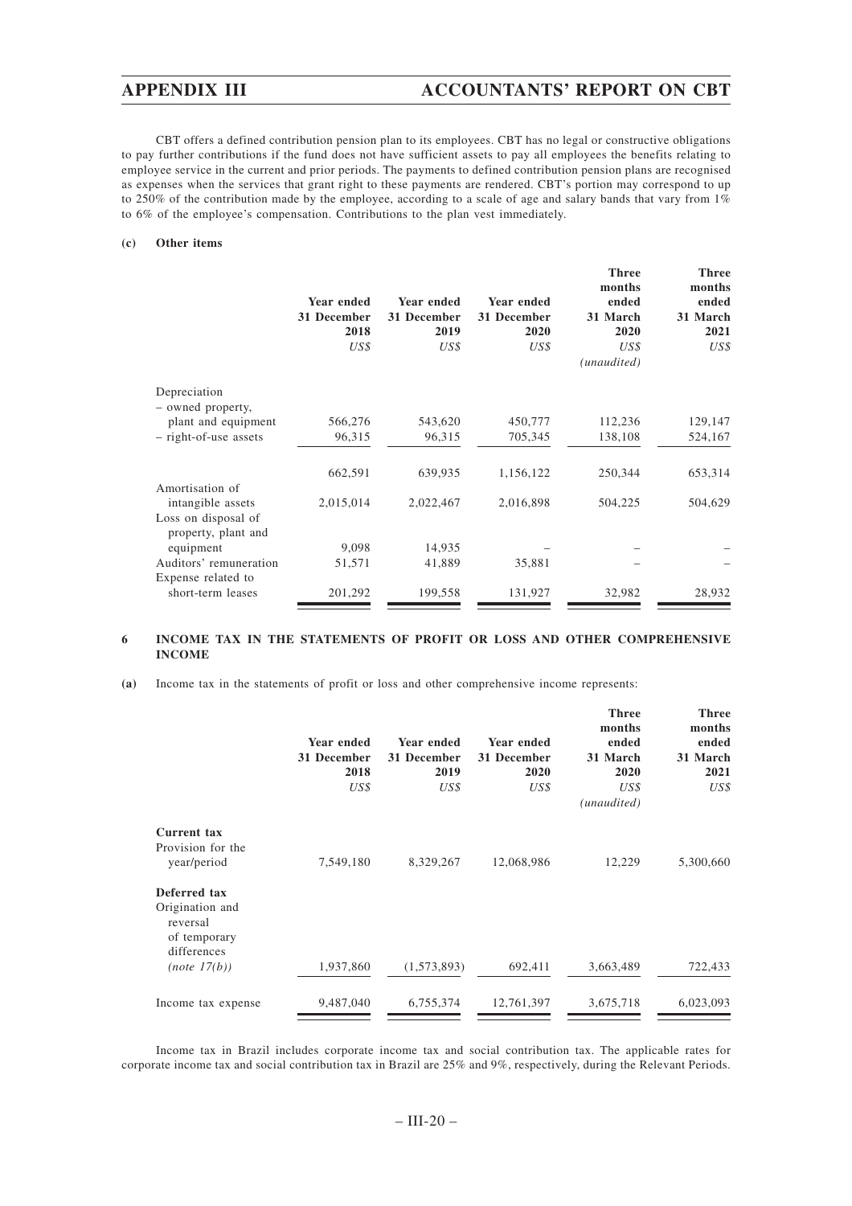CBT offers a defined contribution pension plan to its employees. CBT has no legal or constructive obligations to pay further contributions if the fund does not have sufficient assets to pay all employees the benefits relating to employee service in the current and prior periods. The payments to defined contribution pension plans are recognised as expenses when the services that grant right to these payments are rendered. CBT's portion may correspond to up to 250% of the contribution made by the employee, according to a scale of age and salary bands that vary from 1% to 6% of the employee's compensation. Contributions to the plan vest immediately.

**(c) Other items**

| | Year ended 31 December 2018 | Year ended 31 December 2019 | Year ended 31 December 2020 | Three months ended 31 March 2020 | Three months ended 31 March 2021 |
|---|---|---|---|---|---|
| | *US$* | *US$* | *US$* | *US$* | *US$* |
| | | | | *(unaudited)* | |
| Depreciation | | | | | |
| – owned property, plant and equipment | 566,276 | 543,620 | 450,777 | 112,236 | 129,147 |
| – right-of-use assets | 96,315 | 96,315 | 705,345 | 138,108 | 524,167 |
| | 662,591 | 639,935 | 1,156,122 | 250,344 | 653,314 |
| Amortisation of intangible assets | 2,015,014 | 2,022,467 | 2,016,898 | 504,225 | 504,629 |
| Loss on disposal of property, plant and equipment | 9,098 | 14,935 | – | – | – |
| Auditors' remuneration | 51,571 | 41,889 | 35,881 | – | – |
| Expense related to short-term leases | 201,292 | 199,558 | 131,927 | 32,982 | 28,932 |

**6 INCOME TAX IN THE STATEMENTS OF PROFIT OR LOSS AND OTHER COMPREHENSIVE INCOME**

**(a)** Income tax in the statements of profit or loss and other comprehensive income represents:

| | Year ended 31 December 2018 | Year ended 31 December 2019 | Year ended 31 December 2020 | Three months ended 31 March 2020 | Three months ended 31 March 2021 |
|---|---|---|---|---|---|
| | *US$* | *US$* | *US$* | *US$* | *US$* |
| | | | | *(unaudited)* | |
| **Current tax** | | | | | |
| Provision for the year/period | 7,549,180 | 8,329,267 | 12,068,986 | 12,229 | 5,300,660 |
| **Deferred tax** | | | | | |
| Origination and reversal of temporary differences *(note 17(b))* | 1,937,860 | (1,573,893) | 692,411 | 3,663,489 | 722,433 |
| Income tax expense | 9,487,040 | 6,755,374 | 12,761,397 | 3,675,718 | 6,023,093 |

Income tax in Brazil includes corporate income tax and social contribution tax. The applicable rates for corporate income tax and social contribution tax in Brazil are 25% and 9%, respectively, during the Relevant Periods.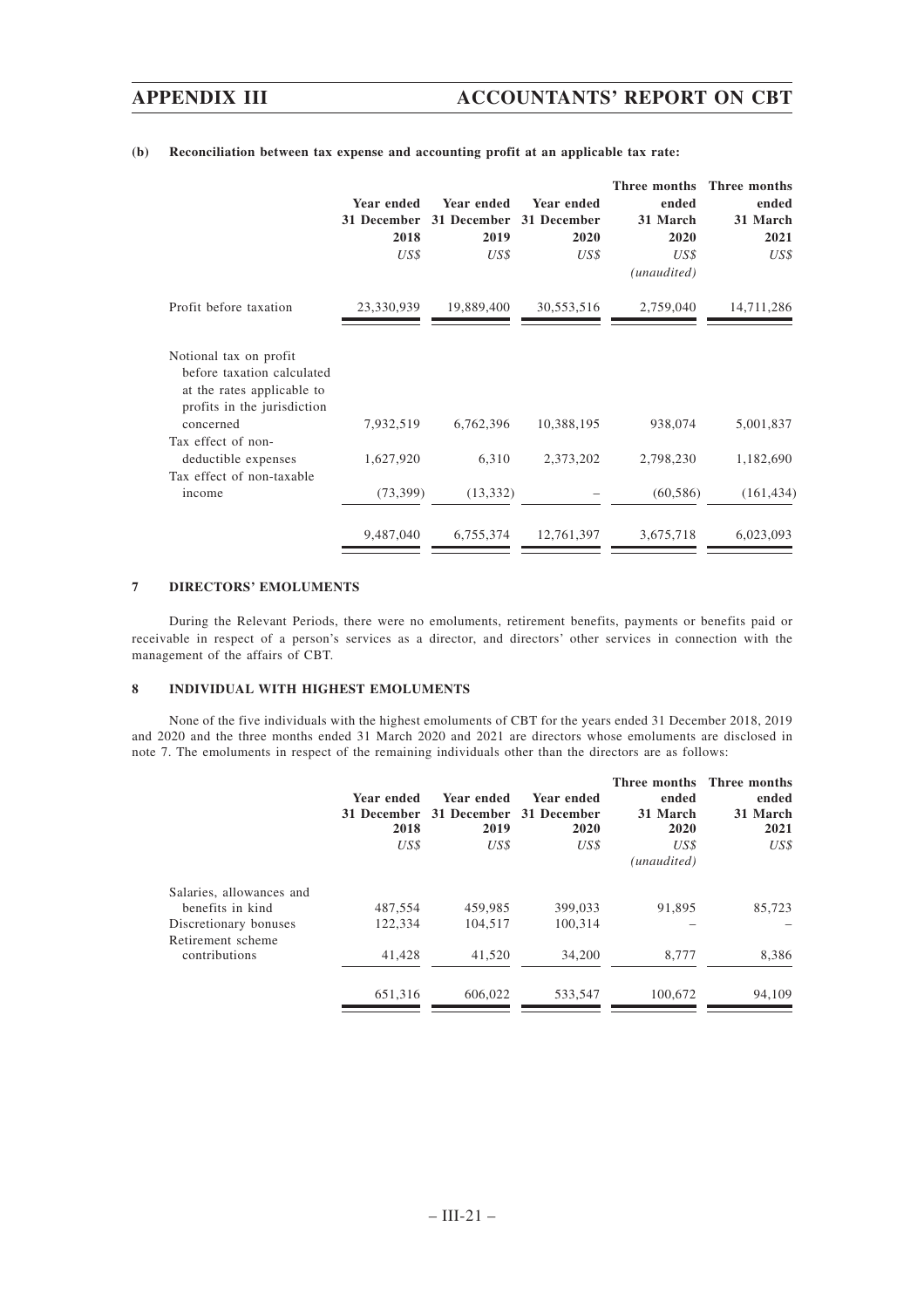**(b) Reconciliation between tax expense and accounting profit at an applicable tax rate:**

| | Year ended 31 December 2018 | Year ended 31 December 2019 | Year ended 31 December 2020 | Three months ended 31 March 2020 | Three months ended 31 March 2021 |
|---|---|---|---|---|---|
| | *US$* | *US$* | *US$* | *US$* *(unaudited)* | *US$* |
| Profit before taxation | 23,330,939 | 19,889,400 | 30,553,516 | 2,759,040 | 14,711,286 |
| Notional tax on profit before taxation calculated at the rates applicable to profits in the jurisdiction concerned | 7,932,519 | 6,762,396 | 10,388,195 | 938,074 | 5,001,837 |
| Tax effect of non-deductible expenses | 1,627,920 | 6,310 | 2,373,202 | 2,798,230 | 1,182,690 |
| Tax effect of non-taxable income | (73,399) | (13,332) | – | (60,586) | (161,434) |
| | 9,487,040 | 6,755,374 | 12,761,397 | 3,675,718 | 6,023,093 |

## 7 DIRECTORS' EMOLUMENTS

During the Relevant Periods, there were no emoluments, retirement benefits, payments or benefits paid or receivable in respect of a person's services as a director, and directors' other services in connection with the management of the affairs of CBT.

## 8 INDIVIDUAL WITH HIGHEST EMOLUMENTS

None of the five individuals with the highest emoluments of CBT for the years ended 31 December 2018, 2019 and 2020 and the three months ended 31 March 2020 and 2021 are directors whose emoluments are disclosed in note 7. The emoluments in respect of the remaining individuals other than the directors are as follows:

| | Year ended 31 December 2018 | Year ended 31 December 2019 | Year ended 31 December 2020 | Three months ended 31 March 2020 | Three months ended 31 March 2021 |
|---|---|---|---|---|---|
| | *US$* | *US$* | *US$* | *US$* *(unaudited)* | *US$* |
| Salaries, allowances and benefits in kind | 487,554 | 459,985 | 399,033 | 91,895 | 85,723 |
| Discretionary bonuses | 122,334 | 104,517 | 100,314 | – | – |
| Retirement scheme contributions | 41,428 | 41,520 | 34,200 | 8,777 | 8,386 |
| | 651,316 | 606,022 | 533,547 | 100,672 | 94,109 |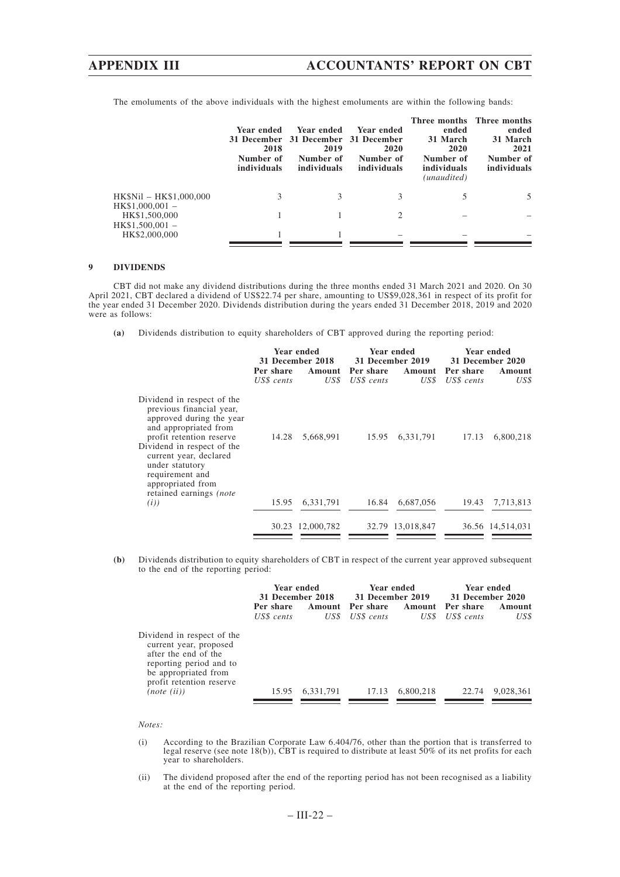The emoluments of the above individuals with the highest emoluments are within the following bands:

| | Year ended 31 December 2018 | Year ended 31 December 2019 | Year ended 31 December 2020 | Three months ended 31 March 2020 | Three months ended 31 March 2021 |
|---|---|---|---|---|---|
| | Number of individuals | Number of individuals | Number of individuals | Number of individuals *(unaudited)* | Number of individuals |
| HK$Nil – HK$1,000,000 | 3 | 3 | 3 | 5 | 5 |
| HK$1,000,001 – HK$1,500,000 | 1 | 1 | 2 | – | – |
| HK$1,500,001 – HK$2,000,000 | 1 | 1 | – | – | – |

## 9 DIVIDENDS

CBT did not make any dividend distributions during the three months ended 31 March 2021 and 2020. On 30 April 2021, CBT declared a dividend of US$22.74 per share, amounting to US$9,028,361 in respect of its profit for the year ended 31 December 2020. Dividends distribution during the years ended 31 December 2018, 2019 and 2020 were as follows:

**(a)** Dividends distribution to equity shareholders of CBT approved during the reporting period:

| | Year ended 31 December 2018 | | Year ended 31 December 2019 | | Year ended 31 December 2020 | |
|---|---|---|---|---|---|---|
| | Per share *US$ cents* | Amount *US$* | Per share *US$ cents* | Amount *US$* | Per share *US$ cents* | Amount *US$* |
| Dividend in respect of the previous financial year, approved during the year and appropriated from profit retention reserve | 14.28 | 5,668,991 | 15.95 | 6,331,791 | 17.13 | 6,800,218 |
| Dividend in respect of the current year, declared under statutory requirement and appropriated from retained earnings *(note (i))* | 15.95 | 6,331,791 | 16.84 | 6,687,056 | 19.43 | 7,713,813 |
| | 30.23 | 12,000,782 | 32.79 | 13,018,847 | 36.56 | 14,514,031 |

**(b)** Dividends distribution to equity shareholders of CBT in respect of the current year approved subsequent to the end of the reporting period:

| | Year ended 31 December 2018 | | Year ended 31 December 2019 | | Year ended 31 December 2020 | |
|---|---|---|---|---|---|---|
| | Per share *US$ cents* | Amount *US$* | Per share *US$ cents* | Amount *US$* | Per share *US$ cents* | Amount *US$* |
| Dividend in respect of the current year, proposed after the end of the reporting period and to be appropriated from profit retention reserve *(note (ii))* | 15.95 | 6,331,791 | 17.13 | 6,800,218 | 22.74 | 9,028,361 |

*Notes:*

(i) According to the Brazilian Corporate Law 6.404/76, other than the portion that is transferred to legal reserve (see note 18(b)), CBT is required to distribute at least 50% of its net profits for each year to shareholders.

(ii) The dividend proposed after the end of the reporting period has not been recognised as a liability at the end of the reporting period.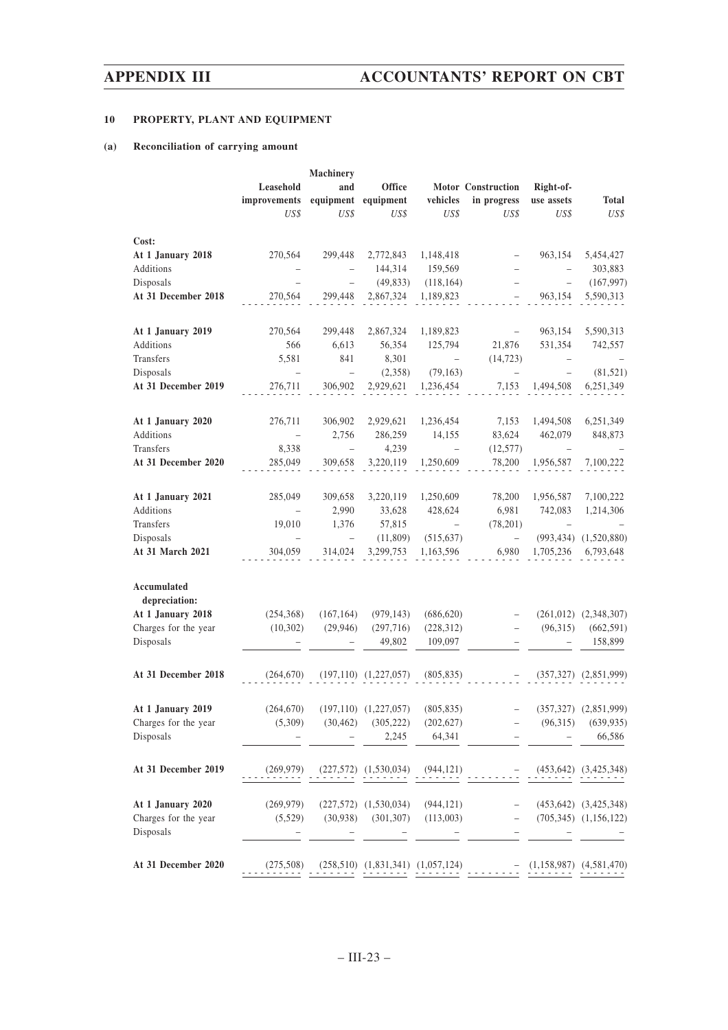## 10 PROPERTY, PLANT AND EQUIPMENT

### (a) Reconciliation of carrying amount

| | Leasehold improvements | Machinery and equipment | Office equipment | Motor vehicles | Construction in progress | Right-of-use assets | Total |
|---|---|---|---|---|---|---|---|
| | US$ | US$ | US$ | US$ | US$ | US$ | US$ |
| **Cost:** | | | | | | | |
| **At 1 January 2018** | 270,564 | 299,448 | 2,772,843 | 1,148,418 | – | 963,154 | 5,454,427 |
| Additions | – | – | 144,314 | 159,569 | – | – | 303,883 |
| Disposals | – | – | (49,833) | (118,164) | – | – | (167,997) |
| **At 31 December 2018** | 270,564 | 299,448 | 2,867,324 | 1,189,823 | – | 963,154 | 5,590,313 |
| **At 1 January 2019** | 270,564 | 299,448 | 2,867,324 | 1,189,823 | – | 963,154 | 5,590,313 |
| Additions | 566 | 6,613 | 56,354 | 125,794 | 21,876 | 531,354 | 742,557 |
| Transfers | 5,581 | 841 | 8,301 | – | (14,723) | – | – |
| Disposals | – | – | (2,358) | (79,163) | – | – | (81,521) |
| **At 31 December 2019** | 276,711 | 306,902 | 2,929,621 | 1,236,454 | 7,153 | 1,494,508 | 6,251,349 |
| **At 1 January 2020** | 276,711 | 306,902 | 2,929,621 | 1,236,454 | 7,153 | 1,494,508 | 6,251,349 |
| Additions | – | 2,756 | 286,259 | 14,155 | 83,624 | 462,079 | 848,873 |
| Transfers | 8,338 | – | 4,239 | – | (12,577) | – | – |
| **At 31 December 2020** | 285,049 | 309,658 | 3,220,119 | 1,250,609 | 78,200 | 1,956,587 | 7,100,222 |
| **At 1 January 2021** | 285,049 | 309,658 | 3,220,119 | 1,250,609 | 78,200 | 1,956,587 | 7,100,222 |
| Additions | – | 2,990 | 33,628 | 428,624 | 6,981 | 742,083 | 1,214,306 |
| Transfers | 19,010 | 1,376 | 57,815 | – | (78,201) | – | – |
| Disposals | – | – | (11,809) | (515,637) | – | (993,434) | (1,520,880) |
| **At 31 March 2021** | 304,059 | 314,024 | 3,299,753 | 1,163,596 | 6,980 | 1,705,236 | 6,793,648 |
| **Accumulated depreciation:** | | | | | | | |
| **At 1 January 2018** | (254,368) | (167,164) | (979,143) | (686,620) | – | (261,012) | (2,348,307) |
| Charges for the year | (10,302) | (29,946) | (297,716) | (228,312) | – | (96,315) | (662,591) |
| Disposals | – | – | 49,802 | 109,097 | – | – | 158,899 |
| **At 31 December 2018** | (264,670) | (197,110) | (1,227,057) | (805,835) | – | (357,327) | (2,851,999) |
| **At 1 January 2019** | (264,670) | (197,110) | (1,227,057) | (805,835) | – | (357,327) | (2,851,999) |
| Charges for the year | (5,309) | (30,462) | (305,222) | (202,627) | – | (96,315) | (639,935) |
| Disposals | – | – | 2,245 | 64,341 | – | – | 66,586 |
| **At 31 December 2019** | (269,979) | (227,572) | (1,530,034) | (944,121) | – | (453,642) | (3,425,348) |
| **At 1 January 2020** | (269,979) | (227,572) | (1,530,034) | (944,121) | – | (453,642) | (3,425,348) |
| Charges for the year | (5,529) | (30,938) | (301,307) | (113,003) | – | (705,345) | (1,156,122) |
| Disposals | – | – | – | – | – | – | – |
| **At 31 December 2020** | (275,508) | (258,510) | (1,831,341) | (1,057,124) | – | (1,158,987) | (4,581,470) |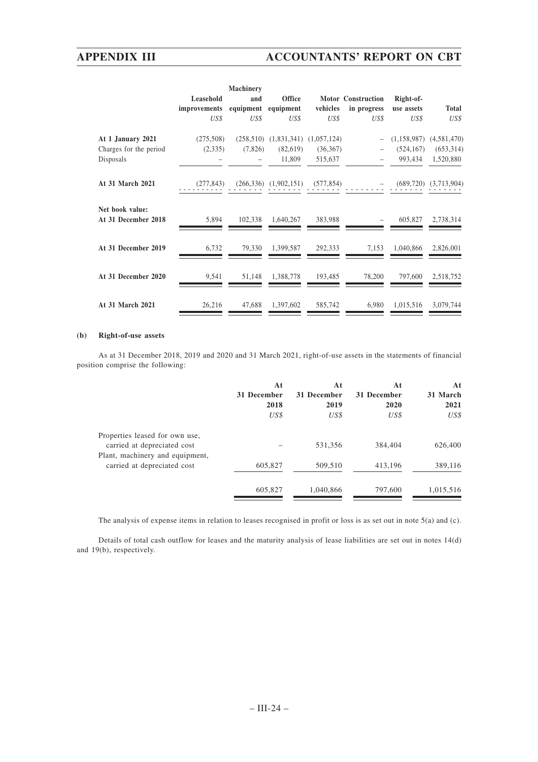| | Leasehold improvements | Machinery and equipment | Office equipment | Motor vehicles | Construction in progress | Right-of-use assets | Total |
|---|---|---|---|---|---|---|---|
| | *US$* | *US$* | *US$* | *US$* | *US$* | *US$* | *US$* |
| **At 1 January 2021** | (275,508) | (258,510) | (1,831,341) | (1,057,124) | – | (1,158,987) | (4,581,470) |
| Charges for the period | (2,335) | (7,826) | (82,619) | (36,367) | – | (524,167) | (653,314) |
| Disposals | – | – | 11,809 | 515,637 | – | 993,434 | 1,520,880 |
| **At 31 March 2021** | (277,843) | (266,336) | (1,902,151) | (577,854) | – | (689,720) | (3,713,904) |
| **Net book value:** | | | | | | | |
| **At 31 December 2018** | 5,894 | 102,338 | 1,640,267 | 383,988 | – | 605,827 | 2,738,314 |
| **At 31 December 2019** | 6,732 | 79,330 | 1,399,587 | 292,333 | 7,153 | 1,040,866 | 2,826,001 |
| **At 31 December 2020** | 9,541 | 51,148 | 1,388,778 | 193,485 | 78,200 | 797,600 | 2,518,752 |
| **At 31 March 2021** | 26,216 | 47,688 | 1,397,602 | 585,742 | 6,980 | 1,015,516 | 3,079,744 |

**(b) Right-of-use assets**

As at 31 December 2018, 2019 and 2020 and 31 March 2021, right-of-use assets in the statements of financial position comprise the following:

| | At 31 December 2018 | At 31 December 2019 | At 31 December 2020 | At 31 March 2021 |
|---|---|---|---|---|
| | *US$* | *US$* | *US$* | *US$* |
| Properties leased for own use, carried at depreciated cost | – | 531,356 | 384,404 | 626,400 |
| Plant, machinery and equipment, carried at depreciated cost | 605,827 | 509,510 | 413,196 | 389,116 |
| | 605,827 | 1,040,866 | 797,600 | 1,015,516 |

The analysis of expense items in relation to leases recognised in profit or loss is as set out in note 5(a) and (c).

Details of total cash outflow for leases and the maturity analysis of lease liabilities are set out in notes 14(d) and 19(b), respectively.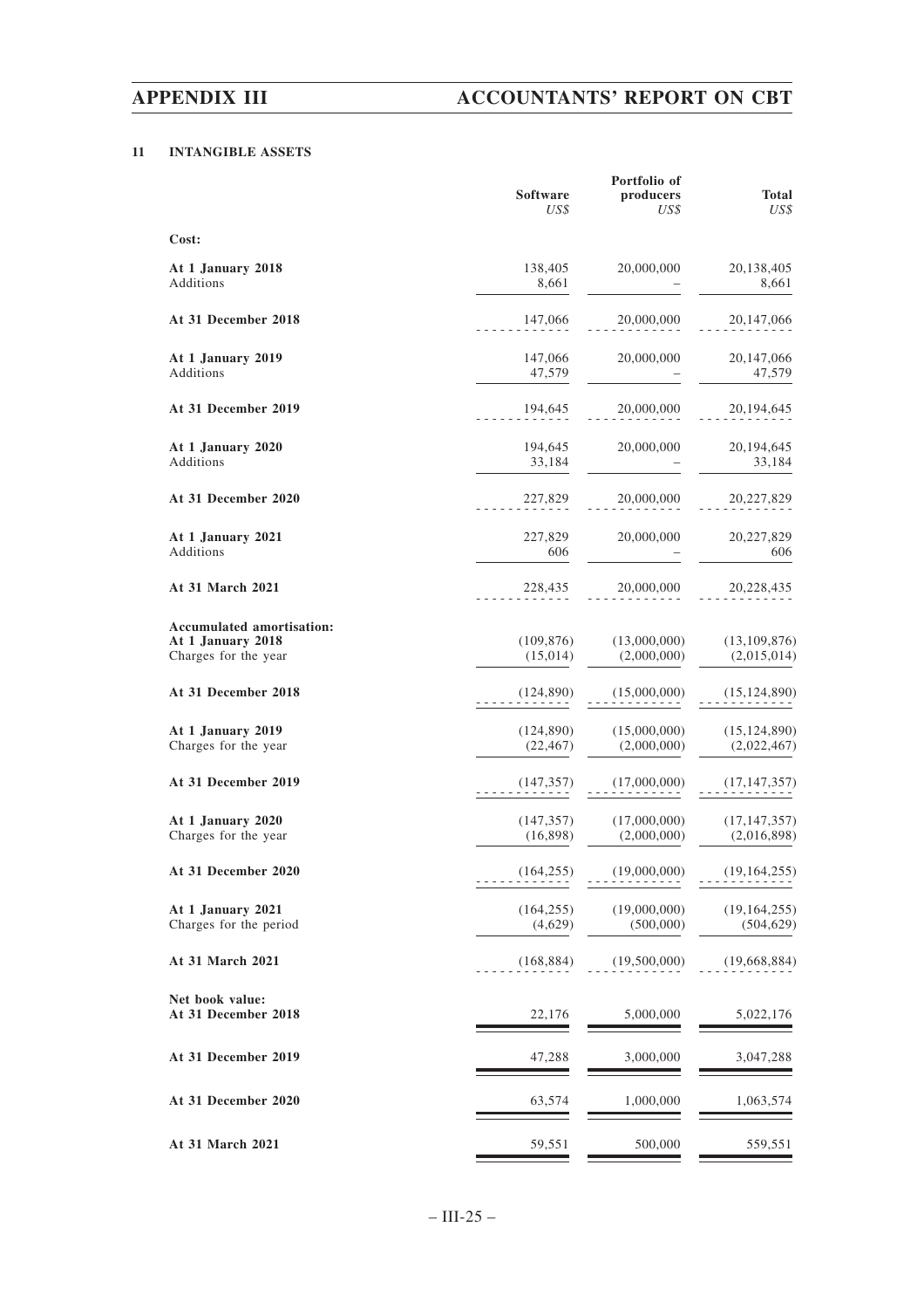## 11 INTANGIBLE ASSETS

| | Software US$ | Portfolio of producers US$ | Total US$ |
|---|---|---|---|
| **Cost:** | | | |
| **At 1 January 2018** | 138,405 | 20,000,000 | 20,138,405 |
| Additions | 8,661 | – | 8,661 |
| **At 31 December 2018** | 147,066 | 20,000,000 | 20,147,066 |
| **At 1 January 2019** | 147,066 | 20,000,000 | 20,147,066 |
| Additions | 47,579 | – | 47,579 |
| **At 31 December 2019** | 194,645 | 20,000,000 | 20,194,645 |
| **At 1 January 2020** | 194,645 | 20,000,000 | 20,194,645 |
| Additions | 33,184 | – | 33,184 |
| **At 31 December 2020** | 227,829 | 20,000,000 | 20,227,829 |
| **At 1 January 2021** | 227,829 | 20,000,000 | 20,227,829 |
| Additions | 606 | – | 606 |
| **At 31 March 2021** | 228,435 | 20,000,000 | 20,228,435 |
| **Accumulated amortisation:** | | | |
| **At 1 January 2018** | (109,876) | (13,000,000) | (13,109,876) |
| Charges for the year | (15,014) | (2,000,000) | (2,015,014) |
| **At 31 December 2018** | (124,890) | (15,000,000) | (15,124,890) |
| **At 1 January 2019** | (124,890) | (15,000,000) | (15,124,890) |
| Charges for the year | (22,467) | (2,000,000) | (2,022,467) |
| **At 31 December 2019** | (147,357) | (17,000,000) | (17,147,357) |
| **At 1 January 2020** | (147,357) | (17,000,000) | (17,147,357) |
| Charges for the year | (16,898) | (2,000,000) | (2,016,898) |
| **At 31 December 2020** | (164,255) | (19,000,000) | (19,164,255) |
| **At 1 January 2021** | (164,255) | (19,000,000) | (19,164,255) |
| Charges for the period | (4,629) | (500,000) | (504,629) |
| **At 31 March 2021** | (168,884) | (19,500,000) | (19,668,884) |
| **Net book value:** | | | |
| **At 31 December 2018** | 22,176 | 5,000,000 | 5,022,176 |
| **At 31 December 2019** | 47,288 | 3,000,000 | 3,047,288 |
| **At 31 December 2020** | 63,574 | 1,000,000 | 1,063,574 |
| **At 31 March 2021** | 59,551 | 500,000 | 559,551 |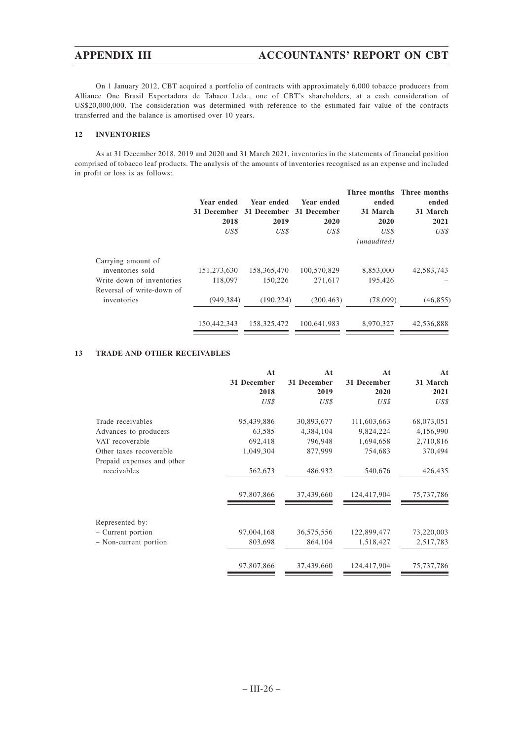On 1 January 2012, CBT acquired a portfolio of contracts with approximately 6,000 tobacco producers from Alliance One Brasil Exportadora de Tabaco Ltda., one of CBT's shareholders, at a cash consideration of US$20,000,000. The consideration was determined with reference to the estimated fair value of the contracts transferred and the balance is amortised over 10 years.

## 12 INVENTORIES

As at 31 December 2018, 2019 and 2020 and 31 March 2021, inventories in the statements of financial position comprised of tobacco leaf products. The analysis of the amounts of inventories recognised as an expense and included in profit or loss is as follows:

| | Year ended 31 December 2018 | Year ended 31 December 2019 | Year ended 31 December 2020 | Three months ended 31 March 2020 | Three months ended 31 March 2021 |
|---|---|---|---|---|---|
| | *US$* | *US$* | *US$* | *US$* | *US$* |
| | | | | *(unaudited)* | |
| Carrying amount of inventories sold | 151,273,630 | 158,365,470 | 100,570,829 | 8,853,000 | 42,583,743 |
| Write down of inventories | 118,097 | 150,226 | 271,617 | 195,426 | – |
| Reversal of write-down of inventories | (949,384) | (190,224) | (200,463) | (78,099) | (46,855) |
| | 150,442,343 | 158,325,472 | 100,641,983 | 8,970,327 | 42,536,888 |

## 13 TRADE AND OTHER RECEIVABLES

| | At 31 December 2018 | At 31 December 2019 | At 31 December 2020 | At 31 March 2021 |
|---|---|---|---|---|
| | *US$* | *US$* | *US$* | *US$* |
| Trade receivables | 95,439,886 | 30,893,677 | 111,603,663 | 68,073,051 |
| Advances to producers | 63,585 | 4,384,104 | 9,824,224 | 4,156,990 |
| VAT recoverable | 692,418 | 796,948 | 1,694,658 | 2,710,816 |
| Other taxes recoverable | 1,049,304 | 877,999 | 754,683 | 370,494 |
| Prepaid expenses and other receivables | 562,673 | 486,932 | 540,676 | 426,435 |
| | 97,807,866 | 37,439,660 | 124,417,904 | 75,737,786 |
| Represented by: | | | | |
| – Current portion | 97,004,168 | 36,575,556 | 122,899,477 | 73,220,003 |
| – Non-current portion | 803,698 | 864,104 | 1,518,427 | 2,517,783 |
| | 97,807,866 | 37,439,660 | 124,417,904 | 75,737,786 |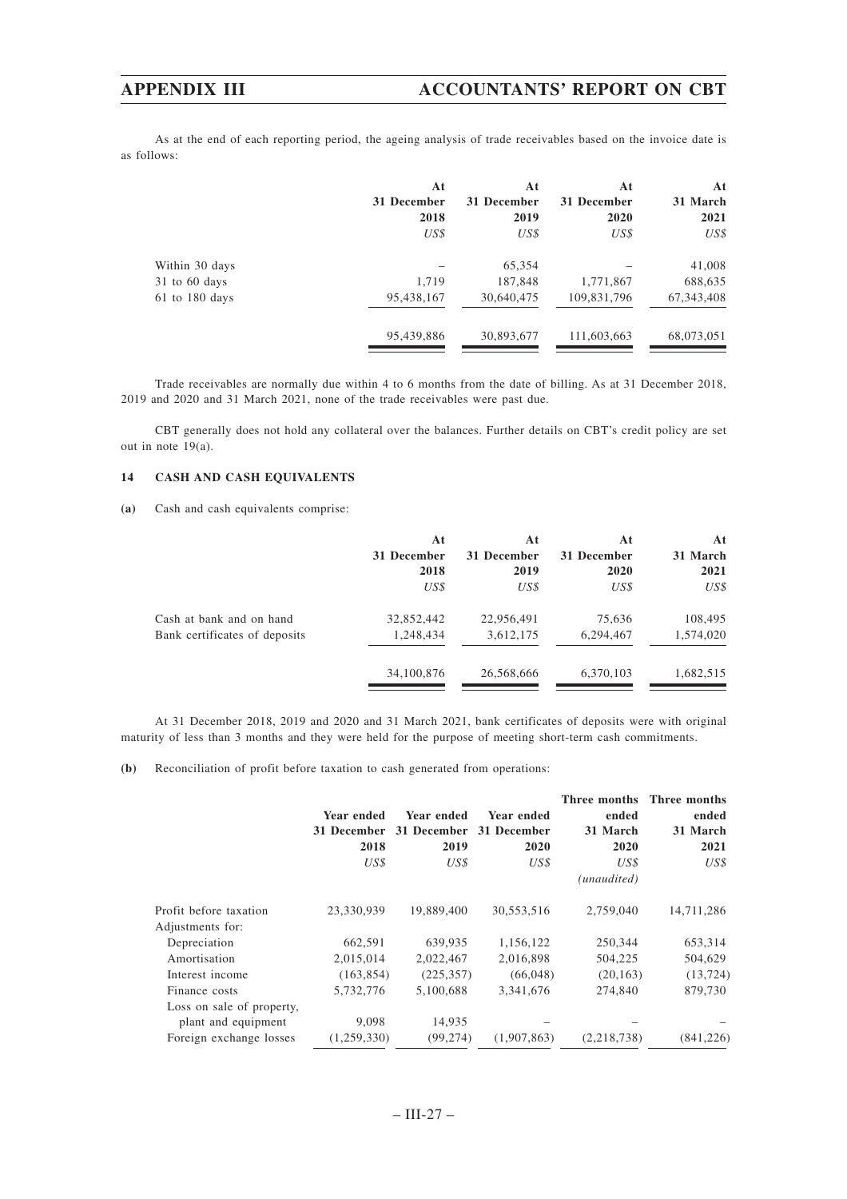As at the end of each reporting period, the ageing analysis of trade receivables based on the invoice date is as follows:

| | At 31 December 2018 | At 31 December 2019 | At 31 December 2020 | At 31 March 2021 |
|---|---|---|---|---|
| | *US$* | *US$* | *US$* | *US$* |
| Within 30 days | – | 65,354 | – | 41,008 |
| 31 to 60 days | 1,719 | 187,848 | 1,771,867 | 688,635 |
| 61 to 180 days | 95,438,167 | 30,640,475 | 109,831,796 | 67,343,408 |
| | 95,439,886 | 30,893,677 | 111,603,663 | 68,073,051 |

Trade receivables are normally due within 4 to 6 months from the date of billing. As at 31 December 2018, 2019 and 2020 and 31 March 2021, none of the trade receivables were past due.

CBT generally does not hold any collateral over the balances. Further details on CBT's credit policy are set out in note 19(a).

## 14 CASH AND CASH EQUIVALENTS

**(a)** Cash and cash equivalents comprise:

| | At 31 December 2018 | At 31 December 2019 | At 31 December 2020 | At 31 March 2021 |
|---|---|---|---|---|
| | *US$* | *US$* | *US$* | *US$* |
| Cash at bank and on hand | 32,852,442 | 22,956,491 | 75,636 | 108,495 |
| Bank certificates of deposits | 1,248,434 | 3,612,175 | 6,294,467 | 1,574,020 |
| | 34,100,876 | 26,568,666 | 6,370,103 | 1,682,515 |

At 31 December 2018, 2019 and 2020 and 31 March 2021, bank certificates of deposits were with original maturity of less than 3 months and they were held for the purpose of meeting short-term cash commitments.

**(b)** Reconciliation of profit before taxation to cash generated from operations:

| | Year ended 31 December 2018 | Year ended 31 December 2019 | Year ended 31 December 2020 | Three months ended 31 March 2020 | Three months ended 31 March 2021 |
|---|---|---|---|---|---|
| | *US$* | *US$* | *US$* | *US$* *(unaudited)* | *US$* |
| Profit before taxation | 23,330,939 | 19,889,400 | 30,553,516 | 2,759,040 | 14,711,286 |
| Adjustments for: | | | | | |
| Depreciation | 662,591 | 639,935 | 1,156,122 | 250,344 | 653,314 |
| Amortisation | 2,015,014 | 2,022,467 | 2,016,898 | 504,225 | 504,629 |
| Interest income | (163,854) | (225,357) | (66,048) | (20,163) | (13,724) |
| Finance costs | 5,732,776 | 5,100,688 | 3,341,676 | 274,840 | 879,730 |
| Loss on sale of property, plant and equipment | 9,098 | 14,935 | – | – | – |
| Foreign exchange losses | (1,259,330) | (99,274) | (1,907,863) | (2,218,738) | (841,226) |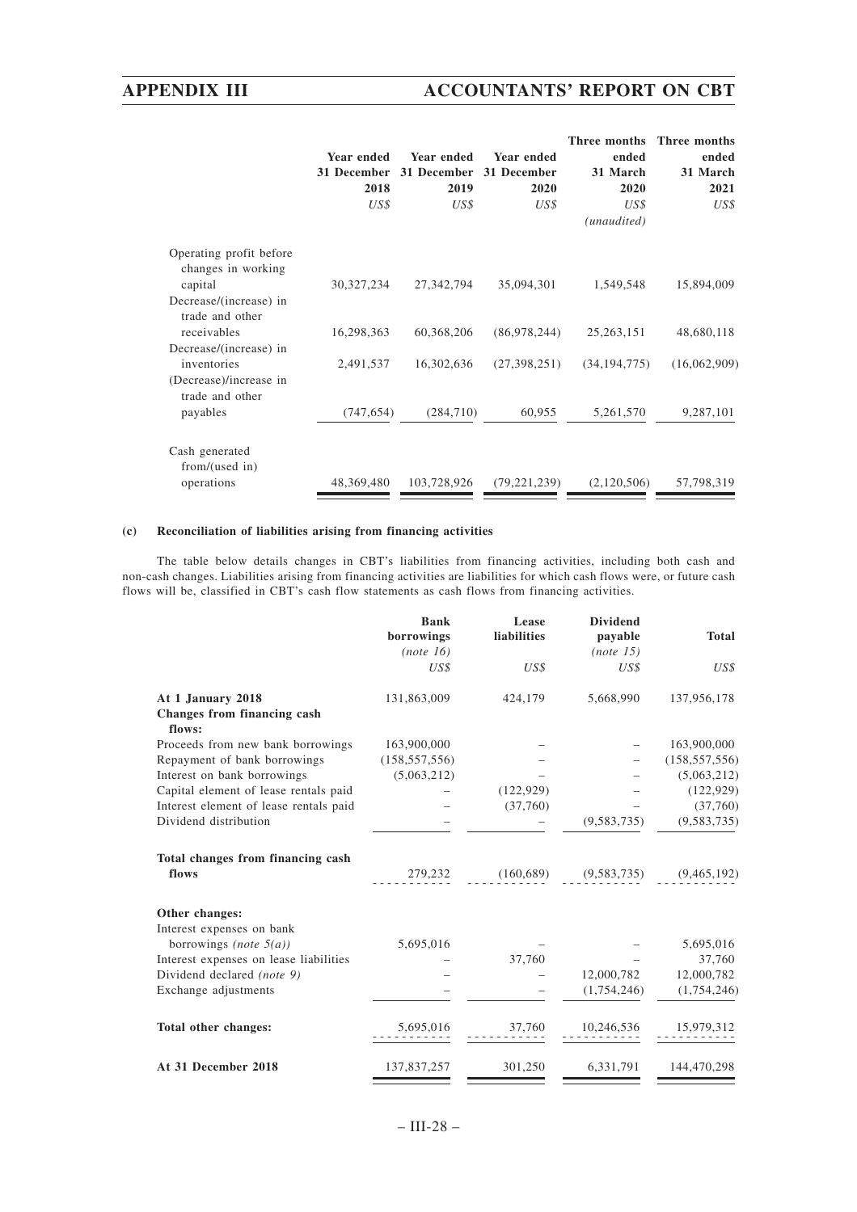| | Year ended 31 December 2018 | Year ended 31 December 2019 | Year ended 31 December 2020 | Three months ended 31 March 2020 | Three months ended 31 March 2021 |
|---|---|---|---|---|---|
| | US$ | US$ | US$ | US$ | US$ |
| | | | | (unaudited) | |
| Operating profit before changes in working capital | 30,327,234 | 27,342,794 | 35,094,301 | 1,549,548 | 15,894,009 |
| Decrease/(increase) in trade and other receivables | 16,298,363 | 60,368,206 | (86,978,244) | 25,263,151 | 48,680,118 |
| Decrease/(increase) in inventories | 2,491,537 | 16,302,636 | (27,398,251) | (34,194,775) | (16,062,909) |
| (Decrease)/increase in trade and other payables | (747,654) | (284,710) | 60,955 | 5,261,570 | 9,287,101 |
| Cash generated from/(used in) operations | 48,369,480 | 103,728,926 | (79,221,239) | (2,120,506) | 57,798,319 |

**(c) Reconciliation of liabilities arising from financing activities**

The table below details changes in CBT's liabilities from financing activities, including both cash and non-cash changes. Liabilities arising from financing activities are liabilities for which cash flows were, or future cash flows will be, classified in CBT's cash flow statements as cash flows from financing activities.

| | Bank borrowings (note 16) | Lease liabilities | Dividend payable (note 15) | Total |
|---|---|---|---|---|
| | US$ | US$ | US$ | US$ |
| **At 1 January 2018** | 131,863,009 | 424,179 | 5,668,990 | 137,956,178 |
| **Changes from financing cash flows:** | | | | |
| Proceeds from new bank borrowings | 163,900,000 | – | – | 163,900,000 |
| Repayment of bank borrowings | (158,557,556) | – | – | (158,557,556) |
| Interest on bank borrowings | (5,063,212) | – | – | (5,063,212) |
| Capital element of lease rentals paid | – | (122,929) | – | (122,929) |
| Interest element of lease rentals paid | – | (37,760) | – | (37,760) |
| Dividend distribution | – | – | (9,583,735) | (9,583,735) |
| **Total changes from financing cash flows** | 279,232 | (160,689) | (9,583,735) | (9,465,192) |
| **Other changes:** | | | | |
| Interest expenses on bank borrowings *(note 5(a))* | 5,695,016 | – | – | 5,695,016 |
| Interest expenses on lease liabilities | – | 37,760 | – | 37,760 |
| Dividend declared *(note 9)* | – | – | 12,000,782 | 12,000,782 |
| Exchange adjustments | – | – | (1,754,246) | (1,754,246) |
| **Total other changes:** | 5,695,016 | 37,760 | 10,246,536 | 15,979,312 |
| **At 31 December 2018** | 137,837,257 | 301,250 | 6,331,791 | 144,470,298 |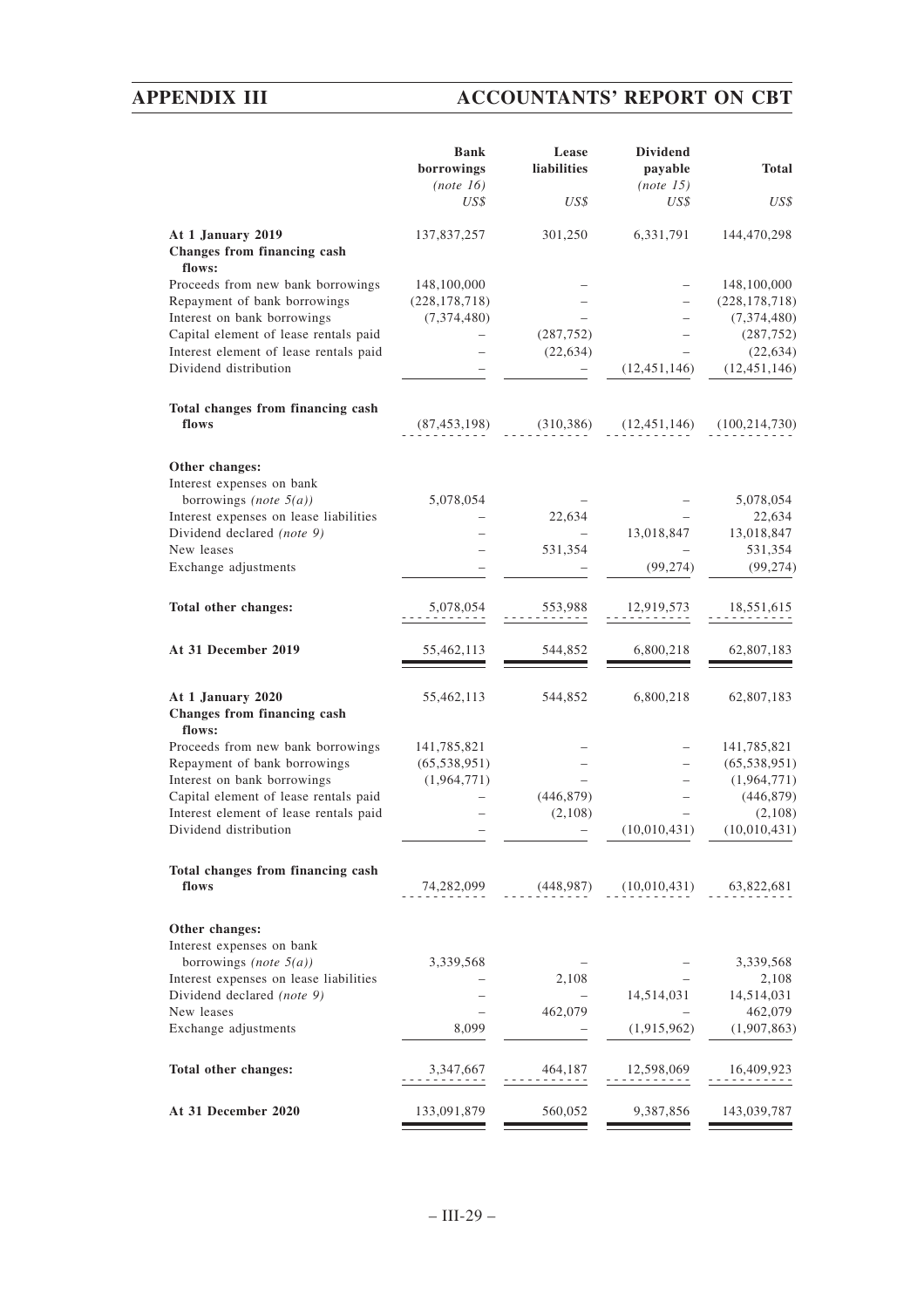| | Bank borrowings (note 16) | Lease liabilities | Dividend payable (note 15) | Total |
|---|---|---|---|---|
| | US$ | US$ | US$ | US$ |
| **At 1 January 2019** | 137,837,257 | 301,250 | 6,331,791 | 144,470,298 |
| **Changes from financing cash flows:** | | | | |
| Proceeds from new bank borrowings | 148,100,000 | – | – | 148,100,000 |
| Repayment of bank borrowings | (228,178,718) | – | – | (228,178,718) |
| Interest on bank borrowings | (7,374,480) | – | – | (7,374,480) |
| Capital element of lease rentals paid | – | (287,752) | – | (287,752) |
| Interest element of lease rentals paid | – | (22,634) | – | (22,634) |
| Dividend distribution | – | – | (12,451,146) | (12,451,146) |
| **Total changes from financing cash flows** | (87,453,198) | (310,386) | (12,451,146) | (100,214,730) |
| **Other changes:** | | | | |
| Interest expenses on bank borrowings *(note 5(a))* | 5,078,054 | – | – | 5,078,054 |
| Interest expenses on lease liabilities | – | 22,634 | – | 22,634 |
| Dividend declared *(note 9)* | – | – | 13,018,847 | 13,018,847 |
| New leases | – | 531,354 | – | 531,354 |
| Exchange adjustments | – | – | (99,274) | (99,274) |
| **Total other changes:** | 5,078,054 | 553,988 | 12,919,573 | 18,551,615 |
| **At 31 December 2019** | 55,462,113 | 544,852 | 6,800,218 | 62,807,183 |
| **At 1 January 2020** | 55,462,113 | 544,852 | 6,800,218 | 62,807,183 |
| **Changes from financing cash flows:** | | | | |
| Proceeds from new bank borrowings | 141,785,821 | – | – | 141,785,821 |
| Repayment of bank borrowings | (65,538,951) | – | – | (65,538,951) |
| Interest on bank borrowings | (1,964,771) | – | – | (1,964,771) |
| Capital element of lease rentals paid | – | (446,879) | – | (446,879) |
| Interest element of lease rentals paid | – | (2,108) | – | (2,108) |
| Dividend distribution | – | – | (10,010,431) | (10,010,431) |
| **Total changes from financing cash flows** | 74,282,099 | (448,987) | (10,010,431) | 63,822,681 |
| **Other changes:** | | | | |
| Interest expenses on bank borrowings *(note 5(a))* | 3,339,568 | – | – | 3,339,568 |
| Interest expenses on lease liabilities | – | 2,108 | – | 2,108 |
| Dividend declared *(note 9)* | – | – | 14,514,031 | 14,514,031 |
| New leases | – | 462,079 | – | 462,079 |
| Exchange adjustments | 8,099 | – | (1,915,962) | (1,907,863) |
| **Total other changes:** | 3,347,667 | 464,187 | 12,598,069 | 16,409,923 |
| **At 31 December 2020** | 133,091,879 | 560,052 | 9,387,856 | 143,039,787 |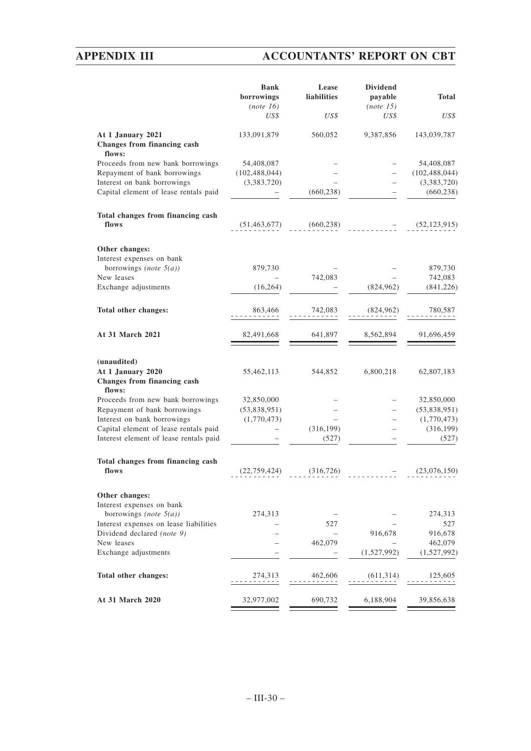| | Bank borrowings | Lease liabilities | Dividend payable | Total |
|---|---|---|---|---|
| | *(note 16)* | | *(note 15)* | |
| | *US$* | *US$* | *US$* | *US$* |
| **At 1 January 2021** | 133,091,879 | 560,052 | 9,387,856 | 143,039,787 |
| **Changes from financing cash flows:** | | | | |
| Proceeds from new bank borrowings | 54,408,087 | – | – | 54,408,087 |
| Repayment of bank borrowings | (102,488,044) | – | – | (102,488,044) |
| Interest on bank borrowings | (3,383,720) | – | – | (3,383,720) |
| Capital element of lease rentals paid | – | (660,238) | – | (660,238) |
| **Total changes from financing cash flows** | (51,463,677) | (660,238) | – | (52,123,915) |
| **Other changes:** | | | | |
| Interest expenses on bank borrowings *(note 5(a))* | 879,730 | – | – | 879,730 |
| New leases | – | 742,083 | – | 742,083 |
| Exchange adjustments | (16,264) | – | (824,962) | (841,226) |
| **Total other changes:** | 863,466 | 742,083 | (824,962) | 780,587 |
| **At 31 March 2021** | 82,491,668 | 641,897 | 8,562,894 | 91,696,459 |
| **(unaudited)** | | | | |
| **At 1 January 2020** | 55,462,113 | 544,852 | 6,800,218 | 62,807,183 |
| **Changes from financing cash flows:** | | | | |
| Proceeds from new bank borrowings | 32,850,000 | – | – | 32,850,000 |
| Repayment of bank borrowings | (53,838,951) | – | – | (53,838,951) |
| Interest on bank borrowings | (1,770,473) | – | – | (1,770,473) |
| Capital element of lease rentals paid | – | (316,199) | – | (316,199) |
| Interest element of lease rentals paid | – | (527) | – | (527) |
| **Total changes from financing cash flows** | (22,759,424) | (316,726) | – | (23,076,150) |
| **Other changes:** | | | | |
| Interest expenses on bank borrowings *(note 5(a))* | 274,313 | – | – | 274,313 |
| Interest expenses on lease liabilities | – | 527 | – | 527 |
| Dividend declared *(note 9)* | – | – | 916,678 | 916,678 |
| New leases | – | 462,079 | – | 462,079 |
| Exchange adjustments | – | – | (1,527,992) | (1,527,992) |
| **Total other changes:** | 274,313 | 462,606 | (611,314) | 125,605 |
| **At 31 March 2020** | 32,977,002 | 690,732 | 6,188,904 | 39,856,638 |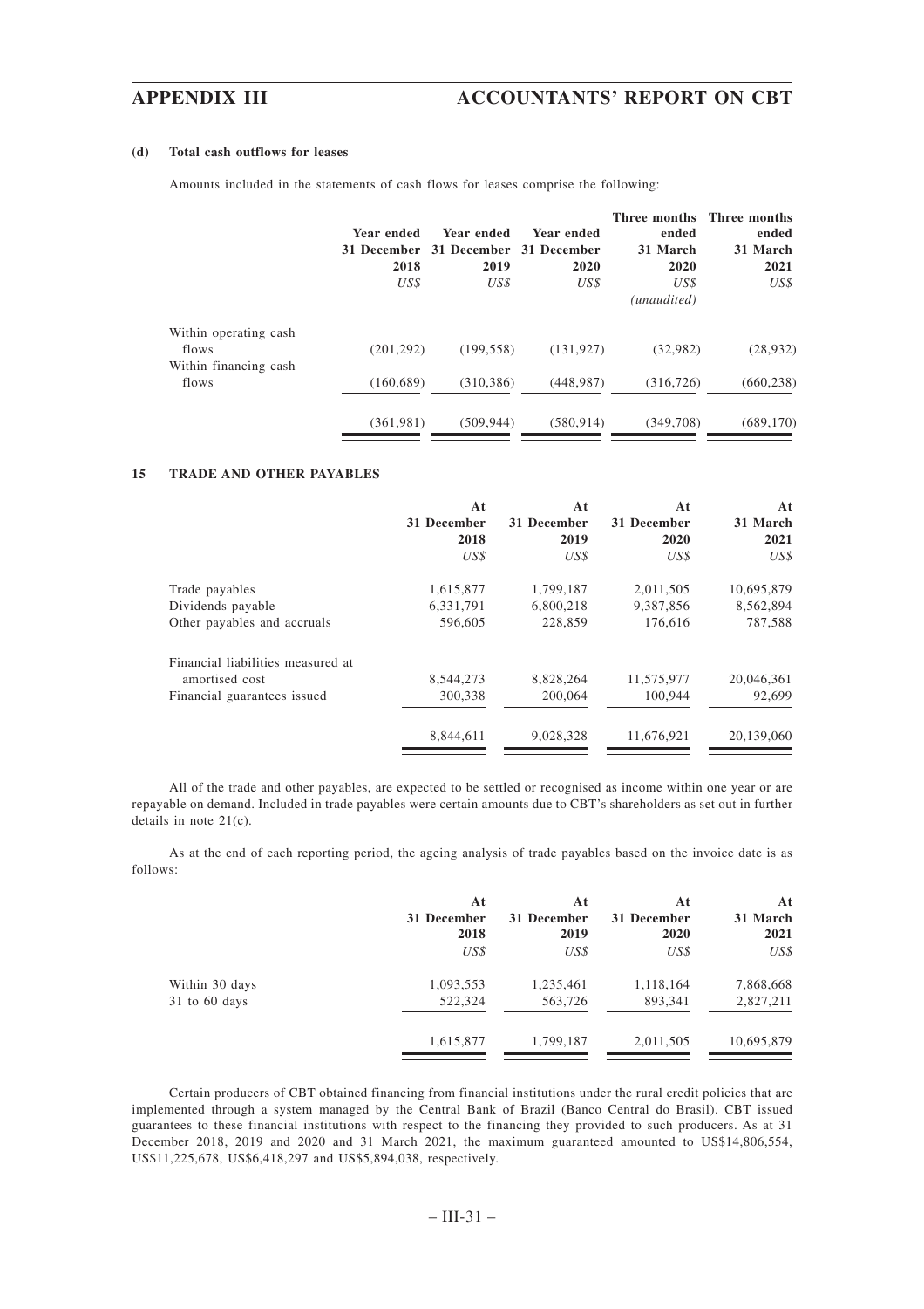#### (d) Total cash outflows for leases

Amounts included in the statements of cash flows for leases comprise the following:

| | Year ended 31 December 2018 | Year ended 31 December 2019 | Year ended 31 December 2020 | Three months ended 31 March 2020 | Three months ended 31 March 2021 |
|---|---|---|---|---|---|
| | *US$* | *US$* | *US$* | *US$* *(unaudited)* | *US$* |
| Within operating cash flows | (201,292) | (199,558) | (131,927) | (32,982) | (28,932) |
| Within financing cash flows | (160,689) | (310,386) | (448,987) | (316,726) | (660,238) |
| | (361,981) | (509,944) | (580,914) | (349,708) | (689,170) |

### 15 TRADE AND OTHER PAYABLES

| | At 31 December 2018 | At 31 December 2019 | At 31 December 2020 | At 31 March 2021 |
|---|---|---|---|---|
| | *US$* | *US$* | *US$* | *US$* |
| Trade payables | 1,615,877 | 1,799,187 | 2,011,505 | 10,695,879 |
| Dividends payable | 6,331,791 | 6,800,218 | 9,387,856 | 8,562,894 |
| Other payables and accruals | 596,605 | 228,859 | 176,616 | 787,588 |
| Financial liabilities measured at amortised cost | 8,544,273 | 8,828,264 | 11,575,977 | 20,046,361 |
| Financial guarantees issued | 300,338 | 200,064 | 100,944 | 92,699 |
| | 8,844,611 | 9,028,328 | 11,676,921 | 20,139,060 |

All of the trade and other payables, are expected to be settled or recognised as income within one year or are repayable on demand. Included in trade payables were certain amounts due to CBT's shareholders as set out in further details in note 21(c).

As at the end of each reporting period, the ageing analysis of trade payables based on the invoice date is as follows:

| | At 31 December 2018 | At 31 December 2019 | At 31 December 2020 | At 31 March 2021 |
|---|---|---|---|---|
| | *US$* | *US$* | *US$* | *US$* |
| Within 30 days | 1,093,553 | 1,235,461 | 1,118,164 | 7,868,668 |
| 31 to 60 days | 522,324 | 563,726 | 893,341 | 2,827,211 |
| | 1,615,877 | 1,799,187 | 2,011,505 | 10,695,879 |

Certain producers of CBT obtained financing from financial institutions under the rural credit policies that are implemented through a system managed by the Central Bank of Brazil (Banco Central do Brasil). CBT issued guarantees to these financial institutions with respect to the financing they provided to such producers. As at 31 December 2018, 2019 and 2020 and 31 March 2021, the maximum guaranteed amounted to US$14,806,554, US$11,225,678, US$6,418,297 and US$5,894,038, respectively.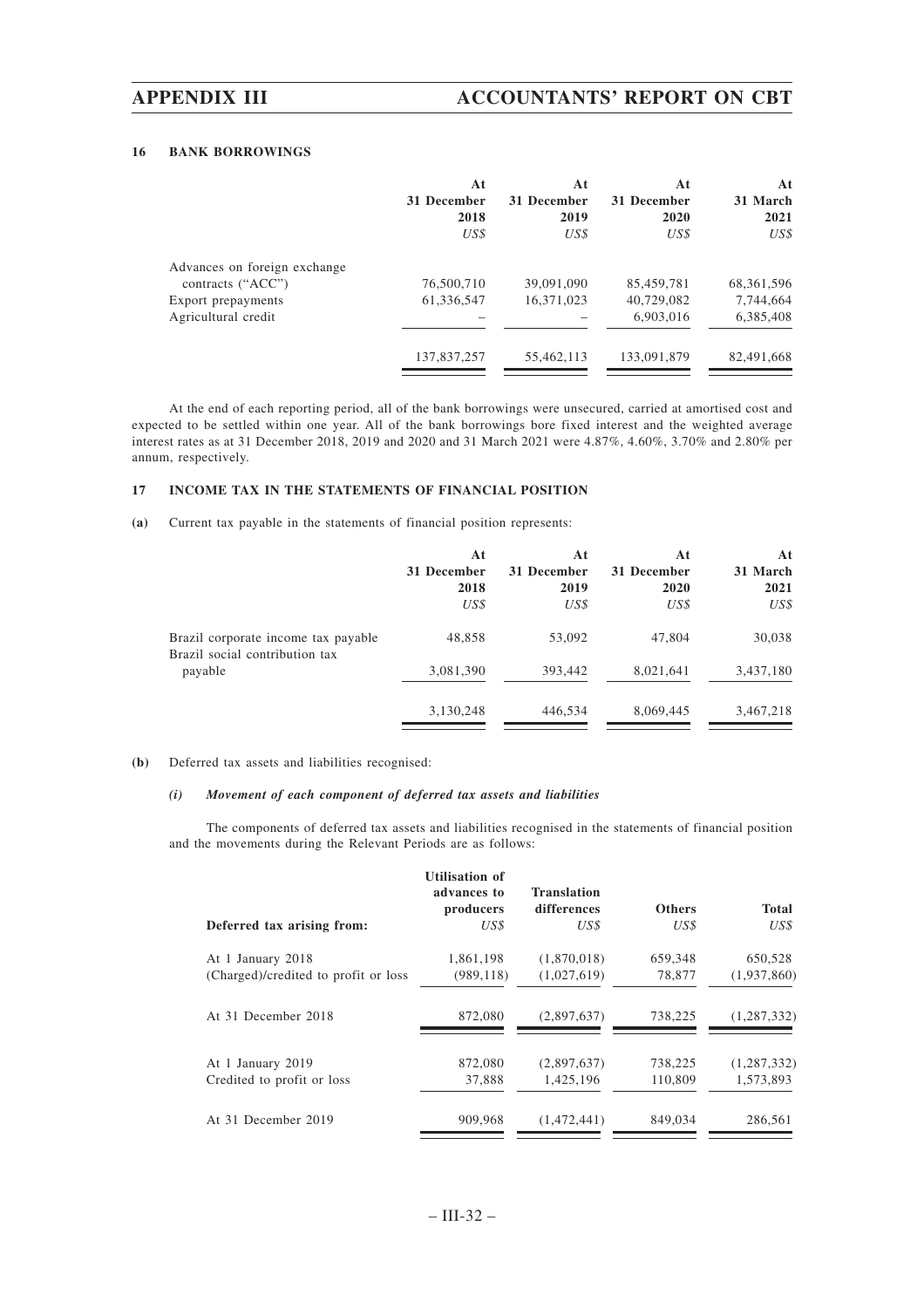### 16 BANK BORROWINGS

| | At 31 December 2018 | At 31 December 2019 | At 31 December 2020 | At 31 March 2021 |
|---|---|---|---|---|
| | *US$* | *US$* | *US$* | *US$* |
| Advances on foreign exchange contracts ("ACC") | 76,500,710 | 39,091,090 | 85,459,781 | 68,361,596 |
| Export prepayments | 61,336,547 | 16,371,023 | 40,729,082 | 7,744,664 |
| Agricultural credit | – | – | 6,903,016 | 6,385,408 |
| | 137,837,257 | 55,462,113 | 133,091,879 | 82,491,668 |

At the end of each reporting period, all of the bank borrowings were unsecured, carried at amortised cost and expected to be settled within one year. All of the bank borrowings bore fixed interest and the weighted average interest rates as at 31 December 2018, 2019 and 2020 and 31 March 2021 were 4.87%, 4.60%, 3.70% and 2.80% per annum, respectively.

### 17 INCOME TAX IN THE STATEMENTS OF FINANCIAL POSITION

**(a)** Current tax payable in the statements of financial position represents:

| | At 31 December 2018 | At 31 December 2019 | At 31 December 2020 | At 31 March 2021 |
|---|---|---|---|---|
| | *US$* | *US$* | *US$* | *US$* |
| Brazil corporate income tax payable | 48,858 | 53,092 | 47,804 | 30,038 |
| Brazil social contribution tax payable | 3,081,390 | 393,442 | 8,021,641 | 3,437,180 |
| | 3,130,248 | 446,534 | 8,069,445 | 3,467,218 |

**(b)** Deferred tax assets and liabilities recognised:

***(i) Movement of each component of deferred tax assets and liabilities***

The components of deferred tax assets and liabilities recognised in the statements of financial position and the movements during the Relevant Periods are as follows:

| Deferred tax arising from: | Utilisation of advances to producers | Translation differences | Others | Total |
|---|---|---|---|---|
| | *US$* | *US$* | *US$* | *US$* |
| At 1 January 2018 | 1,861,198 | (1,870,018) | 659,348 | 650,528 |
| (Charged)/credited to profit or loss | (989,118) | (1,027,619) | 78,877 | (1,937,860) |
| At 31 December 2018 | 872,080 | (2,897,637) | 738,225 | (1,287,332) |
| At 1 January 2019 | 872,080 | (2,897,637) | 738,225 | (1,287,332) |
| Credited to profit or loss | 37,888 | 1,425,196 | 110,809 | 1,573,893 |
| At 31 December 2019 | 909,968 | (1,472,441) | 849,034 | 286,561 |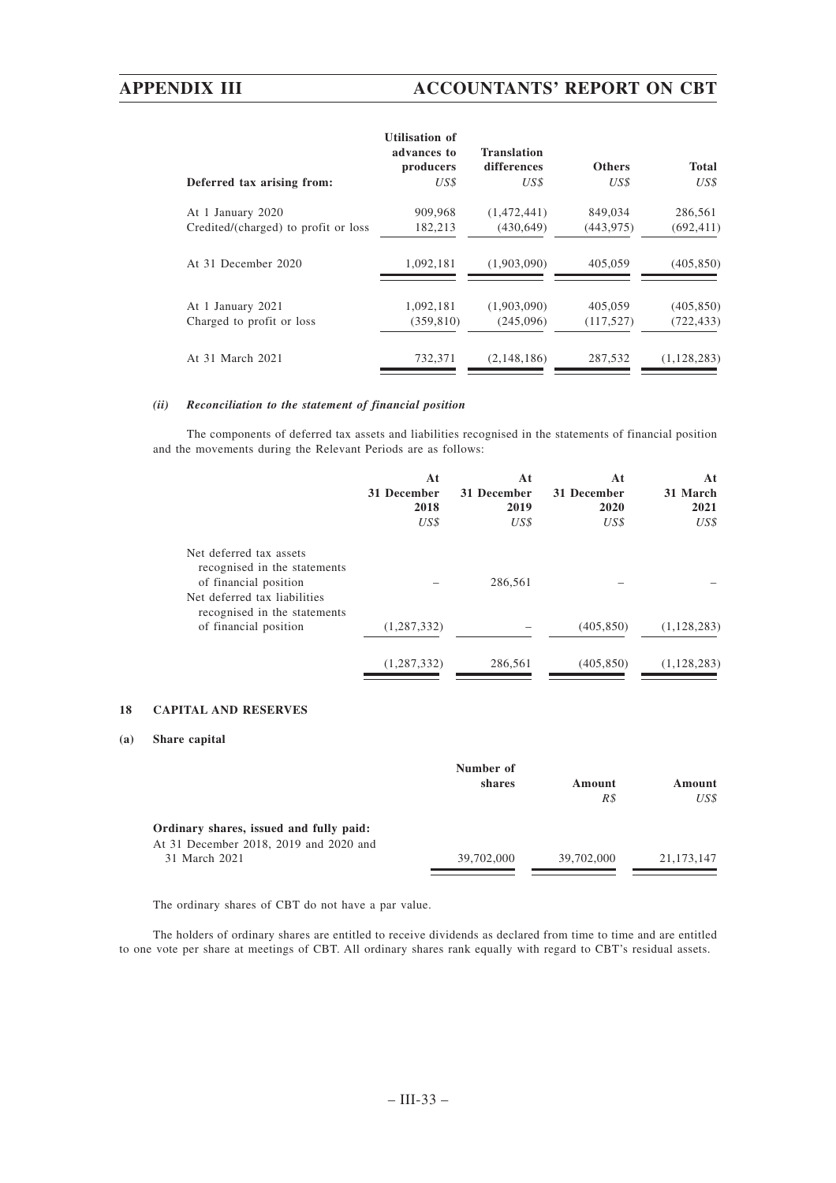| Deferred tax arising from: | Utilisation of advances to producers | Translation differences | Others | Total |
|---|---|---|---|---|
| | *US$* | *US$* | *US$* | *US$* |
| At 1 January 2020 | 909,968 | (1,472,441) | 849,034 | 286,561 |
| Credited/(charged) to profit or loss | 182,213 | (430,649) | (443,975) | (692,411) |
| At 31 December 2020 | 1,092,181 | (1,903,090) | 405,059 | (405,850) |
| At 1 January 2021 | 1,092,181 | (1,903,090) | 405,059 | (405,850) |
| Charged to profit or loss | (359,810) | (245,096) | (117,527) | (722,433) |
| At 31 March 2021 | 732,371 | (2,148,186) | 287,532 | (1,128,283) |

***(ii) Reconciliation to the statement of financial position***

The components of deferred tax assets and liabilities recognised in the statements of financial position and the movements during the Relevant Periods are as follows:

| | At 31 December 2018 | At 31 December 2019 | At 31 December 2020 | At 31 March 2021 |
|---|---|---|---|---|
| | *US$* | *US$* | *US$* | *US$* |
| Net deferred tax assets recognised in the statements of financial position | – | 286,561 | – | – |
| Net deferred tax liabilities recognised in the statements of financial position | (1,287,332) | – | (405,850) | (1,128,283) |
| | (1,287,332) | 286,561 | (405,850) | (1,128,283) |

**18 CAPITAL AND RESERVES**

**(a) Share capital**

| | Number of shares | Amount | Amount |
|---|---|---|---|
| | | *R$* | *US$* |
| **Ordinary shares, issued and fully paid:** | | | |
| At 31 December 2018, 2019 and 2020 and 31 March 2021 | 39,702,000 | 39,702,000 | 21,173,147 |

The ordinary shares of CBT do not have a par value.

The holders of ordinary shares are entitled to receive dividends as declared from time to time and are entitled to one vote per share at meetings of CBT. All ordinary shares rank equally with regard to CBT's residual assets.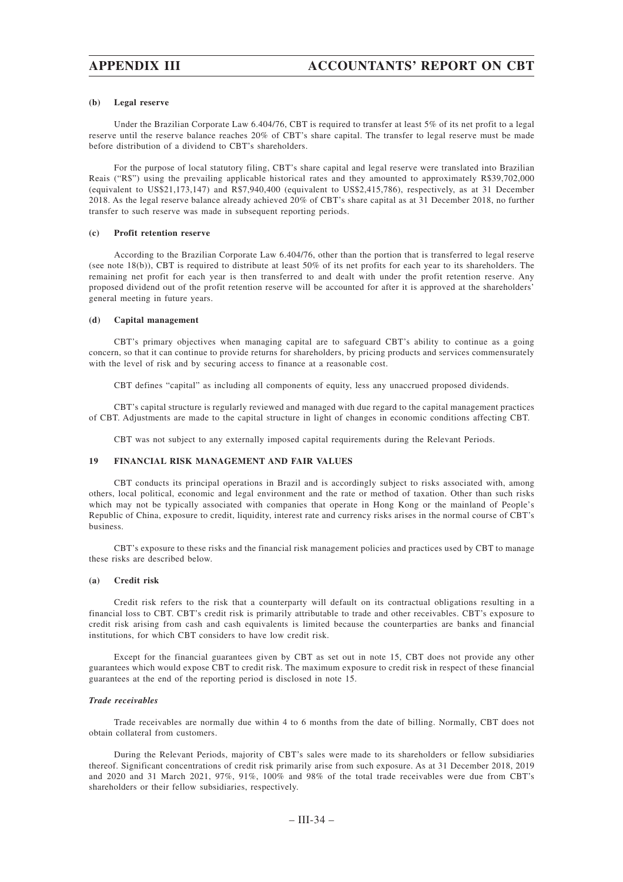#### (b) Legal reserve

Under the Brazilian Corporate Law 6.404/76, CBT is required to transfer at least 5% of its net profit to a legal reserve until the reserve balance reaches 20% of CBT's share capital. The transfer to legal reserve must be made before distribution of a dividend to CBT's shareholders.

For the purpose of local statutory filing, CBT's share capital and legal reserve were translated into Brazilian Reais ("R$") using the prevailing applicable historical rates and they amounted to approximately R$39,702,000 (equivalent to US$21,173,147) and R$7,940,400 (equivalent to US$2,415,786), respectively, as at 31 December 2018. As the legal reserve balance already achieved 20% of CBT's share capital as at 31 December 2018, no further transfer to such reserve was made in subsequent reporting periods.

#### (c) Profit retention reserve

According to the Brazilian Corporate Law 6.404/76, other than the portion that is transferred to legal reserve (see note 18(b)), CBT is required to distribute at least 50% of its net profits for each year to its shareholders. The remaining net profit for each year is then transferred to and dealt with under the profit retention reserve. Any proposed dividend out of the profit retention reserve will be accounted for after it is approved at the shareholders' general meeting in future years.

#### (d) Capital management

CBT's primary objectives when managing capital are to safeguard CBT's ability to continue as a going concern, so that it can continue to provide returns for shareholders, by pricing products and services commensurately with the level of risk and by securing access to finance at a reasonable cost.

CBT defines "capital" as including all components of equity, less any unaccrued proposed dividends.

CBT's capital structure is regularly reviewed and managed with due regard to the capital management practices of CBT. Adjustments are made to the capital structure in light of changes in economic conditions affecting CBT.

CBT was not subject to any externally imposed capital requirements during the Relevant Periods.

### 19 FINANCIAL RISK MANAGEMENT AND FAIR VALUES

CBT conducts its principal operations in Brazil and is accordingly subject to risks associated with, among others, local political, economic and legal environment and the rate or method of taxation. Other than such risks which may not be typically associated with companies that operate in Hong Kong or the mainland of People's Republic of China, exposure to credit, liquidity, interest rate and currency risks arises in the normal course of CBT's business.

CBT's exposure to these risks and the financial risk management policies and practices used by CBT to manage these risks are described below.

#### (a) Credit risk

Credit risk refers to the risk that a counterparty will default on its contractual obligations resulting in a financial loss to CBT. CBT's credit risk is primarily attributable to trade and other receivables. CBT's exposure to credit risk arising from cash and cash equivalents is limited because the counterparties are banks and financial institutions, for which CBT considers to have low credit risk.

Except for the financial guarantees given by CBT as set out in note 15, CBT does not provide any other guarantees which would expose CBT to credit risk. The maximum exposure to credit risk in respect of these financial guarantees at the end of the reporting period is disclosed in note 15.

***Trade receivables***

Trade receivables are normally due within 4 to 6 months from the date of billing. Normally, CBT does not obtain collateral from customers.

During the Relevant Periods, majority of CBT's sales were made to its shareholders or fellow subsidiaries thereof. Significant concentrations of credit risk primarily arise from such exposure. As at 31 December 2018, 2019 and 2020 and 31 March 2021, 97%, 91%, 100% and 98% of the total trade receivables were due from CBT's shareholders or their fellow subsidiaries, respectively.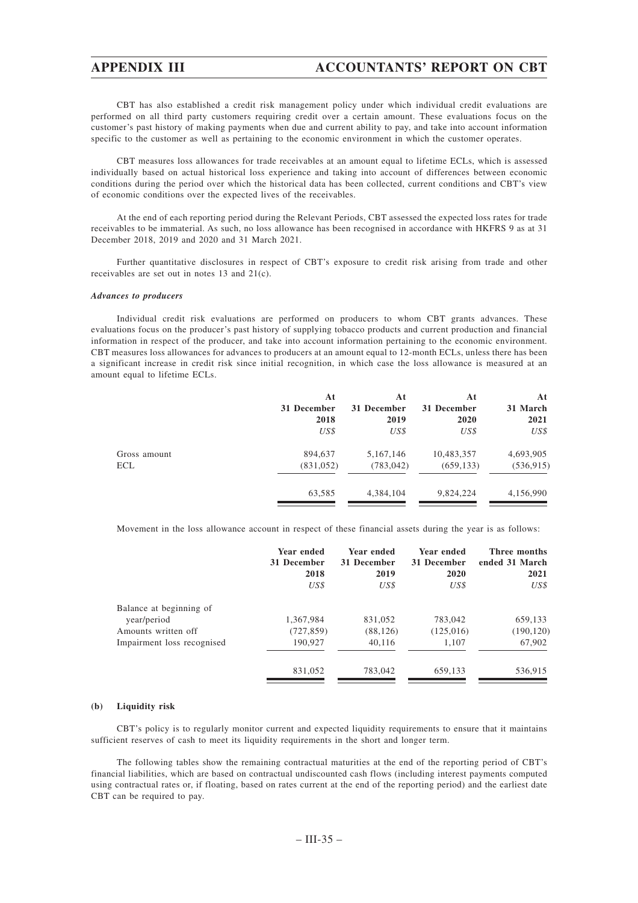CBT has also established a credit risk management policy under which individual credit evaluations are performed on all third party customers requiring credit over a certain amount. These evaluations focus on the customer's past history of making payments when due and current ability to pay, and take into account information specific to the customer as well as pertaining to the economic environment in which the customer operates.

CBT measures loss allowances for trade receivables at an amount equal to lifetime ECLs, which is assessed individually based on actual historical loss experience and taking into account of differences between economic conditions during the period over which the historical data has been collected, current conditions and CBT's view of economic conditions over the expected lives of the receivables.

At the end of each reporting period during the Relevant Periods, CBT assessed the expected loss rates for trade receivables to be immaterial. As such, no loss allowance has been recognised in accordance with HKFRS 9 as at 31 December 2018, 2019 and 2020 and 31 March 2021.

Further quantitative disclosures in respect of CBT's exposure to credit risk arising from trade and other receivables are set out in notes 13 and 21(c).

***Advances to producers***

Individual credit risk evaluations are performed on producers to whom CBT grants advances. These evaluations focus on the producer's past history of supplying tobacco products and current production and financial information in respect of the producer, and take into account information pertaining to the economic environment. CBT measures loss allowances for advances to producers at an amount equal to 12-month ECLs, unless there has been a significant increase in credit risk since initial recognition, in which case the loss allowance is measured at an amount equal to lifetime ECLs.

| | At 31 December 2018 | At 31 December 2019 | At 31 December 2020 | At 31 March 2021 |
|---|---|---|---|---|
| | *US$* | *US$* | *US$* | *US$* |
| Gross amount | 894,637 | 5,167,146 | 10,483,357 | 4,693,905 |
| ECL | (831,052) | (783,042) | (659,133) | (536,915) |
| | 63,585 | 4,384,104 | 9,824,224 | 4,156,990 |

Movement in the loss allowance account in respect of these financial assets during the year is as follows:

| | Year ended 31 December 2018 | Year ended 31 December 2019 | Year ended 31 December 2020 | Three months ended 31 March 2021 |
|---|---|---|---|---|
| | *US$* | *US$* | *US$* | *US$* |
| Balance at beginning of year/period | 1,367,984 | 831,052 | 783,042 | 659,133 |
| Amounts written off | (727,859) | (88,126) | (125,016) | (190,120) |
| Impairment loss recognised | 190,927 | 40,116 | 1,107 | 67,902 |
| | 831,052 | 783,042 | 659,133 | 536,915 |

**(b) Liquidity risk**

CBT's policy is to regularly monitor current and expected liquidity requirements to ensure that it maintains sufficient reserves of cash to meet its liquidity requirements in the short and longer term.

The following tables show the remaining contractual maturities at the end of the reporting period of CBT's financial liabilities, which are based on contractual undiscounted cash flows (including interest payments computed using contractual rates or, if floating, based on rates current at the end of the reporting period) and the earliest date CBT can be required to pay.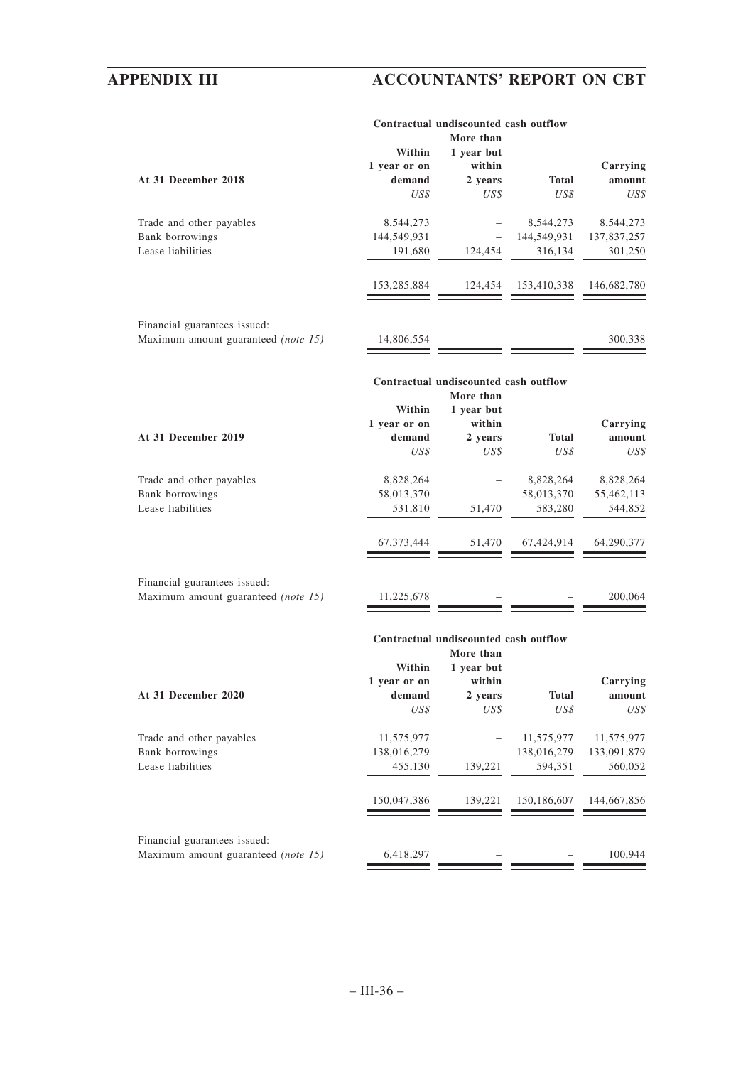| At 31 December 2018 | Contractual undiscounted cash outflow | | | |
|---|---|---|---|---|
| | Within 1 year or on demand | More than 1 year but within 2 years | Total | Carrying amount |
| | *US$* | *US$* | *US$* | *US$* |
| Trade and other payables | 8,544,273 | – | 8,544,273 | 8,544,273 |
| Bank borrowings | 144,549,931 | – | 144,549,931 | 137,837,257 |
| Lease liabilities | 191,680 | 124,454 | 316,134 | 301,250 |
| | 153,285,884 | 124,454 | 153,410,338 | 146,682,780 |
| Financial guarantees issued: | | | | |
| Maximum amount guaranteed *(note 15)* | 14,806,554 | – | – | 300,338 |

| At 31 December 2019 | Contractual undiscounted cash outflow | | | |
|---|---|---|---|---|
| | Within 1 year or on demand | More than 1 year but within 2 years | Total | Carrying amount |
| | *US$* | *US$* | *US$* | *US$* |
| Trade and other payables | 8,828,264 | – | 8,828,264 | 8,828,264 |
| Bank borrowings | 58,013,370 | – | 58,013,370 | 55,462,113 |
| Lease liabilities | 531,810 | 51,470 | 583,280 | 544,852 |
| | 67,373,444 | 51,470 | 67,424,914 | 64,290,377 |
| Financial guarantees issued: | | | | |
| Maximum amount guaranteed *(note 15)* | 11,225,678 | – | – | 200,064 |

| At 31 December 2020 | Contractual undiscounted cash outflow | | | |
|---|---|---|---|---|
| | Within 1 year or on demand | More than 1 year but within 2 years | Total | Carrying amount |
| | *US$* | *US$* | *US$* | *US$* |
| Trade and other payables | 11,575,977 | – | 11,575,977 | 11,575,977 |
| Bank borrowings | 138,016,279 | – | 138,016,279 | 133,091,879 |
| Lease liabilities | 455,130 | 139,221 | 594,351 | 560,052 |
| | 150,047,386 | 139,221 | 150,186,607 | 144,667,856 |
| Financial guarantees issued: | | | | |
| Maximum amount guaranteed *(note 15)* | 6,418,297 | – | – | 100,944 |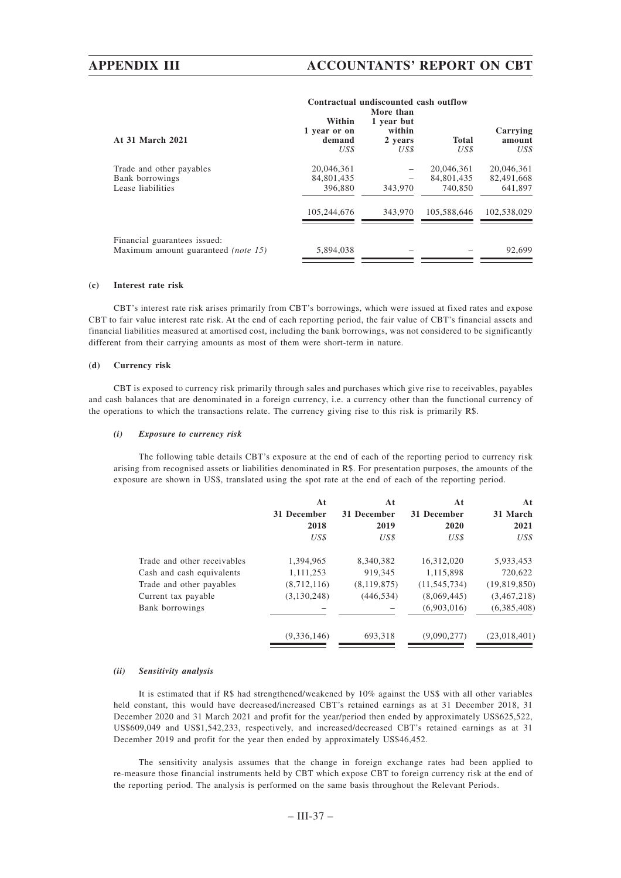| At 31 March 2021 | Contractual undiscounted cash outflow | | | |
|---|---|---|---|---|
| | Within 1 year or on demand | More than 1 year but within 2 years | Total | Carrying amount |
| | US$ | US$ | US$ | US$ |
| Trade and other payables | 20,046,361 | – | 20,046,361 | 20,046,361 |
| Bank borrowings | 84,801,435 | – | 84,801,435 | 82,491,668 |
| Lease liabilities | 396,880 | 343,970 | 740,850 | 641,897 |
| | 105,244,676 | 343,970 | 105,588,646 | 102,538,029 |
| Financial guarantees issued: Maximum amount guaranteed *(note 15)* | 5,894,038 | – | – | 92,699 |

**(c) Interest rate risk**

CBT's interest rate risk arises primarily from CBT's borrowings, which were issued at fixed rates and expose CBT to fair value interest rate risk. At the end of each reporting period, the fair value of CBT's financial assets and financial liabilities measured at amortised cost, including the bank borrowings, was not considered to be significantly different from their carrying amounts as most of them were short-term in nature.

**(d) Currency risk**

CBT is exposed to currency risk primarily through sales and purchases which give rise to receivables, payables and cash balances that are denominated in a foreign currency, i.e. a currency other than the functional currency of the operations to which the transactions relate. The currency giving rise to this risk is primarily R$.

***(i) Exposure to currency risk***

The following table details CBT's exposure at the end of each of the reporting period to currency risk arising from recognised assets or liabilities denominated in R$. For presentation purposes, the amounts of the exposure are shown in US$, translated using the spot rate at the end of each of the reporting period.

| | At 31 December 2018 | At 31 December 2019 | At 31 December 2020 | At 31 March 2021 |
|---|---|---|---|---|
| | US$ | US$ | US$ | US$ |
| Trade and other receivables | 1,394,965 | 8,340,382 | 16,312,020 | 5,933,453 |
| Cash and cash equivalents | 1,111,253 | 919,345 | 1,115,898 | 720,622 |
| Trade and other payables | (8,712,116) | (8,119,875) | (11,545,734) | (19,819,850) |
| Current tax payable | (3,130,248) | (446,534) | (8,069,445) | (3,467,218) |
| Bank borrowings | – | – | (6,903,016) | (6,385,408) |
| | (9,336,146) | 693,318 | (9,090,277) | (23,018,401) |

***(ii) Sensitivity analysis***

It is estimated that if R$ had strengthened/weakened by 10% against the US$ with all other variables held constant, this would have decreased/increased CBT's retained earnings as at 31 December 2018, 31 December 2020 and 31 March 2021 and profit for the year/period then ended by approximately US$625,522, US$609,049 and US$1,542,233, respectively, and increased/decreased CBT's retained earnings as at 31 December 2019 and profit for the year then ended by approximately US$46,452.

The sensitivity analysis assumes that the change in foreign exchange rates had been applied to re-measure those financial instruments held by CBT which expose CBT to foreign currency risk at the end of the reporting period. The analysis is performed on the same basis throughout the Relevant Periods.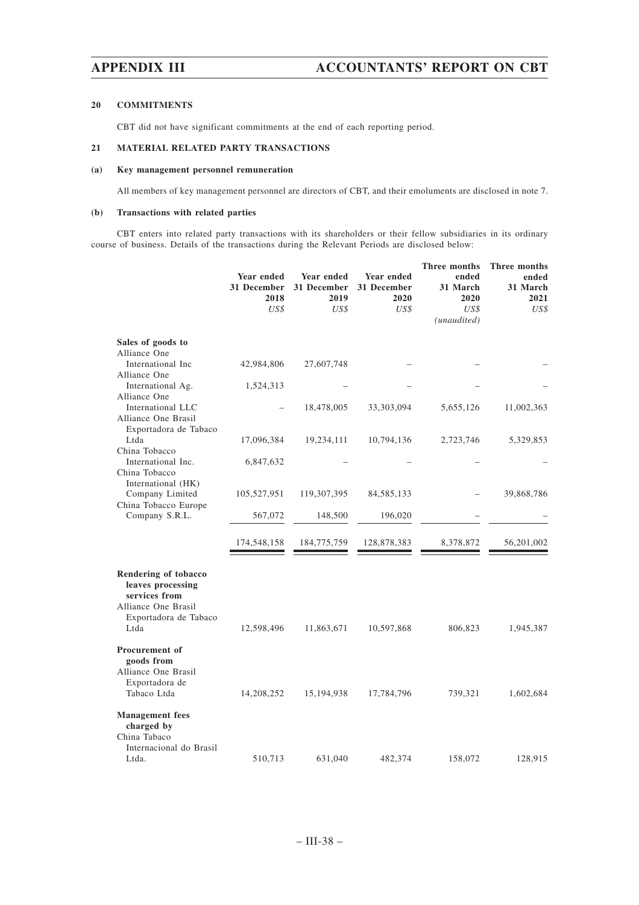#### 20 COMMITMENTS

CBT did not have significant commitments at the end of each reporting period.

#### 21 MATERIAL RELATED PARTY TRANSACTIONS

**(a) Key management personnel remuneration**

All members of key management personnel are directors of CBT, and their emoluments are disclosed in note 7.

**(b) Transactions with related parties**

CBT enters into related party transactions with its shareholders or their fellow subsidiaries in its ordinary course of business. Details of the transactions during the Relevant Periods are disclosed below:

| | Year ended 31 December 2018 | Year ended 31 December 2019 | Year ended 31 December 2020 | Three months ended 31 March 2020 | Three months ended 31 March 2021 |
|---|---|---|---|---|---|
| | *US$* | *US$* | *US$* | *US$* | *US$* |
| | | | | *(unaudited)* | |
| **Sales of goods to** | | | | | |
| Alliance One International Inc | 42,984,806 | 27,607,748 | – | – | – |
| Alliance One International Ag. | 1,524,313 | – | – | – | – |
| Alliance One International LLC | – | 18,478,005 | 33,303,094 | 5,655,126 | 11,002,363 |
| Alliance One Brasil Exportadora de Tabaco Ltda | 17,096,384 | 19,234,111 | 10,794,136 | 2,723,746 | 5,329,853 |
| China Tobacco International Inc. | 6,847,632 | – | – | – | – |
| China Tobacco International (HK) Company Limited | 105,527,951 | 119,307,395 | 84,585,133 | – | 39,868,786 |
| China Tobacco Europe Company S.R.L. | 567,072 | 148,500 | 196,020 | – | – |
| | 174,548,158 | 184,775,759 | 128,878,383 | 8,378,872 | 56,201,002 |
| **Rendering of tobacco leaves processing services from** | | | | | |
| Alliance One Brasil Exportadora de Tabaco Ltda | 12,598,496 | 11,863,671 | 10,597,868 | 806,823 | 1,945,387 |
| **Procurement of goods from** | | | | | |
| Alliance One Brasil Exportadora de Tabaco Ltda | 14,208,252 | 15,194,938 | 17,784,796 | 739,321 | 1,602,684 |
| **Management fees charged by** | | | | | |
| China Tabaco Internacional do Brasil Ltda. | 510,713 | 631,040 | 482,374 | 158,072 | 128,915 |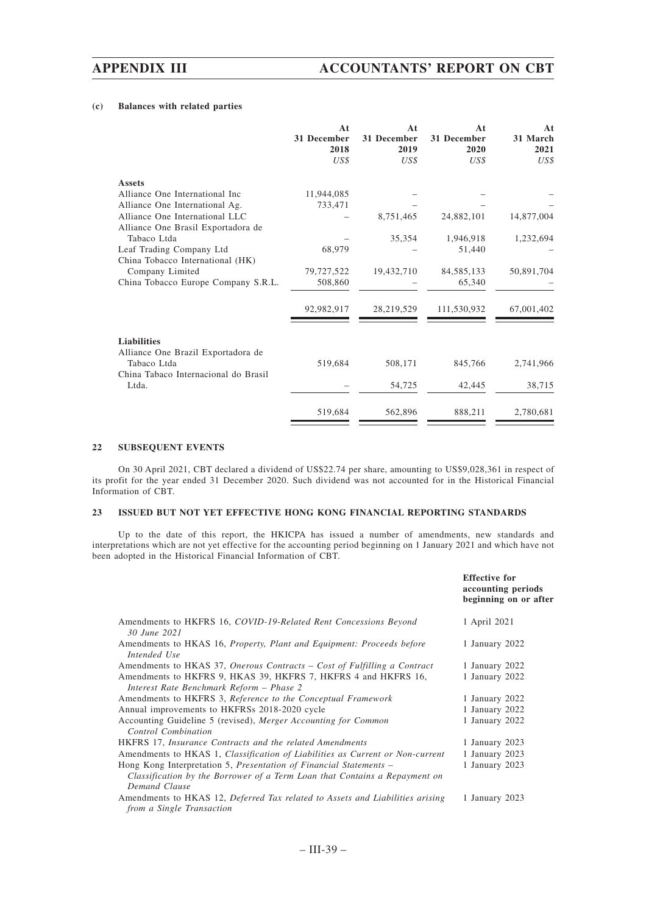**(c) Balances with related parties**

| | At 31 December 2018 | At 31 December 2019 | At 31 December 2020 | At 31 March 2021 |
|---|---|---|---|---|
| | *US$* | *US$* | *US$* | *US$* |
| **Assets** | | | | |
| Alliance One International Inc | 11,944,085 | – | – | – |
| Alliance One International Ag. | 733,471 | – | – | – |
| Alliance One International LLC | – | 8,751,465 | 24,882,101 | 14,877,004 |
| Alliance One Brasil Exportadora de Tabaco Ltda | – | 35,354 | 1,946,918 | 1,232,694 |
| Leaf Trading Company Ltd | 68,979 | – | 51,440 | – |
| China Tobacco International (HK) Company Limited | 79,727,522 | 19,432,710 | 84,585,133 | 50,891,704 |
| China Tobacco Europe Company S.R.L. | 508,860 | – | 65,340 | – |
| | 92,982,917 | 28,219,529 | 111,530,932 | 67,001,402 |
| **Liabilities** | | | | |
| Alliance One Brazil Exportadora de Tabaco Ltda | 519,684 | 508,171 | 845,766 | 2,741,966 |
| China Tabaco Internacional do Brasil Ltda. | – | 54,725 | 42,445 | 38,715 |
| | 519,684 | 562,896 | 888,211 | 2,780,681 |

**22 SUBSEQUENT EVENTS**

On 30 April 2021, CBT declared a dividend of US$22.74 per share, amounting to US$9,028,361 in respect of its profit for the year ended 31 December 2020. Such dividend was not accounted for in the Historical Financial Information of CBT.

**23 ISSUED BUT NOT YET EFFECTIVE HONG KONG FINANCIAL REPORTING STANDARDS**

Up to the date of this report, the HKICPA has issued a number of amendments, new standards and interpretations which are not yet effective for the accounting period beginning on 1 January 2021 and which have not been adopted in the Historical Financial Information of CBT.

| | Effective for accounting periods beginning on or after |
|---|---|
| Amendments to HKFRS 16, *COVID-19-Related Rent Concessions Beyond 30 June 2021* | 1 April 2021 |
| Amendments to HKAS 16, *Property, Plant and Equipment: Proceeds before Intended Use* | 1 January 2022 |
| Amendments to HKAS 37, *Onerous Contracts – Cost of Fulfilling a Contract* | 1 January 2022 |
| Amendments to HKFRS 9, HKAS 39, HKFRS 7, HKFRS 4 and HKFRS 16, *Interest Rate Benchmark Reform – Phase 2* | 1 January 2022 |
| Amendments to HKFRS 3, *Reference to the Conceptual Framework* | 1 January 2022 |
| Annual improvements to HKFRSs 2018-2020 cycle | 1 January 2022 |
| Accounting Guideline 5 (revised), *Merger Accounting for Common Control Combination* | 1 January 2022 |
| HKFRS 17, *Insurance Contracts and the related Amendments* | 1 January 2023 |
| Amendments to HKAS 1, *Classification of Liabilities as Current or Non-current* | 1 January 2023 |
| Hong Kong Interpretation 5, *Presentation of Financial Statements – Classification by the Borrower of a Term Loan that Contains a Repayment on Demand Clause* | 1 January 2023 |
| Amendments to HKAS 12, *Deferred Tax related to Assets and Liabilities arising from a Single Transaction* | 1 January 2023 |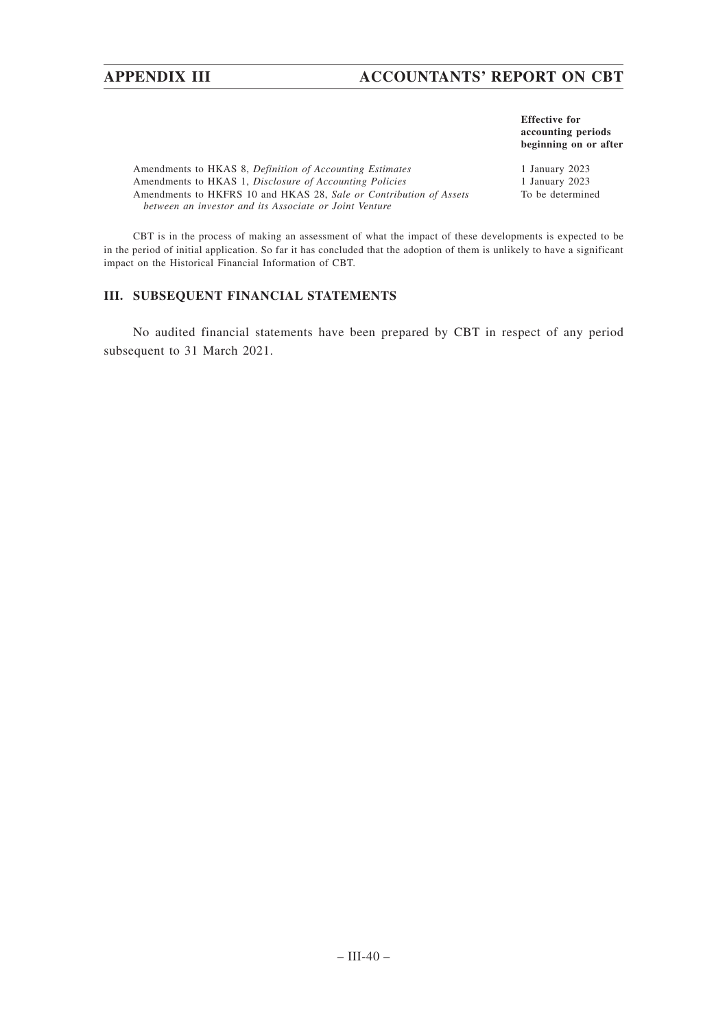| | Effective for accounting periods beginning on or after |
|---|---|
| Amendments to HKAS 8, *Definition of Accounting Estimates* | 1 January 2023 |
| Amendments to HKAS 1, *Disclosure of Accounting Policies* | 1 January 2023 |
| Amendments to HKFRS 10 and HKAS 28, *Sale or Contribution of Assets between an investor and its Associate or Joint Venture* | To be determined |

CBT is in the process of making an assessment of what the impact of these developments is expected to be in the period of initial application. So far it has concluded that the adoption of them is unlikely to have a significant impact on the Historical Financial Information of CBT.

## III. SUBSEQUENT FINANCIAL STATEMENTS

No audited financial statements have been prepared by CBT in respect of any period subsequent to 31 March 2021.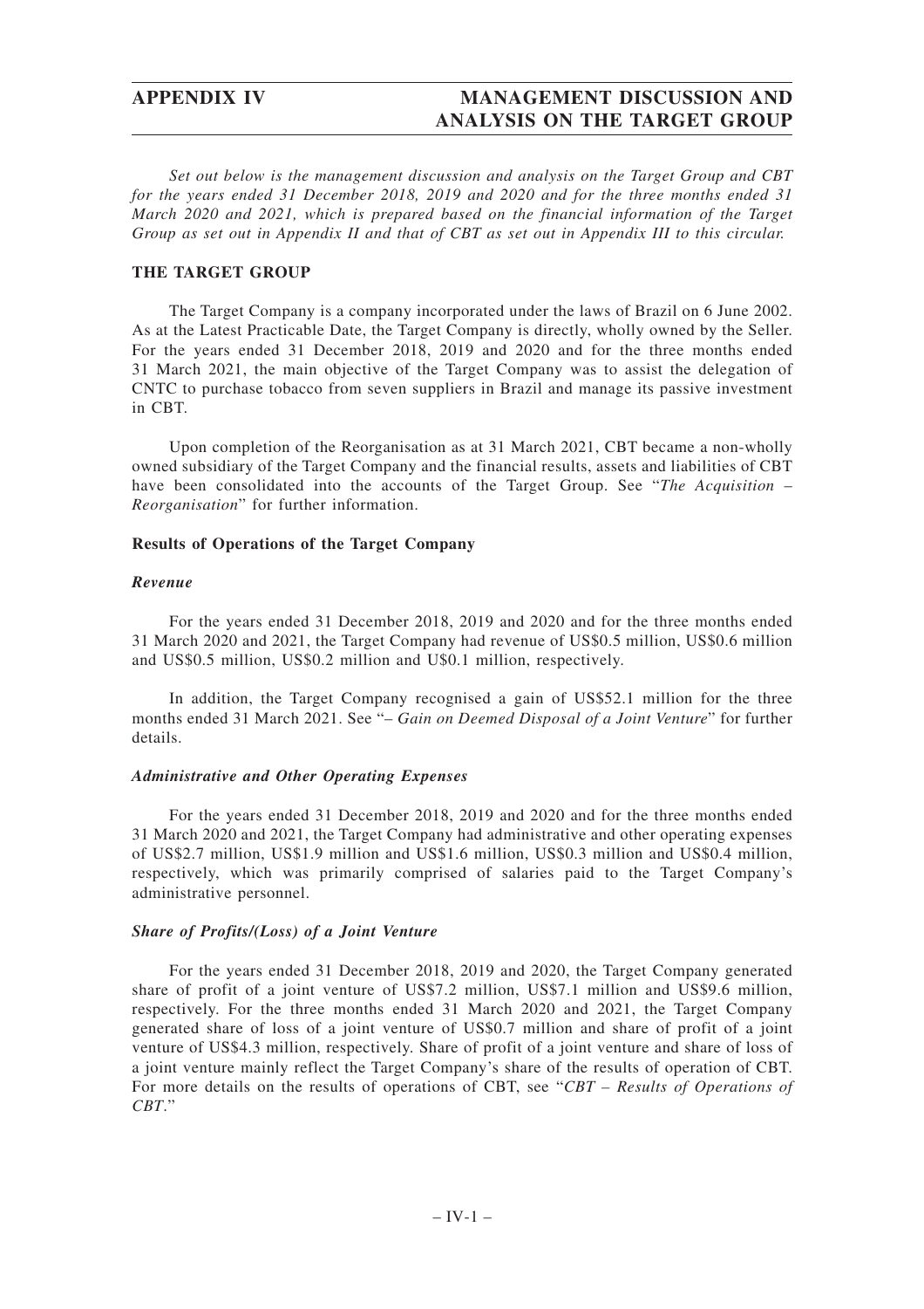*Set out below is the management discussion and analysis on the Target Group and CBT for the years ended 31 December 2018, 2019 and 2020 and for the three months ended 31 March 2020 and 2021, which is prepared based on the financial information of the Target Group as set out in Appendix II and that of CBT as set out in Appendix III to this circular.*

## THE TARGET GROUP

The Target Company is a company incorporated under the laws of Brazil on 6 June 2002. As at the Latest Practicable Date, the Target Company is directly, wholly owned by the Seller. For the years ended 31 December 2018, 2019 and 2020 and for the three months ended 31 March 2021, the main objective of the Target Company was to assist the delegation of CNTC to purchase tobacco from seven suppliers in Brazil and manage its passive investment in CBT.

Upon completion of the Reorganisation as at 31 March 2021, CBT became a non-wholly owned subsidiary of the Target Company and the financial results, assets and liabilities of CBT have been consolidated into the accounts of the Target Group. See "*The Acquisition – Reorganisation*" for further information.

### Results of Operations of the Target Company

#### *Revenue*

For the years ended 31 December 2018, 2019 and 2020 and for the three months ended 31 March 2020 and 2021, the Target Company had revenue of US$0.5 million, US$0.6 million and US$0.5 million, US$0.2 million and U$0.1 million, respectively.

In addition, the Target Company recognised a gain of US$52.1 million for the three months ended 31 March 2021. See "*– Gain on Deemed Disposal of a Joint Venture*" for further details.

#### *Administrative and Other Operating Expenses*

For the years ended 31 December 2018, 2019 and 2020 and for the three months ended 31 March 2020 and 2021, the Target Company had administrative and other operating expenses of US$2.7 million, US$1.9 million and US$1.6 million, US$0.3 million and US$0.4 million, respectively, which was primarily comprised of salaries paid to the Target Company's administrative personnel.

#### *Share of Profits/(Loss) of a Joint Venture*

For the years ended 31 December 2018, 2019 and 2020, the Target Company generated share of profit of a joint venture of US$7.2 million, US$7.1 million and US$9.6 million, respectively. For the three months ended 31 March 2020 and 2021, the Target Company generated share of loss of a joint venture of US$0.7 million and share of profit of a joint venture of US$4.3 million, respectively. Share of profit of a joint venture and share of loss of a joint venture mainly reflect the Target Company's share of the results of operation of CBT. For more details on the results of operations of CBT, see "*CBT – Results of Operations of CBT*."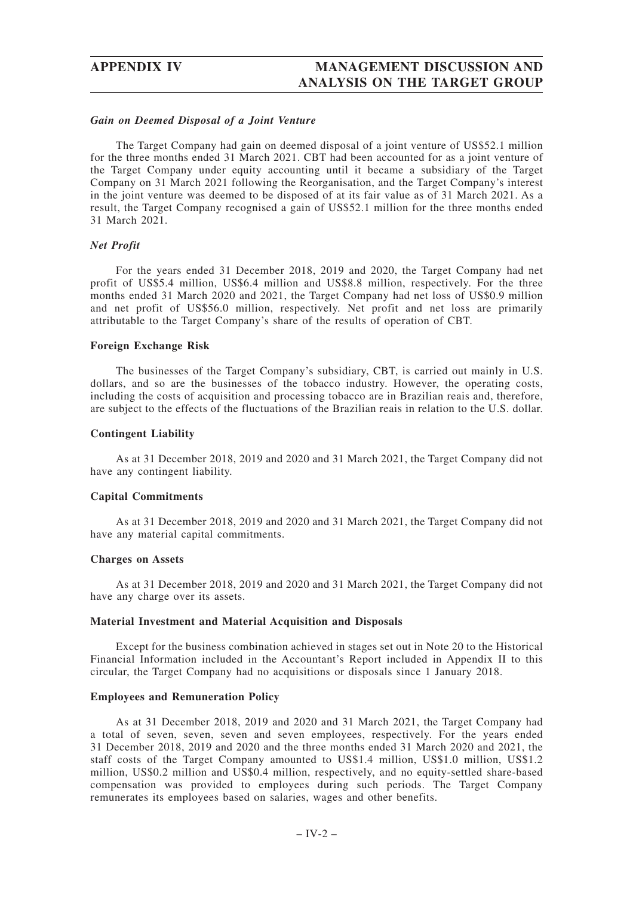### *Gain on Deemed Disposal of a Joint Venture*

The Target Company had gain on deemed disposal of a joint venture of US$52.1 million for the three months ended 31 March 2021. CBT had been accounted for as a joint venture of the Target Company under equity accounting until it became a subsidiary of the Target Company on 31 March 2021 following the Reorganisation, and the Target Company's interest in the joint venture was deemed to be disposed of at its fair value as of 31 March 2021. As a result, the Target Company recognised a gain of US$52.1 million for the three months ended 31 March 2021.

### *Net Profit*

For the years ended 31 December 2018, 2019 and 2020, the Target Company had net profit of US$5.4 million, US$6.4 million and US$8.8 million, respectively. For the three months ended 31 March 2020 and 2021, the Target Company had net loss of US$0.9 million and net profit of US$56.0 million, respectively. Net profit and net loss are primarily attributable to the Target Company's share of the results of operation of CBT.

## Foreign Exchange Risk

The businesses of the Target Company's subsidiary, CBT, is carried out mainly in U.S. dollars, and so are the businesses of the tobacco industry. However, the operating costs, including the costs of acquisition and processing tobacco are in Brazilian reais and, therefore, are subject to the effects of the fluctuations of the Brazilian reais in relation to the U.S. dollar.

## Contingent Liability

As at 31 December 2018, 2019 and 2020 and 31 March 2021, the Target Company did not have any contingent liability.

## Capital Commitments

As at 31 December 2018, 2019 and 2020 and 31 March 2021, the Target Company did not have any material capital commitments.

## Charges on Assets

As at 31 December 2018, 2019 and 2020 and 31 March 2021, the Target Company did not have any charge over its assets.

## Material Investment and Material Acquisition and Disposals

Except for the business combination achieved in stages set out in Note 20 to the Historical Financial Information included in the Accountant's Report included in Appendix II to this circular, the Target Company had no acquisitions or disposals since 1 January 2018.

## Employees and Remuneration Policy

As at 31 December 2018, 2019 and 2020 and 31 March 2021, the Target Company had a total of seven, seven, seven and seven employees, respectively. For the years ended 31 December 2018, 2019 and 2020 and the three months ended 31 March 2020 and 2021, the staff costs of the Target Company amounted to US$1.4 million, US$1.0 million, US$1.2 million, US$0.2 million and US$0.4 million, respectively, and no equity-settled share-based compensation was provided to employees during such periods. The Target Company remunerates its employees based on salaries, wages and other benefits.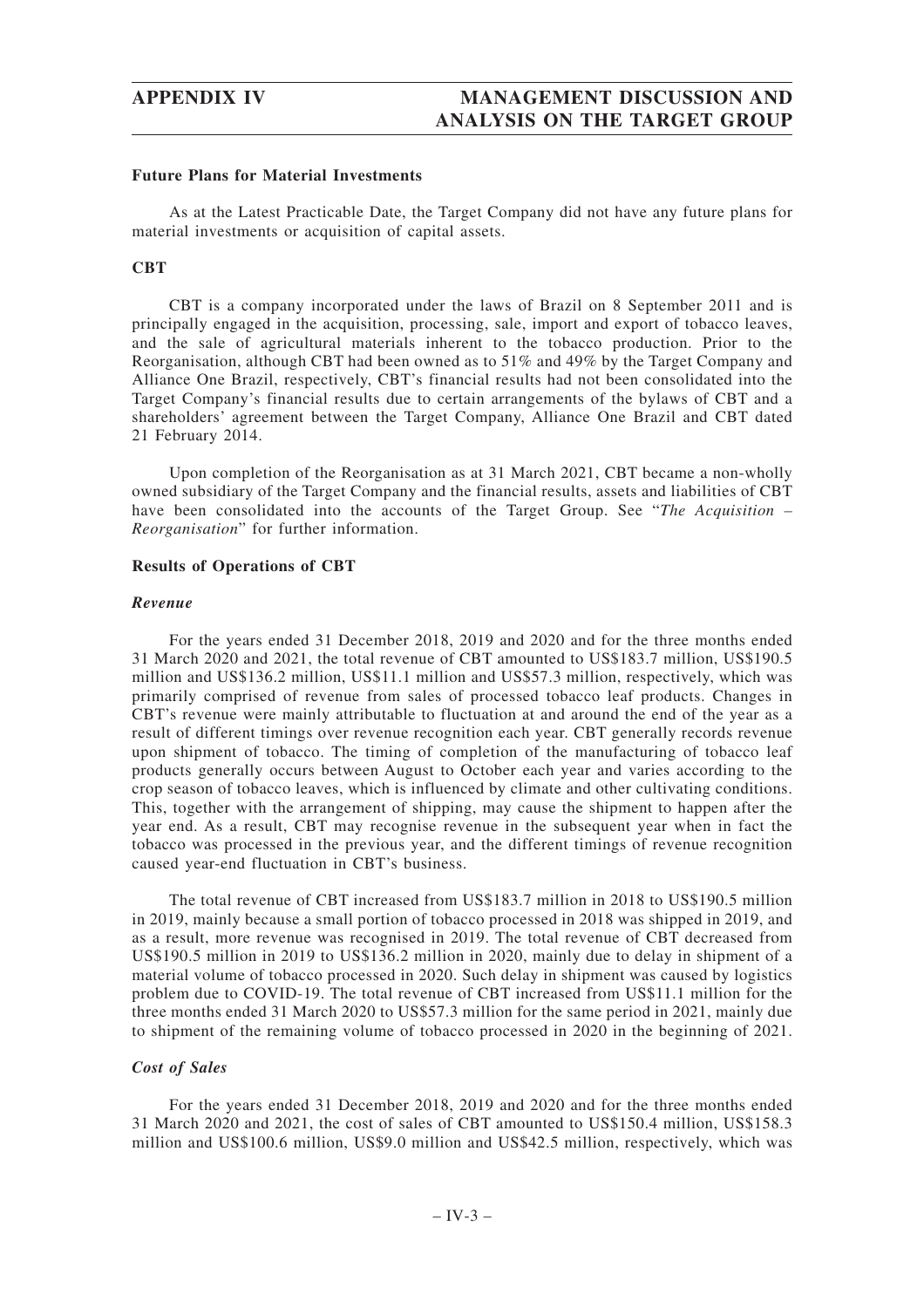#### Future Plans for Material Investments

As at the Latest Practicable Date, the Target Company did not have any future plans for material investments or acquisition of capital assets.

#### CBT

CBT is a company incorporated under the laws of Brazil on 8 September 2011 and is principally engaged in the acquisition, processing, sale, import and export of tobacco leaves, and the sale of agricultural materials inherent to the tobacco production. Prior to the Reorganisation, although CBT had been owned as to 51% and 49% by the Target Company and Alliance One Brazil, respectively, CBT's financial results had not been consolidated into the Target Company's financial results due to certain arrangements of the bylaws of CBT and a shareholders' agreement between the Target Company, Alliance One Brazil and CBT dated 21 February 2014.

Upon completion of the Reorganisation as at 31 March 2021, CBT became a non-wholly owned subsidiary of the Target Company and the financial results, assets and liabilities of CBT have been consolidated into the accounts of the Target Group. See "*The Acquisition – Reorganisation*" for further information.

#### Results of Operations of CBT

##### *Revenue*

For the years ended 31 December 2018, 2019 and 2020 and for the three months ended 31 March 2020 and 2021, the total revenue of CBT amounted to US$183.7 million, US$190.5 million and US$136.2 million, US$11.1 million and US$57.3 million, respectively, which was primarily comprised of revenue from sales of processed tobacco leaf products. Changes in CBT's revenue were mainly attributable to fluctuation at and around the end of the year as a result of different timings over revenue recognition each year. CBT generally records revenue upon shipment of tobacco. The timing of completion of the manufacturing of tobacco leaf products generally occurs between August to October each year and varies according to the crop season of tobacco leaves, which is influenced by climate and other cultivating conditions. This, together with the arrangement of shipping, may cause the shipment to happen after the year end. As a result, CBT may recognise revenue in the subsequent year when in fact the tobacco was processed in the previous year, and the different timings of revenue recognition caused year-end fluctuation in CBT's business.

The total revenue of CBT increased from US$183.7 million in 2018 to US$190.5 million in 2019, mainly because a small portion of tobacco processed in 2018 was shipped in 2019, and as a result, more revenue was recognised in 2019. The total revenue of CBT decreased from US$190.5 million in 2019 to US$136.2 million in 2020, mainly due to delay in shipment of a material volume of tobacco processed in 2020. Such delay in shipment was caused by logistics problem due to COVID-19. The total revenue of CBT increased from US$11.1 million for the three months ended 31 March 2020 to US$57.3 million for the same period in 2021, mainly due to shipment of the remaining volume of tobacco processed in 2020 in the beginning of 2021.

##### *Cost of Sales*

For the years ended 31 December 2018, 2019 and 2020 and for the three months ended 31 March 2020 and 2021, the cost of sales of CBT amounted to US$150.4 million, US$158.3 million and US$100.6 million, US$9.0 million and US$42.5 million, respectively, which was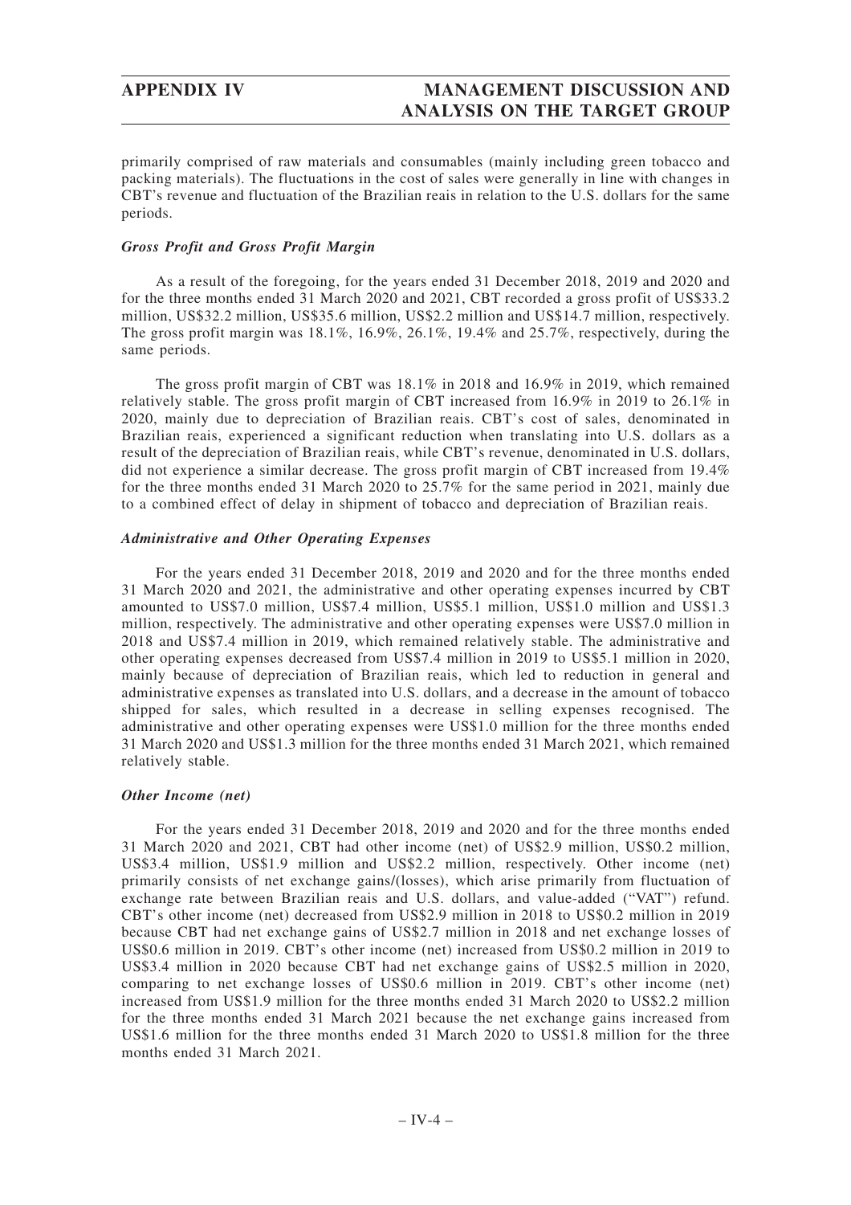primarily comprised of raw materials and consumables (mainly including green tobacco and packing materials). The fluctuations in the cost of sales were generally in line with changes in CBT's revenue and fluctuation of the Brazilian reais in relation to the U.S. dollars for the same periods.

***Gross Profit and Gross Profit Margin***

As a result of the foregoing, for the years ended 31 December 2018, 2019 and 2020 and for the three months ended 31 March 2020 and 2021, CBT recorded a gross profit of US$33.2 million, US$32.2 million, US$35.6 million, US$2.2 million and US$14.7 million, respectively. The gross profit margin was 18.1%, 16.9%, 26.1%, 19.4% and 25.7%, respectively, during the same periods.

The gross profit margin of CBT was 18.1% in 2018 and 16.9% in 2019, which remained relatively stable. The gross profit margin of CBT increased from 16.9% in 2019 to 26.1% in 2020, mainly due to depreciation of Brazilian reais. CBT's cost of sales, denominated in Brazilian reais, experienced a significant reduction when translating into U.S. dollars as a result of the depreciation of Brazilian reais, while CBT's revenue, denominated in U.S. dollars, did not experience a similar decrease. The gross profit margin of CBT increased from 19.4% for the three months ended 31 March 2020 to 25.7% for the same period in 2021, mainly due to a combined effect of delay in shipment of tobacco and depreciation of Brazilian reais.

***Administrative and Other Operating Expenses***

For the years ended 31 December 2018, 2019 and 2020 and for the three months ended 31 March 2020 and 2021, the administrative and other operating expenses incurred by CBT amounted to US$7.0 million, US$7.4 million, US$5.1 million, US$1.0 million and US$1.3 million, respectively. The administrative and other operating expenses were US$7.0 million in 2018 and US$7.4 million in 2019, which remained relatively stable. The administrative and other operating expenses decreased from US$7.4 million in 2019 to US$5.1 million in 2020, mainly because of depreciation of Brazilian reais, which led to reduction in general and administrative expenses as translated into U.S. dollars, and a decrease in the amount of tobacco shipped for sales, which resulted in a decrease in selling expenses recognised. The administrative and other operating expenses were US$1.0 million for the three months ended 31 March 2020 and US$1.3 million for the three months ended 31 March 2021, which remained relatively stable.

***Other Income (net)***

For the years ended 31 December 2018, 2019 and 2020 and for the three months ended 31 March 2020 and 2021, CBT had other income (net) of US$2.9 million, US$0.2 million, US$3.4 million, US$1.9 million and US$2.2 million, respectively. Other income (net) primarily consists of net exchange gains/(losses), which arise primarily from fluctuation of exchange rate between Brazilian reais and U.S. dollars, and value-added ("VAT") refund. CBT's other income (net) decreased from US$2.9 million in 2018 to US$0.2 million in 2019 because CBT had net exchange gains of US$2.7 million in 2018 and net exchange losses of US$0.6 million in 2019. CBT's other income (net) increased from US$0.2 million in 2019 to US$3.4 million in 2020 because CBT had net exchange gains of US$2.5 million in 2020, comparing to net exchange losses of US$0.6 million in 2019. CBT's other income (net) increased from US$1.9 million for the three months ended 31 March 2020 to US$2.2 million for the three months ended 31 March 2021 because the net exchange gains increased from US$1.6 million for the three months ended 31 March 2020 to US$1.8 million for the three months ended 31 March 2021.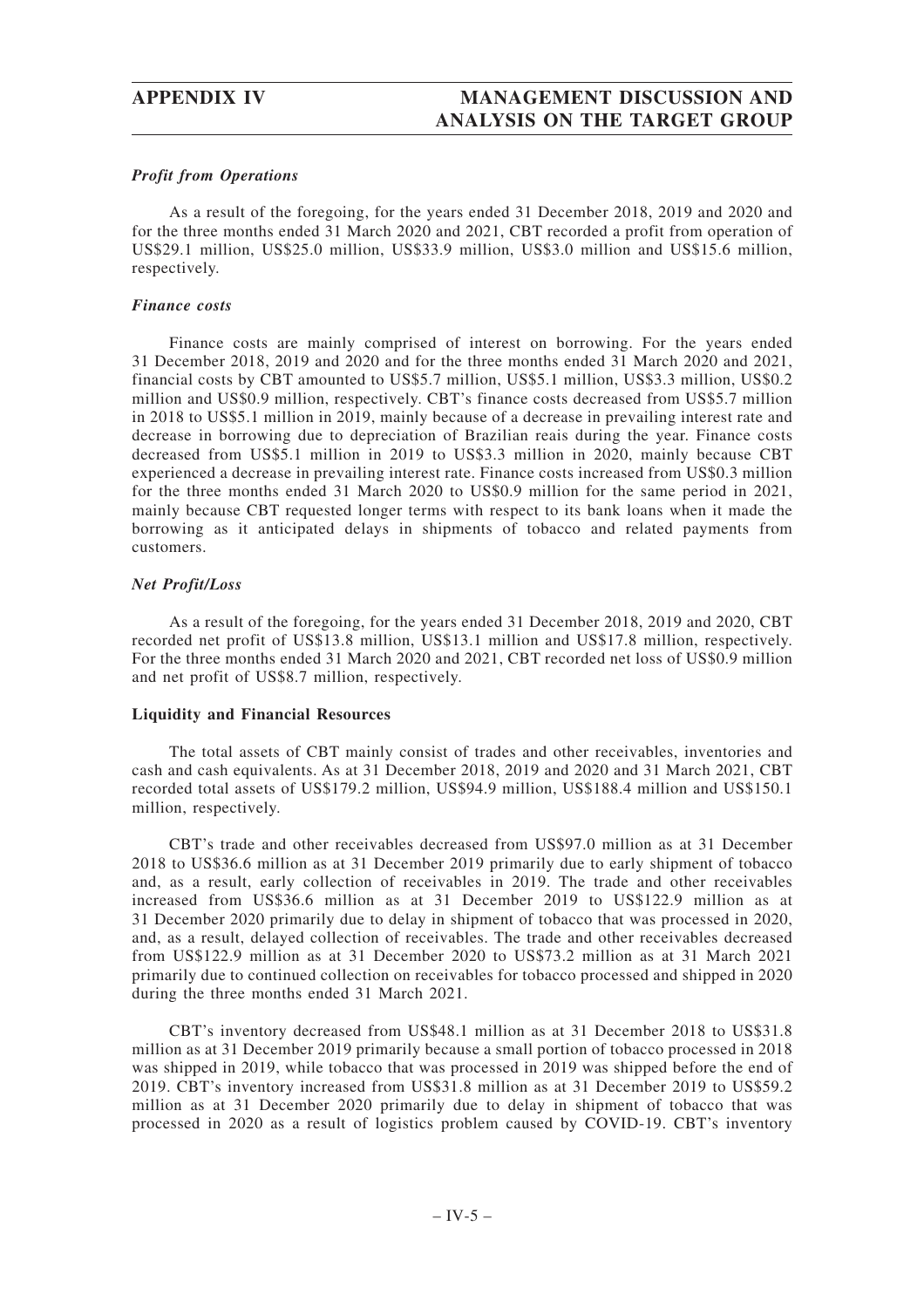### *Profit from Operations*

As a result of the foregoing, for the years ended 31 December 2018, 2019 and 2020 and for the three months ended 31 March 2020 and 2021, CBT recorded a profit from operation of US$29.1 million, US$25.0 million, US$33.9 million, US$3.0 million and US$15.6 million, respectively.

### *Finance costs*

Finance costs are mainly comprised of interest on borrowing. For the years ended 31 December 2018, 2019 and 2020 and for the three months ended 31 March 2020 and 2021, financial costs by CBT amounted to US$5.7 million, US$5.1 million, US$3.3 million, US$0.2 million and US$0.9 million, respectively. CBT's finance costs decreased from US$5.7 million in 2018 to US$5.1 million in 2019, mainly because of a decrease in prevailing interest rate and decrease in borrowing due to depreciation of Brazilian reais during the year. Finance costs decreased from US$5.1 million in 2019 to US$3.3 million in 2020, mainly because CBT experienced a decrease in prevailing interest rate. Finance costs increased from US$0.3 million for the three months ended 31 March 2020 to US$0.9 million for the same period in 2021, mainly because CBT requested longer terms with respect to its bank loans when it made the borrowing as it anticipated delays in shipments of tobacco and related payments from customers.

### *Net Profit/Loss*

As a result of the foregoing, for the years ended 31 December 2018, 2019 and 2020, CBT recorded net profit of US$13.8 million, US$13.1 million and US$17.8 million, respectively. For the three months ended 31 March 2020 and 2021, CBT recorded net loss of US$0.9 million and net profit of US$8.7 million, respectively.

### Liquidity and Financial Resources

The total assets of CBT mainly consist of trades and other receivables, inventories and cash and cash equivalents. As at 31 December 2018, 2019 and 2020 and 31 March 2021, CBT recorded total assets of US$179.2 million, US$94.9 million, US$188.4 million and US$150.1 million, respectively.

CBT's trade and other receivables decreased from US$97.0 million as at 31 December 2018 to US$36.6 million as at 31 December 2019 primarily due to early shipment of tobacco and, as a result, early collection of receivables in 2019. The trade and other receivables increased from US$36.6 million as at 31 December 2019 to US$122.9 million as at 31 December 2020 primarily due to delay in shipment of tobacco that was processed in 2020, and, as a result, delayed collection of receivables. The trade and other receivables decreased from US$122.9 million as at 31 December 2020 to US$73.2 million as at 31 March 2021 primarily due to continued collection on receivables for tobacco processed and shipped in 2020 during the three months ended 31 March 2021.

CBT's inventory decreased from US$48.1 million as at 31 December 2018 to US$31.8 million as at 31 December 2019 primarily because a small portion of tobacco processed in 2018 was shipped in 2019, while tobacco that was processed in 2019 was shipped before the end of 2019. CBT's inventory increased from US$31.8 million as at 31 December 2019 to US$59.2 million as at 31 December 2020 primarily due to delay in shipment of tobacco that was processed in 2020 as a result of logistics problem caused by COVID-19. CBT's inventory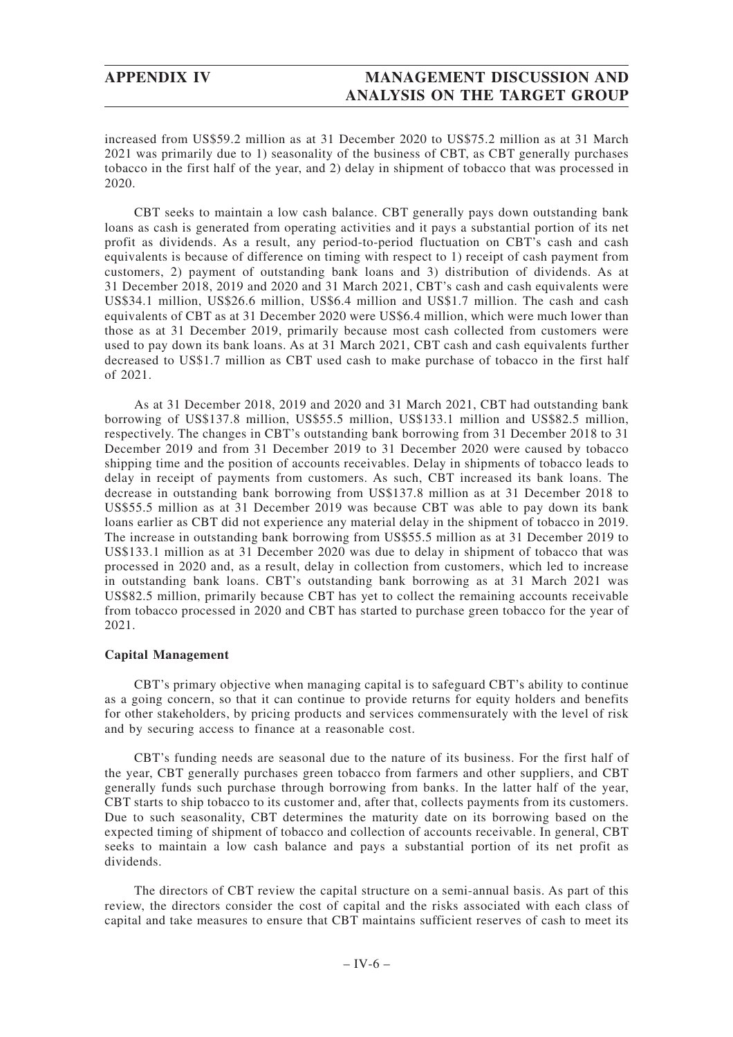increased from US$59.2 million as at 31 December 2020 to US$75.2 million as at 31 March 2021 was primarily due to 1) seasonality of the business of CBT, as CBT generally purchases tobacco in the first half of the year, and 2) delay in shipment of tobacco that was processed in 2020.

CBT seeks to maintain a low cash balance. CBT generally pays down outstanding bank loans as cash is generated from operating activities and it pays a substantial portion of its net profit as dividends. As a result, any period-to-period fluctuation on CBT's cash and cash equivalents is because of difference on timing with respect to 1) receipt of cash payment from customers, 2) payment of outstanding bank loans and 3) distribution of dividends. As at 31 December 2018, 2019 and 2020 and 31 March 2021, CBT's cash and cash equivalents were US$34.1 million, US$26.6 million, US$6.4 million and US$1.7 million. The cash and cash equivalents of CBT as at 31 December 2020 were US$6.4 million, which were much lower than those as at 31 December 2019, primarily because most cash collected from customers were used to pay down its bank loans. As at 31 March 2021, CBT cash and cash equivalents further decreased to US$1.7 million as CBT used cash to make purchase of tobacco in the first half of 2021.

As at 31 December 2018, 2019 and 2020 and 31 March 2021, CBT had outstanding bank borrowing of US$137.8 million, US$55.5 million, US$133.1 million and US$82.5 million, respectively. The changes in CBT's outstanding bank borrowing from 31 December 2018 to 31 December 2019 and from 31 December 2019 to 31 December 2020 were caused by tobacco shipping time and the position of accounts receivables. Delay in shipments of tobacco leads to delay in receipt of payments from customers. As such, CBT increased its bank loans. The decrease in outstanding bank borrowing from US$137.8 million as at 31 December 2018 to US$55.5 million as at 31 December 2019 was because CBT was able to pay down its bank loans earlier as CBT did not experience any material delay in the shipment of tobacco in 2019. The increase in outstanding bank borrowing from US$55.5 million as at 31 December 2019 to US$133.1 million as at 31 December 2020 was due to delay in shipment of tobacco that was processed in 2020 and, as a result, delay in collection from customers, which led to increase in outstanding bank loans. CBT's outstanding bank borrowing as at 31 March 2021 was US$82.5 million, primarily because CBT has yet to collect the remaining accounts receivable from tobacco processed in 2020 and CBT has started to purchase green tobacco for the year of 2021.

**Capital Management**

CBT's primary objective when managing capital is to safeguard CBT's ability to continue as a going concern, so that it can continue to provide returns for equity holders and benefits for other stakeholders, by pricing products and services commensurately with the level of risk and by securing access to finance at a reasonable cost.

CBT's funding needs are seasonal due to the nature of its business. For the first half of the year, CBT generally purchases green tobacco from farmers and other suppliers, and CBT generally funds such purchase through borrowing from banks. In the latter half of the year, CBT starts to ship tobacco to its customer and, after that, collects payments from its customers. Due to such seasonality, CBT determines the maturity date on its borrowing based on the expected timing of shipment of tobacco and collection of accounts receivable. In general, CBT seeks to maintain a low cash balance and pays a substantial portion of its net profit as dividends.

The directors of CBT review the capital structure on a semi-annual basis. As part of this review, the directors consider the cost of capital and the risks associated with each class of capital and take measures to ensure that CBT maintains sufficient reserves of cash to meet its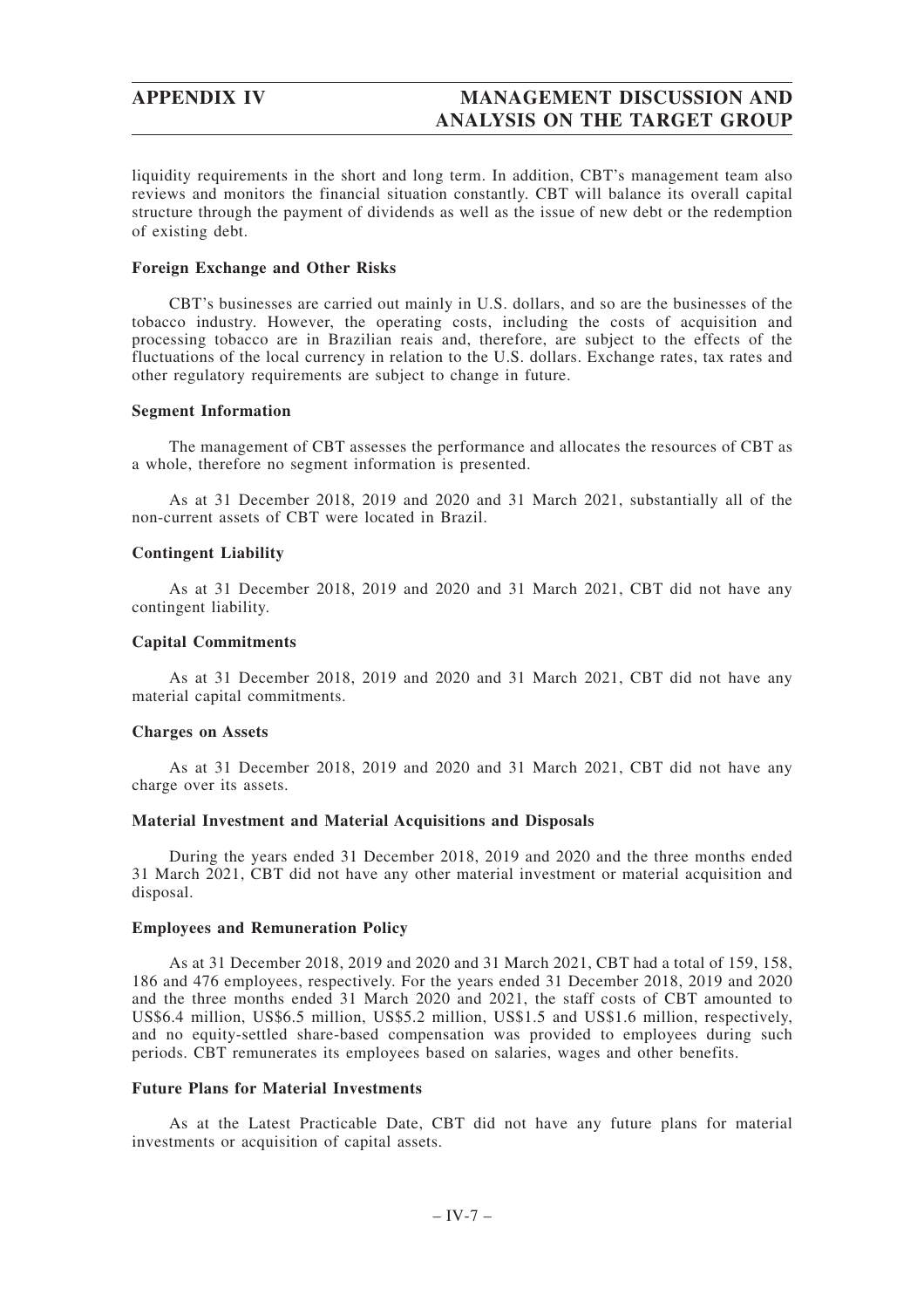liquidity requirements in the short and long term. In addition, CBT's management team also reviews and monitors the financial situation constantly. CBT will balance its overall capital structure through the payment of dividends as well as the issue of new debt or the redemption of existing debt.

**Foreign Exchange and Other Risks**

CBT's businesses are carried out mainly in U.S. dollars, and so are the businesses of the tobacco industry. However, the operating costs, including the costs of acquisition and processing tobacco are in Brazilian reais and, therefore, are subject to the effects of the fluctuations of the local currency in relation to the U.S. dollars. Exchange rates, tax rates and other regulatory requirements are subject to change in future.

**Segment Information**

The management of CBT assesses the performance and allocates the resources of CBT as a whole, therefore no segment information is presented.

As at 31 December 2018, 2019 and 2020 and 31 March 2021, substantially all of the non-current assets of CBT were located in Brazil.

**Contingent Liability**

As at 31 December 2018, 2019 and 2020 and 31 March 2021, CBT did not have any contingent liability.

**Capital Commitments**

As at 31 December 2018, 2019 and 2020 and 31 March 2021, CBT did not have any material capital commitments.

**Charges on Assets**

As at 31 December 2018, 2019 and 2020 and 31 March 2021, CBT did not have any charge over its assets.

**Material Investment and Material Acquisitions and Disposals**

During the years ended 31 December 2018, 2019 and 2020 and the three months ended 31 March 2021, CBT did not have any other material investment or material acquisition and disposal.

**Employees and Remuneration Policy**

As at 31 December 2018, 2019 and 2020 and 31 March 2021, CBT had a total of 159, 158, 186 and 476 employees, respectively. For the years ended 31 December 2018, 2019 and 2020 and the three months ended 31 March 2020 and 2021, the staff costs of CBT amounted to US$6.4 million, US$6.5 million, US$5.2 million, US$1.5 and US$1.6 million, respectively, and no equity-settled share-based compensation was provided to employees during such periods. CBT remunerates its employees based on salaries, wages and other benefits.

**Future Plans for Material Investments**

As at the Latest Practicable Date, CBT did not have any future plans for material investments or acquisition of capital assets.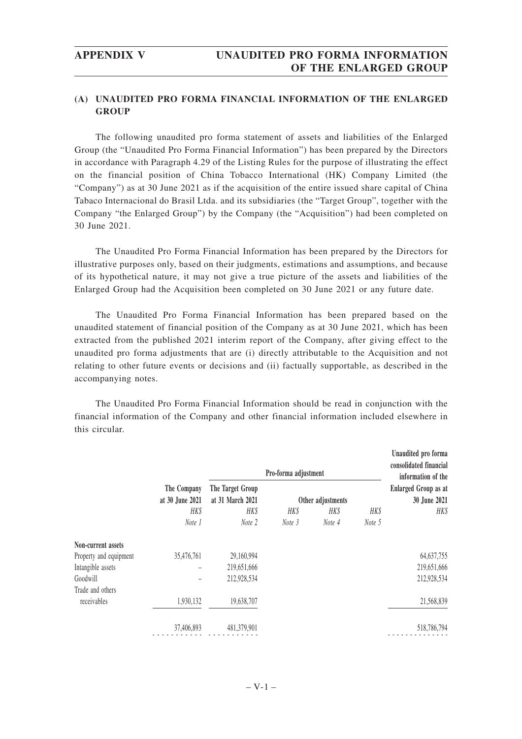## (A) UNAUDITED PRO FORMA FINANCIAL INFORMATION OF THE ENLARGED GROUP

The following unaudited pro forma statement of assets and liabilities of the Enlarged Group (the "Unaudited Pro Forma Financial Information") has been prepared by the Directors in accordance with Paragraph 4.29 of the Listing Rules for the purpose of illustrating the effect on the financial position of China Tobacco International (HK) Company Limited (the "Company") as at 30 June 2021 as if the acquisition of the entire issued share capital of China Tabaco Internacional do Brasil Ltda. and its subsidiaries (the "Target Group", together with the Company "the Enlarged Group") by the Company (the "Acquisition") had been completed on 30 June 2021.

The Unaudited Pro Forma Financial Information has been prepared by the Directors for illustrative purposes only, based on their judgments, estimations and assumptions, and because of its hypothetical nature, it may not give a true picture of the assets and liabilities of the Enlarged Group had the Acquisition been completed on 30 June 2021 or any future date.

The Unaudited Pro Forma Financial Information has been prepared based on the unaudited statement of financial position of the Company as at 30 June 2021, which has been extracted from the published 2021 interim report of the Company, after giving effect to the unaudited pro forma adjustments that are (i) directly attributable to the Acquisition and not relating to other future events or decisions and (ii) factually supportable, as described in the accompanying notes.

The Unaudited Pro Forma Financial Information should be read in conjunction with the financial information of the Company and other financial information included elsewhere in this circular.

| | | Pro-forma adjustment | | | | Unaudited pro forma consolidated financial information of the |
|---|---|---|---|---|---|---|
| | The Company at 30 June 2021 | The Target Group at 31 March 2021 | Other adjustments | | | Enlarged Group as at 30 June 2021 |
| | *HK$* | *HK$* | *HK$* | *HK$* | *HK$* | *HK$* |
| | *Note 1* | *Note 2* | *Note 3* | *Note 4* | *Note 5* | |
| **Non-current assets** | | | | | | |
| Property and equipment | 35,476,761 | 29,160,994 | | | | 64,637,755 |
| Intangible assets | – | 219,651,666 | | | | 219,651,666 |
| Goodwill | – | 212,928,534 | | | | 212,928,534 |
| Trade and others receivables | 1,930,132 | 19,638,707 | | | | 21,568,839 |
| | 37,406,893 | 481,379,901 | | | | 518,786,794 |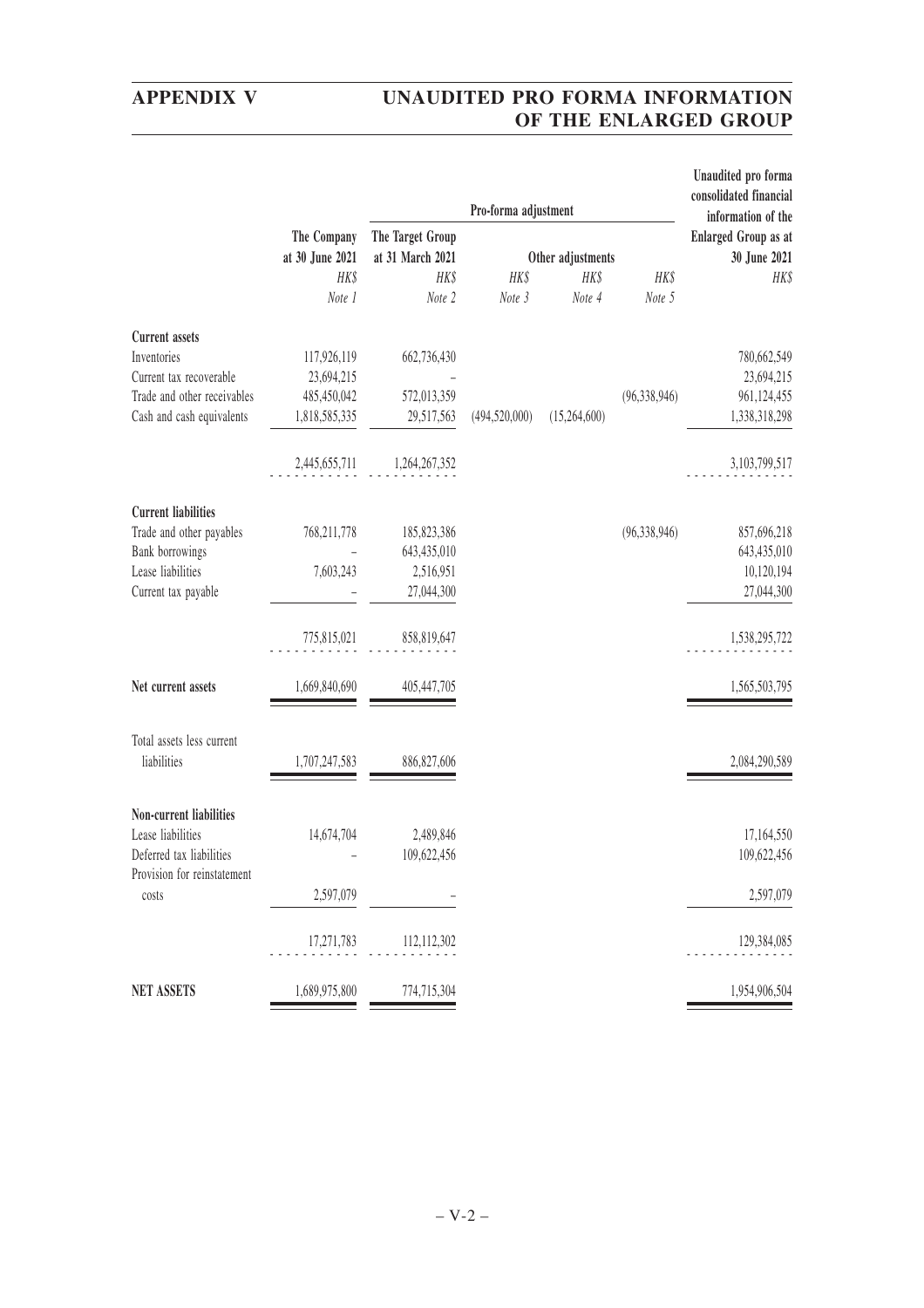| | The Company at 30 June 2021 | The Target Group at 31 March 2021 | Pro-forma adjustment | | | Unaudited pro forma consolidated financial information of the Enlarged Group as at 30 June 2021 |
|---|---|---|---|---|---|---|
| | | | | Other adjustments | | |
| | *HK$* | *HK$* | *HK$* | *HK$* | *HK$* | *HK$* |
| | *Note 1* | *Note 2* | *Note 3* | *Note 4* | *Note 5* | |
| **Current assets** | | | | | | |
| Inventories | 117,926,119 | 662,736,430 | | | | 780,662,549 |
| Current tax recoverable | 23,694,215 | – | | | | 23,694,215 |
| Trade and other receivables | 485,450,042 | 572,013,359 | | | (96,338,946) | 961,124,455 |
| Cash and cash equivalents | 1,818,585,335 | 29,517,563 | (494,520,000) | (15,264,600) | | 1,338,318,298 |
| | 2,445,655,711 | 1,264,267,352 | | | | 3,103,799,517 |
| **Current liabilities** | | | | | | |
| Trade and other payables | 768,211,778 | 185,823,386 | | | (96,338,946) | 857,696,218 |
| Bank borrowings | – | 643,435,010 | | | | 643,435,010 |
| Lease liabilities | 7,603,243 | 2,516,951 | | | | 10,120,194 |
| Current tax payable | – | 27,044,300 | | | | 27,044,300 |
| | 775,815,021 | 858,819,647 | | | | 1,538,295,722 |
| **Net current assets** | 1,669,840,690 | 405,447,705 | | | | 1,565,503,795 |
| Total assets less current liabilities | 1,707,247,583 | 886,827,606 | | | | 2,084,290,589 |
| **Non-current liabilities** | | | | | | |
| Lease liabilities | 14,674,704 | 2,489,846 | | | | 17,164,550 |
| Deferred tax liabilities | – | 109,622,456 | | | | 109,622,456 |
| Provision for reinstatement costs | 2,597,079 | – | | | | 2,597,079 |
| | 17,271,783 | 112,112,302 | | | | 129,384,085 |
| **NET ASSETS** | 1,689,975,800 | 774,715,304 | | | | 1,954,906,504 |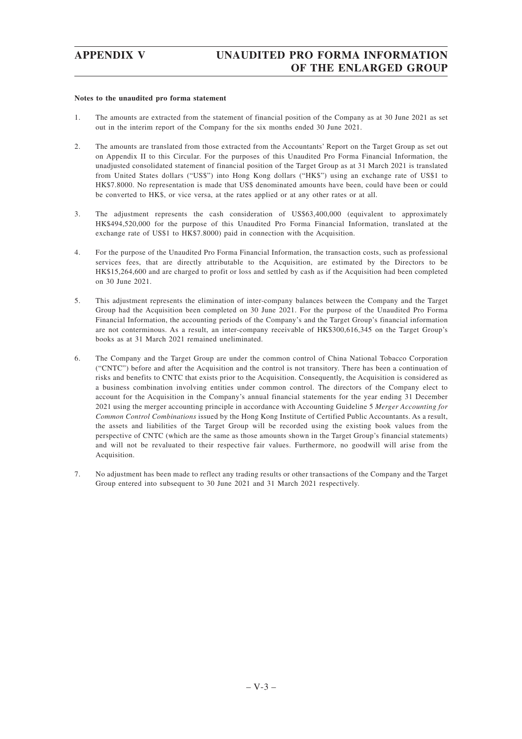**Notes to the unaudited pro forma statement**

1. The amounts are extracted from the statement of financial position of the Company as at 30 June 2021 as set out in the interim report of the Company for the six months ended 30 June 2021.

2. The amounts are translated from those extracted from the Accountants' Report on the Target Group as set out on Appendix II to this Circular. For the purposes of this Unaudited Pro Forma Financial Information, the unadjusted consolidated statement of financial position of the Target Group as at 31 March 2021 is translated from United States dollars ("US$") into Hong Kong dollars ("HK$") using an exchange rate of US$1 to HK$7.8000. No representation is made that US$ denominated amounts have been, could have been or could be converted to HK$, or vice versa, at the rates applied or at any other rates or at all.

3. The adjustment represents the cash consideration of US$63,400,000 (equivalent to approximately HK$494,520,000 for the purpose of this Unaudited Pro Forma Financial Information, translated at the exchange rate of US$1 to HK$7.8000) paid in connection with the Acquisition.

4. For the purpose of the Unaudited Pro Forma Financial Information, the transaction costs, such as professional services fees, that are directly attributable to the Acquisition, are estimated by the Directors to be HK$15,264,600 and are charged to profit or loss and settled by cash as if the Acquisition had been completed on 30 June 2021.

5. This adjustment represents the elimination of inter-company balances between the Company and the Target Group had the Acquisition been completed on 30 June 2021. For the purpose of the Unaudited Pro Forma Financial Information, the accounting periods of the Company's and the Target Group's financial information are not conterminous. As a result, an inter-company receivable of HK$300,616,345 on the Target Group's books as at 31 March 2021 remained uneliminated.

6. The Company and the Target Group are under the common control of China National Tobacco Corporation ("CNTC") before and after the Acquisition and the control is not transitory. There has been a continuation of risks and benefits to CNTC that exists prior to the Acquisition. Consequently, the Acquisition is considered as a business combination involving entities under common control. The directors of the Company elect to account for the Acquisition in the Company's annual financial statements for the year ending 31 December 2021 using the merger accounting principle in accordance with Accounting Guideline 5 *Merger Accounting for Common Control Combinations* issued by the Hong Kong Institute of Certified Public Accountants. As a result, the assets and liabilities of the Target Group will be recorded using the existing book values from the perspective of CNTC (which are the same as those amounts shown in the Target Group's financial statements) and will not be revaluated to their respective fair values. Furthermore, no goodwill will arise from the Acquisition.

7. No adjustment has been made to reflect any trading results or other transactions of the Company and the Target Group entered into subsequent to 30 June 2021 and 31 March 2021 respectively.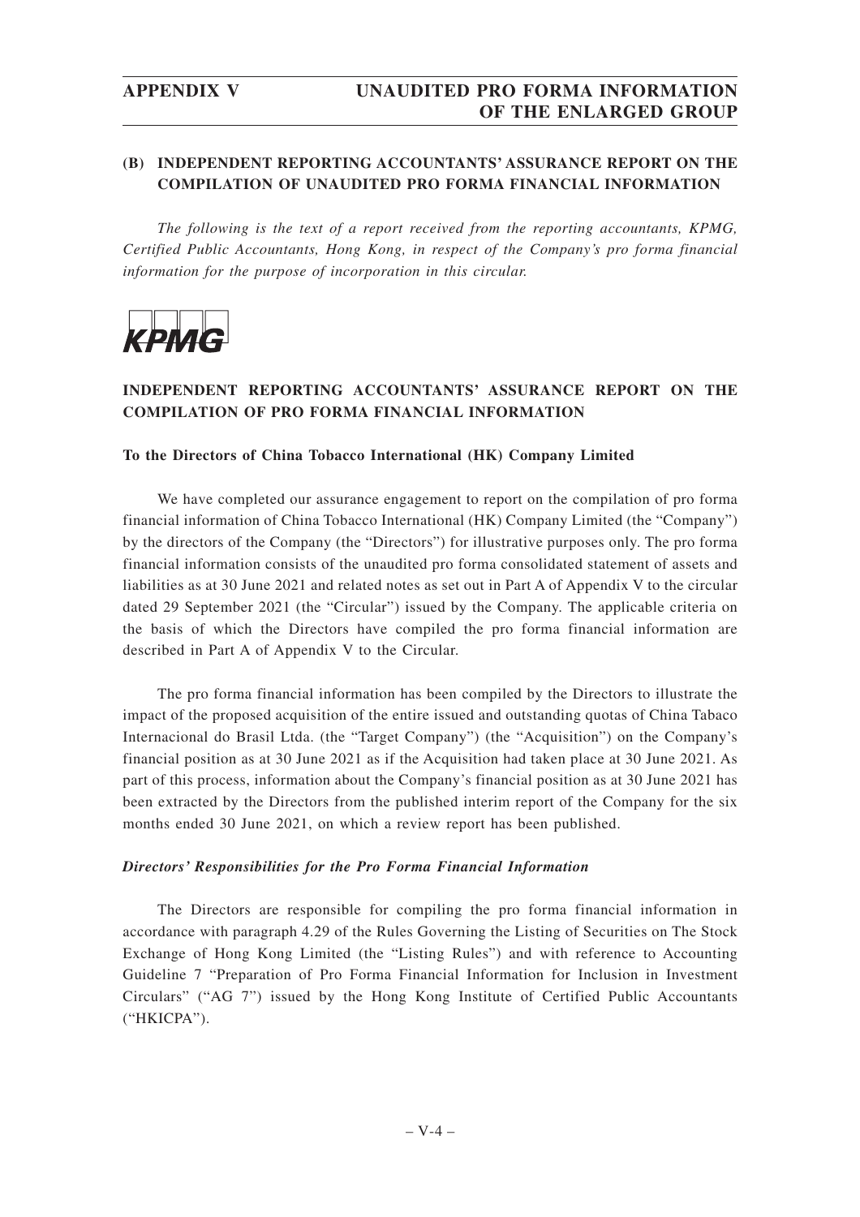## (B) INDEPENDENT REPORTING ACCOUNTANTS' ASSURANCE REPORT ON THE COMPILATION OF UNAUDITED PRO FORMA FINANCIAL INFORMATION

*The following is the text of a report received from the reporting accountants, KPMG, Certified Public Accountants, Hong Kong, in respect of the Company's pro forma financial information for the purpose of incorporation in this circular.*

KPMG

### INDEPENDENT REPORTING ACCOUNTANTS' ASSURANCE REPORT ON THE COMPILATION OF PRO FORMA FINANCIAL INFORMATION

**To the Directors of China Tobacco International (HK) Company Limited**

We have completed our assurance engagement to report on the compilation of pro forma financial information of China Tobacco International (HK) Company Limited (the "Company") by the directors of the Company (the "Directors") for illustrative purposes only. The pro forma financial information consists of the unaudited pro forma consolidated statement of assets and liabilities as at 30 June 2021 and related notes as set out in Part A of Appendix V to the circular dated 29 September 2021 (the "Circular") issued by the Company. The applicable criteria on the basis of which the Directors have compiled the pro forma financial information are described in Part A of Appendix V to the Circular.

The pro forma financial information has been compiled by the Directors to illustrate the impact of the proposed acquisition of the entire issued and outstanding quotas of China Tabaco Internacional do Brasil Ltda. (the "Target Company") (the "Acquisition") on the Company's financial position as at 30 June 2021 as if the Acquisition had taken place at 30 June 2021. As part of this process, information about the Company's financial position as at 30 June 2021 has been extracted by the Directors from the published interim report of the Company for the six months ended 30 June 2021, on which a review report has been published.

***Directors' Responsibilities for the Pro Forma Financial Information***

The Directors are responsible for compiling the pro forma financial information in accordance with paragraph 4.29 of the Rules Governing the Listing of Securities on The Stock Exchange of Hong Kong Limited (the "Listing Rules") and with reference to Accounting Guideline 7 "Preparation of Pro Forma Financial Information for Inclusion in Investment Circulars" ("AG 7") issued by the Hong Kong Institute of Certified Public Accountants ("HKICPA").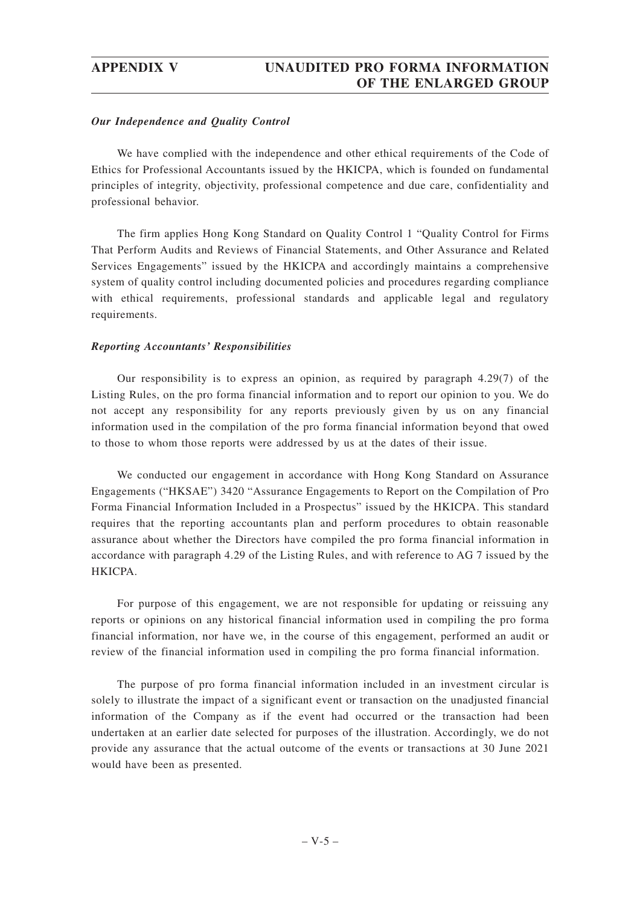***Our Independence and Quality Control***

We have complied with the independence and other ethical requirements of the Code of Ethics for Professional Accountants issued by the HKICPA, which is founded on fundamental principles of integrity, objectivity, professional competence and due care, confidentiality and professional behavior.

The firm applies Hong Kong Standard on Quality Control 1 "Quality Control for Firms That Perform Audits and Reviews of Financial Statements, and Other Assurance and Related Services Engagements" issued by the HKICPA and accordingly maintains a comprehensive system of quality control including documented policies and procedures regarding compliance with ethical requirements, professional standards and applicable legal and regulatory requirements.

***Reporting Accountants' Responsibilities***

Our responsibility is to express an opinion, as required by paragraph 4.29(7) of the Listing Rules, on the pro forma financial information and to report our opinion to you. We do not accept any responsibility for any reports previously given by us on any financial information used in the compilation of the pro forma financial information beyond that owed to those to whom those reports were addressed by us at the dates of their issue.

We conducted our engagement in accordance with Hong Kong Standard on Assurance Engagements ("HKSAE") 3420 "Assurance Engagements to Report on the Compilation of Pro Forma Financial Information Included in a Prospectus" issued by the HKICPA. This standard requires that the reporting accountants plan and perform procedures to obtain reasonable assurance about whether the Directors have compiled the pro forma financial information in accordance with paragraph 4.29 of the Listing Rules, and with reference to AG 7 issued by the HKICPA.

For purpose of this engagement, we are not responsible for updating or reissuing any reports or opinions on any historical financial information used in compiling the pro forma financial information, nor have we, in the course of this engagement, performed an audit or review of the financial information used in compiling the pro forma financial information.

The purpose of pro forma financial information included in an investment circular is solely to illustrate the impact of a significant event or transaction on the unadjusted financial information of the Company as if the event had occurred or the transaction had been undertaken at an earlier date selected for purposes of the illustration. Accordingly, we do not provide any assurance that the actual outcome of the events or transactions at 30 June 2021 would have been as presented.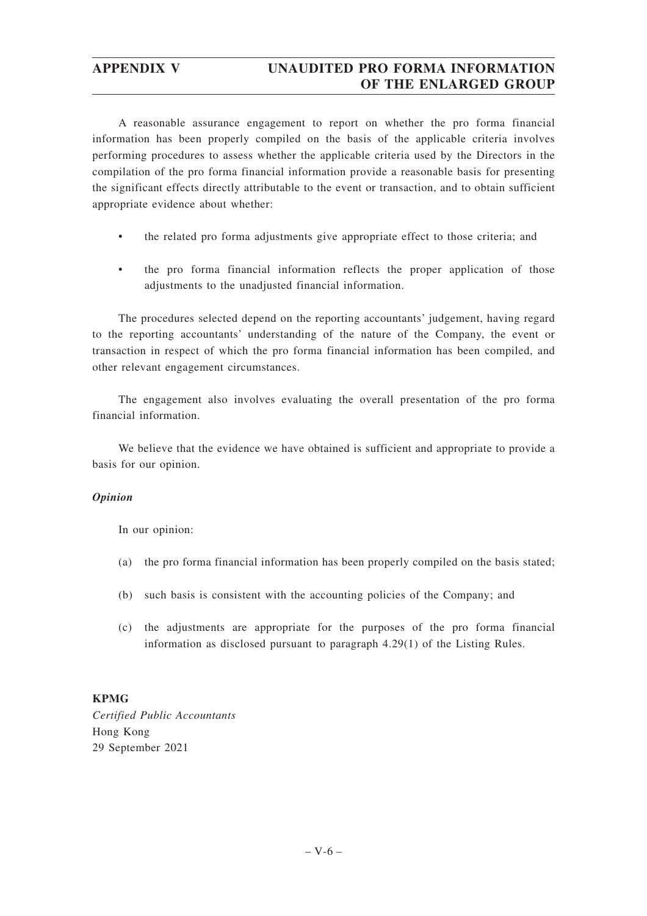A reasonable assurance engagement to report on whether the pro forma financial information has been properly compiled on the basis of the applicable criteria involves performing procedures to assess whether the applicable criteria used by the Directors in the compilation of the pro forma financial information provide a reasonable basis for presenting the significant effects directly attributable to the event or transaction, and to obtain sufficient appropriate evidence about whether:

- the related pro forma adjustments give appropriate effect to those criteria; and
- the pro forma financial information reflects the proper application of those adjustments to the unadjusted financial information.

The procedures selected depend on the reporting accountants' judgement, having regard to the reporting accountants' understanding of the nature of the Company, the event or transaction in respect of which the pro forma financial information has been compiled, and other relevant engagement circumstances.

The engagement also involves evaluating the overall presentation of the pro forma financial information.

We believe that the evidence we have obtained is sufficient and appropriate to provide a basis for our opinion.

***Opinion***

In our opinion:

(a) the pro forma financial information has been properly compiled on the basis stated;

(b) such basis is consistent with the accounting policies of the Company; and

(c) the adjustments are appropriate for the purposes of the pro forma financial information as disclosed pursuant to paragraph 4.29(1) of the Listing Rules.

**KPMG**
*Certified Public Accountants*
Hong Kong
29 September 2021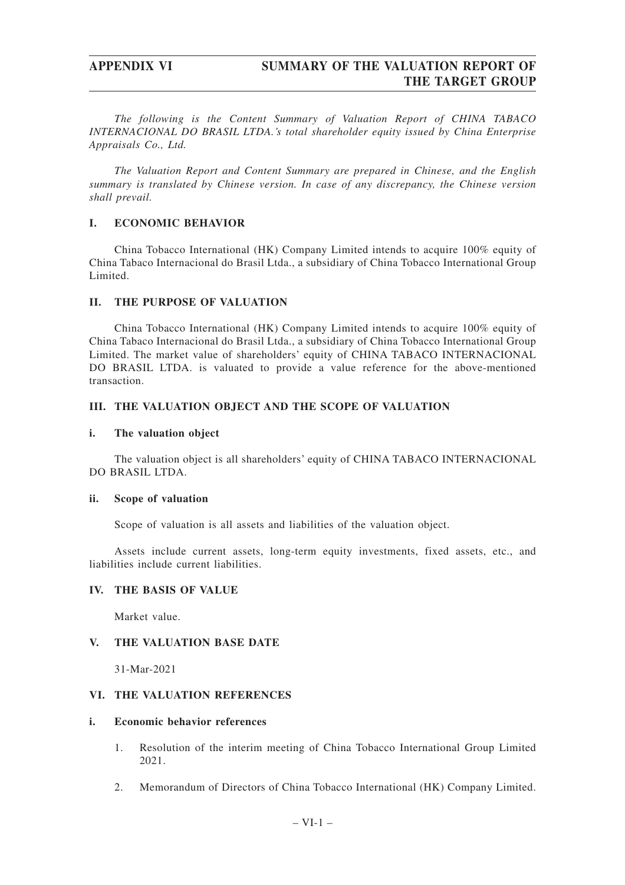*The following is the Content Summary of Valuation Report of CHINA TABACO INTERNACIONAL DO BRASIL LTDA.'s total shareholder equity issued by China Enterprise Appraisals Co., Ltd.*

*The Valuation Report and Content Summary are prepared in Chinese, and the English summary is translated by Chinese version. In case of any discrepancy, the Chinese version shall prevail.*

## I. ECONOMIC BEHAVIOR

China Tobacco International (HK) Company Limited intends to acquire 100% equity of China Tabaco Internacional do Brasil Ltda., a subsidiary of China Tobacco International Group Limited.

## II. THE PURPOSE OF VALUATION

China Tobacco International (HK) Company Limited intends to acquire 100% equity of China Tabaco Internacional do Brasil Ltda., a subsidiary of China Tobacco International Group Limited. The market value of shareholders' equity of CHINA TABACO INTERNACIONAL DO BRASIL LTDA. is valuated to provide a value reference for the above-mentioned transaction.

## III. THE VALUATION OBJECT AND THE SCOPE OF VALUATION

### i. The valuation object

The valuation object is all shareholders' equity of CHINA TABACO INTERNACIONAL DO BRASIL LTDA.

### ii. Scope of valuation

Scope of valuation is all assets and liabilities of the valuation object.

Assets include current assets, long-term equity investments, fixed assets, etc., and liabilities include current liabilities.

## IV. THE BASIS OF VALUE

Market value.

## V. THE VALUATION BASE DATE

31-Mar-2021

## VI. THE VALUATION REFERENCES

### i. Economic behavior references

1. Resolution of the interim meeting of China Tobacco International Group Limited 2021.
2. Memorandum of Directors of China Tobacco International (HK) Company Limited.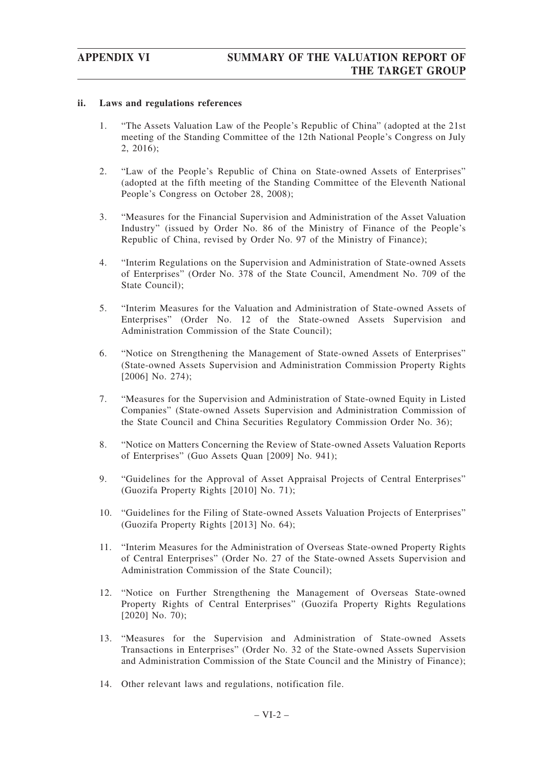#### ii. Laws and regulations references

1. "The Assets Valuation Law of the People's Republic of China" (adopted at the 21st meeting of the Standing Committee of the 12th National People's Congress on July 2, 2016);

2. "Law of the People's Republic of China on State-owned Assets of Enterprises" (adopted at the fifth meeting of the Standing Committee of the Eleventh National People's Congress on October 28, 2008);

3. "Measures for the Financial Supervision and Administration of the Asset Valuation Industry" (issued by Order No. 86 of the Ministry of Finance of the People's Republic of China, revised by Order No. 97 of the Ministry of Finance);

4. "Interim Regulations on the Supervision and Administration of State-owned Assets of Enterprises" (Order No. 378 of the State Council, Amendment No. 709 of the State Council);

5. "Interim Measures for the Valuation and Administration of State-owned Assets of Enterprises" (Order No. 12 of the State-owned Assets Supervision and Administration Commission of the State Council);

6. "Notice on Strengthening the Management of State-owned Assets of Enterprises" (State-owned Assets Supervision and Administration Commission Property Rights [2006] No. 274);

7. "Measures for the Supervision and Administration of State-owned Equity in Listed Companies" (State-owned Assets Supervision and Administration Commission of the State Council and China Securities Regulatory Commission Order No. 36);

8. "Notice on Matters Concerning the Review of State-owned Assets Valuation Reports of Enterprises" (Guo Assets Quan [2009] No. 941);

9. "Guidelines for the Approval of Asset Appraisal Projects of Central Enterprises" (Guozifa Property Rights [2010] No. 71);

10. "Guidelines for the Filing of State-owned Assets Valuation Projects of Enterprises" (Guozifa Property Rights [2013] No. 64);

11. "Interim Measures for the Administration of Overseas State-owned Property Rights of Central Enterprises" (Order No. 27 of the State-owned Assets Supervision and Administration Commission of the State Council);

12. "Notice on Further Strengthening the Management of Overseas State-owned Property Rights of Central Enterprises" (Guozifa Property Rights Regulations [2020] No. 70);

13. "Measures for the Supervision and Administration of State-owned Assets Transactions in Enterprises" (Order No. 32 of the State-owned Assets Supervision and Administration Commission of the State Council and the Ministry of Finance);

14. Other relevant laws and regulations, notification file.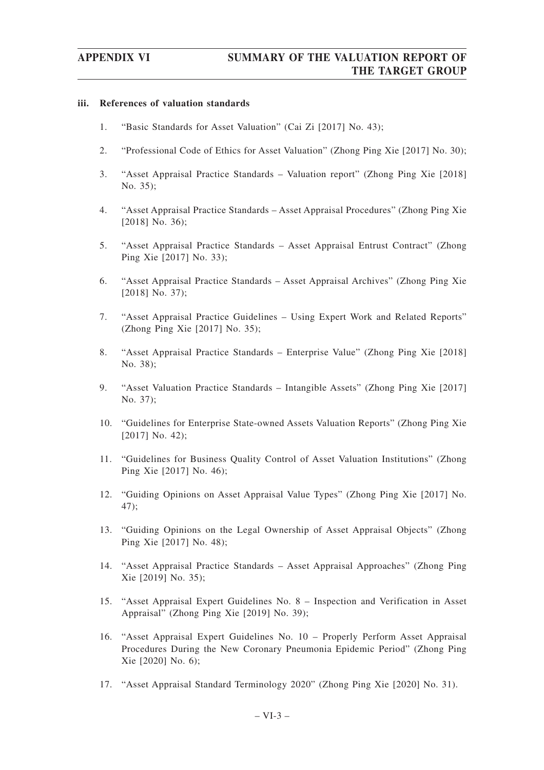### iii. References of valuation standards

1. "Basic Standards for Asset Valuation" (Cai Zi [2017] No. 43);
2. "Professional Code of Ethics for Asset Valuation" (Zhong Ping Xie [2017] No. 30);
3. "Asset Appraisal Practice Standards – Valuation report" (Zhong Ping Xie [2018] No. 35);
4. "Asset Appraisal Practice Standards – Asset Appraisal Procedures" (Zhong Ping Xie [2018] No. 36);
5. "Asset Appraisal Practice Standards – Asset Appraisal Entrust Contract" (Zhong Ping Xie [2017] No. 33);
6. "Asset Appraisal Practice Standards – Asset Appraisal Archives" (Zhong Ping Xie [2018] No. 37);
7. "Asset Appraisal Practice Guidelines – Using Expert Work and Related Reports" (Zhong Ping Xie [2017] No. 35);
8. "Asset Appraisal Practice Standards – Enterprise Value" (Zhong Ping Xie [2018] No. 38);
9. "Asset Valuation Practice Standards – Intangible Assets" (Zhong Ping Xie [2017] No. 37);
10. "Guidelines for Enterprise State-owned Assets Valuation Reports" (Zhong Ping Xie [2017] No. 42);
11. "Guidelines for Business Quality Control of Asset Valuation Institutions" (Zhong Ping Xie [2017] No. 46);
12. "Guiding Opinions on Asset Appraisal Value Types" (Zhong Ping Xie [2017] No. 47);
13. "Guiding Opinions on the Legal Ownership of Asset Appraisal Objects" (Zhong Ping Xie [2017] No. 48);
14. "Asset Appraisal Practice Standards – Asset Appraisal Approaches" (Zhong Ping Xie [2019] No. 35);
15. "Asset Appraisal Expert Guidelines No. 8 – Inspection and Verification in Asset Appraisal" (Zhong Ping Xie [2019] No. 39);
16. "Asset Appraisal Expert Guidelines No. 10 – Properly Perform Asset Appraisal Procedures During the New Coronary Pneumonia Epidemic Period" (Zhong Ping Xie [2020] No. 6);
17. "Asset Appraisal Standard Terminology 2020" (Zhong Ping Xie [2020] No. 31).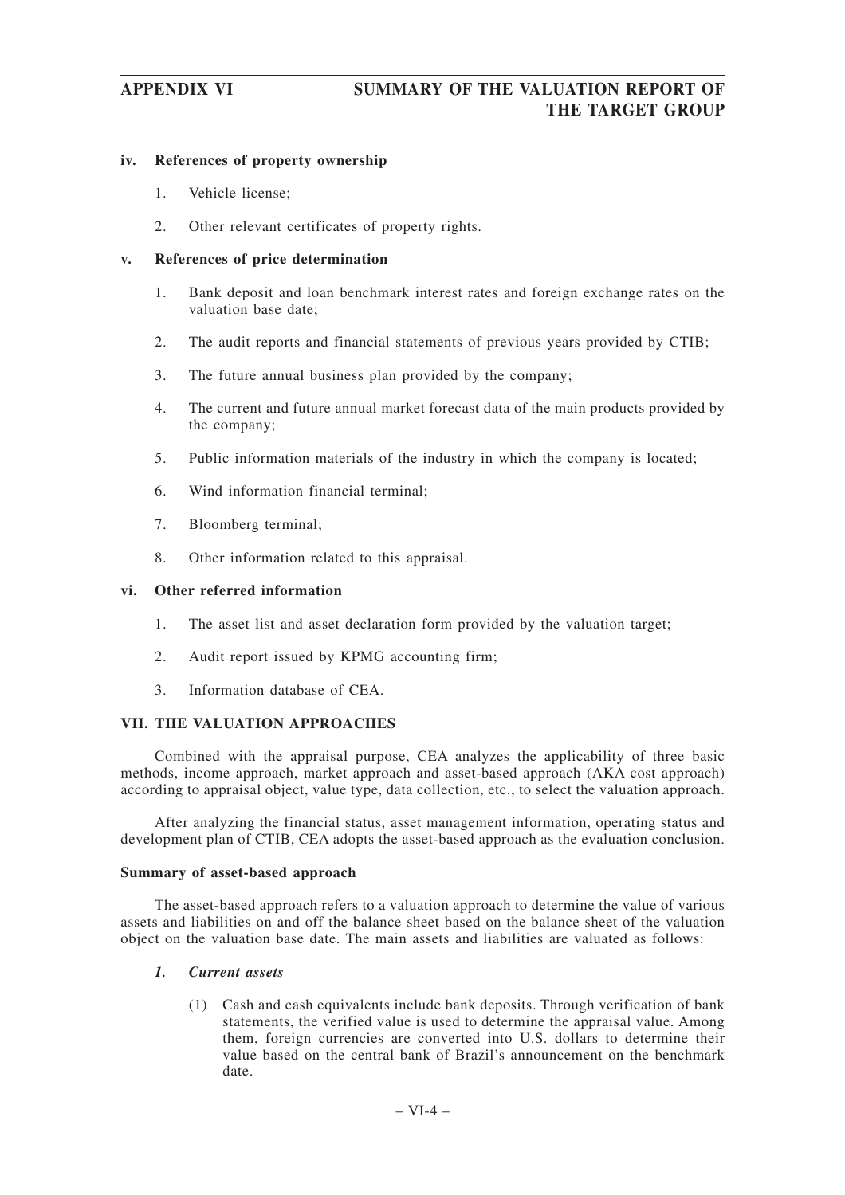### iv. References of property ownership

1. Vehicle license;
2. Other relevant certificates of property rights.

### v. References of price determination

1. Bank deposit and loan benchmark interest rates and foreign exchange rates on the valuation base date;
2. The audit reports and financial statements of previous years provided by CTIB;
3. The future annual business plan provided by the company;
4. The current and future annual market forecast data of the main products provided by the company;
5. Public information materials of the industry in which the company is located;
6. Wind information financial terminal;
7. Bloomberg terminal;
8. Other information related to this appraisal.

### vi. Other referred information

1. The asset list and asset declaration form provided by the valuation target;
2. Audit report issued by KPMG accounting firm;
3. Information database of CEA.

## VII. THE VALUATION APPROACHES

Combined with the appraisal purpose, CEA analyzes the applicability of three basic methods, income approach, market approach and asset-based approach (AKA cost approach) according to appraisal object, value type, data collection, etc., to select the valuation approach.

After analyzing the financial status, asset management information, operating status and development plan of CTIB, CEA adopts the asset-based approach as the evaluation conclusion.

**Summary of asset-based approach**

The asset-based approach refers to a valuation approach to determine the value of various assets and liabilities on and off the balance sheet based on the balance sheet of the valuation object on the valuation base date. The main assets and liabilities are valued as follows:

***1. Current assets***

(1) Cash and cash equivalents include bank deposits. Through verification of bank statements, the verified value is used to determine the appraisal value. Among them, foreign currencies are converted into U.S. dollars to determine their value based on the central bank of Brazil's announcement on the benchmark date.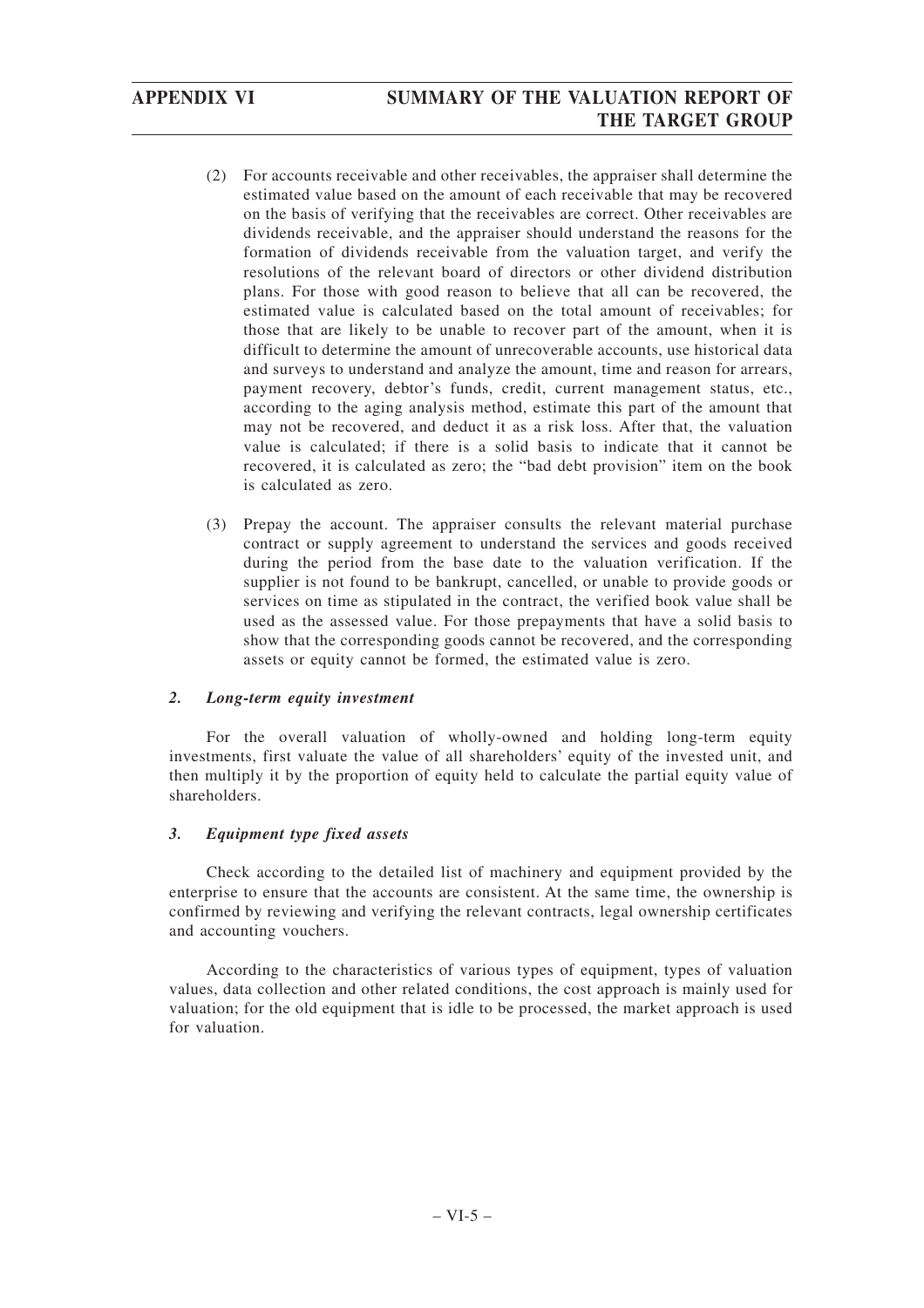(2) For accounts receivable and other receivables, the appraiser shall determine the estimated value based on the amount of each receivable that may be recovered on the basis of verifying that the receivables are correct. Other receivables are dividends receivable, and the appraiser should understand the reasons for the formation of dividends receivable from the valuation target, and verify the resolutions of the relevant board of directors or other dividend distribution plans. For those with good reason to believe that all can be recovered, the estimated value is calculated based on the total amount of receivables; for those that are likely to be unable to recover part of the amount, when it is difficult to determine the amount of unrecoverable accounts, use historical data and surveys to understand and analyze the amount, time and reason for arrears, payment recovery, debtor's funds, credit, current management status, etc., according to the aging analysis method, estimate this part of the amount that may not be recovered, and deduct it as a risk loss. After that, the valuation value is calculated; if there is a solid basis to indicate that it cannot be recovered, it is calculated as zero; the "bad debt provision" item on the book is calculated as zero.

(3) Prepay the account. The appraiser consults the relevant material purchase contract or supply agreement to understand the services and goods received during the period from the base date to the valuation verification. If the supplier is not found to be bankrupt, cancelled, or unable to provide goods or services on time as stipulated in the contract, the verified book value shall be used as the assessed value. For those prepayments that have a solid basis to show that the corresponding goods cannot be recovered, and the corresponding assets or equity cannot be formed, the estimated value is zero.

### *2. Long-term equity investment*

For the overall valuation of wholly-owned and holding long-term equity investments, first valuate the value of all shareholders' equity of the invested unit, and then multiply it by the proportion of equity held to calculate the partial equity value of shareholders.

### *3. Equipment type fixed assets*

Check according to the detailed list of machinery and equipment provided by the enterprise to ensure that the accounts are consistent. At the same time, the ownership is confirmed by reviewing and verifying the relevant contracts, legal ownership certificates and accounting vouchers.

According to the characteristics of various types of equipment, types of valuation values, data collection and other related conditions, the cost approach is mainly used for valuation; for the old equipment that is idle to be processed, the market approach is used for valuation.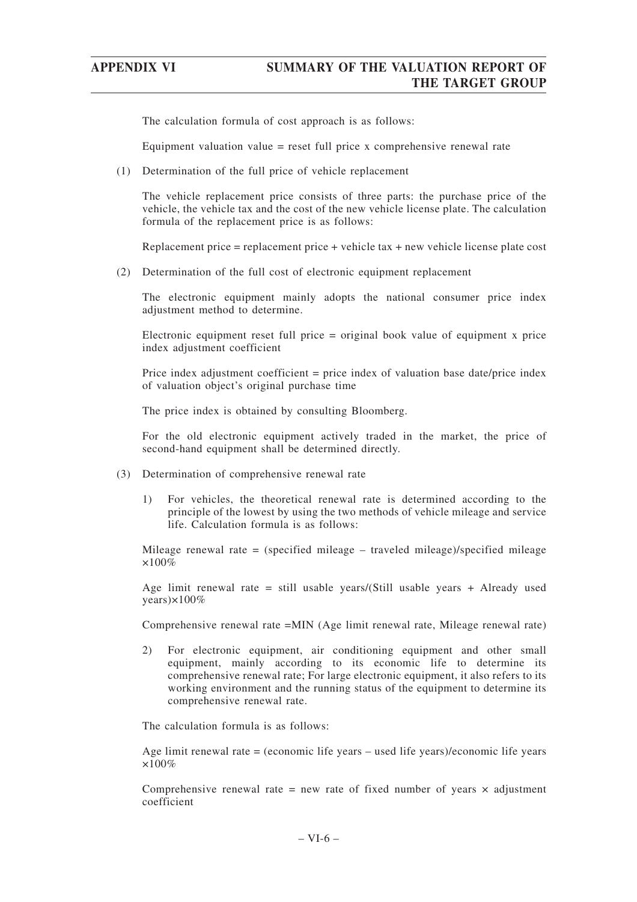The calculation formula of cost approach is as follows:

Equipment valuation value = reset full price x comprehensive renewal rate

(1) Determination of the full price of vehicle replacement

The vehicle replacement price consists of three parts: the purchase price of the vehicle, the vehicle tax and the cost of the new vehicle license plate. The calculation formula of the replacement price is as follows:

Replacement price = replacement price + vehicle tax + new vehicle license plate cost

(2) Determination of the full cost of electronic equipment replacement

The electronic equipment mainly adopts the national consumer price index adjustment method to determine.

Electronic equipment reset full price = original book value of equipment x price index adjustment coefficient

Price index adjustment coefficient = price index of valuation base date/price index of valuation object's original purchase time

The price index is obtained by consulting Bloomberg.

For the old electronic equipment actively traded in the market, the price of second-hand equipment shall be determined directly.

(3) Determination of comprehensive renewal rate

1) For vehicles, the theoretical renewal rate is determined according to the principle of the lowest by using the two methods of vehicle mileage and service life. Calculation formula is as follows:

Mileage renewal rate = (specified mileage – traveled mileage)/specified mileage ×100%

Age limit renewal rate = still usable years/(Still usable years + Already used years)×100%

Comprehensive renewal rate =MIN (Age limit renewal rate, Mileage renewal rate)

2) For electronic equipment, air conditioning equipment and other small equipment, mainly according to its economic life to determine its comprehensive renewal rate; For large electronic equipment, it also refers to its working environment and the running status of the equipment to determine its comprehensive renewal rate.

The calculation formula is as follows:

Age limit renewal rate = (economic life years – used life years)/economic life years ×100%

Comprehensive renewal rate = new rate of fixed number of years × adjustment coefficient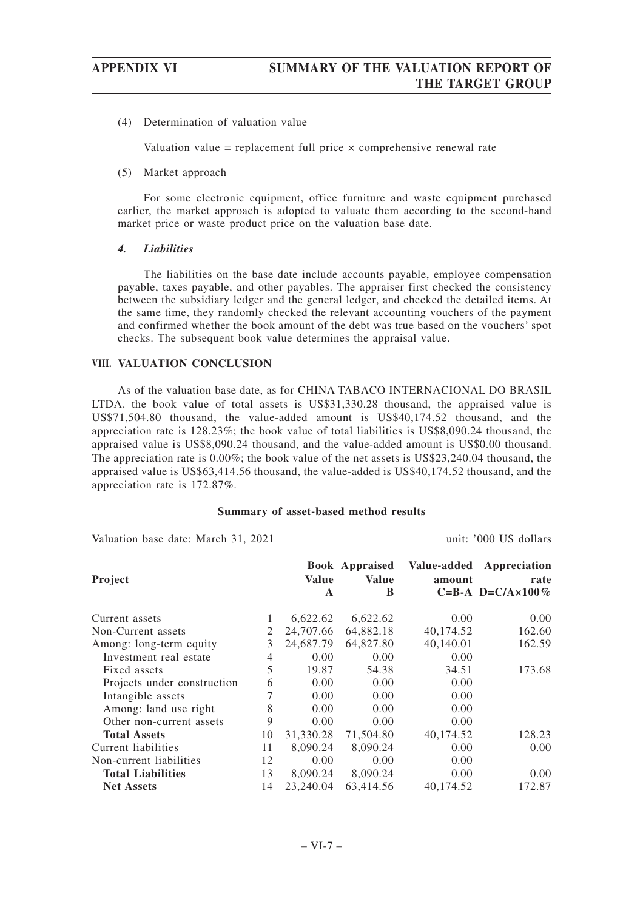(4) Determination of valuation value

Valuation value = replacement full price × comprehensive renewal rate

(5) Market approach

For some electronic equipment, office furniture and waste equipment purchased earlier, the market approach is adopted to valuate them according to the second-hand market price or waste product price on the valuation base date.

***4. Liabilities***

The liabilities on the base date include accounts payable, employee compensation payable, taxes payable, and other payables. The appraiser first checked the consistency between the subsidiary ledger and the general ledger, and checked the detailed items. At the same time, they randomly checked the relevant accounting vouchers of the payment and confirmed whether the book amount of the debt was true based on the vouchers' spot checks. The subsequent book value determines the appraisal value.

## VIII. VALUATION CONCLUSION

As of the valuation base date, as for CHINA TABACO INTERNACIONAL DO BRASIL LTDA. the book value of total assets is US$31,330.28 thousand, the appraised value is US$71,504.80 thousand, the value-added amount is US$40,174.52 thousand, and the appreciation rate is 128.23%; the book value of total liabilities is US$8,090.24 thousand, the appraised value is US$8,090.24 thousand, and the value-added amount is US$0.00 thousand. The appreciation rate is 0.00%; the book value of the net assets is US$23,240.04 thousand, the appraised value is US$63,414.56 thousand, the value-added is US$40,174.52 thousand, and the appreciation rate is 172.87%.

**Summary of asset-based method results**

Valuation base date: March 31, 2021 unit: '000 US dollars

| Project | | Book Value A | Appraised Value B | Value-added amount C=B-A | Appreciation rate D=C/A×100% |
|---|---|---|---|---|---|
| Current assets | 1 | 6,622.62 | 6,622.62 | 0.00 | 0.00 |
| Non-Current assets | 2 | 24,707.66 | 64,882.18 | 40,174.52 | 162.60 |
| Among: long-term equity | 3 | 24,687.79 | 64,827.80 | 40,140.01 | 162.59 |
| Investment real estate | 4 | 0.00 | 0.00 | 0.00 | |
| Fixed assets | 5 | 19.87 | 54.38 | 34.51 | 173.68 |
| Projects under construction | 6 | 0.00 | 0.00 | 0.00 | |
| Intangible assets | 7 | 0.00 | 0.00 | 0.00 | |
| Among: land use right | 8 | 0.00 | 0.00 | 0.00 | |
| Other non-current assets | 9 | 0.00 | 0.00 | 0.00 | |
| **Total Assets** | 10 | 31,330.28 | 71,504.80 | 40,174.52 | 128.23 |
| Current liabilities | 11 | 8,090.24 | 8,090.24 | 0.00 | 0.00 |
| Non-current liabilities | 12 | 0.00 | 0.00 | 0.00 | |
| **Total Liabilities** | 13 | 8,090.24 | 8,090.24 | 0.00 | 0.00 |
| **Net Assets** | 14 | 23,240.04 | 63,414.56 | 40,174.52 | 172.87 |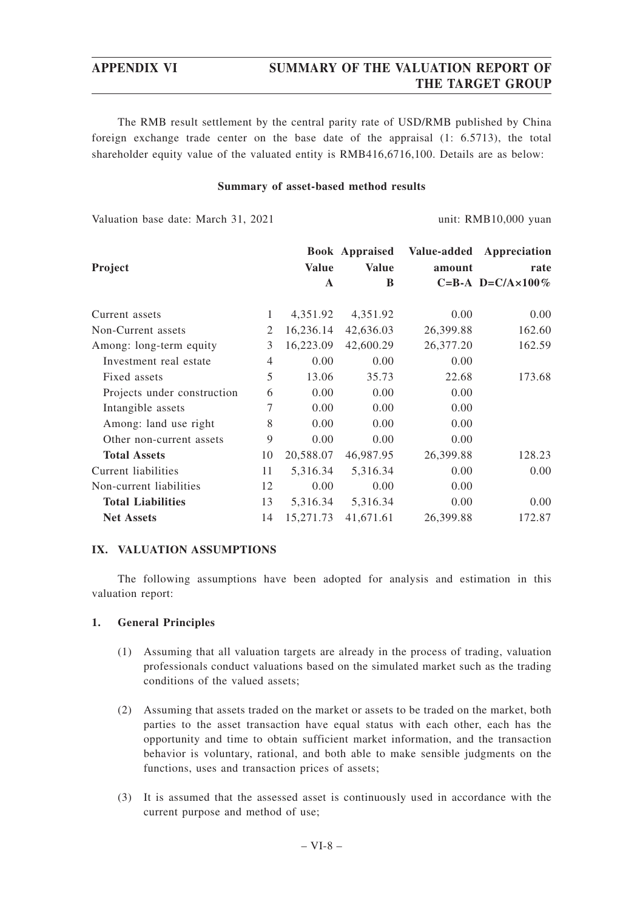The RMB result settlement by the central parity rate of USD/RMB published by China foreign exchange trade center on the base date of the appraisal (1: 6.5713), the total shareholder equity value of the valuated entity is RMB416,6716,100. Details are as below:

**Summary of asset-based method results**

Valuation base date: March 31, 2021 unit: RMB10,000 yuan

| Project | | Book Value A | Appraised Value B | Value-added amount C=B-A | Appreciation rate D=C/A×100% |
|---|---|---|---|---|---|
| Current assets | 1 | 4,351.92 | 4,351.92 | 0.00 | 0.00 |
| Non-Current assets | 2 | 16,236.14 | 42,636.03 | 26,399.88 | 162.60 |
| Among: long-term equity | 3 | 16,223.09 | 42,600.29 | 26,377.20 | 162.59 |
| Investment real estate | 4 | 0.00 | 0.00 | 0.00 | |
| Fixed assets | 5 | 13.06 | 35.73 | 22.68 | 173.68 |
| Projects under construction | 6 | 0.00 | 0.00 | 0.00 | |
| Intangible assets | 7 | 0.00 | 0.00 | 0.00 | |
| Among: land use right | 8 | 0.00 | 0.00 | 0.00 | |
| Other non-current assets | 9 | 0.00 | 0.00 | 0.00 | |
| **Total Assets** | 10 | 20,588.07 | 46,987.95 | 26,399.88 | 128.23 |
| Current liabilities | 11 | 5,316.34 | 5,316.34 | 0.00 | 0.00 |
| Non-current liabilities | 12 | 0.00 | 0.00 | 0.00 | |
| **Total Liabilities** | 13 | 5,316.34 | 5,316.34 | 0.00 | 0.00 |
| **Net Assets** | 14 | 15,271.73 | 41,671.61 | 26,399.88 | 172.87 |

## IX. VALUATION ASSUMPTIONS

The following assumptions have been adopted for analysis and estimation in this valuation report:

### 1. General Principles

(1) Assuming that all valuation targets are already in the process of trading, valuation professionals conduct valuations based on the simulated market such as the trading conditions of the valued assets;

(2) Assuming that assets traded on the market or assets to be traded on the market, both parties to the asset transaction have equal status with each other, each has the opportunity and time to obtain sufficient market information, and the transaction behavior is voluntary, rational, and both able to make sensible judgments on the functions, uses and transaction prices of assets;

(3) It is assumed that the assessed asset is continuously used in accordance with the current purpose and method of use;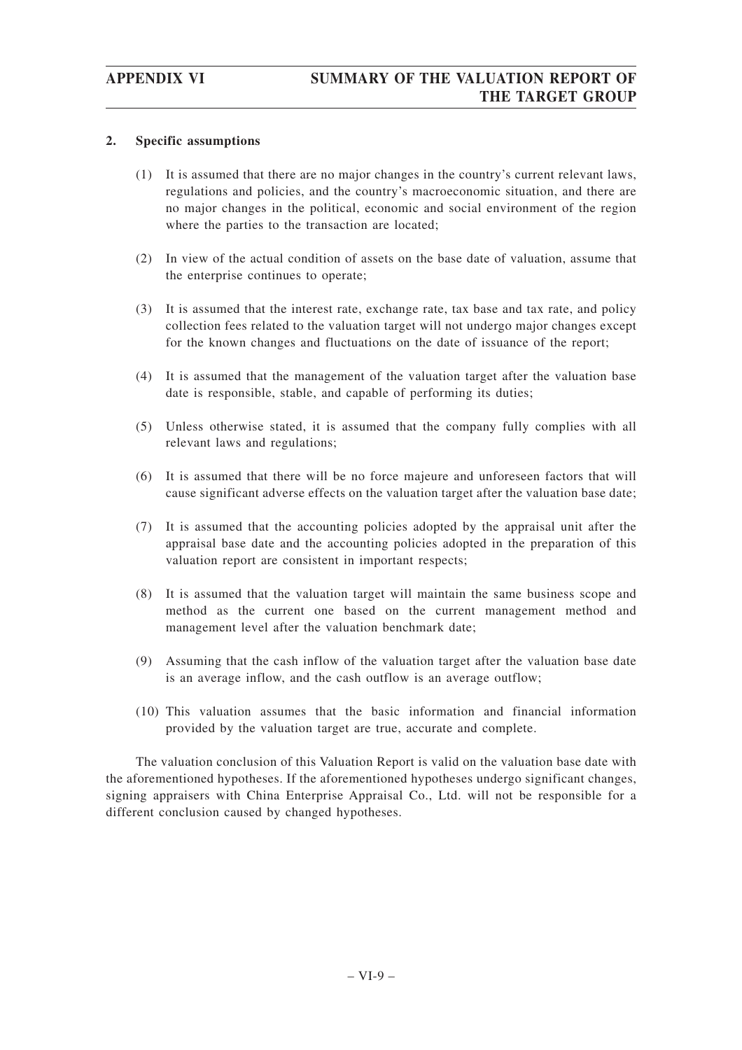## 2. Specific assumptions

(1) It is assumed that there are no major changes in the country's current relevant laws, regulations and policies, and the country's macroeconomic situation, and there are no major changes in the political, economic and social environment of the region where the parties to the transaction are located;

(2) In view of the actual condition of assets on the base date of valuation, assume that the enterprise continues to operate;

(3) It is assumed that the interest rate, exchange rate, tax base and tax rate, and policy collection fees related to the valuation target will not undergo major changes except for the known changes and fluctuations on the date of issuance of the report;

(4) It is assumed that the management of the valuation target after the valuation base date is responsible, stable, and capable of performing its duties;

(5) Unless otherwise stated, it is assumed that the company fully complies with all relevant laws and regulations;

(6) It is assumed that there will be no force majeure and unforeseen factors that will cause significant adverse effects on the valuation target after the valuation base date;

(7) It is assumed that the accounting policies adopted by the appraisal unit after the appraisal base date and the accounting policies adopted in the preparation of this valuation report are consistent in important respects;

(8) It is assumed that the valuation target will maintain the same business scope and method as the current one based on the current management method and management level after the valuation benchmark date;

(9) Assuming that the cash inflow of the valuation target after the valuation base date is an average inflow, and the cash outflow is an average outflow;

(10) This valuation assumes that the basic information and financial information provided by the valuation target are true, accurate and complete.

The valuation conclusion of this Valuation Report is valid on the valuation base date with the aforementioned hypotheses. If the aforementioned hypotheses undergo significant changes, signing appraisers with China Enterprise Appraisal Co., Ltd. will not be responsible for a different conclusion caused by changed hypotheses.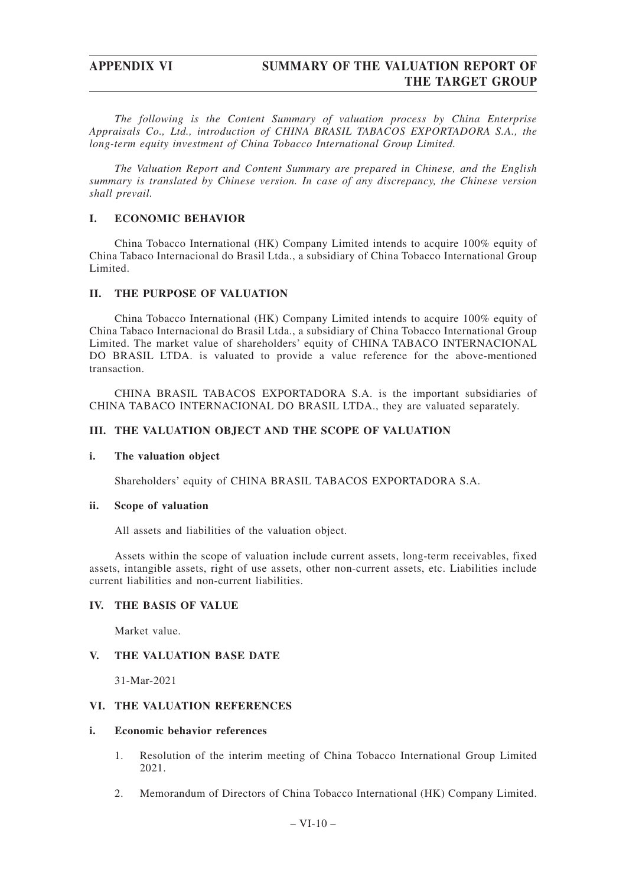*The following is the Content Summary of valuation process by China Enterprise Appraisals Co., Ltd., introduction of CHINA BRASIL TABACOS EXPORTADORA S.A., the long-term equity investment of China Tobacco International Group Limited.*

*The Valuation Report and Content Summary are prepared in Chinese, and the English summary is translated by Chinese version. In case of any discrepancy, the Chinese version shall prevail.*

## I. ECONOMIC BEHAVIOR

China Tobacco International (HK) Company Limited intends to acquire 100% equity of China Tabaco Internacional do Brasil Ltda., a subsidiary of China Tobacco International Group Limited.

## II. THE PURPOSE OF VALUATION

China Tobacco International (HK) Company Limited intends to acquire 100% equity of China Tabaco Internacional do Brasil Ltda., a subsidiary of China Tobacco International Group Limited. The market value of shareholders' equity of CHINA TABACO INTERNACIONAL DO BRASIL LTDA. is valuated to provide a value reference for the above-mentioned transaction.

CHINA BRASIL TABACOS EXPORTADORA S.A. is the important subsidiaries of CHINA TABACO INTERNACIONAL DO BRASIL LTDA., they are valuated separately.

## III. THE VALUATION OBJECT AND THE SCOPE OF VALUATION

### i. The valuation object

Shareholders' equity of CHINA BRASIL TABACOS EXPORTADORA S.A.

### ii. Scope of valuation

All assets and liabilities of the valuation object.

Assets within the scope of valuation include current assets, long-term receivables, fixed assets, intangible assets, right of use assets, other non-current assets, etc. Liabilities include current liabilities and non-current liabilities.

## IV. THE BASIS OF VALUE

Market value.

## V. THE VALUATION BASE DATE

31-Mar-2021

## VI. THE VALUATION REFERENCES

### i. Economic behavior references

1. Resolution of the interim meeting of China Tobacco International Group Limited 2021.
2. Memorandum of Directors of China Tobacco International (HK) Company Limited.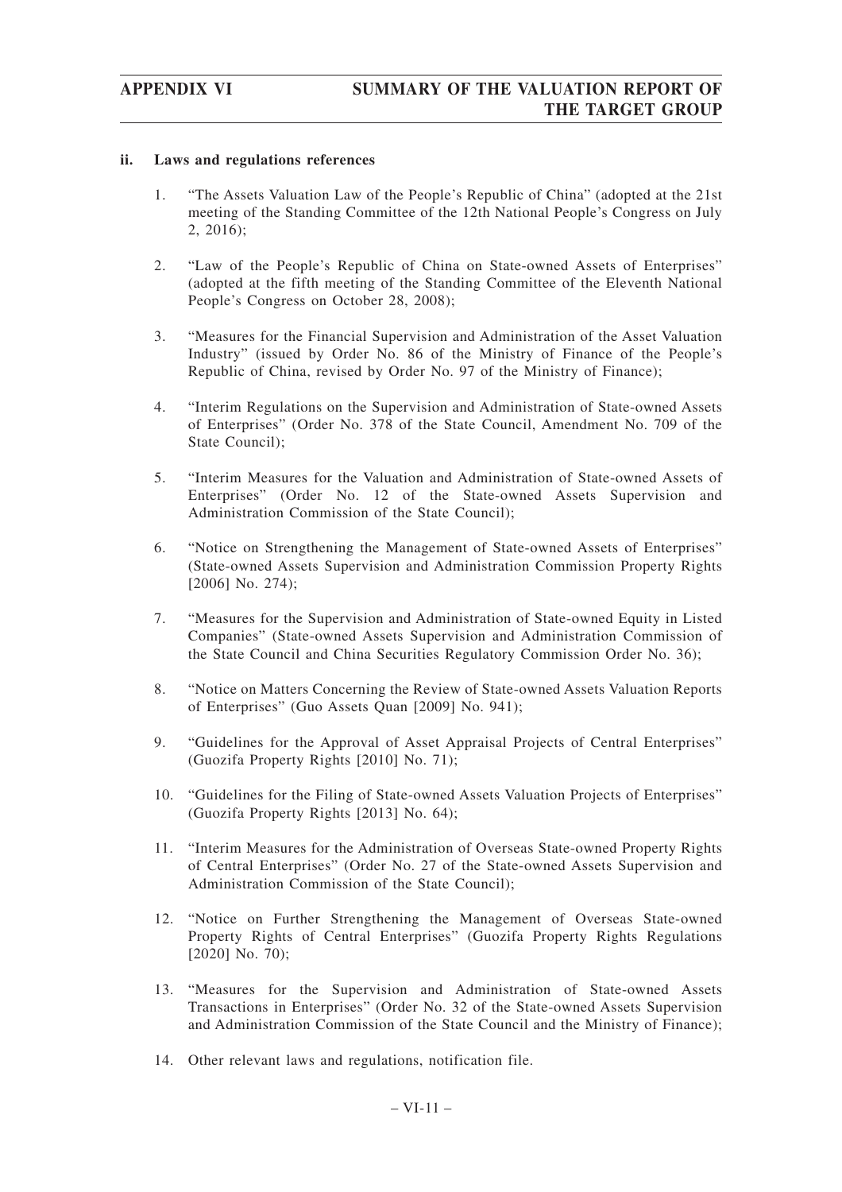**ii. Laws and regulations references**

1. "The Assets Valuation Law of the People's Republic of China" (adopted at the 21st meeting of the Standing Committee of the 12th National People's Congress on July 2, 2016);

2. "Law of the People's Republic of China on State-owned Assets of Enterprises" (adopted at the fifth meeting of the Standing Committee of the Eleventh National People's Congress on October 28, 2008);

3. "Measures for the Financial Supervision and Administration of the Asset Valuation Industry" (issued by Order No. 86 of the Ministry of Finance of the People's Republic of China, revised by Order No. 97 of the Ministry of Finance);

4. "Interim Regulations on the Supervision and Administration of State-owned Assets of Enterprises" (Order No. 378 of the State Council, Amendment No. 709 of the State Council);

5. "Interim Measures for the Valuation and Administration of State-owned Assets of Enterprises" (Order No. 12 of the State-owned Assets Supervision and Administration Commission of the State Council);

6. "Notice on Strengthening the Management of State-owned Assets of Enterprises" (State-owned Assets Supervision and Administration Commission Property Rights [2006] No. 274);

7. "Measures for the Supervision and Administration of State-owned Equity in Listed Companies" (State-owned Assets Supervision and Administration Commission of the State Council and China Securities Regulatory Commission Order No. 36);

8. "Notice on Matters Concerning the Review of State-owned Assets Valuation Reports of Enterprises" (Guo Assets Quan [2009] No. 941);

9. "Guidelines for the Approval of Asset Appraisal Projects of Central Enterprises" (Guozifa Property Rights [2010] No. 71);

10. "Guidelines for the Filing of State-owned Assets Valuation Projects of Enterprises" (Guozifa Property Rights [2013] No. 64);

11. "Interim Measures for the Administration of Overseas State-owned Property Rights of Central Enterprises" (Order No. 27 of the State-owned Assets Supervision and Administration Commission of the State Council);

12. "Notice on Further Strengthening the Management of Overseas State-owned Property Rights of Central Enterprises" (Guozifa Property Rights Regulations [2020] No. 70);

13. "Measures for the Supervision and Administration of State-owned Assets Transactions in Enterprises" (Order No. 32 of the State-owned Assets Supervision and Administration Commission of the State Council and the Ministry of Finance);

14. Other relevant laws and regulations, notification file.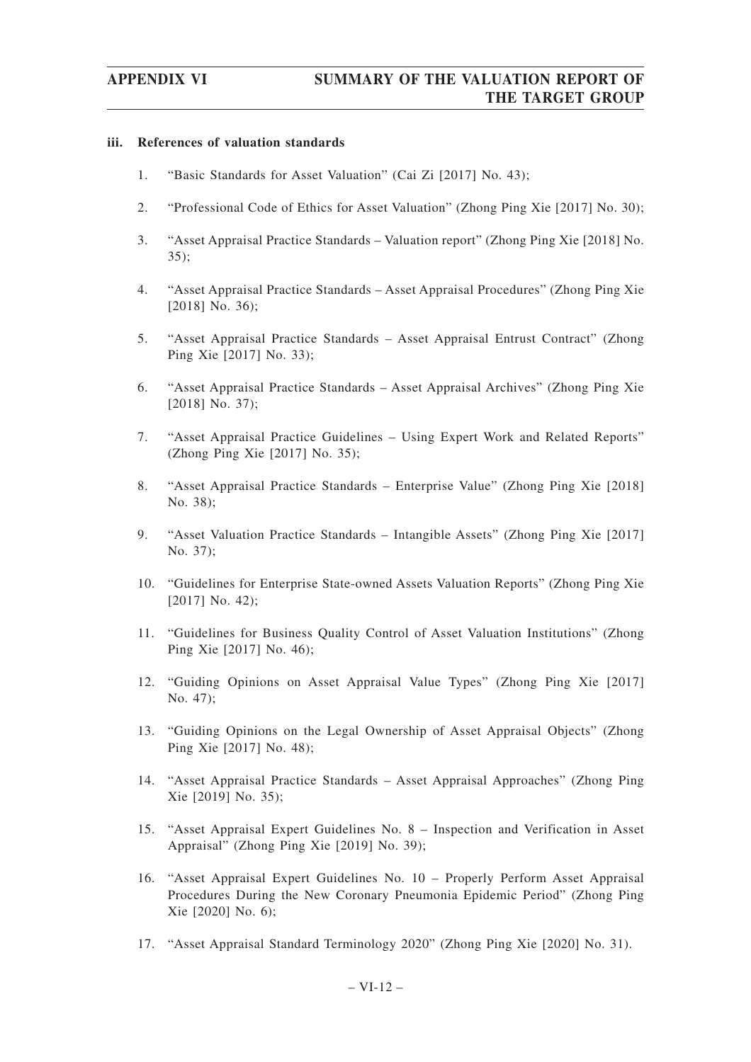### iii. References of valuation standards

1. "Basic Standards for Asset Valuation" (Cai Zi [2017] No. 43);
2. "Professional Code of Ethics for Asset Valuation" (Zhong Ping Xie [2017] No. 30);
3. "Asset Appraisal Practice Standards – Valuation report" (Zhong Ping Xie [2018] No. 35);
4. "Asset Appraisal Practice Standards – Asset Appraisal Procedures" (Zhong Ping Xie [2018] No. 36);
5. "Asset Appraisal Practice Standards – Asset Appraisal Entrust Contract" (Zhong Ping Xie [2017] No. 33);
6. "Asset Appraisal Practice Standards – Asset Appraisal Archives" (Zhong Ping Xie [2018] No. 37);
7. "Asset Appraisal Practice Guidelines – Using Expert Work and Related Reports" (Zhong Ping Xie [2017] No. 35);
8. "Asset Appraisal Practice Standards – Enterprise Value" (Zhong Ping Xie [2018] No. 38);
9. "Asset Valuation Practice Standards – Intangible Assets" (Zhong Ping Xie [2017] No. 37);
10. "Guidelines for Enterprise State-owned Assets Valuation Reports" (Zhong Ping Xie [2017] No. 42);
11. "Guidelines for Business Quality Control of Asset Valuation Institutions" (Zhong Ping Xie [2017] No. 46);
12. "Guiding Opinions on Asset Appraisal Value Types" (Zhong Ping Xie [2017] No. 47);
13. "Guiding Opinions on the Legal Ownership of Asset Appraisal Objects" (Zhong Ping Xie [2017] No. 48);
14. "Asset Appraisal Practice Standards – Asset Appraisal Approaches" (Zhong Ping Xie [2019] No. 35);
15. "Asset Appraisal Expert Guidelines No. 8 – Inspection and Verification in Asset Appraisal" (Zhong Ping Xie [2019] No. 39);
16. "Asset Appraisal Expert Guidelines No. 10 – Properly Perform Asset Appraisal Procedures During the New Coronary Pneumonia Epidemic Period" (Zhong Ping Xie [2020] No. 6);
17. "Asset Appraisal Standard Terminology 2020" (Zhong Ping Xie [2020] No. 31).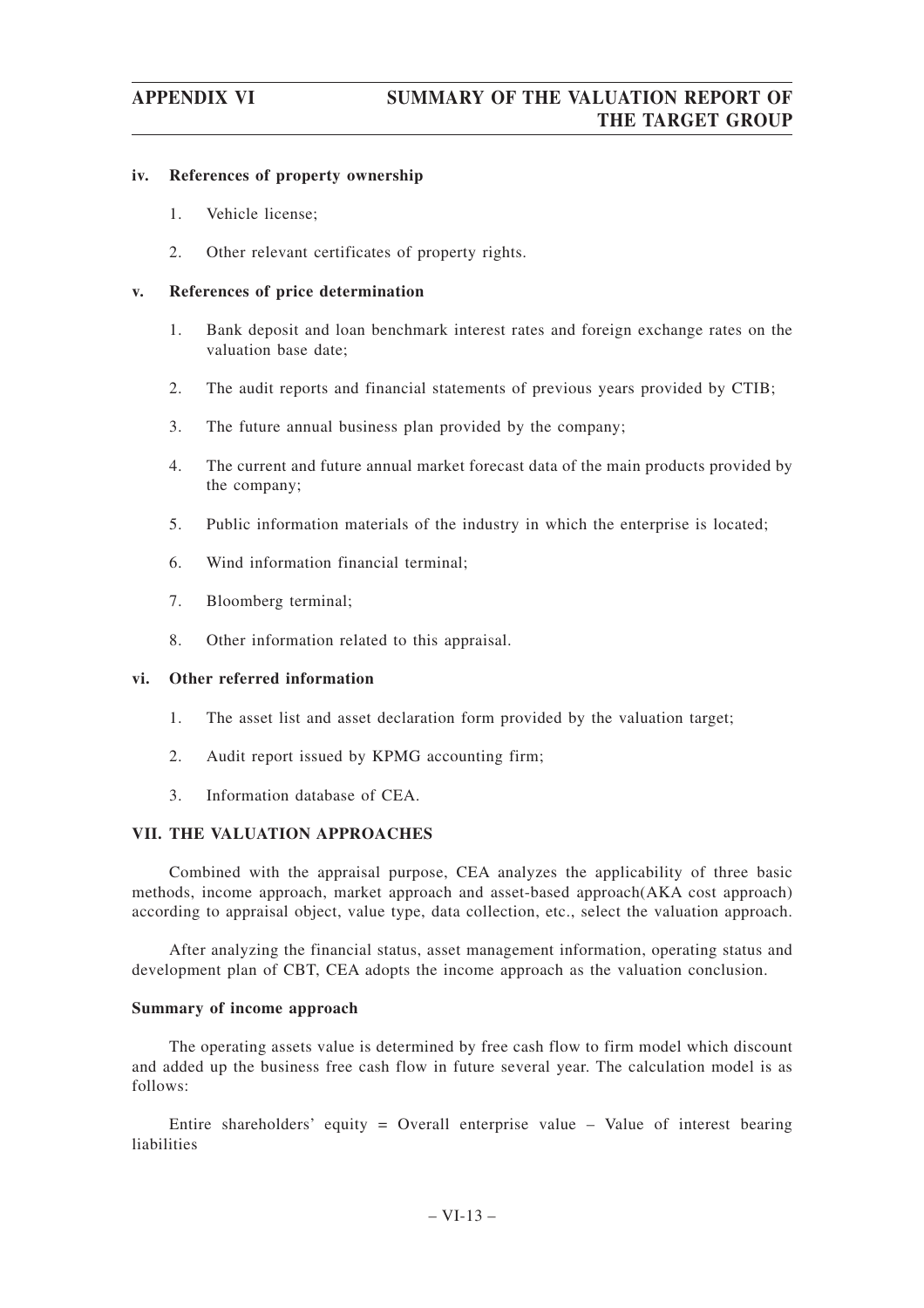**iv. References of property ownership**

1. Vehicle license;
2. Other relevant certificates of property rights.

**v. References of price determination**

1. Bank deposit and loan benchmark interest rates and foreign exchange rates on the valuation base date;
2. The audit reports and financial statements of previous years provided by CTIB;
3. The future annual business plan provided by the company;
4. The current and future annual market forecast data of the main products provided by the company;
5. Public information materials of the industry in which the enterprise is located;
6. Wind information financial terminal;
7. Bloomberg terminal;
8. Other information related to this appraisal.

**vi. Other referred information**

1. The asset list and asset declaration form provided by the valuation target;
2. Audit report issued by KPMG accounting firm;
3. Information database of CEA.

## VII. THE VALUATION APPROACHES

Combined with the appraisal purpose, CEA analyzes the applicability of three basic methods, income approach, market approach and asset-based approach(AKA cost approach) according to appraisal object, value type, data collection, etc., select the valuation approach.

After analyzing the financial status, asset management information, operating status and development plan of CBT, CEA adopts the income approach as the valuation conclusion.

**Summary of income approach**

The operating assets value is determined by free cash flow to firm model which discount and added up the business free cash flow in future several year. The calculation model is as follows:

Entire shareholders' equity = Overall enterprise value – Value of interest bearing liabilities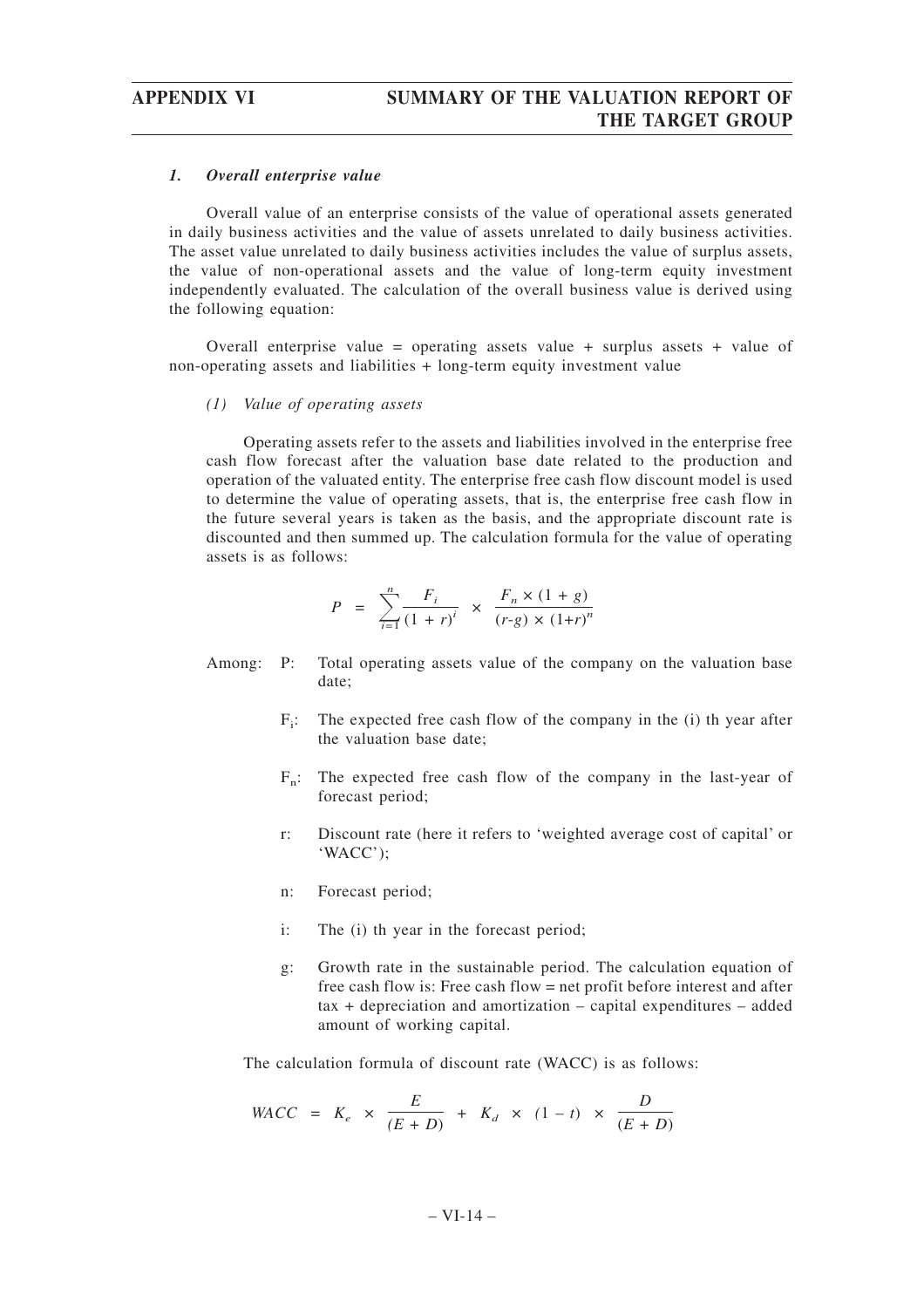### *1. Overall enterprise value*

Overall value of an enterprise consists of the value of operational assets generated in daily business activities and the value of assets unrelated to daily business activities. The asset value unrelated to daily business activities includes the value of surplus assets, the value of non-operational assets and the value of long-term equity investment independently evaluated. The calculation of the overall business value is derived using the following equation:

Overall enterprise value = operating assets value + surplus assets + value of non-operating assets and liabilities + long-term equity investment value

*(1) Value of operating assets*

Operating assets refer to the assets and liabilities involved in the enterprise free cash flow forecast after the valuation base date related to the production and operation of the valuated entity. The enterprise free cash flow discount model is used to determine the value of operating assets, that is, the enterprise free cash flow in the future several years is taken as the basis, and the appropriate discount rate is discounted and then summed up. The calculation formula for the value of operating assets is as follows:

$$P = \sum_{i=1}^{n} \frac{F_i}{(1+r)^i} \times \frac{F_n \times (1+g)}{(r-g) \times (1+r)^n}$$

Among:

- P: Total operating assets value of the company on the valuation base date;
- $F_i$: The expected free cash flow of the company in the (i) th year after the valuation base date;
- $F_n$: The expected free cash flow of the company in the last-year of forecast period;
- r: Discount rate (here it refers to 'weighted average cost of capital' or 'WACC');
- n: Forecast period;
- i: The (i) th year in the forecast period;
- g: Growth rate in the sustainable period. The calculation equation of free cash flow is: Free cash flow = net profit before interest and after tax + depreciation and amortization – capital expenditures – added amount of working capital.

The calculation formula of discount rate (WACC) is as follows:

$$WACC = K_e \times \frac{E}{(E+D)} + K_d \times (1-t) \times \frac{D}{(E+D)}$$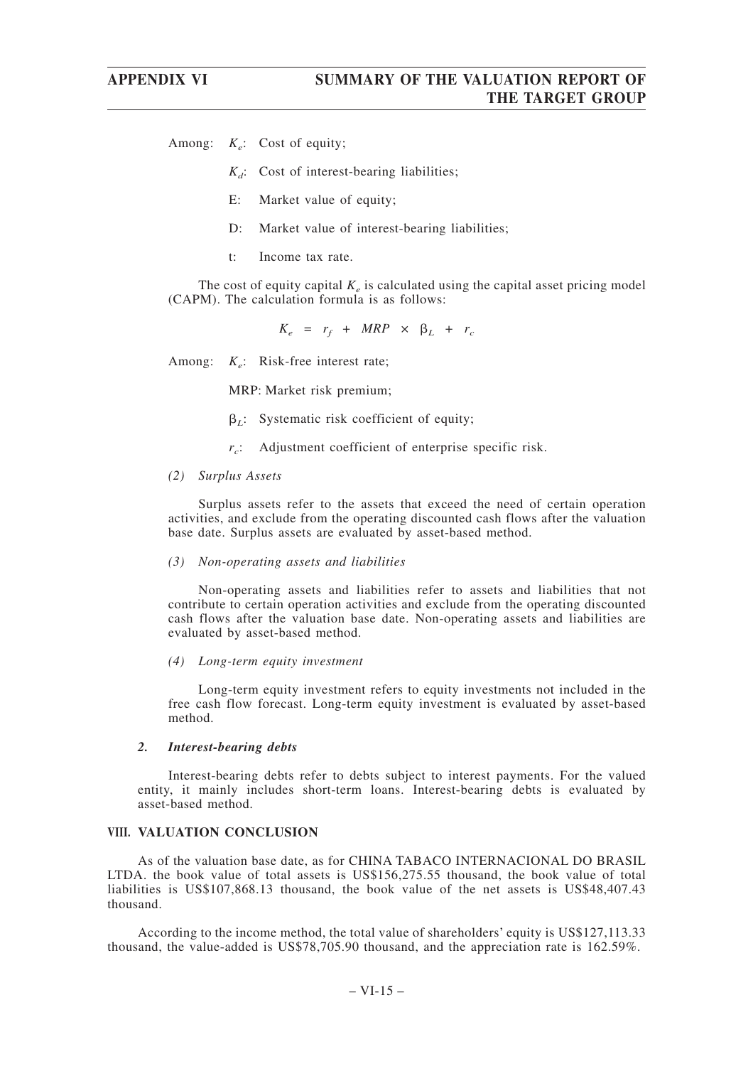Among: $K_e$: Cost of equity;

$K_d$: Cost of interest-bearing liabilities;

E: Market value of equity;

D: Market value of interest-bearing liabilities;

t: Income tax rate.

The cost of equity capital $K_e$ is calculated using the capital asset pricing model (CAPM). The calculation formula is as follows:

$$K_e = r_f + MRP \times \beta_L + r_c$$

Among: $K_e$: Risk-free interest rate;

MRP: Market risk premium;

$\beta_L$: Systematic risk coefficient of equity;

$r_c$: Adjustment coefficient of enterprise specific risk.

*(2) Surplus Assets*

Surplus assets refer to the assets that exceed the need of certain operation activities, and exclude from the operating discounted cash flows after the valuation base date. Surplus assets are evaluated by asset-based method.

*(3) Non-operating assets and liabilities*

Non-operating assets and liabilities refer to assets and liabilities that not contribute to certain operation activities and exclude from the operating discounted cash flows after the valuation base date. Non-operating assets and liabilities are evaluated by asset-based method.

*(4) Long-term equity investment*

Long-term equity investment refers to equity investments not included in the free cash flow forecast. Long-term equity investment is evaluated by asset-based method.

***2. Interest-bearing debts***

Interest-bearing debts refer to debts subject to interest payments. For the valued entity, it mainly includes short-term loans. Interest-bearing debts is evaluated by asset-based method.

## VIII. VALUATION CONCLUSION

As of the valuation base date, as for CHINA TABACO INTERNACIONAL DO BRASIL LTDA. the book value of total assets is US$156,275.55 thousand, the book value of total liabilities is US$107,868.13 thousand, the book value of the net assets is US$48,407.43 thousand.

According to the income method, the total value of shareholders' equity is US$127,113.33 thousand, the value-added is US$78,705.90 thousand, and the appreciation rate is 162.59%.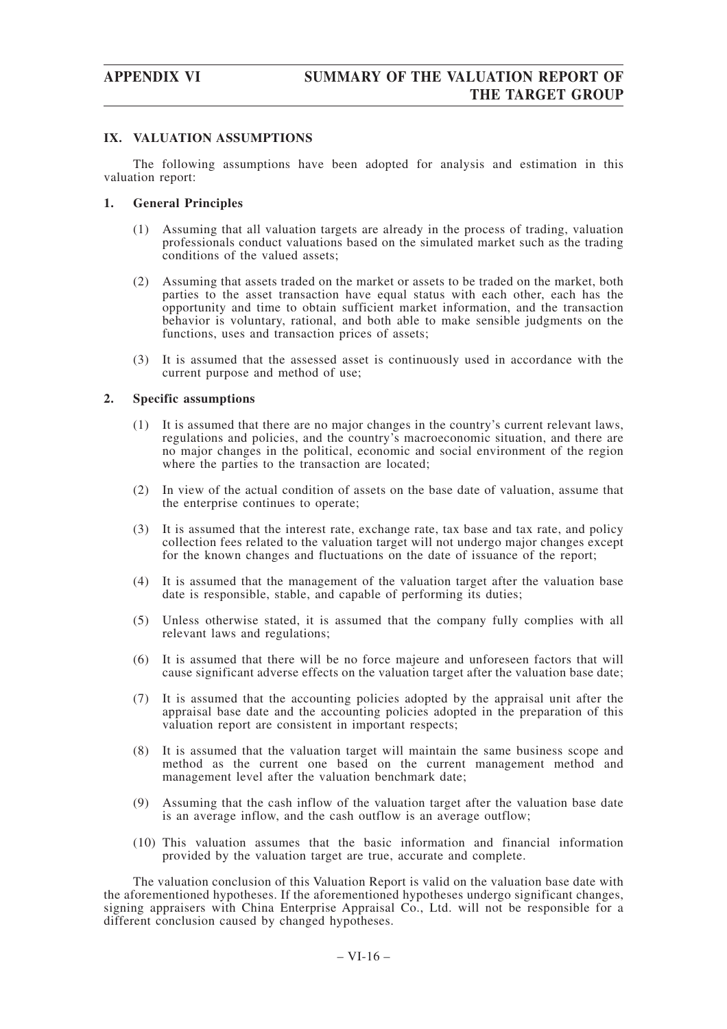## IX. VALUATION ASSUMPTIONS

The following assumptions have been adopted for analysis and estimation in this valuation report:

### 1. General Principles

(1) Assuming that all valuation targets are already in the process of trading, valuation professionals conduct valuations based on the simulated market such as the trading conditions of the valued assets;

(2) Assuming that assets traded on the market or assets to be traded on the market, both parties to the asset transaction have equal status with each other, each has the opportunity and time to obtain sufficient market information, and the transaction behavior is voluntary, rational, and both able to make sensible judgments on the functions, uses and transaction prices of assets;

(3) It is assumed that the assessed asset is continuously used in accordance with the current purpose and method of use;

### 2. Specific assumptions

(1) It is assumed that there are no major changes in the country's current relevant laws, regulations and policies, and the country's macroeconomic situation, and there are no major changes in the political, economic and social environment of the region where the parties to the transaction are located;

(2) In view of the actual condition of assets on the base date of valuation, assume that the enterprise continues to operate;

(3) It is assumed that the interest rate, exchange rate, tax base and tax rate, and policy collection fees related to the valuation target will not undergo major changes except for the known changes and fluctuations on the date of issuance of the report;

(4) It is assumed that the management of the valuation target after the valuation base date is responsible, stable, and capable of performing its duties;

(5) Unless otherwise stated, it is assumed that the company fully complies with all relevant laws and regulations;

(6) It is assumed that there will be no force majeure and unforeseen factors that will cause significant adverse effects on the valuation target after the valuation base date;

(7) It is assumed that the accounting policies adopted by the appraisal unit after the appraisal base date and the accounting policies adopted in the preparation of this valuation report are consistent in important respects;

(8) It is assumed that the valuation target will maintain the same business scope and method as the current one based on the current management method and management level after the valuation benchmark date;

(9) Assuming that the cash inflow of the valuation target after the valuation base date is an average inflow, and the cash outflow is an average outflow;

(10) This valuation assumes that the basic information and financial information provided by the valuation target are true, accurate and complete.

The valuation conclusion of this Valuation Report is valid on the valuation base date with the aforementioned hypotheses. If the aforementioned hypotheses undergo significant changes, signing appraisers with China Enterprise Appraisal Co., Ltd. will not be responsible for a different conclusion caused by changed hypotheses.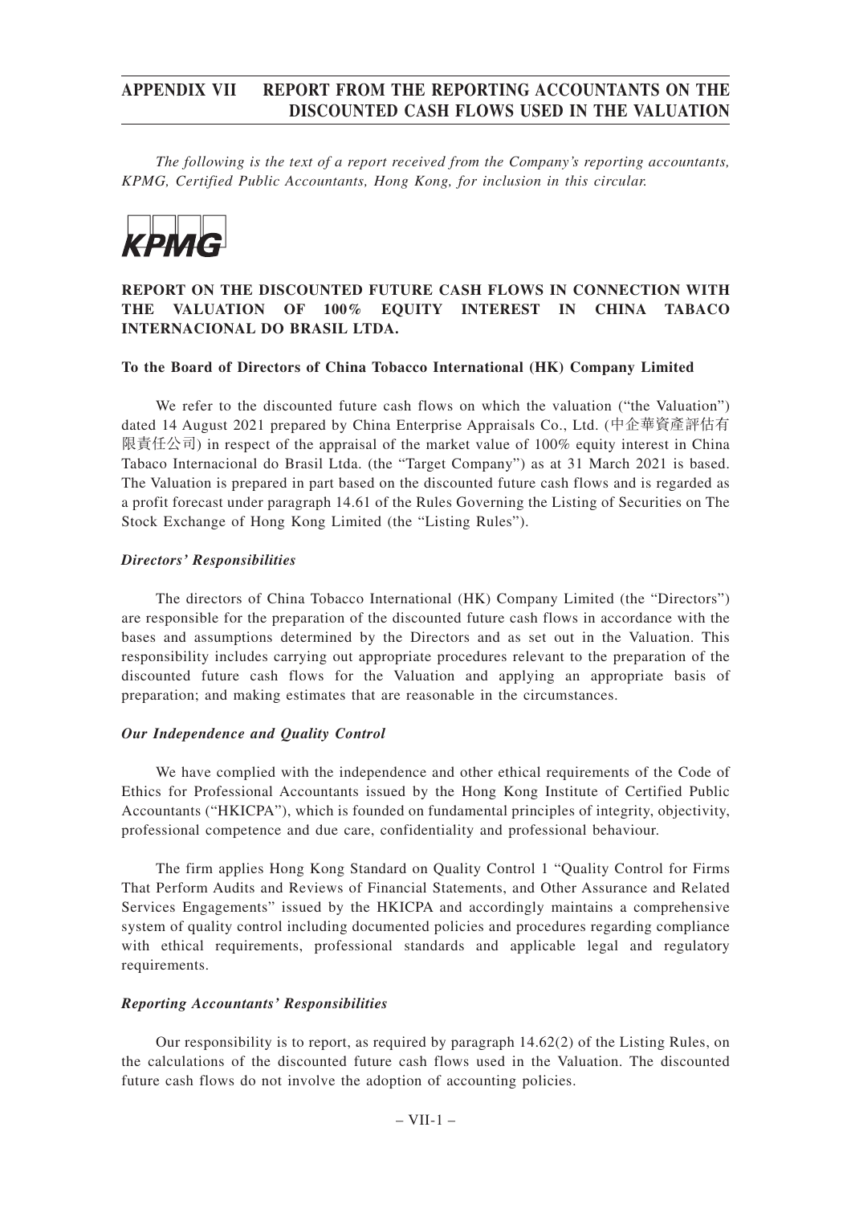The following is the text of a report received from the Company's reporting accountants, KPMG, Certified Public Accountants, Hong Kong, for inclusion in this circular.

KPMG

**REPORT ON THE DISCOUNTED FUTURE CASH FLOWS IN CONNECTION WITH THE VALUATION OF 100% EQUITY INTEREST IN CHINA TABACO INTERNACIONAL DO BRASIL LTDA.**

**To the Board of Directors of China Tobacco International (HK) Company Limited**

We refer to the discounted future cash flows on which the valuation ("the Valuation") dated 14 August 2021 prepared by China Enterprise Appraisals Co., Ltd. (中企華資產評估有限責任公司) in respect of the appraisal of the market value of 100% equity interest in China Tabaco Internacional do Brasil Ltda. (the "Target Company") as at 31 March 2021 is based. The Valuation is prepared in part based on the discounted future cash flows and is regarded as a profit forecast under paragraph 14.61 of the Rules Governing the Listing of Securities on The Stock Exchange of Hong Kong Limited (the "Listing Rules").

***Directors' Responsibilities***

The directors of China Tobacco International (HK) Company Limited (the "Directors") are responsible for the preparation of the discounted future cash flows in accordance with the bases and assumptions determined by the Directors and as set out in the Valuation. This responsibility includes carrying out appropriate procedures relevant to the preparation of the discounted future cash flows for the Valuation and applying an appropriate basis of preparation; and making estimates that are reasonable in the circumstances.

***Our Independence and Quality Control***

We have complied with the independence and other ethical requirements of the Code of Ethics for Professional Accountants issued by the Hong Kong Institute of Certified Public Accountants ("HKICPA"), which is founded on fundamental principles of integrity, objectivity, professional competence and due care, confidentiality and professional behaviour.

The firm applies Hong Kong Standard on Quality Control 1 "Quality Control for Firms That Perform Audits and Reviews of Financial Statements, and Other Assurance and Related Services Engagements" issued by the HKICPA and accordingly maintains a comprehensive system of quality control including documented policies and procedures regarding compliance with ethical requirements, professional standards and applicable legal and regulatory requirements.

***Reporting Accountants' Responsibilities***

Our responsibility is to report, as required by paragraph 14.62(2) of the Listing Rules, on the calculations of the discounted future cash flows used in the Valuation. The discounted future cash flows do not involve the adoption of accounting policies.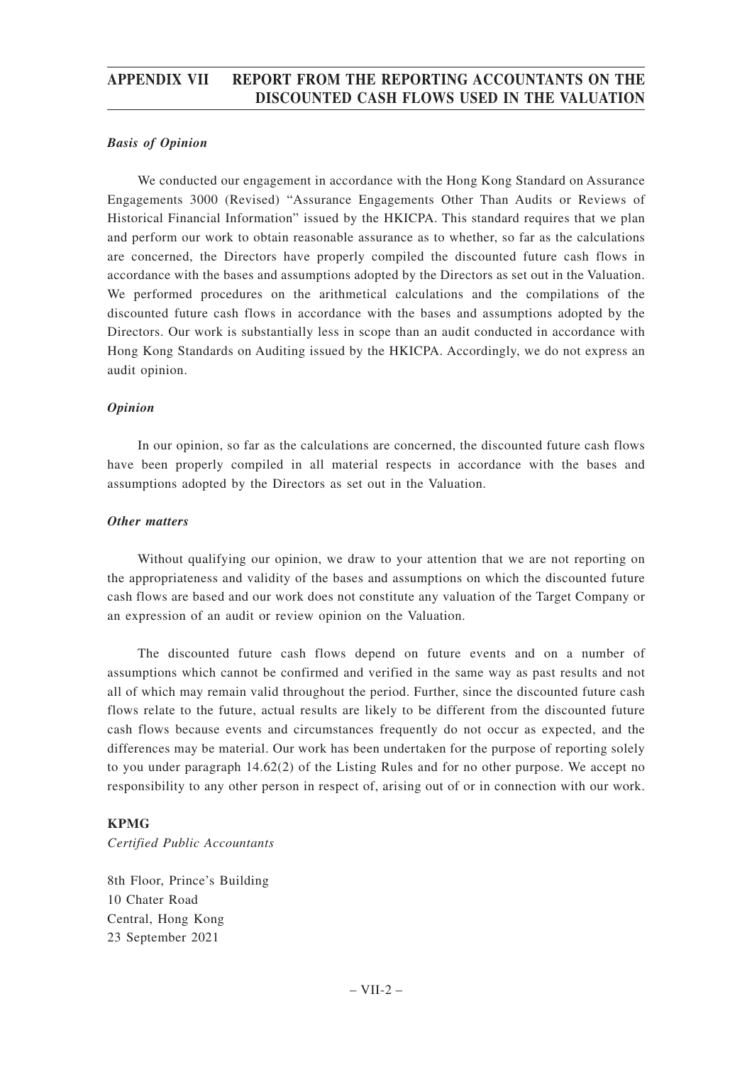### *Basis of Opinion*

We conducted our engagement in accordance with the Hong Kong Standard on Assurance Engagements 3000 (Revised) "Assurance Engagements Other Than Audits or Reviews of Historical Financial Information" issued by the HKICPA. This standard requires that we plan and perform our work to obtain reasonable assurance as to whether, so far as the calculations are concerned, the Directors have properly compiled the discounted future cash flows in accordance with the bases and assumptions adopted by the Directors as set out in the Valuation. We performed procedures on the arithmetical calculations and the compilations of the discounted future cash flows in accordance with the bases and assumptions adopted by the Directors. Our work is substantially less in scope than an audit conducted in accordance with Hong Kong Standards on Auditing issued by the HKICPA. Accordingly, we do not express an audit opinion.

### *Opinion*

In our opinion, so far as the calculations are concerned, the discounted future cash flows have been properly compiled in all material respects in accordance with the bases and assumptions adopted by the Directors as set out in the Valuation.

### *Other matters*

Without qualifying our opinion, we draw to your attention that we are not reporting on the appropriateness and validity of the bases and assumptions on which the discounted future cash flows are based and our work does not constitute any valuation of the Target Company or an expression of an audit or review opinion on the Valuation.

The discounted future cash flows depend on future events and on a number of assumptions which cannot be confirmed and verified in the same way as past results and not all of which may remain valid throughout the period. Further, since the discounted future cash flows relate to the future, actual results are likely to be different from the discounted future cash flows because events and circumstances frequently do not occur as expected, and the differences may be material. Our work has been undertaken for the purpose of reporting solely to you under paragraph 14.62(2) of the Listing Rules and for no other purpose. We accept no responsibility to any other person in respect of, arising out of or in connection with our work.

**KPMG**
*Certified Public Accountants*

8th Floor, Prince's Building
10 Chater Road
Central, Hong Kong
23 September 2021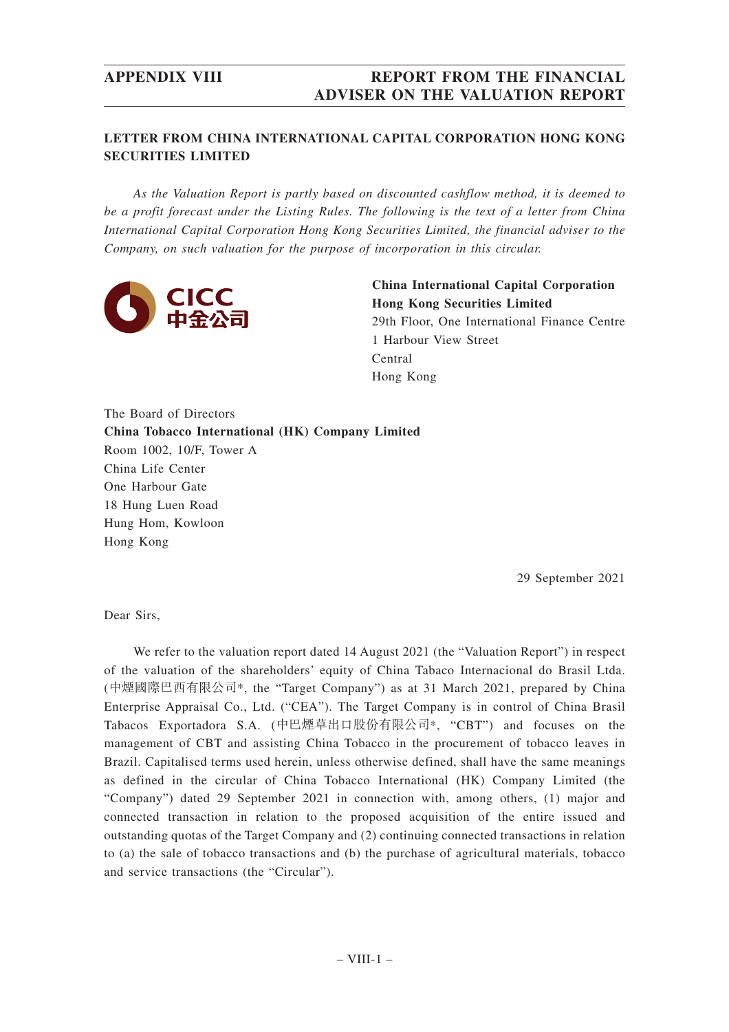## LETTER FROM CHINA INTERNATIONAL CAPITAL CORPORATION HONG KONG SECURITIES LIMITED

*As the Valuation Report is partly based on discounted cashflow method, it is deemed to be a profit forecast under the Listing Rules. The following is the text of a letter from China International Capital Corporation Hong Kong Securities Limited, the financial adviser to the Company, on such valuation for the purpose of incorporation in this circular.*

CICC
中金公司

**China International Capital Corporation Hong Kong Securities Limited**
29th Floor, One International Finance Centre
1 Harbour View Street
Central
Hong Kong

The Board of Directors
**China Tobacco International (HK) Company Limited**
Room 1002, 10/F, Tower A
China Life Center
One Harbour Gate
18 Hung Luen Road
Hung Hom, Kowloon
Hong Kong

29 September 2021

Dear Sirs,

We refer to the valuation report dated 14 August 2021 (the "Valuation Report") in respect of the valuation of the shareholders' equity of China Tabaco Internacional do Brasil Ltda. (中煙國際巴西有限公司*, the "Target Company") as at 31 March 2021, prepared by China Enterprise Appraisal Co., Ltd. ("CEA"). The Target Company is in control of China Brasil Tabacos Exportadora S.A. (中巴煙草出口股份有限公司*, "CBT") and focuses on the management of CBT and assisting China Tobacco in the procurement of tobacco leaves in Brazil. Capitalised terms used herein, unless otherwise defined, shall have the same meanings as defined in the circular of China Tobacco International (HK) Company Limited (the "Company") dated 29 September 2021 in connection with, among others, (1) major and connected transaction in relation to the proposed acquisition of the entire issued and outstanding quotas of the Target Company and (2) continuing connected transactions in relation to (a) the sale of tobacco transactions and (b) the purchase of agricultural materials, tobacco and service transactions (the "Circular").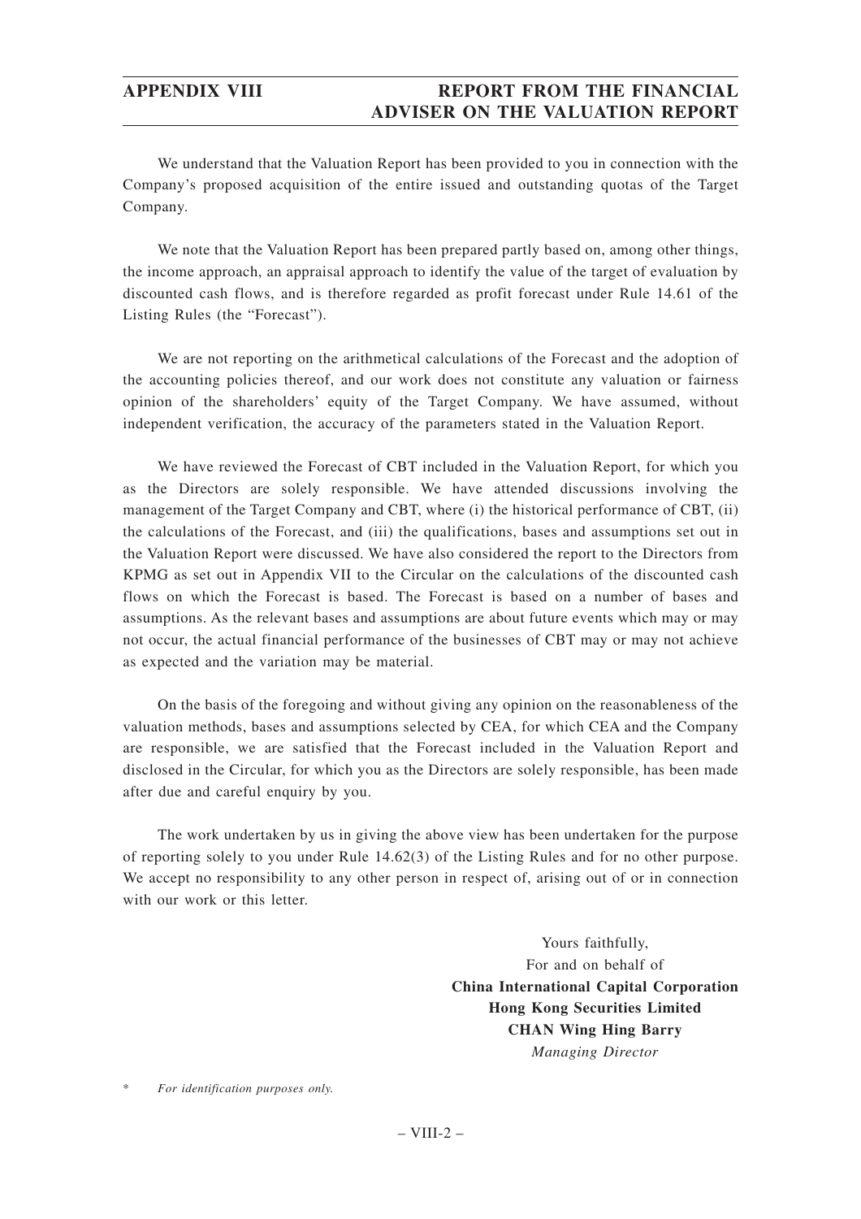We understand that the Valuation Report has been provided to you in connection with the Company's proposed acquisition of the entire issued and outstanding quotas of the Target Company.

We note that the Valuation Report has been prepared partly based on, among other things, the income approach, an appraisal approach to identify the value of the target of evaluation by discounted cash flows, and is therefore regarded as profit forecast under Rule 14.61 of the Listing Rules (the "Forecast").

We are not reporting on the arithmetical calculations of the Forecast and the adoption of the accounting policies thereof, and our work does not constitute any valuation or fairness opinion of the shareholders' equity of the Target Company. We have assumed, without independent verification, the accuracy of the parameters stated in the Valuation Report.

We have reviewed the Forecast of CBT included in the Valuation Report, for which you as the Directors are solely responsible. We have attended discussions involving the management of the Target Company and CBT, where (i) the historical performance of CBT, (ii) the calculations of the Forecast, and (iii) the qualifications, bases and assumptions set out in the Valuation Report were discussed. We have also considered the report to the Directors from KPMG as set out in Appendix VII to the Circular on the calculations of the discounted cash flows on which the Forecast is based. The Forecast is based on a number of bases and assumptions. As the relevant bases and assumptions are about future events which may or may not occur, the actual financial performance of the businesses of CBT may or may not achieve as expected and the variation may be material.

On the basis of the foregoing and without giving any opinion on the reasonableness of the valuation methods, bases and assumptions selected by CEA, for which CEA and the Company are responsible, we are satisfied that the Forecast included in the Valuation Report and disclosed in the Circular, for which you as the Directors are solely responsible, has been made after due and careful enquiry by you.

The work undertaken by us in giving the above view has been undertaken for the purpose of reporting solely to you under Rule 14.62(3) of the Listing Rules and for no other purpose. We accept no responsibility to any other person in respect of, arising out of or in connection with our work or this letter.

Yours faithfully,
For and on behalf of
**China International Capital Corporation**
**Hong Kong Securities Limited**
**CHAN Wing Hing Barry**
*Managing Director*

\* *For identification purposes only.*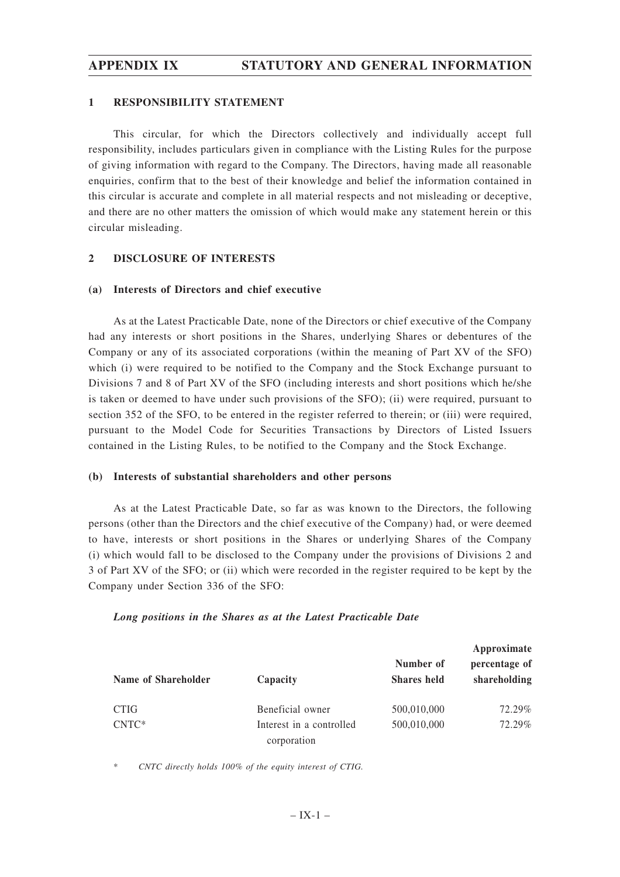## 1 RESPONSIBILITY STATEMENT

This circular, for which the Directors collectively and individually accept full responsibility, includes particulars given in compliance with the Listing Rules for the purpose of giving information with regard to the Company. The Directors, having made all reasonable enquiries, confirm that to the best of their knowledge and belief the information contained in this circular is accurate and complete in all material respects and not misleading or deceptive, and there are no other matters the omission of which would make any statement herein or this circular misleading.

## 2 DISCLOSURE OF INTERESTS

### (a) Interests of Directors and chief executive

As at the Latest Practicable Date, none of the Directors or chief executive of the Company had any interests or short positions in the Shares, underlying Shares or debentures of the Company or any of its associated corporations (within the meaning of Part XV of the SFO) which (i) were required to be notified to the Company and the Stock Exchange pursuant to Divisions 7 and 8 of Part XV of the SFO (including interests and short positions which he/she is taken or deemed to have under such provisions of the SFO); (ii) were required, pursuant to section 352 of the SFO, to be entered in the register referred to therein; or (iii) were required, pursuant to the Model Code for Securities Transactions by Directors of Listed Issuers contained in the Listing Rules, to be notified to the Company and the Stock Exchange.

### (b) Interests of substantial shareholders and other persons

As at the Latest Practicable Date, so far as was known to the Directors, the following persons (other than the Directors and the chief executive of the Company) had, or were deemed to have, interests or short positions in the Shares or underlying Shares of the Company (i) which would fall to be disclosed to the Company under the provisions of Divisions 2 and 3 of Part XV of the SFO; or (ii) which were recorded in the register required to be kept by the Company under Section 336 of the SFO:

***Long positions in the Shares as at the Latest Practicable Date***

| Name of Shareholder | Capacity | Number of Shares held | Approximate percentage of shareholding |
|---|---|---|---|
| CTIG | Beneficial owner | 500,010,000 | 72.29% |
| CNTC* | Interest in a controlled corporation | 500,010,000 | 72.29% |

\* *CNTC directly holds 100% of the equity interest of CTIG.*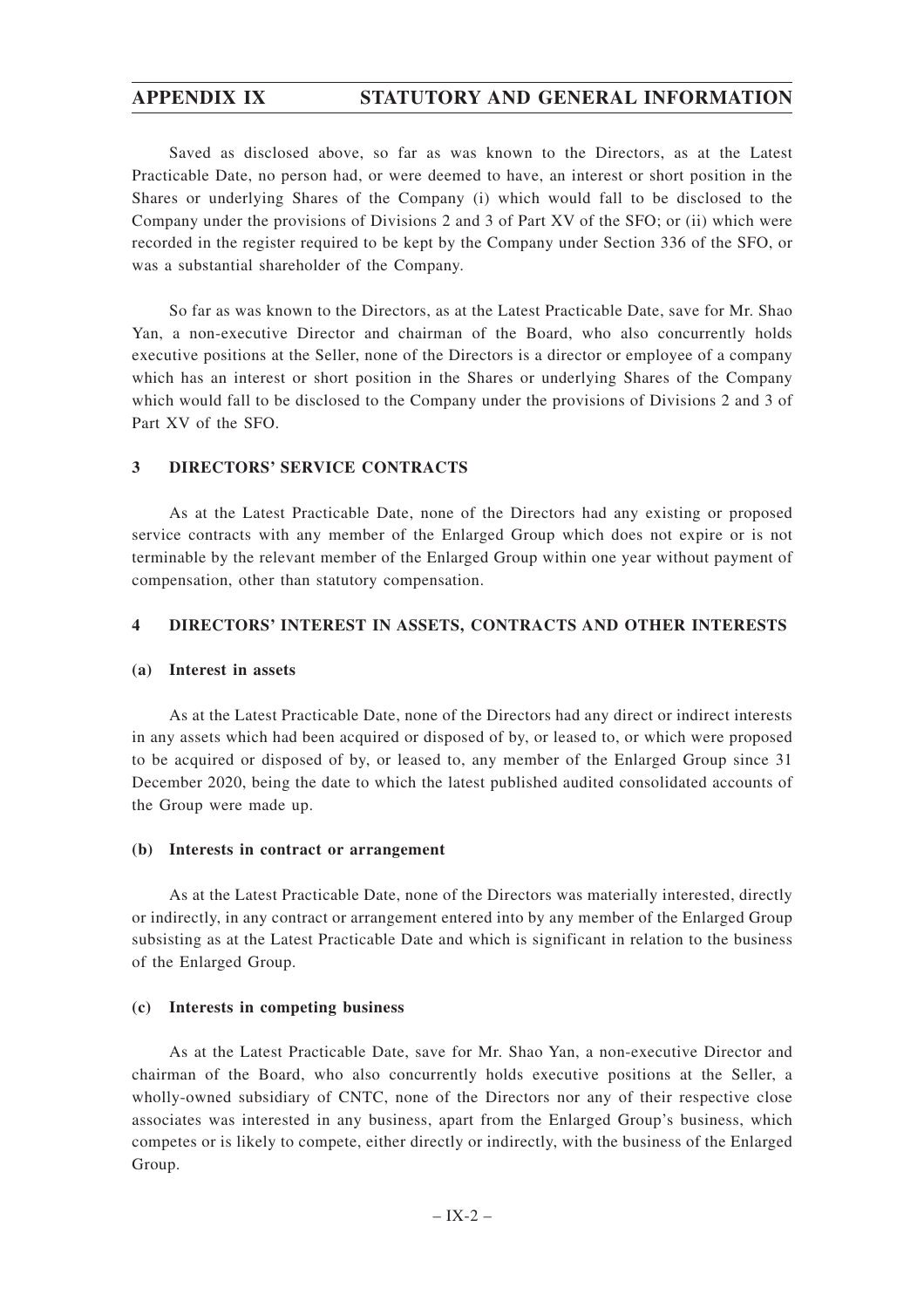Saved as disclosed above, so far as was known to the Directors, as at the Latest Practicable Date, no person had, or were deemed to have, an interest or short position in the Shares or underlying Shares of the Company (i) which would fall to be disclosed to the Company under the provisions of Divisions 2 and 3 of Part XV of the SFO; or (ii) which were recorded in the register required to be kept by the Company under Section 336 of the SFO, or was a substantial shareholder of the Company.

So far as was known to the Directors, as at the Latest Practicable Date, save for Mr. Shao Yan, a non-executive Director and chairman of the Board, who also concurrently holds executive positions at the Seller, none of the Directors is a director or employee of a company which has an interest or short position in the Shares or underlying Shares of the Company which would fall to be disclosed to the Company under the provisions of Divisions 2 and 3 of Part XV of the SFO.

## 3 DIRECTORS' SERVICE CONTRACTS

As at the Latest Practicable Date, none of the Directors had any existing or proposed service contracts with any member of the Enlarged Group which does not expire or is not terminable by the relevant member of the Enlarged Group within one year without payment of compensation, other than statutory compensation.

## 4 DIRECTORS' INTEREST IN ASSETS, CONTRACTS AND OTHER INTERESTS

### (a) Interest in assets

As at the Latest Practicable Date, none of the Directors had any direct or indirect interests in any assets which had been acquired or disposed of by, or leased to, or which were proposed to be acquired or disposed of by, or leased to, any member of the Enlarged Group since 31 December 2020, being the date to which the latest published audited consolidated accounts of the Group were made up.

### (b) Interests in contract or arrangement

As at the Latest Practicable Date, none of the Directors was materially interested, directly or indirectly, in any contract or arrangement entered into by any member of the Enlarged Group subsisting as at the Latest Practicable Date and which is significant in relation to the business of the Enlarged Group.

### (c) Interests in competing business

As at the Latest Practicable Date, save for Mr. Shao Yan, a non-executive Director and chairman of the Board, who also concurrently holds executive positions at the Seller, a wholly-owned subsidiary of CNTC, none of the Directors nor any of their respective close associates was interested in any business, apart from the Enlarged Group's business, which competes or is likely to compete, either directly or indirectly, with the business of the Enlarged Group.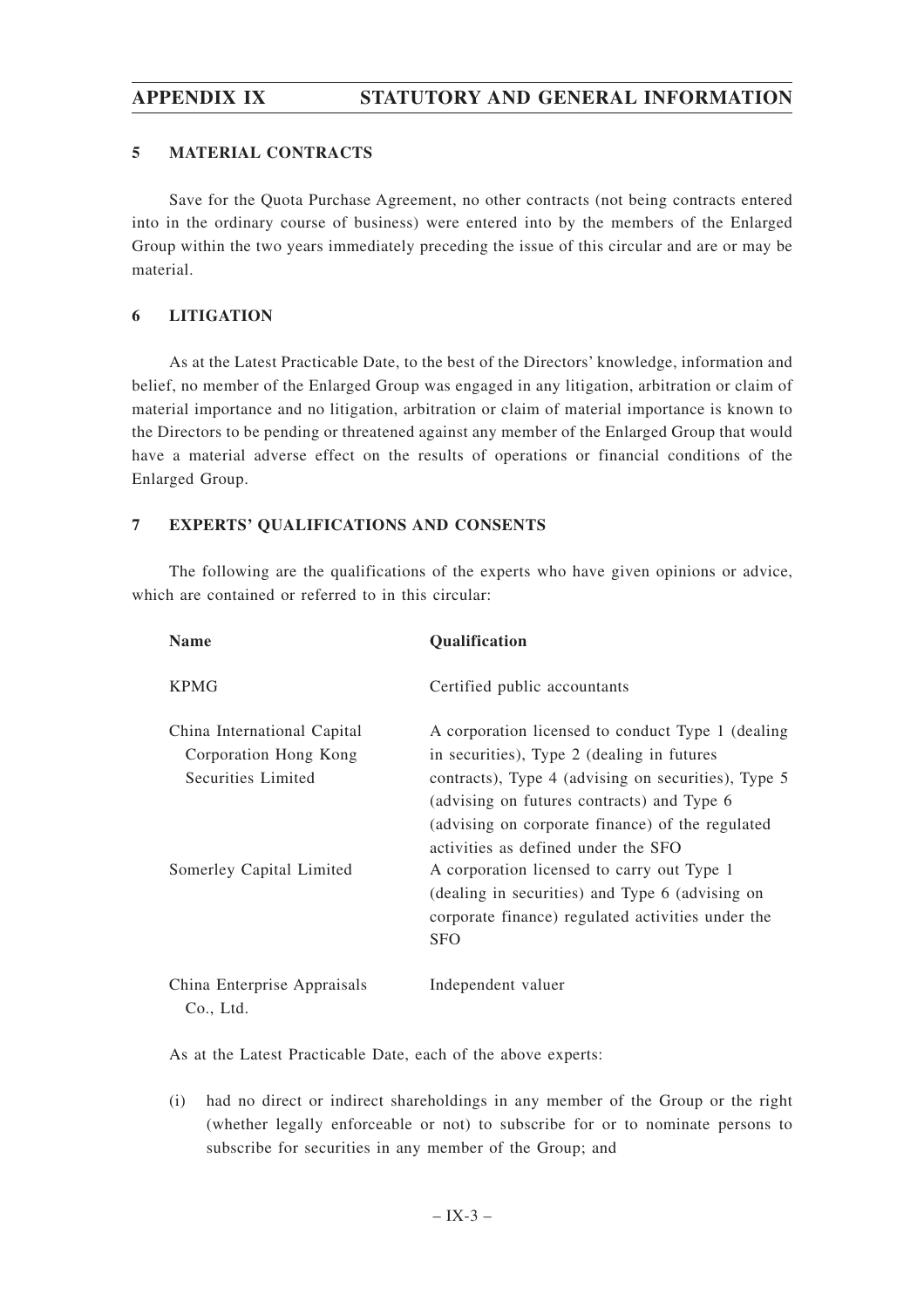## 5 MATERIAL CONTRACTS

Save for the Quota Purchase Agreement, no other contracts (not being contracts entered into in the ordinary course of business) were entered into by the members of the Enlarged Group within the two years immediately preceding the issue of this circular and are or may be material.

## 6 LITIGATION

As at the Latest Practicable Date, to the best of the Directors' knowledge, information and belief, no member of the Enlarged Group was engaged in any litigation, arbitration or claim of material importance and no litigation, arbitration or claim of material importance is known to the Directors to be pending or threatened against any member of the Enlarged Group that would have a material adverse effect on the results of operations or financial conditions of the Enlarged Group.

## 7 EXPERTS' QUALIFICATIONS AND CONSENTS

The following are the qualifications of the experts who have given opinions or advice, which are contained or referred to in this circular:

| Name | Qualification |
|---|---|
| KPMG | Certified public accountants |
| China International Capital Corporation Hong Kong Securities Limited | A corporation licensed to conduct Type 1 (dealing in securities), Type 2 (dealing in futures contracts), Type 4 (advising on securities), Type 5 (advising on futures contracts) and Type 6 (advising on corporate finance) of the regulated activities as defined under the SFO |
| Somerley Capital Limited | A corporation licensed to carry out Type 1 (dealing in securities) and Type 6 (advising on corporate finance) regulated activities under the SFO |
| China Enterprise Appraisals Co., Ltd. | Independent valuer |

As at the Latest Practicable Date, each of the above experts:

(i) had no direct or indirect shareholdings in any member of the Group or the right (whether legally enforceable or not) to subscribe for or to nominate persons to subscribe for securities in any member of the Group; and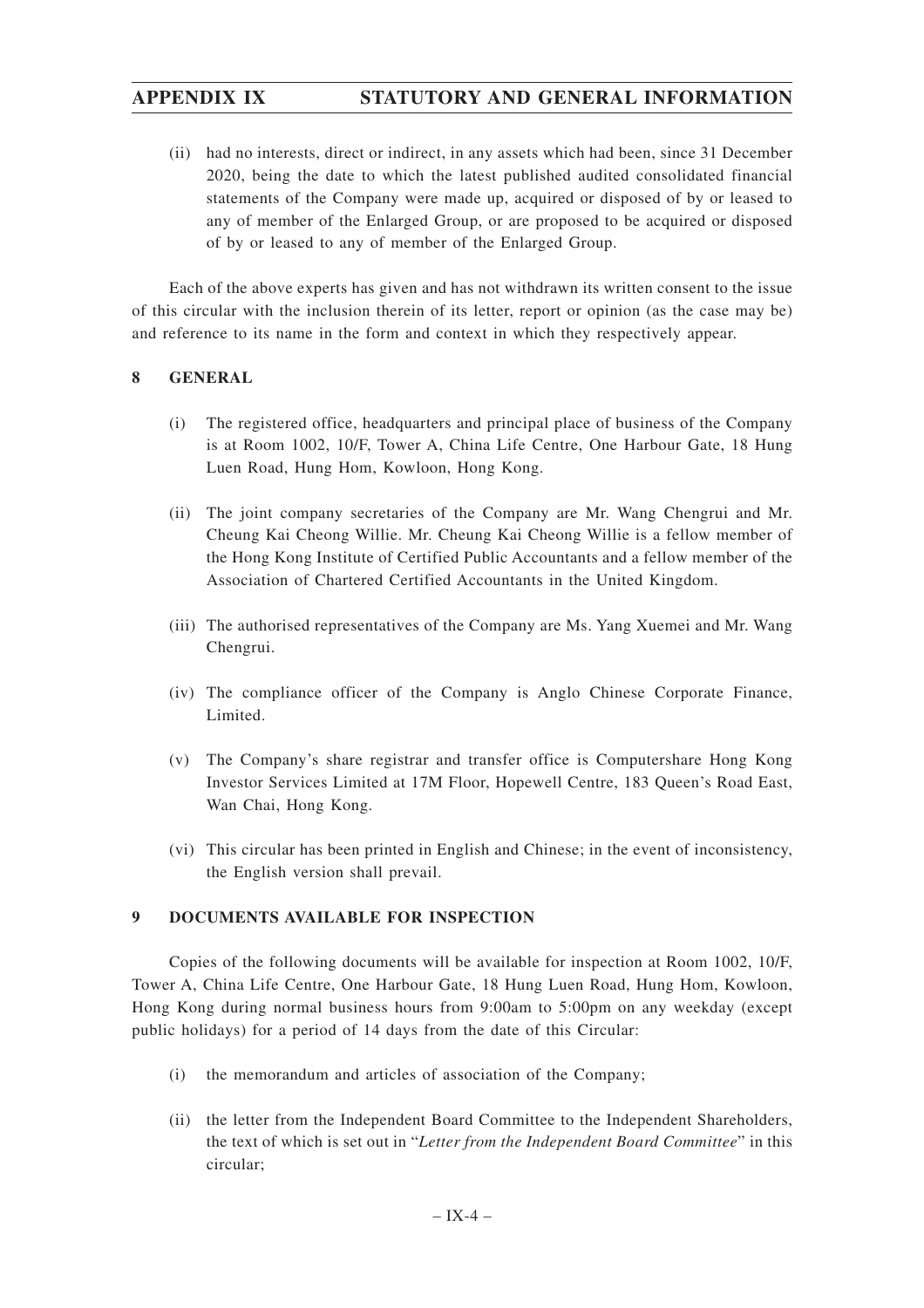(ii) had no interests, direct or indirect, in any assets which had been, since 31 December 2020, being the date to which the latest published audited consolidated financial statements of the Company were made up, acquired or disposed of by or leased to any of member of the Enlarged Group, or are proposed to be acquired or disposed of by or leased to any of member of the Enlarged Group.

Each of the above experts has given and has not withdrawn its written consent to the issue of this circular with the inclusion therein of its letter, report or opinion (as the case may be) and reference to its name in the form and context in which they respectively appear.

## 8 GENERAL

(i) The registered office, headquarters and principal place of business of the Company is at Room 1002, 10/F, Tower A, China Life Centre, One Harbour Gate, 18 Hung Luen Road, Hung Hom, Kowloon, Hong Kong.

(ii) The joint company secretaries of the Company are Mr. Wang Chengrui and Mr. Cheung Kai Cheong Willie. Mr. Cheung Kai Cheong Willie is a fellow member of the Hong Kong Institute of Certified Public Accountants and a fellow member of the Association of Chartered Certified Accountants in the United Kingdom.

(iii) The authorised representatives of the Company are Ms. Yang Xuemei and Mr. Wang Chengrui.

(iv) The compliance officer of the Company is Anglo Chinese Corporate Finance, Limited.

(v) The Company's share registrar and transfer office is Computershare Hong Kong Investor Services Limited at 17M Floor, Hopewell Centre, 183 Queen's Road East, Wan Chai, Hong Kong.

(vi) This circular has been printed in English and Chinese; in the event of inconsistency, the English version shall prevail.

## 9 DOCUMENTS AVAILABLE FOR INSPECTION

Copies of the following documents will be available for inspection at Room 1002, 10/F, Tower A, China Life Centre, One Harbour Gate, 18 Hung Luen Road, Hung Hom, Kowloon, Hong Kong during normal business hours from 9:00am to 5:00pm on any weekday (except public holidays) for a period of 14 days from the date of this Circular:

(i) the memorandum and articles of association of the Company;

(ii) the letter from the Independent Board Committee to the Independent Shareholders, the text of which is set out in "*Letter from the Independent Board Committee*" in this circular;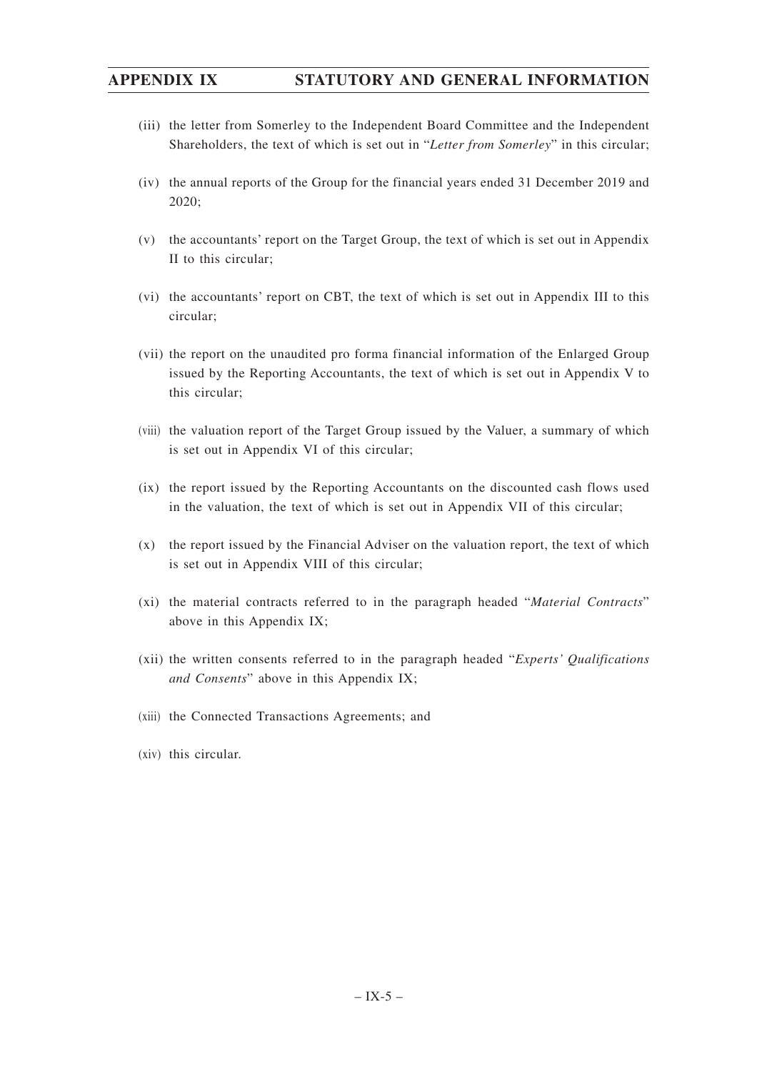(iii) the letter from Somerley to the Independent Board Committee and the Independent Shareholders, the text of which is set out in "*Letter from Somerley*" in this circular;

(iv) the annual reports of the Group for the financial years ended 31 December 2019 and 2020;

(v) the accountants' report on the Target Group, the text of which is set out in Appendix II to this circular;

(vi) the accountants' report on CBT, the text of which is set out in Appendix III to this circular;

(vii) the report on the unaudited pro forma financial information of the Enlarged Group issued by the Reporting Accountants, the text of which is set out in Appendix V to this circular;

(viii) the valuation report of the Target Group issued by the Valuer, a summary of which is set out in Appendix VI of this circular;

(ix) the report issued by the Reporting Accountants on the discounted cash flows used in the valuation, the text of which is set out in Appendix VII of this circular;

(x) the report issued by the Financial Adviser on the valuation report, the text of which is set out in Appendix VIII of this circular;

(xi) the material contracts referred to in the paragraph headed "*Material Contracts*" above in this Appendix IX;

(xii) the written consents referred to in the paragraph headed "*Experts' Qualifications and Consents*" above in this Appendix IX;

(xiii) the Connected Transactions Agreements; and

(xiv) this circular.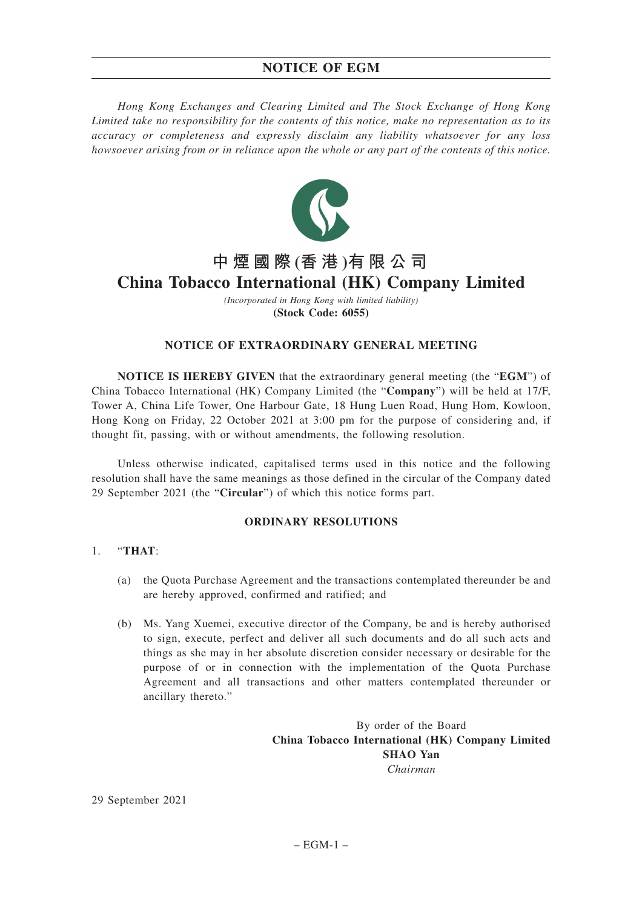*Hong Kong Exchanges and Clearing Limited and The Stock Exchange of Hong Kong Limited take no responsibility for the contents of this notice, make no representation as to its accuracy or completeness and expressly disclaim any liability whatsoever for any loss howsoever arising from or in reliance upon the whole or any part of the contents of this notice.*

# 中煙國際(香港)有限公司
# China Tobacco International (HK) Company Limited

*(Incorporated in Hong Kong with limited liability)*
**(Stock Code: 6055)**

## NOTICE OF EXTRAORDINARY GENERAL MEETING

**NOTICE IS HEREBY GIVEN** that the extraordinary general meeting (the "**EGM**") of China Tobacco International (HK) Company Limited (the "**Company**") will be held at 17/F, Tower A, China Life Tower, One Harbour Gate, 18 Hung Luen Road, Hung Hom, Kowloon, Hong Kong on Friday, 22 October 2021 at 3:00 pm for the purpose of considering and, if thought fit, passing, with or without amendments, the following resolution.

Unless otherwise indicated, capitalised terms used in this notice and the following resolution shall have the same meanings as those defined in the circular of the Company dated 29 September 2021 (the "**Circular**") of which this notice forms part.

### ORDINARY RESOLUTIONS

1. "**THAT**:

   (a) the Quota Purchase Agreement and the transactions contemplated thereunder be and are hereby approved, confirmed and ratified; and

   (b) Ms. Yang Xuemei, executive director of the Company, be and is hereby authorised to sign, execute, perfect and deliver all such documents and do all such acts and things as she may in her absolute discretion consider necessary or desirable for the purpose of or in connection with the implementation of the Quota Purchase Agreement and all transactions and other matters contemplated thereunder or ancillary thereto."

By order of the Board
**China Tobacco International (HK) Company Limited**
**SHAO Yan**
*Chairman*

29 September 2021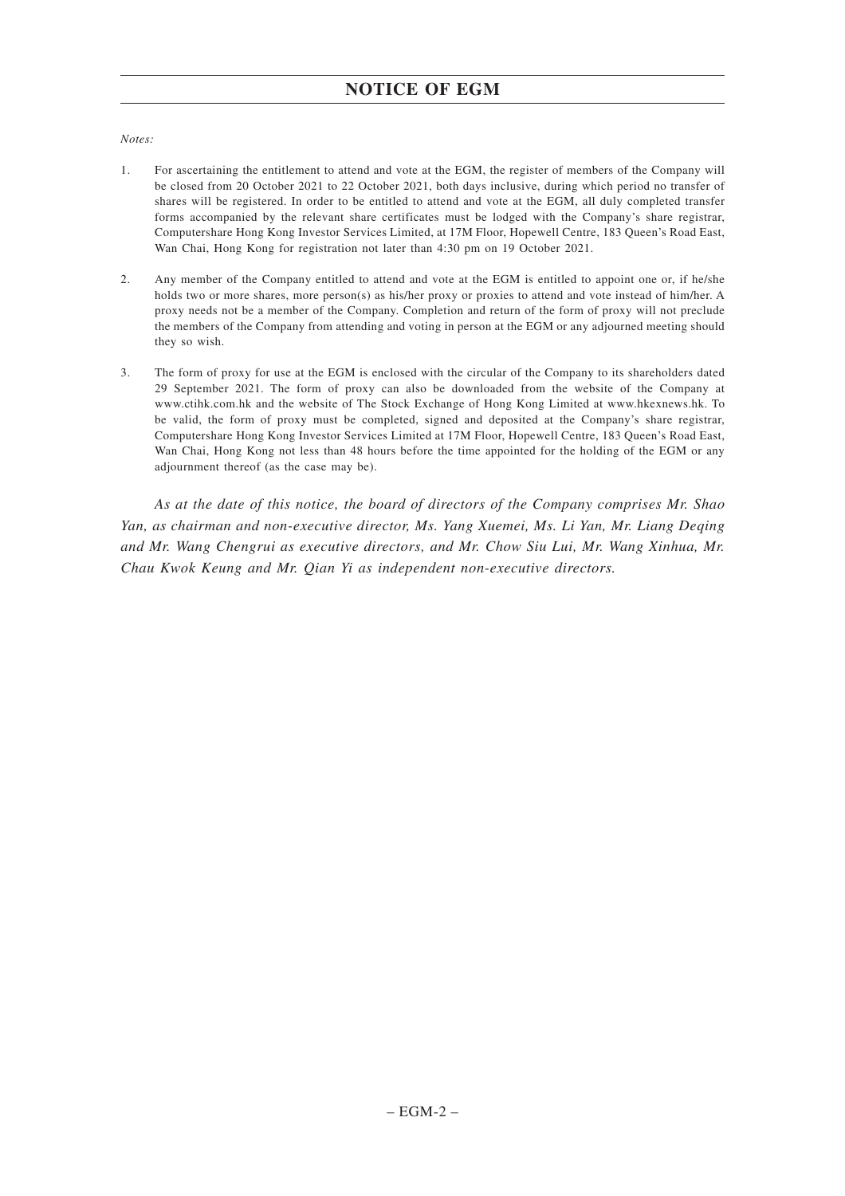# NOTICE OF EGM

*Notes:*

1. For ascertaining the entitlement to attend and vote at the EGM, the register of members of the Company will be closed from 20 October 2021 to 22 October 2021, both days inclusive, during which period no transfer of shares will be registered. In order to be entitled to attend and vote at the EGM, all duly completed transfer forms accompanied by the relevant share certificates must be lodged with the Company's share registrar, Computershare Hong Kong Investor Services Limited, at 17M Floor, Hopewell Centre, 183 Queen's Road East, Wan Chai, Hong Kong for registration not later than 4:30 pm on 19 October 2021.

2. Any member of the Company entitled to attend and vote at the EGM is entitled to appoint one or, if he/she holds two or more shares, more person(s) as his/her proxy or proxies to attend and vote instead of him/her. A proxy needs not be a member of the Company. Completion and return of the form of proxy will not preclude the members of the Company from attending and voting in person at the EGM or any adjourned meeting should they so wish.

3. The form of proxy for use at the EGM is enclosed with the circular of the Company to its shareholders dated 29 September 2021. The form of proxy can also be downloaded from the website of the Company at www.ctihk.com.hk and the website of The Stock Exchange of Hong Kong Limited at www.hkexnews.hk. To be valid, the form of proxy must be completed, signed and deposited at the Company's share registrar, Computershare Hong Kong Investor Services Limited at 17M Floor, Hopewell Centre, 183 Queen's Road East, Wan Chai, Hong Kong not less than 48 hours before the time appointed for the holding of the EGM or any adjournment thereof (as the case may be).

*As at the date of this notice, the board of directors of the Company comprises Mr. Shao Yan, as chairman and non-executive director, Ms. Yang Xuemei, Ms. Li Yan, Mr. Liang Deqing and Mr. Wang Chengrui as executive directors, and Mr. Chow Siu Lui, Mr. Wang Xinhua, Mr. Chau Kwok Keung and Mr. Qian Yi as independent non-executive directors.*